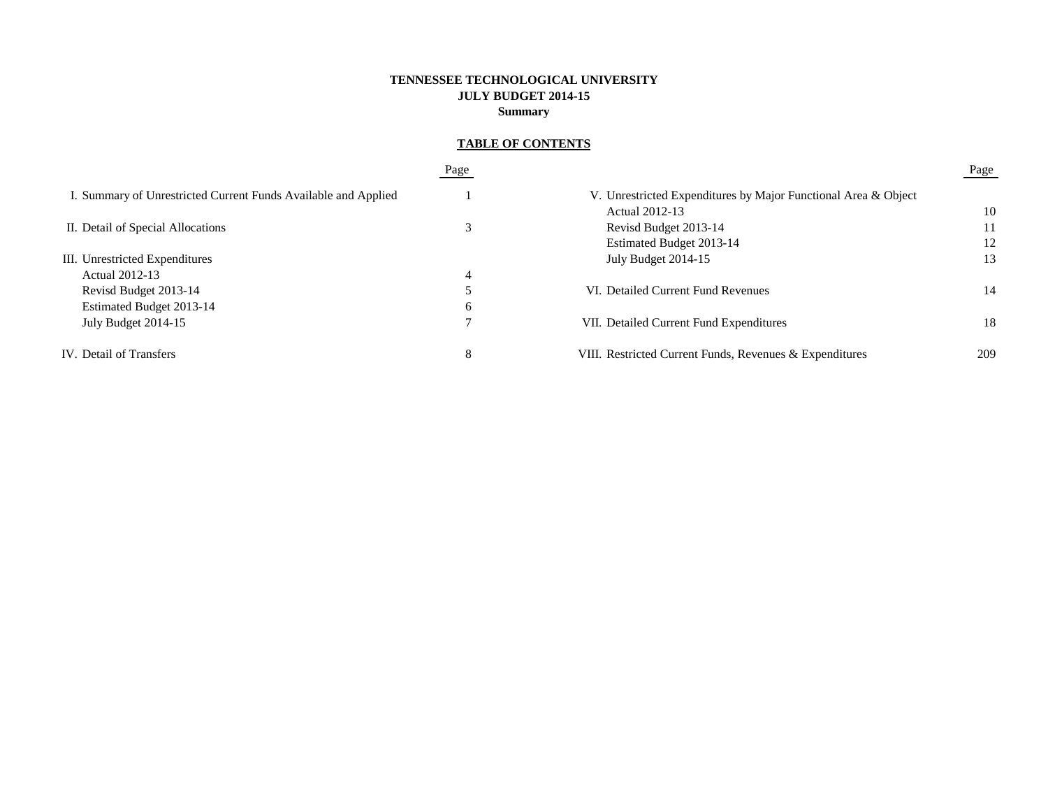# TENNESSEE TECHNOLOGICAL UNIVERSITY
## JULY BUDGET 2014-15
### Summary

**TABLE OF CONTENTS**

| | Page |
|---|---|
| I. Summary of Unrestricted Current Funds Available and Applied | 1 |
| II. Detail of Special Allocations | 3 |
| III. Unrestricted Expenditures | |
| Actual 2012-13 | 4 |
| Revisd Budget 2013-14 | 5 |
| Estimated Budget 2013-14 | 6 |
| July Budget 2014-15 | 7 |
| IV. Detail of Transfers | 8 |
| V. Unrestricted Expenditures by Major Functional Area & Object | |
| Actual 2012-13 | 10 |
| Revisd Budget 2013-14 | 11 |
| Estimated Budget 2013-14 | 12 |
| July Budget 2014-15 | 13 |
| VI. Detailed Current Fund Revenues | 14 |
| VII. Detailed Current Fund Expenditures | 18 |
| VIII. Restricted Current Funds, Revenues & Expenditures | 209 |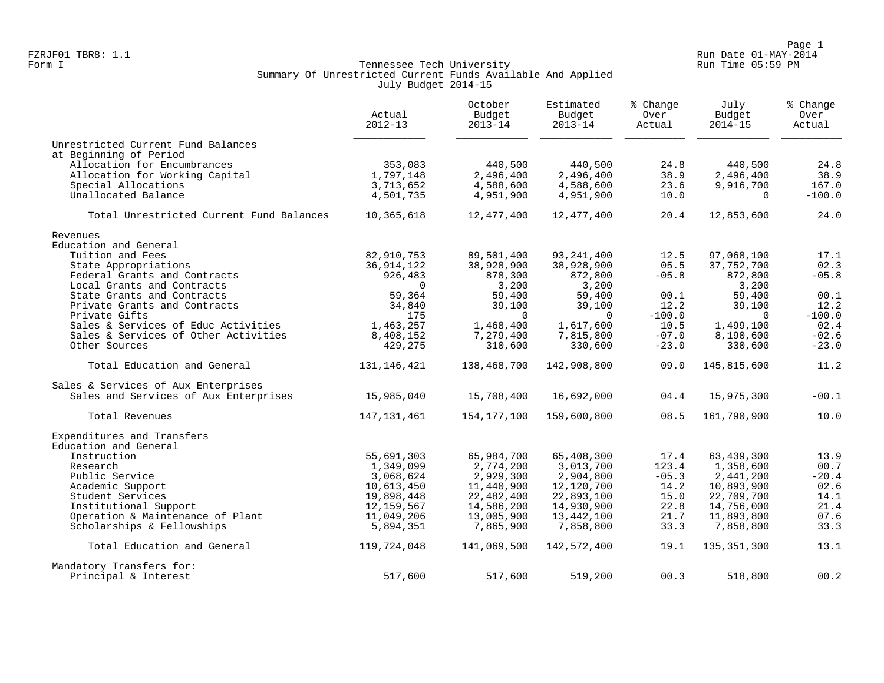FZRJF01 TBR8: 1.1
Form I

# Tennessee Tech University
## Summary Of Unrestricted Current Funds Available And Applied
### July Budget 2014-15

Run Date 01-MAY-2014
Run Time 05:59 PM

| | Actual 2012-13 | October Budget 2013-14 | Estimated Budget 2013-14 | % Change Over Actual | July Budget 2014-15 | % Change Over Actual |
|---|---|---|---|---|---|---|
| **Unrestricted Current Fund Balances at Beginning of Period** | | | | | | |
| Allocation for Encumbrances | 353,083 | 440,500 | 440,500 | 24.8 | 440,500 | 24.8 |
| Allocation for Working Capital | 1,797,148 | 2,496,400 | 2,496,400 | 38.9 | 2,496,400 | 38.9 |
| Special Allocations | 3,713,652 | 4,588,600 | 4,588,600 | 23.6 | 9,916,700 | 167.0 |
| Unallocated Balance | 4,501,735 | 4,951,900 | 4,951,900 | 10.0 | 0 | -100.0 |
| Total Unrestricted Current Fund Balances | 10,365,618 | 12,477,400 | 12,477,400 | 20.4 | 12,853,600 | 24.0 |
| **Revenues** | | | | | | |
| **Education and General** | | | | | | |
| Tuition and Fees | 82,910,753 | 89,501,400 | 93,241,400 | 12.5 | 97,068,100 | 17.1 |
| State Appropriations | 36,914,122 | 38,928,900 | 38,928,900 | 05.5 | 37,752,700 | 02.3 |
| Federal Grants and Contracts | 926,483 | 878,300 | 872,800 | -05.8 | 872,800 | -05.8 |
| Local Grants and Contracts | 0 | 3,200 | 3,200 | | 3,200 | |
| State Grants and Contracts | 59,364 | 59,400 | 59,400 | 00.1 | 59,400 | 00.1 |
| Private Grants and Contracts | 34,840 | 39,100 | 39,100 | 12.2 | 39,100 | 12.2 |
| Private Gifts | 175 | 0 | 0 | -100.0 | 0 | -100.0 |
| Sales & Services of Educ Activities | 1,463,257 | 1,468,400 | 1,617,600 | 10.5 | 1,499,100 | 02.4 |
| Sales & Services of Other Activities | 8,408,152 | 7,279,400 | 7,815,800 | -07.0 | 8,190,600 | -02.6 |
| Other Sources | 429,275 | 310,600 | 330,600 | -23.0 | 330,600 | -23.0 |
| Total Education and General | 131,146,421 | 138,468,700 | 142,908,800 | 09.0 | 145,815,600 | 11.2 |
| **Sales & Services of Aux Enterprises** | | | | | | |
| Sales and Services of Aux Enterprises | 15,985,040 | 15,708,400 | 16,692,000 | 04.4 | 15,975,300 | -00.1 |
| Total Revenues | 147,131,461 | 154,177,100 | 159,600,800 | 08.5 | 161,790,900 | 10.0 |
| **Expenditures and Transfers** | | | | | | |
| **Education and General** | | | | | | |
| Instruction | 55,691,303 | 65,984,700 | 65,408,300 | 17.4 | 63,439,300 | 13.9 |
| Research | 1,349,099 | 2,774,200 | 3,013,700 | 123.4 | 1,358,600 | 00.7 |
| Public Service | 3,068,624 | 2,929,300 | 2,904,800 | -05.3 | 2,441,200 | -20.4 |
| Academic Support | 10,613,450 | 11,440,900 | 12,120,700 | 14.2 | 10,893,900 | 02.6 |
| Student Services | 19,898,448 | 22,482,400 | 22,893,100 | 15.0 | 22,709,700 | 14.1 |
| Institutional Support | 12,159,567 | 14,586,200 | 14,930,900 | 22.8 | 14,756,000 | 21.4 |
| Operation & Maintenance of Plant | 11,049,206 | 13,005,900 | 13,442,100 | 21.7 | 11,893,800 | 07.6 |
| Scholarships & Fellowships | 5,894,351 | 7,865,900 | 7,858,800 | 33.3 | 7,858,800 | 33.3 |
| Total Education and General | 119,724,048 | 141,069,500 | 142,572,400 | 19.1 | 135,351,300 | 13.1 |
| **Mandatory Transfers for:** | | | | | | |
| Principal & Interest | 517,600 | 517,600 | 519,200 | 00.3 | 518,800 | 00.2 |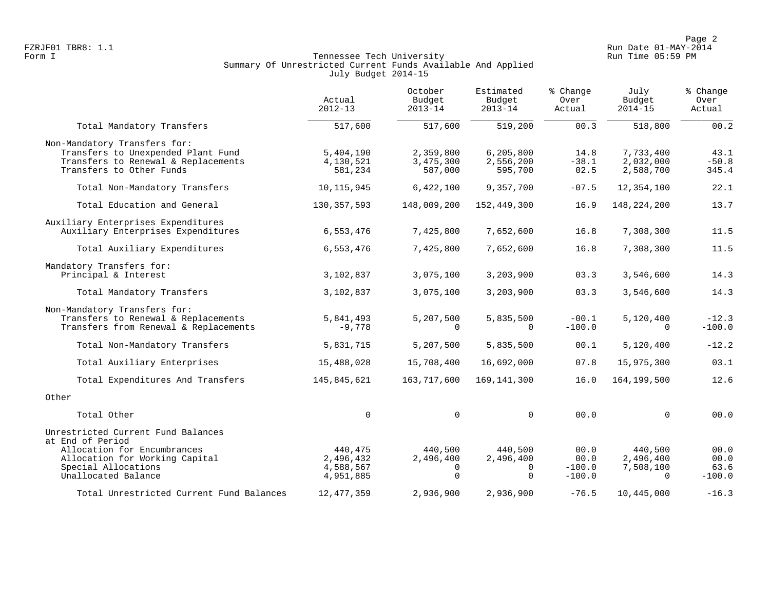FZRJF01 TBR8: 1.1
Form I

**Tennessee Tech University**
**Summary Of Unrestricted Current Funds Available And Applied**
**July Budget 2014-15**

Run Date 01-MAY-2014
Run Time 05:59 PM

| | Actual 2012-13 | October Budget 2013-14 | Estimated Budget 2013-14 | % Change Over Actual | July Budget 2014-15 | % Change Over Actual |
|---|---|---|---|---|---|---|
| Total Mandatory Transfers | 517,600 | 517,600 | 519,200 | 00.3 | 518,800 | 00.2 |
| Non-Mandatory Transfers for: | | | | | | |
| Transfers to Unexpended Plant Fund | 5,404,190 | 2,359,800 | 6,205,800 | 14.8 | 7,733,400 | 43.1 |
| Transfers to Renewal & Replacements | 4,130,521 | 3,475,300 | 2,556,200 | -38.1 | 2,032,000 | -50.8 |
| Transfers to Other Funds | 581,234 | 587,000 | 595,700 | 02.5 | 2,588,700 | 345.4 |
| Total Non-Mandatory Transfers | 10,115,945 | 6,422,100 | 9,357,700 | -07.5 | 12,354,100 | 22.1 |
| Total Education and General | 130,357,593 | 148,009,200 | 152,449,300 | 16.9 | 148,224,200 | 13.7 |
| Auxiliary Enterprises Expenditures | | | | | | |
| Auxiliary Enterprises Expenditures | 6,553,476 | 7,425,800 | 7,652,600 | 16.8 | 7,308,300 | 11.5 |
| Total Auxiliary Expenditures | 6,553,476 | 7,425,800 | 7,652,600 | 16.8 | 7,308,300 | 11.5 |
| Mandatory Transfers for: | | | | | | |
| Principal & Interest | 3,102,837 | 3,075,100 | 3,203,900 | 03.3 | 3,546,600 | 14.3 |
| Total Mandatory Transfers | 3,102,837 | 3,075,100 | 3,203,900 | 03.3 | 3,546,600 | 14.3 |
| Non-Mandatory Transfers for: | | | | | | |
| Transfers to Renewal & Replacements | 5,841,493 | 5,207,500 | 5,835,500 | -00.1 | 5,120,400 | -12.3 |
| Transfers from Renewal & Replacements | -9,778 | 0 | 0 | -100.0 | 0 | -100.0 |
| Total Non-Mandatory Transfers | 5,831,715 | 5,207,500 | 5,835,500 | 00.1 | 5,120,400 | -12.2 |
| Total Auxiliary Enterprises | 15,488,028 | 15,708,400 | 16,692,000 | 07.8 | 15,975,300 | 03.1 |
| Total Expenditures And Transfers | 145,845,621 | 163,717,600 | 169,141,300 | 16.0 | 164,199,500 | 12.6 |
| Other | | | | | | |
| Total Other | 0 | 0 | 0 | 00.0 | 0 | 00.0 |
| Unrestricted Current Fund Balances at End of Period | | | | | | |
| Allocation for Encumbrances | 440,475 | 440,500 | 440,500 | 00.0 | 440,500 | 00.0 |
| Allocation for Working Capital | 2,496,432 | 2,496,400 | 2,496,400 | 00.0 | 2,496,400 | 00.0 |
| Special Allocations | 4,588,567 | 0 | 0 | -100.0 | 7,508,100 | 63.6 |
| Unallocated Balance | 4,951,885 | 0 | 0 | -100.0 | 0 | -100.0 |
| Total Unrestricted Current Fund Balances | 12,477,359 | 2,936,900 | 2,936,900 | -76.5 | 10,445,000 | -16.3 |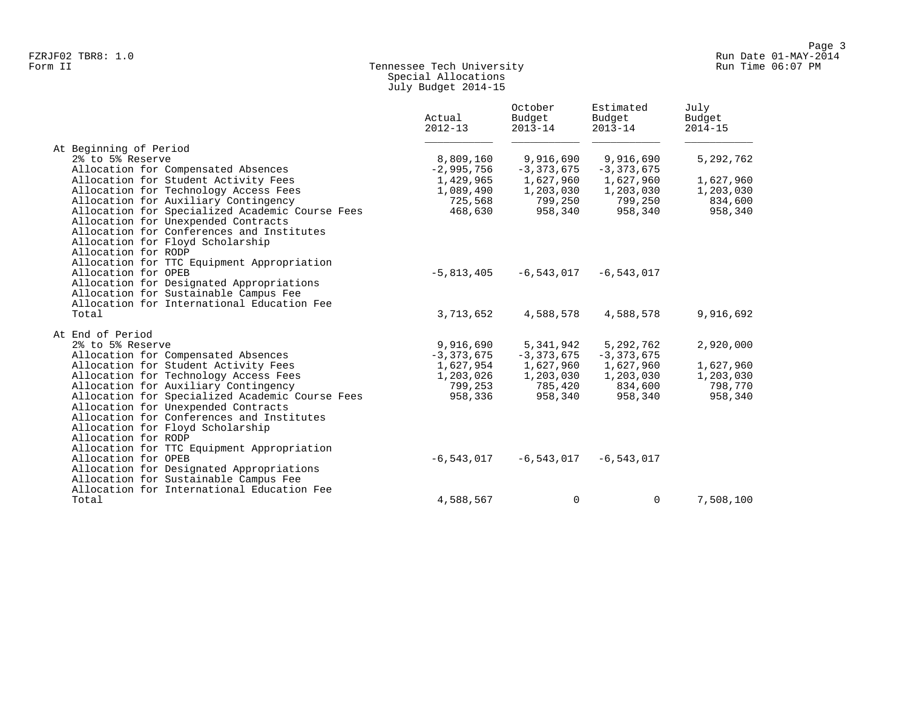FZRJF02 TBR8: 1.0
Form II

Run Date 01-MAY-2014
Run Time 06:07 PM

# Tennessee Tech University
## Special Allocations
## July Budget 2014-15

| | Actual 2012-13 | October Budget 2013-14 | Estimated Budget 2013-14 | July Budget 2014-15 |
|---|---|---|---|---|
| **At Beginning of Period** | | | | |
| 2% to 5% Reserve | 8,809,160 | 9,916,690 | 9,916,690 | 5,292,762 |
| Allocation for Compensated Absences | -2,995,756 | -3,373,675 | -3,373,675 | |
| Allocation for Student Activity Fees | 1,429,965 | 1,627,960 | 1,627,960 | 1,627,960 |
| Allocation for Technology Access Fees | 1,089,490 | 1,203,030 | 1,203,030 | 1,203,030 |
| Allocation for Auxiliary Contingency | 725,568 | 799,250 | 799,250 | 834,600 |
| Allocation for Specialized Academic Course Fees | 468,630 | 958,340 | 958,340 | 958,340 |
| Allocation for Unexpended Contracts | | | | |
| Allocation for Conferences and Institutes | | | | |
| Allocation for Floyd Scholarship | | | | |
| Allocation for RODP | | | | |
| Allocation for TTC Equipment Appropriation | | | | |
| Allocation for OPEB | -5,813,405 | -6,543,017 | -6,543,017 | |
| Allocation for Designated Appropriations | | | | |
| Allocation for Sustainable Campus Fee | | | | |
| Allocation for International Education Fee | | | | |
| Total | 3,713,652 | 4,588,578 | 4,588,578 | 9,916,692 |
| **At End of Period** | | | | |
| 2% to 5% Reserve | 9,916,690 | 5,341,942 | 5,292,762 | 2,920,000 |
| Allocation for Compensated Absences | -3,373,675 | -3,373,675 | -3,373,675 | |
| Allocation for Student Activity Fees | 1,627,954 | 1,627,960 | 1,627,960 | 1,627,960 |
| Allocation for Technology Access Fees | 1,203,026 | 1,203,030 | 1,203,030 | 1,203,030 |
| Allocation for Auxiliary Contingency | 799,253 | 785,420 | 834,600 | 798,770 |
| Allocation for Specialized Academic Course Fees | 958,336 | 958,340 | 958,340 | 958,340 |
| Allocation for Unexpended Contracts | | | | |
| Allocation for Conferences and Institutes | | | | |
| Allocation for Floyd Scholarship | | | | |
| Allocation for RODP | | | | |
| Allocation for TTC Equipment Appropriation | | | | |
| Allocation for OPEB | -6,543,017 | -6,543,017 | -6,543,017 | |
| Allocation for Designated Appropriations | | | | |
| Allocation for Sustainable Campus Fee | | | | |
| Allocation for International Education Fee | | | | |
| Total | 4,588,567 | 0 | 0 | 7,508,100 |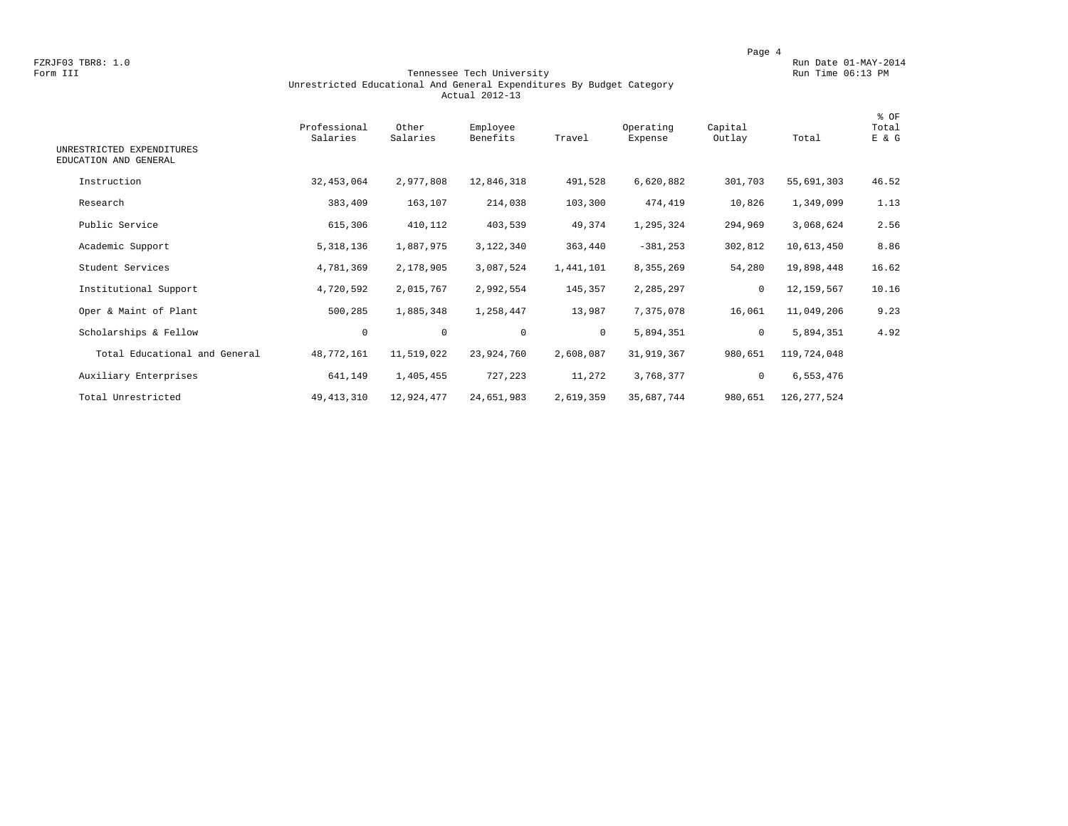FZRJF03 TBR8: 1.0
Form III

Run Date 01-MAY-2014
Run Time 06:13 PM

# Tennessee Tech University
## Unrestricted Educational And General Expenditures By Budget Category
### Actual 2012-13

| UNRESTRICTED EXPENDITURES EDUCATION AND GENERAL | Professional Salaries | Other Salaries | Employee Benefits | Travel | Operating Expense | Capital Outlay | Total | % OF Total E & G |
|---|---|---|---|---|---|---|---|---|
| Instruction | 32,453,064 | 2,977,808 | 12,846,318 | 491,528 | 6,620,882 | 301,703 | 55,691,303 | 46.52 |
| Research | 383,409 | 163,107 | 214,038 | 103,300 | 474,419 | 10,826 | 1,349,099 | 1.13 |
| Public Service | 615,306 | 410,112 | 403,539 | 49,374 | 1,295,324 | 294,969 | 3,068,624 | 2.56 |
| Academic Support | 5,318,136 | 1,887,975 | 3,122,340 | 363,440 | -381,253 | 302,812 | 10,613,450 | 8.86 |
| Student Services | 4,781,369 | 2,178,905 | 3,087,524 | 1,441,101 | 8,355,269 | 54,280 | 19,898,448 | 16.62 |
| Institutional Support | 4,720,592 | 2,015,767 | 2,992,554 | 145,357 | 2,285,297 | 0 | 12,159,567 | 10.16 |
| Oper & Maint of Plant | 500,285 | 1,885,348 | 1,258,447 | 13,987 | 7,375,078 | 16,061 | 11,049,206 | 9.23 |
| Scholarships & Fellow | 0 | 0 | 0 | 0 | 5,894,351 | 0 | 5,894,351 | 4.92 |
| Total Educational and General | 48,772,161 | 11,519,022 | 23,924,760 | 2,608,087 | 31,919,367 | 980,651 | 119,724,048 | |
| Auxiliary Enterprises | 641,149 | 1,405,455 | 727,223 | 11,272 | 3,768,377 | 0 | 6,553,476 | |
| Total Unrestricted | 49,413,310 | 12,924,477 | 24,651,983 | 2,619,359 | 35,687,744 | 980,651 | 126,277,524 | |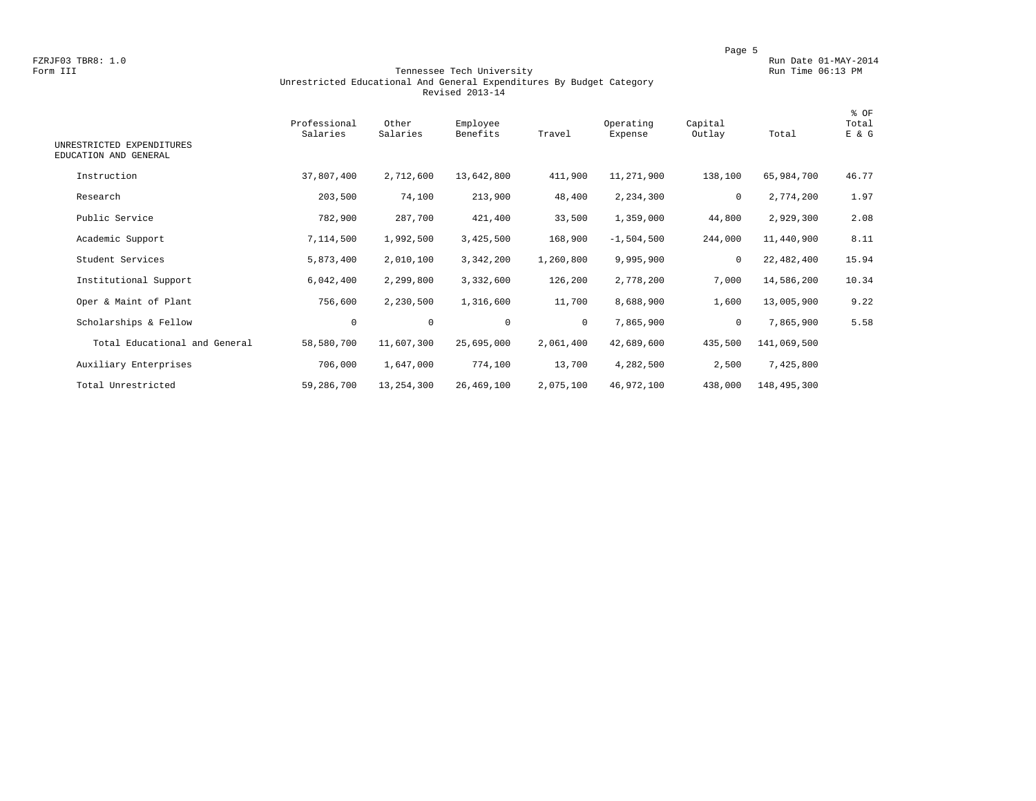FZRJF03 TBR8: 1.0
Form III

# Tennessee Tech University
## Unrestricted Educational And General Expenditures By Budget Category
### Revised 2013-14

Run Date 01-MAY-2014
Run Time 06:13 PM

| UNRESTRICTED EXPENDITURES EDUCATION AND GENERAL | Professional Salaries | Other Salaries | Employee Benefits | Travel | Operating Expense | Capital Outlay | Total | % OF Total E & G |
|---|---|---|---|---|---|---|---|---|
| Instruction | 37,807,400 | 2,712,600 | 13,642,800 | 411,900 | 11,271,900 | 138,100 | 65,984,700 | 46.77 |
| Research | 203,500 | 74,100 | 213,900 | 48,400 | 2,234,300 | 0 | 2,774,200 | 1.97 |
| Public Service | 782,900 | 287,700 | 421,400 | 33,500 | 1,359,000 | 44,800 | 2,929,300 | 2.08 |
| Academic Support | 7,114,500 | 1,992,500 | 3,425,500 | 168,900 | -1,504,500 | 244,000 | 11,440,900 | 8.11 |
| Student Services | 5,873,400 | 2,010,100 | 3,342,200 | 1,260,800 | 9,995,900 | 0 | 22,482,400 | 15.94 |
| Institutional Support | 6,042,400 | 2,299,800 | 3,332,600 | 126,200 | 2,778,200 | 7,000 | 14,586,200 | 10.34 |
| Oper & Maint of Plant | 756,600 | 2,230,500 | 1,316,600 | 11,700 | 8,688,900 | 1,600 | 13,005,900 | 9.22 |
| Scholarships & Fellow | 0 | 0 | 0 | 0 | 7,865,900 | 0 | 7,865,900 | 5.58 |
| Total Educational and General | 58,580,700 | 11,607,300 | 25,695,000 | 2,061,400 | 42,689,600 | 435,500 | 141,069,500 | |
| Auxiliary Enterprises | 706,000 | 1,647,000 | 774,100 | 13,700 | 4,282,500 | 2,500 | 7,425,800 | |
| Total Unrestricted | 59,286,700 | 13,254,300 | 26,469,100 | 2,075,100 | 46,972,100 | 438,000 | 148,495,300 | |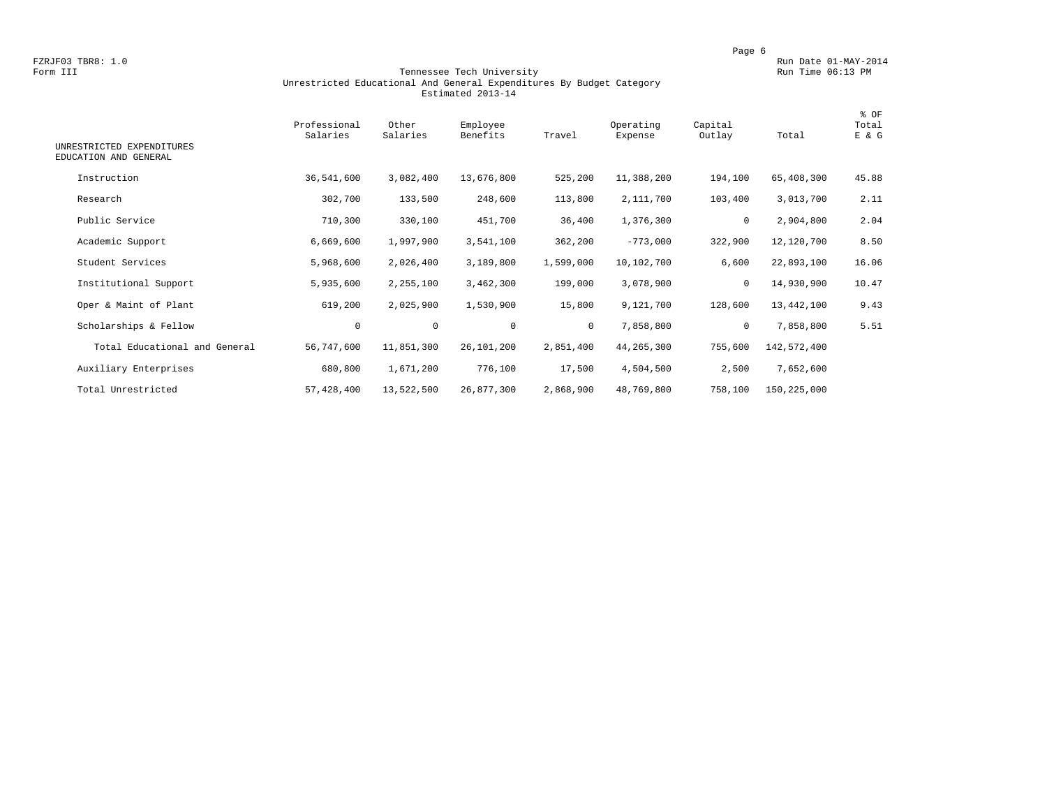FZRJF03 TBR8: 1.0
Form III

Run Date 01-MAY-2014
Run Time 06:13 PM

# Tennessee Tech University
## Unrestricted Educational And General Expenditures By Budget Category
### Estimated 2013-14

| UNRESTRICTED EXPENDITURES<br>EDUCATION AND GENERAL | Professional Salaries | Other Salaries | Employee Benefits | Travel | Operating Expense | Capital Outlay | Total | % OF Total E & G |
|---|---|---|---|---|---|---|---|---|
| Instruction | 36,541,600 | 3,082,400 | 13,676,800 | 525,200 | 11,388,200 | 194,100 | 65,408,300 | 45.88 |
| Research | 302,700 | 133,500 | 248,600 | 113,800 | 2,111,700 | 103,400 | 3,013,700 | 2.11 |
| Public Service | 710,300 | 330,100 | 451,700 | 36,400 | 1,376,300 | 0 | 2,904,800 | 2.04 |
| Academic Support | 6,669,600 | 1,997,900 | 3,541,100 | 362,200 | -773,000 | 322,900 | 12,120,700 | 8.50 |
| Student Services | 5,968,600 | 2,026,400 | 3,189,800 | 1,599,000 | 10,102,700 | 6,600 | 22,893,100 | 16.06 |
| Institutional Support | 5,935,600 | 2,255,100 | 3,462,300 | 199,000 | 3,078,900 | 0 | 14,930,900 | 10.47 |
| Oper & Maint of Plant | 619,200 | 2,025,900 | 1,530,900 | 15,800 | 9,121,700 | 128,600 | 13,442,100 | 9.43 |
| Scholarships & Fellow | 0 | 0 | 0 | 0 | 7,858,800 | 0 | 7,858,800 | 5.51 |
| Total Educational and General | 56,747,600 | 11,851,300 | 26,101,200 | 2,851,400 | 44,265,300 | 755,600 | 142,572,400 | |
| Auxiliary Enterprises | 680,800 | 1,671,200 | 776,100 | 17,500 | 4,504,500 | 2,500 | 7,652,600 | |
| Total Unrestricted | 57,428,400 | 13,522,500 | 26,877,300 | 2,868,900 | 48,769,800 | 758,100 | 150,225,000 | |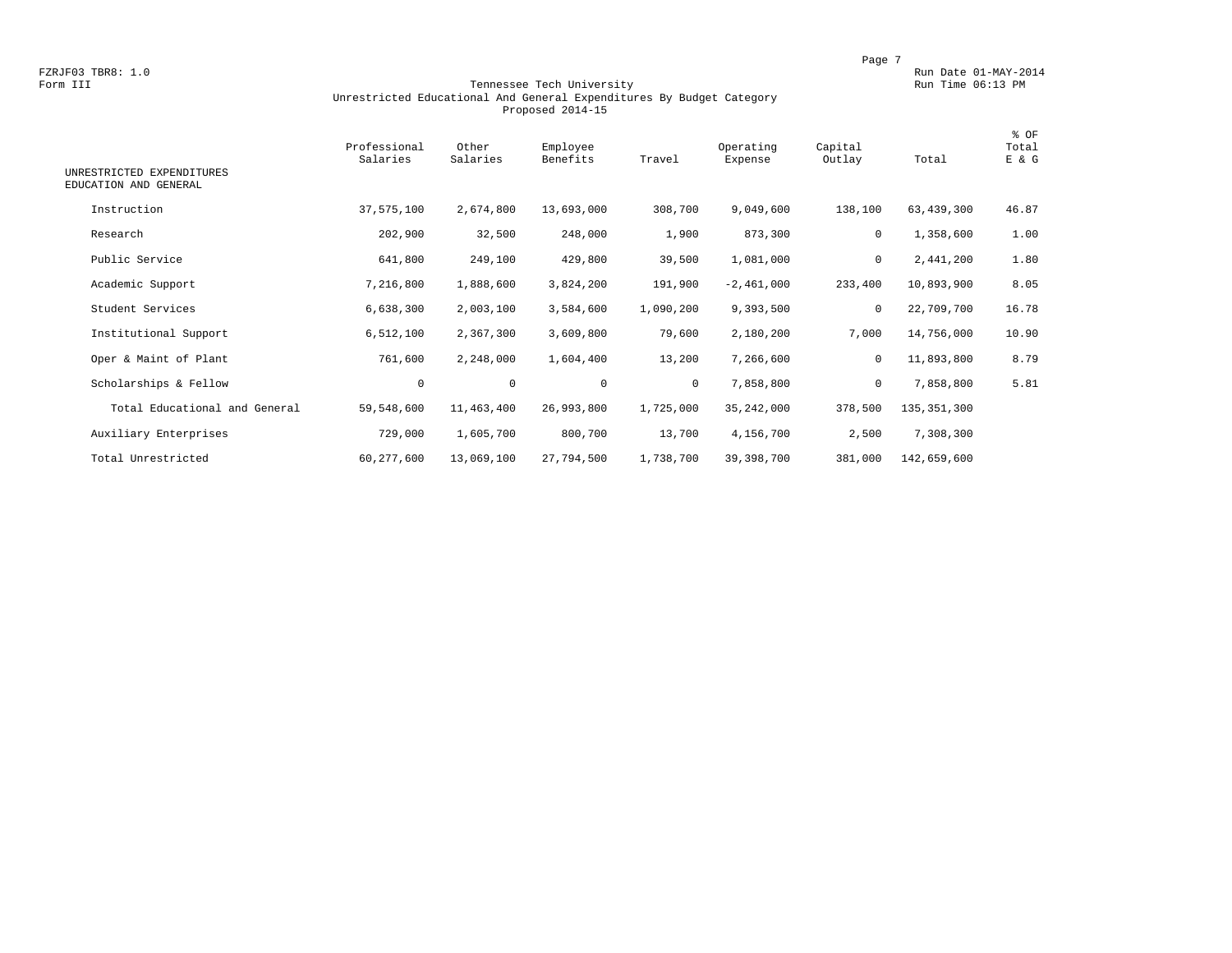FZRJF03 TBR8: 1.0
Form III

Run Date 01-MAY-2014
Run Time 06:13 PM

# Tennessee Tech University
## Unrestricted Educational And General Expenditures By Budget Category
### Proposed 2014-15

| UNRESTRICTED EXPENDITURES EDUCATION AND GENERAL | Professional Salaries | Other Salaries | Employee Benefits | Travel | Operating Expense | Capital Outlay | Total | % OF Total E & G |
|---|---|---|---|---|---|---|---|---|
| Instruction | 37,575,100 | 2,674,800 | 13,693,000 | 308,700 | 9,049,600 | 138,100 | 63,439,300 | 46.87 |
| Research | 202,900 | 32,500 | 248,000 | 1,900 | 873,300 | 0 | 1,358,600 | 1.00 |
| Public Service | 641,800 | 249,100 | 429,800 | 39,500 | 1,081,000 | 0 | 2,441,200 | 1.80 |
| Academic Support | 7,216,800 | 1,888,600 | 3,824,200 | 191,900 | -2,461,000 | 233,400 | 10,893,900 | 8.05 |
| Student Services | 6,638,300 | 2,003,100 | 3,584,600 | 1,090,200 | 9,393,500 | 0 | 22,709,700 | 16.78 |
| Institutional Support | 6,512,100 | 2,367,300 | 3,609,800 | 79,600 | 2,180,200 | 7,000 | 14,756,000 | 10.90 |
| Oper & Maint of Plant | 761,600 | 2,248,000 | 1,604,400 | 13,200 | 7,266,600 | 0 | 11,893,800 | 8.79 |
| Scholarships & Fellow | 0 | 0 | 0 | 0 | 7,858,800 | 0 | 7,858,800 | 5.81 |
| Total Educational and General | 59,548,600 | 11,463,400 | 26,993,800 | 1,725,000 | 35,242,000 | 378,500 | 135,351,300 | |
| Auxiliary Enterprises | 729,000 | 1,605,700 | 800,700 | 13,700 | 4,156,700 | 2,500 | 7,308,300 | |
| Total Unrestricted | 60,277,600 | 13,069,100 | 27,794,500 | 1,738,700 | 39,398,700 | 381,000 | 142,659,600 | |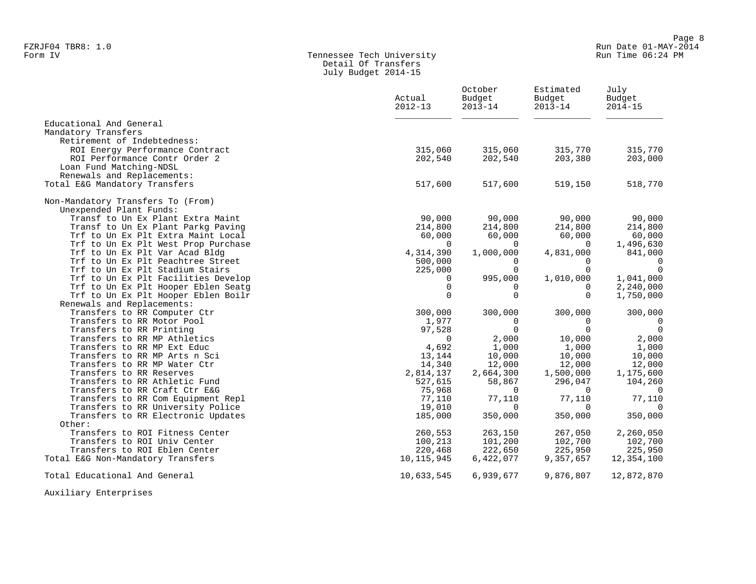FZRJF04 TBR8: 1.0
Form IV

Run Date 01-MAY-2014
Run Time 06:24 PM

## Tennessee Tech University
### Detail Of Transfers
### July Budget 2014-15

| | Actual 2012-13 | October Budget 2013-14 | Estimated Budget 2013-14 | July Budget 2014-15 |
|---|---|---|---|---|
| **Educational And General** | | | | |
| Mandatory Transfers | | | | |
| Retirement of Indebtedness: | | | | |
| ROI Energy Performance Contract | 315,060 | 315,060 | 315,770 | 315,770 |
| ROI Performance Contr Order 2 | 202,540 | 202,540 | 203,380 | 203,000 |
| Loan Fund Matching-NDSL | | | | |
| Renewals and Replacements: | | | | |
| Total E&G Mandatory Transfers | 517,600 | 517,600 | 519,150 | 518,770 |
| | | | | |
| Non-Mandatory Transfers To (From) | | | | |
| Unexpended Plant Funds: | | | | |
| Transf to Un Ex Plant Extra Maint | 90,000 | 90,000 | 90,000 | 90,000 |
| Transf to Un Ex Plant Parkg Paving | 214,800 | 214,800 | 214,800 | 214,800 |
| Trf to Un Ex Plt Extra Maint Local | 60,000 | 60,000 | 60,000 | 60,000 |
| Trf to Un Ex Plt West Prop Purchase | 0 | 0 | 0 | 1,496,630 |
| Trf to Un Ex Plt Var Acad Bldg | 4,314,390 | 1,000,000 | 4,831,000 | 841,000 |
| Trf to Un Ex Plt Peachtree Street | 500,000 | 0 | 0 | 0 |
| Trf to Un Ex Plt Stadium Stairs | 225,000 | 0 | 0 | 0 |
| Trf to Un Ex Plt Facilities Develop | 0 | 995,000 | 1,010,000 | 1,041,000 |
| Trf to Un Ex Plt Hooper Eblen Seatg | 0 | 0 | 0 | 2,240,000 |
| Trf to Un Ex Plt Hooper Eblen Boilr | 0 | 0 | 0 | 1,750,000 |
| Renewals and Replacements: | | | | |
| Transfers to RR Computer Ctr | 300,000 | 300,000 | 300,000 | 300,000 |
| Transfers to RR Motor Pool | 1,977 | 0 | 0 | 0 |
| Transfers to RR Printing | 97,528 | 0 | 0 | 0 |
| Transfers to RR MP Athletics | 0 | 2,000 | 10,000 | 2,000 |
| Transfers to RR MP Ext Educ | 4,692 | 1,000 | 1,000 | 1,000 |
| Transfers to RR MP Arts n Sci | 13,144 | 10,000 | 10,000 | 10,000 |
| Transfers to RR MP Water Ctr | 14,340 | 12,000 | 12,000 | 12,000 |
| Transfers to RR Reserves | 2,814,137 | 2,664,300 | 1,500,000 | 1,175,600 |
| Transfers to RR Athletic Fund | 527,615 | 58,867 | 296,047 | 104,260 |
| Transfers to RR Craft Ctr E&G | 75,968 | 0 | 0 | 0 |
| Transfers to RR Com Equipment Repl | 77,110 | 77,110 | 77,110 | 77,110 |
| Transfers to RR University Police | 19,010 | 0 | 0 | 0 |
| Transfers to RR Electronic Updates | 185,000 | 350,000 | 350,000 | 350,000 |
| Other: | | | | |
| Transfers to ROI Fitness Center | 260,553 | 263,150 | 267,050 | 2,260,050 |
| Transfers to ROI Univ Center | 100,213 | 101,200 | 102,700 | 102,700 |
| Transfers to ROI Eblen Center | 220,468 | 222,650 | 225,950 | 225,950 |
| Total E&G Non-Mandatory Transfers | 10,115,945 | 6,422,077 | 9,357,657 | 12,354,100 |
| | | | | |
| Total Educational And General | 10,633,545 | 6,939,677 | 9,876,807 | 12,872,870 |
| | | | | |
| **Auxiliary Enterprises** | | | | |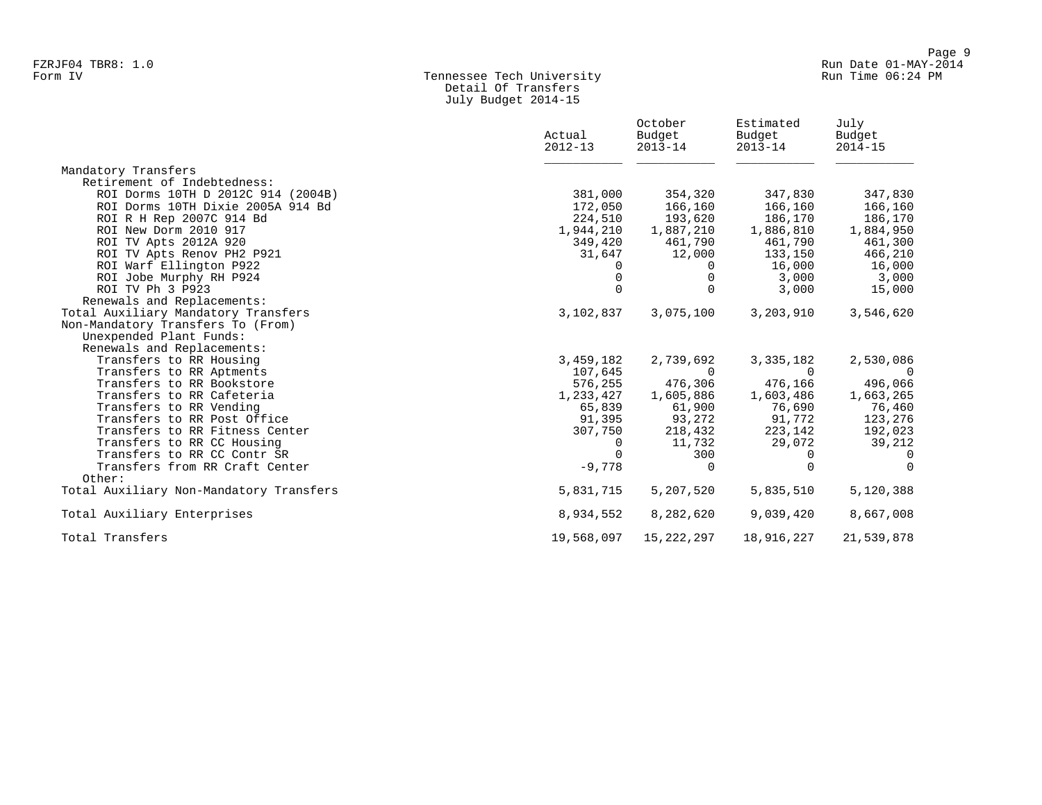FZRJF04 TBR8: 1.0
Form IV

# Tennessee Tech University
## Detail Of Transfers
## July Budget 2014-15

Run Date 01-MAY-2014
Run Time 06:24 PM

| | Actual 2012-13 | October Budget 2013-14 | Estimated Budget 2013-14 | July Budget 2014-15 |
|---|---|---|---|---|
| Mandatory Transfers | | | | |
| Retirement of Indebtedness: | | | | |
| ROI Dorms 10TH D 2012C 914 (2004B) | 381,000 | 354,320 | 347,830 | 347,830 |
| ROI Dorms 10TH Dixie 2005A 914 Bd | 172,050 | 166,160 | 166,160 | 166,160 |
| ROI R H Rep 2007C 914 Bd | 224,510 | 193,620 | 186,170 | 186,170 |
| ROI New Dorm 2010 917 | 1,944,210 | 1,887,210 | 1,886,810 | 1,884,950 |
| ROI TV Apts 2012A 920 | 349,420 | 461,790 | 461,790 | 461,300 |
| ROI TV Apts Renov PH2 P921 | 31,647 | 12,000 | 133,150 | 466,210 |
| ROI Warf Ellington P922 | 0 | 0 | 16,000 | 16,000 |
| ROI Jobe Murphy RH P924 | 0 | 0 | 3,000 | 3,000 |
| ROI TV Ph 3 P923 | 0 | 0 | 3,000 | 15,000 |
| Renewals and Replacements: | | | | |
| Total Auxiliary Mandatory Transfers | 3,102,837 | 3,075,100 | 3,203,910 | 3,546,620 |
| Non-Mandatory Transfers To (From) | | | | |
| Unexpended Plant Funds: | | | | |
| Renewals and Replacements: | | | | |
| Transfers to RR Housing | 3,459,182 | 2,739,692 | 3,335,182 | 2,530,086 |
| Transfers to RR Aptments | 107,645 | 0 | 0 | 0 |
| Transfers to RR Bookstore | 576,255 | 476,306 | 476,166 | 496,066 |
| Transfers to RR Cafeteria | 1,233,427 | 1,605,886 | 1,603,486 | 1,663,265 |
| Transfers to RR Vending | 65,839 | 61,900 | 76,690 | 76,460 |
| Transfers to RR Post Office | 91,395 | 93,272 | 91,772 | 123,276 |
| Transfers to RR Fitness Center | 307,750 | 218,432 | 223,142 | 192,023 |
| Transfers to RR CC Housing | 0 | 11,732 | 29,072 | 39,212 |
| Transfers to RR CC Contr SR | 0 | 300 | 0 | 0 |
| Transfers from RR Craft Center | -9,778 | 0 | 0 | 0 |
| Other: | | | | |
| Total Auxiliary Non-Mandatory Transfers | 5,831,715 | 5,207,520 | 5,835,510 | 5,120,388 |
| Total Auxiliary Enterprises | 8,934,552 | 8,282,620 | 9,039,420 | 8,667,008 |
| Total Transfers | 19,568,097 | 15,222,297 | 18,916,227 | 21,539,878 |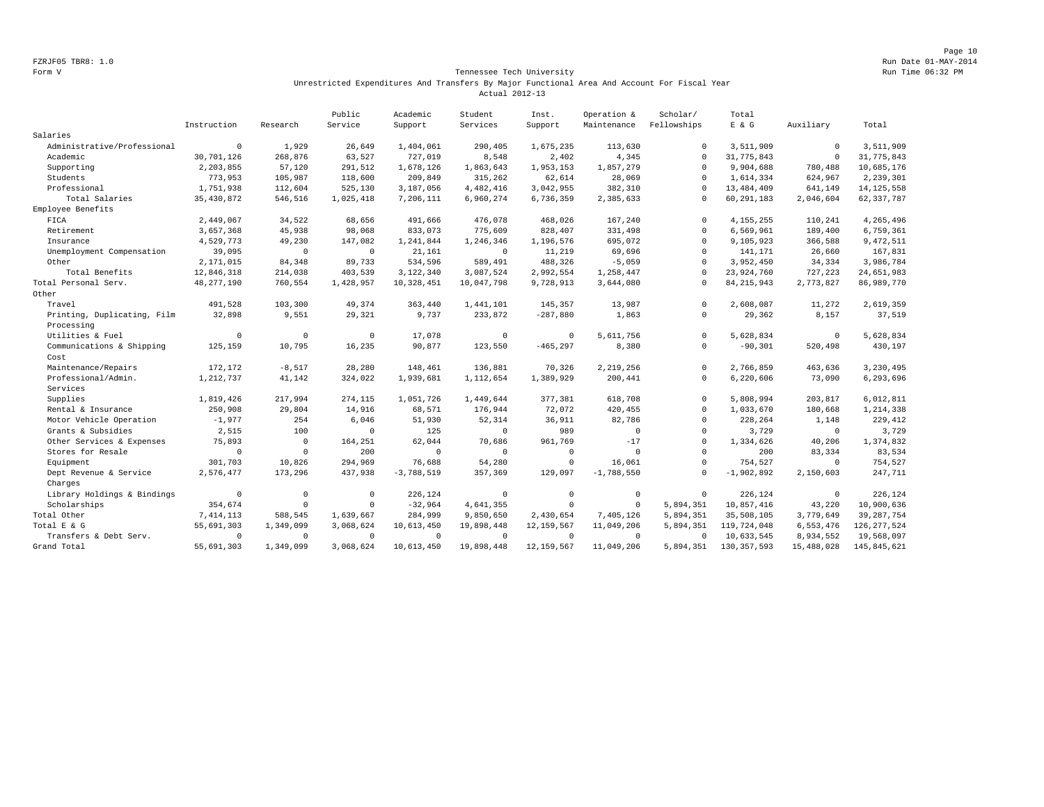FZRJF05 TBR8: 1.0
Form V

Tennessee Tech University
Unrestricted Expenditures And Transfers By Major Functional Area And Account For Fiscal Year
Actual 2012-13

Run Date 01-MAY-2014
Run Time 06:32 PM

| | Instruction | Research | Public Service | Academic Support | Student Services | Inst. Support | Operation & Maintenance | Scholar/ Fellowships | Total E & G | Auxiliary | Total |
|---|---|---|---|---|---|---|---|---|---|---|---|
| Salaries | | | | | | | | | | | |
| Administrative/Professional | 0 | 1,929 | 26,649 | 1,404,061 | 290,405 | 1,675,235 | 113,630 | 0 | 3,511,909 | 0 | 3,511,909 |
| Academic | 30,701,126 | 268,876 | 63,527 | 727,019 | 8,548 | 2,402 | 4,345 | 0 | 31,775,843 | 0 | 31,775,843 |
| Supporting | 2,203,855 | 57,120 | 291,512 | 1,678,126 | 1,863,643 | 1,953,153 | 1,857,279 | 0 | 9,904,688 | 780,488 | 10,685,176 |
| Students | 773,953 | 105,987 | 118,600 | 209,849 | 315,262 | 62,614 | 28,069 | 0 | 1,614,334 | 624,967 | 2,239,301 |
| Professional | 1,751,938 | 112,604 | 525,130 | 3,187,056 | 4,482,416 | 3,042,955 | 382,310 | 0 | 13,484,409 | 641,149 | 14,125,558 |
| Total Salaries | 35,430,872 | 546,516 | 1,025,418 | 7,206,111 | 6,960,274 | 6,736,359 | 2,385,633 | 0 | 60,291,183 | 2,046,604 | 62,337,787 |
| Employee Benefits | | | | | | | | | | | |
| FICA | 2,449,067 | 34,522 | 68,656 | 491,666 | 476,078 | 468,026 | 167,240 | 0 | 4,155,255 | 110,241 | 4,265,496 |
| Retirement | 3,657,368 | 45,938 | 98,068 | 833,073 | 775,609 | 828,407 | 331,498 | 0 | 6,569,961 | 189,400 | 6,759,361 |
| Insurance | 4,529,773 | 49,230 | 147,082 | 1,241,844 | 1,246,346 | 1,196,576 | 695,072 | 0 | 9,105,923 | 366,588 | 9,472,511 |
| Unemployment Compensation | 39,095 | 0 | 0 | 21,161 | 0 | 11,219 | 69,696 | 0 | 141,171 | 26,660 | 167,831 |
| Other | 2,171,015 | 84,348 | 89,733 | 534,596 | 589,491 | 488,326 | -5,059 | 0 | 3,952,450 | 34,334 | 3,986,784 |
| Total Benefits | 12,846,318 | 214,038 | 403,539 | 3,122,340 | 3,087,524 | 2,992,554 | 1,258,447 | 0 | 23,924,760 | 727,223 | 24,651,983 |
| Total Personal Serv. | 48,277,190 | 760,554 | 1,428,957 | 10,328,451 | 10,047,798 | 9,728,913 | 3,644,080 | 0 | 84,215,943 | 2,773,827 | 86,989,770 |
| Other | | | | | | | | | | | |
| Travel | 491,528 | 103,300 | 49,374 | 363,440 | 1,441,101 | 145,357 | 13,987 | 0 | 2,608,087 | 11,272 | 2,619,359 |
| Printing, Duplicating, Film Processing | 32,898 | 9,551 | 29,321 | 9,737 | 233,872 | -287,880 | 1,863 | 0 | 29,362 | 8,157 | 37,519 |
| Utilities & Fuel | 0 | 0 | 0 | 17,078 | 0 | 0 | 5,611,756 | 0 | 5,628,834 | 0 | 5,628,834 |
| Communications & Shipping Cost | 125,159 | 10,795 | 16,235 | 90,877 | 123,550 | -465,297 | 8,380 | 0 | -90,301 | 520,498 | 430,197 |
| Maintenance/Repairs | 172,172 | -8,517 | 28,280 | 148,461 | 136,881 | 70,326 | 2,219,256 | 0 | 2,766,859 | 463,636 | 3,230,495 |
| Professional/Admin. Services | 1,212,737 | 41,142 | 324,022 | 1,939,681 | 1,112,654 | 1,389,929 | 200,441 | 0 | 6,220,606 | 73,090 | 6,293,696 |
| Supplies | 1,819,426 | 217,994 | 274,115 | 1,051,726 | 1,449,644 | 377,381 | 618,708 | 0 | 5,808,994 | 203,817 | 6,012,811 |
| Rental & Insurance | 250,908 | 29,804 | 14,916 | 68,571 | 176,944 | 72,072 | 420,455 | 0 | 1,033,670 | 180,668 | 1,214,338 |
| Motor Vehicle Operation | -1,977 | 254 | 6,046 | 51,930 | 52,314 | 36,911 | 82,786 | 0 | 228,264 | 1,148 | 229,412 |
| Grants & Subsidies | 2,515 | 100 | 0 | 125 | 0 | 989 | 0 | 0 | 3,729 | 0 | 3,729 |
| Other Services & Expenses | 75,893 | 0 | 164,251 | 62,044 | 70,686 | 961,769 | -17 | 0 | 1,334,626 | 40,206 | 1,374,832 |
| Stores for Resale | 0 | 0 | 200 | 0 | 0 | 0 | 0 | 0 | 200 | 83,334 | 83,534 |
| Equipment | 301,703 | 10,826 | 294,969 | 76,688 | 54,280 | 0 | 16,061 | 0 | 754,527 | 0 | 754,527 |
| Dept Revenue & Service Charges | 2,576,477 | 173,296 | 437,938 | -3,788,519 | 357,369 | 129,097 | -1,788,550 | 0 | -1,902,892 | 2,150,603 | 247,711 |
| Library Holdings & Bindings | 0 | 0 | 0 | 226,124 | 0 | 0 | 0 | 0 | 226,124 | 0 | 226,124 |
| Scholarships | 354,674 | 0 | 0 | -32,964 | 4,641,355 | 0 | 0 | 5,894,351 | 10,857,416 | 43,220 | 10,900,636 |
| Total Other | 7,414,113 | 588,545 | 1,639,667 | 284,999 | 9,850,650 | 2,430,654 | 7,405,126 | 5,894,351 | 35,508,105 | 3,779,649 | 39,287,754 |
| Total E & G | 55,691,303 | 1,349,099 | 3,068,624 | 10,613,450 | 19,898,448 | 12,159,567 | 11,049,206 | 5,894,351 | 119,724,048 | 6,553,476 | 126,277,524 |
| Transfers & Debt Serv. | 0 | 0 | 0 | 0 | 0 | 0 | 0 | 0 | 10,633,545 | 8,934,552 | 19,568,097 |
| Grand Total | 55,691,303 | 1,349,099 | 3,068,624 | 10,613,450 | 19,898,448 | 12,159,567 | 11,049,206 | 5,894,351 | 130,357,593 | 15,488,028 | 145,845,621 |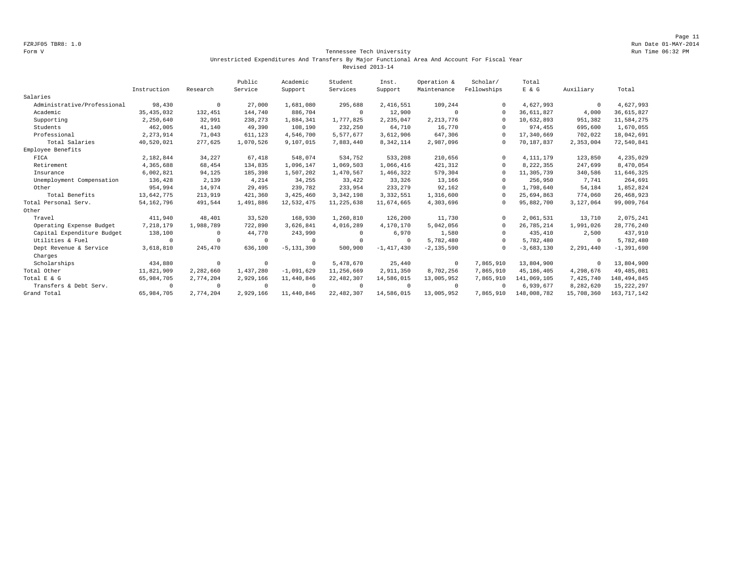FZRJF05 TBR8: 1.0
Form V

Run Date 01-MAY-2014
Run Time 06:32 PM

## Tennessee Tech University
### Unrestricted Expenditures And Transfers By Major Functional Area And Account For Fiscal Year
### Revised 2013-14

| | Instruction | Research | Public Service | Academic Support | Student Services | Inst. Support | Operation & Maintenance | Scholar/ Fellowships | Total E & G | Auxiliary | Total |
|---|---|---|---|---|---|---|---|---|---|---|---|
| Salaries | | | | | | | | | | | |
| Administrative/Professional | 98,430 | 0 | 27,000 | 1,681,080 | 295,688 | 2,416,551 | 109,244 | 0 | 4,627,993 | 0 | 4,627,993 |
| Academic | 35,435,032 | 132,451 | 144,740 | 886,704 | 0 | 12,900 | 0 | 0 | 36,611,827 | 4,000 | 36,615,827 |
| Supporting | 2,250,640 | 32,991 | 238,273 | 1,884,341 | 1,777,825 | 2,235,047 | 2,213,776 | 0 | 10,632,893 | 951,382 | 11,584,275 |
| Students | 462,005 | 41,140 | 49,390 | 108,190 | 232,250 | 64,710 | 16,770 | 0 | 974,455 | 695,600 | 1,670,055 |
| Professional | 2,273,914 | 71,043 | 611,123 | 4,546,700 | 5,577,677 | 3,612,906 | 647,306 | 0 | 17,340,669 | 702,022 | 18,042,691 |
| Total Salaries | 40,520,021 | 277,625 | 1,070,526 | 9,107,015 | 7,883,440 | 8,342,114 | 2,987,096 | 0 | 70,187,837 | 2,353,004 | 72,540,841 |
| Employee Benefits | | | | | | | | | | | |
| FICA | 2,182,844 | 34,227 | 67,418 | 548,074 | 534,752 | 533,208 | 210,656 | 0 | 4,111,179 | 123,850 | 4,235,029 |
| Retirement | 4,365,688 | 68,454 | 134,835 | 1,096,147 | 1,069,503 | 1,066,416 | 421,312 | 0 | 8,222,355 | 247,699 | 8,470,054 |
| Insurance | 6,002,821 | 94,125 | 185,398 | 1,507,202 | 1,470,567 | 1,466,322 | 579,304 | 0 | 11,305,739 | 340,586 | 11,646,325 |
| Unemployment Compensation | 136,428 | 2,139 | 4,214 | 34,255 | 33,422 | 33,326 | 13,166 | 0 | 256,950 | 7,741 | 264,691 |
| Other | 954,994 | 14,974 | 29,495 | 239,782 | 233,954 | 233,279 | 92,162 | 0 | 1,798,640 | 54,184 | 1,852,824 |
| Total Benefits | 13,642,775 | 213,919 | 421,360 | 3,425,460 | 3,342,198 | 3,332,551 | 1,316,600 | 0 | 25,694,863 | 774,060 | 26,468,923 |
| Total Personal Serv. | 54,162,796 | 491,544 | 1,491,886 | 12,532,475 | 11,225,638 | 11,674,665 | 4,303,696 | 0 | 95,882,700 | 3,127,064 | 99,009,764 |
| Other | | | | | | | | | | | |
| Travel | 411,940 | 48,401 | 33,520 | 168,930 | 1,260,810 | 126,200 | 11,730 | 0 | 2,061,531 | 13,710 | 2,075,241 |
| Operating Expense Budget | 7,218,179 | 1,988,789 | 722,890 | 3,626,841 | 4,016,289 | 4,170,170 | 5,042,056 | 0 | 26,785,214 | 1,991,026 | 28,776,240 |
| Capital Expenditure Budget | 138,100 | 0 | 44,770 | 243,990 | 0 | 6,970 | 1,580 | 0 | 435,410 | 2,500 | 437,910 |
| Utilities & Fuel | 0 | 0 | 0 | 0 | 0 | 0 | 5,782,480 | 0 | 5,782,480 | 0 | 5,782,480 |
| Dept Revenue & Service Charges | 3,618,810 | 245,470 | 636,100 | -5,131,390 | 500,900 | -1,417,430 | -2,135,590 | 0 | -3,683,130 | 2,291,440 | -1,391,690 |
| Scholarships | 434,880 | 0 | 0 | 0 | 5,478,670 | 25,440 | 0 | 7,865,910 | 13,804,900 | 0 | 13,804,900 |
| Total Other | 11,821,909 | 2,282,660 | 1,437,280 | -1,091,629 | 11,256,669 | 2,911,350 | 8,702,256 | 7,865,910 | 45,186,405 | 4,298,676 | 49,485,081 |
| Total E & G | 65,984,705 | 2,774,204 | 2,929,166 | 11,440,846 | 22,482,307 | 14,586,015 | 13,005,952 | 7,865,910 | 141,069,105 | 7,425,740 | 148,494,845 |
| Transfers & Debt Serv. | 0 | 0 | 0 | 0 | 0 | 0 | 0 | 0 | 6,939,677 | 8,282,620 | 15,222,297 |
| Grand Total | 65,984,705 | 2,774,204 | 2,929,166 | 11,440,846 | 22,482,307 | 14,586,015 | 13,005,952 | 7,865,910 | 148,008,782 | 15,708,360 | 163,717,142 |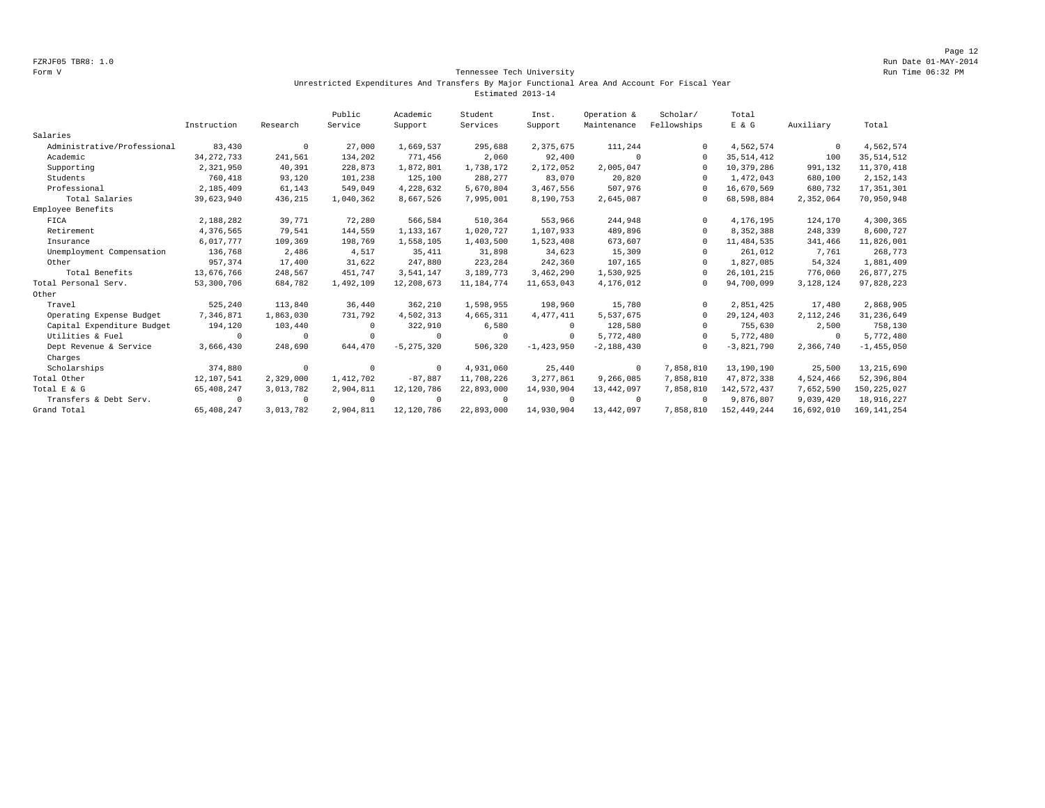Form V

## Tennessee Tech University

Unrestricted Expenditures And Transfers By Major Functional Area And Account For Fiscal Year

Estimated 2013-14

| | Instruction | Research | Public Service | Academic Support | Student Services | Inst. Support | Operation & Maintenance | Scholar/ Fellowships | Total E & G | Auxiliary | Total |
|---|---|---|---|---|---|---|---|---|---|---|---|
| Salaries | | | | | | | | | | | |
| Administrative/Professional | 83,430 | 0 | 27,000 | 1,669,537 | 295,688 | 2,375,675 | 111,244 | 0 | 4,562,574 | 0 | 4,562,574 |
| Academic | 34,272,733 | 241,561 | 134,202 | 771,456 | 2,060 | 92,400 | 0 | 0 | 35,514,412 | 100 | 35,514,512 |
| Supporting | 2,321,950 | 40,391 | 228,873 | 1,872,801 | 1,738,172 | 2,172,052 | 2,005,047 | 0 | 10,379,286 | 991,132 | 11,370,418 |
| Students | 760,418 | 93,120 | 101,238 | 125,100 | 288,277 | 83,070 | 20,820 | 0 | 1,472,043 | 680,100 | 2,152,143 |
| Professional | 2,185,409 | 61,143 | 549,049 | 4,228,632 | 5,670,804 | 3,467,556 | 507,976 | 0 | 16,670,569 | 680,732 | 17,351,301 |
| Total Salaries | 39,623,940 | 436,215 | 1,040,362 | 8,667,526 | 7,995,001 | 8,190,753 | 2,645,087 | 0 | 68,598,884 | 2,352,064 | 70,950,948 |
| Employee Benefits | | | | | | | | | | | |
| FICA | 2,188,282 | 39,771 | 72,280 | 566,584 | 510,364 | 553,966 | 244,948 | 0 | 4,176,195 | 124,170 | 4,300,365 |
| Retirement | 4,376,565 | 79,541 | 144,559 | 1,133,167 | 1,020,727 | 1,107,933 | 489,896 | 0 | 8,352,388 | 248,339 | 8,600,727 |
| Insurance | 6,017,777 | 109,369 | 198,769 | 1,558,105 | 1,403,500 | 1,523,408 | 673,607 | 0 | 11,484,535 | 341,466 | 11,826,001 |
| Unemployment Compensation | 136,768 | 2,486 | 4,517 | 35,411 | 31,898 | 34,623 | 15,309 | 0 | 261,012 | 7,761 | 268,773 |
| Other | 957,374 | 17,400 | 31,622 | 247,880 | 223,284 | 242,360 | 107,165 | 0 | 1,827,085 | 54,324 | 1,881,409 |
| Total Benefits | 13,676,766 | 248,567 | 451,747 | 3,541,147 | 3,189,773 | 3,462,290 | 1,530,925 | 0 | 26,101,215 | 776,060 | 26,877,275 |
| Total Personal Serv. | 53,300,706 | 684,782 | 1,492,109 | 12,208,673 | 11,184,774 | 11,653,043 | 4,176,012 | 0 | 94,700,099 | 3,128,124 | 97,828,223 |
| Other | | | | | | | | | | | |
| Travel | 525,240 | 113,840 | 36,440 | 362,210 | 1,598,955 | 198,960 | 15,780 | 0 | 2,851,425 | 17,480 | 2,868,905 |
| Operating Expense Budget | 7,346,871 | 1,863,030 | 731,792 | 4,502,313 | 4,665,311 | 4,477,411 | 5,537,675 | 0 | 29,124,403 | 2,112,246 | 31,236,649 |
| Capital Expenditure Budget | 194,120 | 103,440 | 0 | 322,910 | 6,580 | 0 | 128,580 | 0 | 755,630 | 2,500 | 758,130 |
| Utilities & Fuel | 0 | 0 | 0 | 0 | 0 | 0 | 5,772,480 | 0 | 5,772,480 | 0 | 5,772,480 |
| Dept Revenue & Service Charges | 3,666,430 | 248,690 | 644,470 | -5,275,320 | 506,320 | -1,423,950 | -2,188,430 | 0 | -3,821,790 | 2,366,740 | -1,455,050 |
| Scholarships | 374,880 | 0 | 0 | 0 | 4,931,060 | 25,440 | 0 | 7,858,810 | 13,190,190 | 25,500 | 13,215,690 |
| Total Other | 12,107,541 | 2,329,000 | 1,412,702 | -87,887 | 11,708,226 | 3,277,861 | 9,266,085 | 7,858,810 | 47,872,338 | 4,524,466 | 52,396,804 |
| Total E & G | 65,408,247 | 3,013,782 | 2,904,811 | 12,120,786 | 22,893,000 | 14,930,904 | 13,442,097 | 7,858,810 | 142,572,437 | 7,652,590 | 150,225,027 |
| Transfers & Debt Serv. | 0 | 0 | 0 | 0 | 0 | 0 | 0 | 0 | 9,876,807 | 9,039,420 | 18,916,227 |
| Grand Total | 65,408,247 | 3,013,782 | 2,904,811 | 12,120,786 | 22,893,000 | 14,930,904 | 13,442,097 | 7,858,810 | 152,449,244 | 16,692,010 | 169,141,254 |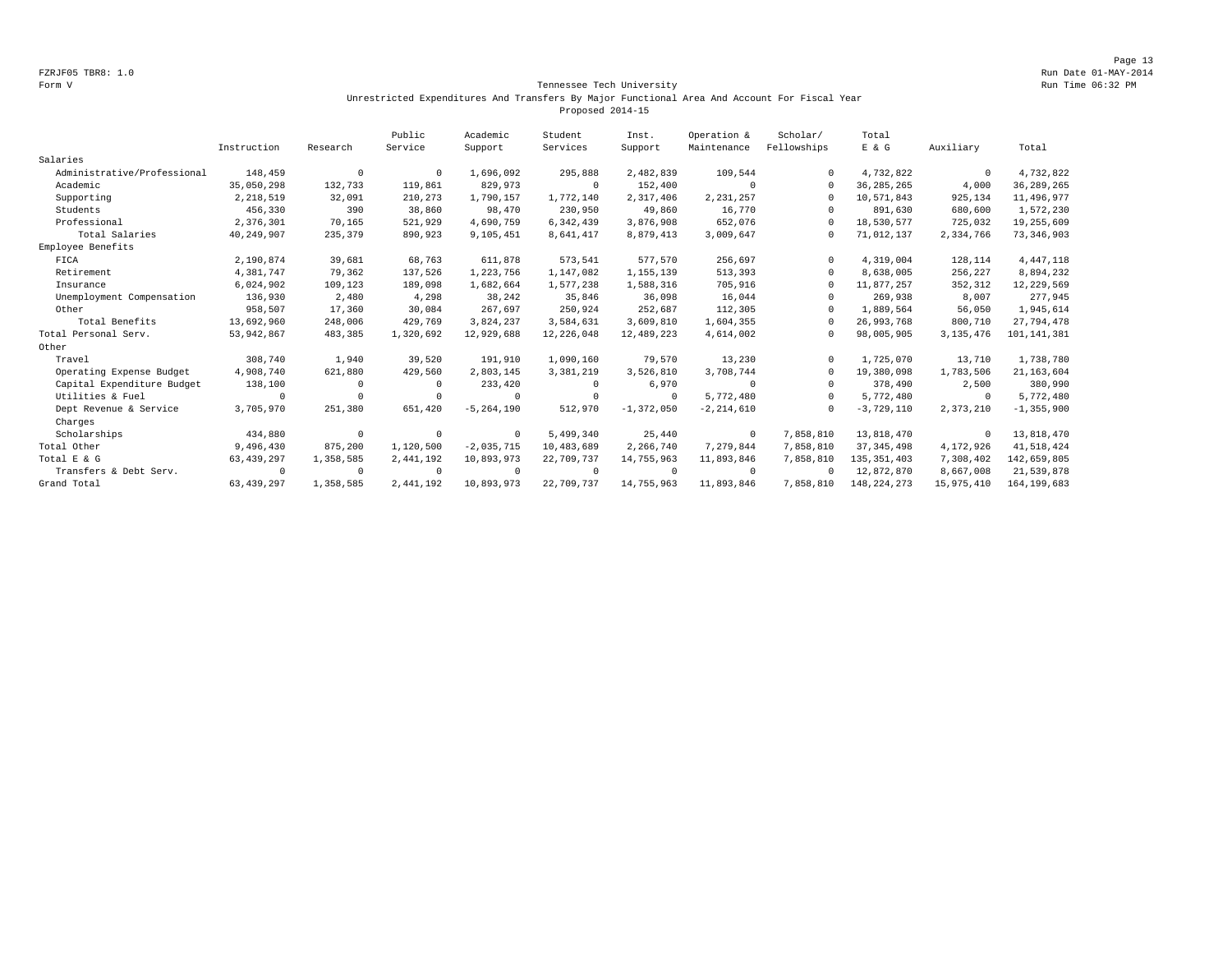FZRJF05 TBR8: 1.0
Form V

Run Date 01-MAY-2014
Run Time 06:32 PM

## Tennessee Tech University

### Unrestricted Expenditures And Transfers By Major Functional Area And Account For Fiscal Year
### Proposed 2014-15

| | Instruction | Research | Public Service | Academic Support | Student Services | Inst. Support | Operation & Maintenance | Scholar/ Fellowships | Total E & G | Auxiliary | Total |
|---|---|---|---|---|---|---|---|---|---|---|---|
| Salaries | | | | | | | | | | | |
| Administrative/Professional | 148,459 | 0 | 0 | 1,696,092 | 295,888 | 2,482,839 | 109,544 | 0 | 4,732,822 | 0 | 4,732,822 |
| Academic | 35,050,298 | 132,733 | 119,861 | 829,973 | 0 | 152,400 | 0 | 0 | 36,285,265 | 4,000 | 36,289,265 |
| Supporting | 2,218,519 | 32,091 | 210,273 | 1,790,157 | 1,772,140 | 2,317,406 | 2,231,257 | 0 | 10,571,843 | 925,134 | 11,496,977 |
| Students | 456,330 | 390 | 38,860 | 98,470 | 230,950 | 49,860 | 16,770 | 0 | 891,630 | 680,600 | 1,572,230 |
| Professional | 2,376,301 | 70,165 | 521,929 | 4,690,759 | 6,342,439 | 3,876,908 | 652,076 | 0 | 18,530,577 | 725,032 | 19,255,609 |
| Total Salaries | 40,249,907 | 235,379 | 890,923 | 9,105,451 | 8,641,417 | 8,879,413 | 3,009,647 | 0 | 71,012,137 | 2,334,766 | 73,346,903 |
| Employee Benefits | | | | | | | | | | | |
| FICA | 2,190,874 | 39,681 | 68,763 | 611,878 | 573,541 | 577,570 | 256,697 | 0 | 4,319,004 | 128,114 | 4,447,118 |
| Retirement | 4,381,747 | 79,362 | 137,526 | 1,223,756 | 1,147,082 | 1,155,139 | 513,393 | 0 | 8,638,005 | 256,227 | 8,894,232 |
| Insurance | 6,024,902 | 109,123 | 189,098 | 1,682,664 | 1,577,238 | 1,588,316 | 705,916 | 0 | 11,877,257 | 352,312 | 12,229,569 |
| Unemployment Compensation | 136,930 | 2,480 | 4,298 | 38,242 | 35,846 | 36,098 | 16,044 | 0 | 269,938 | 8,007 | 277,945 |
| Other | 958,507 | 17,360 | 30,084 | 267,697 | 250,924 | 252,687 | 112,305 | 0 | 1,889,564 | 56,050 | 1,945,614 |
| Total Benefits | 13,692,960 | 248,006 | 429,769 | 3,824,237 | 3,584,631 | 3,609,810 | 1,604,355 | 0 | 26,993,768 | 800,710 | 27,794,478 |
| Total Personal Serv. | 53,942,867 | 483,385 | 1,320,692 | 12,929,688 | 12,226,048 | 12,489,223 | 4,614,002 | 0 | 98,005,905 | 3,135,476 | 101,141,381 |
| Other | | | | | | | | | | | |
| Travel | 308,740 | 1,940 | 39,520 | 191,910 | 1,090,160 | 79,570 | 13,230 | 0 | 1,725,070 | 13,710 | 1,738,780 |
| Operating Expense Budget | 4,908,740 | 621,880 | 429,560 | 2,803,145 | 3,381,219 | 3,526,810 | 3,708,744 | 0 | 19,380,098 | 1,783,506 | 21,163,604 |
| Capital Expenditure Budget | 138,100 | 0 | 0 | 233,420 | 0 | 6,970 | 0 | 0 | 378,490 | 2,500 | 380,990 |
| Utilities & Fuel | 0 | 0 | 0 | 0 | 0 | 0 | 5,772,480 | 0 | 5,772,480 | 0 | 5,772,480 |
| Dept Revenue & Service Charges | 3,705,970 | 251,380 | 651,420 | -5,264,190 | 512,970 | -1,372,050 | -2,214,610 | 0 | -3,729,110 | 2,373,210 | -1,355,900 |
| Scholarships | 434,880 | 0 | 0 | 0 | 5,499,340 | 25,440 | 0 | 7,858,810 | 13,818,470 | 0 | 13,818,470 |
| Total Other | 9,496,430 | 875,200 | 1,120,500 | -2,035,715 | 10,483,689 | 2,266,740 | 7,279,844 | 7,858,810 | 37,345,498 | 4,172,926 | 41,518,424 |
| Total E & G | 63,439,297 | 1,358,585 | 2,441,192 | 10,893,973 | 22,709,737 | 14,755,963 | 11,893,846 | 7,858,810 | 135,351,403 | 7,308,402 | 142,659,805 |
| Transfers & Debt Serv. | 0 | 0 | 0 | 0 | 0 | 0 | 0 | 0 | 12,872,870 | 8,667,008 | 21,539,878 |
| Grand Total | 63,439,297 | 1,358,585 | 2,441,192 | 10,893,973 | 22,709,737 | 14,755,963 | 11,893,846 | 7,858,810 | 148,224,273 | 15,975,410 | 164,199,683 |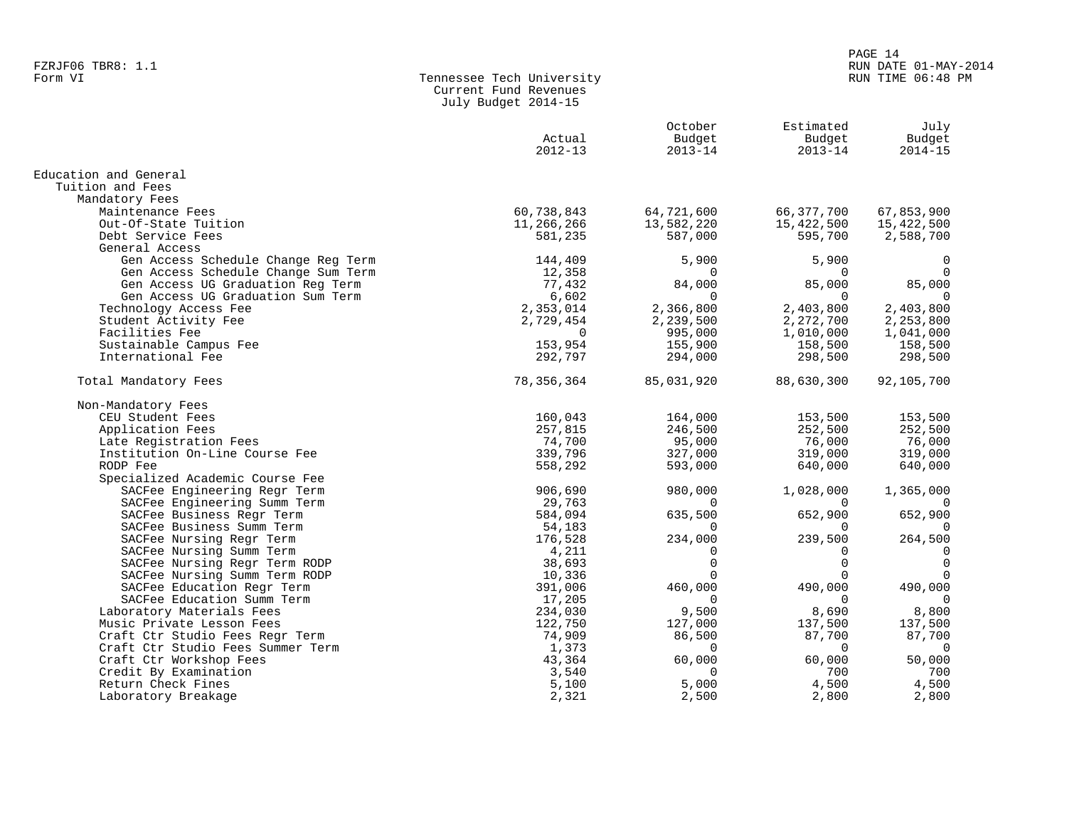FZRJF06 TBR8: 1.1
Form VI

# Tennessee Tech University
## Current Fund Revenues
### July Budget 2014-15

| | Actual 2012-13 | October Budget 2013-14 | Estimated Budget 2013-14 | July Budget 2014-15 |
|---|---|---|---|---|
| Education and General | | | | |
| Tuition and Fees | | | | |
| Mandatory Fees | | | | |
| Maintenance Fees | 60,738,843 | 64,721,600 | 66,377,700 | 67,853,900 |
| Out-Of-State Tuition | 11,266,266 | 13,582,220 | 15,422,500 | 15,422,500 |
| Debt Service Fees | 581,235 | 587,000 | 595,700 | 2,588,700 |
| General Access | | | | |
| Gen Access Schedule Change Reg Term | 144,409 | 5,900 | 5,900 | 0 |
| Gen Access Schedule Change Sum Term | 12,358 | 0 | 0 | 0 |
| Gen Access UG Graduation Reg Term | 77,432 | 84,000 | 85,000 | 85,000 |
| Gen Access UG Graduation Sum Term | 6,602 | 0 | 0 | 0 |
| Technology Access Fee | 2,353,014 | 2,366,800 | 2,403,800 | 2,403,800 |
| Student Activity Fee | 2,729,454 | 2,239,500 | 2,272,700 | 2,253,800 |
| Facilities Fee | 0 | 995,000 | 1,010,000 | 1,041,000 |
| Sustainable Campus Fee | 153,954 | 155,900 | 158,500 | 158,500 |
| International Fee | 292,797 | 294,000 | 298,500 | 298,500 |
| Total Mandatory Fees | 78,356,364 | 85,031,920 | 88,630,300 | 92,105,700 |
| Non-Mandatory Fees | | | | |
| CEU Student Fees | 160,043 | 164,000 | 153,500 | 153,500 |
| Application Fees | 257,815 | 246,500 | 252,500 | 252,500 |
| Late Registration Fees | 74,700 | 95,000 | 76,000 | 76,000 |
| Institution On-Line Course Fee | 339,796 | 327,000 | 319,000 | 319,000 |
| RODP Fee | 558,292 | 593,000 | 640,000 | 640,000 |
| Specialized Academic Course Fee | | | | |
| SACFee Engineering Regr Term | 906,690 | 980,000 | 1,028,000 | 1,365,000 |
| SACFee Engineering Summ Term | 29,763 | 0 | 0 | 0 |
| SACFee Business Regr Term | 584,094 | 635,500 | 652,900 | 652,900 |
| SACFee Business Summ Term | 54,183 | 0 | 0 | 0 |
| SACFee Nursing Regr Term | 176,528 | 234,000 | 239,500 | 264,500 |
| SACFee Nursing Summ Term | 4,211 | 0 | 0 | 0 |
| SACFee Nursing Regr Term RODP | 38,693 | 0 | 0 | 0 |
| SACFee Nursing Summ Term RODP | 10,336 | 0 | 0 | 0 |
| SACFee Education Regr Term | 391,006 | 460,000 | 490,000 | 490,000 |
| SACFee Education Summ Term | 17,205 | 0 | 0 | 0 |
| Laboratory Materials Fees | 234,030 | 9,500 | 8,690 | 8,800 |
| Music Private Lesson Fees | 122,750 | 127,000 | 137,500 | 137,500 |
| Craft Ctr Studio Fees Regr Term | 74,909 | 86,500 | 87,700 | 87,700 |
| Craft Ctr Studio Fees Summer Term | 1,373 | 0 | 0 | 0 |
| Craft Ctr Workshop Fees | 43,364 | 60,000 | 60,000 | 50,000 |
| Credit By Examination | 3,540 | 0 | 700 | 700 |
| Return Check Fines | 5,100 | 5,000 | 4,500 | 4,500 |
| Laboratory Breakage | 2,321 | 2,500 | 2,800 | 2,800 |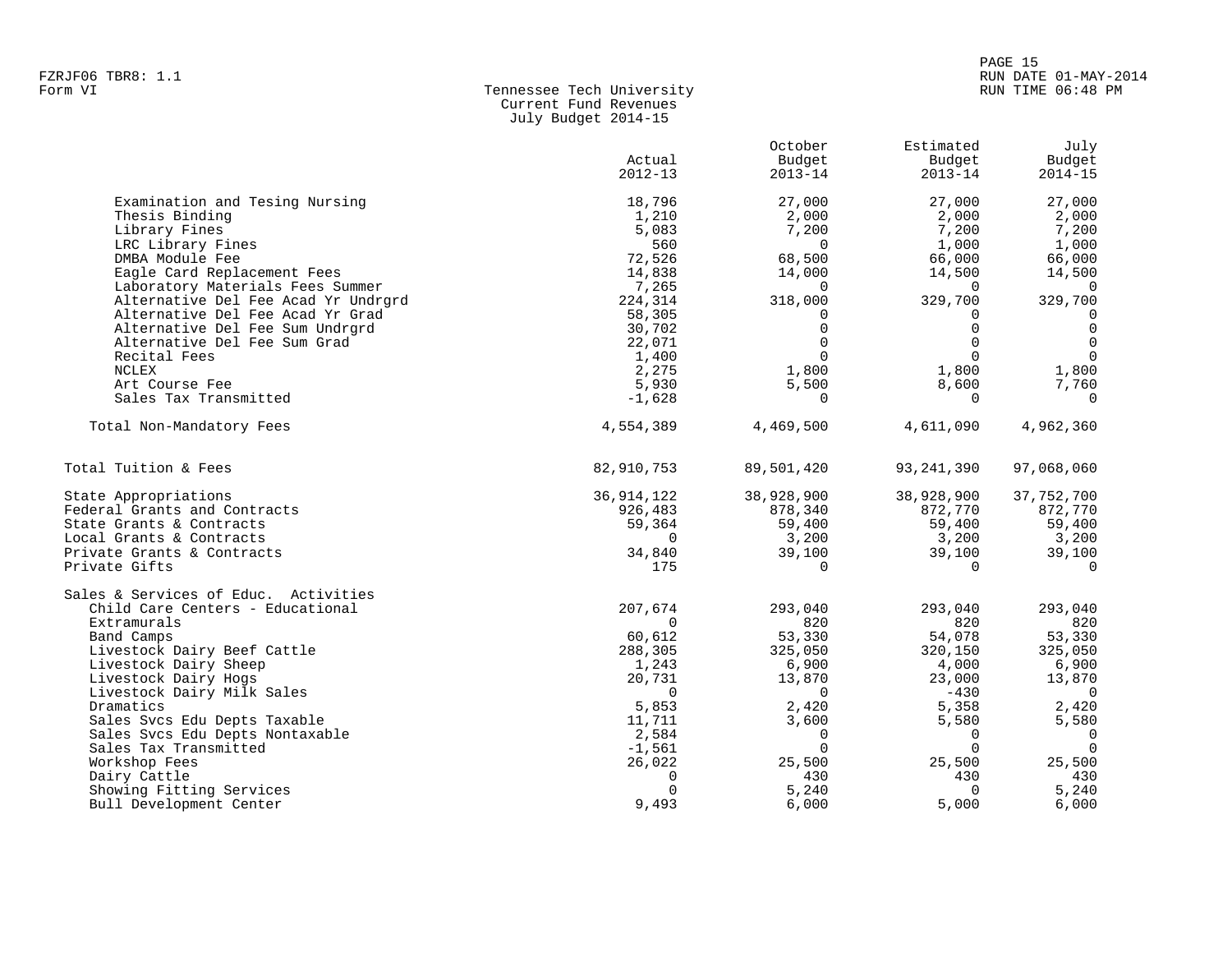FZRJF06 TBR8: 1.1
Form VI

**Tennessee Tech University**
**Current Fund Revenues**
**July Budget 2014-15**

| | Actual 2012-13 | October Budget 2013-14 | Estimated Budget 2013-14 | July Budget 2014-15 |
|---|---|---|---|---|
| Examination and Tesing Nursing | 18,796 | 27,000 | 27,000 | 27,000 |
| Thesis Binding | 1,210 | 2,000 | 2,000 | 2,000 |
| Library Fines | 5,083 | 7,200 | 7,200 | 7,200 |
| LRC Library Fines | 560 | 0 | 1,000 | 1,000 |
| DMBA Module Fee | 72,526 | 68,500 | 66,000 | 66,000 |
| Eagle Card Replacement Fees | 14,838 | 14,000 | 14,500 | 14,500 |
| Laboratory Materials Fees Summer | 7,265 | 0 | 0 | 0 |
| Alternative Del Fee Acad Yr Undrgrd | 224,314 | 318,000 | 329,700 | 329,700 |
| Alternative Del Fee Acad Yr Grad | 58,305 | 0 | 0 | 0 |
| Alternative Del Fee Sum Undrgrd | 30,702 | 0 | 0 | 0 |
| Alternative Del Fee Sum Grad | 22,071 | 0 | 0 | 0 |
| Recital Fees | 1,400 | 0 | 0 | 0 |
| NCLEX | 2,275 | 1,800 | 1,800 | 1,800 |
| Art Course Fee | 5,930 | 5,500 | 8,600 | 7,760 |
| Sales Tax Transmitted | -1,628 | 0 | 0 | 0 |
| Total Non-Mandatory Fees | 4,554,389 | 4,469,500 | 4,611,090 | 4,962,360 |
| Total Tuition & Fees | 82,910,753 | 89,501,420 | 93,241,390 | 97,068,060 |
| State Appropriations | 36,914,122 | 38,928,900 | 38,928,900 | 37,752,700 |
| Federal Grants and Contracts | 926,483 | 878,340 | 872,770 | 872,770 |
| State Grants & Contracts | 59,364 | 59,400 | 59,400 | 59,400 |
| Local Grants & Contracts | 0 | 3,200 | 3,200 | 3,200 |
| Private Grants & Contracts | 34,840 | 39,100 | 39,100 | 39,100 |
| Private Gifts | 175 | 0 | 0 | 0 |
| Sales & Services of Educ. Activities | | | | |
| Child Care Centers - Educational | 207,674 | 293,040 | 293,040 | 293,040 |
| Extramurals | 0 | 820 | 820 | 820 |
| Band Camps | 60,612 | 53,330 | 54,078 | 53,330 |
| Livestock Dairy Beef Cattle | 288,305 | 325,050 | 320,150 | 325,050 |
| Livestock Dairy Sheep | 1,243 | 6,900 | 4,000 | 6,900 |
| Livestock Dairy Hogs | 20,731 | 13,870 | 23,000 | 13,870 |
| Livestock Dairy Milk Sales | 0 | 0 | -430 | 0 |
| Dramatics | 5,853 | 2,420 | 5,358 | 2,420 |
| Sales Svcs Edu Depts Taxable | 11,711 | 3,600 | 5,580 | 5,580 |
| Sales Svcs Edu Depts Nontaxable | 2,584 | 0 | 0 | 0 |
| Sales Tax Transmitted | -1,561 | 0 | 0 | 0 |
| Workshop Fees | 26,022 | 25,500 | 25,500 | 25,500 |
| Dairy Cattle | 0 | 430 | 430 | 430 |
| Showing Fitting Services | 0 | 5,240 | 0 | 5,240 |
| Bull Development Center | 9,493 | 6,000 | 5,000 | 6,000 |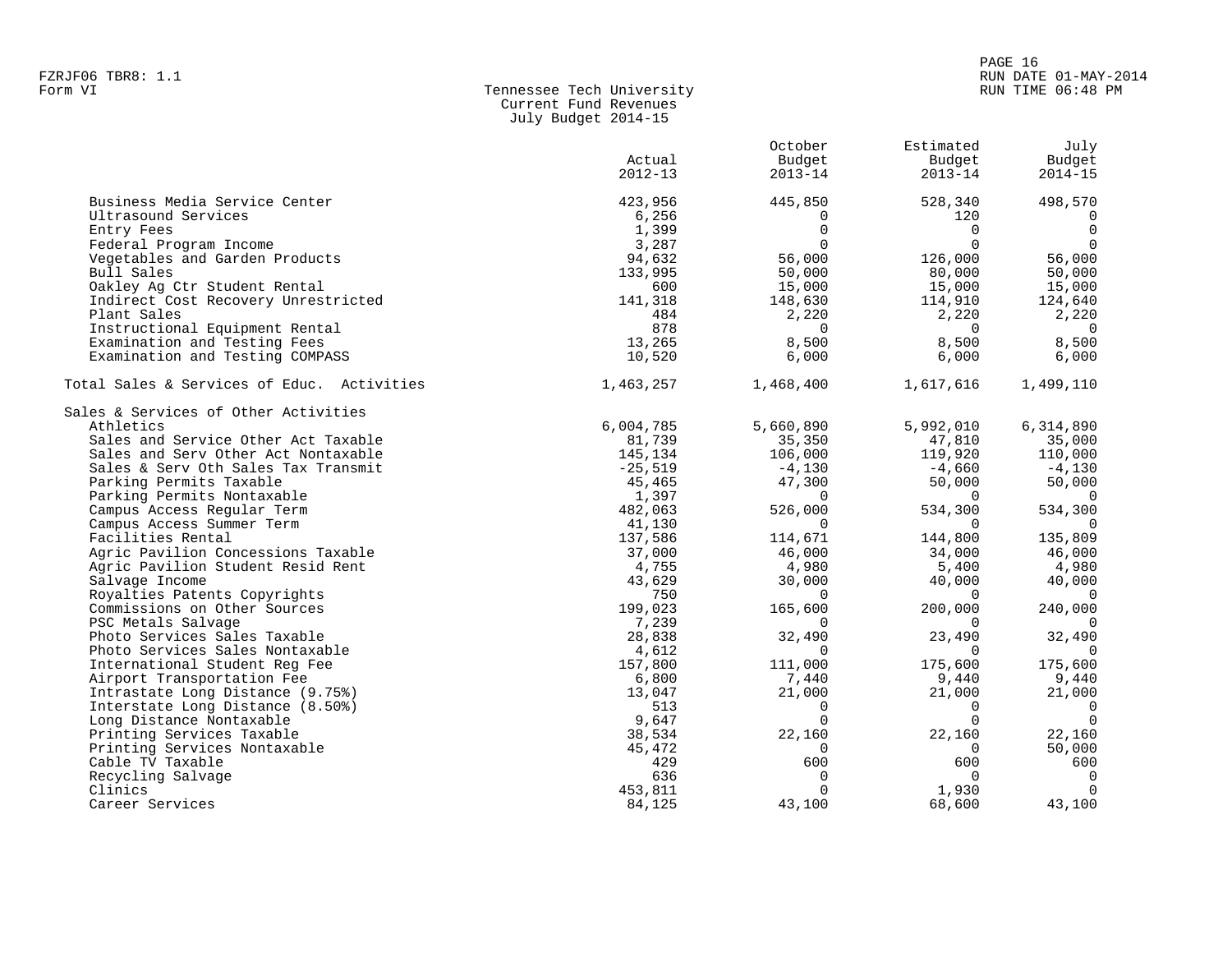Tennessee Tech University
Current Fund Revenues
July Budget 2014-15

| | Actual 2012-13 | October Budget 2013-14 | Estimated Budget 2013-14 | July Budget 2014-15 |
|---|---|---|---|---|
| Business Media Service Center | 423,956 | 445,850 | 528,340 | 498,570 |
| Ultrasound Services | 6,256 | 0 | 120 | 0 |
| Entry Fees | 1,399 | 0 | 0 | 0 |
| Federal Program Income | 3,287 | 0 | 0 | 0 |
| Vegetables and Garden Products | 94,632 | 56,000 | 126,000 | 56,000 |
| Bull Sales | 133,995 | 50,000 | 80,000 | 50,000 |
| Oakley Ag Ctr Student Rental | 600 | 15,000 | 15,000 | 15,000 |
| Indirect Cost Recovery Unrestricted | 141,318 | 148,630 | 114,910 | 124,640 |
| Plant Sales | 484 | 2,220 | 2,220 | 2,220 |
| Instructional Equipment Rental | 878 | 0 | 0 | 0 |
| Examination and Testing Fees | 13,265 | 8,500 | 8,500 | 8,500 |
| Examination and Testing COMPASS | 10,520 | 6,000 | 6,000 | 6,000 |
| Total Sales & Services of Educ. Activities | 1,463,257 | 1,468,400 | 1,617,616 | 1,499,110 |
| Sales & Services of Other Activities | | | | |
| Athletics | 6,004,785 | 5,660,890 | 5,992,010 | 6,314,890 |
| Sales and Service Other Act Taxable | 81,739 | 35,350 | 47,810 | 35,000 |
| Sales and Serv Other Act Nontaxable | 145,134 | 106,000 | 119,920 | 110,000 |
| Sales & Serv Oth Sales Tax Transmit | -25,519 | -4,130 | -4,660 | -4,130 |
| Parking Permits Taxable | 45,465 | 47,300 | 50,000 | 50,000 |
| Parking Permits Nontaxable | 1,397 | 0 | 0 | 0 |
| Campus Access Regular Term | 482,063 | 526,000 | 534,300 | 534,300 |
| Campus Access Summer Term | 41,130 | 0 | 0 | 0 |
| Facilities Rental | 137,586 | 114,671 | 144,800 | 135,809 |
| Agric Pavilion Concessions Taxable | 37,000 | 46,000 | 34,000 | 46,000 |
| Agric Pavilion Student Resid Rent | 4,755 | 4,980 | 5,400 | 4,980 |
| Salvage Income | 43,629 | 30,000 | 40,000 | 40,000 |
| Royalties Patents Copyrights | 750 | 0 | 0 | 0 |
| Commissions on Other Sources | 199,023 | 165,600 | 200,000 | 240,000 |
| PSC Metals Salvage | 7,239 | 0 | 0 | 0 |
| Photo Services Sales Taxable | 28,838 | 32,490 | 23,490 | 32,490 |
| Photo Services Sales Nontaxable | 4,612 | 0 | 0 | 0 |
| International Student Reg Fee | 157,800 | 111,000 | 175,600 | 175,600 |
| Airport Transportation Fee | 6,800 | 7,440 | 9,440 | 9,440 |
| Intrastate Long Distance (9.75%) | 13,047 | 21,000 | 21,000 | 21,000 |
| Interstate Long Distance (8.50%) | 513 | 0 | 0 | 0 |
| Long Distance Nontaxable | 9,647 | 0 | 0 | 0 |
| Printing Services Taxable | 38,534 | 22,160 | 22,160 | 22,160 |
| Printing Services Nontaxable | 45,472 | 0 | 0 | 50,000 |
| Cable TV Taxable | 429 | 600 | 600 | 600 |
| Recycling Salvage | 636 | 0 | 0 | 0 |
| Clinics | 453,811 | 0 | 1,930 | 0 |
| Career Services | 84,125 | 43,100 | 68,600 | 43,100 |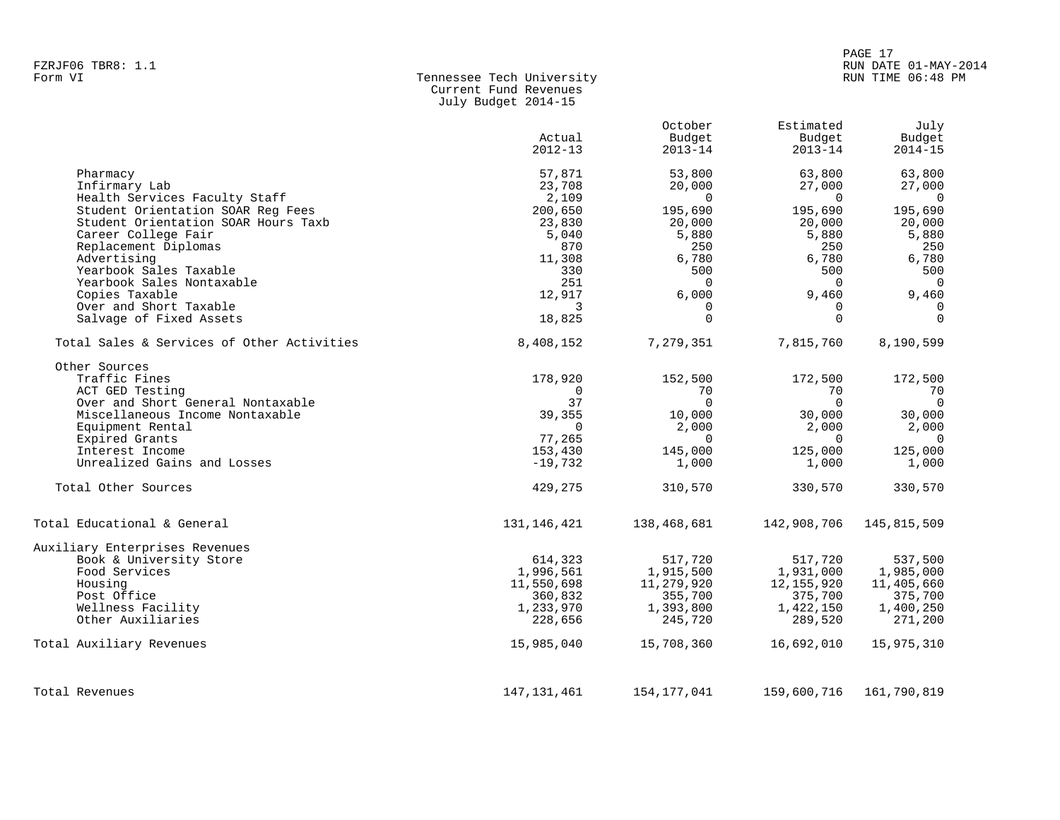FZRJF06 TBR8: 1.1
Form VI

# Tennessee Tech University
## Current Fund Revenues
### July Budget 2014-15

| | Actual 2012-13 | October Budget 2013-14 | Estimated Budget 2013-14 | July Budget 2014-15 |
|---|---|---|---|---|
| Pharmacy | 57,871 | 53,800 | 63,800 | 63,800 |
| Infirmary Lab | 23,708 | 20,000 | 27,000 | 27,000 |
| Health Services Faculty Staff | 2,109 | 0 | 0 | 0 |
| Student Orientation SOAR Reg Fees | 200,650 | 195,690 | 195,690 | 195,690 |
| Student Orientation SOAR Hours Taxb | 23,830 | 20,000 | 20,000 | 20,000 |
| Career College Fair | 5,040 | 5,880 | 5,880 | 5,880 |
| Replacement Diplomas | 870 | 250 | 250 | 250 |
| Advertising | 11,308 | 6,780 | 6,780 | 6,780 |
| Yearbook Sales Taxable | 330 | 500 | 500 | 500 |
| Yearbook Sales Nontaxable | 251 | 0 | 0 | 0 |
| Copies Taxable | 12,917 | 6,000 | 9,460 | 9,460 |
| Over and Short Taxable | 3 | 0 | 0 | 0 |
| Salvage of Fixed Assets | 18,825 | 0 | 0 | 0 |
| Total Sales & Services of Other Activities | 8,408,152 | 7,279,351 | 7,815,760 | 8,190,599 |
| Other Sources | | | | |
| Traffic Fines | 178,920 | 152,500 | 172,500 | 172,500 |
| ACT GED Testing | 0 | 70 | 70 | 70 |
| Over and Short General Nontaxable | 37 | 0 | 0 | 0 |
| Miscellaneous Income Nontaxable | 39,355 | 10,000 | 30,000 | 30,000 |
| Equipment Rental | 0 | 2,000 | 2,000 | 2,000 |
| Expired Grants | 77,265 | 0 | 0 | 0 |
| Interest Income | 153,430 | 145,000 | 125,000 | 125,000 |
| Unrealized Gains and Losses | -19,732 | 1,000 | 1,000 | 1,000 |
| Total Other Sources | 429,275 | 310,570 | 330,570 | 330,570 |
| Total Educational & General | 131,146,421 | 138,468,681 | 142,908,706 | 145,815,509 |
| Auxiliary Enterprises Revenues | | | | |
| Book & University Store | 614,323 | 517,720 | 517,720 | 537,500 |
| Food Services | 1,996,561 | 1,915,500 | 1,931,000 | 1,985,000 |
| Housing | 11,550,698 | 11,279,920 | 12,155,920 | 11,405,660 |
| Post Office | 360,832 | 355,700 | 375,700 | 375,700 |
| Wellness Facility | 1,233,970 | 1,393,800 | 1,422,150 | 1,400,250 |
| Other Auxiliaries | 228,656 | 245,720 | 289,520 | 271,200 |
| Total Auxiliary Revenues | 15,985,040 | 15,708,360 | 16,692,010 | 15,975,310 |
| Total Revenues | 147,131,461 | 154,177,041 | 159,600,716 | 161,790,819 |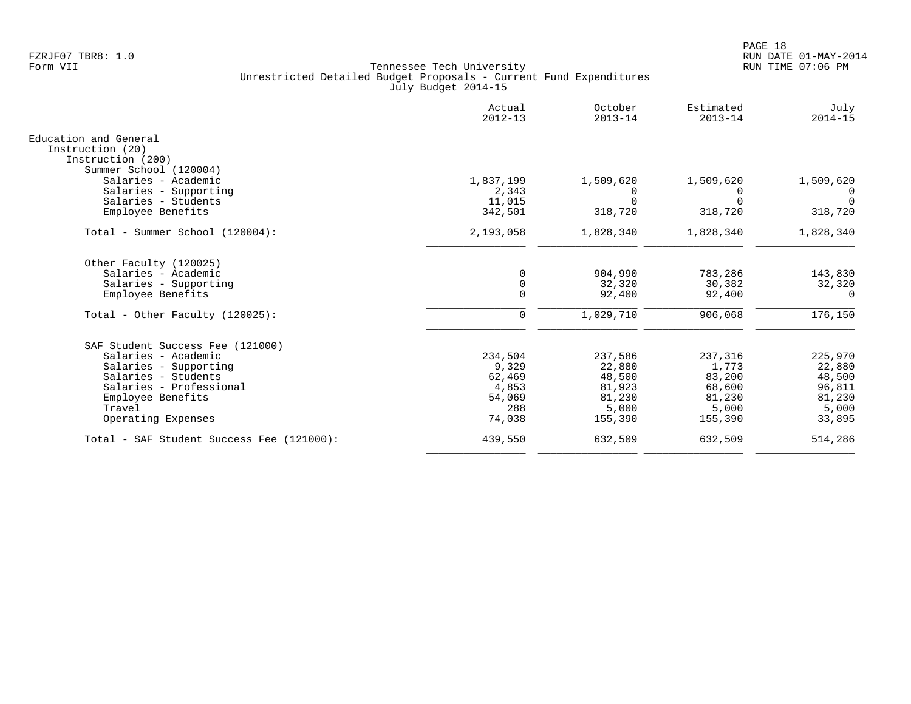Tennessee Tech University
Unrestricted Detailed Budget Proposals - Current Fund Expenditures
July Budget 2014-15

| | Actual 2012-13 | October 2013-14 | Estimated 2013-14 | July 2014-15 |
|---|---|---|---|---|
| **Education and General** | | | | |
| Instruction (20) | | | | |
| Instruction (200) | | | | |
| Summer School (120004) | | | | |
| Salaries - Academic | 1,837,199 | 1,509,620 | 1,509,620 | 1,509,620 |
| Salaries - Supporting | 2,343 | 0 | 0 | 0 |
| Salaries - Students | 11,015 | 0 | 0 | 0 |
| Employee Benefits | 342,501 | 318,720 | 318,720 | 318,720 |
| Total - Summer School (120004): | 2,193,058 | 1,828,340 | 1,828,340 | 1,828,340 |
| Other Faculty (120025) | | | | |
| Salaries - Academic | 0 | 904,990 | 783,286 | 143,830 |
| Salaries - Supporting | 0 | 32,320 | 30,382 | 32,320 |
| Employee Benefits | 0 | 92,400 | 92,400 | 0 |
| Total - Other Faculty (120025): | 0 | 1,029,710 | 906,068 | 176,150 |
| SAF Student Success Fee (121000) | | | | |
| Salaries - Academic | 234,504 | 237,586 | 237,316 | 225,970 |
| Salaries - Supporting | 9,329 | 22,880 | 1,773 | 22,880 |
| Salaries - Students | 62,469 | 48,500 | 83,200 | 48,500 |
| Salaries - Professional | 4,853 | 81,923 | 68,600 | 96,811 |
| Employee Benefits | 54,069 | 81,230 | 81,230 | 81,230 |
| Travel | 288 | 5,000 | 5,000 | 5,000 |
| Operating Expenses | 74,038 | 155,390 | 155,390 | 33,895 |
| Total - SAF Student Success Fee (121000): | 439,550 | 632,509 | 632,509 | 514,286 |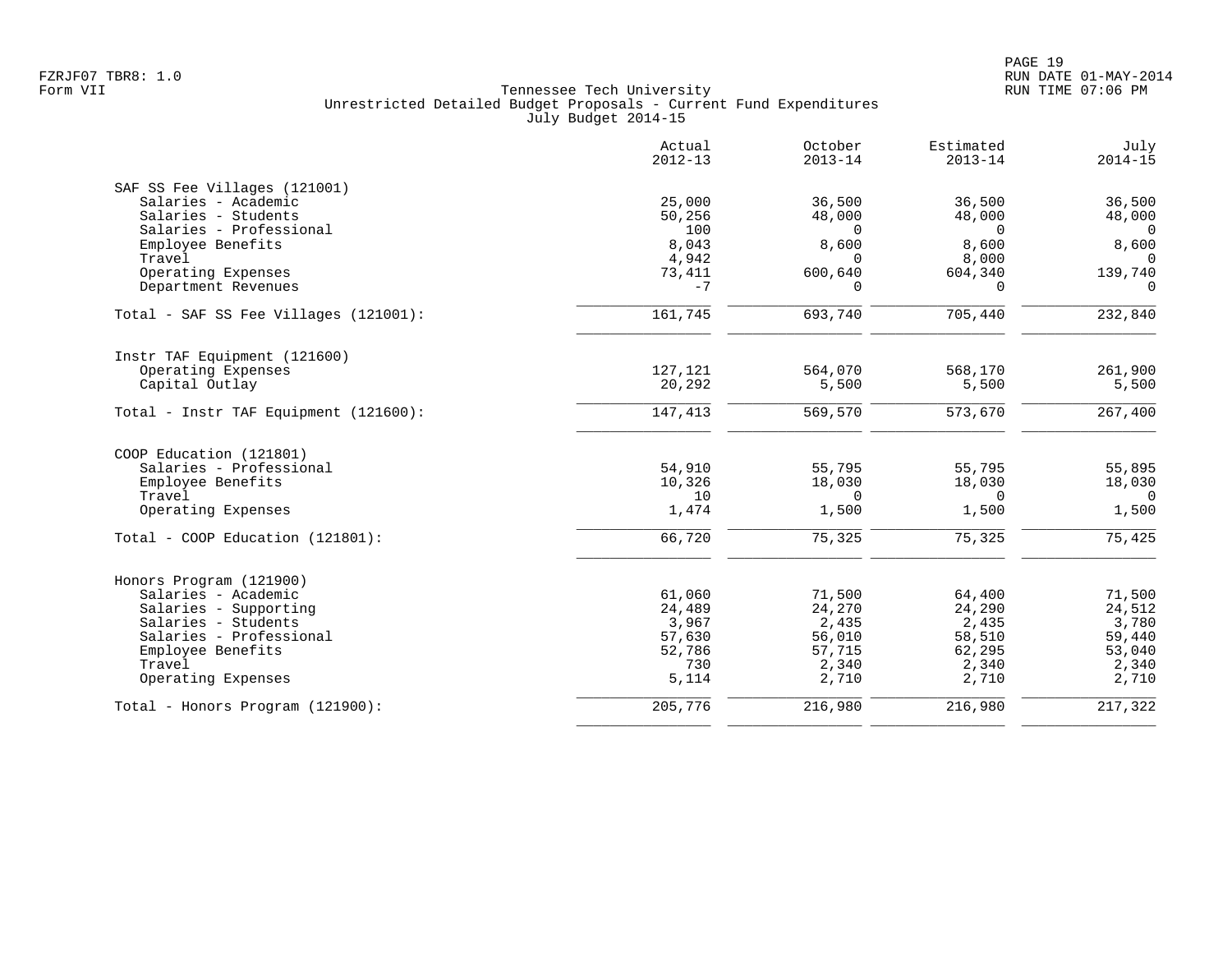Tennessee Tech University
Unrestricted Detailed Budget Proposals - Current Fund Expenditures
July Budget 2014-15

| | Actual 2012-13 | October 2013-14 | Estimated 2013-14 | July 2014-15 |
|---|---|---|---|---|
| **SAF SS Fee Villages (121001)** | | | | |
| Salaries - Academic | 25,000 | 36,500 | 36,500 | 36,500 |
| Salaries - Students | 50,256 | 48,000 | 48,000 | 48,000 |
| Salaries - Professional | 100 | 0 | 0 | 0 |
| Employee Benefits | 8,043 | 8,600 | 8,600 | 8,600 |
| Travel | 4,942 | 0 | 8,000 | 0 |
| Operating Expenses | 73,411 | 600,640 | 604,340 | 139,740 |
| Department Revenues | -7 | 0 | 0 | 0 |
| Total - SAF SS Fee Villages (121001): | 161,745 | 693,740 | 705,440 | 232,840 |
| **Instr TAF Equipment (121600)** | | | | |
| Operating Expenses | 127,121 | 564,070 | 568,170 | 261,900 |
| Capital Outlay | 20,292 | 5,500 | 5,500 | 5,500 |
| Total - Instr TAF Equipment (121600): | 147,413 | 569,570 | 573,670 | 267,400 |
| **COOP Education (121801)** | | | | |
| Salaries - Professional | 54,910 | 55,795 | 55,795 | 55,895 |
| Employee Benefits | 10,326 | 18,030 | 18,030 | 18,030 |
| Travel | 10 | 0 | 0 | 0 |
| Operating Expenses | 1,474 | 1,500 | 1,500 | 1,500 |
| Total - COOP Education (121801): | 66,720 | 75,325 | 75,325 | 75,425 |
| **Honors Program (121900)** | | | | |
| Salaries - Academic | 61,060 | 71,500 | 64,400 | 71,500 |
| Salaries - Supporting | 24,489 | 24,270 | 24,290 | 24,512 |
| Salaries - Students | 3,967 | 2,435 | 2,435 | 3,780 |
| Salaries - Professional | 57,630 | 56,010 | 58,510 | 59,440 |
| Employee Benefits | 52,786 | 57,715 | 62,295 | 53,040 |
| Travel | 730 | 2,340 | 2,340 | 2,340 |
| Operating Expenses | 5,114 | 2,710 | 2,710 | 2,710 |
| Total - Honors Program (121900): | 205,776 | 216,980 | 216,980 | 217,322 |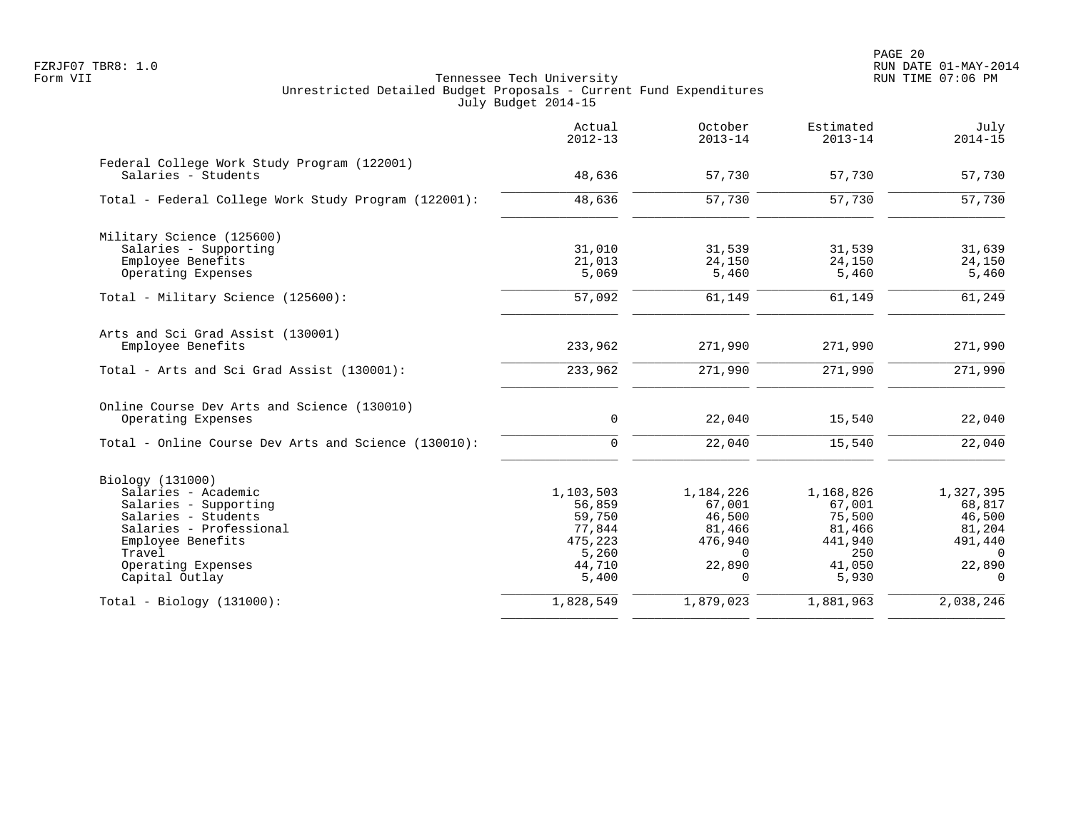Tennessee Tech University
Unrestricted Detailed Budget Proposals - Current Fund Expenditures
July Budget 2014-15

| | Actual 2012-13 | October 2013-14 | Estimated 2013-14 | July 2014-15 |
|---|---|---|---|---|
| **Federal College Work Study Program (122001)** | | | | |
| Salaries - Students | 48,636 | 57,730 | 57,730 | 57,730 |
| Total - Federal College Work Study Program (122001): | 48,636 | 57,730 | 57,730 | 57,730 |
| **Military Science (125600)** | | | | |
| Salaries - Supporting | 31,010 | 31,539 | 31,539 | 31,639 |
| Employee Benefits | 21,013 | 24,150 | 24,150 | 24,150 |
| Operating Expenses | 5,069 | 5,460 | 5,460 | 5,460 |
| Total - Military Science (125600): | 57,092 | 61,149 | 61,149 | 61,249 |
| **Arts and Sci Grad Assist (130001)** | | | | |
| Employee Benefits | 233,962 | 271,990 | 271,990 | 271,990 |
| Total - Arts and Sci Grad Assist (130001): | 233,962 | 271,990 | 271,990 | 271,990 |
| **Online Course Dev Arts and Science (130010)** | | | | |
| Operating Expenses | 0 | 22,040 | 15,540 | 22,040 |
| Total - Online Course Dev Arts and Science (130010): | 0 | 22,040 | 15,540 | 22,040 |
| **Biology (131000)** | | | | |
| Salaries - Academic | 1,103,503 | 1,184,226 | 1,168,826 | 1,327,395 |
| Salaries - Supporting | 56,859 | 67,001 | 67,001 | 68,817 |
| Salaries - Students | 59,750 | 46,500 | 75,500 | 46,500 |
| Salaries - Professional | 77,844 | 81,466 | 81,466 | 81,204 |
| Employee Benefits | 475,223 | 476,940 | 441,940 | 491,440 |
| Travel | 5,260 | 0 | 250 | 0 |
| Operating Expenses | 44,710 | 22,890 | 41,050 | 22,890 |
| Capital Outlay | 5,400 | 0 | 5,930 | 0 |
| Total - Biology (131000): | 1,828,549 | 1,879,023 | 1,881,963 | 2,038,246 |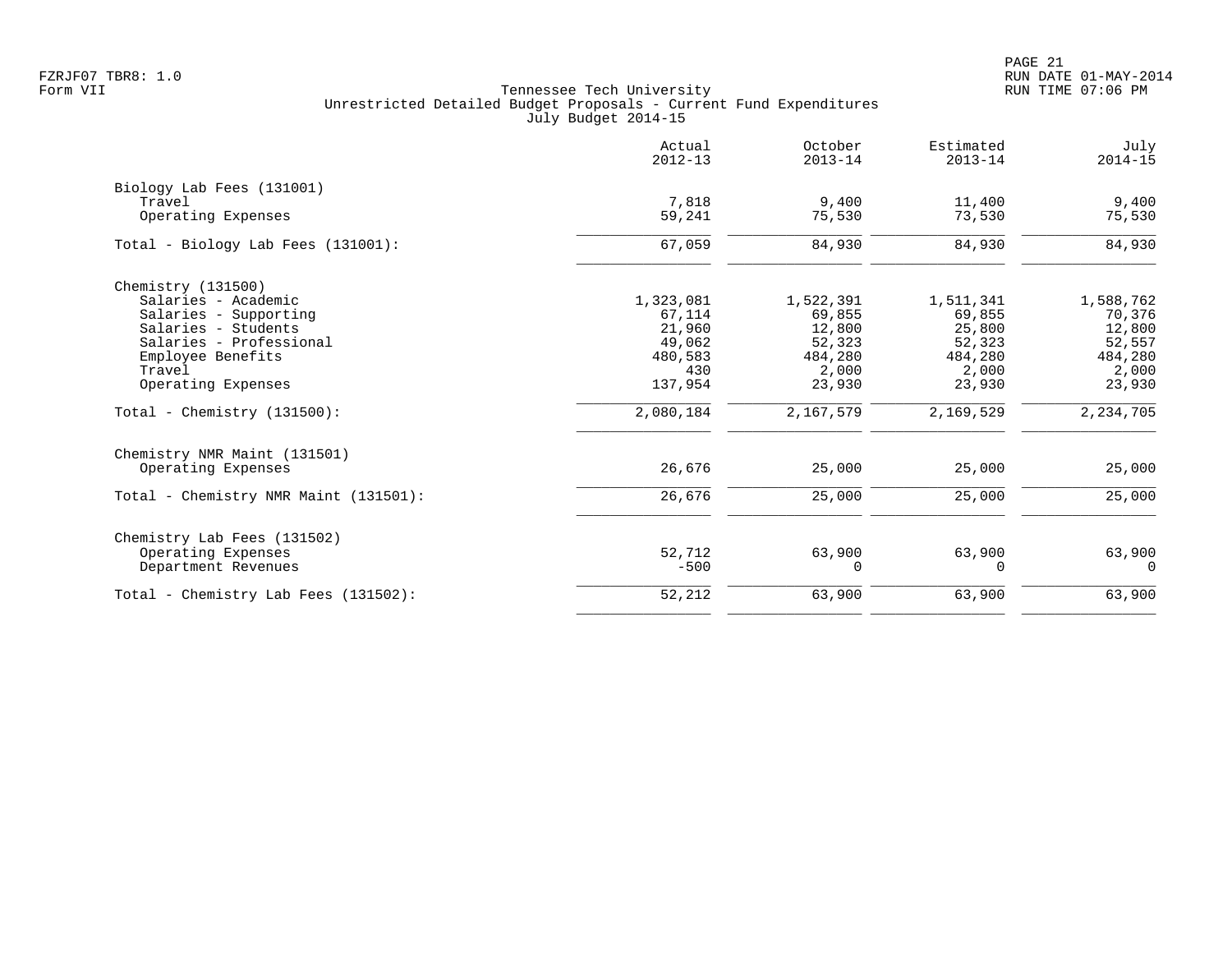Tennessee Tech University
Unrestricted Detailed Budget Proposals - Current Fund Expenditures
July Budget 2014-15

| | Actual 2012-13 | October 2013-14 | Estimated 2013-14 | July 2014-15 |
|---|---|---|---|---|
| **Biology Lab Fees (131001)** | | | | |
| Travel | 7,818 | 9,400 | 11,400 | 9,400 |
| Operating Expenses | 59,241 | 75,530 | 73,530 | 75,530 |
| Total - Biology Lab Fees (131001): | 67,059 | 84,930 | 84,930 | 84,930 |
| **Chemistry (131500)** | | | | |
| Salaries - Academic | 1,323,081 | 1,522,391 | 1,511,341 | 1,588,762 |
| Salaries - Supporting | 67,114 | 69,855 | 69,855 | 70,376 |
| Salaries - Students | 21,960 | 12,800 | 25,800 | 12,800 |
| Salaries - Professional | 49,062 | 52,323 | 52,323 | 52,557 |
| Employee Benefits | 480,583 | 484,280 | 484,280 | 484,280 |
| Travel | 430 | 2,000 | 2,000 | 2,000 |
| Operating Expenses | 137,954 | 23,930 | 23,930 | 23,930 |
| Total - Chemistry (131500): | 2,080,184 | 2,167,579 | 2,169,529 | 2,234,705 |
| **Chemistry NMR Maint (131501)** | | | | |
| Operating Expenses | 26,676 | 25,000 | 25,000 | 25,000 |
| Total - Chemistry NMR Maint (131501): | 26,676 | 25,000 | 25,000 | 25,000 |
| **Chemistry Lab Fees (131502)** | | | | |
| Operating Expenses | 52,712 | 63,900 | 63,900 | 63,900 |
| Department Revenues | -500 | 0 | 0 | 0 |
| Total - Chemistry Lab Fees (131502): | 52,212 | 63,900 | 63,900 | 63,900 |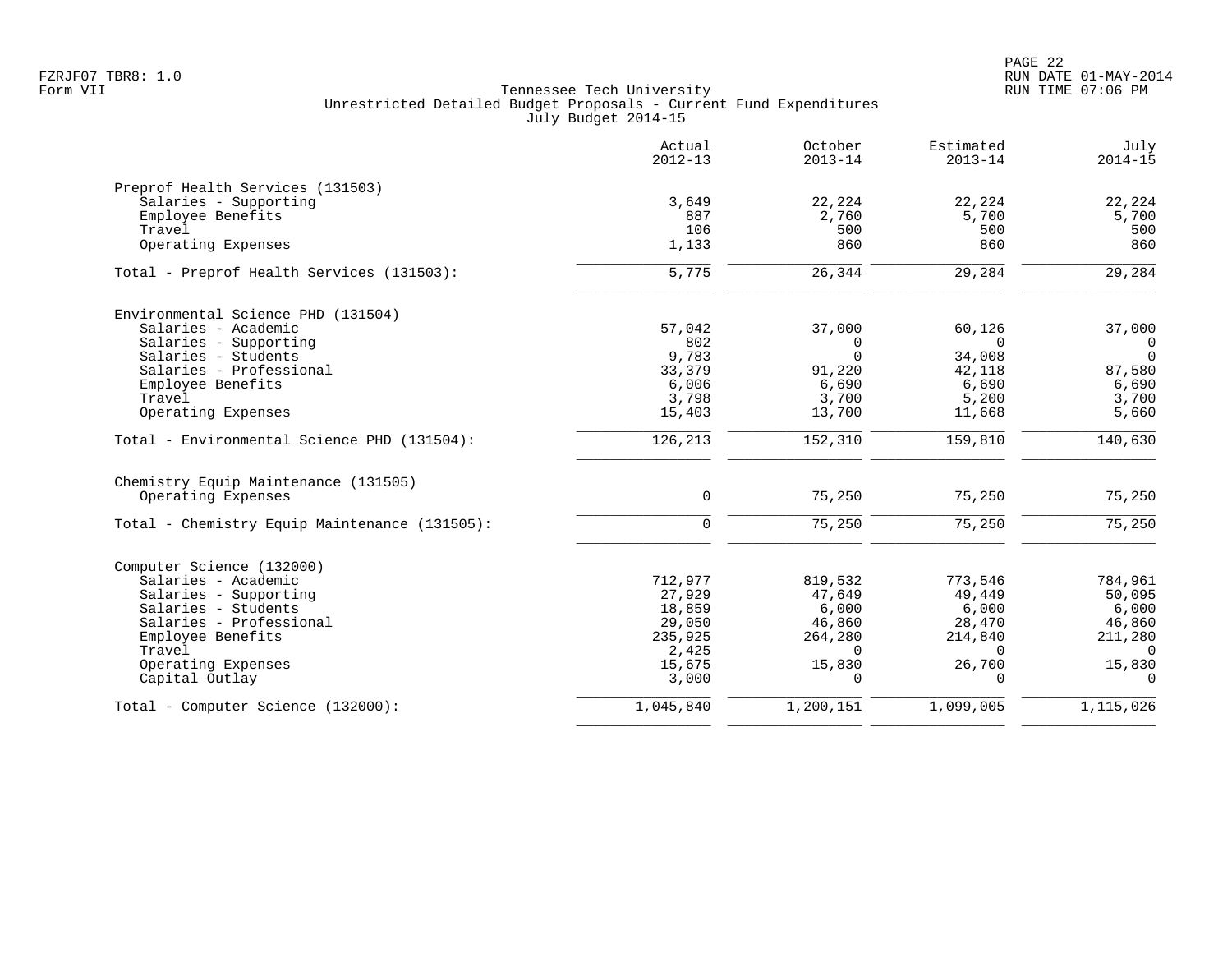Tennessee Tech University
Unrestricted Detailed Budget Proposals - Current Fund Expenditures
July Budget 2014-15

| | Actual 2012-13 | October 2013-14 | Estimated 2013-14 | July 2014-15 |
|---|---|---|---|---|
| **Preprof Health Services (131503)** | | | | |
| Salaries - Supporting | 3,649 | 22,224 | 22,224 | 22,224 |
| Employee Benefits | 887 | 2,760 | 5,700 | 5,700 |
| Travel | 106 | 500 | 500 | 500 |
| Operating Expenses | 1,133 | 860 | 860 | 860 |
| Total - Preprof Health Services (131503): | 5,775 | 26,344 | 29,284 | 29,284 |
| **Environmental Science PHD (131504)** | | | | |
| Salaries - Academic | 57,042 | 37,000 | 60,126 | 37,000 |
| Salaries - Supporting | 802 | 0 | 0 | 0 |
| Salaries - Students | 9,783 | 0 | 34,008 | 0 |
| Salaries - Professional | 33,379 | 91,220 | 42,118 | 87,580 |
| Employee Benefits | 6,006 | 6,690 | 6,690 | 6,690 |
| Travel | 3,798 | 3,700 | 5,200 | 3,700 |
| Operating Expenses | 15,403 | 13,700 | 11,668 | 5,660 |
| Total - Environmental Science PHD (131504): | 126,213 | 152,310 | 159,810 | 140,630 |
| **Chemistry Equip Maintenance (131505)** | | | | |
| Operating Expenses | 0 | 75,250 | 75,250 | 75,250 |
| Total - Chemistry Equip Maintenance (131505): | 0 | 75,250 | 75,250 | 75,250 |
| **Computer Science (132000)** | | | | |
| Salaries - Academic | 712,977 | 819,532 | 773,546 | 784,961 |
| Salaries - Supporting | 27,929 | 47,649 | 49,449 | 50,095 |
| Salaries - Students | 18,859 | 6,000 | 6,000 | 6,000 |
| Salaries - Professional | 29,050 | 46,860 | 28,470 | 46,860 |
| Employee Benefits | 235,925 | 264,280 | 214,840 | 211,280 |
| Travel | 2,425 | 0 | 0 | 0 |
| Operating Expenses | 15,675 | 15,830 | 26,700 | 15,830 |
| Capital Outlay | 3,000 | 0 | 0 | 0 |
| Total - Computer Science (132000): | 1,045,840 | 1,200,151 | 1,099,005 | 1,115,026 |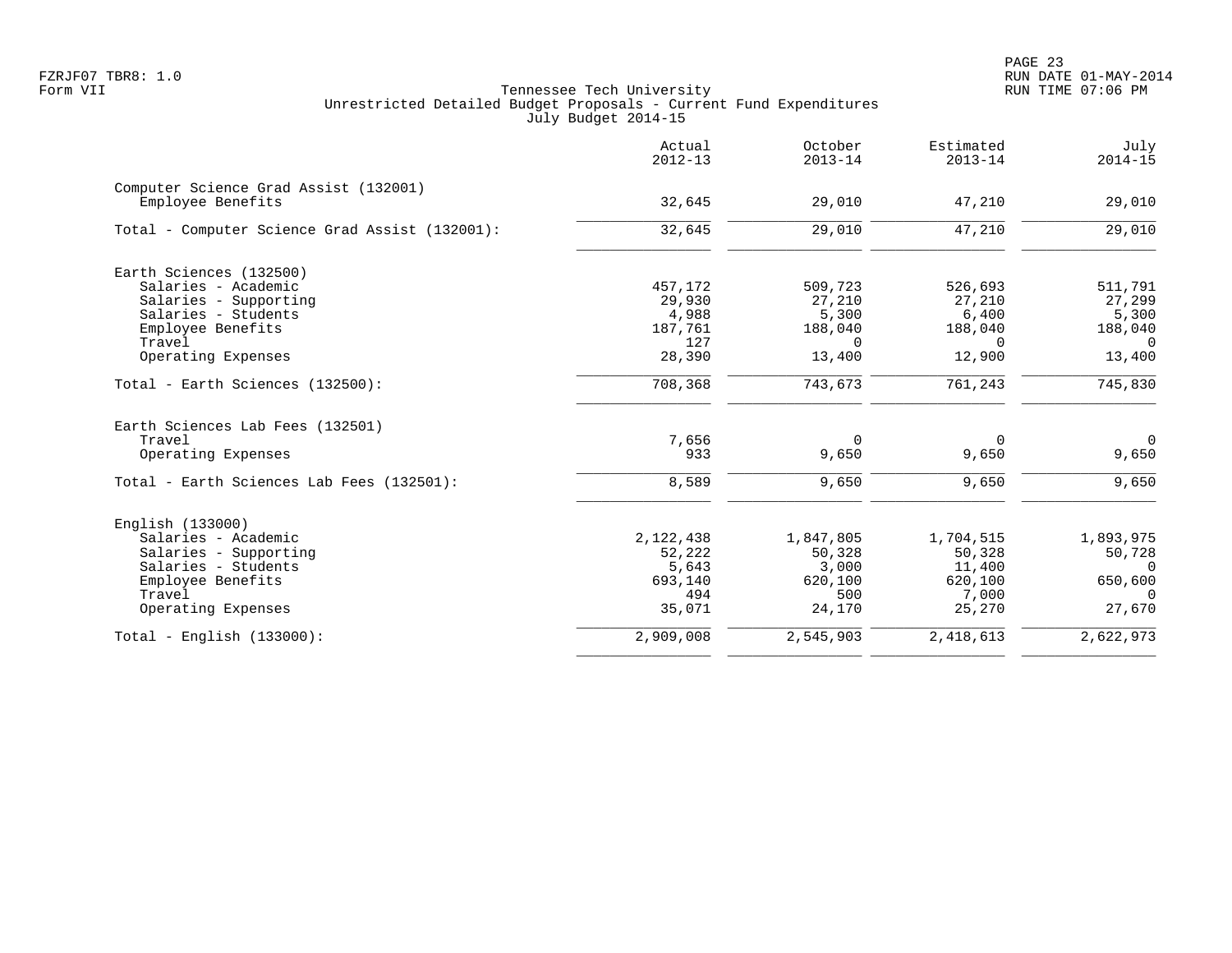FZRJF07 TBR8: 1.0
Form VII

Tennessee Tech University
Unrestricted Detailed Budget Proposals - Current Fund Expenditures
July Budget 2014-15

RUN DATE 01-MAY-2014
RUN TIME 07:06 PM

| | Actual 2012-13 | October 2013-14 | Estimated 2013-14 | July 2014-15 |
|---|---|---|---|---|
| **Computer Science Grad Assist (132001)** | | | | |
| Employee Benefits | 32,645 | 29,010 | 47,210 | 29,010 |
| Total - Computer Science Grad Assist (132001): | 32,645 | 29,010 | 47,210 | 29,010 |
| **Earth Sciences (132500)** | | | | |
| Salaries - Academic | 457,172 | 509,723 | 526,693 | 511,791 |
| Salaries - Supporting | 29,930 | 27,210 | 27,210 | 27,299 |
| Salaries - Students | 4,988 | 5,300 | 6,400 | 5,300 |
| Employee Benefits | 187,761 | 188,040 | 188,040 | 188,040 |
| Travel | 127 | 0 | 0 | 0 |
| Operating Expenses | 28,390 | 13,400 | 12,900 | 13,400 |
| Total - Earth Sciences (132500): | 708,368 | 743,673 | 761,243 | 745,830 |
| **Earth Sciences Lab Fees (132501)** | | | | |
| Travel | 7,656 | 0 | 0 | 0 |
| Operating Expenses | 933 | 9,650 | 9,650 | 9,650 |
| Total - Earth Sciences Lab Fees (132501): | 8,589 | 9,650 | 9,650 | 9,650 |
| **English (133000)** | | | | |
| Salaries - Academic | 2,122,438 | 1,847,805 | 1,704,515 | 1,893,975 |
| Salaries - Supporting | 52,222 | 50,328 | 50,328 | 50,728 |
| Salaries - Students | 5,643 | 3,000 | 11,400 | 0 |
| Employee Benefits | 693,140 | 620,100 | 620,100 | 650,600 |
| Travel | 494 | 500 | 7,000 | 0 |
| Operating Expenses | 35,071 | 24,170 | 25,270 | 27,670 |
| Total - English (133000): | 2,909,008 | 2,545,903 | 2,418,613 | 2,622,973 |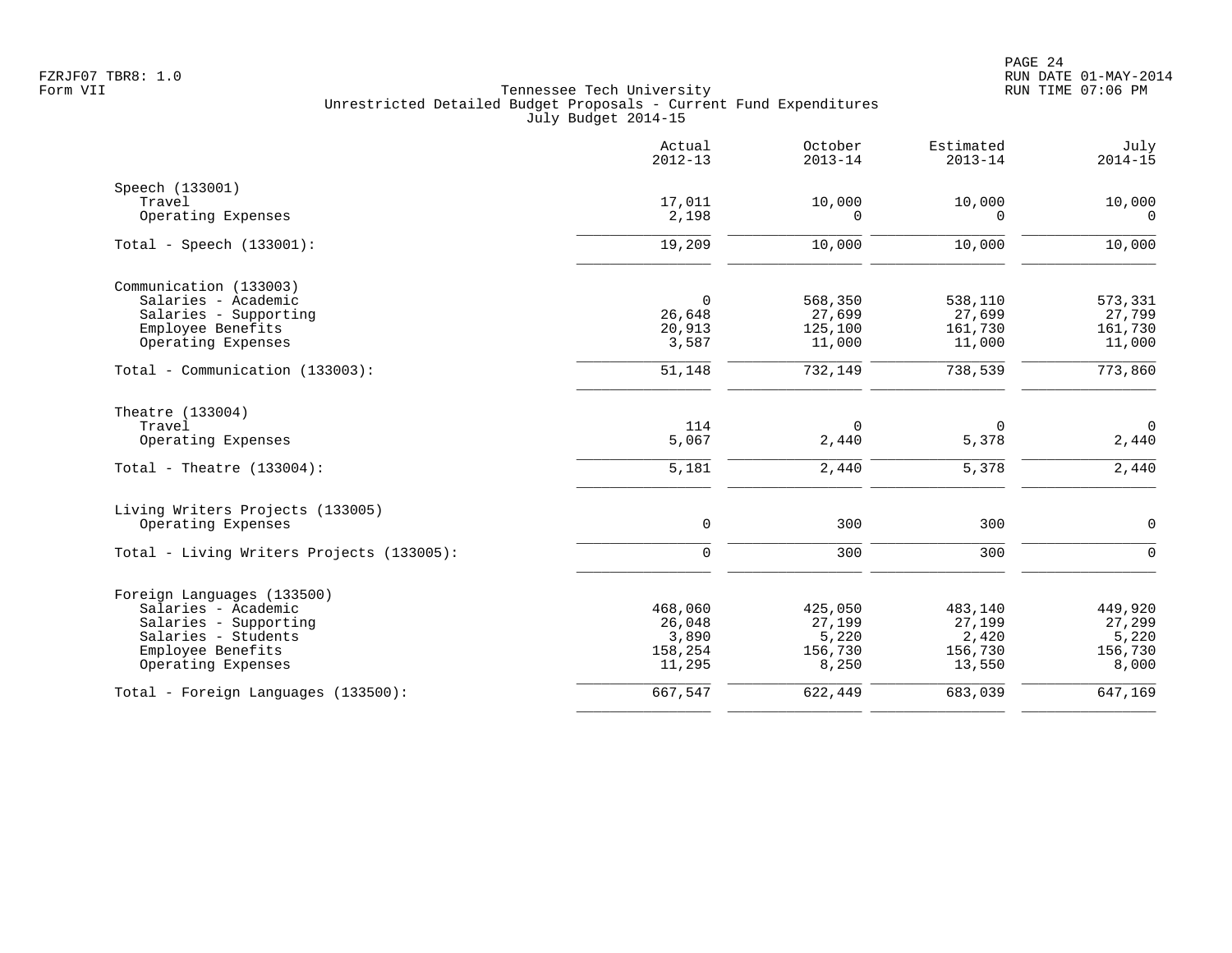Form VII

Tennessee Tech University
Unrestricted Detailed Budget Proposals - Current Fund Expenditures
July Budget 2014-15

| | Actual 2012-13 | October 2013-14 | Estimated 2013-14 | July 2014-15 |
|---|---|---|---|---|
| **Speech (133001)** | | | | |
| Travel | 17,011 | 10,000 | 10,000 | 10,000 |
| Operating Expenses | 2,198 | 0 | 0 | 0 |
| Total - Speech (133001): | 19,209 | 10,000 | 10,000 | 10,000 |
| **Communication (133003)** | | | | |
| Salaries - Academic | 0 | 568,350 | 538,110 | 573,331 |
| Salaries - Supporting | 26,648 | 27,699 | 27,699 | 27,799 |
| Employee Benefits | 20,913 | 125,100 | 161,730 | 161,730 |
| Operating Expenses | 3,587 | 11,000 | 11,000 | 11,000 |
| Total - Communication (133003): | 51,148 | 732,149 | 738,539 | 773,860 |
| **Theatre (133004)** | | | | |
| Travel | 114 | 0 | 0 | 0 |
| Operating Expenses | 5,067 | 2,440 | 5,378 | 2,440 |
| Total - Theatre (133004): | 5,181 | 2,440 | 5,378 | 2,440 |
| **Living Writers Projects (133005)** | | | | |
| Operating Expenses | 0 | 300 | 300 | 0 |
| Total - Living Writers Projects (133005): | 0 | 300 | 300 | 0 |
| **Foreign Languages (133500)** | | | | |
| Salaries - Academic | 468,060 | 425,050 | 483,140 | 449,920 |
| Salaries - Supporting | 26,048 | 27,199 | 27,199 | 27,299 |
| Salaries - Students | 3,890 | 5,220 | 2,420 | 5,220 |
| Employee Benefits | 158,254 | 156,730 | 156,730 | 156,730 |
| Operating Expenses | 11,295 | 8,250 | 13,550 | 8,000 |
| Total - Foreign Languages (133500): | 667,547 | 622,449 | 683,039 | 647,169 |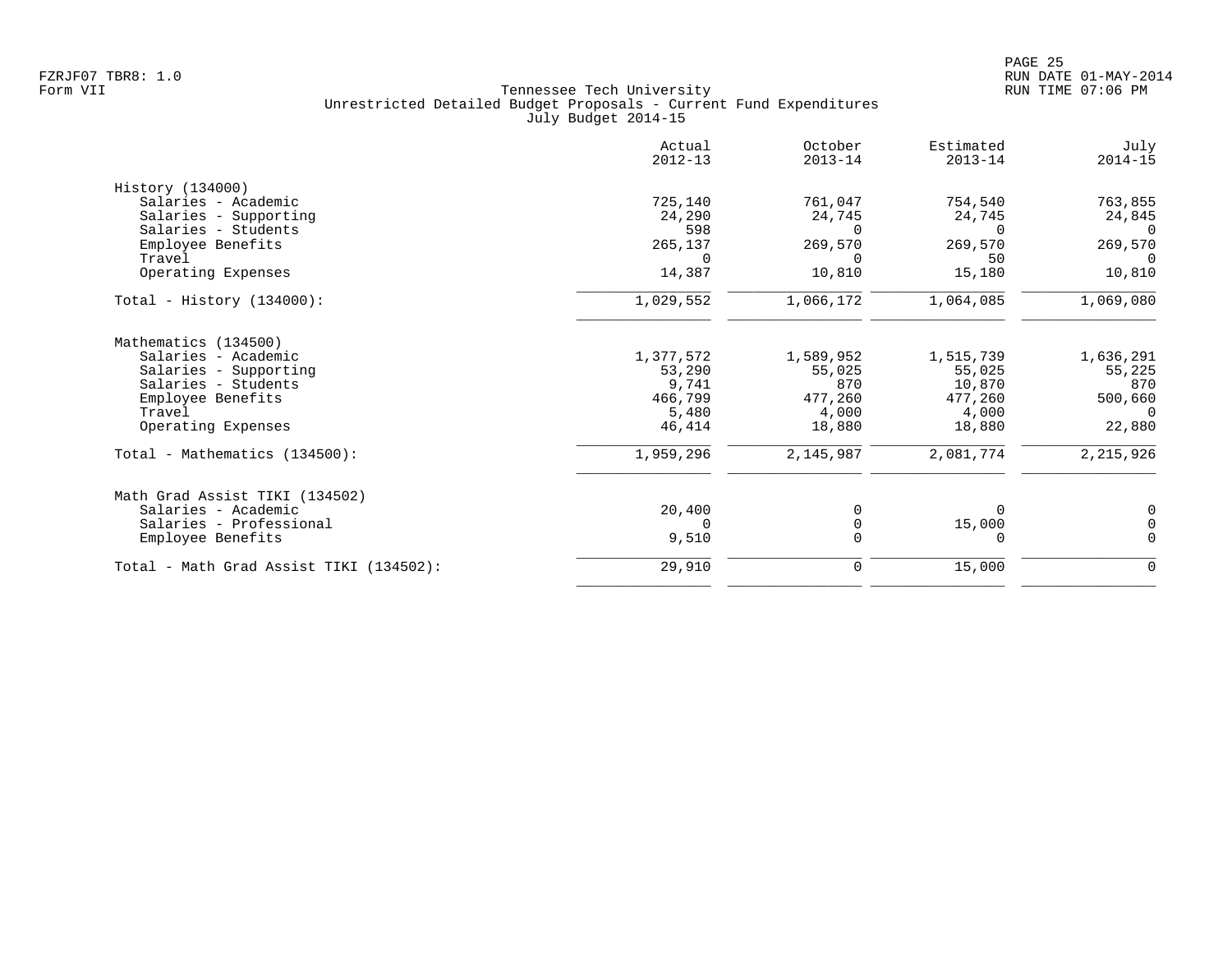Tennessee Tech University
Unrestricted Detailed Budget Proposals - Current Fund Expenditures
July Budget 2014-15

| | Actual 2012-13 | October 2013-14 | Estimated 2013-14 | July 2014-15 |
|---|---|---|---|---|
| **History (134000)** | | | | |
| Salaries - Academic | 725,140 | 761,047 | 754,540 | 763,855 |
| Salaries - Supporting | 24,290 | 24,745 | 24,745 | 24,845 |
| Salaries - Students | 598 | 0 | 0 | 0 |
| Employee Benefits | 265,137 | 269,570 | 269,570 | 269,570 |
| Travel | 0 | 0 | 50 | 0 |
| Operating Expenses | 14,387 | 10,810 | 15,180 | 10,810 |
| Total - History (134000): | 1,029,552 | 1,066,172 | 1,064,085 | 1,069,080 |
| **Mathematics (134500)** | | | | |
| Salaries - Academic | 1,377,572 | 1,589,952 | 1,515,739 | 1,636,291 |
| Salaries - Supporting | 53,290 | 55,025 | 55,025 | 55,225 |
| Salaries - Students | 9,741 | 870 | 10,870 | 870 |
| Employee Benefits | 466,799 | 477,260 | 477,260 | 500,660 |
| Travel | 5,480 | 4,000 | 4,000 | 0 |
| Operating Expenses | 46,414 | 18,880 | 18,880 | 22,880 |
| Total - Mathematics (134500): | 1,959,296 | 2,145,987 | 2,081,774 | 2,215,926 |
| **Math Grad Assist TIKI (134502)** | | | | |
| Salaries - Academic | 20,400 | 0 | 0 | 0 |
| Salaries - Professional | 0 | 0 | 15,000 | 0 |
| Employee Benefits | 9,510 | 0 | 0 | 0 |
| Total - Math Grad Assist TIKI (134502): | 29,910 | 0 | 15,000 | 0 |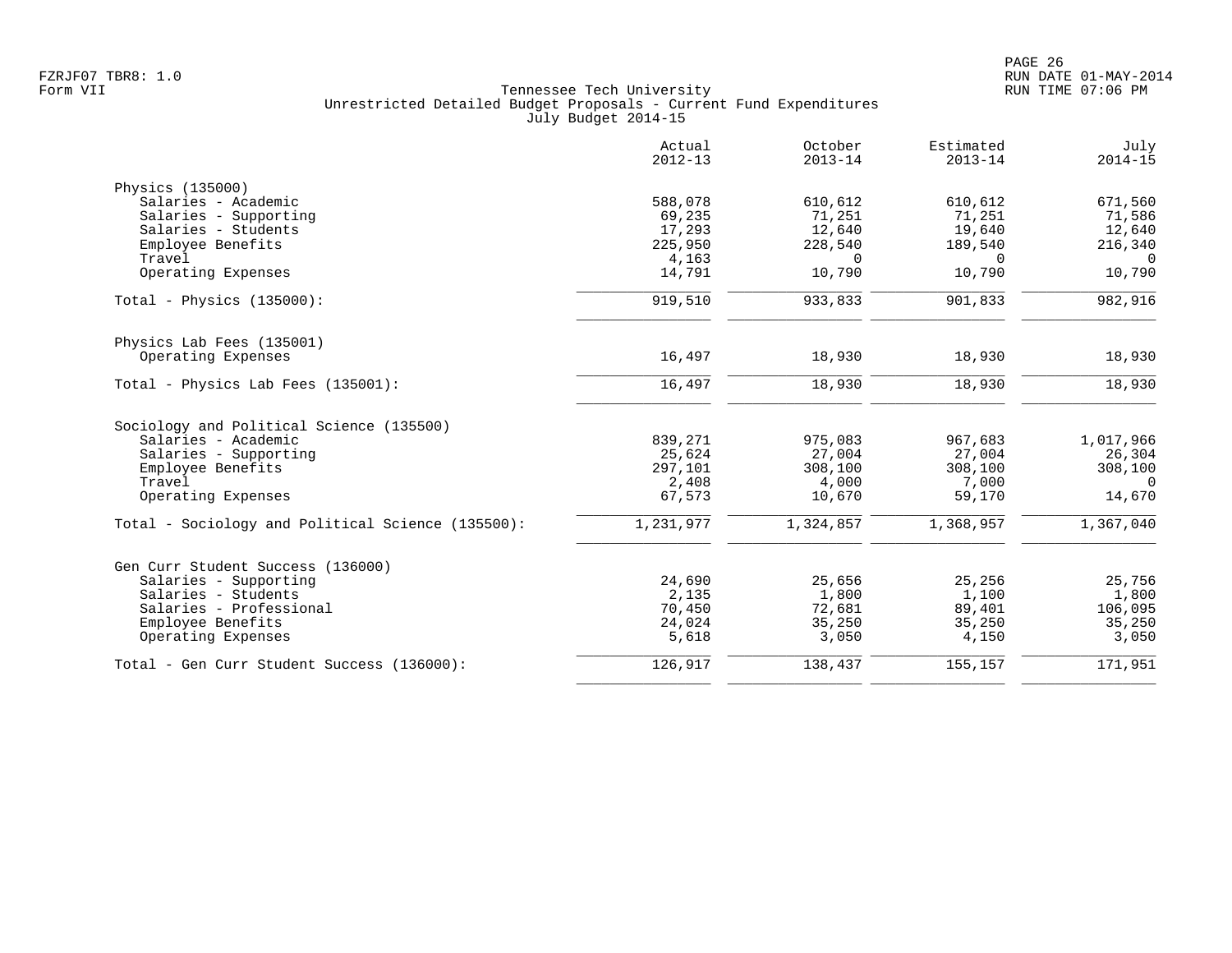Tennessee Tech University
Unrestricted Detailed Budget Proposals - Current Fund Expenditures
July Budget 2014-15

Form VII

| | Actual 2012-13 | October 2013-14 | Estimated 2013-14 | July 2014-15 |
|---|---|---|---|---|
| **Physics (135000)** | | | | |
| Salaries - Academic | 588,078 | 610,612 | 610,612 | 671,560 |
| Salaries - Supporting | 69,235 | 71,251 | 71,251 | 71,586 |
| Salaries - Students | 17,293 | 12,640 | 19,640 | 12,640 |
| Employee Benefits | 225,950 | 228,540 | 189,540 | 216,340 |
| Travel | 4,163 | 0 | 0 | 0 |
| Operating Expenses | 14,791 | 10,790 | 10,790 | 10,790 |
| Total - Physics (135000): | 919,510 | 933,833 | 901,833 | 982,916 |
| **Physics Lab Fees (135001)** | | | | |
| Operating Expenses | 16,497 | 18,930 | 18,930 | 18,930 |
| Total - Physics Lab Fees (135001): | 16,497 | 18,930 | 18,930 | 18,930 |
| **Sociology and Political Science (135500)** | | | | |
| Salaries - Academic | 839,271 | 975,083 | 967,683 | 1,017,966 |
| Salaries - Supporting | 25,624 | 27,004 | 27,004 | 26,304 |
| Employee Benefits | 297,101 | 308,100 | 308,100 | 308,100 |
| Travel | 2,408 | 4,000 | 7,000 | 0 |
| Operating Expenses | 67,573 | 10,670 | 59,170 | 14,670 |
| Total - Sociology and Political Science (135500): | 1,231,977 | 1,324,857 | 1,368,957 | 1,367,040 |
| **Gen Curr Student Success (136000)** | | | | |
| Salaries - Supporting | 24,690 | 25,656 | 25,256 | 25,756 |
| Salaries - Students | 2,135 | 1,800 | 1,100 | 1,800 |
| Salaries - Professional | 70,450 | 72,681 | 89,401 | 106,095 |
| Employee Benefits | 24,024 | 35,250 | 35,250 | 35,250 |
| Operating Expenses | 5,618 | 3,050 | 4,150 | 3,050 |
| Total - Gen Curr Student Success (136000): | 126,917 | 138,437 | 155,157 | 171,951 |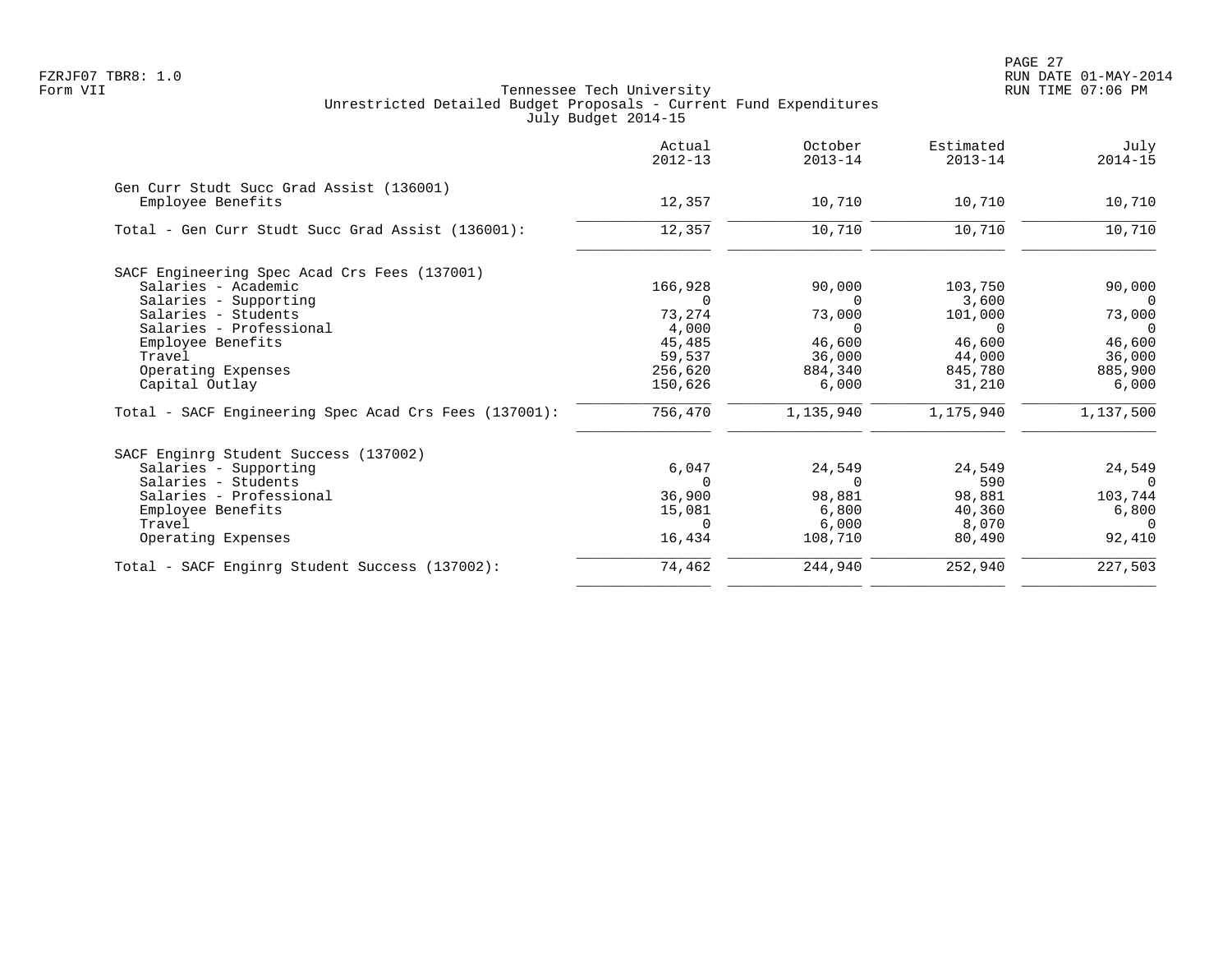Tennessee Tech University
Unrestricted Detailed Budget Proposals - Current Fund Expenditures
July Budget 2014-15

| | Actual 2012-13 | October 2013-14 | Estimated 2013-14 | July 2014-15 |
|---|---|---|---|---|
| **Gen Curr Studt Succ Grad Assist (136001)** | | | | |
| Employee Benefits | 12,357 | 10,710 | 10,710 | 10,710 |
| Total - Gen Curr Studt Succ Grad Assist (136001): | 12,357 | 10,710 | 10,710 | 10,710 |
| **SACF Engineering Spec Acad Crs Fees (137001)** | | | | |
| Salaries - Academic | 166,928 | 90,000 | 103,750 | 90,000 |
| Salaries - Supporting | 0 | 0 | 3,600 | 0 |
| Salaries - Students | 73,274 | 73,000 | 101,000 | 73,000 |
| Salaries - Professional | 4,000 | 0 | 0 | 0 |
| Employee Benefits | 45,485 | 46,600 | 46,600 | 46,600 |
| Travel | 59,537 | 36,000 | 44,000 | 36,000 |
| Operating Expenses | 256,620 | 884,340 | 845,780 | 885,900 |
| Capital Outlay | 150,626 | 6,000 | 31,210 | 6,000 |
| Total - SACF Engineering Spec Acad Crs Fees (137001): | 756,470 | 1,135,940 | 1,175,940 | 1,137,500 |
| **SACF Enginrg Student Success (137002)** | | | | |
| Salaries - Supporting | 6,047 | 24,549 | 24,549 | 24,549 |
| Salaries - Students | 0 | 0 | 590 | 0 |
| Salaries - Professional | 36,900 | 98,881 | 98,881 | 103,744 |
| Employee Benefits | 15,081 | 6,800 | 40,360 | 6,800 |
| Travel | 0 | 6,000 | 8,070 | 0 |
| Operating Expenses | 16,434 | 108,710 | 80,490 | 92,410 |
| Total - SACF Enginrg Student Success (137002): | 74,462 | 244,940 | 252,940 | 227,503 |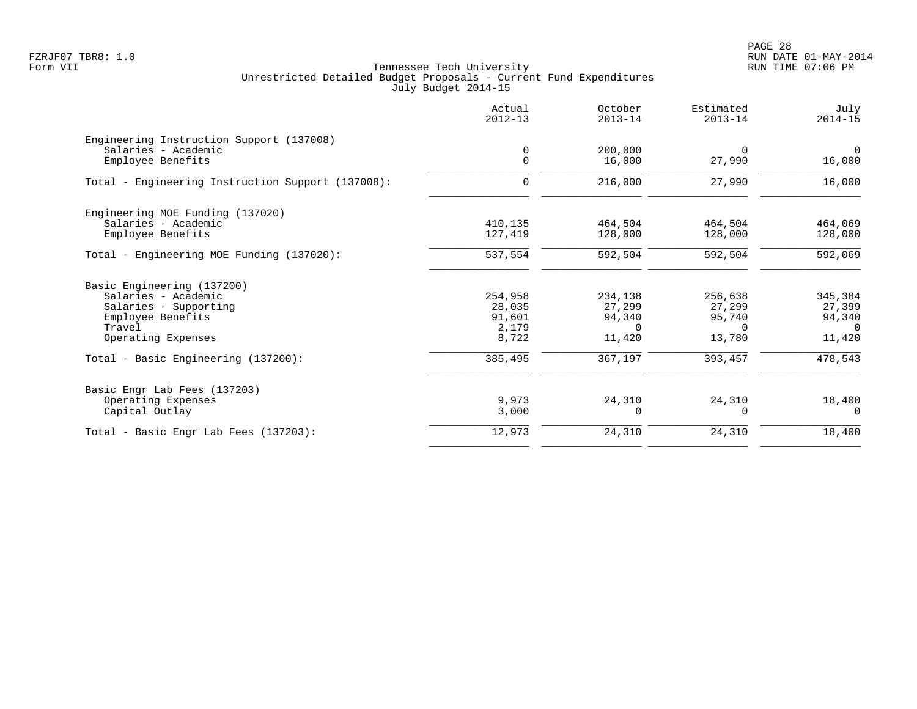Tennessee Tech University
Unrestricted Detailed Budget Proposals - Current Fund Expenditures
July Budget 2014-15

| | Actual 2012-13 | October 2013-14 | Estimated 2013-14 | July 2014-15 |
|---|---|---|---|---|
| **Engineering Instruction Support (137008)** | | | | |
| Salaries - Academic | 0 | 200,000 | 0 | 0 |
| Employee Benefits | 0 | 16,000 | 27,990 | 16,000 |
| Total - Engineering Instruction Support (137008): | 0 | 216,000 | 27,990 | 16,000 |
| **Engineering MOE Funding (137020)** | | | | |
| Salaries - Academic | 410,135 | 464,504 | 464,504 | 464,069 |
| Employee Benefits | 127,419 | 128,000 | 128,000 | 128,000 |
| Total - Engineering MOE Funding (137020): | 537,554 | 592,504 | 592,504 | 592,069 |
| **Basic Engineering (137200)** | | | | |
| Salaries - Academic | 254,958 | 234,138 | 256,638 | 345,384 |
| Salaries - Supporting | 28,035 | 27,299 | 27,299 | 27,399 |
| Employee Benefits | 91,601 | 94,340 | 95,740 | 94,340 |
| Travel | 2,179 | 0 | 0 | 0 |
| Operating Expenses | 8,722 | 11,420 | 13,780 | 11,420 |
| Total - Basic Engineering (137200): | 385,495 | 367,197 | 393,457 | 478,543 |
| **Basic Engr Lab Fees (137203)** | | | | |
| Operating Expenses | 9,973 | 24,310 | 24,310 | 18,400 |
| Capital Outlay | 3,000 | 0 | 0 | 0 |
| Total - Basic Engr Lab Fees (137203): | 12,973 | 24,310 | 24,310 | 18,400 |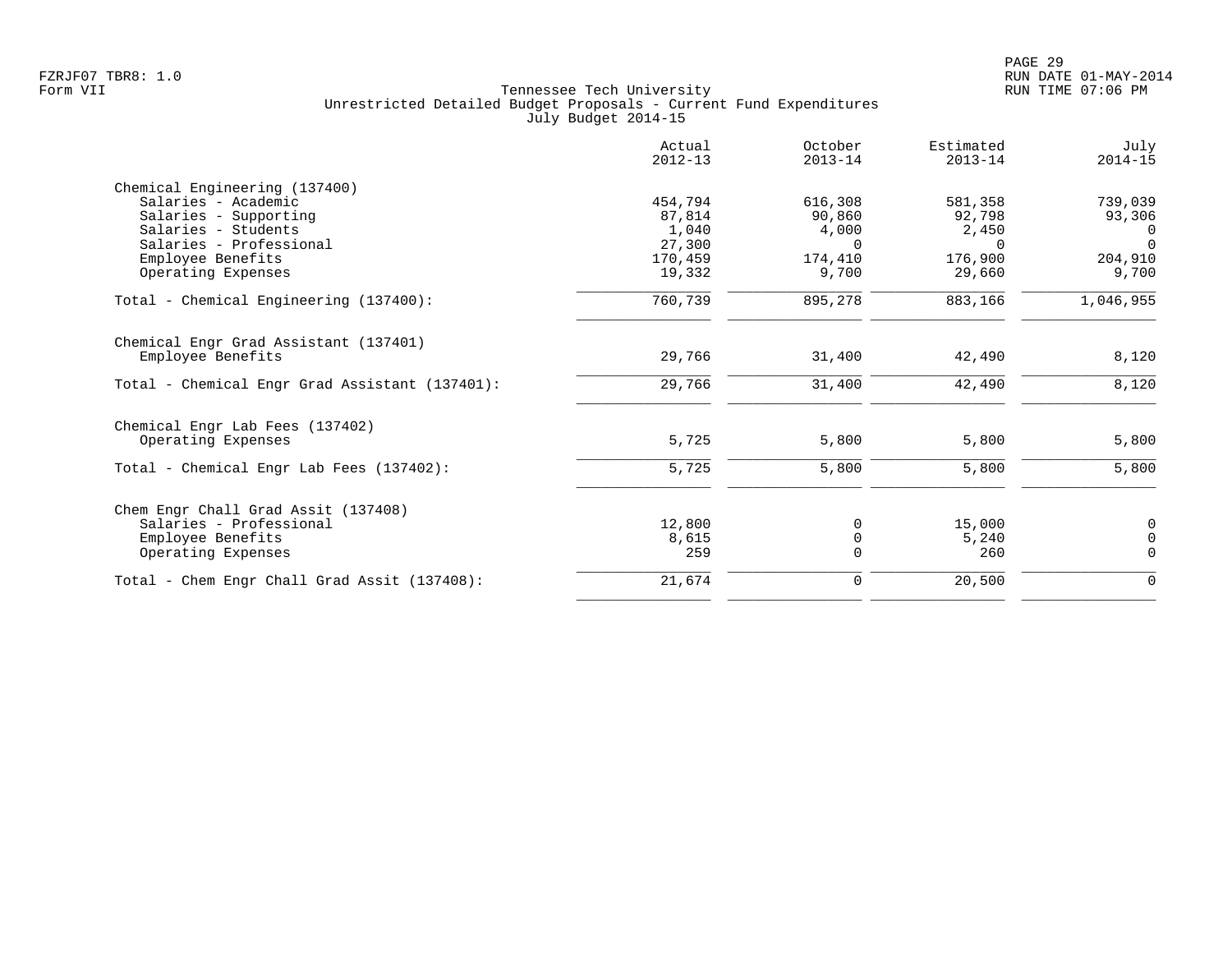FZRJF07 TBR8: 1.0
Form VII

Tennessee Tech University
Unrestricted Detailed Budget Proposals - Current Fund Expenditures
July Budget 2014-15

RUN DATE 01-MAY-2014
RUN TIME 07:06 PM

| | Actual 2012-13 | October 2013-14 | Estimated 2013-14 | July 2014-15 |
|---|---|---|---|---|
| **Chemical Engineering (137400)** | | | | |
| Salaries - Academic | 454,794 | 616,308 | 581,358 | 739,039 |
| Salaries - Supporting | 87,814 | 90,860 | 92,798 | 93,306 |
| Salaries - Students | 1,040 | 4,000 | 2,450 | 0 |
| Salaries - Professional | 27,300 | 0 | 0 | 0 |
| Employee Benefits | 170,459 | 174,410 | 176,900 | 204,910 |
| Operating Expenses | 19,332 | 9,700 | 29,660 | 9,700 |
| Total - Chemical Engineering (137400): | 760,739 | 895,278 | 883,166 | 1,046,955 |
| **Chemical Engr Grad Assistant (137401)** | | | | |
| Employee Benefits | 29,766 | 31,400 | 42,490 | 8,120 |
| Total - Chemical Engr Grad Assistant (137401): | 29,766 | 31,400 | 42,490 | 8,120 |
| **Chemical Engr Lab Fees (137402)** | | | | |
| Operating Expenses | 5,725 | 5,800 | 5,800 | 5,800 |
| Total - Chemical Engr Lab Fees (137402): | 5,725 | 5,800 | 5,800 | 5,800 |
| **Chem Engr Chall Grad Assit (137408)** | | | | |
| Salaries - Professional | 12,800 | 0 | 15,000 | 0 |
| Employee Benefits | 8,615 | 0 | 5,240 | 0 |
| Operating Expenses | 259 | 0 | 260 | 0 |
| Total - Chem Engr Chall Grad Assit (137408): | 21,674 | 0 | 20,500 | 0 |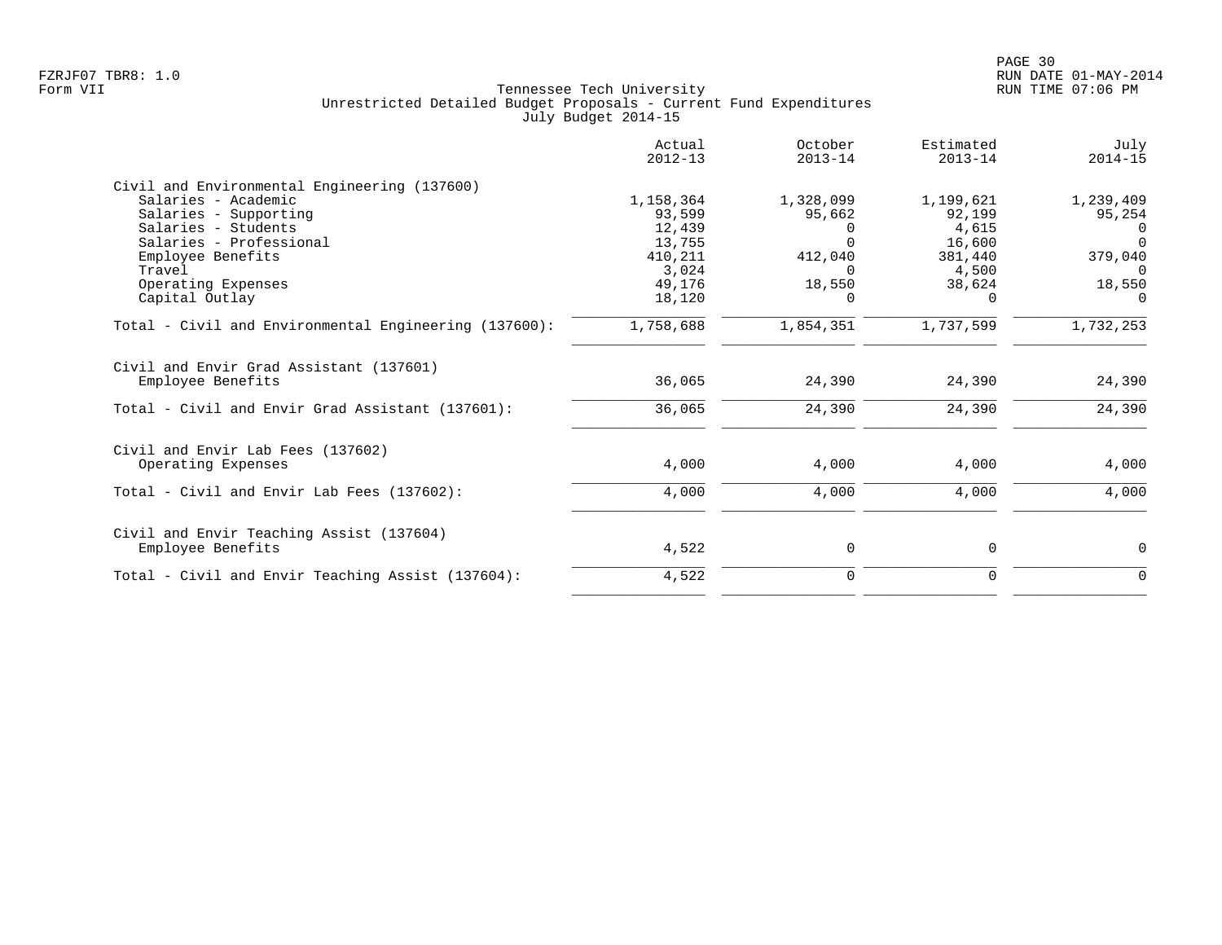Tennessee Tech University
Unrestricted Detailed Budget Proposals - Current Fund Expenditures
July Budget 2014-15

| | Actual 2012-13 | October 2013-14 | Estimated 2013-14 | July 2014-15 |
|---|---:|---:|---:|---:|
| **Civil and Environmental Engineering (137600)** | | | | |
| Salaries - Academic | 1,158,364 | 1,328,099 | 1,199,621 | 1,239,409 |
| Salaries - Supporting | 93,599 | 95,662 | 92,199 | 95,254 |
| Salaries - Students | 12,439 | 0 | 4,615 | 0 |
| Salaries - Professional | 13,755 | 0 | 16,600 | 0 |
| Employee Benefits | 410,211 | 412,040 | 381,440 | 379,040 |
| Travel | 3,024 | 0 | 4,500 | 0 |
| Operating Expenses | 49,176 | 18,550 | 38,624 | 18,550 |
| Capital Outlay | 18,120 | 0 | 0 | 0 |
| Total - Civil and Environmental Engineering (137600): | 1,758,688 | 1,854,351 | 1,737,599 | 1,732,253 |
| **Civil and Envir Grad Assistant (137601)** | | | | |
| Employee Benefits | 36,065 | 24,390 | 24,390 | 24,390 |
| Total - Civil and Envir Grad Assistant (137601): | 36,065 | 24,390 | 24,390 | 24,390 |
| **Civil and Envir Lab Fees (137602)** | | | | |
| Operating Expenses | 4,000 | 4,000 | 4,000 | 4,000 |
| Total - Civil and Envir Lab Fees (137602): | 4,000 | 4,000 | 4,000 | 4,000 |
| **Civil and Envir Teaching Assist (137604)** | | | | |
| Employee Benefits | 4,522 | 0 | 0 | 0 |
| Total - Civil and Envir Teaching Assist (137604): | 4,522 | 0 | 0 | 0 |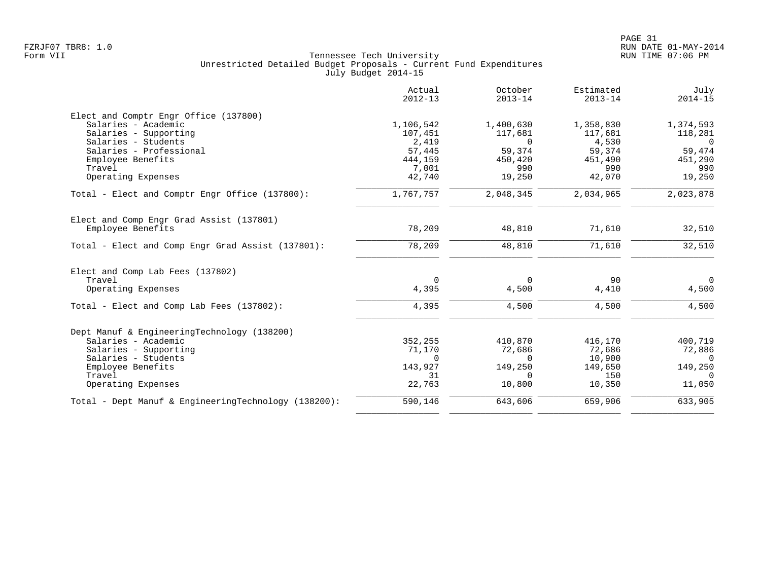Tennessee Tech University
Unrestricted Detailed Budget Proposals - Current Fund Expenditures
July Budget 2014-15

| | Actual 2012-13 | October 2013-14 | Estimated 2013-14 | July 2014-15 |
|---|---|---|---|---|
| **Elect and Comptr Engr Office (137800)** | | | | |
| Salaries - Academic | 1,106,542 | 1,400,630 | 1,358,830 | 1,374,593 |
| Salaries - Supporting | 107,451 | 117,681 | 117,681 | 118,281 |
| Salaries - Students | 2,419 | 0 | 4,530 | 0 |
| Salaries - Professional | 57,445 | 59,374 | 59,374 | 59,474 |
| Employee Benefits | 444,159 | 450,420 | 451,490 | 451,290 |
| Travel | 7,001 | 990 | 990 | 990 |
| Operating Expenses | 42,740 | 19,250 | 42,070 | 19,250 |
| Total - Elect and Comptr Engr Office (137800): | 1,767,757 | 2,048,345 | 2,034,965 | 2,023,878 |
| **Elect and Comp Engr Grad Assist (137801)** | | | | |
| Employee Benefits | 78,209 | 48,810 | 71,610 | 32,510 |
| Total - Elect and Comp Engr Grad Assist (137801): | 78,209 | 48,810 | 71,610 | 32,510 |
| **Elect and Comp Lab Fees (137802)** | | | | |
| Travel | 0 | 0 | 90 | 0 |
| Operating Expenses | 4,395 | 4,500 | 4,410 | 4,500 |
| Total - Elect and Comp Lab Fees (137802): | 4,395 | 4,500 | 4,500 | 4,500 |
| **Dept Manuf & EngineeringTechnology (138200)** | | | | |
| Salaries - Academic | 352,255 | 410,870 | 416,170 | 400,719 |
| Salaries - Supporting | 71,170 | 72,686 | 72,686 | 72,886 |
| Salaries - Students | 0 | 0 | 10,900 | 0 |
| Employee Benefits | 143,927 | 149,250 | 149,650 | 149,250 |
| Travel | 31 | 0 | 150 | 0 |
| Operating Expenses | 22,763 | 10,800 | 10,350 | 11,050 |
| Total - Dept Manuf & EngineeringTechnology (138200): | 590,146 | 643,606 | 659,906 | 633,905 |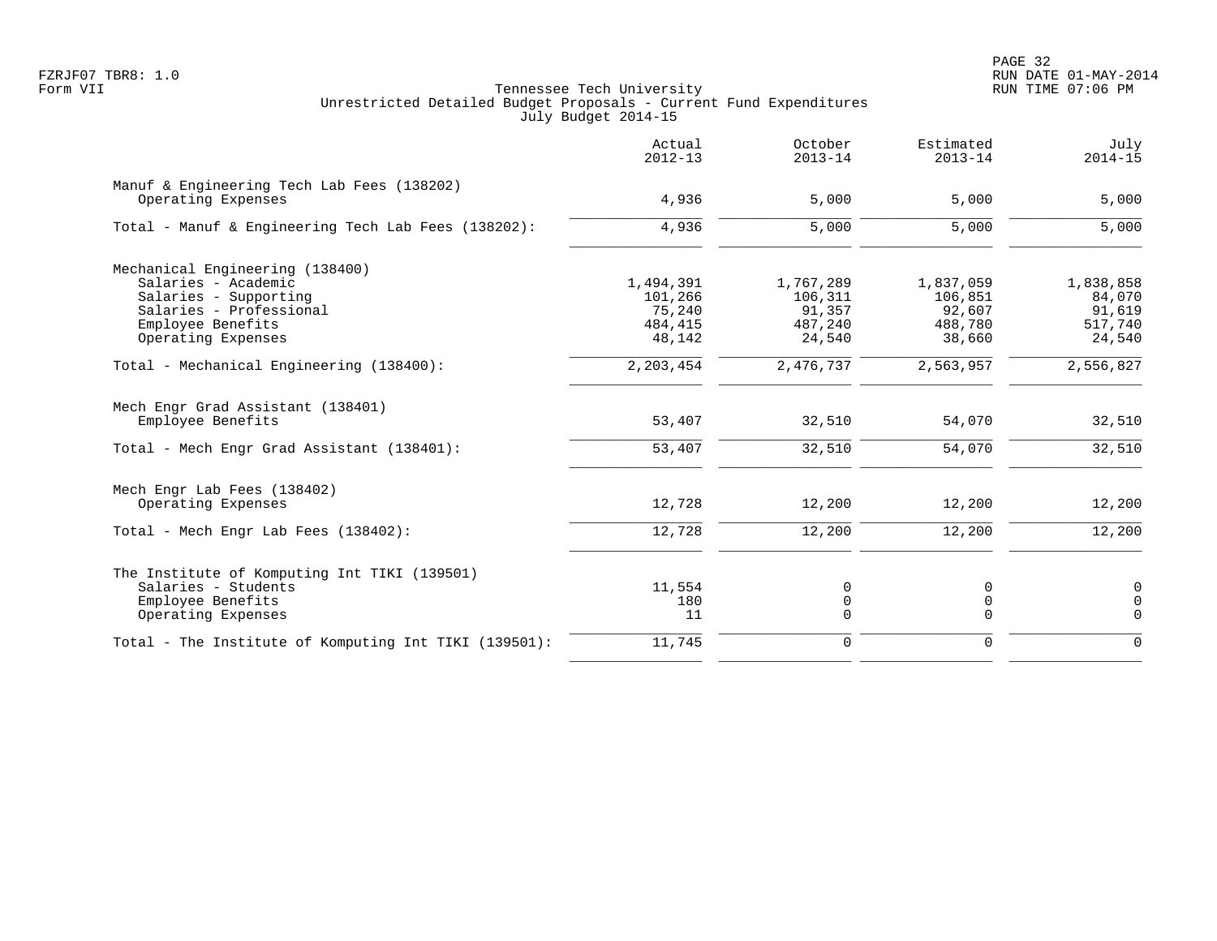Tennessee Tech University
Unrestricted Detailed Budget Proposals - Current Fund Expenditures
July Budget 2014-15

| | Actual 2012-13 | October 2013-14 | Estimated 2013-14 | July 2014-15 |
|---|---|---|---|---|
| **Manuf & Engineering Tech Lab Fees (138202)** | | | | |
| Operating Expenses | 4,936 | 5,000 | 5,000 | 5,000 |
| Total - Manuf & Engineering Tech Lab Fees (138202): | 4,936 | 5,000 | 5,000 | 5,000 |
| **Mechanical Engineering (138400)** | | | | |
| Salaries - Academic | 1,494,391 | 1,767,289 | 1,837,059 | 1,838,858 |
| Salaries - Supporting | 101,266 | 106,311 | 106,851 | 84,070 |
| Salaries - Professional | 75,240 | 91,357 | 92,607 | 91,619 |
| Employee Benefits | 484,415 | 487,240 | 488,780 | 517,740 |
| Operating Expenses | 48,142 | 24,540 | 38,660 | 24,540 |
| Total - Mechanical Engineering (138400): | 2,203,454 | 2,476,737 | 2,563,957 | 2,556,827 |
| **Mech Engr Grad Assistant (138401)** | | | | |
| Employee Benefits | 53,407 | 32,510 | 54,070 | 32,510 |
| Total - Mech Engr Grad Assistant (138401): | 53,407 | 32,510 | 54,070 | 32,510 |
| **Mech Engr Lab Fees (138402)** | | | | |
| Operating Expenses | 12,728 | 12,200 | 12,200 | 12,200 |
| Total - Mech Engr Lab Fees (138402): | 12,728 | 12,200 | 12,200 | 12,200 |
| **The Institute of Komputing Int TIKI (139501)** | | | | |
| Salaries - Students | 11,554 | 0 | 0 | 0 |
| Employee Benefits | 180 | 0 | 0 | 0 |
| Operating Expenses | 11 | 0 | 0 | 0 |
| Total - The Institute of Komputing Int TIKI (139501): | 11,745 | 0 | 0 | 0 |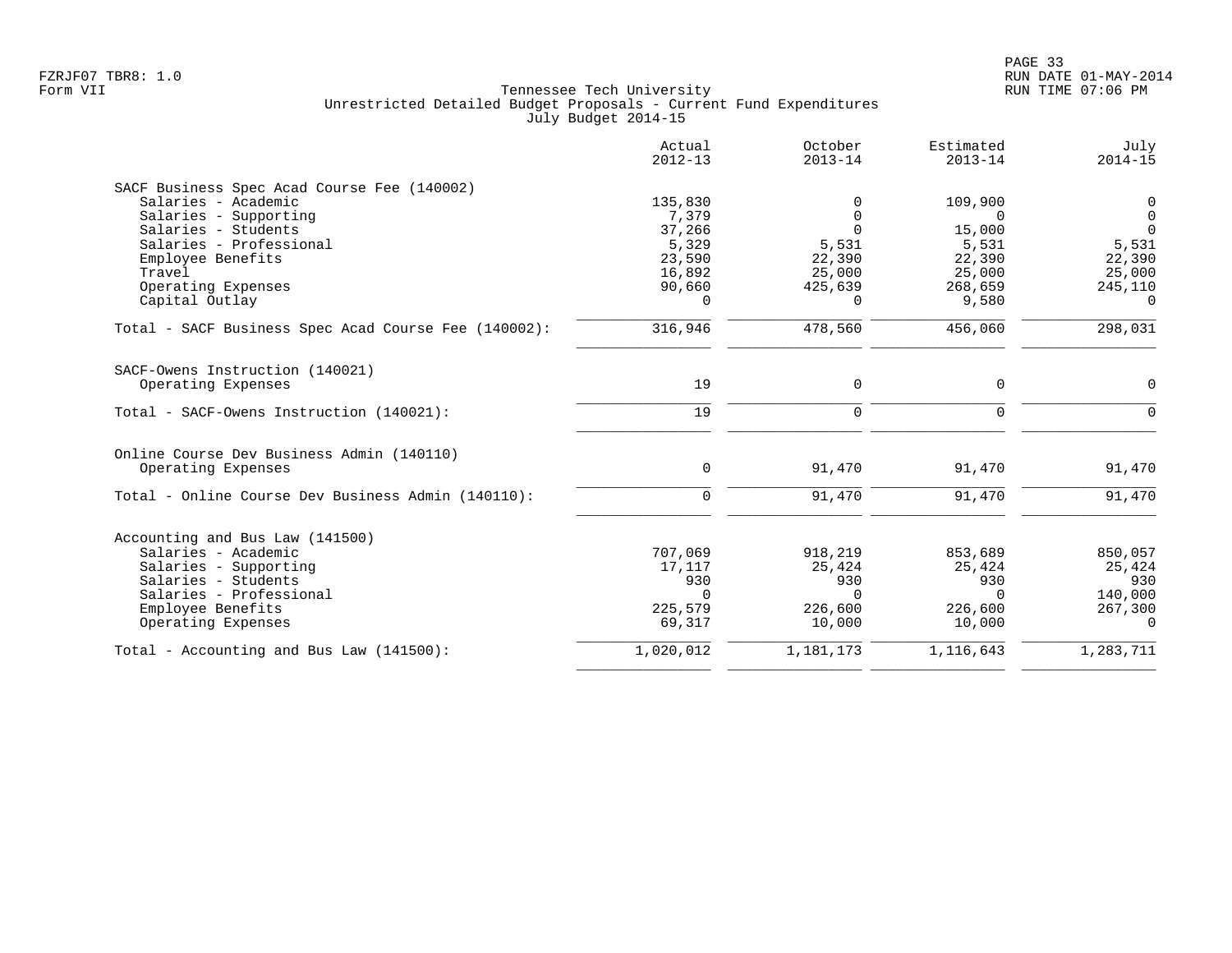Tennessee Tech University
Unrestricted Detailed Budget Proposals - Current Fund Expenditures
July Budget 2014-15

| | Actual 2012-13 | October 2013-14 | Estimated 2013-14 | July 2014-15 |
|---|---|---|---|---|
| **SACF Business Spec Acad Course Fee (140002)** | | | | |
| Salaries - Academic | 135,830 | 0 | 109,900 | 0 |
| Salaries - Supporting | 7,379 | 0 | 0 | 0 |
| Salaries - Students | 37,266 | 0 | 15,000 | 0 |
| Salaries - Professional | 5,329 | 5,531 | 5,531 | 5,531 |
| Employee Benefits | 23,590 | 22,390 | 22,390 | 22,390 |
| Travel | 16,892 | 25,000 | 25,000 | 25,000 |
| Operating Expenses | 90,660 | 425,639 | 268,659 | 245,110 |
| Capital Outlay | 0 | 0 | 9,580 | 0 |
| Total - SACF Business Spec Acad Course Fee (140002): | 316,946 | 478,560 | 456,060 | 298,031 |
| **SACF-Owens Instruction (140021)** | | | | |
| Operating Expenses | 19 | 0 | 0 | 0 |
| Total - SACF-Owens Instruction (140021): | 19 | 0 | 0 | 0 |
| **Online Course Dev Business Admin (140110)** | | | | |
| Operating Expenses | 0 | 91,470 | 91,470 | 91,470 |
| Total - Online Course Dev Business Admin (140110): | 0 | 91,470 | 91,470 | 91,470 |
| **Accounting and Bus Law (141500)** | | | | |
| Salaries - Academic | 707,069 | 918,219 | 853,689 | 850,057 |
| Salaries - Supporting | 17,117 | 25,424 | 25,424 | 25,424 |
| Salaries - Students | 930 | 930 | 930 | 930 |
| Salaries - Professional | 0 | 0 | 0 | 140,000 |
| Employee Benefits | 225,579 | 226,600 | 226,600 | 267,300 |
| Operating Expenses | 69,317 | 10,000 | 10,000 | 0 |
| Total - Accounting and Bus Law (141500): | 1,020,012 | 1,181,173 | 1,116,643 | 1,283,711 |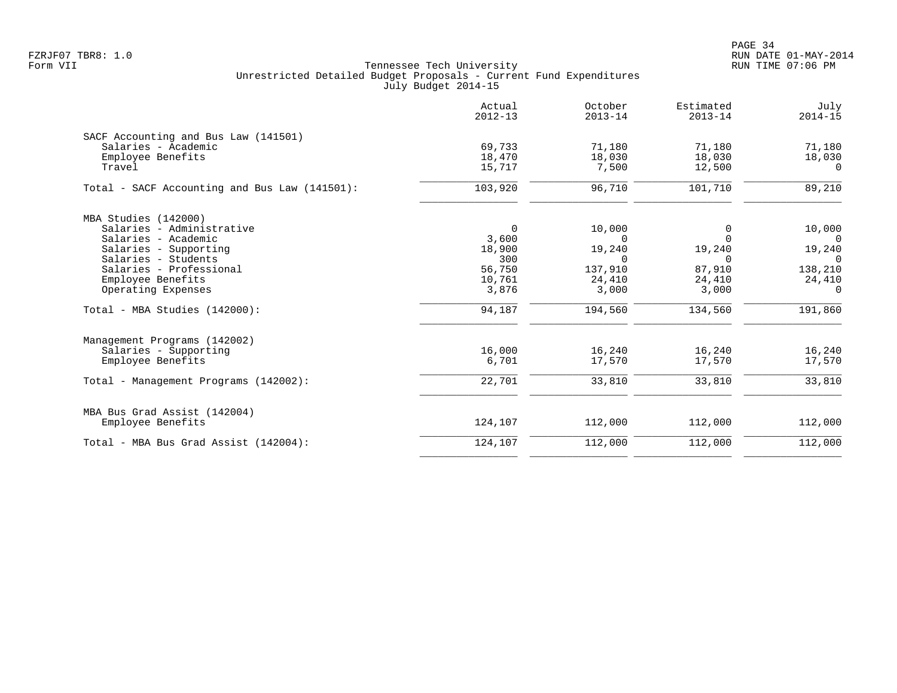Tennessee Tech University
Unrestricted Detailed Budget Proposals - Current Fund Expenditures
July Budget 2014-15

| | Actual 2012-13 | October 2013-14 | Estimated 2013-14 | July 2014-15 |
|---|---|---|---|---|
| **SACF Accounting and Bus Law (141501)** | | | | |
| Salaries - Academic | 69,733 | 71,180 | 71,180 | 71,180 |
| Employee Benefits | 18,470 | 18,030 | 18,030 | 18,030 |
| Travel | 15,717 | 7,500 | 12,500 | 0 |
| Total - SACF Accounting and Bus Law (141501): | 103,920 | 96,710 | 101,710 | 89,210 |
| **MBA Studies (142000)** | | | | |
| Salaries - Administrative | 0 | 10,000 | 0 | 10,000 |
| Salaries - Academic | 3,600 | 0 | 0 | 0 |
| Salaries - Supporting | 18,900 | 19,240 | 19,240 | 19,240 |
| Salaries - Students | 300 | 0 | 0 | 0 |
| Salaries - Professional | 56,750 | 137,910 | 87,910 | 138,210 |
| Employee Benefits | 10,761 | 24,410 | 24,410 | 24,410 |
| Operating Expenses | 3,876 | 3,000 | 3,000 | 0 |
| Total - MBA Studies (142000): | 94,187 | 194,560 | 134,560 | 191,860 |
| **Management Programs (142002)** | | | | |
| Salaries - Supporting | 16,000 | 16,240 | 16,240 | 16,240 |
| Employee Benefits | 6,701 | 17,570 | 17,570 | 17,570 |
| Total - Management Programs (142002): | 22,701 | 33,810 | 33,810 | 33,810 |
| **MBA Bus Grad Assist (142004)** | | | | |
| Employee Benefits | 124,107 | 112,000 | 112,000 | 112,000 |
| Total - MBA Bus Grad Assist (142004): | 124,107 | 112,000 | 112,000 | 112,000 |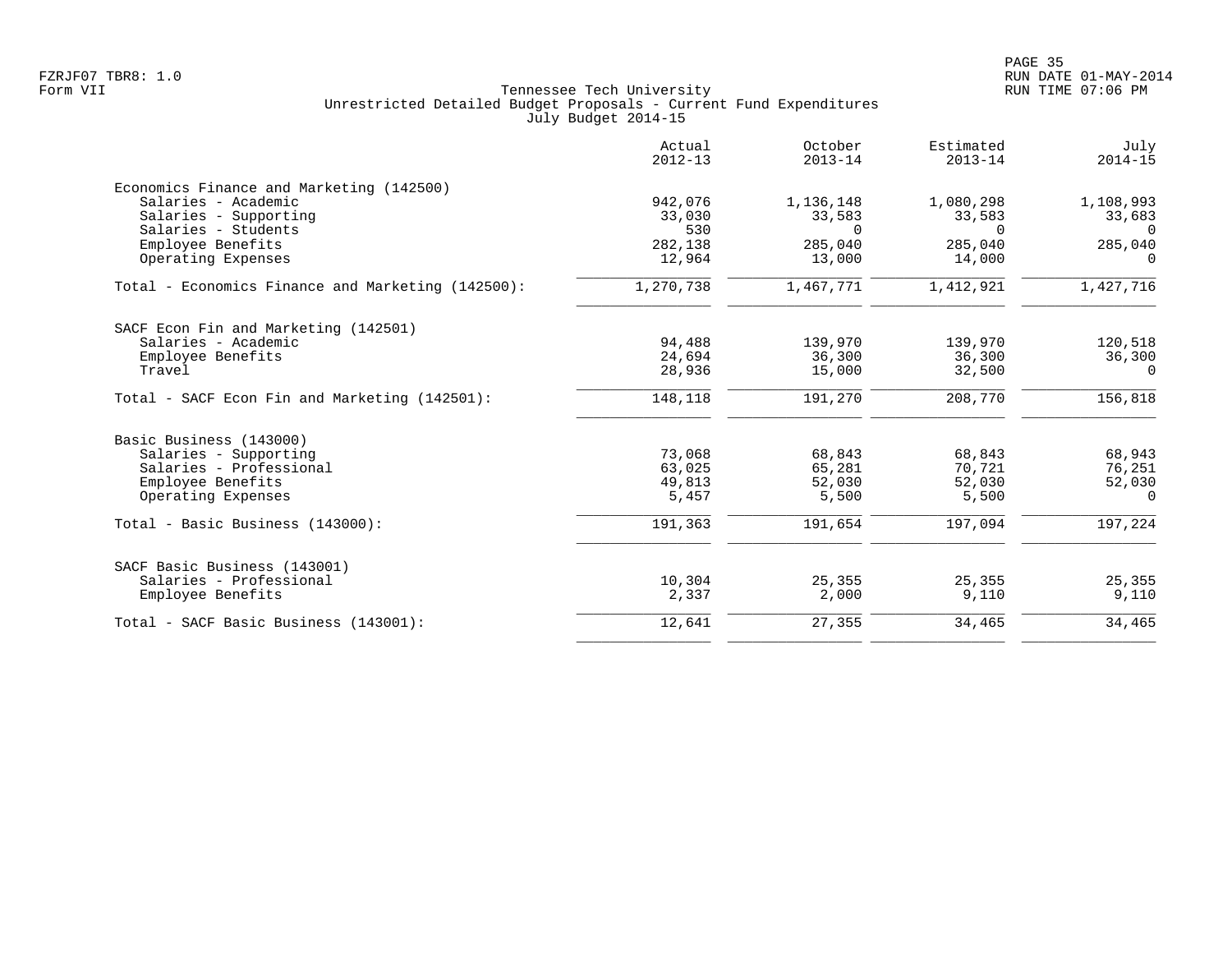Tennessee Tech University
Unrestricted Detailed Budget Proposals - Current Fund Expenditures
July Budget 2014-15

| | Actual 2012-13 | October 2013-14 | Estimated 2013-14 | July 2014-15 |
|---|---|---|---|---|
| **Economics Finance and Marketing (142500)** | | | | |
| Salaries - Academic | 942,076 | 1,136,148 | 1,080,298 | 1,108,993 |
| Salaries - Supporting | 33,030 | 33,583 | 33,583 | 33,683 |
| Salaries - Students | 530 | 0 | 0 | 0 |
| Employee Benefits | 282,138 | 285,040 | 285,040 | 285,040 |
| Operating Expenses | 12,964 | 13,000 | 14,000 | 0 |
| Total - Economics Finance and Marketing (142500): | 1,270,738 | 1,467,771 | 1,412,921 | 1,427,716 |
| **SACF Econ Fin and Marketing (142501)** | | | | |
| Salaries - Academic | 94,488 | 139,970 | 139,970 | 120,518 |
| Employee Benefits | 24,694 | 36,300 | 36,300 | 36,300 |
| Travel | 28,936 | 15,000 | 32,500 | 0 |
| Total - SACF Econ Fin and Marketing (142501): | 148,118 | 191,270 | 208,770 | 156,818 |
| **Basic Business (143000)** | | | | |
| Salaries - Supporting | 73,068 | 68,843 | 68,843 | 68,943 |
| Salaries - Professional | 63,025 | 65,281 | 70,721 | 76,251 |
| Employee Benefits | 49,813 | 52,030 | 52,030 | 52,030 |
| Operating Expenses | 5,457 | 5,500 | 5,500 | 0 |
| Total - Basic Business (143000): | 191,363 | 191,654 | 197,094 | 197,224 |
| **SACF Basic Business (143001)** | | | | |
| Salaries - Professional | 10,304 | 25,355 | 25,355 | 25,355 |
| Employee Benefits | 2,337 | 2,000 | 9,110 | 9,110 |
| Total - SACF Basic Business (143001): | 12,641 | 27,355 | 34,465 | 34,465 |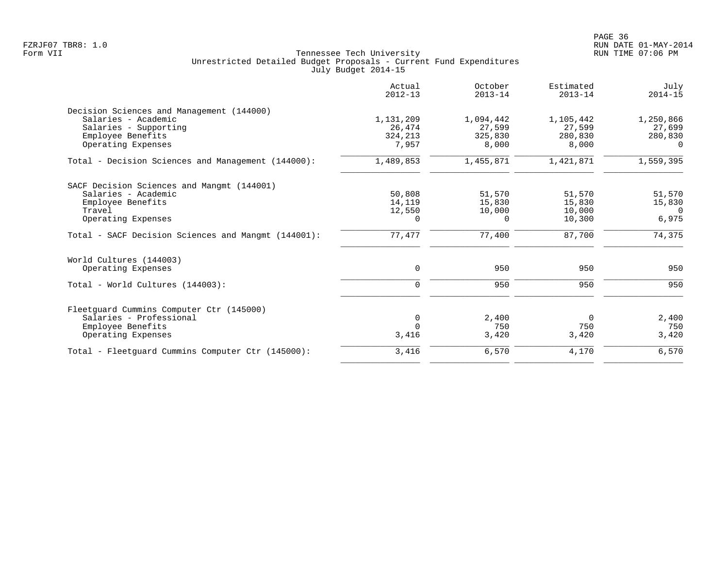Tennessee Tech University
Unrestricted Detailed Budget Proposals - Current Fund Expenditures
July Budget 2014-15

| | Actual 2012-13 | October 2013-14 | Estimated 2013-14 | July 2014-15 |
|---|---|---|---|---|
| **Decision Sciences and Management (144000)** | | | | |
| Salaries - Academic | 1,131,209 | 1,094,442 | 1,105,442 | 1,250,866 |
| Salaries - Supporting | 26,474 | 27,599 | 27,599 | 27,699 |
| Employee Benefits | 324,213 | 325,830 | 280,830 | 280,830 |
| Operating Expenses | 7,957 | 8,000 | 8,000 | 0 |
| Total - Decision Sciences and Management (144000): | 1,489,853 | 1,455,871 | 1,421,871 | 1,559,395 |
| **SACF Decision Sciences and Mangmt (144001)** | | | | |
| Salaries - Academic | 50,808 | 51,570 | 51,570 | 51,570 |
| Employee Benefits | 14,119 | 15,830 | 15,830 | 15,830 |
| Travel | 12,550 | 10,000 | 10,000 | 0 |
| Operating Expenses | 0 | 0 | 10,300 | 6,975 |
| Total - SACF Decision Sciences and Mangmt (144001): | 77,477 | 77,400 | 87,700 | 74,375 |
| **World Cultures (144003)** | | | | |
| Operating Expenses | 0 | 950 | 950 | 950 |
| Total - World Cultures (144003): | 0 | 950 | 950 | 950 |
| **Fleetguard Cummins Computer Ctr (145000)** | | | | |
| Salaries - Professional | 0 | 2,400 | 0 | 2,400 |
| Employee Benefits | 0 | 750 | 750 | 750 |
| Operating Expenses | 3,416 | 3,420 | 3,420 | 3,420 |
| Total - Fleetguard Cummins Computer Ctr (145000): | 3,416 | 6,570 | 4,170 | 6,570 |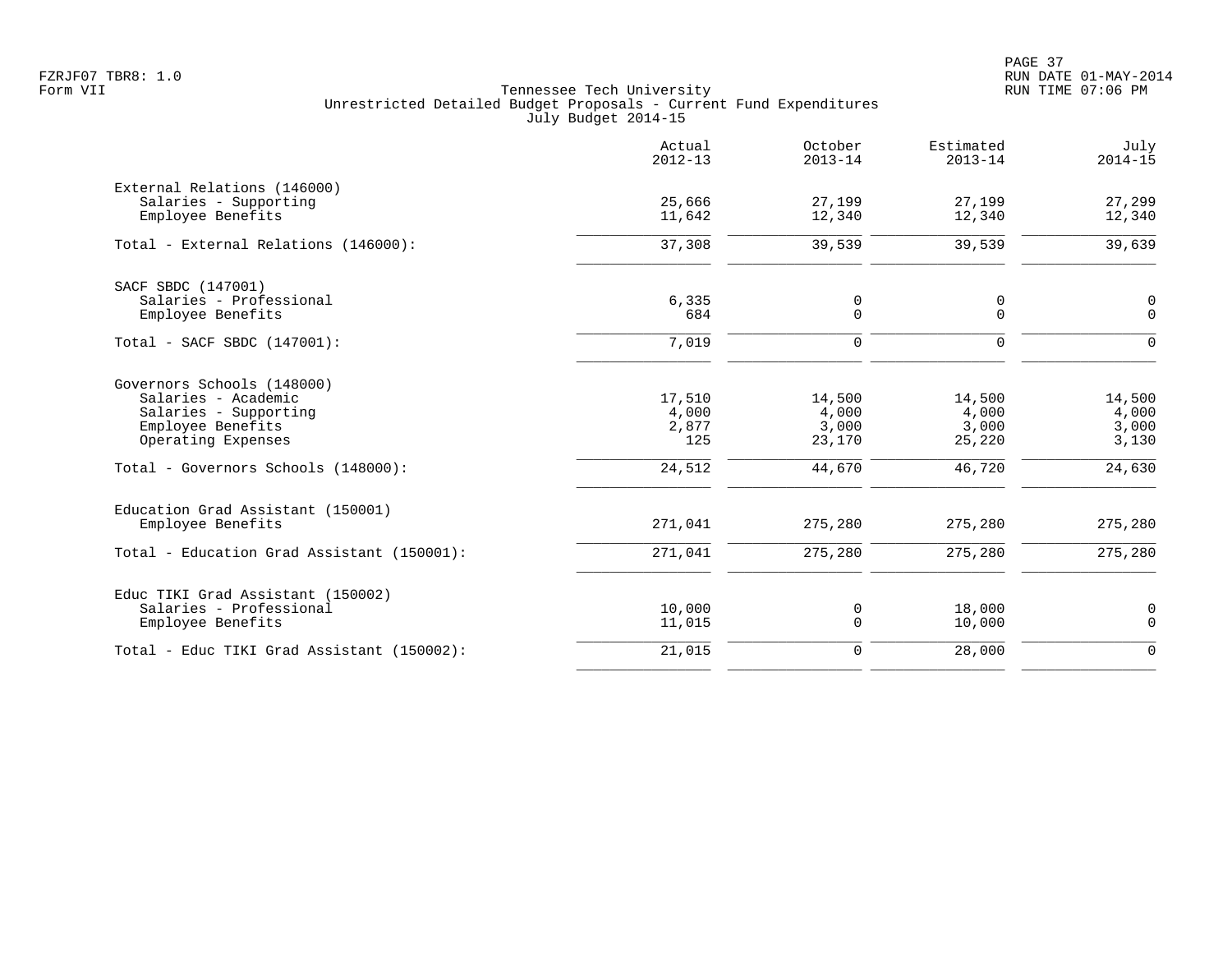Tennessee Tech University
Unrestricted Detailed Budget Proposals - Current Fund Expenditures
July Budget 2014-15

| | Actual 2012-13 | October 2013-14 | Estimated 2013-14 | July 2014-15 |
|---|---|---|---|---|
| External Relations (146000) | | | | |
| Salaries - Supporting | 25,666 | 27,199 | 27,199 | 27,299 |
| Employee Benefits | 11,642 | 12,340 | 12,340 | 12,340 |
| Total - External Relations (146000): | 37,308 | 39,539 | 39,539 | 39,639 |
| SACF SBDC (147001) | | | | |
| Salaries - Professional | 6,335 | 0 | 0 | 0 |
| Employee Benefits | 684 | 0 | 0 | 0 |
| Total - SACF SBDC (147001): | 7,019 | 0 | 0 | 0 |
| Governors Schools (148000) | | | | |
| Salaries - Academic | 17,510 | 14,500 | 14,500 | 14,500 |
| Salaries - Supporting | 4,000 | 4,000 | 4,000 | 4,000 |
| Employee Benefits | 2,877 | 3,000 | 3,000 | 3,000 |
| Operating Expenses | 125 | 23,170 | 25,220 | 3,130 |
| Total - Governors Schools (148000): | 24,512 | 44,670 | 46,720 | 24,630 |
| Education Grad Assistant (150001) | | | | |
| Employee Benefits | 271,041 | 275,280 | 275,280 | 275,280 |
| Total - Education Grad Assistant (150001): | 271,041 | 275,280 | 275,280 | 275,280 |
| Educ TIKI Grad Assistant (150002) | | | | |
| Salaries - Professional | 10,000 | 0 | 18,000 | 0 |
| Employee Benefits | 11,015 | 0 | 10,000 | 0 |
| Total - Educ TIKI Grad Assistant (150002): | 21,015 | 0 | 28,000 | 0 |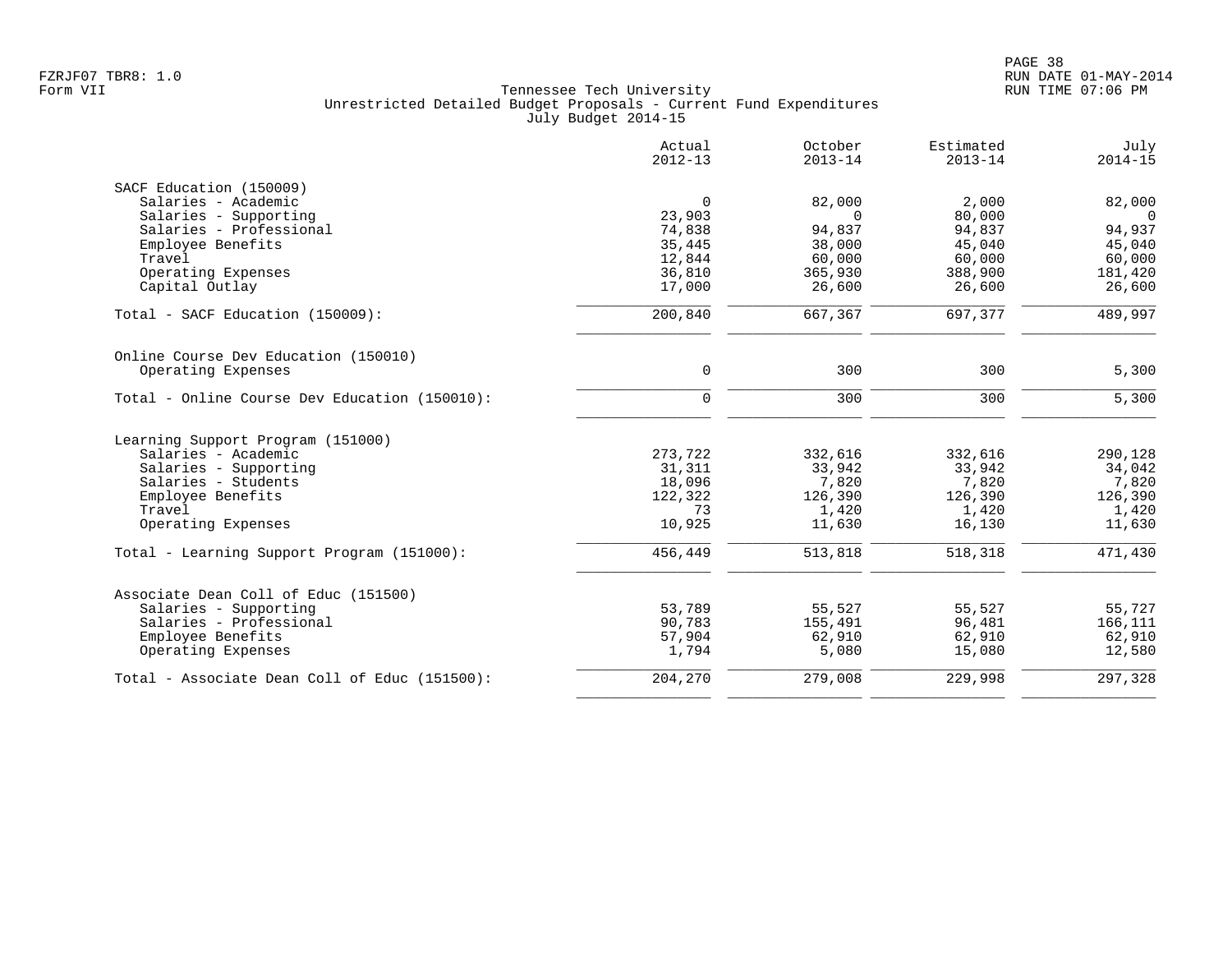Tennessee Tech University
Unrestricted Detailed Budget Proposals - Current Fund Expenditures
July Budget 2014-15

| | Actual 2012-13 | October 2013-14 | Estimated 2013-14 | July 2014-15 |
|---|---|---|---|---|
| **SACF Education (150009)** | | | | |
| Salaries - Academic | 0 | 82,000 | 2,000 | 82,000 |
| Salaries - Supporting | 23,903 | 0 | 80,000 | 0 |
| Salaries - Professional | 74,838 | 94,837 | 94,837 | 94,937 |
| Employee Benefits | 35,445 | 38,000 | 45,040 | 45,040 |
| Travel | 12,844 | 60,000 | 60,000 | 60,000 |
| Operating Expenses | 36,810 | 365,930 | 388,900 | 181,420 |
| Capital Outlay | 17,000 | 26,600 | 26,600 | 26,600 |
| Total - SACF Education (150009): | 200,840 | 667,367 | 697,377 | 489,997 |
| **Online Course Dev Education (150010)** | | | | |
| Operating Expenses | 0 | 300 | 300 | 5,300 |
| Total - Online Course Dev Education (150010): | 0 | 300 | 300 | 5,300 |
| **Learning Support Program (151000)** | | | | |
| Salaries - Academic | 273,722 | 332,616 | 332,616 | 290,128 |
| Salaries - Supporting | 31,311 | 33,942 | 33,942 | 34,042 |
| Salaries - Students | 18,096 | 7,820 | 7,820 | 7,820 |
| Employee Benefits | 122,322 | 126,390 | 126,390 | 126,390 |
| Travel | 73 | 1,420 | 1,420 | 1,420 |
| Operating Expenses | 10,925 | 11,630 | 16,130 | 11,630 |
| Total - Learning Support Program (151000): | 456,449 | 513,818 | 518,318 | 471,430 |
| **Associate Dean Coll of Educ (151500)** | | | | |
| Salaries - Supporting | 53,789 | 55,527 | 55,527 | 55,727 |
| Salaries - Professional | 90,783 | 155,491 | 96,481 | 166,111 |
| Employee Benefits | 57,904 | 62,910 | 62,910 | 62,910 |
| Operating Expenses | 1,794 | 5,080 | 15,080 | 12,580 |
| Total - Associate Dean Coll of Educ (151500): | 204,270 | 279,008 | 229,998 | 297,328 |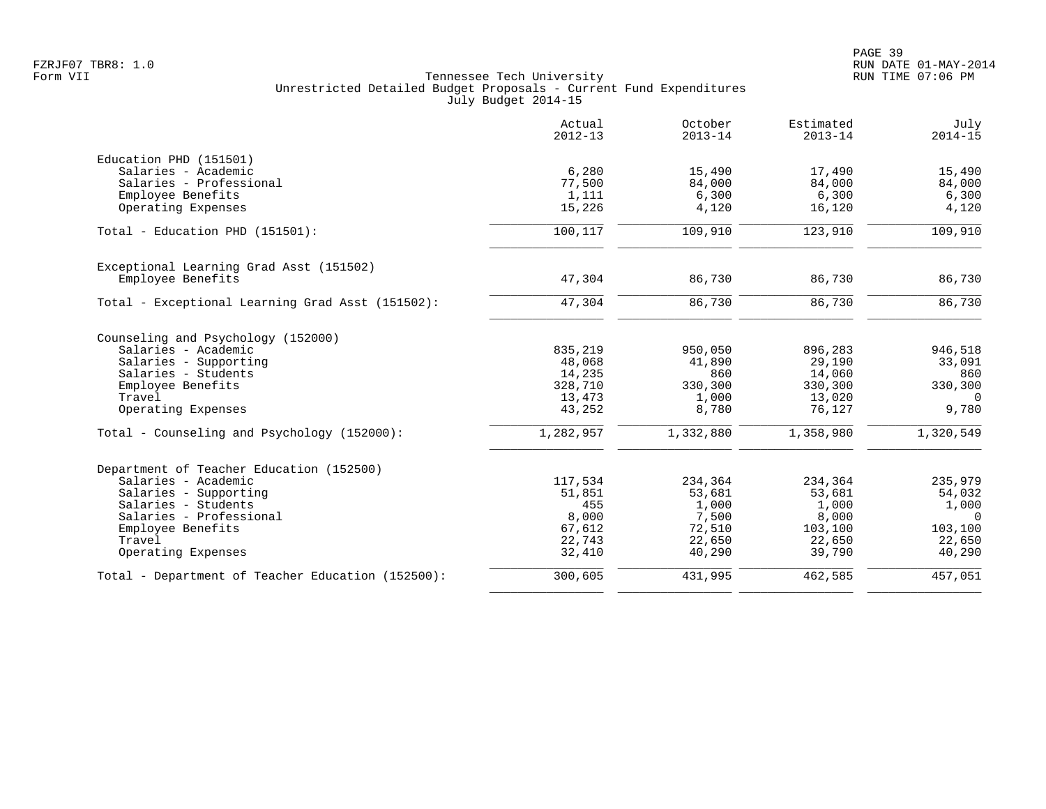Tennessee Tech University
Unrestricted Detailed Budget Proposals - Current Fund Expenditures
July Budget 2014-15

| | Actual 2012-13 | October 2013-14 | Estimated 2013-14 | July 2014-15 |
|---|---|---|---|---|
| **Education PHD (151501)** | | | | |
| Salaries - Academic | 6,280 | 15,490 | 17,490 | 15,490 |
| Salaries - Professional | 77,500 | 84,000 | 84,000 | 84,000 |
| Employee Benefits | 1,111 | 6,300 | 6,300 | 6,300 |
| Operating Expenses | 15,226 | 4,120 | 16,120 | 4,120 |
| Total - Education PHD (151501): | 100,117 | 109,910 | 123,910 | 109,910 |
| **Exceptional Learning Grad Asst (151502)** | | | | |
| Employee Benefits | 47,304 | 86,730 | 86,730 | 86,730 |
| Total - Exceptional Learning Grad Asst (151502): | 47,304 | 86,730 | 86,730 | 86,730 |
| **Counseling and Psychology (152000)** | | | | |
| Salaries - Academic | 835,219 | 950,050 | 896,283 | 946,518 |
| Salaries - Supporting | 48,068 | 41,890 | 29,190 | 33,091 |
| Salaries - Students | 14,235 | 860 | 14,060 | 860 |
| Employee Benefits | 328,710 | 330,300 | 330,300 | 330,300 |
| Travel | 13,473 | 1,000 | 13,020 | 0 |
| Operating Expenses | 43,252 | 8,780 | 76,127 | 9,780 |
| Total - Counseling and Psychology (152000): | 1,282,957 | 1,332,880 | 1,358,980 | 1,320,549 |
| **Department of Teacher Education (152500)** | | | | |
| Salaries - Academic | 117,534 | 234,364 | 234,364 | 235,979 |
| Salaries - Supporting | 51,851 | 53,681 | 53,681 | 54,032 |
| Salaries - Students | 455 | 1,000 | 1,000 | 1,000 |
| Salaries - Professional | 8,000 | 7,500 | 8,000 | 0 |
| Employee Benefits | 67,612 | 72,510 | 103,100 | 103,100 |
| Travel | 22,743 | 22,650 | 22,650 | 22,650 |
| Operating Expenses | 32,410 | 40,290 | 39,790 | 40,290 |
| Total - Department of Teacher Education (152500): | 300,605 | 431,995 | 462,585 | 457,051 |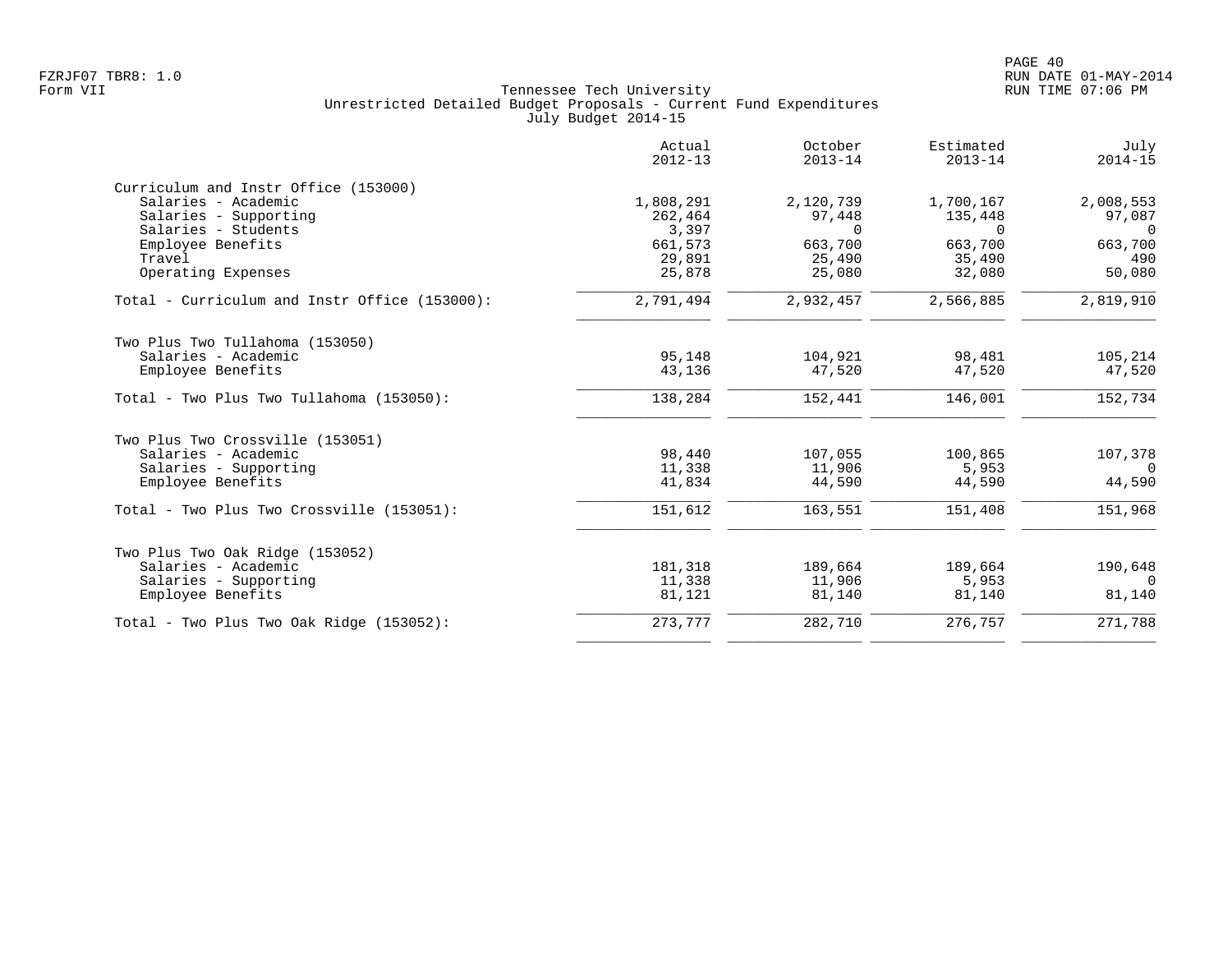Tennessee Tech University
Unrestricted Detailed Budget Proposals - Current Fund Expenditures
July Budget 2014-15

| | Actual 2012-13 | October 2013-14 | Estimated 2013-14 | July 2014-15 |
|---|---|---|---|---|
| **Curriculum and Instr Office (153000)** | | | | |
| Salaries - Academic | 1,808,291 | 2,120,739 | 1,700,167 | 2,008,553 |
| Salaries - Supporting | 262,464 | 97,448 | 135,448 | 97,087 |
| Salaries - Students | 3,397 | 0 | 0 | 0 |
| Employee Benefits | 661,573 | 663,700 | 663,700 | 663,700 |
| Travel | 29,891 | 25,490 | 35,490 | 490 |
| Operating Expenses | 25,878 | 25,080 | 32,080 | 50,080 |
| Total - Curriculum and Instr Office (153000): | 2,791,494 | 2,932,457 | 2,566,885 | 2,819,910 |
| **Two Plus Two Tullahoma (153050)** | | | | |
| Salaries - Academic | 95,148 | 104,921 | 98,481 | 105,214 |
| Employee Benefits | 43,136 | 47,520 | 47,520 | 47,520 |
| Total - Two Plus Two Tullahoma (153050): | 138,284 | 152,441 | 146,001 | 152,734 |
| **Two Plus Two Crossville (153051)** | | | | |
| Salaries - Academic | 98,440 | 107,055 | 100,865 | 107,378 |
| Salaries - Supporting | 11,338 | 11,906 | 5,953 | 0 |
| Employee Benefits | 41,834 | 44,590 | 44,590 | 44,590 |
| Total - Two Plus Two Crossville (153051): | 151,612 | 163,551 | 151,408 | 151,968 |
| **Two Plus Two Oak Ridge (153052)** | | | | |
| Salaries - Academic | 181,318 | 189,664 | 189,664 | 190,648 |
| Salaries - Supporting | 11,338 | 11,906 | 5,953 | 0 |
| Employee Benefits | 81,121 | 81,140 | 81,140 | 81,140 |
| Total - Two Plus Two Oak Ridge (153052): | 273,777 | 282,710 | 276,757 | 271,788 |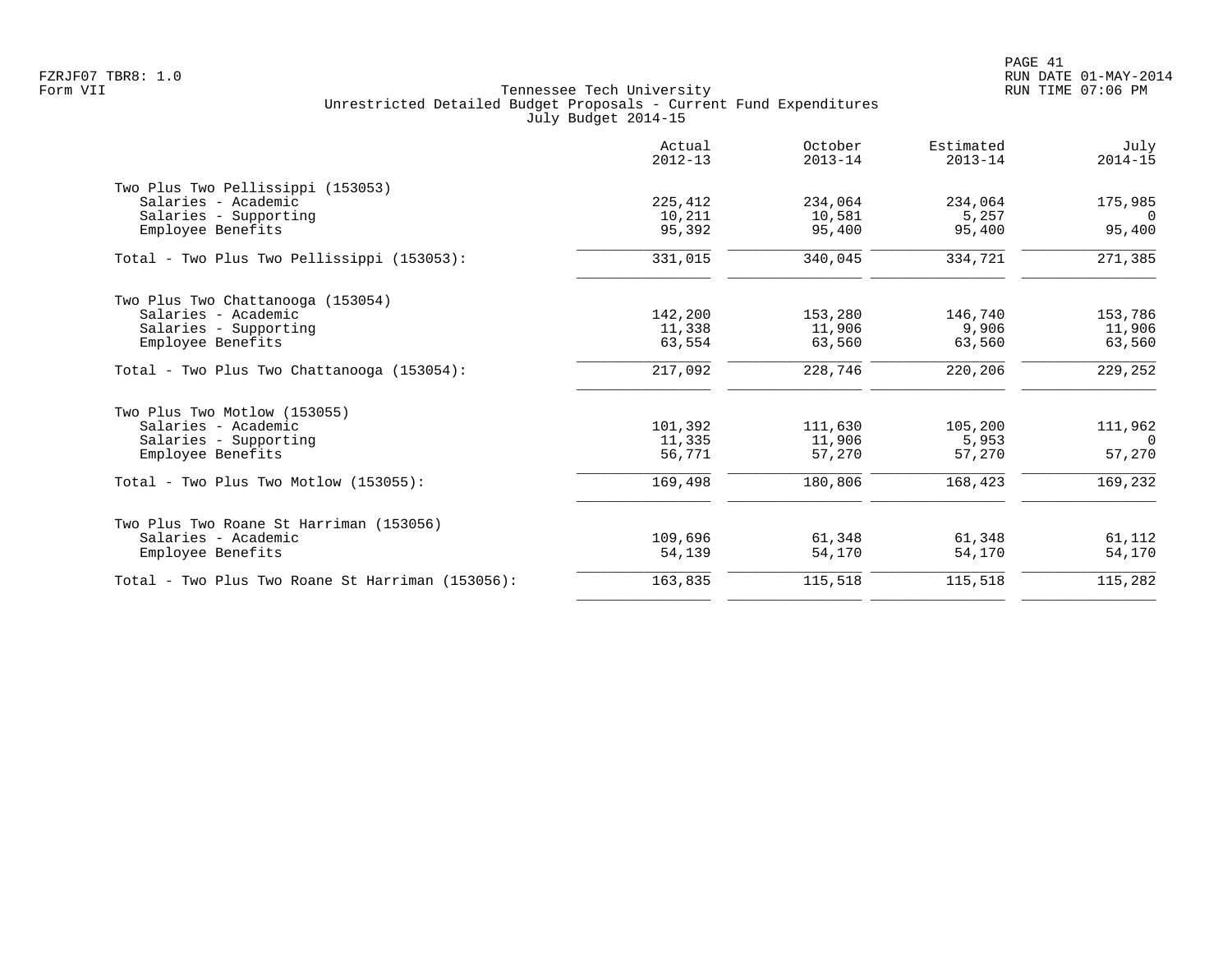Tennessee Tech University
Unrestricted Detailed Budget Proposals - Current Fund Expenditures
July Budget 2014-15

| | Actual 2012-13 | October 2013-14 | Estimated 2013-14 | July 2014-15 |
|---|---|---|---|---|
| **Two Plus Two Pellissippi (153053)** | | | | |
| Salaries - Academic | 225,412 | 234,064 | 234,064 | 175,985 |
| Salaries - Supporting | 10,211 | 10,581 | 5,257 | 0 |
| Employee Benefits | 95,392 | 95,400 | 95,400 | 95,400 |
| Total - Two Plus Two Pellissippi (153053): | 331,015 | 340,045 | 334,721 | 271,385 |
| **Two Plus Two Chattanooga (153054)** | | | | |
| Salaries - Academic | 142,200 | 153,280 | 146,740 | 153,786 |
| Salaries - Supporting | 11,338 | 11,906 | 9,906 | 11,906 |
| Employee Benefits | 63,554 | 63,560 | 63,560 | 63,560 |
| Total - Two Plus Two Chattanooga (153054): | 217,092 | 228,746 | 220,206 | 229,252 |
| **Two Plus Two Motlow (153055)** | | | | |
| Salaries - Academic | 101,392 | 111,630 | 105,200 | 111,962 |
| Salaries - Supporting | 11,335 | 11,906 | 5,953 | 0 |
| Employee Benefits | 56,771 | 57,270 | 57,270 | 57,270 |
| Total - Two Plus Two Motlow (153055): | 169,498 | 180,806 | 168,423 | 169,232 |
| **Two Plus Two Roane St Harriman (153056)** | | | | |
| Salaries - Academic | 109,696 | 61,348 | 61,348 | 61,112 |
| Employee Benefits | 54,139 | 54,170 | 54,170 | 54,170 |
| Total - Two Plus Two Roane St Harriman (153056): | 163,835 | 115,518 | 115,518 | 115,282 |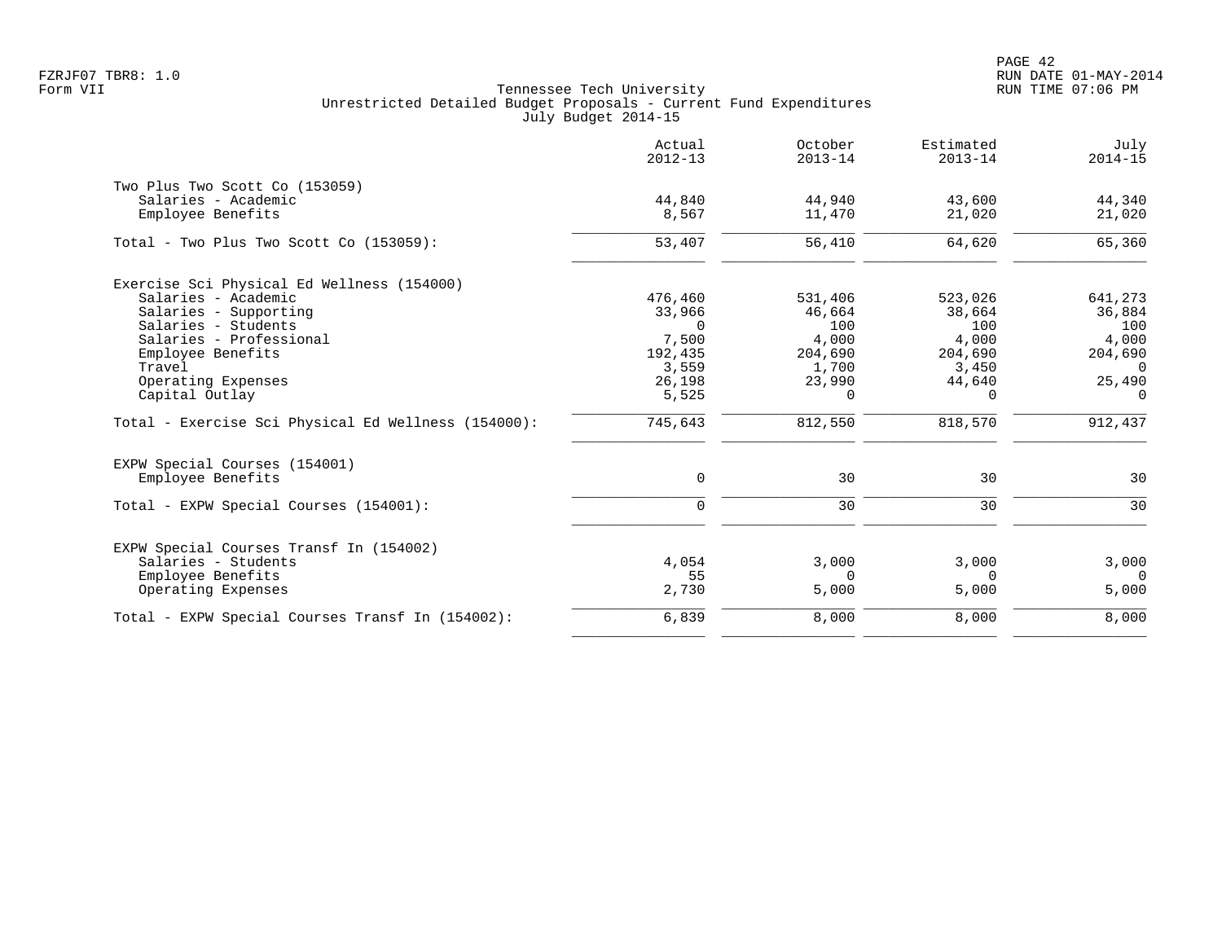FZRJF07 TBR8: 1.0
Form VII

Tennessee Tech University
Unrestricted Detailed Budget Proposals - Current Fund Expenditures
July Budget 2014-15

RUN DATE 01-MAY-2014
RUN TIME 07:06 PM

| | Actual 2012-13 | October 2013-14 | Estimated 2013-14 | July 2014-15 |
|---|---|---|---|---|
| **Two Plus Two Scott Co (153059)** | | | | |
| Salaries - Academic | 44,840 | 44,940 | 43,600 | 44,340 |
| Employee Benefits | 8,567 | 11,470 | 21,020 | 21,020 |
| Total - Two Plus Two Scott Co (153059): | 53,407 | 56,410 | 64,620 | 65,360 |
| **Exercise Sci Physical Ed Wellness (154000)** | | | | |
| Salaries - Academic | 476,460 | 531,406 | 523,026 | 641,273 |
| Salaries - Supporting | 33,966 | 46,664 | 38,664 | 36,884 |
| Salaries - Students | 0 | 100 | 100 | 100 |
| Salaries - Professional | 7,500 | 4,000 | 4,000 | 4,000 |
| Employee Benefits | 192,435 | 204,690 | 204,690 | 204,690 |
| Travel | 3,559 | 1,700 | 3,450 | 0 |
| Operating Expenses | 26,198 | 23,990 | 44,640 | 25,490 |
| Capital Outlay | 5,525 | 0 | 0 | 0 |
| Total - Exercise Sci Physical Ed Wellness (154000): | 745,643 | 812,550 | 818,570 | 912,437 |
| **EXPW Special Courses (154001)** | | | | |
| Employee Benefits | 0 | 30 | 30 | 30 |
| Total - EXPW Special Courses (154001): | 0 | 30 | 30 | 30 |
| **EXPW Special Courses Transf In (154002)** | | | | |
| Salaries - Students | 4,054 | 3,000 | 3,000 | 3,000 |
| Employee Benefits | 55 | 0 | 0 | 0 |
| Operating Expenses | 2,730 | 5,000 | 5,000 | 5,000 |
| Total - EXPW Special Courses Transf In (154002): | 6,839 | 8,000 | 8,000 | 8,000 |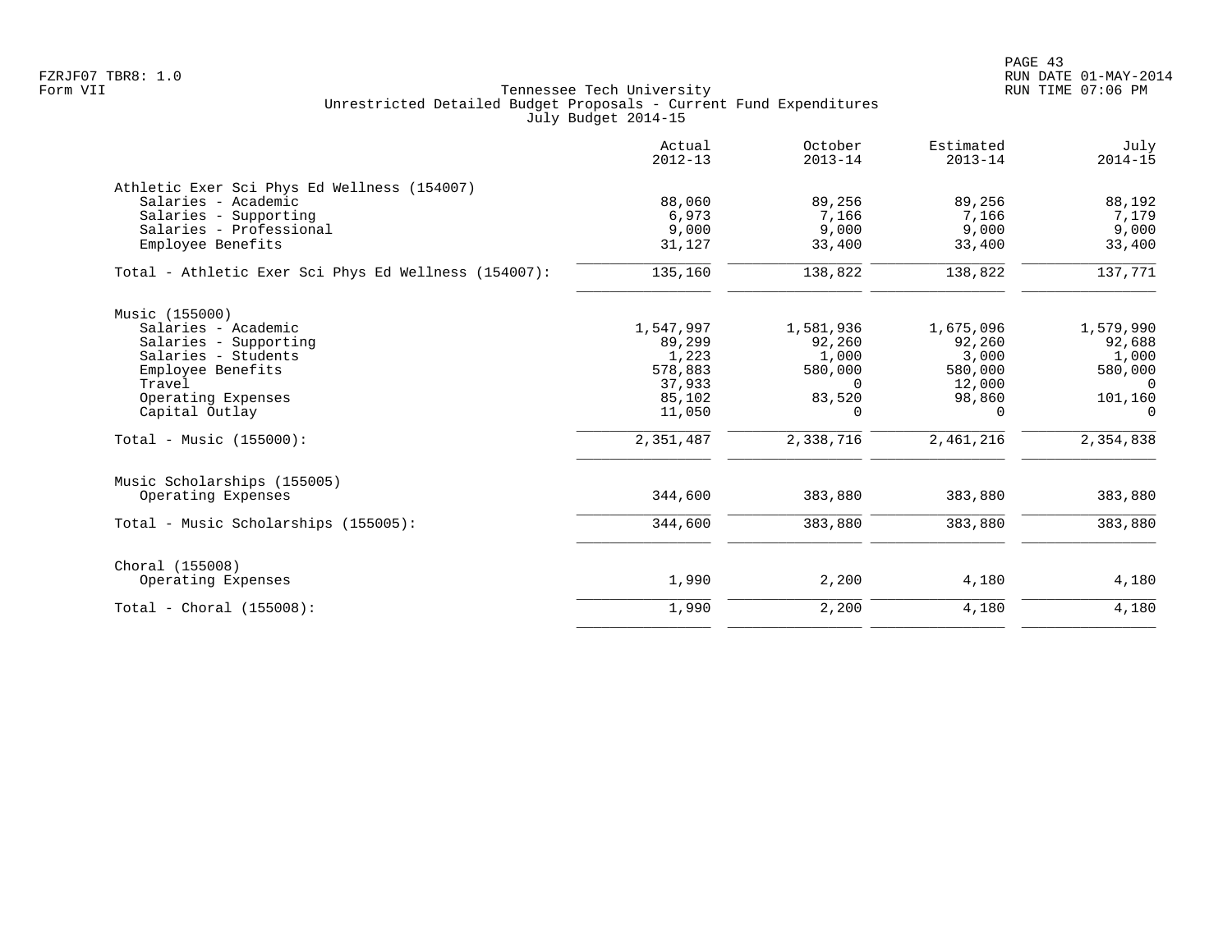Tennessee Tech University
Unrestricted Detailed Budget Proposals - Current Fund Expenditures
July Budget 2014-15

|  | Actual 2012-13 | October 2013-14 | Estimated 2013-14 | July 2014-15 |
|---|---|---|---|---|
| **Athletic Exer Sci Phys Ed Wellness (154007)** | | | | |
| Salaries - Academic | 88,060 | 89,256 | 89,256 | 88,192 |
| Salaries - Supporting | 6,973 | 7,166 | 7,166 | 7,179 |
| Salaries - Professional | 9,000 | 9,000 | 9,000 | 9,000 |
| Employee Benefits | 31,127 | 33,400 | 33,400 | 33,400 |
| Total - Athletic Exer Sci Phys Ed Wellness (154007): | 135,160 | 138,822 | 138,822 | 137,771 |
| **Music (155000)** | | | | |
| Salaries - Academic | 1,547,997 | 1,581,936 | 1,675,096 | 1,579,990 |
| Salaries - Supporting | 89,299 | 92,260 | 92,260 | 92,688 |
| Salaries - Students | 1,223 | 1,000 | 3,000 | 1,000 |
| Employee Benefits | 578,883 | 580,000 | 580,000 | 580,000 |
| Travel | 37,933 | 0 | 12,000 | 0 |
| Operating Expenses | 85,102 | 83,520 | 98,860 | 101,160 |
| Capital Outlay | 11,050 | 0 | 0 | 0 |
| Total - Music (155000): | 2,351,487 | 2,338,716 | 2,461,216 | 2,354,838 |
| **Music Scholarships (155005)** | | | | |
| Operating Expenses | 344,600 | 383,880 | 383,880 | 383,880 |
| Total - Music Scholarships (155005): | 344,600 | 383,880 | 383,880 | 383,880 |
| **Choral (155008)** | | | | |
| Operating Expenses | 1,990 | 2,200 | 4,180 | 4,180 |
| Total - Choral (155008): | 1,990 | 2,200 | 4,180 | 4,180 |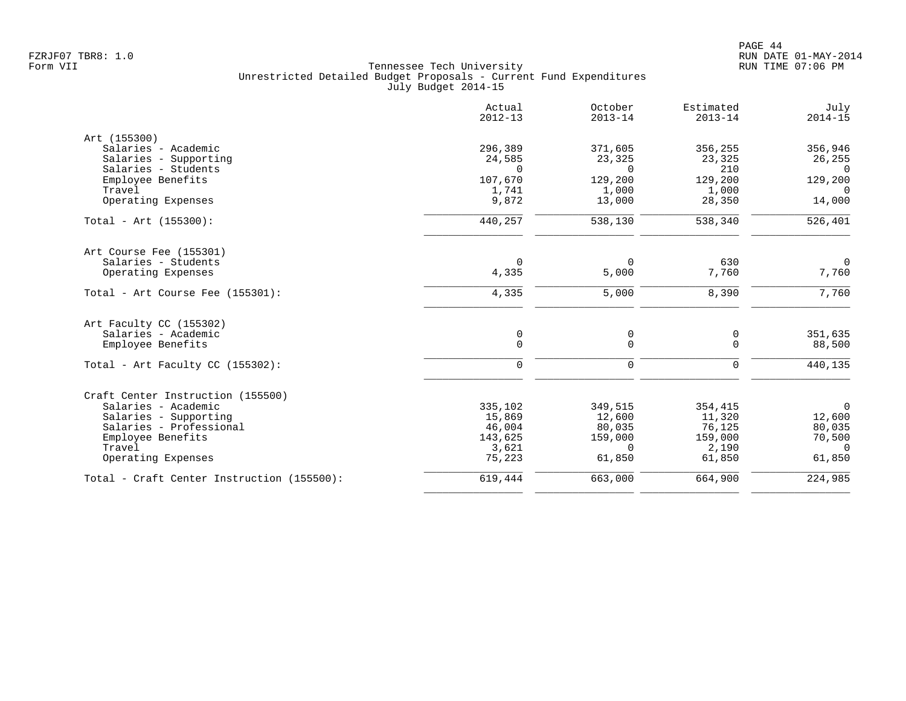Tennessee Tech University
Unrestricted Detailed Budget Proposals - Current Fund Expenditures
July Budget 2014-15

Form VII

| | Actual 2012-13 | October 2013-14 | Estimated 2013-14 | July 2014-15 |
|---|---|---|---|---|
| **Art (155300)** | | | | |
| Salaries - Academic | 296,389 | 371,605 | 356,255 | 356,946 |
| Salaries - Supporting | 24,585 | 23,325 | 23,325 | 26,255 |
| Salaries - Students | 0 | 0 | 210 | 0 |
| Employee Benefits | 107,670 | 129,200 | 129,200 | 129,200 |
| Travel | 1,741 | 1,000 | 1,000 | 0 |
| Operating Expenses | 9,872 | 13,000 | 28,350 | 14,000 |
| Total - Art (155300): | 440,257 | 538,130 | 538,340 | 526,401 |
| **Art Course Fee (155301)** | | | | |
| Salaries - Students | 0 | 0 | 630 | 0 |
| Operating Expenses | 4,335 | 5,000 | 7,760 | 7,760 |
| Total - Art Course Fee (155301): | 4,335 | 5,000 | 8,390 | 7,760 |
| **Art Faculty CC (155302)** | | | | |
| Salaries - Academic | 0 | 0 | 0 | 351,635 |
| Employee Benefits | 0 | 0 | 0 | 88,500 |
| Total - Art Faculty CC (155302): | 0 | 0 | 0 | 440,135 |
| **Craft Center Instruction (155500)** | | | | |
| Salaries - Academic | 335,102 | 349,515 | 354,415 | 0 |
| Salaries - Supporting | 15,869 | 12,600 | 11,320 | 12,600 |
| Salaries - Professional | 46,004 | 80,035 | 76,125 | 80,035 |
| Employee Benefits | 143,625 | 159,000 | 159,000 | 70,500 |
| Travel | 3,621 | 0 | 2,190 | 0 |
| Operating Expenses | 75,223 | 61,850 | 61,850 | 61,850 |
| Total - Craft Center Instruction (155500): | 619,444 | 663,000 | 664,900 | 224,985 |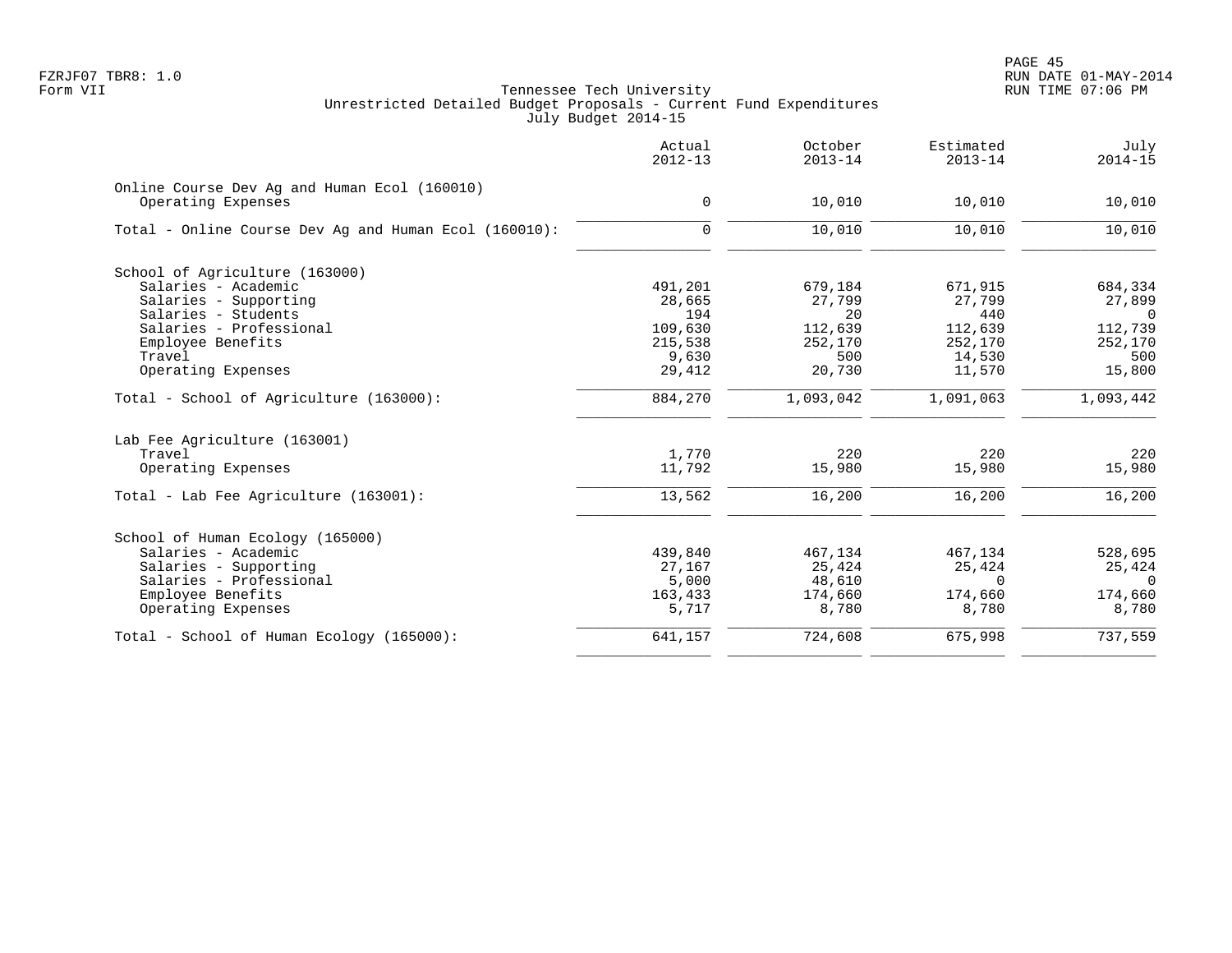Tennessee Tech University
Unrestricted Detailed Budget Proposals - Current Fund Expenditures
July Budget 2014-15

| | Actual 2012-13 | October 2013-14 | Estimated 2013-14 | July 2014-15 |
|---|---|---|---|---|
| **Online Course Dev Ag and Human Ecol (160010)** | | | | |
| Operating Expenses | 0 | 10,010 | 10,010 | 10,010 |
| Total - Online Course Dev Ag and Human Ecol (160010): | 0 | 10,010 | 10,010 | 10,010 |
| **School of Agriculture (163000)** | | | | |
| Salaries - Academic | 491,201 | 679,184 | 671,915 | 684,334 |
| Salaries - Supporting | 28,665 | 27,799 | 27,799 | 27,899 |
| Salaries - Students | 194 | 20 | 440 | 0 |
| Salaries - Professional | 109,630 | 112,639 | 112,639 | 112,739 |
| Employee Benefits | 215,538 | 252,170 | 252,170 | 252,170 |
| Travel | 9,630 | 500 | 14,530 | 500 |
| Operating Expenses | 29,412 | 20,730 | 11,570 | 15,800 |
| Total - School of Agriculture (163000): | 884,270 | 1,093,042 | 1,091,063 | 1,093,442 |
| **Lab Fee Agriculture (163001)** | | | | |
| Travel | 1,770 | 220 | 220 | 220 |
| Operating Expenses | 11,792 | 15,980 | 15,980 | 15,980 |
| Total - Lab Fee Agriculture (163001): | 13,562 | 16,200 | 16,200 | 16,200 |
| **School of Human Ecology (165000)** | | | | |
| Salaries - Academic | 439,840 | 467,134 | 467,134 | 528,695 |
| Salaries - Supporting | 27,167 | 25,424 | 25,424 | 25,424 |
| Salaries - Professional | 5,000 | 48,610 | 0 | 0 |
| Employee Benefits | 163,433 | 174,660 | 174,660 | 174,660 |
| Operating Expenses | 5,717 | 8,780 | 8,780 | 8,780 |
| Total - School of Human Ecology (165000): | 641,157 | 724,608 | 675,998 | 737,559 |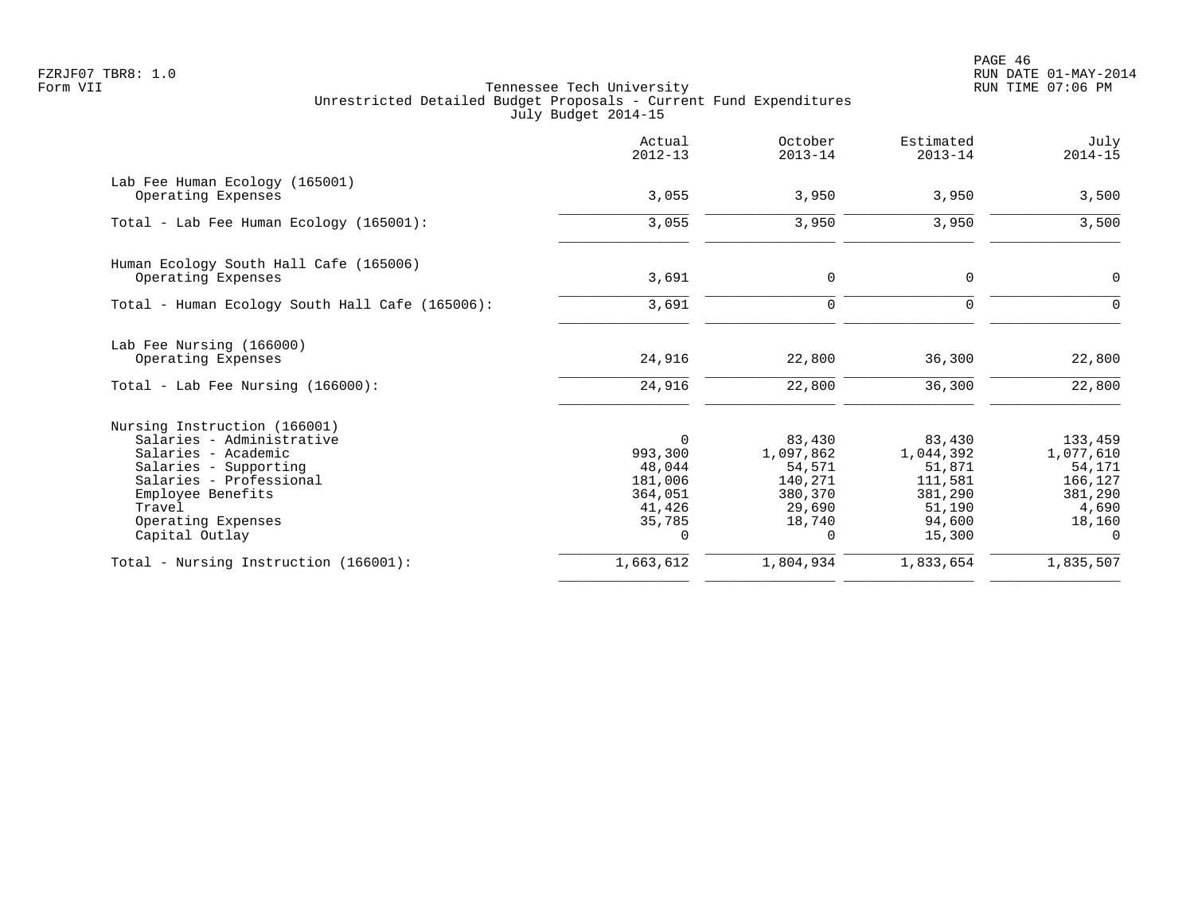FZRJF07 TBR8: 1.0
Form VII

Tennessee Tech University
Unrestricted Detailed Budget Proposals - Current Fund Expenditures
July Budget 2014-15

RUN DATE 01-MAY-2014
RUN TIME 07:06 PM

| | Actual 2012-13 | October 2013-14 | Estimated 2013-14 | July 2014-15 |
|---|---|---|---|---|
| **Lab Fee Human Ecology (165001)** | | | | |
| Operating Expenses | 3,055 | 3,950 | 3,950 | 3,500 |
| Total - Lab Fee Human Ecology (165001): | 3,055 | 3,950 | 3,950 | 3,500 |
| **Human Ecology South Hall Cafe (165006)** | | | | |
| Operating Expenses | 3,691 | 0 | 0 | 0 |
| Total - Human Ecology South Hall Cafe (165006): | 3,691 | 0 | 0 | 0 |
| **Lab Fee Nursing (166000)** | | | | |
| Operating Expenses | 24,916 | 22,800 | 36,300 | 22,800 |
| Total - Lab Fee Nursing (166000): | 24,916 | 22,800 | 36,300 | 22,800 |
| **Nursing Instruction (166001)** | | | | |
| Salaries - Administrative | 0 | 83,430 | 83,430 | 133,459 |
| Salaries - Academic | 993,300 | 1,097,862 | 1,044,392 | 1,077,610 |
| Salaries - Supporting | 48,044 | 54,571 | 51,871 | 54,171 |
| Salaries - Professional | 181,006 | 140,271 | 111,581 | 166,127 |
| Employee Benefits | 364,051 | 380,370 | 381,290 | 381,290 |
| Travel | 41,426 | 29,690 | 51,190 | 4,690 |
| Operating Expenses | 35,785 | 18,740 | 94,600 | 18,160 |
| Capital Outlay | 0 | 0 | 15,300 | 0 |
| Total - Nursing Instruction (166001): | 1,663,612 | 1,804,934 | 1,833,654 | 1,835,507 |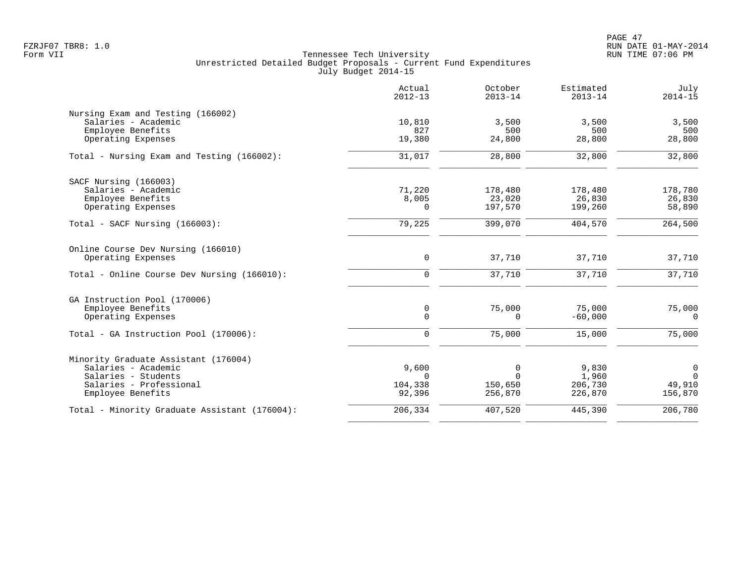Tennessee Tech University
Unrestricted Detailed Budget Proposals - Current Fund Expenditures
July Budget 2014-15

| | Actual 2012-13 | October 2013-14 | Estimated 2013-14 | July 2014-15 |
|---|---|---|---|---|
| **Nursing Exam and Testing (166002)** | | | | |
| Salaries - Academic | 10,810 | 3,500 | 3,500 | 3,500 |
| Employee Benefits | 827 | 500 | 500 | 500 |
| Operating Expenses | 19,380 | 24,800 | 28,800 | 28,800 |
| Total - Nursing Exam and Testing (166002): | 31,017 | 28,800 | 32,800 | 32,800 |
| **SACF Nursing (166003)** | | | | |
| Salaries - Academic | 71,220 | 178,480 | 178,480 | 178,780 |
| Employee Benefits | 8,005 | 23,020 | 26,830 | 26,830 |
| Operating Expenses | 0 | 197,570 | 199,260 | 58,890 |
| Total - SACF Nursing (166003): | 79,225 | 399,070 | 404,570 | 264,500 |
| **Online Course Dev Nursing (166010)** | | | | |
| Operating Expenses | 0 | 37,710 | 37,710 | 37,710 |
| Total - Online Course Dev Nursing (166010): | 0 | 37,710 | 37,710 | 37,710 |
| **GA Instruction Pool (170006)** | | | | |
| Employee Benefits | 0 | 75,000 | 75,000 | 75,000 |
| Operating Expenses | 0 | 0 | -60,000 | 0 |
| Total - GA Instruction Pool (170006): | 0 | 75,000 | 15,000 | 75,000 |
| **Minority Graduate Assistant (176004)** | | | | |
| Salaries - Academic | 9,600 | 0 | 9,830 | 0 |
| Salaries - Students | 0 | 0 | 1,960 | 0 |
| Salaries - Professional | 104,338 | 150,650 | 206,730 | 49,910 |
| Employee Benefits | 92,396 | 256,870 | 226,870 | 156,870 |
| Total - Minority Graduate Assistant (176004): | 206,334 | 407,520 | 445,390 | 206,780 |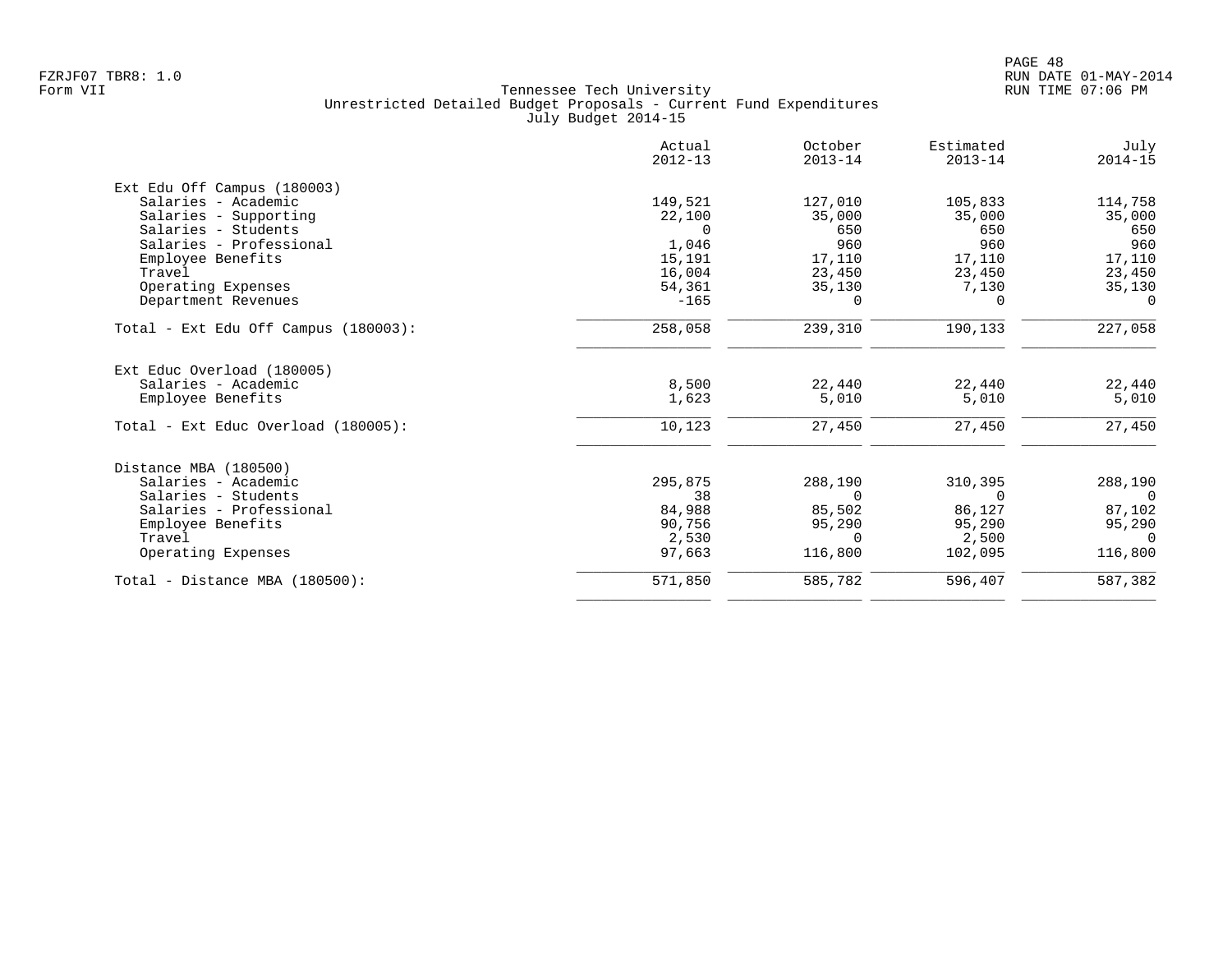Tennessee Tech University
Unrestricted Detailed Budget Proposals - Current Fund Expenditures
July Budget 2014-15

Form VII

| | Actual 2012-13 | October 2013-14 | Estimated 2013-14 | July 2014-15 |
|---|---|---|---|---|
| **Ext Edu Off Campus (180003)** | | | | |
| Salaries - Academic | 149,521 | 127,010 | 105,833 | 114,758 |
| Salaries - Supporting | 22,100 | 35,000 | 35,000 | 35,000 |
| Salaries - Students | 0 | 650 | 650 | 650 |
| Salaries - Professional | 1,046 | 960 | 960 | 960 |
| Employee Benefits | 15,191 | 17,110 | 17,110 | 17,110 |
| Travel | 16,004 | 23,450 | 23,450 | 23,450 |
| Operating Expenses | 54,361 | 35,130 | 7,130 | 35,130 |
| Department Revenues | -165 | 0 | 0 | 0 |
| Total - Ext Edu Off Campus (180003): | 258,058 | 239,310 | 190,133 | 227,058 |
| **Ext Educ Overload (180005)** | | | | |
| Salaries - Academic | 8,500 | 22,440 | 22,440 | 22,440 |
| Employee Benefits | 1,623 | 5,010 | 5,010 | 5,010 |
| Total - Ext Educ Overload (180005): | 10,123 | 27,450 | 27,450 | 27,450 |
| **Distance MBA (180500)** | | | | |
| Salaries - Academic | 295,875 | 288,190 | 310,395 | 288,190 |
| Salaries - Students | 38 | 0 | 0 | 0 |
| Salaries - Professional | 84,988 | 85,502 | 86,127 | 87,102 |
| Employee Benefits | 90,756 | 95,290 | 95,290 | 95,290 |
| Travel | 2,530 | 0 | 2,500 | 0 |
| Operating Expenses | 97,663 | 116,800 | 102,095 | 116,800 |
| Total - Distance MBA (180500): | 571,850 | 585,782 | 596,407 | 587,382 |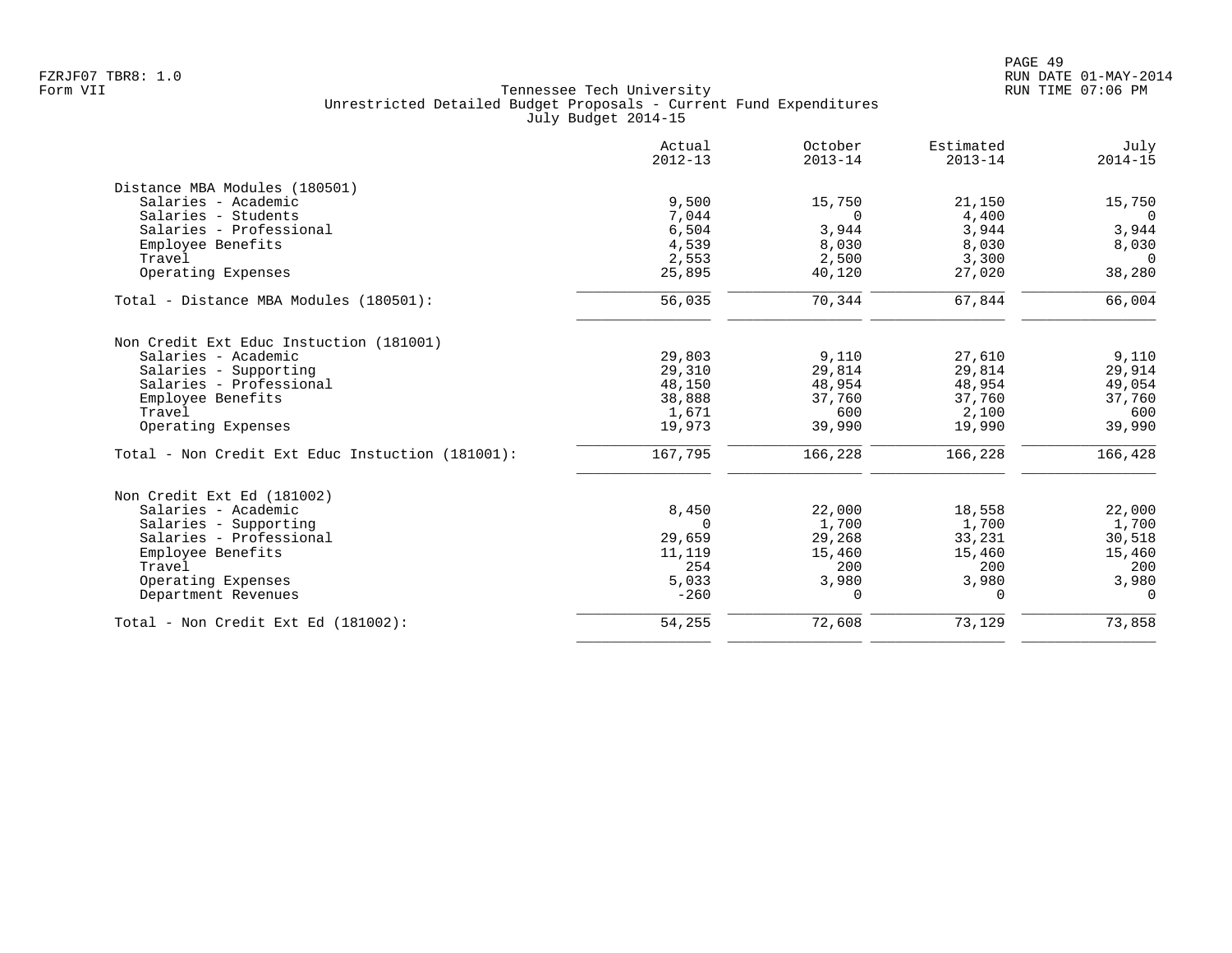Tennessee Tech University
Unrestricted Detailed Budget Proposals - Current Fund Expenditures
July Budget 2014-15

| | Actual 2012-13 | October 2013-14 | Estimated 2013-14 | July 2014-15 |
|---|---|---|---|---|
| **Distance MBA Modules (180501)** | | | | |
| Salaries - Academic | 9,500 | 15,750 | 21,150 | 15,750 |
| Salaries - Students | 7,044 | 0 | 4,400 | 0 |
| Salaries - Professional | 6,504 | 3,944 | 3,944 | 3,944 |
| Employee Benefits | 4,539 | 8,030 | 8,030 | 8,030 |
| Travel | 2,553 | 2,500 | 3,300 | 0 |
| Operating Expenses | 25,895 | 40,120 | 27,020 | 38,280 |
| Total - Distance MBA Modules (180501): | 56,035 | 70,344 | 67,844 | 66,004 |
| **Non Credit Ext Educ Instuction (181001)** | | | | |
| Salaries - Academic | 29,803 | 9,110 | 27,610 | 9,110 |
| Salaries - Supporting | 29,310 | 29,814 | 29,814 | 29,914 |
| Salaries - Professional | 48,150 | 48,954 | 48,954 | 49,054 |
| Employee Benefits | 38,888 | 37,760 | 37,760 | 37,760 |
| Travel | 1,671 | 600 | 2,100 | 600 |
| Operating Expenses | 19,973 | 39,990 | 19,990 | 39,990 |
| Total - Non Credit Ext Educ Instuction (181001): | 167,795 | 166,228 | 166,228 | 166,428 |
| **Non Credit Ext Ed (181002)** | | | | |
| Salaries - Academic | 8,450 | 22,000 | 18,558 | 22,000 |
| Salaries - Supporting | 0 | 1,700 | 1,700 | 1,700 |
| Salaries - Professional | 29,659 | 29,268 | 33,231 | 30,518 |
| Employee Benefits | 11,119 | 15,460 | 15,460 | 15,460 |
| Travel | 254 | 200 | 200 | 200 |
| Operating Expenses | 5,033 | 3,980 | 3,980 | 3,980 |
| Department Revenues | -260 | 0 | 0 | 0 |
| Total - Non Credit Ext Ed (181002): | 54,255 | 72,608 | 73,129 | 73,858 |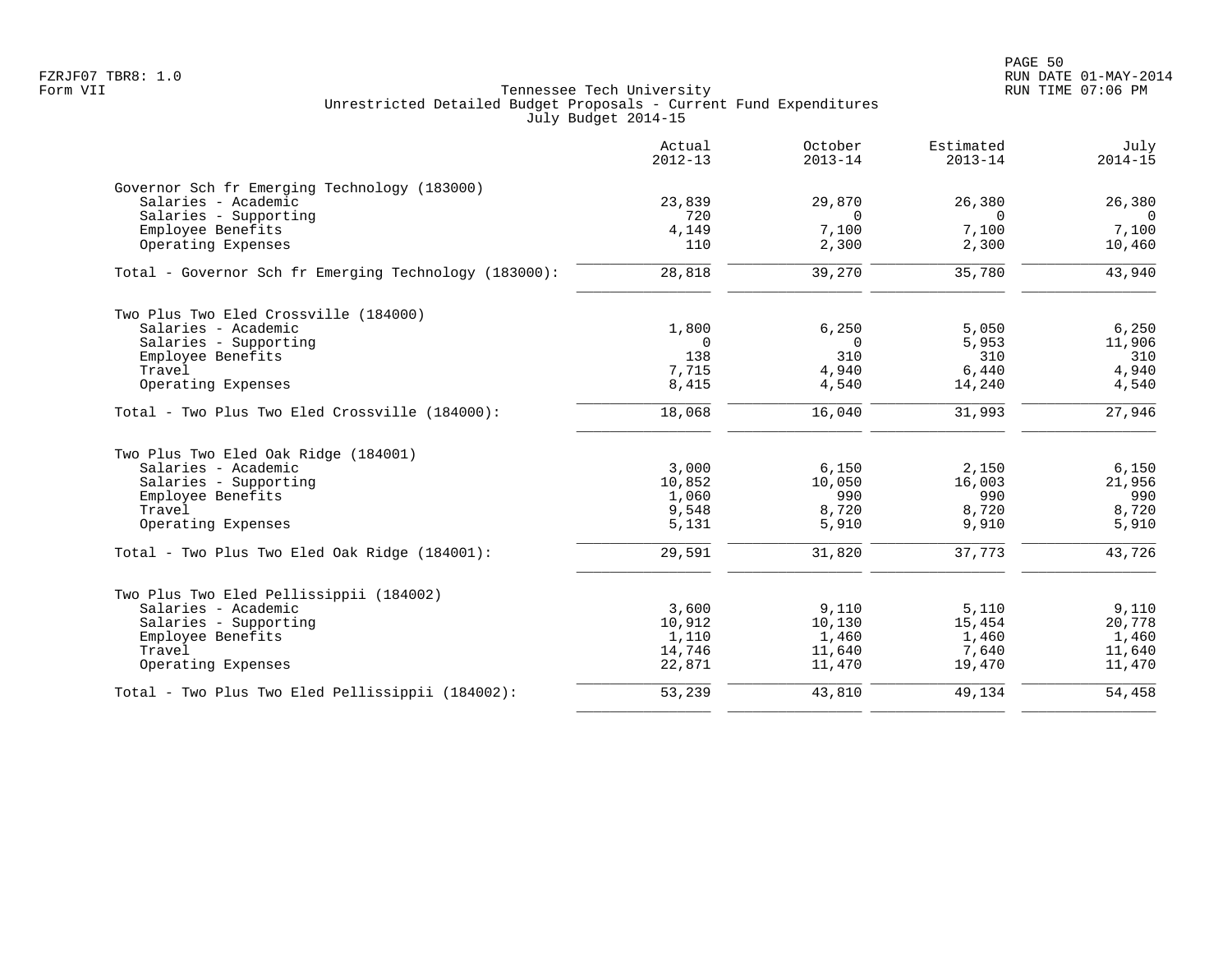Tennessee Tech University
Unrestricted Detailed Budget Proposals - Current Fund Expenditures
July Budget 2014-15

| | Actual 2012-13 | October 2013-14 | Estimated 2013-14 | July 2014-15 |
|---|---|---|---|---|
| **Governor Sch fr Emerging Technology (183000)** | | | | |
| Salaries - Academic | 23,839 | 29,870 | 26,380 | 26,380 |
| Salaries - Supporting | 720 | 0 | 0 | 0 |
| Employee Benefits | 4,149 | 7,100 | 7,100 | 7,100 |
| Operating Expenses | 110 | 2,300 | 2,300 | 10,460 |
| Total - Governor Sch fr Emerging Technology (183000): | 28,818 | 39,270 | 35,780 | 43,940 |
| **Two Plus Two Eled Crossville (184000)** | | | | |
| Salaries - Academic | 1,800 | 6,250 | 5,050 | 6,250 |
| Salaries - Supporting | 0 | 0 | 5,953 | 11,906 |
| Employee Benefits | 138 | 310 | 310 | 310 |
| Travel | 7,715 | 4,940 | 6,440 | 4,940 |
| Operating Expenses | 8,415 | 4,540 | 14,240 | 4,540 |
| Total - Two Plus Two Eled Crossville (184000): | 18,068 | 16,040 | 31,993 | 27,946 |
| **Two Plus Two Eled Oak Ridge (184001)** | | | | |
| Salaries - Academic | 3,000 | 6,150 | 2,150 | 6,150 |
| Salaries - Supporting | 10,852 | 10,050 | 16,003 | 21,956 |
| Employee Benefits | 1,060 | 990 | 990 | 990 |
| Travel | 9,548 | 8,720 | 8,720 | 8,720 |
| Operating Expenses | 5,131 | 5,910 | 9,910 | 5,910 |
| Total - Two Plus Two Eled Oak Ridge (184001): | 29,591 | 31,820 | 37,773 | 43,726 |
| **Two Plus Two Eled Pellissippii (184002)** | | | | |
| Salaries - Academic | 3,600 | 9,110 | 5,110 | 9,110 |
| Salaries - Supporting | 10,912 | 10,130 | 15,454 | 20,778 |
| Employee Benefits | 1,110 | 1,460 | 1,460 | 1,460 |
| Travel | 14,746 | 11,640 | 7,640 | 11,640 |
| Operating Expenses | 22,871 | 11,470 | 19,470 | 11,470 |
| Total - Two Plus Two Eled Pellissippii (184002): | 53,239 | 43,810 | 49,134 | 54,458 |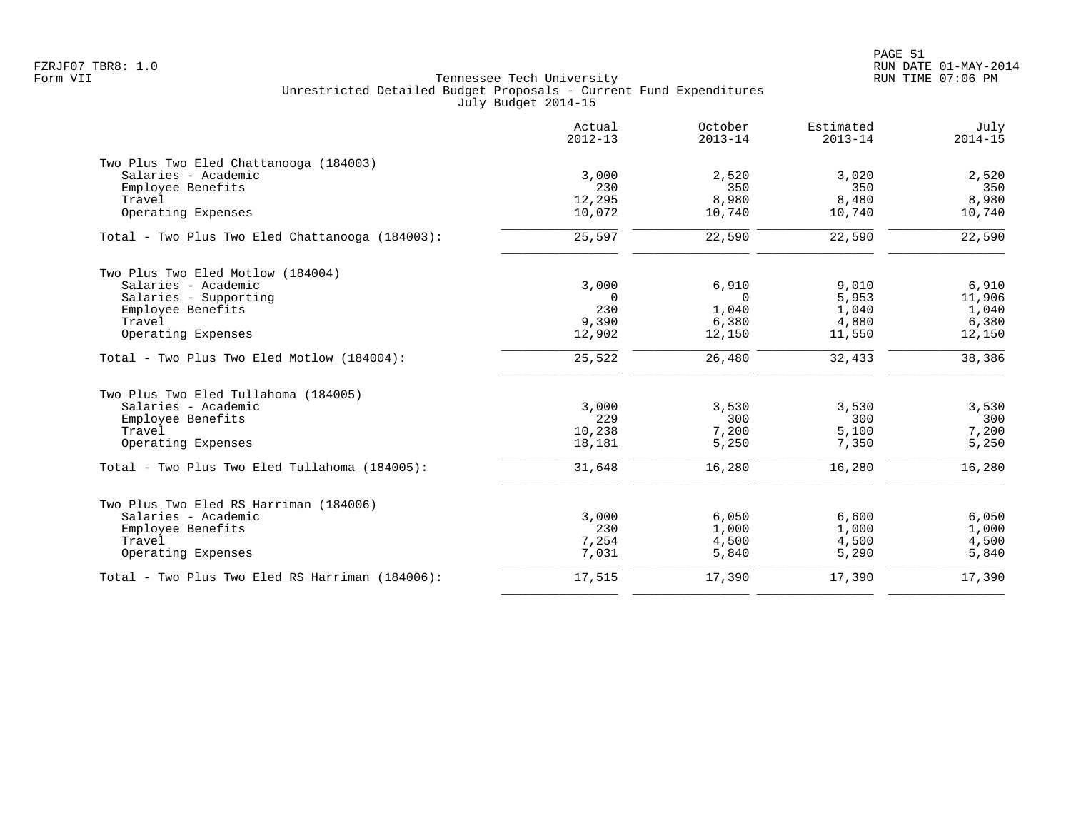Tennessee Tech University
Unrestricted Detailed Budget Proposals - Current Fund Expenditures
July Budget 2014-15

| | Actual 2012-13 | October 2013-14 | Estimated 2013-14 | July 2014-15 |
|---|---|---|---|---|
| **Two Plus Two Eled Chattanooga (184003)** | | | | |
| Salaries - Academic | 3,000 | 2,520 | 3,020 | 2,520 |
| Employee Benefits | 230 | 350 | 350 | 350 |
| Travel | 12,295 | 8,980 | 8,480 | 8,980 |
| Operating Expenses | 10,072 | 10,740 | 10,740 | 10,740 |
| Total - Two Plus Two Eled Chattanooga (184003): | 25,597 | 22,590 | 22,590 | 22,590 |
| **Two Plus Two Eled Motlow (184004)** | | | | |
| Salaries - Academic | 3,000 | 6,910 | 9,010 | 6,910 |
| Salaries - Supporting | 0 | 0 | 5,953 | 11,906 |
| Employee Benefits | 230 | 1,040 | 1,040 | 1,040 |
| Travel | 9,390 | 6,380 | 4,880 | 6,380 |
| Operating Expenses | 12,902 | 12,150 | 11,550 | 12,150 |
| Total - Two Plus Two Eled Motlow (184004): | 25,522 | 26,480 | 32,433 | 38,386 |
| **Two Plus Two Eled Tullahoma (184005)** | | | | |
| Salaries - Academic | 3,000 | 3,530 | 3,530 | 3,530 |
| Employee Benefits | 229 | 300 | 300 | 300 |
| Travel | 10,238 | 7,200 | 5,100 | 7,200 |
| Operating Expenses | 18,181 | 5,250 | 7,350 | 5,250 |
| Total - Two Plus Two Eled Tullahoma (184005): | 31,648 | 16,280 | 16,280 | 16,280 |
| **Two Plus Two Eled RS Harriman (184006)** | | | | |
| Salaries - Academic | 3,000 | 6,050 | 6,600 | 6,050 |
| Employee Benefits | 230 | 1,000 | 1,000 | 1,000 |
| Travel | 7,254 | 4,500 | 4,500 | 4,500 |
| Operating Expenses | 7,031 | 5,840 | 5,290 | 5,840 |
| Total - Two Plus Two Eled RS Harriman (184006): | 17,515 | 17,390 | 17,390 | 17,390 |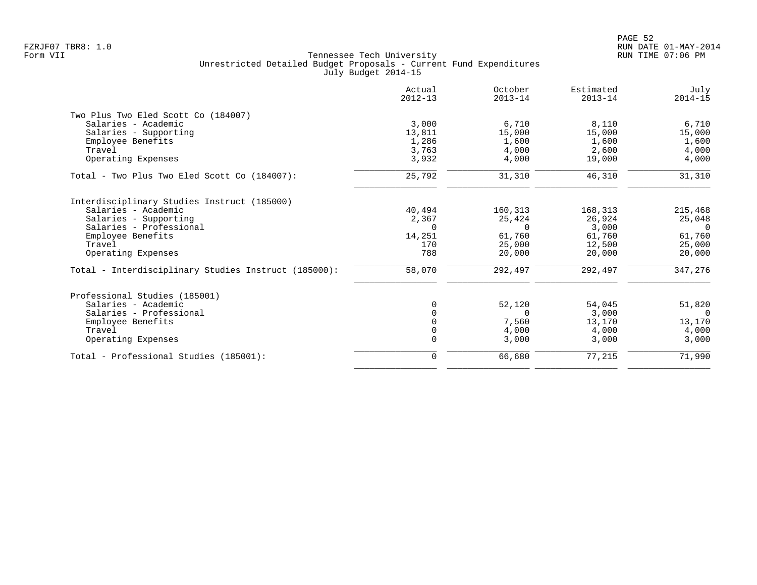Tennessee Tech University
Unrestricted Detailed Budget Proposals - Current Fund Expenditures
July Budget 2014-15

| | Actual 2012-13 | October 2013-14 | Estimated 2013-14 | July 2014-15 |
|---|---|---|---|---|
| **Two Plus Two Eled Scott Co (184007)** | | | | |
| Salaries - Academic | 3,000 | 6,710 | 8,110 | 6,710 |
| Salaries - Supporting | 13,811 | 15,000 | 15,000 | 15,000 |
| Employee Benefits | 1,286 | 1,600 | 1,600 | 1,600 |
| Travel | 3,763 | 4,000 | 2,600 | 4,000 |
| Operating Expenses | 3,932 | 4,000 | 19,000 | 4,000 |
| Total - Two Plus Two Eled Scott Co (184007): | 25,792 | 31,310 | 46,310 | 31,310 |
| **Interdisciplinary Studies Instruct (185000)** | | | | |
| Salaries - Academic | 40,494 | 160,313 | 168,313 | 215,468 |
| Salaries - Supporting | 2,367 | 25,424 | 26,924 | 25,048 |
| Salaries - Professional | 0 | 0 | 3,000 | 0 |
| Employee Benefits | 14,251 | 61,760 | 61,760 | 61,760 |
| Travel | 170 | 25,000 | 12,500 | 25,000 |
| Operating Expenses | 788 | 20,000 | 20,000 | 20,000 |
| Total - Interdisciplinary Studies Instruct (185000): | 58,070 | 292,497 | 292,497 | 347,276 |
| **Professional Studies (185001)** | | | | |
| Salaries - Academic | 0 | 52,120 | 54,045 | 51,820 |
| Salaries - Professional | 0 | 0 | 3,000 | 0 |
| Employee Benefits | 0 | 7,560 | 13,170 | 13,170 |
| Travel | 0 | 4,000 | 4,000 | 4,000 |
| Operating Expenses | 0 | 3,000 | 3,000 | 3,000 |
| Total - Professional Studies (185001): | 0 | 66,680 | 77,215 | 71,990 |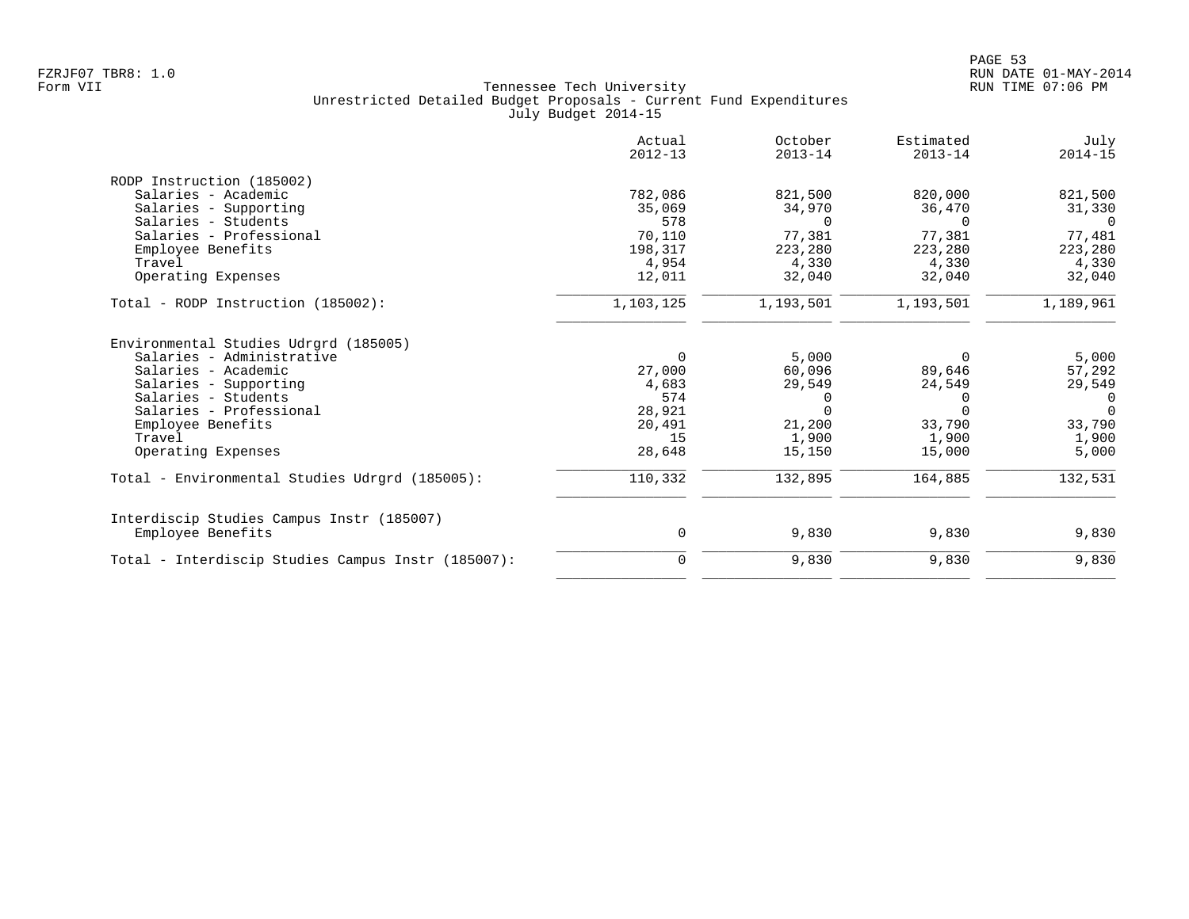Tennessee Tech University
Unrestricted Detailed Budget Proposals - Current Fund Expenditures
July Budget 2014-15

| | Actual 2012-13 | October 2013-14 | Estimated 2013-14 | July 2014-15 |
|---|---|---|---|---|
| **RODP Instruction (185002)** | | | | |
| Salaries - Academic | 782,086 | 821,500 | 820,000 | 821,500 |
| Salaries - Supporting | 35,069 | 34,970 | 36,470 | 31,330 |
| Salaries - Students | 578 | 0 | 0 | 0 |
| Salaries - Professional | 70,110 | 77,381 | 77,381 | 77,481 |
| Employee Benefits | 198,317 | 223,280 | 223,280 | 223,280 |
| Travel | 4,954 | 4,330 | 4,330 | 4,330 |
| Operating Expenses | 12,011 | 32,040 | 32,040 | 32,040 |
| Total - RODP Instruction (185002): | 1,103,125 | 1,193,501 | 1,193,501 | 1,189,961 |
| **Environmental Studies Udrgrd (185005)** | | | | |
| Salaries - Administrative | 0 | 5,000 | 0 | 5,000 |
| Salaries - Academic | 27,000 | 60,096 | 89,646 | 57,292 |
| Salaries - Supporting | 4,683 | 29,549 | 24,549 | 29,549 |
| Salaries - Students | 574 | 0 | 0 | 0 |
| Salaries - Professional | 28,921 | 0 | 0 | 0 |
| Employee Benefits | 20,491 | 21,200 | 33,790 | 33,790 |
| Travel | 15 | 1,900 | 1,900 | 1,900 |
| Operating Expenses | 28,648 | 15,150 | 15,000 | 5,000 |
| Total - Environmental Studies Udrgrd (185005): | 110,332 | 132,895 | 164,885 | 132,531 |
| **Interdiscip Studies Campus Instr (185007)** | | | | |
| Employee Benefits | 0 | 9,830 | 9,830 | 9,830 |
| Total - Interdiscip Studies Campus Instr (185007): | 0 | 9,830 | 9,830 | 9,830 |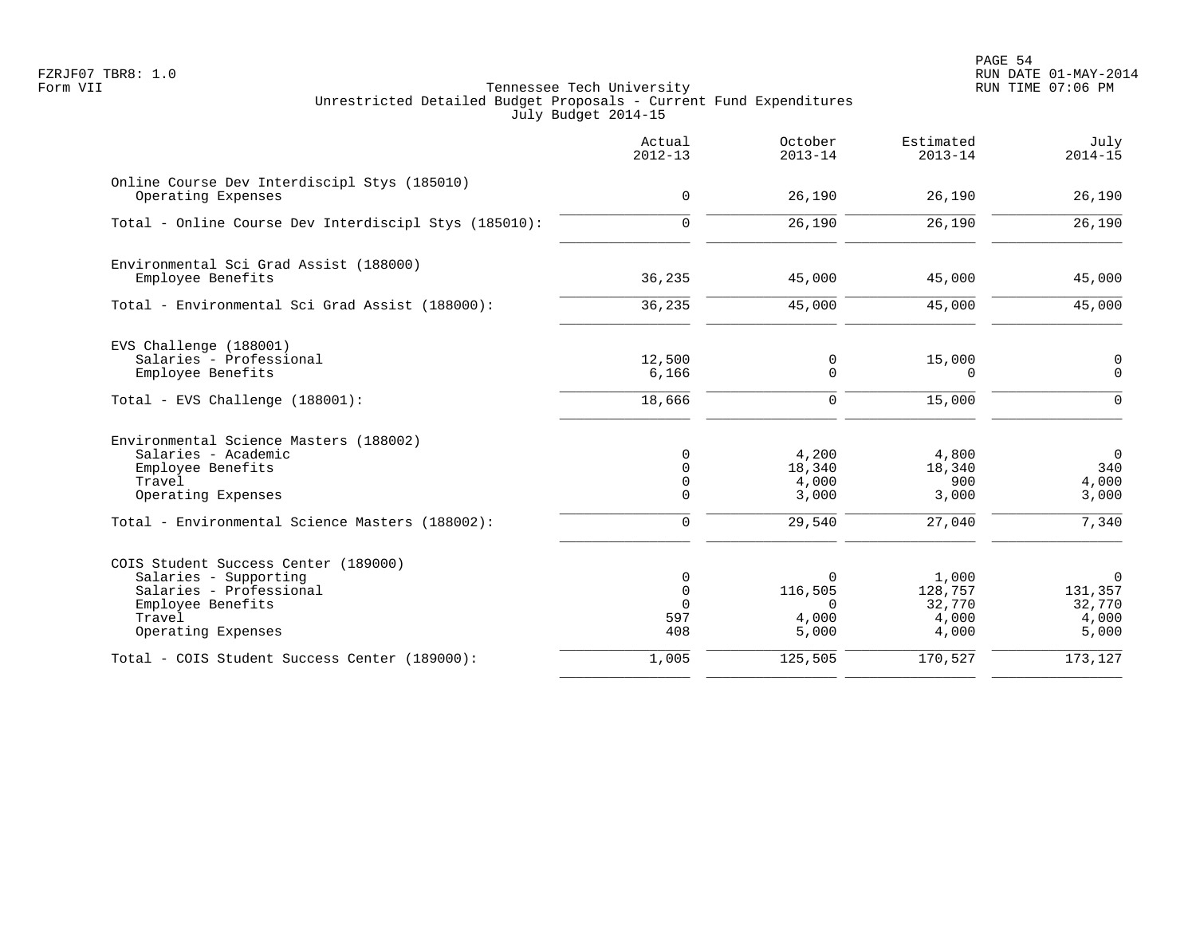Tennessee Tech University
Unrestricted Detailed Budget Proposals - Current Fund Expenditures
July Budget 2014-15

| | Actual 2012-13 | October 2013-14 | Estimated 2013-14 | July 2014-15 |
|---|---|---|---|---|
| **Online Course Dev Interdiscipl Stys (185010)** | | | | |
| Operating Expenses | 0 | 26,190 | 26,190 | 26,190 |
| Total - Online Course Dev Interdiscipl Stys (185010): | 0 | 26,190 | 26,190 | 26,190 |
| **Environmental Sci Grad Assist (188000)** | | | | |
| Employee Benefits | 36,235 | 45,000 | 45,000 | 45,000 |
| Total - Environmental Sci Grad Assist (188000): | 36,235 | 45,000 | 45,000 | 45,000 |
| **EVS Challenge (188001)** | | | | |
| Salaries - Professional | 12,500 | 0 | 15,000 | 0 |
| Employee Benefits | 6,166 | 0 | 0 | 0 |
| Total - EVS Challenge (188001): | 18,666 | 0 | 15,000 | 0 |
| **Environmental Science Masters (188002)** | | | | |
| Salaries - Academic | 0 | 4,200 | 4,800 | 0 |
| Employee Benefits | 0 | 18,340 | 18,340 | 340 |
| Travel | 0 | 4,000 | 900 | 4,000 |
| Operating Expenses | 0 | 3,000 | 3,000 | 3,000 |
| Total - Environmental Science Masters (188002): | 0 | 29,540 | 27,040 | 7,340 |
| **COIS Student Success Center (189000)** | | | | |
| Salaries - Supporting | 0 | 0 | 1,000 | 0 |
| Salaries - Professional | 0 | 116,505 | 128,757 | 131,357 |
| Employee Benefits | 0 | 0 | 32,770 | 32,770 |
| Travel | 597 | 4,000 | 4,000 | 4,000 |
| Operating Expenses | 408 | 5,000 | 4,000 | 5,000 |
| Total - COIS Student Success Center (189000): | 1,005 | 125,505 | 170,527 | 173,127 |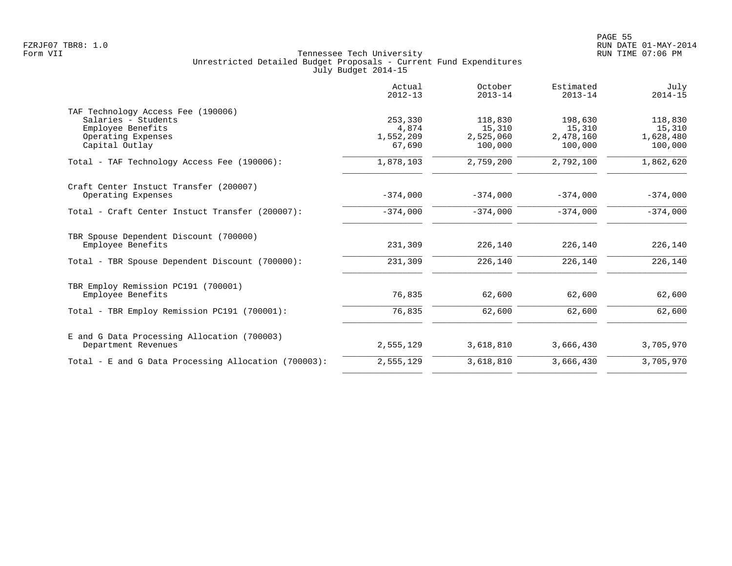Tennessee Tech University
Unrestricted Detailed Budget Proposals - Current Fund Expenditures
July Budget 2014-15

| | Actual 2012-13 | October 2013-14 | Estimated 2013-14 | July 2014-15 |
|---|---|---|---|---|
| **TAF Technology Access Fee (190006)** | | | | |
| Salaries - Students | 253,330 | 118,830 | 198,630 | 118,830 |
| Employee Benefits | 4,874 | 15,310 | 15,310 | 15,310 |
| Operating Expenses | 1,552,209 | 2,525,060 | 2,478,160 | 1,628,480 |
| Capital Outlay | 67,690 | 100,000 | 100,000 | 100,000 |
| Total - TAF Technology Access Fee (190006): | 1,878,103 | 2,759,200 | 2,792,100 | 1,862,620 |
| **Craft Center Instuct Transfer (200007)** | | | | |
| Operating Expenses | -374,000 | -374,000 | -374,000 | -374,000 |
| Total - Craft Center Instuct Transfer (200007): | -374,000 | -374,000 | -374,000 | -374,000 |
| **TBR Spouse Dependent Discount (700000)** | | | | |
| Employee Benefits | 231,309 | 226,140 | 226,140 | 226,140 |
| Total - TBR Spouse Dependent Discount (700000): | 231,309 | 226,140 | 226,140 | 226,140 |
| **TBR Employ Remission PC191 (700001)** | | | | |
| Employee Benefits | 76,835 | 62,600 | 62,600 | 62,600 |
| Total - TBR Employ Remission PC191 (700001): | 76,835 | 62,600 | 62,600 | 62,600 |
| **E and G Data Processing Allocation (700003)** | | | | |
| Department Revenues | 2,555,129 | 3,618,810 | 3,666,430 | 3,705,970 |
| Total - E and G Data Processing Allocation (700003): | 2,555,129 | 3,618,810 | 3,666,430 | 3,705,970 |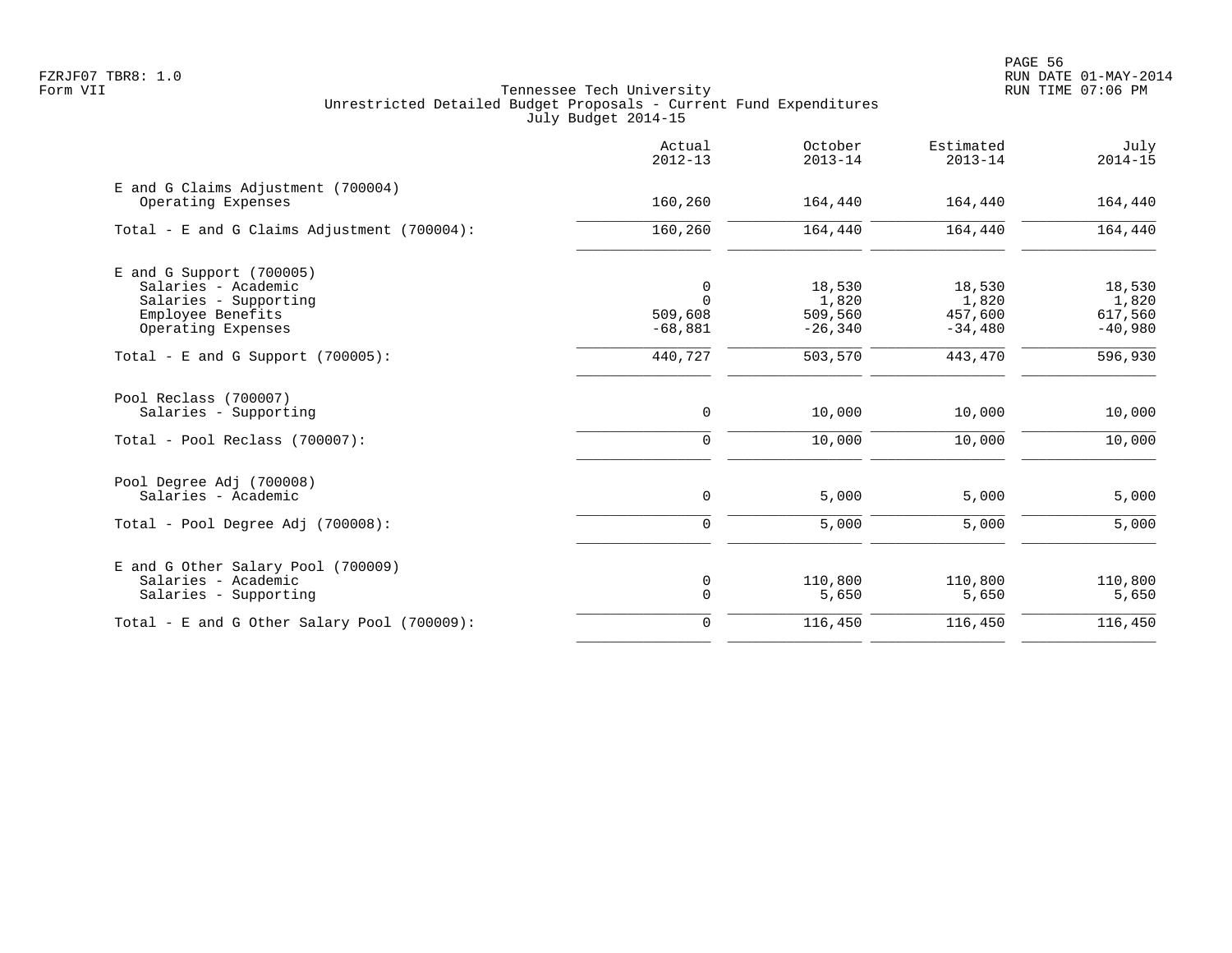Tennessee Tech University
Unrestricted Detailed Budget Proposals - Current Fund Expenditures
July Budget 2014-15

Form VII

| | Actual 2012-13 | October 2013-14 | Estimated 2013-14 | July 2014-15 |
|---|---|---|---|---|
| **E and G Claims Adjustment (700004)** | | | | |
| Operating Expenses | 160,260 | 164,440 | 164,440 | 164,440 |
| Total - E and G Claims Adjustment (700004): | 160,260 | 164,440 | 164,440 | 164,440 |
| **E and G Support (700005)** | | | | |
| Salaries - Academic | 0 | 18,530 | 18,530 | 18,530 |
| Salaries - Supporting | 0 | 1,820 | 1,820 | 1,820 |
| Employee Benefits | 509,608 | 509,560 | 457,600 | 617,560 |
| Operating Expenses | -68,881 | -26,340 | -34,480 | -40,980 |
| Total - E and G Support (700005): | 440,727 | 503,570 | 443,470 | 596,930 |
| **Pool Reclass (700007)** | | | | |
| Salaries - Supporting | 0 | 10,000 | 10,000 | 10,000 |
| Total - Pool Reclass (700007): | 0 | 10,000 | 10,000 | 10,000 |
| **Pool Degree Adj (700008)** | | | | |
| Salaries - Academic | 0 | 5,000 | 5,000 | 5,000 |
| Total - Pool Degree Adj (700008): | 0 | 5,000 | 5,000 | 5,000 |
| **E and G Other Salary Pool (700009)** | | | | |
| Salaries - Academic | 0 | 110,800 | 110,800 | 110,800 |
| Salaries - Supporting | 0 | 5,650 | 5,650 | 5,650 |
| Total - E and G Other Salary Pool (700009): | 0 | 116,450 | 116,450 | 116,450 |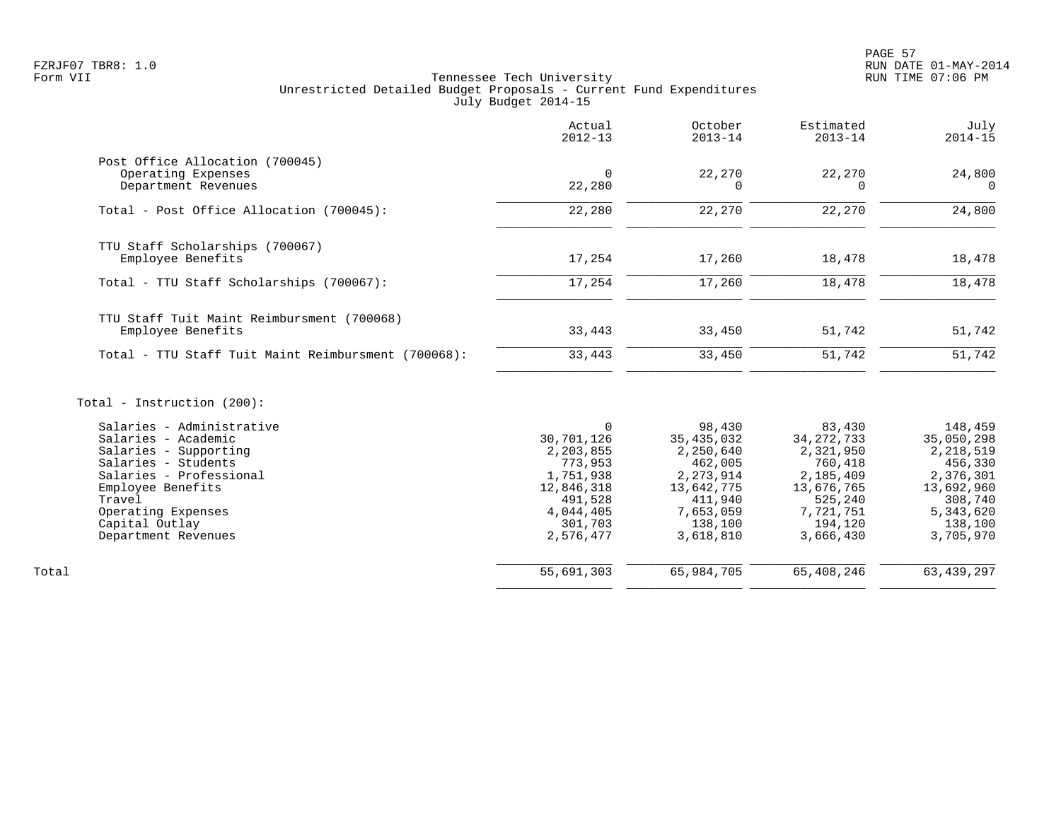Tennessee Tech University
Unrestricted Detailed Budget Proposals - Current Fund Expenditures
July Budget 2014-15

| | Actual 2012-13 | October 2013-14 | Estimated 2013-14 | July 2014-15 |
|---|---|---|---|---|
| **Post Office Allocation (700045)** | | | | |
| Operating Expenses | 0 | 22,270 | 22,270 | 24,800 |
| Department Revenues | 22,280 | 0 | 0 | 0 |
| Total - Post Office Allocation (700045): | 22,280 | 22,270 | 22,270 | 24,800 |
| **TTU Staff Scholarships (700067)** | | | | |
| Employee Benefits | 17,254 | 17,260 | 18,478 | 18,478 |
| Total - TTU Staff Scholarships (700067): | 17,254 | 17,260 | 18,478 | 18,478 |
| **TTU Staff Tuit Maint Reimbursment (700068)** | | | | |
| Employee Benefits | 33,443 | 33,450 | 51,742 | 51,742 |
| Total - TTU Staff Tuit Maint Reimbursment (700068): | 33,443 | 33,450 | 51,742 | 51,742 |
| **Total - Instruction (200):** | | | | |
| Salaries - Administrative | 0 | 98,430 | 83,430 | 148,459 |
| Salaries - Academic | 30,701,126 | 35,435,032 | 34,272,733 | 35,050,298 |
| Salaries - Supporting | 2,203,855 | 2,250,640 | 2,321,950 | 2,218,519 |
| Salaries - Students | 773,953 | 462,005 | 760,418 | 456,330 |
| Salaries - Professional | 1,751,938 | 2,273,914 | 2,185,409 | 2,376,301 |
| Employee Benefits | 12,846,318 | 13,642,775 | 13,676,765 | 13,692,960 |
| Travel | 491,528 | 411,940 | 525,240 | 308,740 |
| Operating Expenses | 4,044,405 | 7,653,059 | 7,721,751 | 5,343,620 |
| Capital Outlay | 301,703 | 138,100 | 194,120 | 138,100 |
| Department Revenues | 2,576,477 | 3,618,810 | 3,666,430 | 3,705,970 |
| **Total** | 55,691,303 | 65,984,705 | 65,408,246 | 63,439,297 |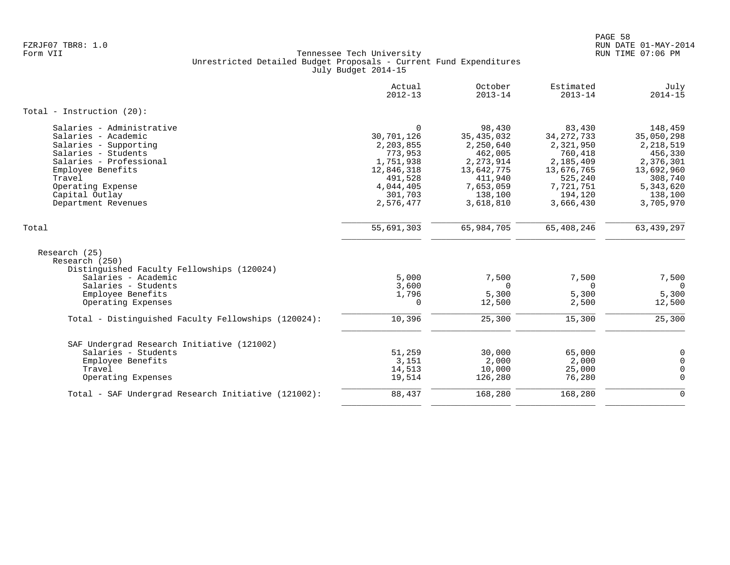Tennessee Tech University
Unrestricted Detailed Budget Proposals - Current Fund Expenditures
July Budget 2014-15

| | Actual 2012-13 | October 2013-14 | Estimated 2013-14 | July 2014-15 |
|---|---|---|---|---|
| **Total - Instruction (20):** | | | | |
| Salaries - Administrative | 0 | 98,430 | 83,430 | 148,459 |
| Salaries - Academic | 30,701,126 | 35,435,032 | 34,272,733 | 35,050,298 |
| Salaries - Supporting | 2,203,855 | 2,250,640 | 2,321,950 | 2,218,519 |
| Salaries - Students | 773,953 | 462,005 | 760,418 | 456,330 |
| Salaries - Professional | 1,751,938 | 2,273,914 | 2,185,409 | 2,376,301 |
| Employee Benefits | 12,846,318 | 13,642,775 | 13,676,765 | 13,692,960 |
| Travel | 491,528 | 411,940 | 525,240 | 308,740 |
| Operating Expense | 4,044,405 | 7,653,059 | 7,721,751 | 5,343,620 |
| Capital Outlay | 301,703 | 138,100 | 194,120 | 138,100 |
| Department Revenues | 2,576,477 | 3,618,810 | 3,666,430 | 3,705,970 |
| **Total** | 55,691,303 | 65,984,705 | 65,408,246 | 63,439,297 |
| Research (25) | | | | |
| Research (250) | | | | |
| Distinguished Faculty Fellowships (120024) | | | | |
| Salaries - Academic | 5,000 | 7,500 | 7,500 | 7,500 |
| Salaries - Students | 3,600 | 0 | 0 | 0 |
| Employee Benefits | 1,796 | 5,300 | 5,300 | 5,300 |
| Operating Expenses | 0 | 12,500 | 2,500 | 12,500 |
| Total - Distinguished Faculty Fellowships (120024): | 10,396 | 25,300 | 15,300 | 25,300 |
| SAF Undergrad Research Initiative (121002) | | | | |
| Salaries - Students | 51,259 | 30,000 | 65,000 | 0 |
| Employee Benefits | 3,151 | 2,000 | 2,000 | 0 |
| Travel | 14,513 | 10,000 | 25,000 | 0 |
| Operating Expenses | 19,514 | 126,280 | 76,280 | 0 |
| Total - SAF Undergrad Research Initiative (121002): | 88,437 | 168,280 | 168,280 | 0 |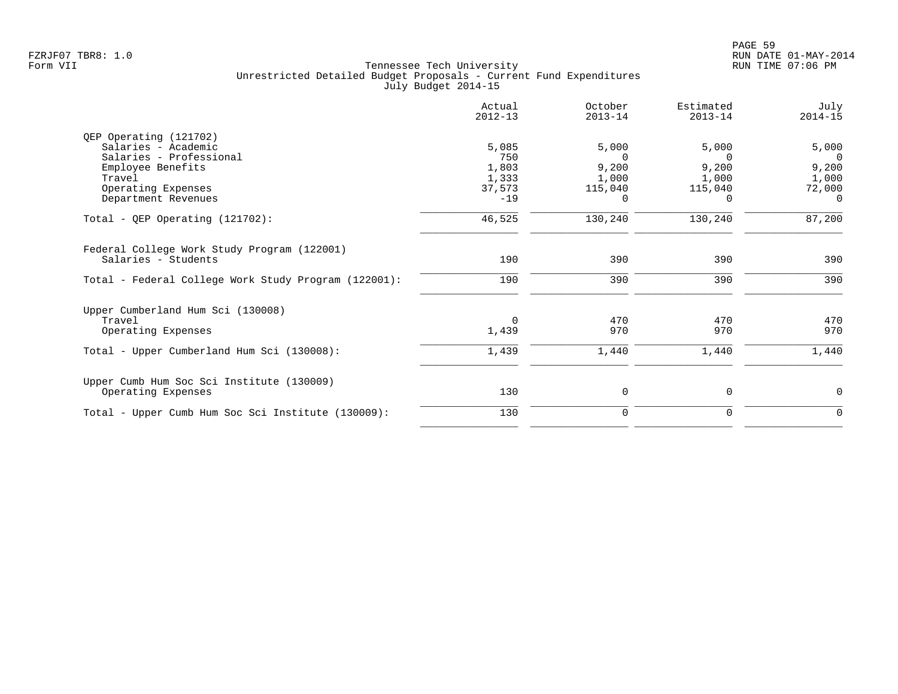FZRJF07 TBR8: 1.0
Form VII

Tennessee Tech University
Unrestricted Detailed Budget Proposals - Current Fund Expenditures
July Budget 2014-15

RUN DATE 01-MAY-2014
RUN TIME 07:06 PM

| | Actual 2012-13 | October 2013-14 | Estimated 2013-14 | July 2014-15 |
|---|---|---|---|---|
| QEP Operating (121702) | | | | |
| Salaries - Academic | 5,085 | 5,000 | 5,000 | 5,000 |
| Salaries - Professional | 750 | 0 | 0 | 0 |
| Employee Benefits | 1,803 | 9,200 | 9,200 | 9,200 |
| Travel | 1,333 | 1,000 | 1,000 | 1,000 |
| Operating Expenses | 37,573 | 115,040 | 115,040 | 72,000 |
| Department Revenues | -19 | 0 | 0 | 0 |
| Total - QEP Operating (121702): | 46,525 | 130,240 | 130,240 | 87,200 |
| Federal College Work Study Program (122001) | | | | |
| Salaries - Students | 190 | 390 | 390 | 390 |
| Total - Federal College Work Study Program (122001): | 190 | 390 | 390 | 390 |
| Upper Cumberland Hum Sci (130008) | | | | |
| Travel | 0 | 470 | 470 | 470 |
| Operating Expenses | 1,439 | 970 | 970 | 970 |
| Total - Upper Cumberland Hum Sci (130008): | 1,439 | 1,440 | 1,440 | 1,440 |
| Upper Cumb Hum Soc Sci Institute (130009) | | | | |
| Operating Expenses | 130 | 0 | 0 | 0 |
| Total - Upper Cumb Hum Soc Sci Institute (130009): | 130 | 0 | 0 | 0 |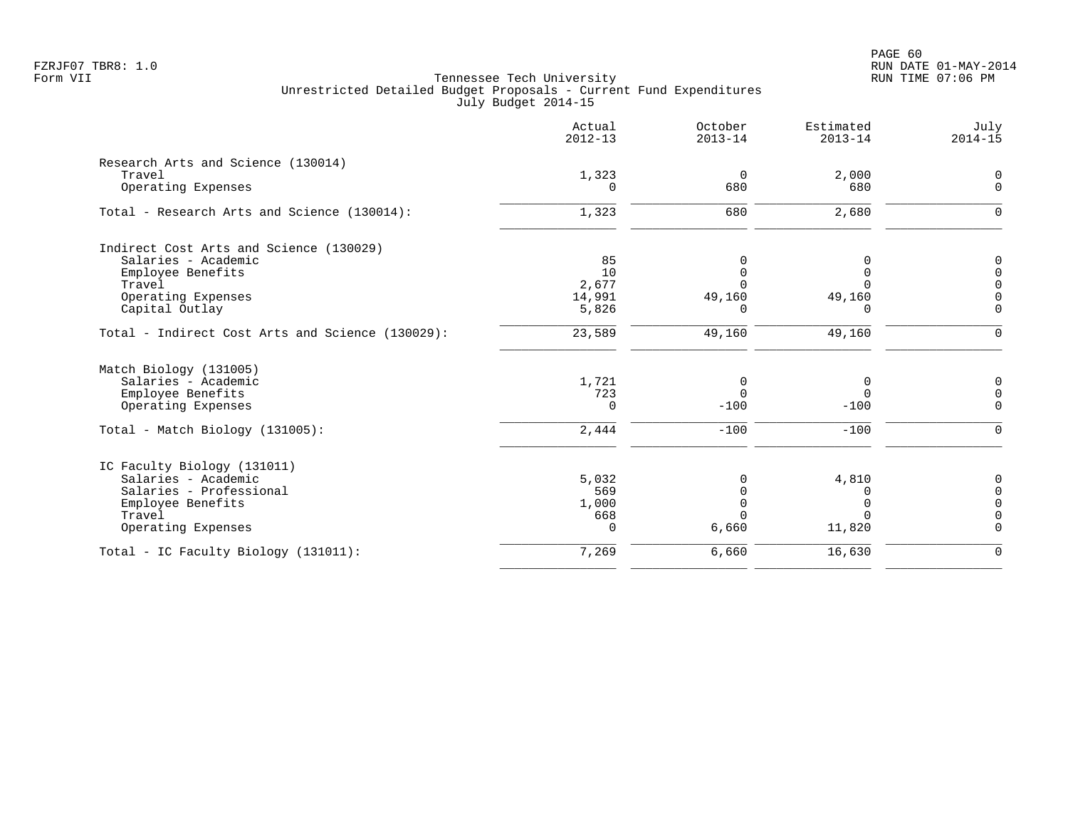Tennessee Tech University
Unrestricted Detailed Budget Proposals - Current Fund Expenditures
July Budget 2014-15

| | Actual 2012-13 | October 2013-14 | Estimated 2013-14 | July 2014-15 |
|---|---|---|---|---|
| **Research Arts and Science (130014)** | | | | |
| Travel | 1,323 | 0 | 2,000 | 0 |
| Operating Expenses | 0 | 680 | 680 | 0 |
| Total - Research Arts and Science (130014): | 1,323 | 680 | 2,680 | 0 |
| **Indirect Cost Arts and Science (130029)** | | | | |
| Salaries - Academic | 85 | 0 | 0 | 0 |
| Employee Benefits | 10 | 0 | 0 | 0 |
| Travel | 2,677 | 0 | 0 | 0 |
| Operating Expenses | 14,991 | 49,160 | 49,160 | 0 |
| Capital Outlay | 5,826 | 0 | 0 | 0 |
| Total - Indirect Cost Arts and Science (130029): | 23,589 | 49,160 | 49,160 | 0 |
| **Match Biology (131005)** | | | | |
| Salaries - Academic | 1,721 | 0 | 0 | 0 |
| Employee Benefits | 723 | 0 | 0 | 0 |
| Operating Expenses | 0 | -100 | -100 | 0 |
| Total - Match Biology (131005): | 2,444 | -100 | -100 | 0 |
| **IC Faculty Biology (131011)** | | | | |
| Salaries - Academic | 5,032 | 0 | 4,810 | 0 |
| Salaries - Professional | 569 | 0 | 0 | 0 |
| Employee Benefits | 1,000 | 0 | 0 | 0 |
| Travel | 668 | 0 | 0 | 0 |
| Operating Expenses | 0 | 6,660 | 11,820 | 0 |
| Total - IC Faculty Biology (131011): | 7,269 | 6,660 | 16,630 | 0 |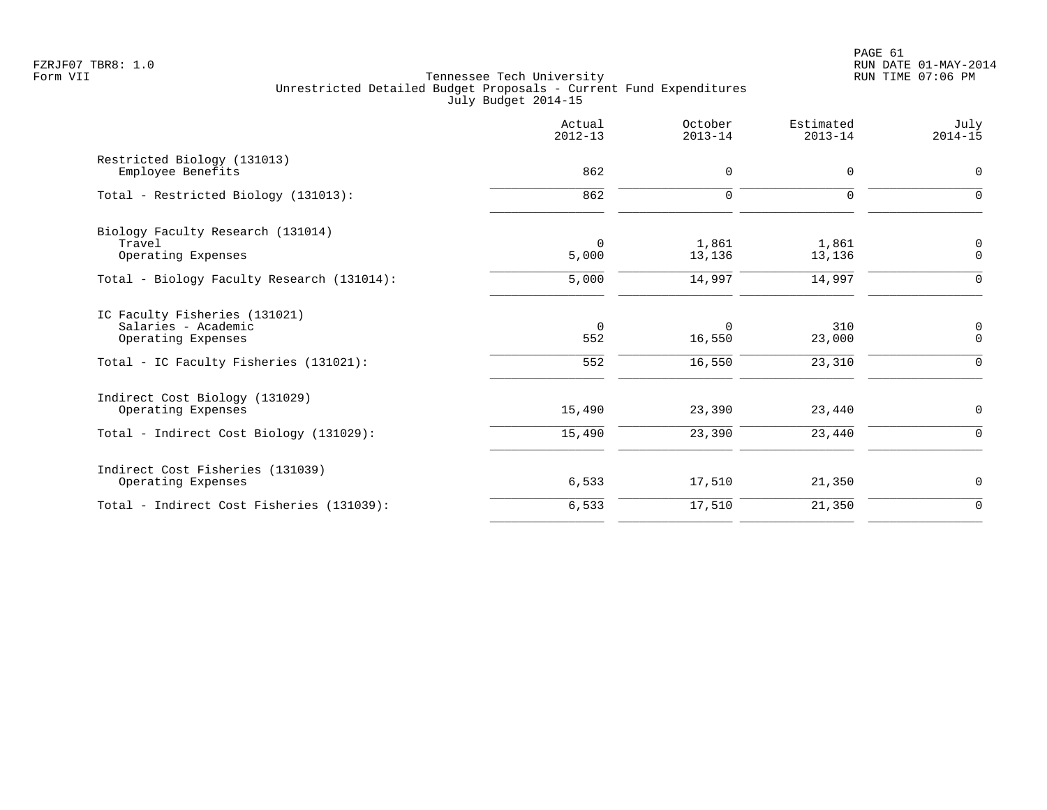Tennessee Tech University
Unrestricted Detailed Budget Proposals - Current Fund Expenditures
July Budget 2014-15

| | Actual 2012-13 | October 2013-14 | Estimated 2013-14 | July 2014-15 |
|---|---|---|---|---|
| Restricted Biology (131013) | | | | |
| Employee Benefits | 862 | 0 | 0 | 0 |
| Total - Restricted Biology (131013): | 862 | 0 | 0 | 0 |
| Biology Faculty Research (131014) | | | | |
| Travel | 0 | 1,861 | 1,861 | 0 |
| Operating Expenses | 5,000 | 13,136 | 13,136 | 0 |
| Total - Biology Faculty Research (131014): | 5,000 | 14,997 | 14,997 | 0 |
| IC Faculty Fisheries (131021) | | | | |
| Salaries - Academic | 0 | 0 | 310 | 0 |
| Operating Expenses | 552 | 16,550 | 23,000 | 0 |
| Total - IC Faculty Fisheries (131021): | 552 | 16,550 | 23,310 | 0 |
| Indirect Cost Biology (131029) | | | | |
| Operating Expenses | 15,490 | 23,390 | 23,440 | 0 |
| Total - Indirect Cost Biology (131029): | 15,490 | 23,390 | 23,440 | 0 |
| Indirect Cost Fisheries (131039) | | | | |
| Operating Expenses | 6,533 | 17,510 | 21,350 | 0 |
| Total - Indirect Cost Fisheries (131039): | 6,533 | 17,510 | 21,350 | 0 |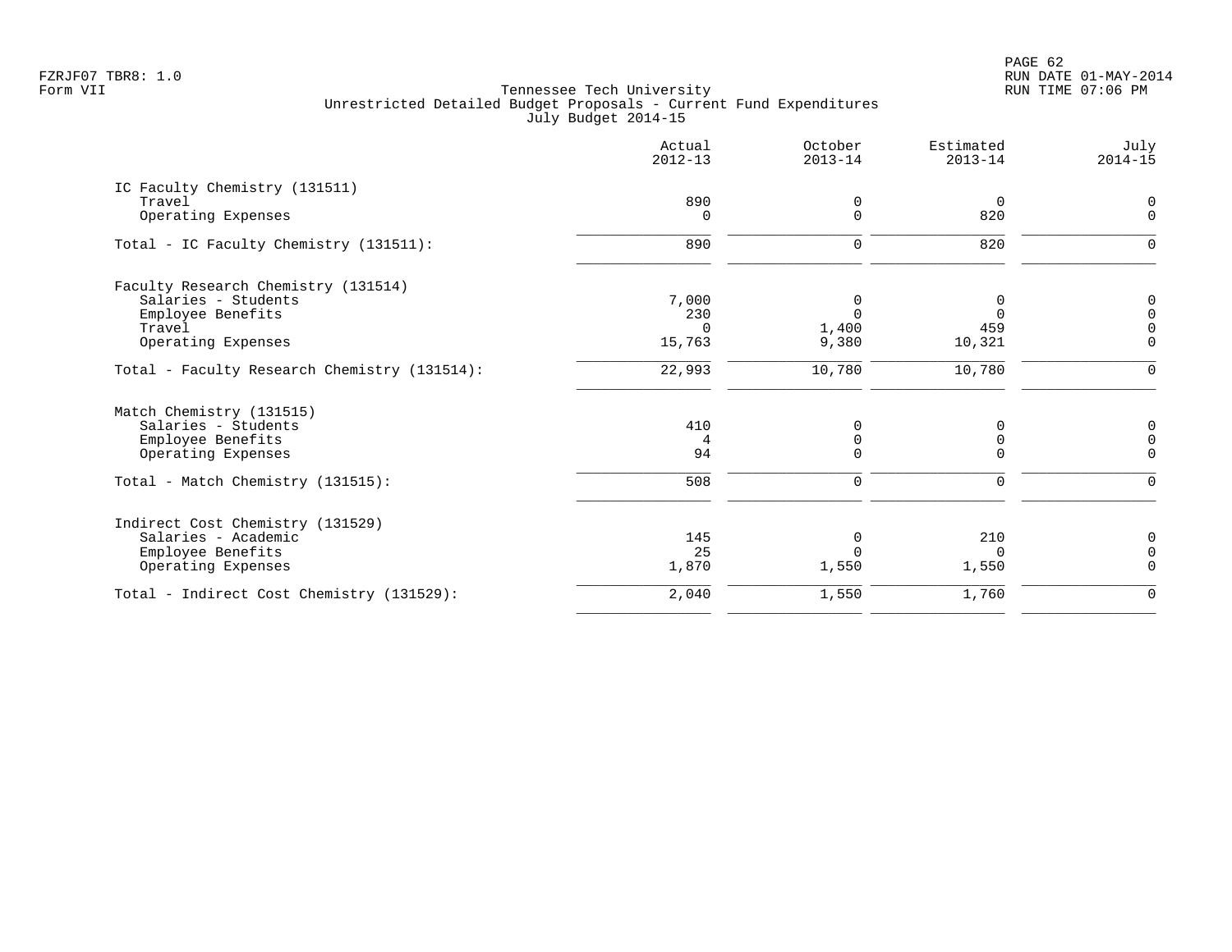Tennessee Tech University
Unrestricted Detailed Budget Proposals - Current Fund Expenditures
July Budget 2014-15

| | Actual 2012-13 | October 2013-14 | Estimated 2013-14 | July 2014-15 |
|---|---|---|---|---|
| **IC Faculty Chemistry (131511)** | | | | |
| Travel | 890 | 0 | 0 | 0 |
| Operating Expenses | 0 | 0 | 820 | 0 |
| Total - IC Faculty Chemistry (131511): | 890 | 0 | 820 | 0 |
| **Faculty Research Chemistry (131514)** | | | | |
| Salaries - Students | 7,000 | 0 | 0 | 0 |
| Employee Benefits | 230 | 0 | 0 | 0 |
| Travel | 0 | 1,400 | 459 | 0 |
| Operating Expenses | 15,763 | 9,380 | 10,321 | 0 |
| Total - Faculty Research Chemistry (131514): | 22,993 | 10,780 | 10,780 | 0 |
| **Match Chemistry (131515)** | | | | |
| Salaries - Students | 410 | 0 | 0 | 0 |
| Employee Benefits | 4 | 0 | 0 | 0 |
| Operating Expenses | 94 | 0 | 0 | 0 |
| Total - Match Chemistry (131515): | 508 | 0 | 0 | 0 |
| **Indirect Cost Chemistry (131529)** | | | | |
| Salaries - Academic | 145 | 0 | 210 | 0 |
| Employee Benefits | 25 | 0 | 0 | 0 |
| Operating Expenses | 1,870 | 1,550 | 1,550 | 0 |
| Total - Indirect Cost Chemistry (131529): | 2,040 | 1,550 | 1,760 | 0 |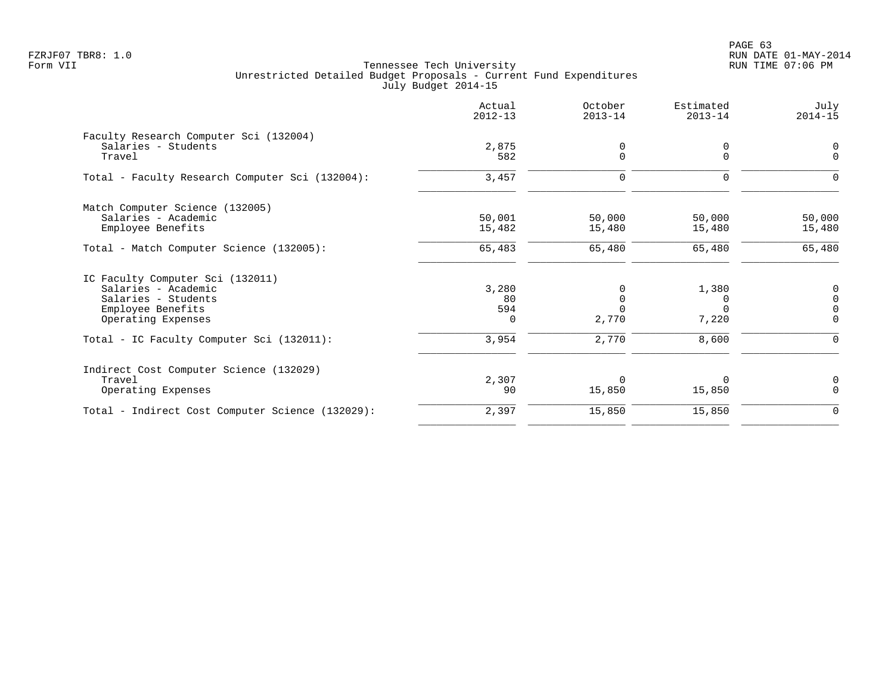Tennessee Tech University
Unrestricted Detailed Budget Proposals - Current Fund Expenditures
July Budget 2014-15

Form VII

| | Actual 2012-13 | October 2013-14 | Estimated 2013-14 | July 2014-15 |
|---|---|---|---|---|
| **Faculty Research Computer Sci (132004)** | | | | |
| Salaries - Students | 2,875 | 0 | 0 | 0 |
| Travel | 582 | 0 | 0 | 0 |
| Total - Faculty Research Computer Sci (132004): | 3,457 | 0 | 0 | 0 |
| **Match Computer Science (132005)** | | | | |
| Salaries - Academic | 50,001 | 50,000 | 50,000 | 50,000 |
| Employee Benefits | 15,482 | 15,480 | 15,480 | 15,480 |
| Total - Match Computer Science (132005): | 65,483 | 65,480 | 65,480 | 65,480 |
| **IC Faculty Computer Sci (132011)** | | | | |
| Salaries - Academic | 3,280 | 0 | 1,380 | 0 |
| Salaries - Students | 80 | 0 | 0 | 0 |
| Employee Benefits | 594 | 0 | 0 | 0 |
| Operating Expenses | 0 | 2,770 | 7,220 | 0 |
| Total - IC Faculty Computer Sci (132011): | 3,954 | 2,770 | 8,600 | 0 |
| **Indirect Cost Computer Science (132029)** | | | | |
| Travel | 2,307 | 0 | 0 | 0 |
| Operating Expenses | 90 | 15,850 | 15,850 | 0 |
| Total - Indirect Cost Computer Science (132029): | 2,397 | 15,850 | 15,850 | 0 |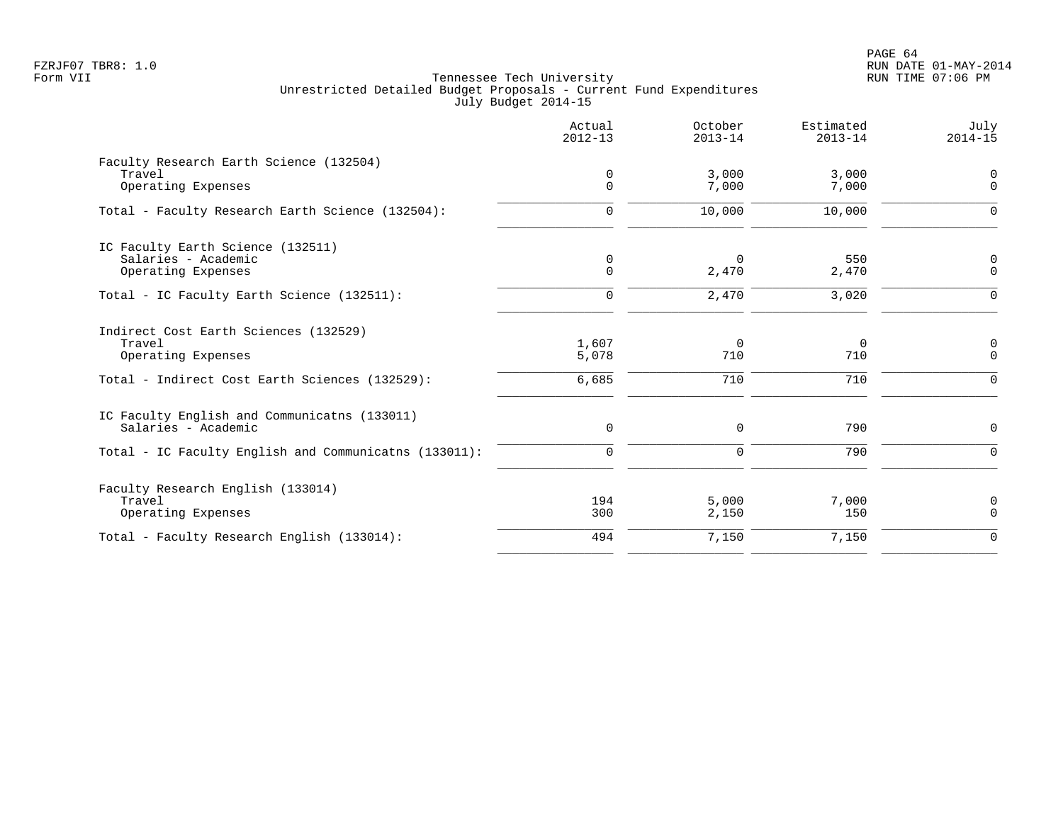Tennessee Tech University
Unrestricted Detailed Budget Proposals - Current Fund Expenditures
July Budget 2014-15

| | Actual 2012-13 | October 2013-14 | Estimated 2013-14 | July 2014-15 |
|---|---|---|---|---|
| **Faculty Research Earth Science (132504)** | | | | |
| Travel | 0 | 3,000 | 3,000 | 0 |
| Operating Expenses | 0 | 7,000 | 7,000 | 0 |
| Total - Faculty Research Earth Science (132504): | 0 | 10,000 | 10,000 | 0 |
| **IC Faculty Earth Science (132511)** | | | | |
| Salaries - Academic | 0 | 0 | 550 | 0 |
| Operating Expenses | 0 | 2,470 | 2,470 | 0 |
| Total - IC Faculty Earth Science (132511): | 0 | 2,470 | 3,020 | 0 |
| **Indirect Cost Earth Sciences (132529)** | | | | |
| Travel | 1,607 | 0 | 0 | 0 |
| Operating Expenses | 5,078 | 710 | 710 | 0 |
| Total - Indirect Cost Earth Sciences (132529): | 6,685 | 710 | 710 | 0 |
| **IC Faculty English and Communicatns (133011)** | | | | |
| Salaries - Academic | 0 | 0 | 790 | 0 |
| Total - IC Faculty English and Communicatns (133011): | 0 | 0 | 790 | 0 |
| **Faculty Research English (133014)** | | | | |
| Travel | 194 | 5,000 | 7,000 | 0 |
| Operating Expenses | 300 | 2,150 | 150 | 0 |
| Total - Faculty Research English (133014): | 494 | 7,150 | 7,150 | 0 |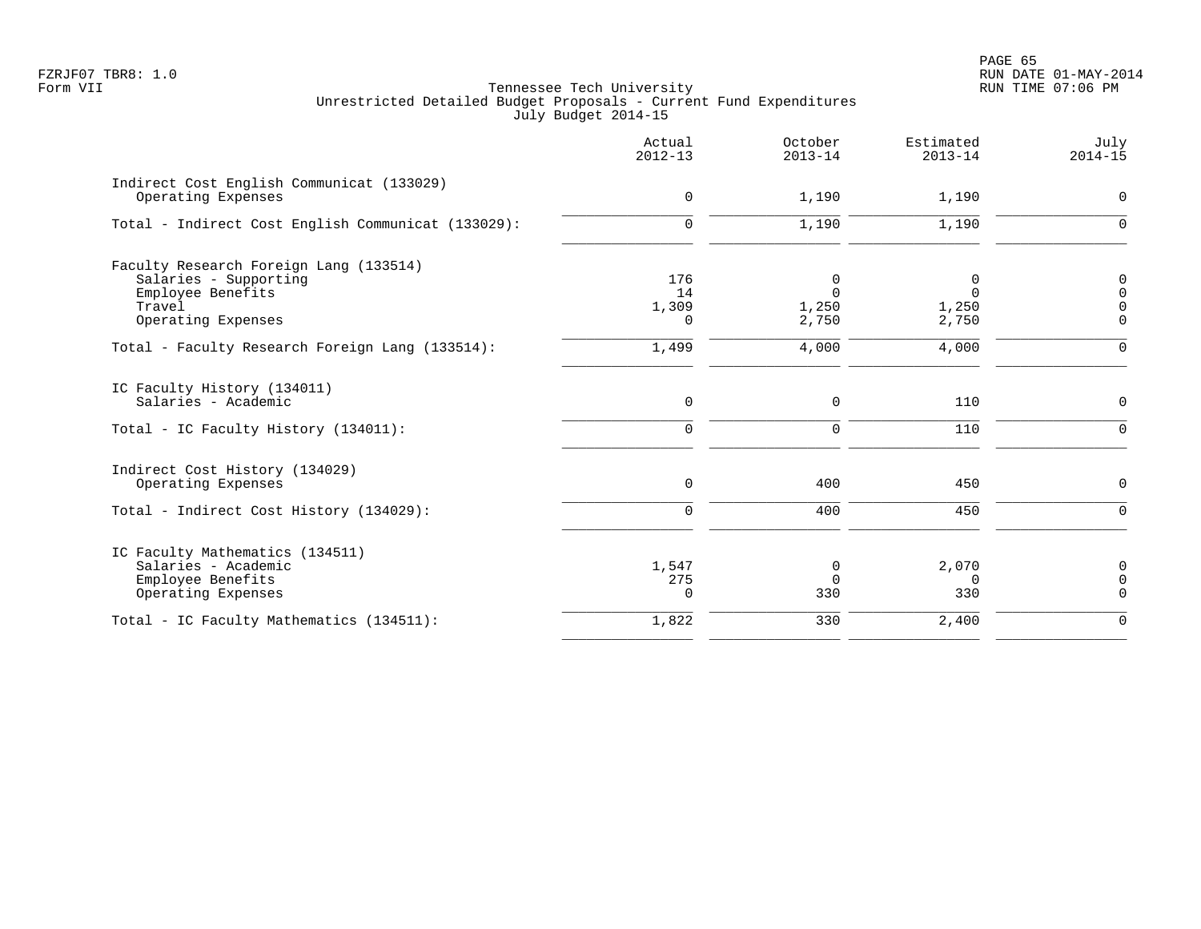Tennessee Tech University
Unrestricted Detailed Budget Proposals - Current Fund Expenditures
July Budget 2014-15

| | Actual 2012-13 | October 2013-14 | Estimated 2013-14 | July 2014-15 |
|---|---|---|---|---|
| **Indirect Cost English Communicat (133029)** | | | | |
| Operating Expenses | 0 | 1,190 | 1,190 | 0 |
| Total - Indirect Cost English Communicat (133029): | 0 | 1,190 | 1,190 | 0 |
| **Faculty Research Foreign Lang (133514)** | | | | |
| Salaries - Supporting | 176 | 0 | 0 | 0 |
| Employee Benefits | 14 | 0 | 0 | 0 |
| Travel | 1,309 | 1,250 | 1,250 | 0 |
| Operating Expenses | 0 | 2,750 | 2,750 | 0 |
| Total - Faculty Research Foreign Lang (133514): | 1,499 | 4,000 | 4,000 | 0 |
| **IC Faculty History (134011)** | | | | |
| Salaries - Academic | 0 | 0 | 110 | 0 |
| Total - IC Faculty History (134011): | 0 | 0 | 110 | 0 |
| **Indirect Cost History (134029)** | | | | |
| Operating Expenses | 0 | 400 | 450 | 0 |
| Total - Indirect Cost History (134029): | 0 | 400 | 450 | 0 |
| **IC Faculty Mathematics (134511)** | | | | |
| Salaries - Academic | 1,547 | 0 | 2,070 | 0 |
| Employee Benefits | 275 | 0 | 0 | 0 |
| Operating Expenses | 0 | 330 | 330 | 0 |
| Total - IC Faculty Mathematics (134511): | 1,822 | 330 | 2,400 | 0 |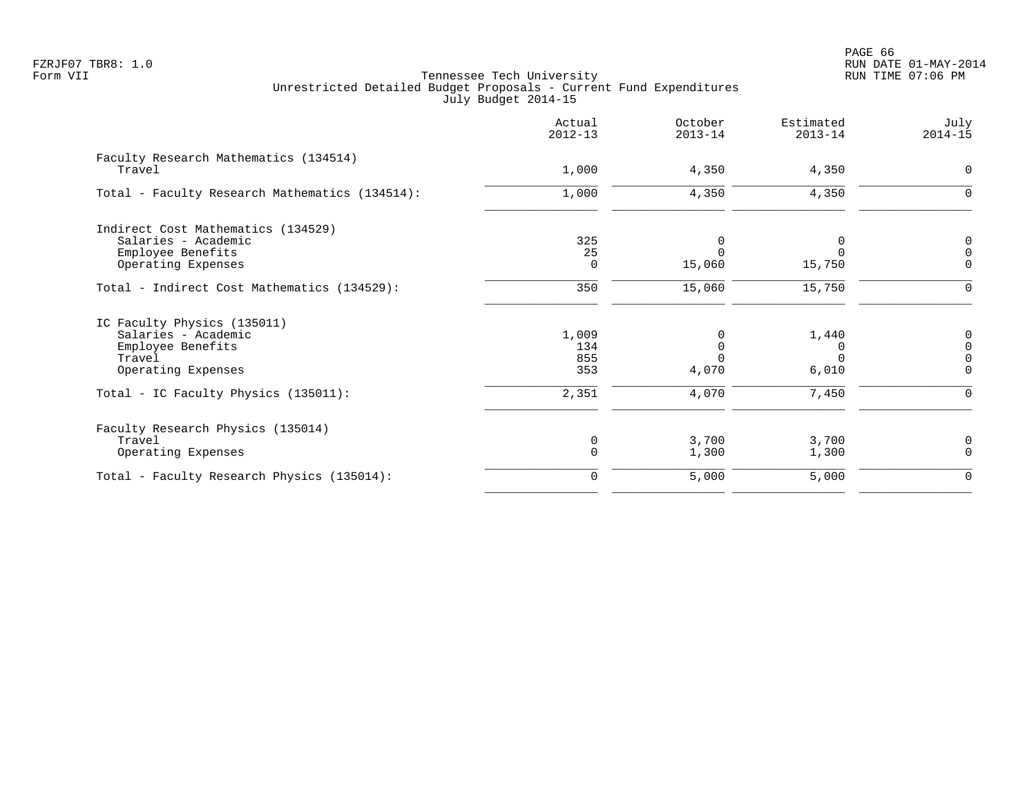FZRJF07 TBR8: 1.0
Form VII

Tennessee Tech University
Unrestricted Detailed Budget Proposals - Current Fund Expenditures
July Budget 2014-15

| | Actual 2012-13 | October 2013-14 | Estimated 2013-14 | July 2014-15 |
|---|---|---|---|---|
| **Faculty Research Mathematics (134514)** | | | | |
| Travel | 1,000 | 4,350 | 4,350 | 0 |
| Total - Faculty Research Mathematics (134514): | 1,000 | 4,350 | 4,350 | 0 |
| **Indirect Cost Mathematics (134529)** | | | | |
| Salaries - Academic | 325 | 0 | 0 | 0 |
| Employee Benefits | 25 | 0 | 0 | 0 |
| Operating Expenses | 0 | 15,060 | 15,750 | 0 |
| Total - Indirect Cost Mathematics (134529): | 350 | 15,060 | 15,750 | 0 |
| **IC Faculty Physics (135011)** | | | | |
| Salaries - Academic | 1,009 | 0 | 1,440 | 0 |
| Employee Benefits | 134 | 0 | 0 | 0 |
| Travel | 855 | 0 | 0 | 0 |
| Operating Expenses | 353 | 4,070 | 6,010 | 0 |
| Total - IC Faculty Physics (135011): | 2,351 | 4,070 | 7,450 | 0 |
| **Faculty Research Physics (135014)** | | | | |
| Travel | 0 | 3,700 | 3,700 | 0 |
| Operating Expenses | 0 | 1,300 | 1,300 | 0 |
| Total - Faculty Research Physics (135014): | 0 | 5,000 | 5,000 | 0 |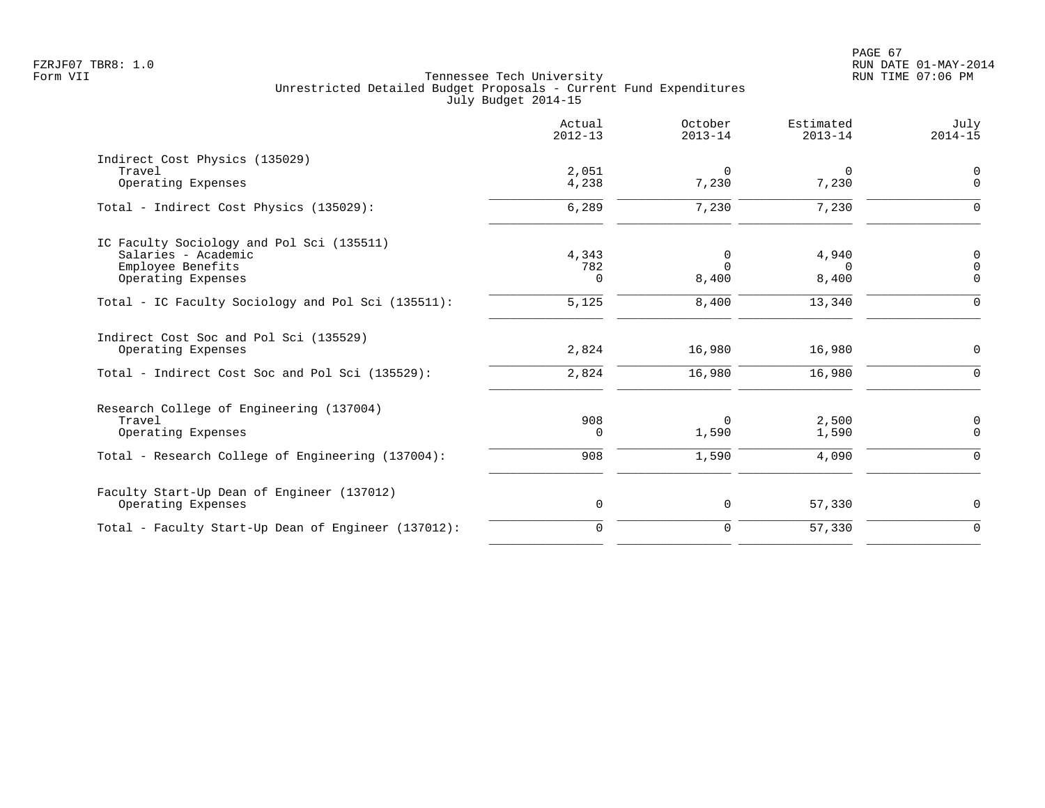Tennessee Tech University
Unrestricted Detailed Budget Proposals - Current Fund Expenditures
July Budget 2014-15

| | Actual 2012-13 | October 2013-14 | Estimated 2013-14 | July 2014-15 |
|---|---|---|---|---|
| **Indirect Cost Physics (135029)** | | | | |
| Travel | 2,051 | 0 | 0 | 0 |
| Operating Expenses | 4,238 | 7,230 | 7,230 | 0 |
| Total - Indirect Cost Physics (135029): | 6,289 | 7,230 | 7,230 | 0 |
| **IC Faculty Sociology and Pol Sci (135511)** | | | | |
| Salaries - Academic | 4,343 | 0 | 4,940 | 0 |
| Employee Benefits | 782 | 0 | 0 | 0 |
| Operating Expenses | 0 | 8,400 | 8,400 | 0 |
| Total - IC Faculty Sociology and Pol Sci (135511): | 5,125 | 8,400 | 13,340 | 0 |
| **Indirect Cost Soc and Pol Sci (135529)** | | | | |
| Operating Expenses | 2,824 | 16,980 | 16,980 | 0 |
| Total - Indirect Cost Soc and Pol Sci (135529): | 2,824 | 16,980 | 16,980 | 0 |
| **Research College of Engineering (137004)** | | | | |
| Travel | 908 | 0 | 2,500 | 0 |
| Operating Expenses | 0 | 1,590 | 1,590 | 0 |
| Total - Research College of Engineering (137004): | 908 | 1,590 | 4,090 | 0 |
| **Faculty Start-Up Dean of Engineer (137012)** | | | | |
| Operating Expenses | 0 | 0 | 57,330 | 0 |
| Total - Faculty Start-Up Dean of Engineer (137012): | 0 | 0 | 57,330 | 0 |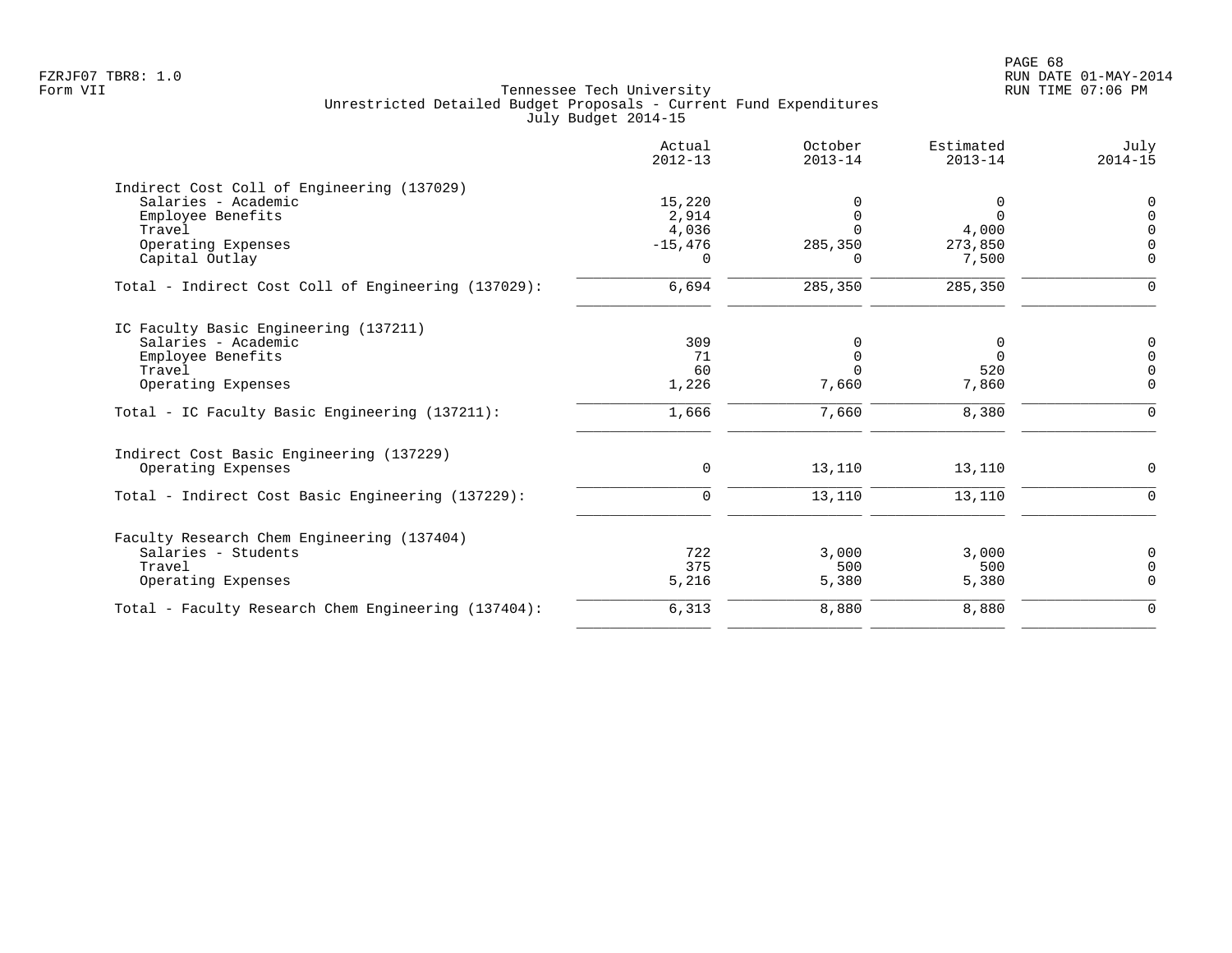Tennessee Tech University
Unrestricted Detailed Budget Proposals - Current Fund Expenditures
July Budget 2014-15

| | Actual 2012-13 | October 2013-14 | Estimated 2013-14 | July 2014-15 |
|---|---|---|---|---|
| **Indirect Cost Coll of Engineering (137029)** | | | | |
| Salaries - Academic | 15,220 | 0 | 0 | 0 |
| Employee Benefits | 2,914 | 0 | 0 | 0 |
| Travel | 4,036 | 0 | 4,000 | 0 |
| Operating Expenses | -15,476 | 285,350 | 273,850 | 0 |
| Capital Outlay | 0 | 0 | 7,500 | 0 |
| Total - Indirect Cost Coll of Engineering (137029): | 6,694 | 285,350 | 285,350 | 0 |
| **IC Faculty Basic Engineering (137211)** | | | | |
| Salaries - Academic | 309 | 0 | 0 | 0 |
| Employee Benefits | 71 | 0 | 0 | 0 |
| Travel | 60 | 0 | 520 | 0 |
| Operating Expenses | 1,226 | 7,660 | 7,860 | 0 |
| Total - IC Faculty Basic Engineering (137211): | 1,666 | 7,660 | 8,380 | 0 |
| **Indirect Cost Basic Engineering (137229)** | | | | |
| Operating Expenses | 0 | 13,110 | 13,110 | 0 |
| Total - Indirect Cost Basic Engineering (137229): | 0 | 13,110 | 13,110 | 0 |
| **Faculty Research Chem Engineering (137404)** | | | | |
| Salaries - Students | 722 | 3,000 | 3,000 | 0 |
| Travel | 375 | 500 | 500 | 0 |
| Operating Expenses | 5,216 | 5,380 | 5,380 | 0 |
| Total - Faculty Research Chem Engineering (137404): | 6,313 | 8,880 | 8,880 | 0 |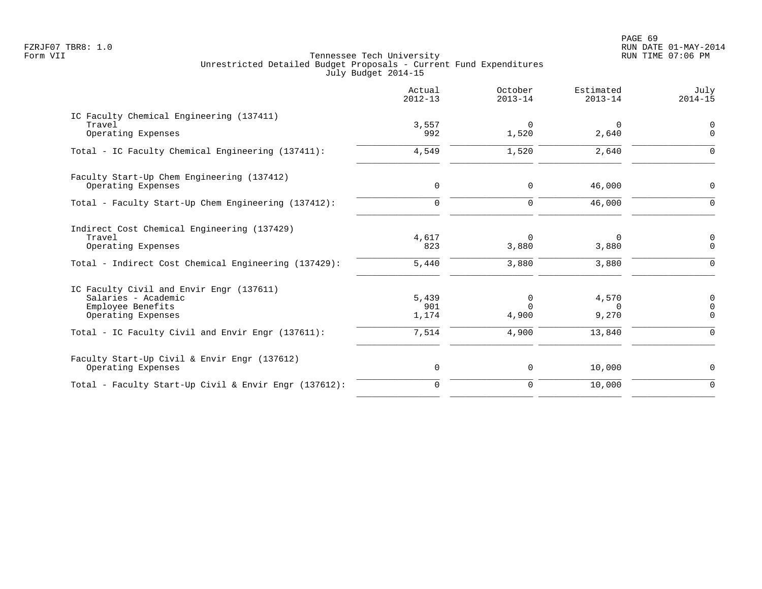Tennessee Tech University
Unrestricted Detailed Budget Proposals - Current Fund Expenditures
July Budget 2014-15

| | Actual 2012-13 | October 2013-14 | Estimated 2013-14 | July 2014-15 |
|---|---|---|---|---|
| IC Faculty Chemical Engineering (137411) | | | | |
| Travel | 3,557 | 0 | 0 | 0 |
| Operating Expenses | 992 | 1,520 | 2,640 | 0 |
| Total - IC Faculty Chemical Engineering (137411): | 4,549 | 1,520 | 2,640 | 0 |
| Faculty Start-Up Chem Engineering (137412) | | | | |
| Operating Expenses | 0 | 0 | 46,000 | 0 |
| Total - Faculty Start-Up Chem Engineering (137412): | 0 | 0 | 46,000 | 0 |
| Indirect Cost Chemical Engineering (137429) | | | | |
| Travel | 4,617 | 0 | 0 | 0 |
| Operating Expenses | 823 | 3,880 | 3,880 | 0 |
| Total - Indirect Cost Chemical Engineering (137429): | 5,440 | 3,880 | 3,880 | 0 |
| IC Faculty Civil and Envir Engr (137611) | | | | |
| Salaries - Academic | 5,439 | 0 | 4,570 | 0 |
| Employee Benefits | 901 | 0 | 0 | 0 |
| Operating Expenses | 1,174 | 4,900 | 9,270 | 0 |
| Total - IC Faculty Civil and Envir Engr (137611): | 7,514 | 4,900 | 13,840 | 0 |
| Faculty Start-Up Civil & Envir Engr (137612) | | | | |
| Operating Expenses | 0 | 0 | 10,000 | 0 |
| Total - Faculty Start-Up Civil & Envir Engr (137612): | 0 | 0 | 10,000 | 0 |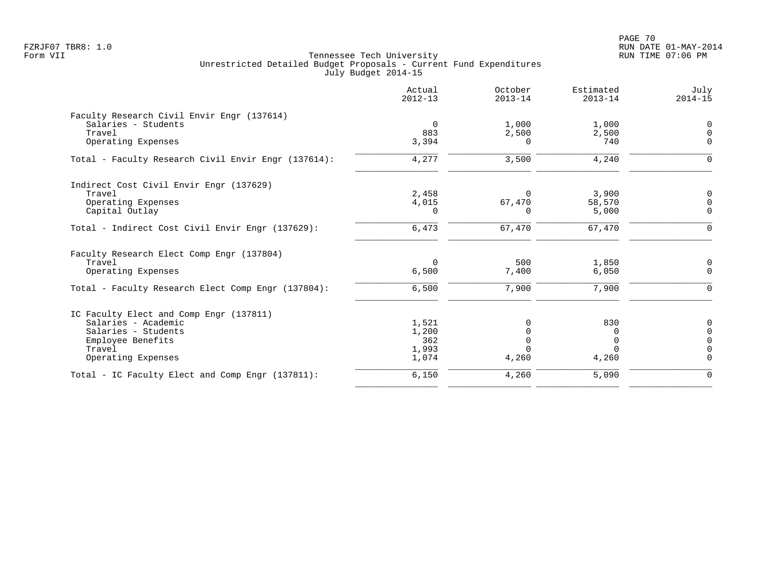FZRJF07 TBR8: 1.0
Form VII

Tennessee Tech University
Unrestricted Detailed Budget Proposals - Current Fund Expenditures
July Budget 2014-15

RUN DATE 01-MAY-2014
RUN TIME 07:06 PM

| | Actual 2012-13 | October 2013-14 | Estimated 2013-14 | July 2014-15 |
|---|---|---|---|---|
| Faculty Research Civil Envir Engr (137614) | | | | |
| Salaries - Students | 0 | 1,000 | 1,000 | 0 |
| Travel | 883 | 2,500 | 2,500 | 0 |
| Operating Expenses | 3,394 | 0 | 740 | 0 |
| Total - Faculty Research Civil Envir Engr (137614): | 4,277 | 3,500 | 4,240 | 0 |
| Indirect Cost Civil Envir Engr (137629) | | | | |
| Travel | 2,458 | 0 | 3,900 | 0 |
| Operating Expenses | 4,015 | 67,470 | 58,570 | 0 |
| Capital Outlay | 0 | 0 | 5,000 | 0 |
| Total - Indirect Cost Civil Envir Engr (137629): | 6,473 | 67,470 | 67,470 | 0 |
| Faculty Research Elect Comp Engr (137804) | | | | |
| Travel | 0 | 500 | 1,850 | 0 |
| Operating Expenses | 6,500 | 7,400 | 6,050 | 0 |
| Total - Faculty Research Elect Comp Engr (137804): | 6,500 | 7,900 | 7,900 | 0 |
| IC Faculty Elect and Comp Engr (137811) | | | | |
| Salaries - Academic | 1,521 | 0 | 830 | 0 |
| Salaries - Students | 1,200 | 0 | 0 | 0 |
| Employee Benefits | 362 | 0 | 0 | 0 |
| Travel | 1,993 | 0 | 0 | 0 |
| Operating Expenses | 1,074 | 4,260 | 4,260 | 0 |
| Total - IC Faculty Elect and Comp Engr (137811): | 6,150 | 4,260 | 5,090 | 0 |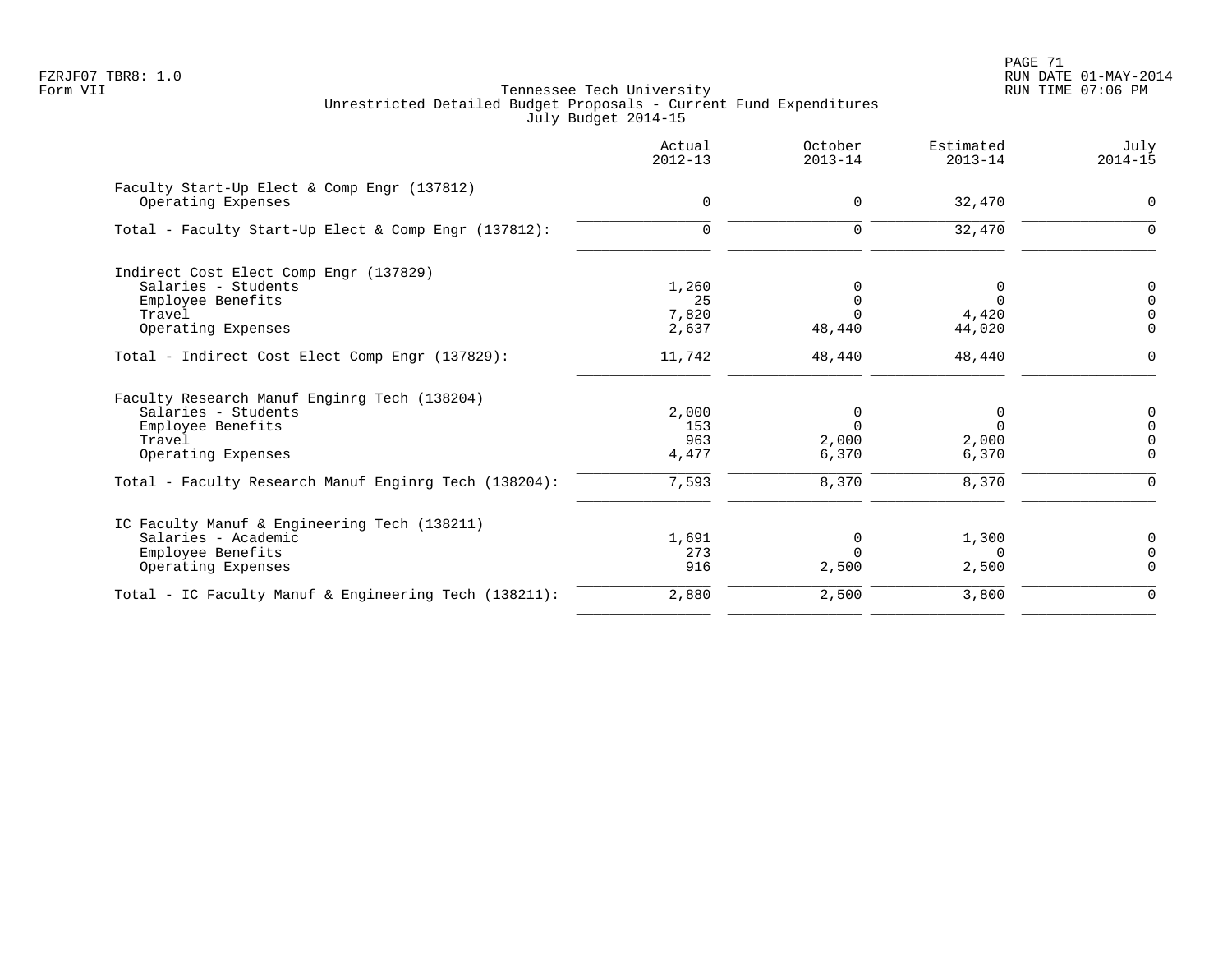Tennessee Tech University
Unrestricted Detailed Budget Proposals - Current Fund Expenditures
July Budget 2014-15

| | Actual 2012-13 | October 2013-14 | Estimated 2013-14 | July 2014-15 |
|---|---|---|---|---|
| **Faculty Start-Up Elect & Comp Engr (137812)** | | | | |
| Operating Expenses | 0 | 0 | 32,470 | 0 |
| Total - Faculty Start-Up Elect & Comp Engr (137812): | 0 | 0 | 32,470 | 0 |
| **Indirect Cost Elect Comp Engr (137829)** | | | | |
| Salaries - Students | 1,260 | 0 | 0 | 0 |
| Employee Benefits | 25 | 0 | 0 | 0 |
| Travel | 7,820 | 0 | 4,420 | 0 |
| Operating Expenses | 2,637 | 48,440 | 44,020 | 0 |
| Total - Indirect Cost Elect Comp Engr (137829): | 11,742 | 48,440 | 48,440 | 0 |
| **Faculty Research Manuf Enginrg Tech (138204)** | | | | |
| Salaries - Students | 2,000 | 0 | 0 | 0 |
| Employee Benefits | 153 | 0 | 0 | 0 |
| Travel | 963 | 2,000 | 2,000 | 0 |
| Operating Expenses | 4,477 | 6,370 | 6,370 | 0 |
| Total - Faculty Research Manuf Enginrg Tech (138204): | 7,593 | 8,370 | 8,370 | 0 |
| **IC Faculty Manuf & Engineering Tech (138211)** | | | | |
| Salaries - Academic | 1,691 | 0 | 1,300 | 0 |
| Employee Benefits | 273 | 0 | 0 | 0 |
| Operating Expenses | 916 | 2,500 | 2,500 | 0 |
| Total - IC Faculty Manuf & Engineering Tech (138211): | 2,880 | 2,500 | 3,800 | 0 |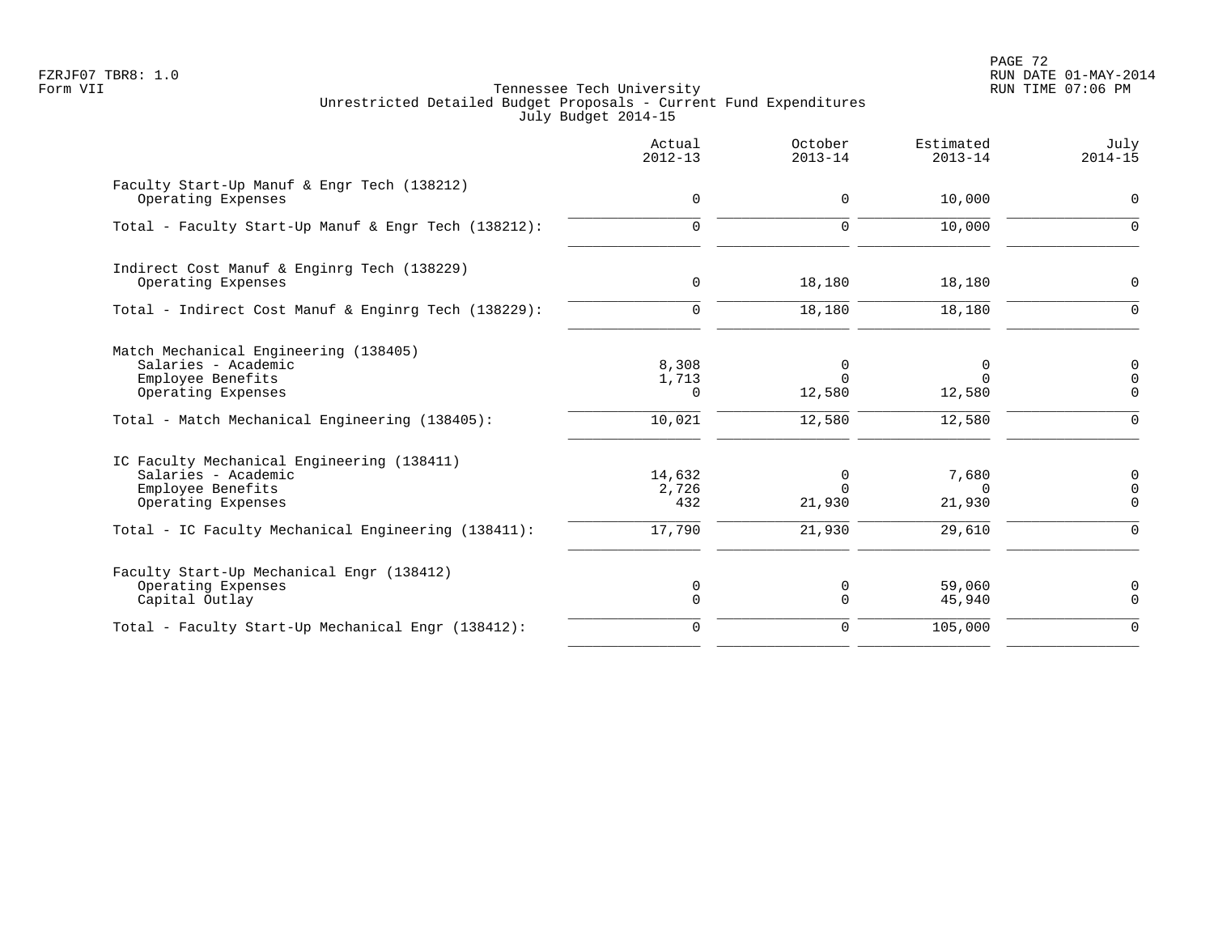FZRJF07 TBR8: 1.0
Form VII

Tennessee Tech University
Unrestricted Detailed Budget Proposals - Current Fund Expenditures
July Budget 2014-15

RUN DATE 01-MAY-2014
RUN TIME 07:06 PM

| | Actual 2012-13 | October 2013-14 | Estimated 2013-14 | July 2014-15 |
|---|---|---|---|---|
| Faculty Start-Up Manuf & Engr Tech (138212) | | | | |
| Operating Expenses | 0 | 0 | 10,000 | 0 |
| Total - Faculty Start-Up Manuf & Engr Tech (138212): | 0 | 0 | 10,000 | 0 |
| Indirect Cost Manuf & Enginrg Tech (138229) | | | | |
| Operating Expenses | 0 | 18,180 | 18,180 | 0 |
| Total - Indirect Cost Manuf & Enginrg Tech (138229): | 0 | 18,180 | 18,180 | 0 |
| Match Mechanical Engineering (138405) | | | | |
| Salaries - Academic | 8,308 | 0 | 0 | 0 |
| Employee Benefits | 1,713 | 0 | 0 | 0 |
| Operating Expenses | 0 | 12,580 | 12,580 | 0 |
| Total - Match Mechanical Engineering (138405): | 10,021 | 12,580 | 12,580 | 0 |
| IC Faculty Mechanical Engineering (138411) | | | | |
| Salaries - Academic | 14,632 | 0 | 7,680 | 0 |
| Employee Benefits | 2,726 | 0 | 0 | 0 |
| Operating Expenses | 432 | 21,930 | 21,930 | 0 |
| Total - IC Faculty Mechanical Engineering (138411): | 17,790 | 21,930 | 29,610 | 0 |
| Faculty Start-Up Mechanical Engr (138412) | | | | |
| Operating Expenses | 0 | 0 | 59,060 | 0 |
| Capital Outlay | 0 | 0 | 45,940 | 0 |
| Total - Faculty Start-Up Mechanical Engr (138412): | 0 | 0 | 105,000 | 0 |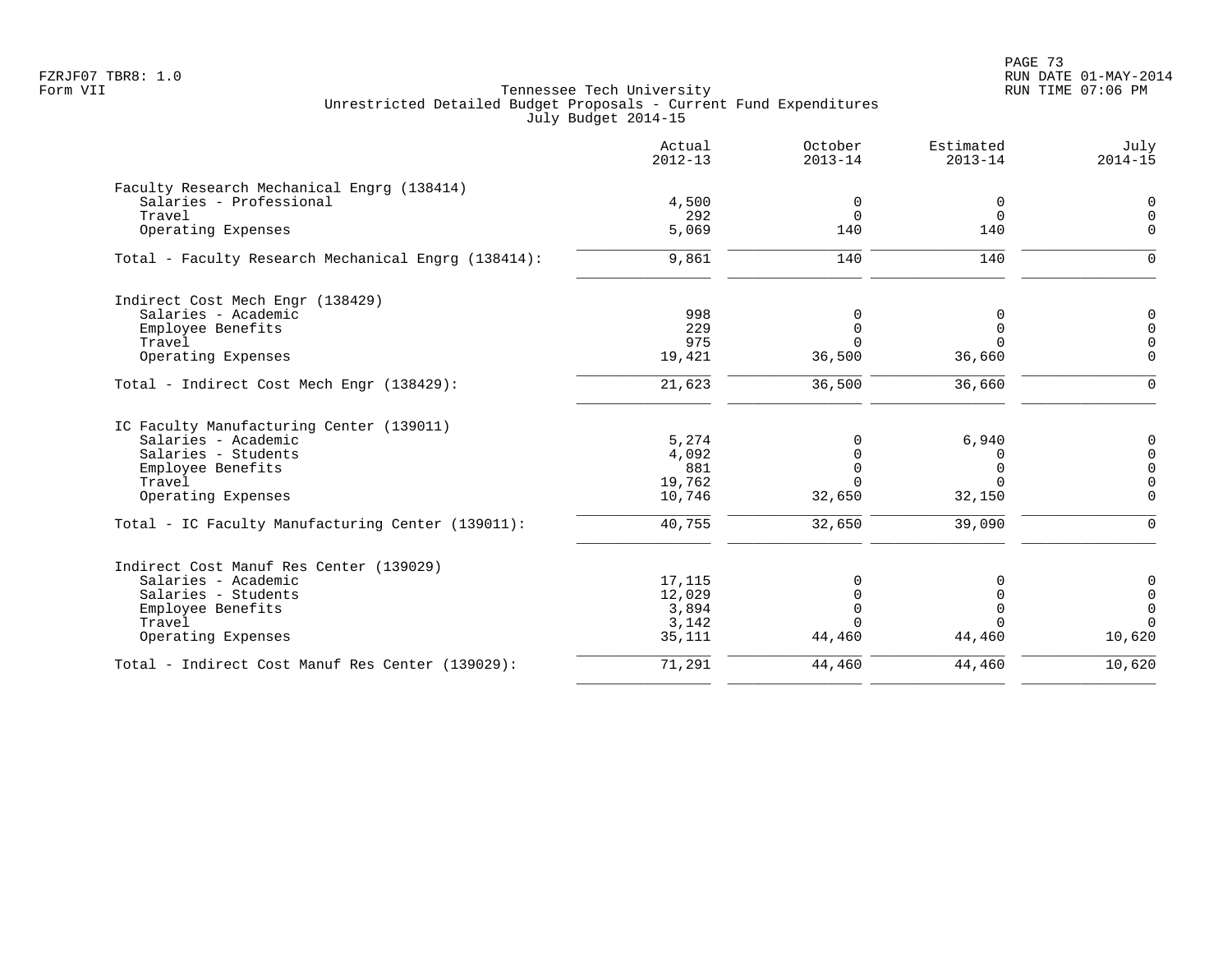Tennessee Tech University
Unrestricted Detailed Budget Proposals - Current Fund Expenditures
July Budget 2014-15

| | Actual 2012-13 | October 2013-14 | Estimated 2013-14 | July 2014-15 |
|---|---|---|---|---|
| **Faculty Research Mechanical Engrg (138414)** | | | | |
| Salaries - Professional | 4,500 | 0 | 0 | 0 |
| Travel | 292 | 0 | 0 | 0 |
| Operating Expenses | 5,069 | 140 | 140 | 0 |
| Total - Faculty Research Mechanical Engrg (138414): | 9,861 | 140 | 140 | 0 |
| **Indirect Cost Mech Engr (138429)** | | | | |
| Salaries - Academic | 998 | 0 | 0 | 0 |
| Employee Benefits | 229 | 0 | 0 | 0 |
| Travel | 975 | 0 | 0 | 0 |
| Operating Expenses | 19,421 | 36,500 | 36,660 | 0 |
| Total - Indirect Cost Mech Engr (138429): | 21,623 | 36,500 | 36,660 | 0 |
| **IC Faculty Manufacturing Center (139011)** | | | | |
| Salaries - Academic | 5,274 | 0 | 6,940 | 0 |
| Salaries - Students | 4,092 | 0 | 0 | 0 |
| Employee Benefits | 881 | 0 | 0 | 0 |
| Travel | 19,762 | 0 | 0 | 0 |
| Operating Expenses | 10,746 | 32,650 | 32,150 | 0 |
| Total - IC Faculty Manufacturing Center (139011): | 40,755 | 32,650 | 39,090 | 0 |
| **Indirect Cost Manuf Res Center (139029)** | | | | |
| Salaries - Academic | 17,115 | 0 | 0 | 0 |
| Salaries - Students | 12,029 | 0 | 0 | 0 |
| Employee Benefits | 3,894 | 0 | 0 | 0 |
| Travel | 3,142 | 0 | 0 | 0 |
| Operating Expenses | 35,111 | 44,460 | 44,460 | 10,620 |
| Total - Indirect Cost Manuf Res Center (139029): | 71,291 | 44,460 | 44,460 | 10,620 |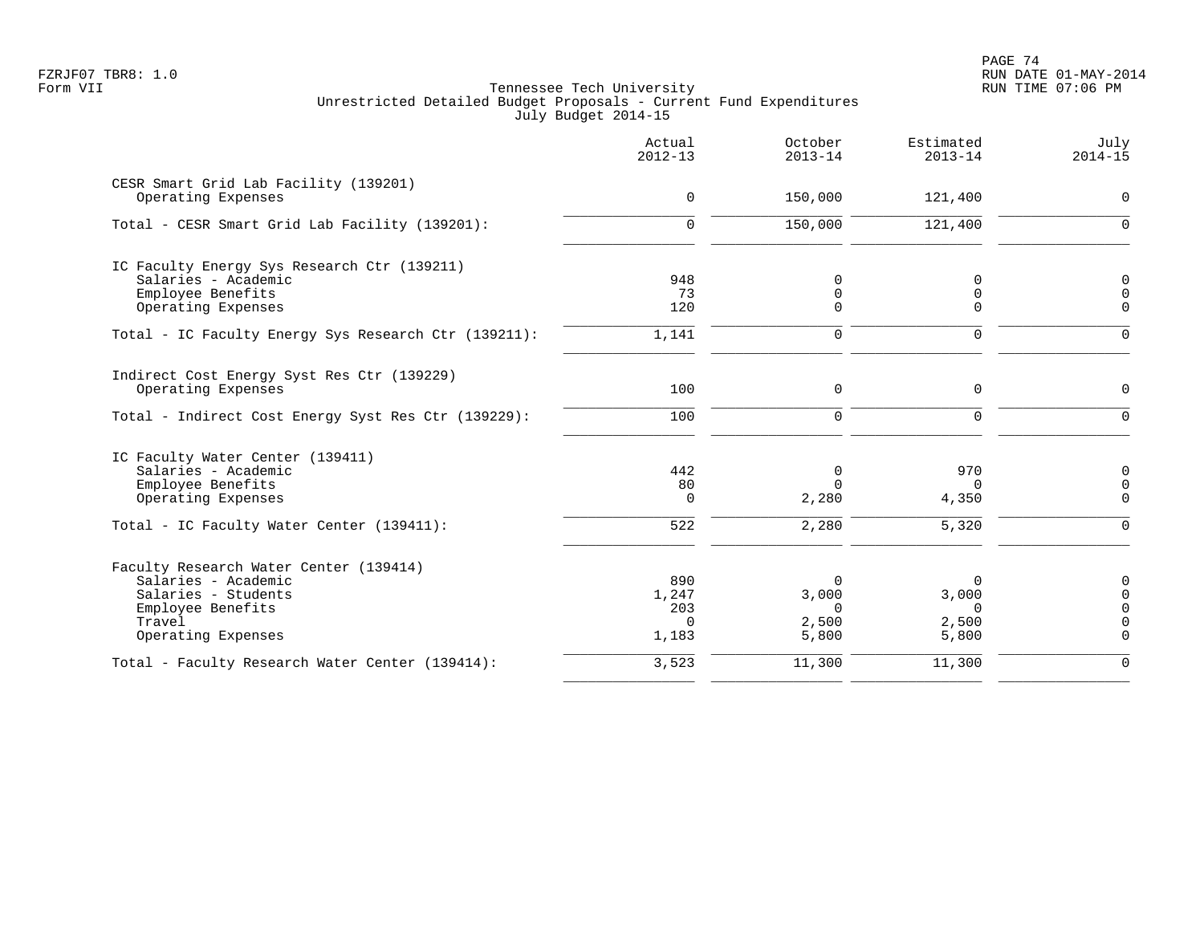Tennessee Tech University
Unrestricted Detailed Budget Proposals - Current Fund Expenditures
July Budget 2014-15

| | Actual 2012-13 | October 2013-14 | Estimated 2013-14 | July 2014-15 |
|---|---|---|---|---|
| **CESR Smart Grid Lab Facility (139201)** | | | | |
| Operating Expenses | 0 | 150,000 | 121,400 | 0 |
| Total - CESR Smart Grid Lab Facility (139201): | 0 | 150,000 | 121,400 | 0 |
| **IC Faculty Energy Sys Research Ctr (139211)** | | | | |
| Salaries - Academic | 948 | 0 | 0 | 0 |
| Employee Benefits | 73 | 0 | 0 | 0 |
| Operating Expenses | 120 | 0 | 0 | 0 |
| Total - IC Faculty Energy Sys Research Ctr (139211): | 1,141 | 0 | 0 | 0 |
| **Indirect Cost Energy Syst Res Ctr (139229)** | | | | |
| Operating Expenses | 100 | 0 | 0 | 0 |
| Total - Indirect Cost Energy Syst Res Ctr (139229): | 100 | 0 | 0 | 0 |
| **IC Faculty Water Center (139411)** | | | | |
| Salaries - Academic | 442 | 0 | 970 | 0 |
| Employee Benefits | 80 | 0 | 0 | 0 |
| Operating Expenses | 0 | 2,280 | 4,350 | 0 |
| Total - IC Faculty Water Center (139411): | 522 | 2,280 | 5,320 | 0 |
| **Faculty Research Water Center (139414)** | | | | |
| Salaries - Academic | 890 | 0 | 0 | 0 |
| Salaries - Students | 1,247 | 3,000 | 3,000 | 0 |
| Employee Benefits | 203 | 0 | 0 | 0 |
| Travel | 0 | 2,500 | 2,500 | 0 |
| Operating Expenses | 1,183 | 5,800 | 5,800 | 0 |
| Total - Faculty Research Water Center (139414): | 3,523 | 11,300 | 11,300 | 0 |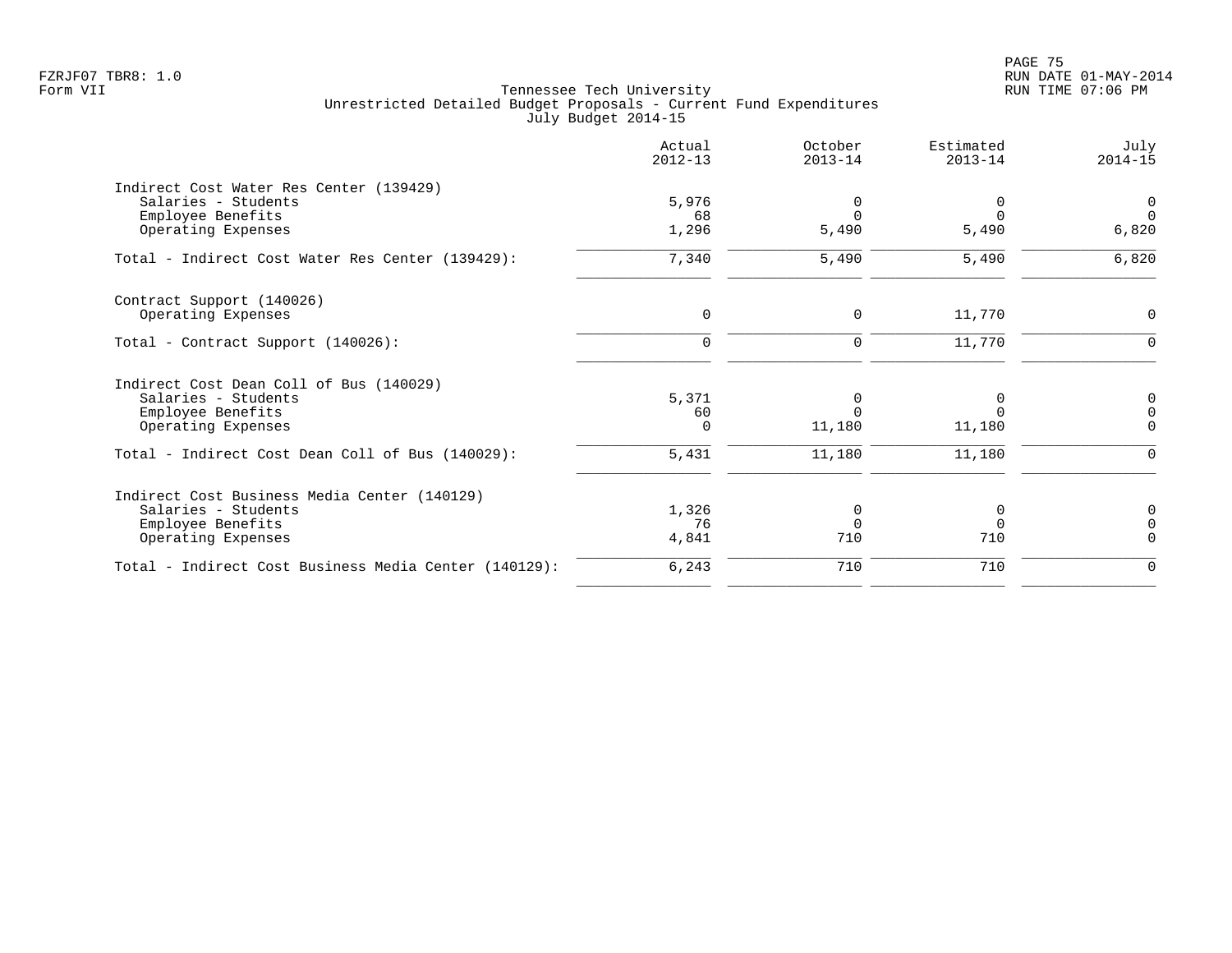Tennessee Tech University
Unrestricted Detailed Budget Proposals - Current Fund Expenditures
July Budget 2014-15

| | Actual 2012-13 | October 2013-14 | Estimated 2013-14 | July 2014-15 |
|---|---|---|---|---|
| **Indirect Cost Water Res Center (139429)** | | | | |
| Salaries - Students | 5,976 | 0 | 0 | 0 |
| Employee Benefits | 68 | 0 | 0 | 0 |
| Operating Expenses | 1,296 | 5,490 | 5,490 | 6,820 |
| Total - Indirect Cost Water Res Center (139429): | 7,340 | 5,490 | 5,490 | 6,820 |
| **Contract Support (140026)** | | | | |
| Operating Expenses | 0 | 0 | 11,770 | 0 |
| Total - Contract Support (140026): | 0 | 0 | 11,770 | 0 |
| **Indirect Cost Dean Coll of Bus (140029)** | | | | |
| Salaries - Students | 5,371 | 0 | 0 | 0 |
| Employee Benefits | 60 | 0 | 0 | 0 |
| Operating Expenses | 0 | 11,180 | 11,180 | 0 |
| Total - Indirect Cost Dean Coll of Bus (140029): | 5,431 | 11,180 | 11,180 | 0 |
| **Indirect Cost Business Media Center (140129)** | | | | |
| Salaries - Students | 1,326 | 0 | 0 | 0 |
| Employee Benefits | 76 | 0 | 0 | 0 |
| Operating Expenses | 4,841 | 710 | 710 | 0 |
| Total - Indirect Cost Business Media Center (140129): | 6,243 | 710 | 710 | 0 |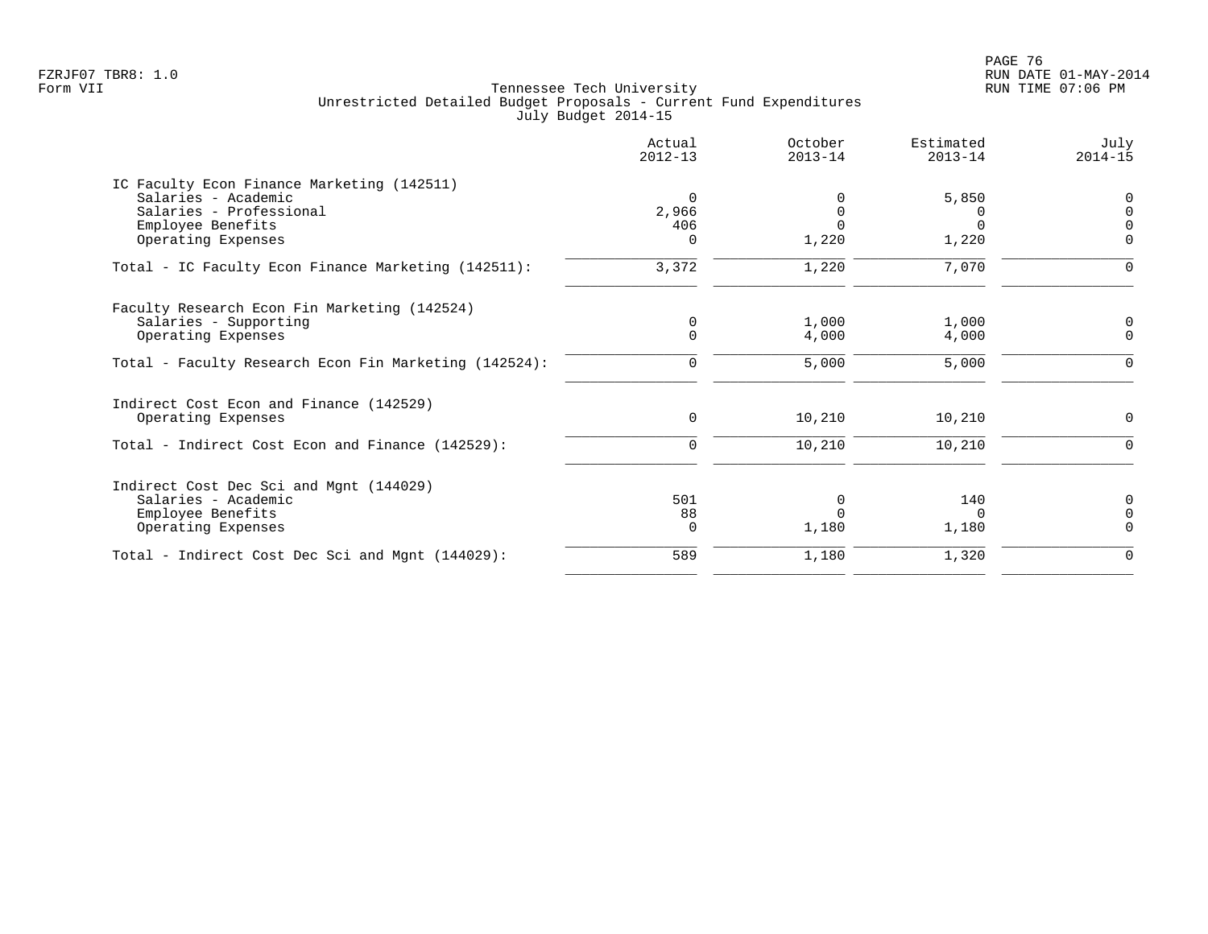Tennessee Tech University
Unrestricted Detailed Budget Proposals - Current Fund Expenditures
July Budget 2014-15

FZRJF07 TBR8: 1.0
Form VII

RUN DATE 01-MAY-2014
RUN TIME 07:06 PM

| | Actual 2012-13 | October 2013-14 | Estimated 2013-14 | July 2014-15 |
|---|---|---|---|---|
| **IC Faculty Econ Finance Marketing (142511)** | | | | |
| Salaries - Academic | 0 | 0 | 5,850 | 0 |
| Salaries - Professional | 2,966 | 0 | 0 | 0 |
| Employee Benefits | 406 | 0 | 0 | 0 |
| Operating Expenses | 0 | 1,220 | 1,220 | 0 |
| Total - IC Faculty Econ Finance Marketing (142511): | 3,372 | 1,220 | 7,070 | 0 |
| **Faculty Research Econ Fin Marketing (142524)** | | | | |
| Salaries - Supporting | 0 | 1,000 | 1,000 | 0 |
| Operating Expenses | 0 | 4,000 | 4,000 | 0 |
| Total - Faculty Research Econ Fin Marketing (142524): | 0 | 5,000 | 5,000 | 0 |
| **Indirect Cost Econ and Finance (142529)** | | | | |
| Operating Expenses | 0 | 10,210 | 10,210 | 0 |
| Total - Indirect Cost Econ and Finance (142529): | 0 | 10,210 | 10,210 | 0 |
| **Indirect Cost Dec Sci and Mgnt (144029)** | | | | |
| Salaries - Academic | 501 | 0 | 140 | 0 |
| Employee Benefits | 88 | 0 | 0 | 0 |
| Operating Expenses | 0 | 1,180 | 1,180 | 0 |
| Total - Indirect Cost Dec Sci and Mgnt (144029): | 589 | 1,180 | 1,320 | 0 |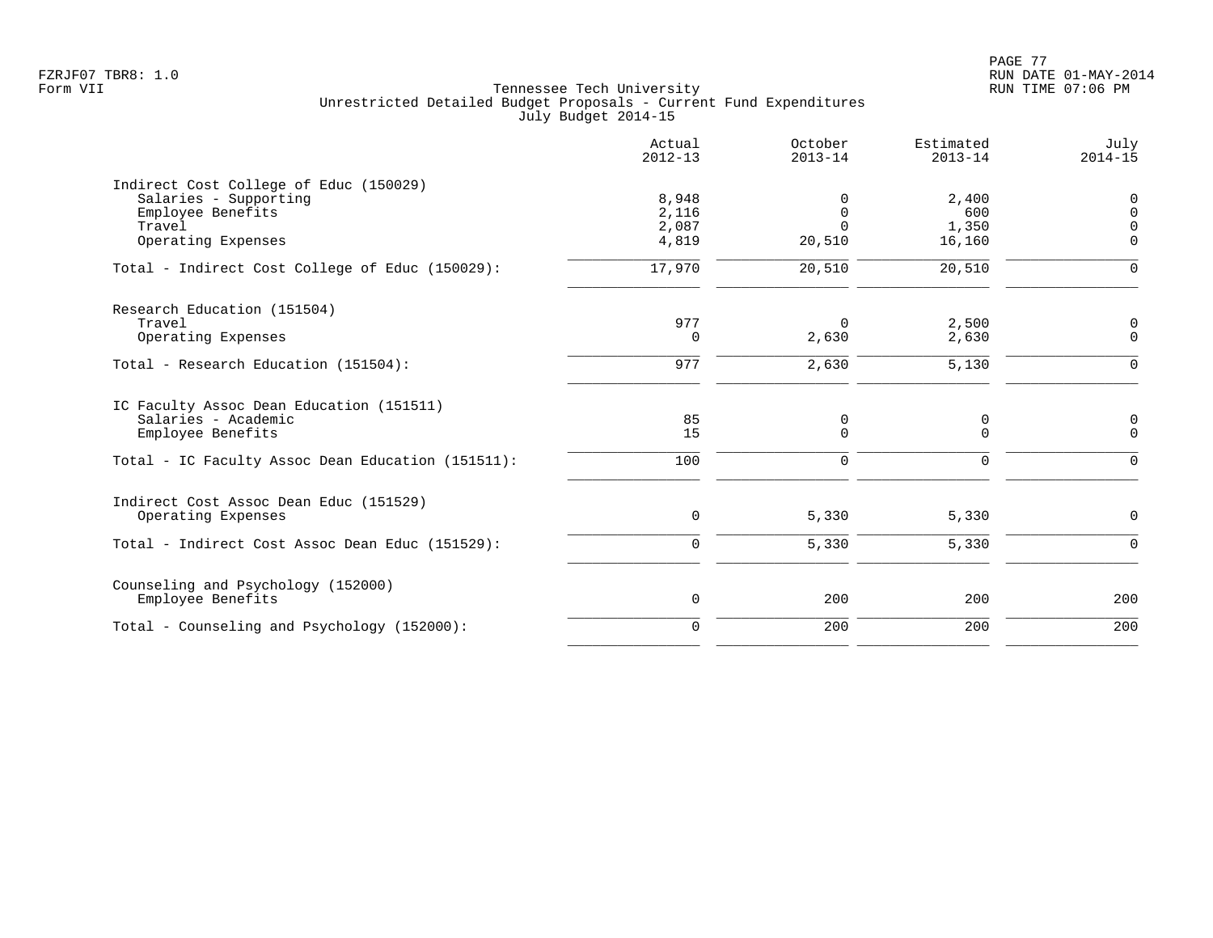Tennessee Tech University
Unrestricted Detailed Budget Proposals - Current Fund Expenditures
July Budget 2014-15

| | Actual 2012-13 | October 2013-14 | Estimated 2013-14 | July 2014-15 |
|---|---:|---:|---:|---:|
| **Indirect Cost College of Educ (150029)** | | | | |
| Salaries - Supporting | 8,948 | 0 | 2,400 | 0 |
| Employee Benefits | 2,116 | 0 | 600 | 0 |
| Travel | 2,087 | 0 | 1,350 | 0 |
| Operating Expenses | 4,819 | 20,510 | 16,160 | 0 |
| Total - Indirect Cost College of Educ (150029): | 17,970 | 20,510 | 20,510 | 0 |
| **Research Education (151504)** | | | | |
| Travel | 977 | 0 | 2,500 | 0 |
| Operating Expenses | 0 | 2,630 | 2,630 | 0 |
| Total - Research Education (151504): | 977 | 2,630 | 5,130 | 0 |
| **IC Faculty Assoc Dean Education (151511)** | | | | |
| Salaries - Academic | 85 | 0 | 0 | 0 |
| Employee Benefits | 15 | 0 | 0 | 0 |
| Total - IC Faculty Assoc Dean Education (151511): | 100 | 0 | 0 | 0 |
| **Indirect Cost Assoc Dean Educ (151529)** | | | | |
| Operating Expenses | 0 | 5,330 | 5,330 | 0 |
| Total - Indirect Cost Assoc Dean Educ (151529): | 0 | 5,330 | 5,330 | 0 |
| **Counseling and Psychology (152000)** | | | | |
| Employee Benefits | 0 | 200 | 200 | 200 |
| Total - Counseling and Psychology (152000): | 0 | 200 | 200 | 200 |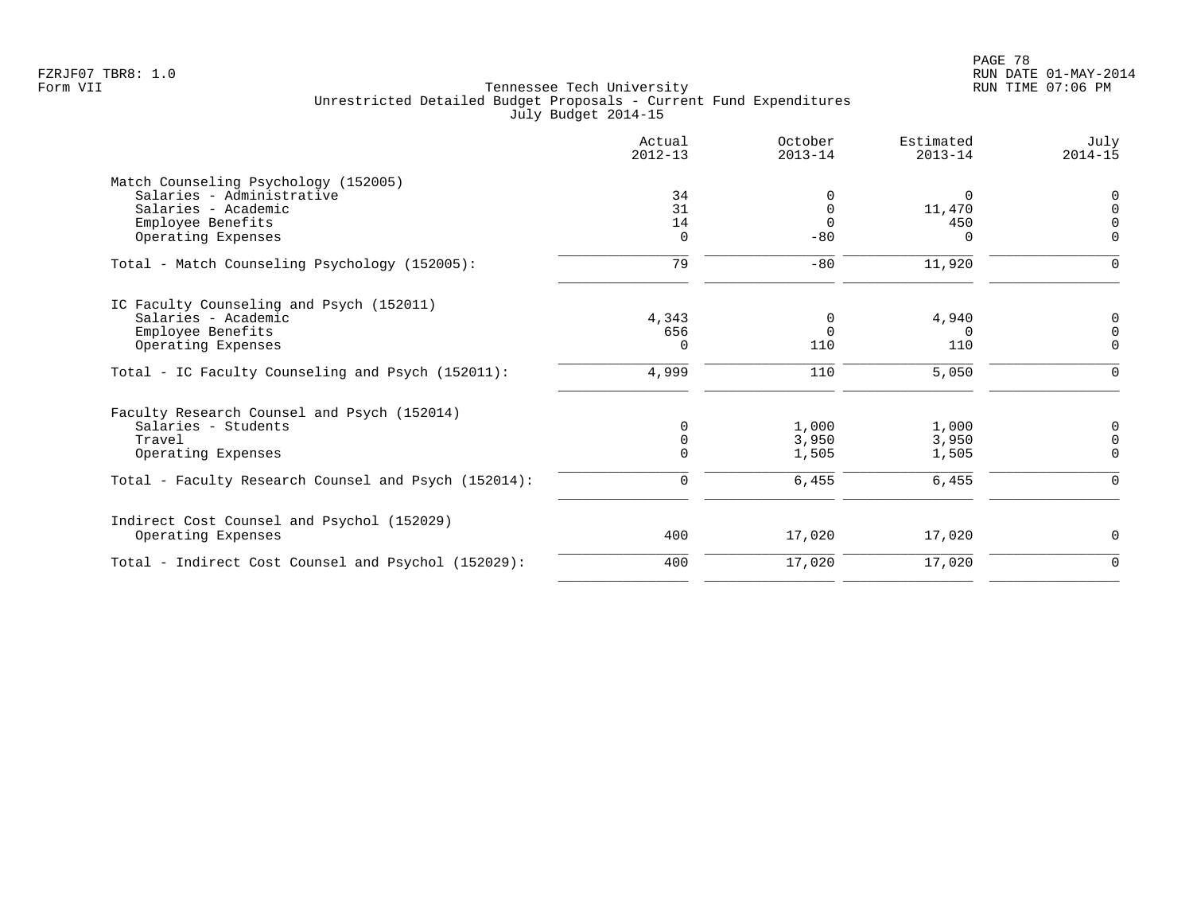Tennessee Tech University
Unrestricted Detailed Budget Proposals - Current Fund Expenditures
July Budget 2014-15

Form VII

| | Actual 2012-13 | October 2013-14 | Estimated 2013-14 | July 2014-15 |
|---|---|---|---|---|
| **Match Counseling Psychology (152005)** | | | | |
| Salaries - Administrative | 34 | 0 | 0 | 0 |
| Salaries - Academic | 31 | 0 | 11,470 | 0 |
| Employee Benefits | 14 | 0 | 450 | 0 |
| Operating Expenses | 0 | -80 | 0 | 0 |
| Total - Match Counseling Psychology (152005): | 79 | -80 | 11,920 | 0 |
| **IC Faculty Counseling and Psych (152011)** | | | | |
| Salaries - Academic | 4,343 | 0 | 4,940 | 0 |
| Employee Benefits | 656 | 0 | 0 | 0 |
| Operating Expenses | 0 | 110 | 110 | 0 |
| Total - IC Faculty Counseling and Psych (152011): | 4,999 | 110 | 5,050 | 0 |
| **Faculty Research Counsel and Psych (152014)** | | | | |
| Salaries - Students | 0 | 1,000 | 1,000 | 0 |
| Travel | 0 | 3,950 | 3,950 | 0 |
| Operating Expenses | 0 | 1,505 | 1,505 | 0 |
| Total - Faculty Research Counsel and Psych (152014): | 0 | 6,455 | 6,455 | 0 |
| **Indirect Cost Counsel and Psychol (152029)** | | | | |
| Operating Expenses | 400 | 17,020 | 17,020 | 0 |
| Total - Indirect Cost Counsel and Psychol (152029): | 400 | 17,020 | 17,020 | 0 |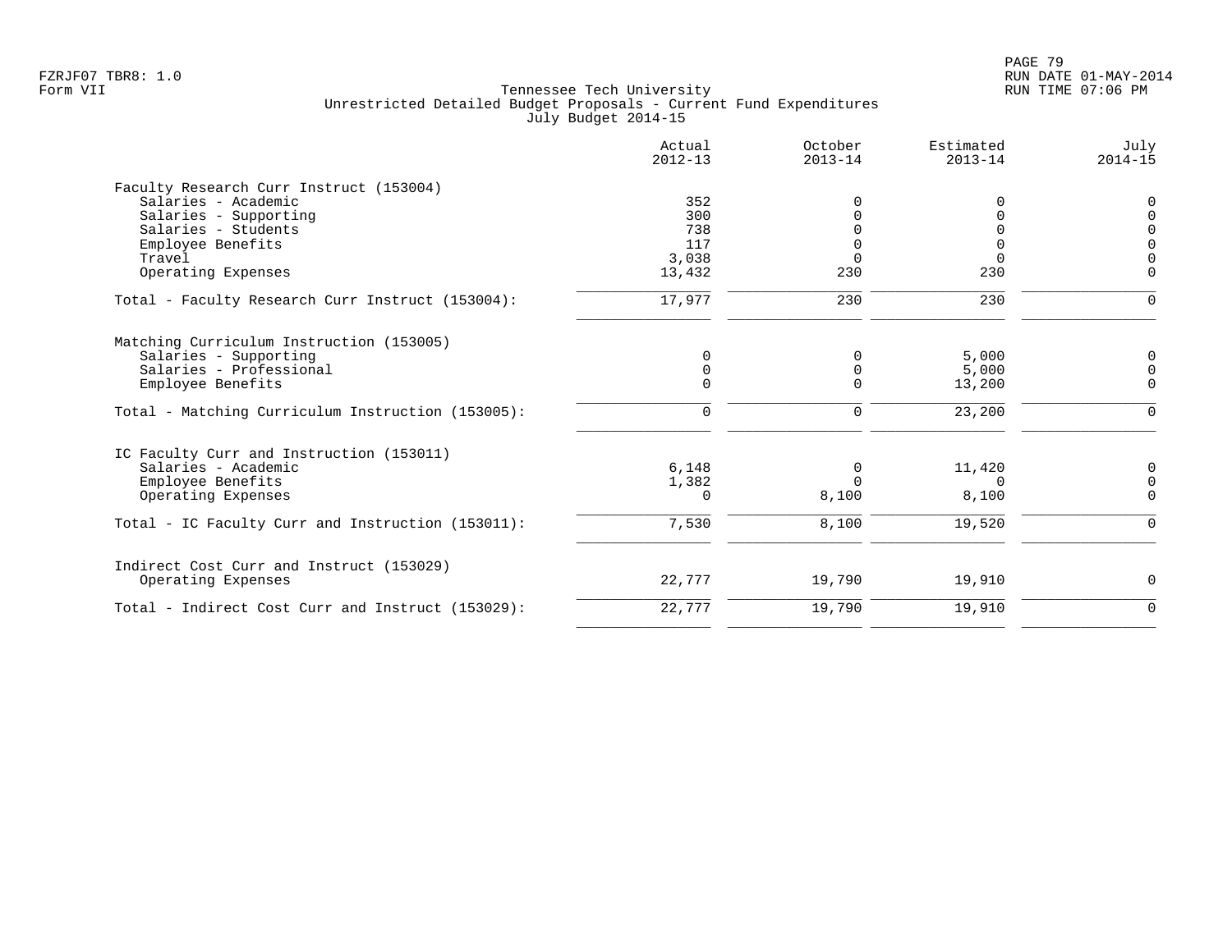Tennessee Tech University
Unrestricted Detailed Budget Proposals - Current Fund Expenditures
July Budget 2014-15

| | Actual 2012-13 | October 2013-14 | Estimated 2013-14 | July 2014-15 |
|---|---|---|---|---|
| Faculty Research Curr Instruct (153004) | | | | |
| Salaries - Academic | 352 | 0 | 0 | 0 |
| Salaries - Supporting | 300 | 0 | 0 | 0 |
| Salaries - Students | 738 | 0 | 0 | 0 |
| Employee Benefits | 117 | 0 | 0 | 0 |
| Travel | 3,038 | 0 | 0 | 0 |
| Operating Expenses | 13,432 | 230 | 230 | 0 |
| Total - Faculty Research Curr Instruct (153004): | 17,977 | 230 | 230 | 0 |
| Matching Curriculum Instruction (153005) | | | | |
| Salaries - Supporting | 0 | 0 | 5,000 | 0 |
| Salaries - Professional | 0 | 0 | 5,000 | 0 |
| Employee Benefits | 0 | 0 | 13,200 | 0 |
| Total - Matching Curriculum Instruction (153005): | 0 | 0 | 23,200 | 0 |
| IC Faculty Curr and Instruction (153011) | | | | |
| Salaries - Academic | 6,148 | 0 | 11,420 | 0 |
| Employee Benefits | 1,382 | 0 | 0 | 0 |
| Operating Expenses | 0 | 8,100 | 8,100 | 0 |
| Total - IC Faculty Curr and Instruction (153011): | 7,530 | 8,100 | 19,520 | 0 |
| Indirect Cost Curr and Instruct (153029) | | | | |
| Operating Expenses | 22,777 | 19,790 | 19,910 | 0 |
| Total - Indirect Cost Curr and Instruct (153029): | 22,777 | 19,790 | 19,910 | 0 |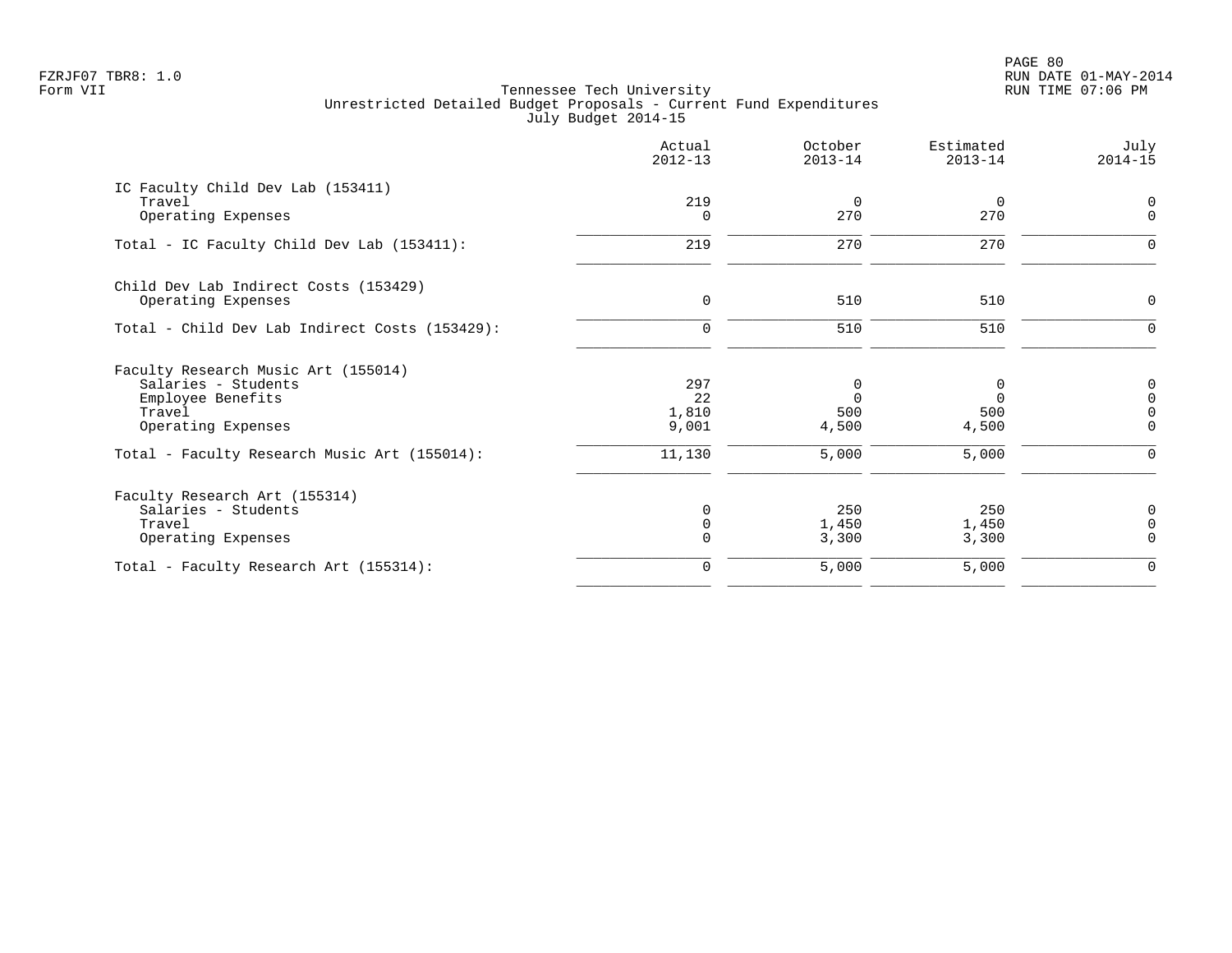FZRJF07 TBR8: 1.0
Form VII

Tennessee Tech University
Unrestricted Detailed Budget Proposals - Current Fund Expenditures
July Budget 2014-15

RUN DATE 01-MAY-2014
RUN TIME 07:06 PM

| | Actual 2012-13 | October 2013-14 | Estimated 2013-14 | July 2014-15 |
|---|---|---|---|---|
| **IC Faculty Child Dev Lab (153411)** | | | | |
| Travel | 219 | 0 | 0 | 0 |
| Operating Expenses | 0 | 270 | 270 | 0 |
| Total - IC Faculty Child Dev Lab (153411): | 219 | 270 | 270 | 0 |
| **Child Dev Lab Indirect Costs (153429)** | | | | |
| Operating Expenses | 0 | 510 | 510 | 0 |
| Total - Child Dev Lab Indirect Costs (153429): | 0 | 510 | 510 | 0 |
| **Faculty Research Music Art (155014)** | | | | |
| Salaries - Students | 297 | 0 | 0 | 0 |
| Employee Benefits | 22 | 0 | 0 | 0 |
| Travel | 1,810 | 500 | 500 | 0 |
| Operating Expenses | 9,001 | 4,500 | 4,500 | 0 |
| Total - Faculty Research Music Art (155014): | 11,130 | 5,000 | 5,000 | 0 |
| **Faculty Research Art (155314)** | | | | |
| Salaries - Students | 0 | 250 | 250 | 0 |
| Travel | 0 | 1,450 | 1,450 | 0 |
| Operating Expenses | 0 | 3,300 | 3,300 | 0 |
| Total - Faculty Research Art (155314): | 0 | 5,000 | 5,000 | 0 |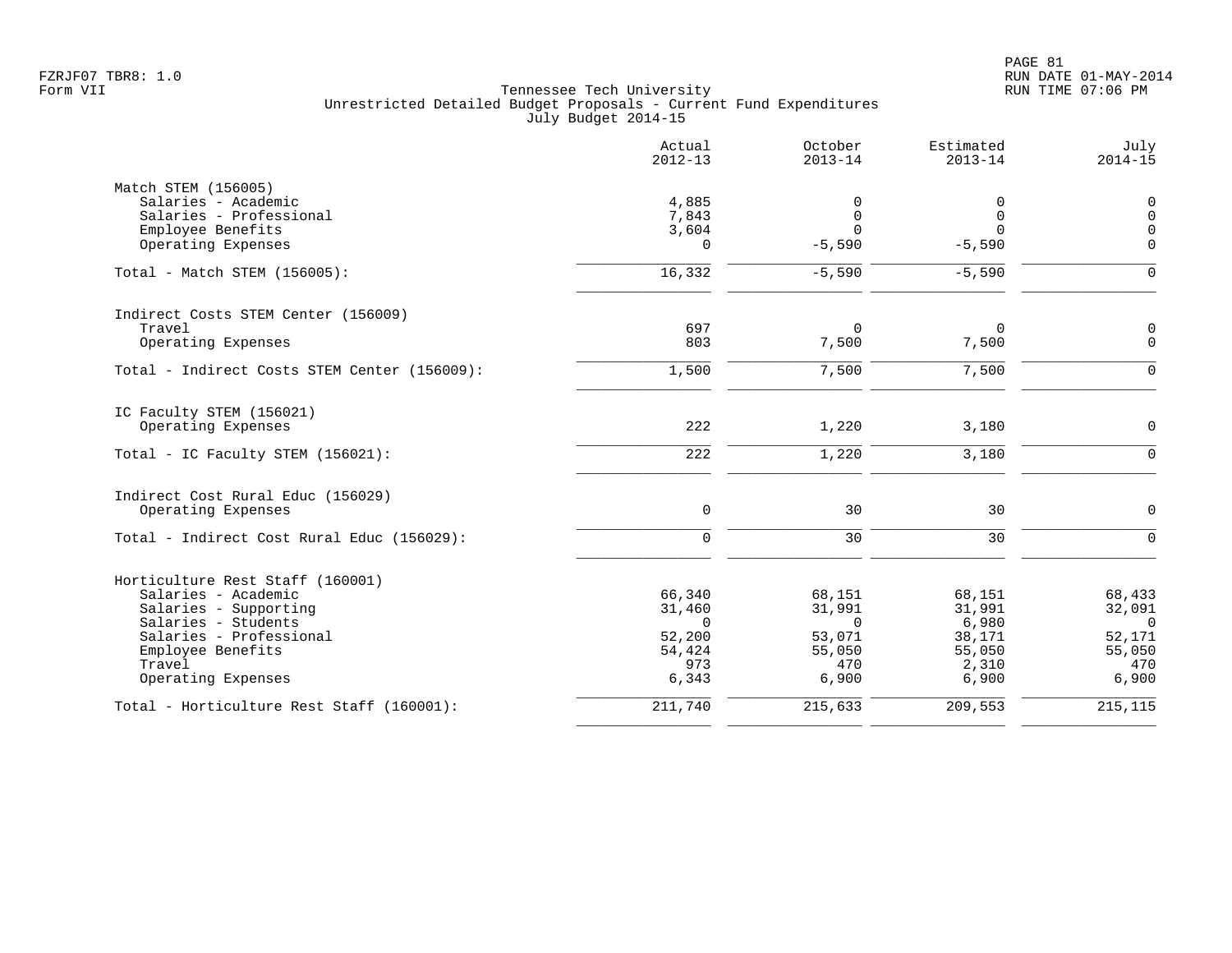Tennessee Tech University
Unrestricted Detailed Budget Proposals - Current Fund Expenditures
July Budget 2014-15

| | Actual 2012-13 | October 2013-14 | Estimated 2013-14 | July 2014-15 |
|---|---|---|---|---|
| **Match STEM (156005)** | | | | |
| Salaries - Academic | 4,885 | 0 | 0 | 0 |
| Salaries - Professional | 7,843 | 0 | 0 | 0 |
| Employee Benefits | 3,604 | 0 | 0 | 0 |
| Operating Expenses | 0 | -5,590 | -5,590 | 0 |
| Total - Match STEM (156005): | 16,332 | -5,590 | -5,590 | 0 |
| **Indirect Costs STEM Center (156009)** | | | | |
| Travel | 697 | 0 | 0 | 0 |
| Operating Expenses | 803 | 7,500 | 7,500 | 0 |
| Total - Indirect Costs STEM Center (156009): | 1,500 | 7,500 | 7,500 | 0 |
| **IC Faculty STEM (156021)** | | | | |
| Operating Expenses | 222 | 1,220 | 3,180 | 0 |
| Total - IC Faculty STEM (156021): | 222 | 1,220 | 3,180 | 0 |
| **Indirect Cost Rural Educ (156029)** | | | | |
| Operating Expenses | 0 | 30 | 30 | 0 |
| Total - Indirect Cost Rural Educ (156029): | 0 | 30 | 30 | 0 |
| **Horticulture Rest Staff (160001)** | | | | |
| Salaries - Academic | 66,340 | 68,151 | 68,151 | 68,433 |
| Salaries - Supporting | 31,460 | 31,991 | 31,991 | 32,091 |
| Salaries - Students | 0 | 0 | 6,980 | 0 |
| Salaries - Professional | 52,200 | 53,071 | 38,171 | 52,171 |
| Employee Benefits | 54,424 | 55,050 | 55,050 | 55,050 |
| Travel | 973 | 470 | 2,310 | 470 |
| Operating Expenses | 6,343 | 6,900 | 6,900 | 6,900 |
| Total - Horticulture Rest Staff (160001): | 211,740 | 215,633 | 209,553 | 215,115 |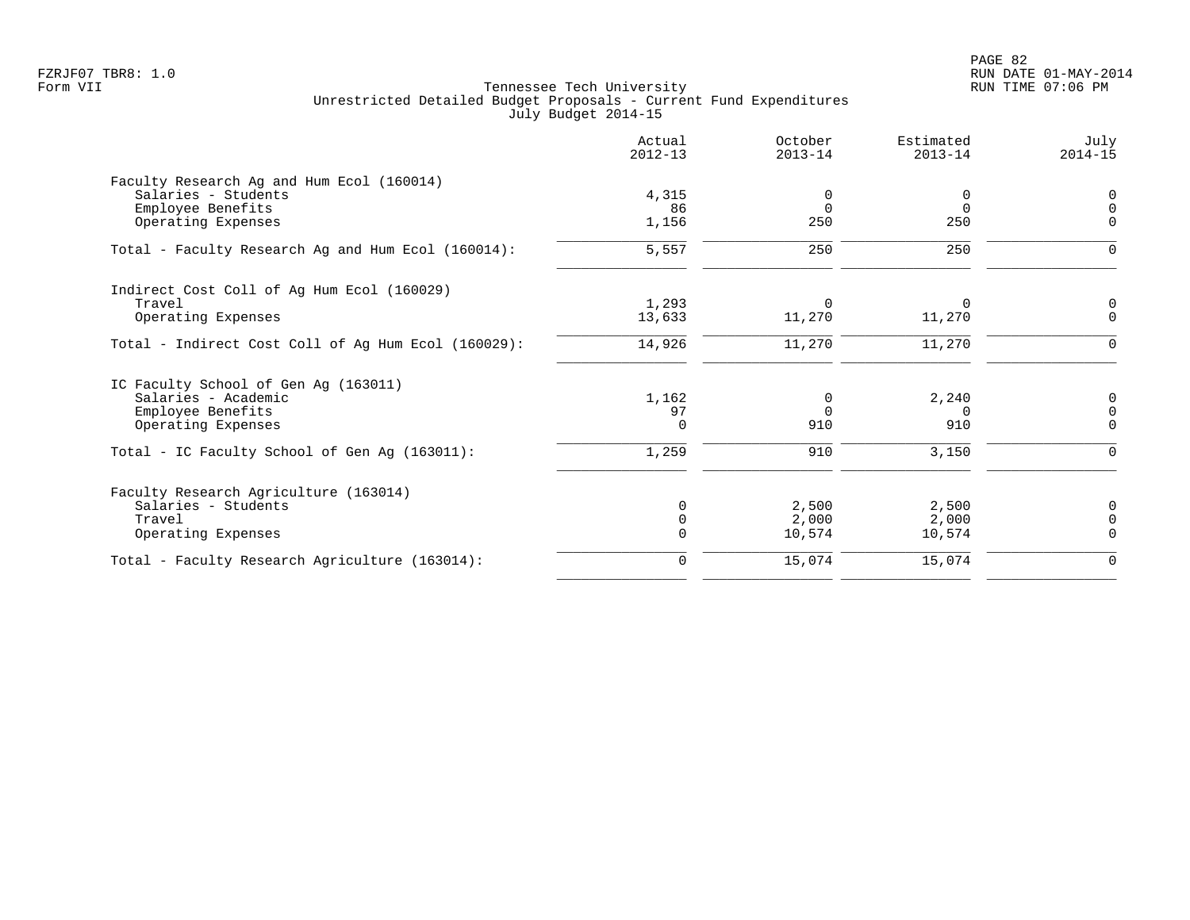FZRJF07 TBR8: 1.0
Form VII

Tennessee Tech University
Unrestricted Detailed Budget Proposals - Current Fund Expenditures
July Budget 2014-15

| | Actual 2012-13 | October 2013-14 | Estimated 2013-14 | July 2014-15 |
|---|---|---|---|---|
| **Faculty Research Ag and Hum Ecol (160014)** | | | | |
| Salaries - Students | 4,315 | 0 | 0 | 0 |
| Employee Benefits | 86 | 0 | 0 | 0 |
| Operating Expenses | 1,156 | 250 | 250 | 0 |
| Total - Faculty Research Ag and Hum Ecol (160014): | 5,557 | 250 | 250 | 0 |
| **Indirect Cost Coll of Ag Hum Ecol (160029)** | | | | |
| Travel | 1,293 | 0 | 0 | 0 |
| Operating Expenses | 13,633 | 11,270 | 11,270 | 0 |
| Total - Indirect Cost Coll of Ag Hum Ecol (160029): | 14,926 | 11,270 | 11,270 | 0 |
| **IC Faculty School of Gen Ag (163011)** | | | | |
| Salaries - Academic | 1,162 | 0 | 2,240 | 0 |
| Employee Benefits | 97 | 0 | 0 | 0 |
| Operating Expenses | 0 | 910 | 910 | 0 |
| Total - IC Faculty School of Gen Ag (163011): | 1,259 | 910 | 3,150 | 0 |
| **Faculty Research Agriculture (163014)** | | | | |
| Salaries - Students | 0 | 2,500 | 2,500 | 0 |
| Travel | 0 | 2,000 | 2,000 | 0 |
| Operating Expenses | 0 | 10,574 | 10,574 | 0 |
| Total - Faculty Research Agriculture (163014): | 0 | 15,074 | 15,074 | 0 |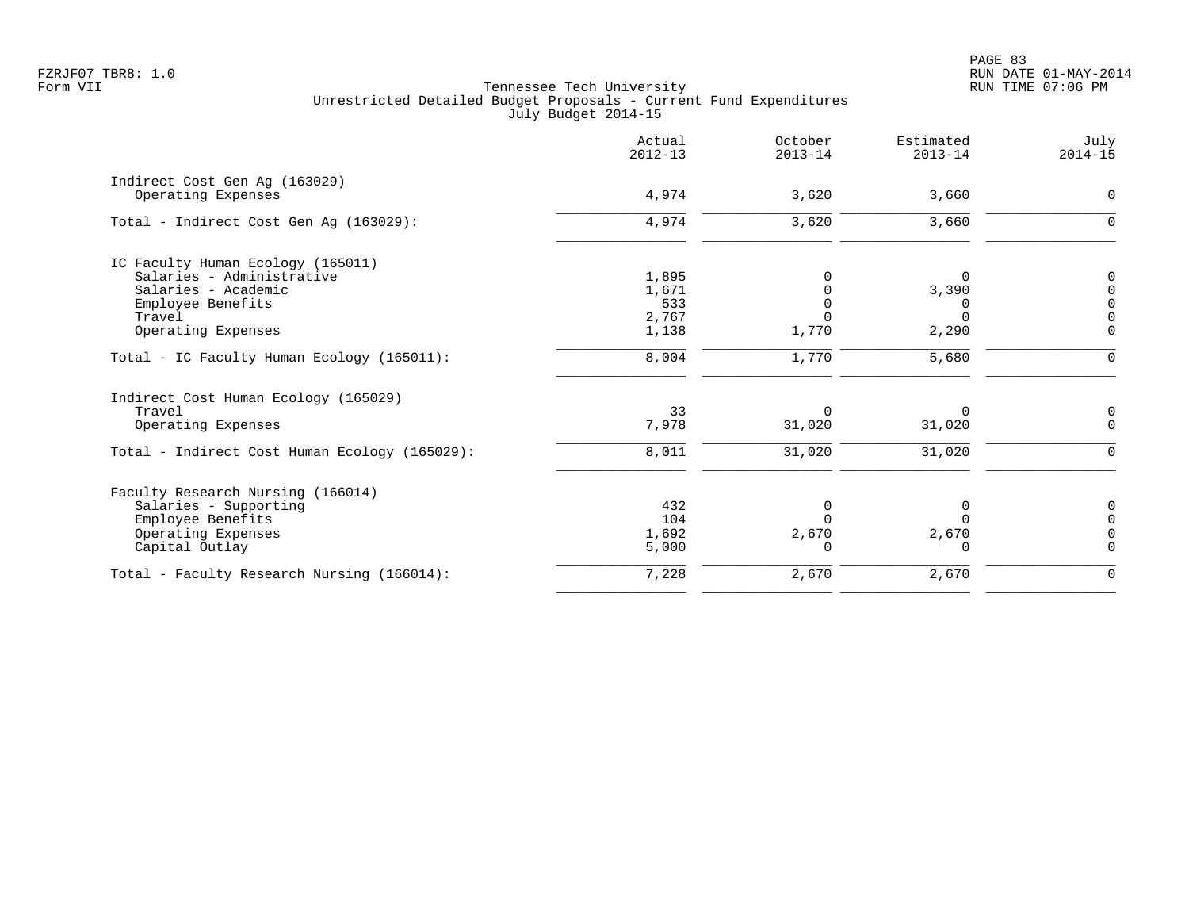Tennessee Tech University
Unrestricted Detailed Budget Proposals - Current Fund Expenditures
July Budget 2014-15

| | Actual 2012-13 | October 2013-14 | Estimated 2013-14 | July 2014-15 |
|---|---|---|---|---|
| **Indirect Cost Gen Ag (163029)** | | | | |
| Operating Expenses | 4,974 | 3,620 | 3,660 | 0 |
| Total - Indirect Cost Gen Ag (163029): | 4,974 | 3,620 | 3,660 | 0 |
| **IC Faculty Human Ecology (165011)** | | | | |
| Salaries - Administrative | 1,895 | 0 | 0 | 0 |
| Salaries - Academic | 1,671 | 0 | 3,390 | 0 |
| Employee Benefits | 533 | 0 | 0 | 0 |
| Travel | 2,767 | 0 | 0 | 0 |
| Operating Expenses | 1,138 | 1,770 | 2,290 | 0 |
| Total - IC Faculty Human Ecology (165011): | 8,004 | 1,770 | 5,680 | 0 |
| **Indirect Cost Human Ecology (165029)** | | | | |
| Travel | 33 | 0 | 0 | 0 |
| Operating Expenses | 7,978 | 31,020 | 31,020 | 0 |
| Total - Indirect Cost Human Ecology (165029): | 8,011 | 31,020 | 31,020 | 0 |
| **Faculty Research Nursing (166014)** | | | | |
| Salaries - Supporting | 432 | 0 | 0 | 0 |
| Employee Benefits | 104 | 0 | 0 | 0 |
| Operating Expenses | 1,692 | 2,670 | 2,670 | 0 |
| Capital Outlay | 5,000 | 0 | 0 | 0 |
| Total - Faculty Research Nursing (166014): | 7,228 | 2,670 | 2,670 | 0 |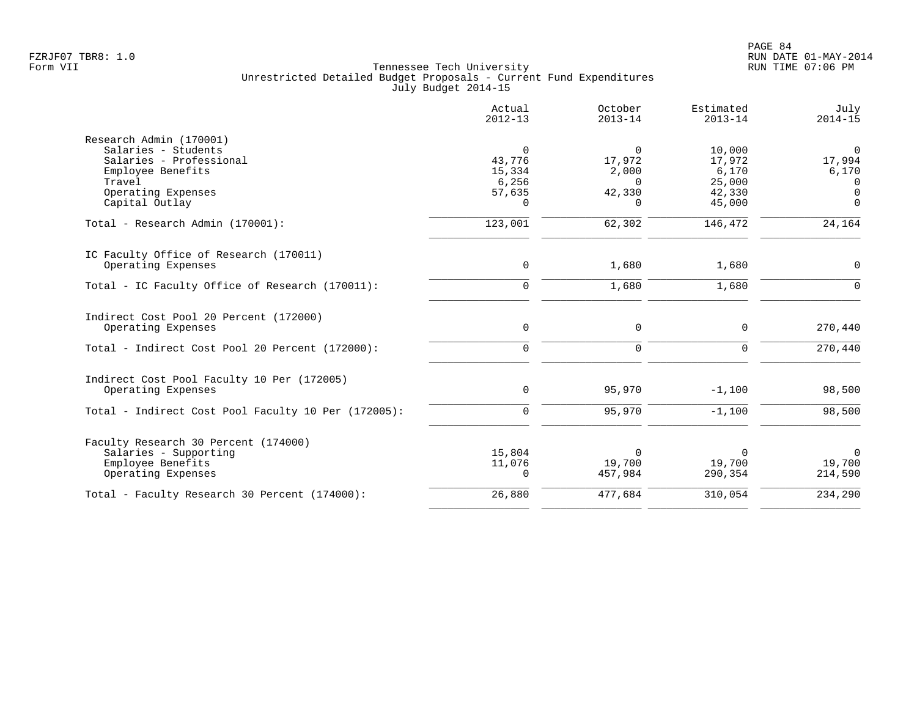Tennessee Tech University
Unrestricted Detailed Budget Proposals - Current Fund Expenditures
July Budget 2014-15

| | Actual 2012-13 | October 2013-14 | Estimated 2013-14 | July 2014-15 |
|---|---|---|---|---|
| **Research Admin (170001)** | | | | |
| Salaries - Students | 0 | 0 | 10,000 | 0 |
| Salaries - Professional | 43,776 | 17,972 | 17,972 | 17,994 |
| Employee Benefits | 15,334 | 2,000 | 6,170 | 6,170 |
| Travel | 6,256 | 0 | 25,000 | 0 |
| Operating Expenses | 57,635 | 42,330 | 42,330 | 0 |
| Capital Outlay | 0 | 0 | 45,000 | 0 |
| Total - Research Admin (170001): | 123,001 | 62,302 | 146,472 | 24,164 |
| **IC Faculty Office of Research (170011)** | | | | |
| Operating Expenses | 0 | 1,680 | 1,680 | 0 |
| Total - IC Faculty Office of Research (170011): | 0 | 1,680 | 1,680 | 0 |
| **Indirect Cost Pool 20 Percent (172000)** | | | | |
| Operating Expenses | 0 | 0 | 0 | 270,440 |
| Total - Indirect Cost Pool 20 Percent (172000): | 0 | 0 | 0 | 270,440 |
| **Indirect Cost Pool Faculty 10 Per (172005)** | | | | |
| Operating Expenses | 0 | 95,970 | -1,100 | 98,500 |
| Total - Indirect Cost Pool Faculty 10 Per (172005): | 0 | 95,970 | -1,100 | 98,500 |
| **Faculty Research 30 Percent (174000)** | | | | |
| Salaries - Supporting | 15,804 | 0 | 0 | 0 |
| Employee Benefits | 11,076 | 19,700 | 19,700 | 19,700 |
| Operating Expenses | 0 | 457,984 | 290,354 | 214,590 |
| Total - Faculty Research 30 Percent (174000): | 26,880 | 477,684 | 310,054 | 234,290 |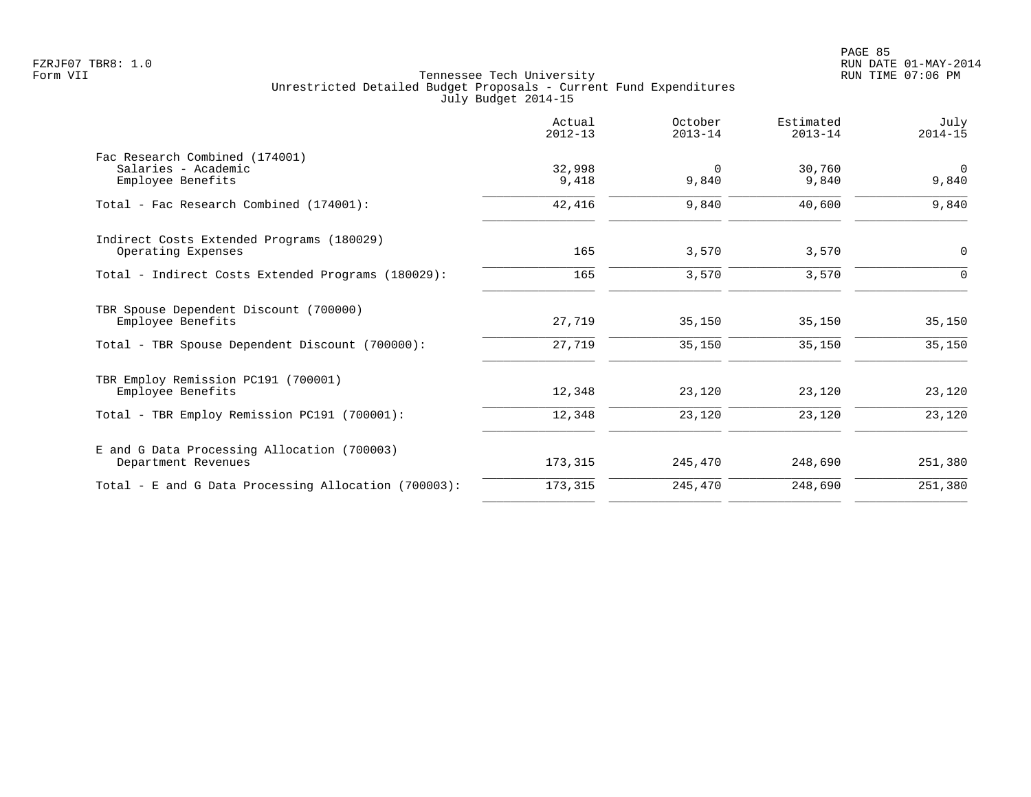Tennessee Tech University
Unrestricted Detailed Budget Proposals - Current Fund Expenditures
July Budget 2014-15

| | Actual 2012-13 | October 2013-14 | Estimated 2013-14 | July 2014-15 |
|---|---|---|---|---|
| **Fac Research Combined (174001)** | | | | |
| Salaries - Academic | 32,998 | 0 | 30,760 | 0 |
| Employee Benefits | 9,418 | 9,840 | 9,840 | 9,840 |
| Total - Fac Research Combined (174001): | 42,416 | 9,840 | 40,600 | 9,840 |
| **Indirect Costs Extended Programs (180029)** | | | | |
| Operating Expenses | 165 | 3,570 | 3,570 | 0 |
| Total - Indirect Costs Extended Programs (180029): | 165 | 3,570 | 3,570 | 0 |
| **TBR Spouse Dependent Discount (700000)** | | | | |
| Employee Benefits | 27,719 | 35,150 | 35,150 | 35,150 |
| Total - TBR Spouse Dependent Discount (700000): | 27,719 | 35,150 | 35,150 | 35,150 |
| **TBR Employ Remission PC191 (700001)** | | | | |
| Employee Benefits | 12,348 | 23,120 | 23,120 | 23,120 |
| Total - TBR Employ Remission PC191 (700001): | 12,348 | 23,120 | 23,120 | 23,120 |
| **E and G Data Processing Allocation (700003)** | | | | |
| Department Revenues | 173,315 | 245,470 | 248,690 | 251,380 |
| Total - E and G Data Processing Allocation (700003): | 173,315 | 245,470 | 248,690 | 251,380 |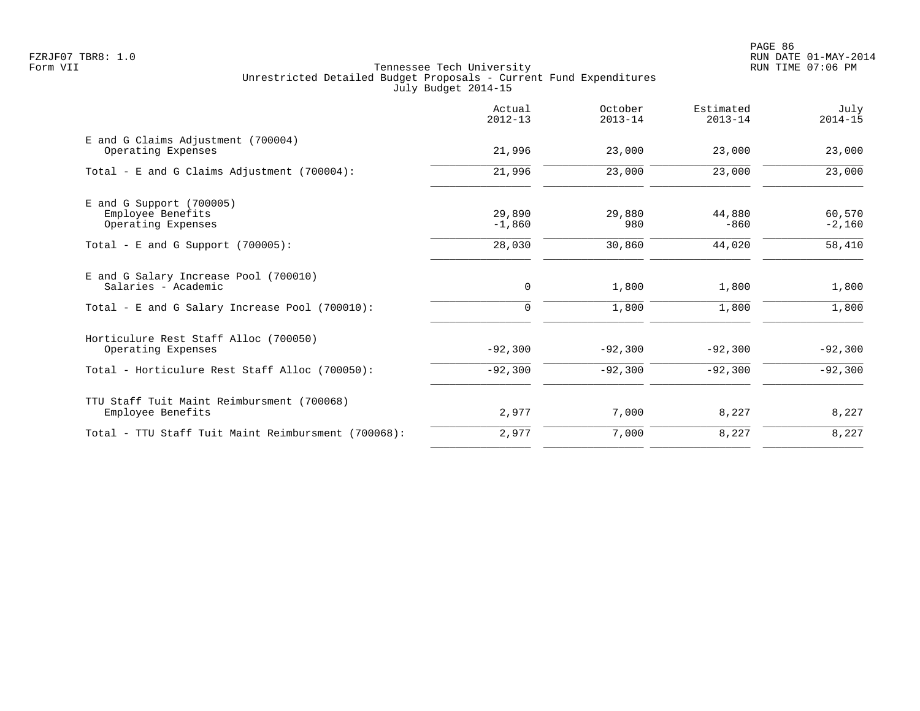Tennessee Tech University
Unrestricted Detailed Budget Proposals - Current Fund Expenditures
July Budget 2014-15

| | Actual 2012-13 | October 2013-14 | Estimated 2013-14 | July 2014-15 |
|---|---|---|---|---|
| E and G Claims Adjustment (700004) | | | | |
| Operating Expenses | 21,996 | 23,000 | 23,000 | 23,000 |
| Total - E and G Claims Adjustment (700004): | 21,996 | 23,000 | 23,000 | 23,000 |
| E and G Support (700005) | | | | |
| Employee Benefits | 29,890 | 29,880 | 44,880 | 60,570 |
| Operating Expenses | -1,860 | 980 | -860 | -2,160 |
| Total - E and G Support (700005): | 28,030 | 30,860 | 44,020 | 58,410 |
| E and G Salary Increase Pool (700010) | | | | |
| Salaries - Academic | 0 | 1,800 | 1,800 | 1,800 |
| Total - E and G Salary Increase Pool (700010): | 0 | 1,800 | 1,800 | 1,800 |
| Horticulure Rest Staff Alloc (700050) | | | | |
| Operating Expenses | -92,300 | -92,300 | -92,300 | -92,300 |
| Total - Horticulure Rest Staff Alloc (700050): | -92,300 | -92,300 | -92,300 | -92,300 |
| TTU Staff Tuit Maint Reimbursment (700068) | | | | |
| Employee Benefits | 2,977 | 7,000 | 8,227 | 8,227 |
| Total - TTU Staff Tuit Maint Reimbursment (700068): | 2,977 | 7,000 | 8,227 | 8,227 |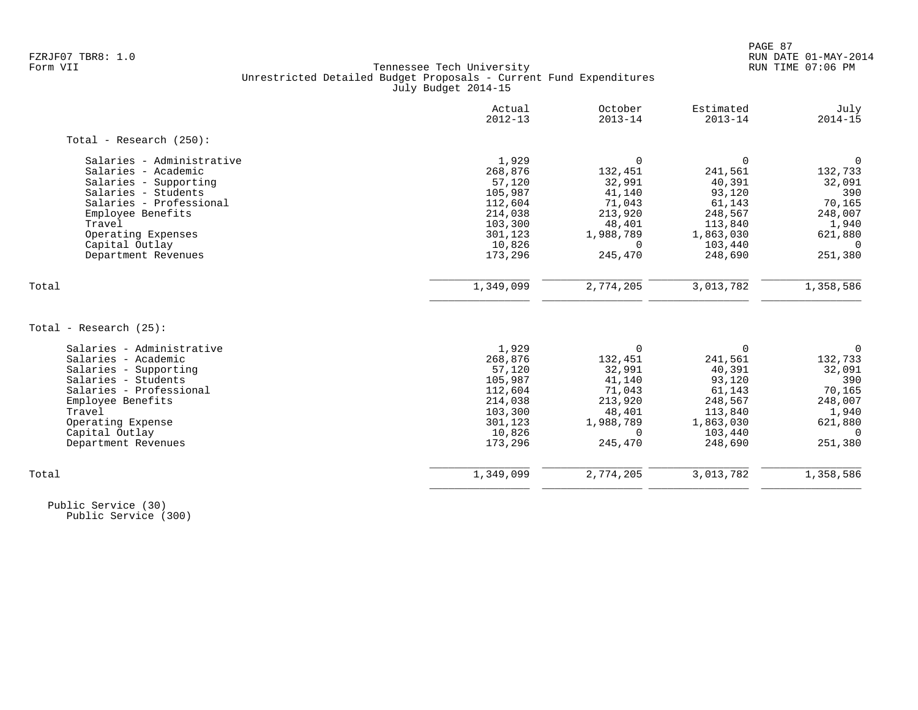Tennessee Tech University
Unrestricted Detailed Budget Proposals - Current Fund Expenditures
July Budget 2014-15

| | Actual 2012-13 | October 2013-14 | Estimated 2013-14 | July 2014-15 |
|---|---|---|---|---|
| **Total - Research (250):** | | | | |
| Salaries - Administrative | 1,929 | 0 | 0 | 0 |
| Salaries - Academic | 268,876 | 132,451 | 241,561 | 132,733 |
| Salaries - Supporting | 57,120 | 32,991 | 40,391 | 32,091 |
| Salaries - Students | 105,987 | 41,140 | 93,120 | 390 |
| Salaries - Professional | 112,604 | 71,043 | 61,143 | 70,165 |
| Employee Benefits | 214,038 | 213,920 | 248,567 | 248,007 |
| Travel | 103,300 | 48,401 | 113,840 | 1,940 |
| Operating Expenses | 301,123 | 1,988,789 | 1,863,030 | 621,880 |
| Capital Outlay | 10,826 | 0 | 103,440 | 0 |
| Department Revenues | 173,296 | 245,470 | 248,690 | 251,380 |
| Total | 1,349,099 | 2,774,205 | 3,013,782 | 1,358,586 |
| **Total - Research (25):** | | | | |
| Salaries - Administrative | 1,929 | 0 | 0 | 0 |
| Salaries - Academic | 268,876 | 132,451 | 241,561 | 132,733 |
| Salaries - Supporting | 57,120 | 32,991 | 40,391 | 32,091 |
| Salaries - Students | 105,987 | 41,140 | 93,120 | 390 |
| Salaries - Professional | 112,604 | 71,043 | 61,143 | 70,165 |
| Employee Benefits | 214,038 | 213,920 | 248,567 | 248,007 |
| Travel | 103,300 | 48,401 | 113,840 | 1,940 |
| Operating Expense | 301,123 | 1,988,789 | 1,863,030 | 621,880 |
| Capital Outlay | 10,826 | 0 | 103,440 | 0 |
| Department Revenues | 173,296 | 245,470 | 248,690 | 251,380 |
| Total | 1,349,099 | 2,774,205 | 3,013,782 | 1,358,586 |

Public Service (30)
Public Service (300)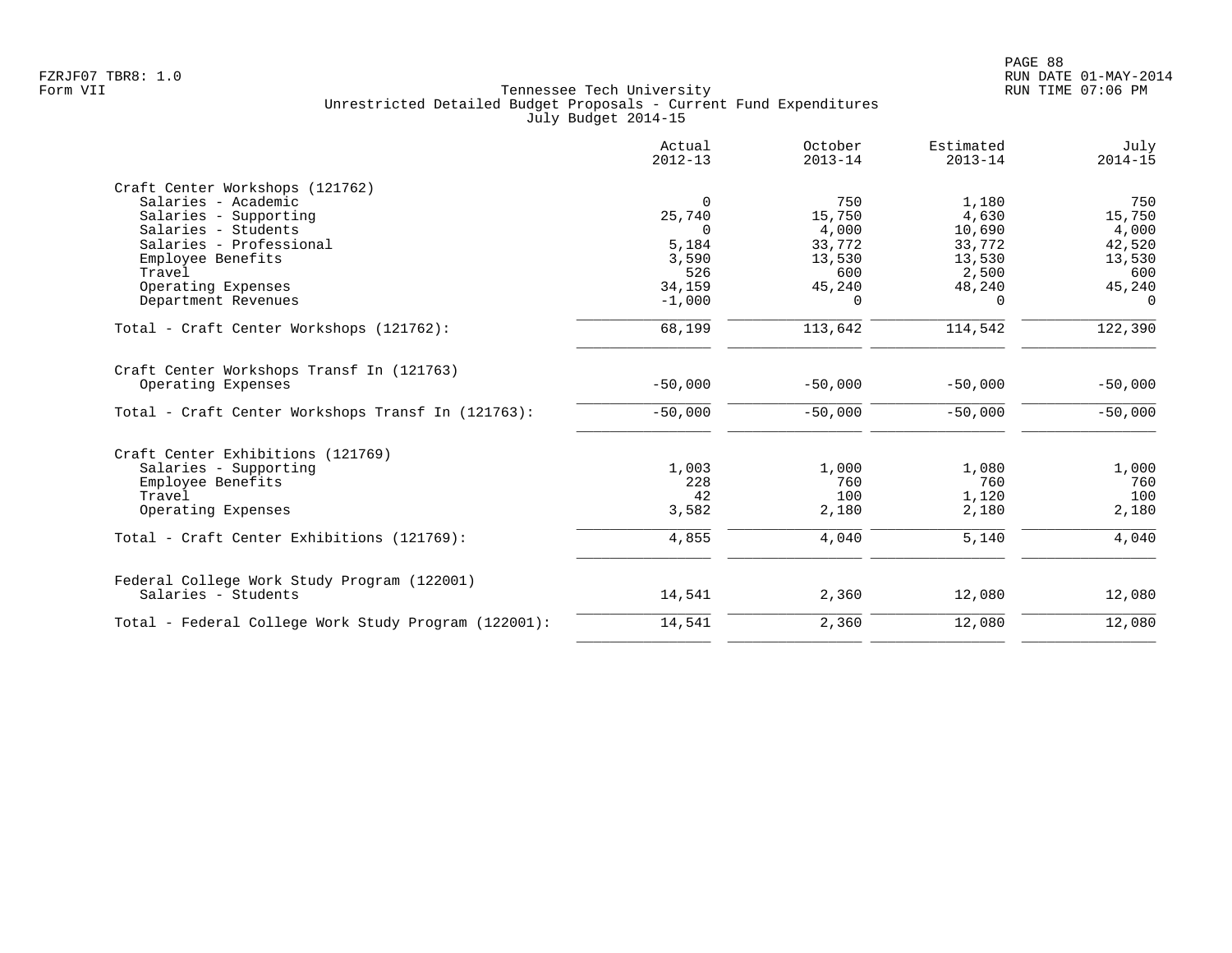FZRJF07 TBR8: 1.0
Form VII

# Tennessee Tech University
## Unrestricted Detailed Budget Proposals - Current Fund Expenditures
### July Budget 2014-15

| | Actual 2012-13 | October 2013-14 | Estimated 2013-14 | July 2014-15 |
|---|---:|---:|---:|---:|
| **Craft Center Workshops (121762)** | | | | |
| Salaries - Academic | 0 | 750 | 1,180 | 750 |
| Salaries - Supporting | 25,740 | 15,750 | 4,630 | 15,750 |
| Salaries - Students | 0 | 4,000 | 10,690 | 4,000 |
| Salaries - Professional | 5,184 | 33,772 | 33,772 | 42,520 |
| Employee Benefits | 3,590 | 13,530 | 13,530 | 13,530 |
| Travel | 526 | 600 | 2,500 | 600 |
| Operating Expenses | 34,159 | 45,240 | 48,240 | 45,240 |
| Department Revenues | -1,000 | 0 | 0 | 0 |
| Total - Craft Center Workshops (121762): | 68,199 | 113,642 | 114,542 | 122,390 |
| **Craft Center Workshops Transf In (121763)** | | | | |
| Operating Expenses | -50,000 | -50,000 | -50,000 | -50,000 |
| Total - Craft Center Workshops Transf In (121763): | -50,000 | -50,000 | -50,000 | -50,000 |
| **Craft Center Exhibitions (121769)** | | | | |
| Salaries - Supporting | 1,003 | 1,000 | 1,080 | 1,000 |
| Employee Benefits | 228 | 760 | 760 | 760 |
| Travel | 42 | 100 | 1,120 | 100 |
| Operating Expenses | 3,582 | 2,180 | 2,180 | 2,180 |
| Total - Craft Center Exhibitions (121769): | 4,855 | 4,040 | 5,140 | 4,040 |
| **Federal College Work Study Program (122001)** | | | | |
| Salaries - Students | 14,541 | 2,360 | 12,080 | 12,080 |
| Total - Federal College Work Study Program (122001): | 14,541 | 2,360 | 12,080 | 12,080 |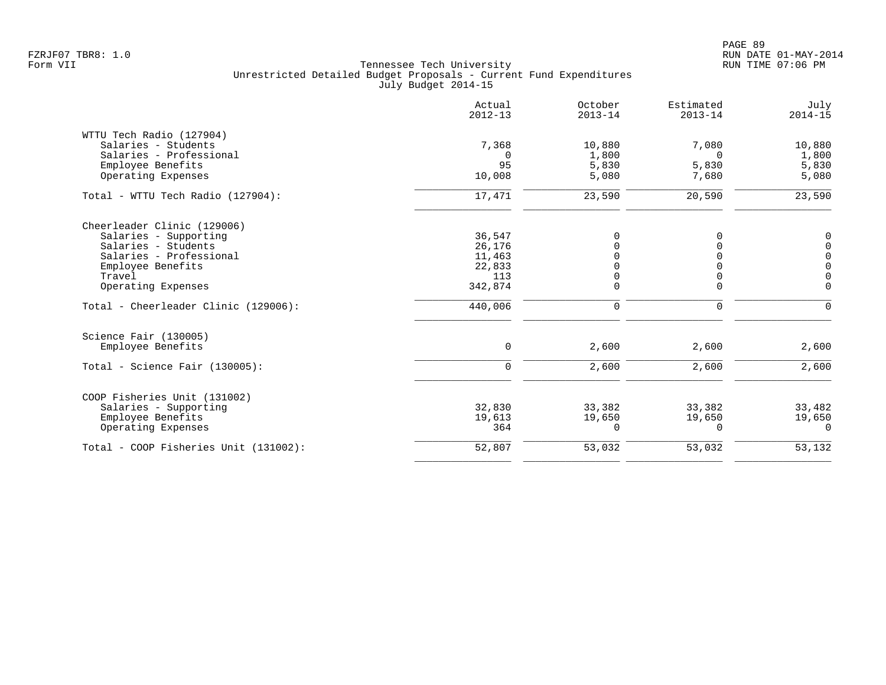Tennessee Tech University
Unrestricted Detailed Budget Proposals - Current Fund Expenditures
July Budget 2014-15

| | Actual 2012-13 | October 2013-14 | Estimated 2013-14 | July 2014-15 |
|---|---|---|---|---|
| **WTTU Tech Radio (127904)** | | | | |
| Salaries - Students | 7,368 | 10,880 | 7,080 | 10,880 |
| Salaries - Professional | 0 | 1,800 | 0 | 1,800 |
| Employee Benefits | 95 | 5,830 | 5,830 | 5,830 |
| Operating Expenses | 10,008 | 5,080 | 7,680 | 5,080 |
| Total - WTTU Tech Radio (127904): | 17,471 | 23,590 | 20,590 | 23,590 |
| **Cheerleader Clinic (129006)** | | | | |
| Salaries - Supporting | 36,547 | 0 | 0 | 0 |
| Salaries - Students | 26,176 | 0 | 0 | 0 |
| Salaries - Professional | 11,463 | 0 | 0 | 0 |
| Employee Benefits | 22,833 | 0 | 0 | 0 |
| Travel | 113 | 0 | 0 | 0 |
| Operating Expenses | 342,874 | 0 | 0 | 0 |
| Total - Cheerleader Clinic (129006): | 440,006 | 0 | 0 | 0 |
| **Science Fair (130005)** | | | | |
| Employee Benefits | 0 | 2,600 | 2,600 | 2,600 |
| Total - Science Fair (130005): | 0 | 2,600 | 2,600 | 2,600 |
| **COOP Fisheries Unit (131002)** | | | | |
| Salaries - Supporting | 32,830 | 33,382 | 33,382 | 33,482 |
| Employee Benefits | 19,613 | 19,650 | 19,650 | 19,650 |
| Operating Expenses | 364 | 0 | 0 | 0 |
| Total - COOP Fisheries Unit (131002): | 52,807 | 53,032 | 53,032 | 53,132 |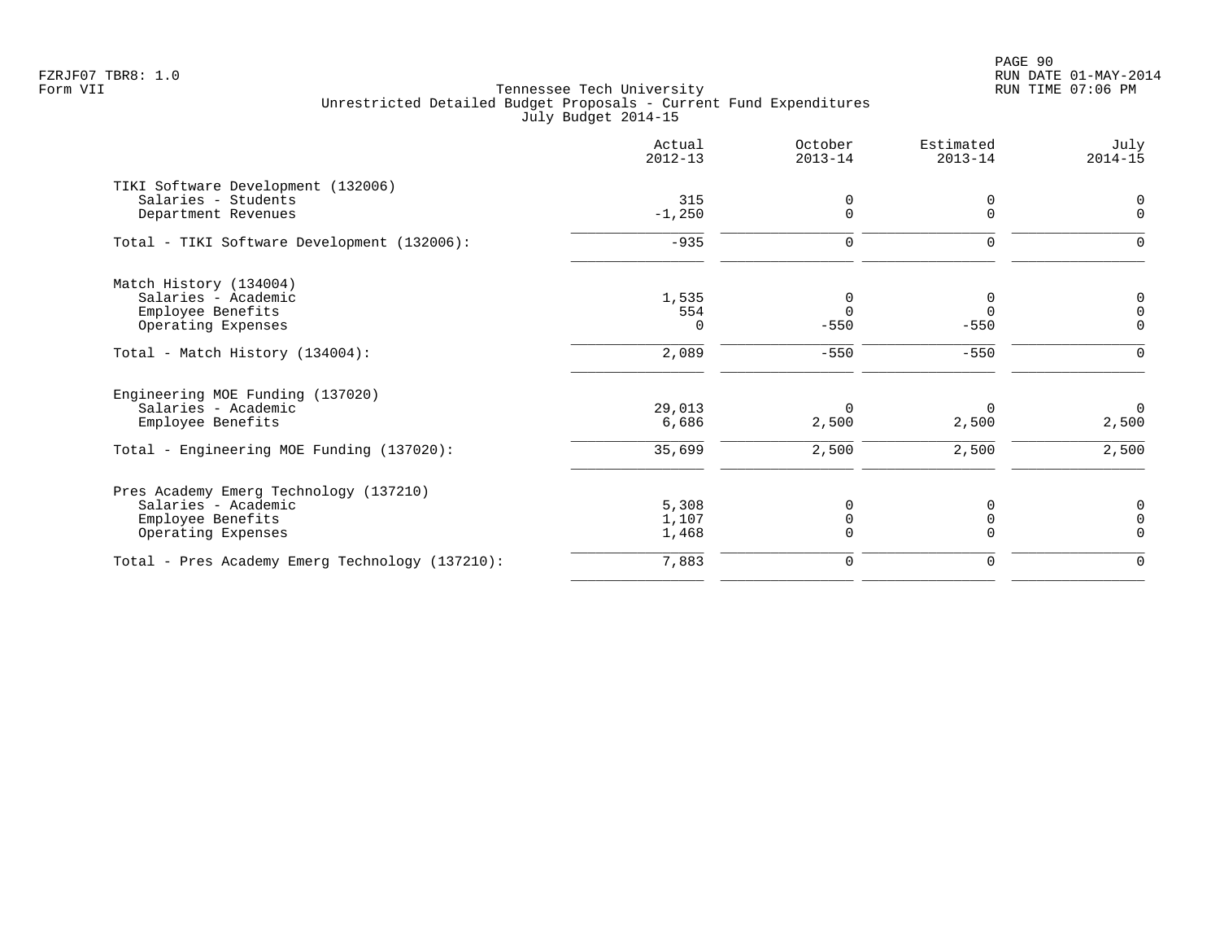FZRJF07 TBR8: 1.0
Form VII

Tennessee Tech University
Unrestricted Detailed Budget Proposals - Current Fund Expenditures
July Budget 2014-15

RUN DATE 01-MAY-2014
RUN TIME 07:06 PM

| | Actual 2012-13 | October 2013-14 | Estimated 2013-14 | July 2014-15 |
|---|---|---|---|---|
| **TIKI Software Development (132006)** | | | | |
| Salaries - Students | 315 | 0 | 0 | 0 |
| Department Revenues | -1,250 | 0 | 0 | 0 |
| Total - TIKI Software Development (132006): | -935 | 0 | 0 | 0 |
| **Match History (134004)** | | | | |
| Salaries - Academic | 1,535 | 0 | 0 | 0 |
| Employee Benefits | 554 | 0 | 0 | 0 |
| Operating Expenses | 0 | -550 | -550 | 0 |
| Total - Match History (134004): | 2,089 | -550 | -550 | 0 |
| **Engineering MOE Funding (137020)** | | | | |
| Salaries - Academic | 29,013 | 0 | 0 | 0 |
| Employee Benefits | 6,686 | 2,500 | 2,500 | 2,500 |
| Total - Engineering MOE Funding (137020): | 35,699 | 2,500 | 2,500 | 2,500 |
| **Pres Academy Emerg Technology (137210)** | | | | |
| Salaries - Academic | 5,308 | 0 | 0 | 0 |
| Employee Benefits | 1,107 | 0 | 0 | 0 |
| Operating Expenses | 1,468 | 0 | 0 | 0 |
| Total - Pres Academy Emerg Technology (137210): | 7,883 | 0 | 0 | 0 |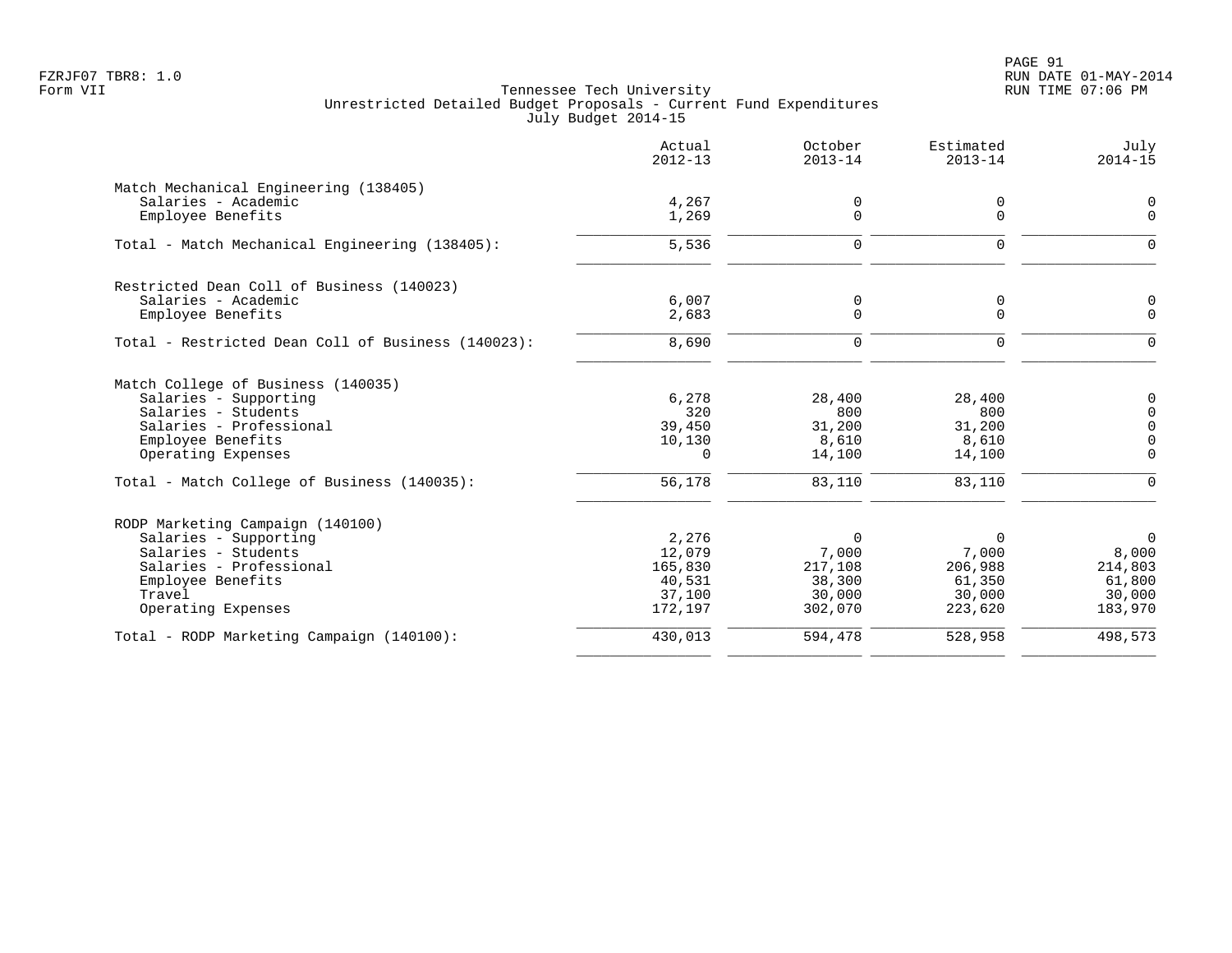FZRJF07 TBR8: 1.0
Form VII

Tennessee Tech University
Unrestricted Detailed Budget Proposals - Current Fund Expenditures
July Budget 2014-15

RUN DATE 01-MAY-2014
RUN TIME 07:06 PM

| | Actual 2012-13 | October 2013-14 | Estimated 2013-14 | July 2014-15 |
|---|---|---|---|---|
| **Match Mechanical Engineering (138405)** | | | | |
| Salaries - Academic | 4,267 | 0 | 0 | 0 |
| Employee Benefits | 1,269 | 0 | 0 | 0 |
| Total - Match Mechanical Engineering (138405): | 5,536 | 0 | 0 | 0 |
| **Restricted Dean Coll of Business (140023)** | | | | |
| Salaries - Academic | 6,007 | 0 | 0 | 0 |
| Employee Benefits | 2,683 | 0 | 0 | 0 |
| Total - Restricted Dean Coll of Business (140023): | 8,690 | 0 | 0 | 0 |
| **Match College of Business (140035)** | | | | |
| Salaries - Supporting | 6,278 | 28,400 | 28,400 | 0 |
| Salaries - Students | 320 | 800 | 800 | 0 |
| Salaries - Professional | 39,450 | 31,200 | 31,200 | 0 |
| Employee Benefits | 10,130 | 8,610 | 8,610 | 0 |
| Operating Expenses | 0 | 14,100 | 14,100 | 0 |
| Total - Match College of Business (140035): | 56,178 | 83,110 | 83,110 | 0 |
| **RODP Marketing Campaign (140100)** | | | | |
| Salaries - Supporting | 2,276 | 0 | 0 | 0 |
| Salaries - Students | 12,079 | 7,000 | 7,000 | 8,000 |
| Salaries - Professional | 165,830 | 217,108 | 206,988 | 214,803 |
| Employee Benefits | 40,531 | 38,300 | 61,350 | 61,800 |
| Travel | 37,100 | 30,000 | 30,000 | 30,000 |
| Operating Expenses | 172,197 | 302,070 | 223,620 | 183,970 |
| Total - RODP Marketing Campaign (140100): | 430,013 | 594,478 | 528,958 | 498,573 |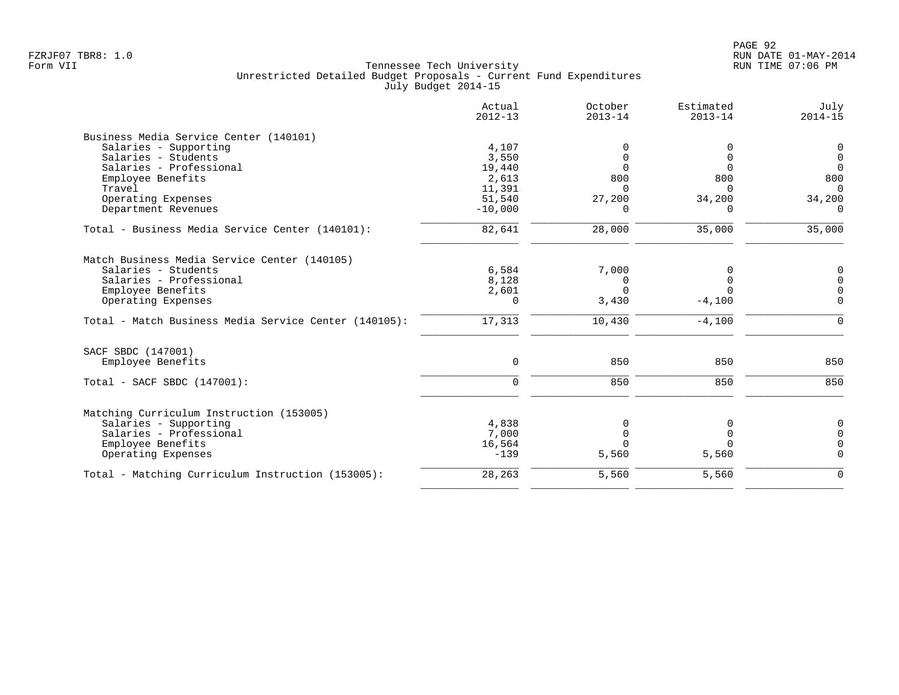FZRJF07 TBR8: 1.0
Form VII

Tennessee Tech University
Unrestricted Detailed Budget Proposals - Current Fund Expenditures
July Budget 2014-15

RUN DATE 01-MAY-2014
RUN TIME 07:06 PM

| | Actual 2012-13 | October 2013-14 | Estimated 2013-14 | July 2014-15 |
|---|---|---|---|---|
| **Business Media Service Center (140101)** | | | | |
| Salaries - Supporting | 4,107 | 0 | 0 | 0 |
| Salaries - Students | 3,550 | 0 | 0 | 0 |
| Salaries - Professional | 19,440 | 0 | 0 | 0 |
| Employee Benefits | 2,613 | 800 | 800 | 800 |
| Travel | 11,391 | 0 | 0 | 0 |
| Operating Expenses | 51,540 | 27,200 | 34,200 | 34,200 |
| Department Revenues | -10,000 | 0 | 0 | 0 |
| Total - Business Media Service Center (140101): | 82,641 | 28,000 | 35,000 | 35,000 |
| **Match Business Media Service Center (140105)** | | | | |
| Salaries - Students | 6,584 | 7,000 | 0 | 0 |
| Salaries - Professional | 8,128 | 0 | 0 | 0 |
| Employee Benefits | 2,601 | 0 | 0 | 0 |
| Operating Expenses | 0 | 3,430 | -4,100 | 0 |
| Total - Match Business Media Service Center (140105): | 17,313 | 10,430 | -4,100 | 0 |
| **SACF SBDC (147001)** | | | | |
| Employee Benefits | 0 | 850 | 850 | 850 |
| Total - SACF SBDC (147001): | 0 | 850 | 850 | 850 |
| **Matching Curriculum Instruction (153005)** | | | | |
| Salaries - Supporting | 4,838 | 0 | 0 | 0 |
| Salaries - Professional | 7,000 | 0 | 0 | 0 |
| Employee Benefits | 16,564 | 0 | 0 | 0 |
| Operating Expenses | -139 | 5,560 | 5,560 | 0 |
| Total - Matching Curriculum Instruction (153005): | 28,263 | 5,560 | 5,560 | 0 |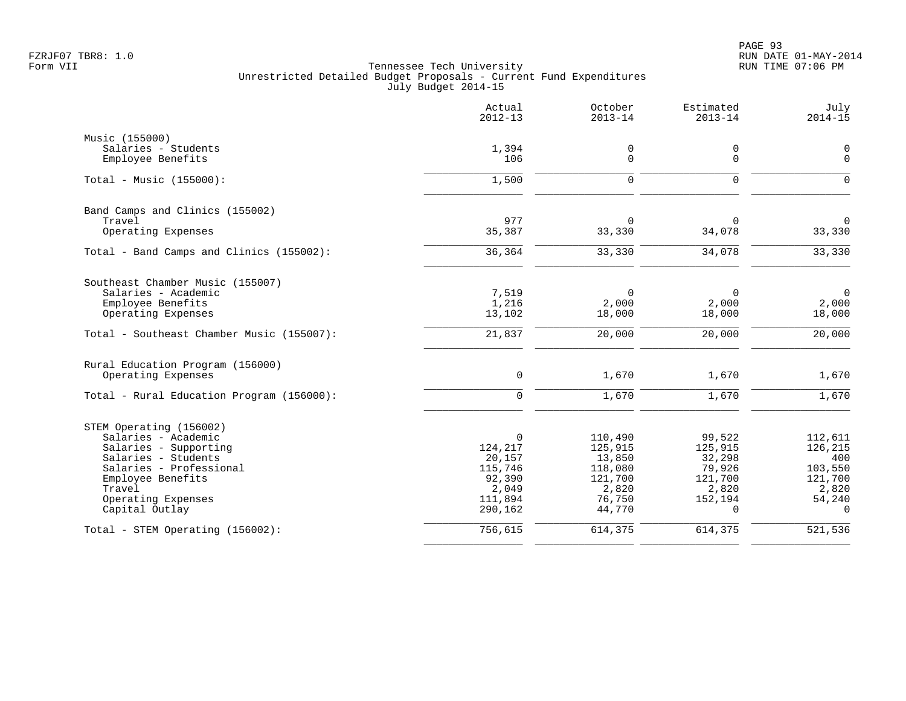Tennessee Tech University
Unrestricted Detailed Budget Proposals - Current Fund Expenditures
July Budget 2014-15

| | Actual 2012-13 | October 2013-14 | Estimated 2013-14 | July 2014-15 |
|---|---|---|---|---|
| **Music (155000)** | | | | |
| Salaries - Students | 1,394 | 0 | 0 | 0 |
| Employee Benefits | 106 | 0 | 0 | 0 |
| Total - Music (155000): | 1,500 | 0 | 0 | 0 |
| **Band Camps and Clinics (155002)** | | | | |
| Travel | 977 | 0 | 0 | 0 |
| Operating Expenses | 35,387 | 33,330 | 34,078 | 33,330 |
| Total - Band Camps and Clinics (155002): | 36,364 | 33,330 | 34,078 | 33,330 |
| **Southeast Chamber Music (155007)** | | | | |
| Salaries - Academic | 7,519 | 0 | 0 | 0 |
| Employee Benefits | 1,216 | 2,000 | 2,000 | 2,000 |
| Operating Expenses | 13,102 | 18,000 | 18,000 | 18,000 |
| Total - Southeast Chamber Music (155007): | 21,837 | 20,000 | 20,000 | 20,000 |
| **Rural Education Program (156000)** | | | | |
| Operating Expenses | 0 | 1,670 | 1,670 | 1,670 |
| Total - Rural Education Program (156000): | 0 | 1,670 | 1,670 | 1,670 |
| **STEM Operating (156002)** | | | | |
| Salaries - Academic | 0 | 110,490 | 99,522 | 112,611 |
| Salaries - Supporting | 124,217 | 125,915 | 125,915 | 126,215 |
| Salaries - Students | 20,157 | 13,850 | 32,298 | 400 |
| Salaries - Professional | 115,746 | 118,080 | 79,926 | 103,550 |
| Employee Benefits | 92,390 | 121,700 | 121,700 | 121,700 |
| Travel | 2,049 | 2,820 | 2,820 | 2,820 |
| Operating Expenses | 111,894 | 76,750 | 152,194 | 54,240 |
| Capital Outlay | 290,162 | 44,770 | 0 | 0 |
| Total - STEM Operating (156002): | 756,615 | 614,375 | 614,375 | 521,536 |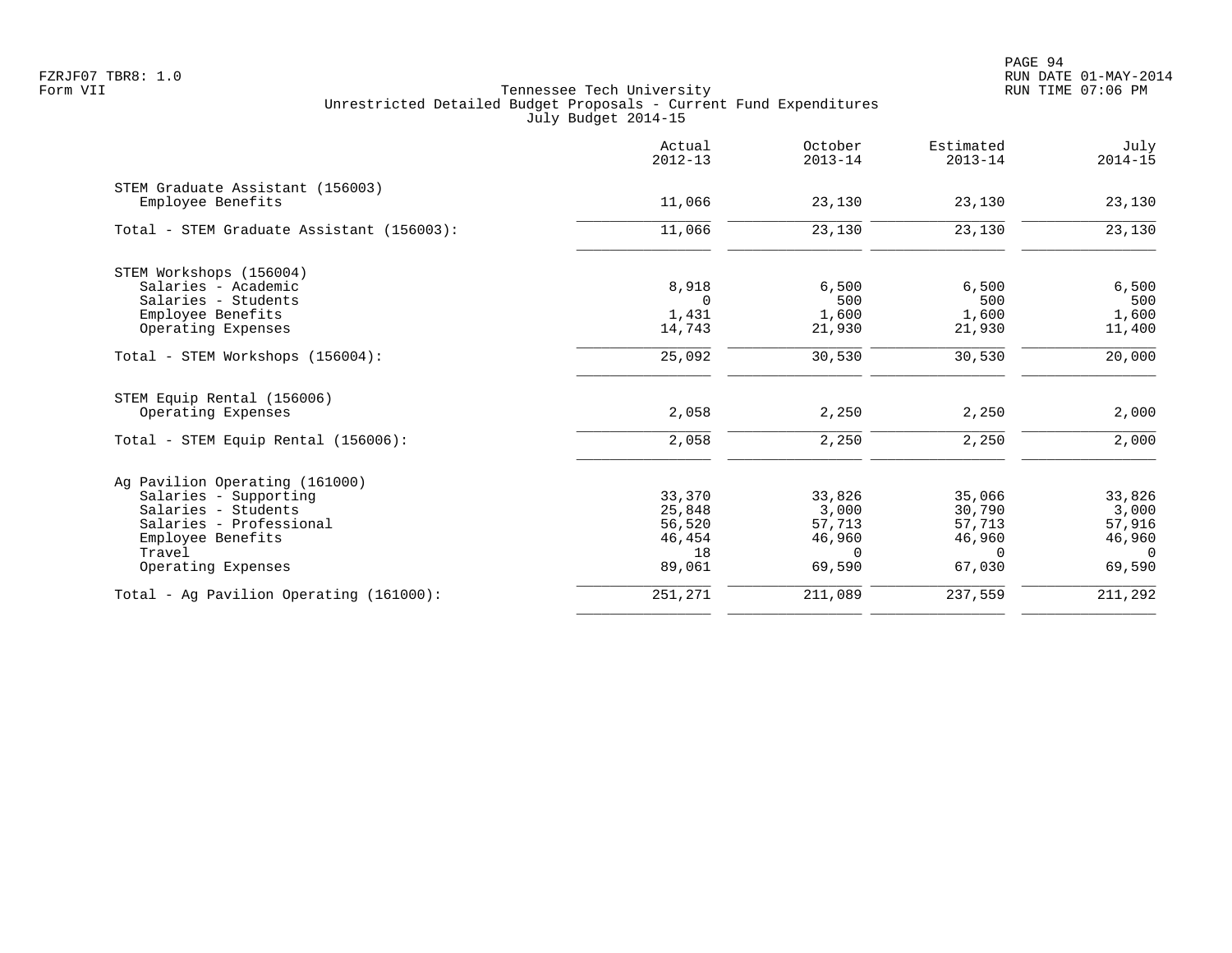Tennessee Tech University
Unrestricted Detailed Budget Proposals - Current Fund Expenditures
July Budget 2014-15

| | Actual 2012-13 | October 2013-14 | Estimated 2013-14 | July 2014-15 |
|---|---|---|---|---|
| **STEM Graduate Assistant (156003)** | | | | |
| Employee Benefits | 11,066 | 23,130 | 23,130 | 23,130 |
| Total - STEM Graduate Assistant (156003): | 11,066 | 23,130 | 23,130 | 23,130 |
| **STEM Workshops (156004)** | | | | |
| Salaries - Academic | 8,918 | 6,500 | 6,500 | 6,500 |
| Salaries - Students | 0 | 500 | 500 | 500 |
| Employee Benefits | 1,431 | 1,600 | 1,600 | 1,600 |
| Operating Expenses | 14,743 | 21,930 | 21,930 | 11,400 |
| Total - STEM Workshops (156004): | 25,092 | 30,530 | 30,530 | 20,000 |
| **STEM Equip Rental (156006)** | | | | |
| Operating Expenses | 2,058 | 2,250 | 2,250 | 2,000 |
| Total - STEM Equip Rental (156006): | 2,058 | 2,250 | 2,250 | 2,000 |
| **Ag Pavilion Operating (161000)** | | | | |
| Salaries - Supporting | 33,370 | 33,826 | 35,066 | 33,826 |
| Salaries - Students | 25,848 | 3,000 | 30,790 | 3,000 |
| Salaries - Professional | 56,520 | 57,713 | 57,713 | 57,916 |
| Employee Benefits | 46,454 | 46,960 | 46,960 | 46,960 |
| Travel | 18 | 0 | 0 | 0 |
| Operating Expenses | 89,061 | 69,590 | 67,030 | 69,590 |
| Total - Ag Pavilion Operating (161000): | 251,271 | 211,089 | 237,559 | 211,292 |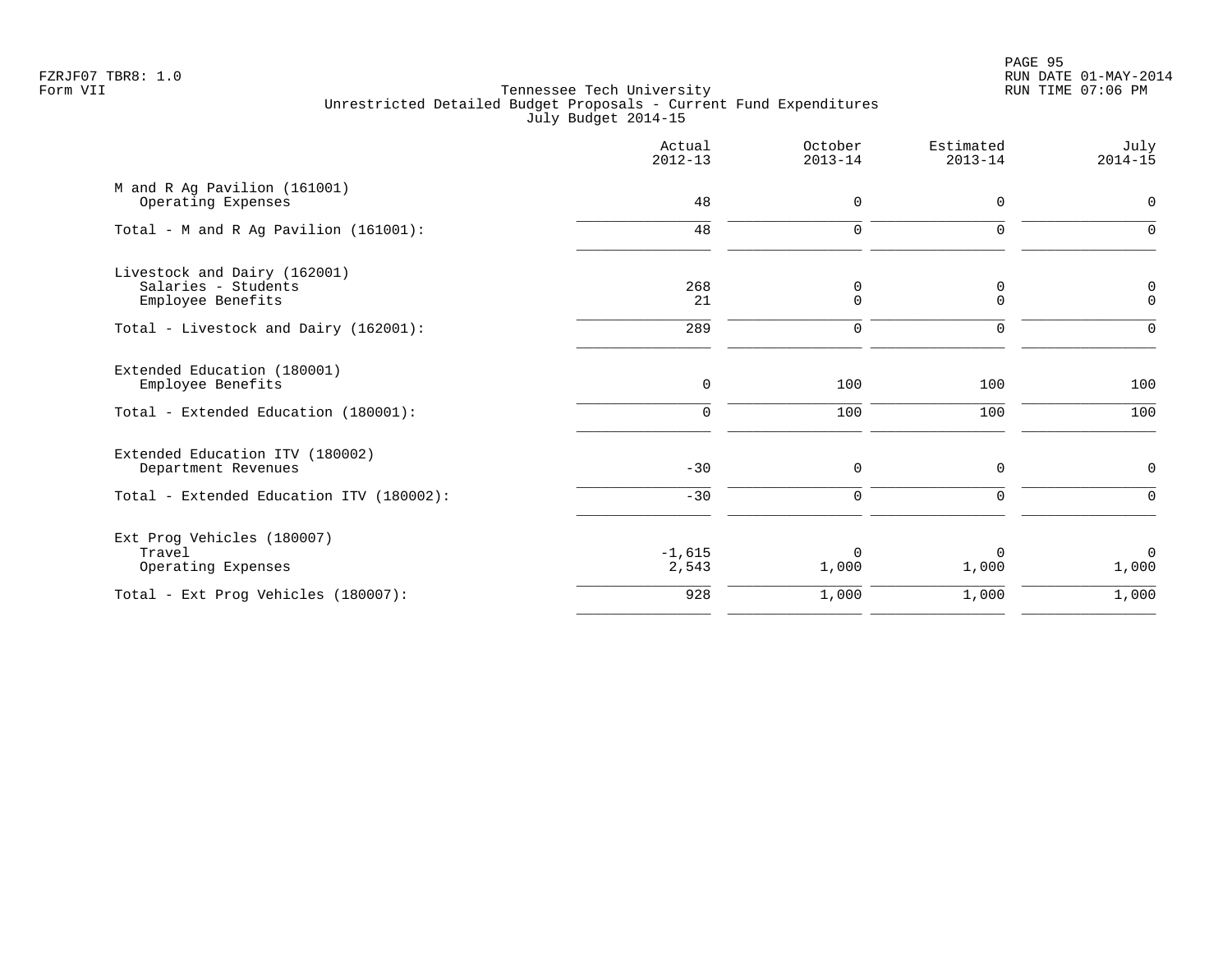Tennessee Tech University
Unrestricted Detailed Budget Proposals - Current Fund Expenditures
July Budget 2014-15

| | Actual 2012-13 | October 2013-14 | Estimated 2013-14 | July 2014-15 |
|---|---|---|---|---|
| **M and R Ag Pavilion (161001)** | | | | |
| Operating Expenses | 48 | 0 | 0 | 0 |
| Total - M and R Ag Pavilion (161001): | 48 | 0 | 0 | 0 |
| **Livestock and Dairy (162001)** | | | | |
| Salaries - Students | 268 | 0 | 0 | 0 |
| Employee Benefits | 21 | 0 | 0 | 0 |
| Total - Livestock and Dairy (162001): | 289 | 0 | 0 | 0 |
| **Extended Education (180001)** | | | | |
| Employee Benefits | 0 | 100 | 100 | 100 |
| Total - Extended Education (180001): | 0 | 100 | 100 | 100 |
| **Extended Education ITV (180002)** | | | | |
| Department Revenues | -30 | 0 | 0 | 0 |
| Total - Extended Education ITV (180002): | -30 | 0 | 0 | 0 |
| **Ext Prog Vehicles (180007)** | | | | |
| Travel | -1,615 | 0 | 0 | 0 |
| Operating Expenses | 2,543 | 1,000 | 1,000 | 1,000 |
| Total - Ext Prog Vehicles (180007): | 928 | 1,000 | 1,000 | 1,000 |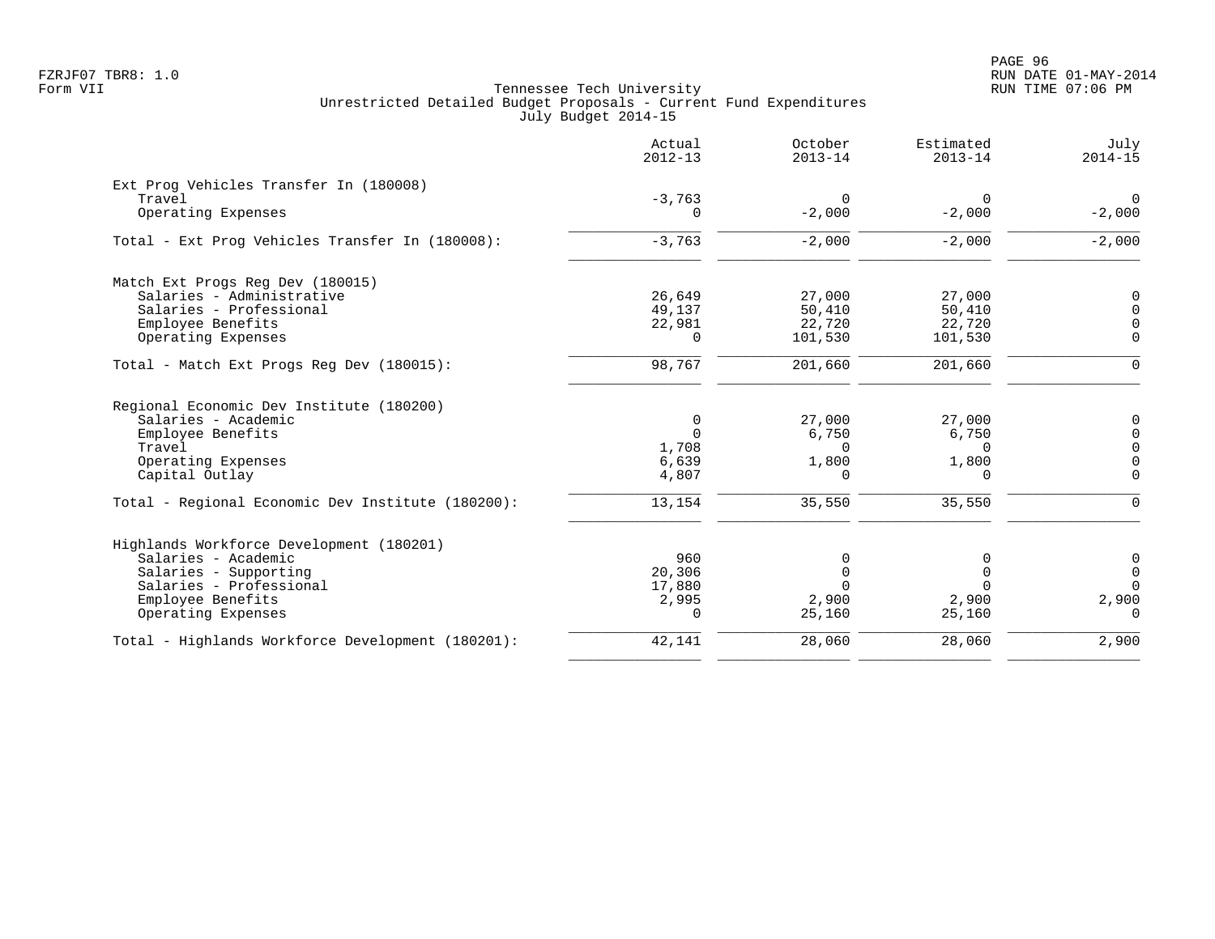Tennessee Tech University
Unrestricted Detailed Budget Proposals - Current Fund Expenditures
July Budget 2014-15

| | Actual 2012-13 | October 2013-14 | Estimated 2013-14 | July 2014-15 |
|---|---|---|---|---|
| **Ext Prog Vehicles Transfer In (180008)** | | | | |
| Travel | -3,763 | 0 | 0 | 0 |
| Operating Expenses | 0 | -2,000 | -2,000 | -2,000 |
| Total - Ext Prog Vehicles Transfer In (180008): | -3,763 | -2,000 | -2,000 | -2,000 |
| **Match Ext Progs Reg Dev (180015)** | | | | |
| Salaries - Administrative | 26,649 | 27,000 | 27,000 | 0 |
| Salaries - Professional | 49,137 | 50,410 | 50,410 | 0 |
| Employee Benefits | 22,981 | 22,720 | 22,720 | 0 |
| Operating Expenses | 0 | 101,530 | 101,530 | 0 |
| Total - Match Ext Progs Reg Dev (180015): | 98,767 | 201,660 | 201,660 | 0 |
| **Regional Economic Dev Institute (180200)** | | | | |
| Salaries - Academic | 0 | 27,000 | 27,000 | 0 |
| Employee Benefits | 0 | 6,750 | 6,750 | 0 |
| Travel | 1,708 | 0 | 0 | 0 |
| Operating Expenses | 6,639 | 1,800 | 1,800 | 0 |
| Capital Outlay | 4,807 | 0 | 0 | 0 |
| Total - Regional Economic Dev Institute (180200): | 13,154 | 35,550 | 35,550 | 0 |
| **Highlands Workforce Development (180201)** | | | | |
| Salaries - Academic | 960 | 0 | 0 | 0 |
| Salaries - Supporting | 20,306 | 0 | 0 | 0 |
| Salaries - Professional | 17,880 | 0 | 0 | 0 |
| Employee Benefits | 2,995 | 2,900 | 2,900 | 2,900 |
| Operating Expenses | 0 | 25,160 | 25,160 | 0 |
| Total - Highlands Workforce Development (180201): | 42,141 | 28,060 | 28,060 | 2,900 |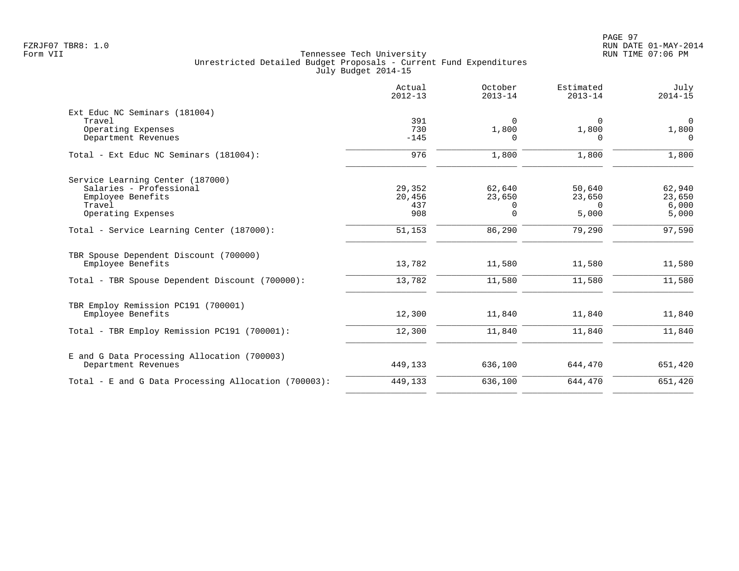Tennessee Tech University
Unrestricted Detailed Budget Proposals - Current Fund Expenditures
July Budget 2014-15

| | Actual 2012-13 | October 2013-14 | Estimated 2013-14 | July 2014-15 |
|---|---|---|---|---|
| **Ext Educ NC Seminars (181004)** | | | | |
| Travel | 391 | 0 | 0 | 0 |
| Operating Expenses | 730 | 1,800 | 1,800 | 1,800 |
| Department Revenues | -145 | 0 | 0 | 0 |
| Total - Ext Educ NC Seminars (181004): | 976 | 1,800 | 1,800 | 1,800 |
| **Service Learning Center (187000)** | | | | |
| Salaries - Professional | 29,352 | 62,640 | 50,640 | 62,940 |
| Employee Benefits | 20,456 | 23,650 | 23,650 | 23,650 |
| Travel | 437 | 0 | 0 | 6,000 |
| Operating Expenses | 908 | 0 | 5,000 | 5,000 |
| Total - Service Learning Center (187000): | 51,153 | 86,290 | 79,290 | 97,590 |
| **TBR Spouse Dependent Discount (700000)** | | | | |
| Employee Benefits | 13,782 | 11,580 | 11,580 | 11,580 |
| Total - TBR Spouse Dependent Discount (700000): | 13,782 | 11,580 | 11,580 | 11,580 |
| **TBR Employ Remission PC191 (700001)** | | | | |
| Employee Benefits | 12,300 | 11,840 | 11,840 | 11,840 |
| Total - TBR Employ Remission PC191 (700001): | 12,300 | 11,840 | 11,840 | 11,840 |
| **E and G Data Processing Allocation (700003)** | | | | |
| Department Revenues | 449,133 | 636,100 | 644,470 | 651,420 |
| Total - E and G Data Processing Allocation (700003): | 449,133 | 636,100 | 644,470 | 651,420 |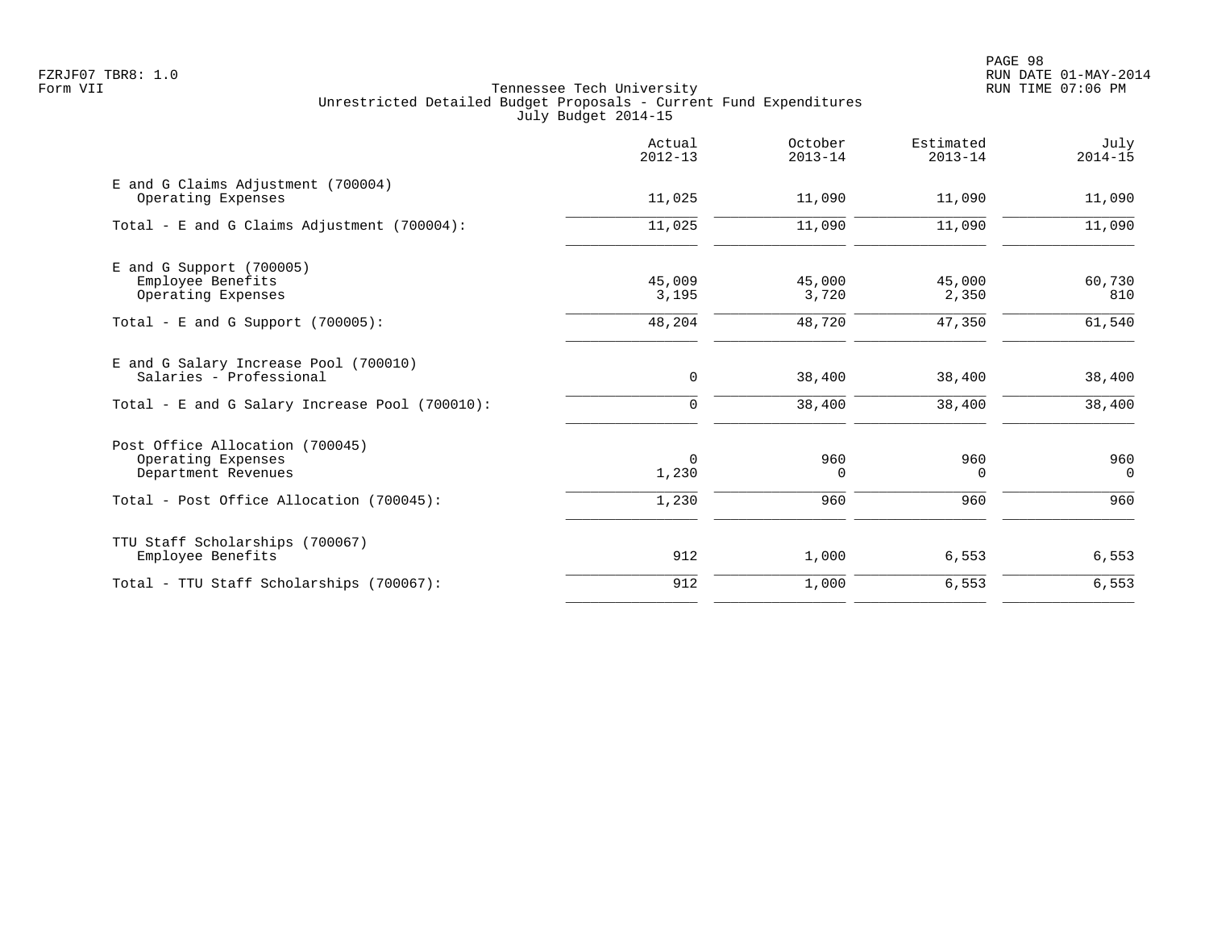Tennessee Tech University
Unrestricted Detailed Budget Proposals - Current Fund Expenditures
July Budget 2014-15

| | Actual 2012-13 | October 2013-14 | Estimated 2013-14 | July 2014-15 |
|---|---|---|---|---|
| **E and G Claims Adjustment (700004)** | | | | |
| Operating Expenses | 11,025 | 11,090 | 11,090 | 11,090 |
| Total - E and G Claims Adjustment (700004): | 11,025 | 11,090 | 11,090 | 11,090 |
| **E and G Support (700005)** | | | | |
| Employee Benefits | 45,009 | 45,000 | 45,000 | 60,730 |
| Operating Expenses | 3,195 | 3,720 | 2,350 | 810 |
| Total - E and G Support (700005): | 48,204 | 48,720 | 47,350 | 61,540 |
| **E and G Salary Increase Pool (700010)** | | | | |
| Salaries - Professional | 0 | 38,400 | 38,400 | 38,400 |
| Total - E and G Salary Increase Pool (700010): | 0 | 38,400 | 38,400 | 38,400 |
| **Post Office Allocation (700045)** | | | | |
| Operating Expenses | 0 | 960 | 960 | 960 |
| Department Revenues | 1,230 | 0 | 0 | 0 |
| Total - Post Office Allocation (700045): | 1,230 | 960 | 960 | 960 |
| **TTU Staff Scholarships (700067)** | | | | |
| Employee Benefits | 912 | 1,000 | 6,553 | 6,553 |
| Total - TTU Staff Scholarships (700067): | 912 | 1,000 | 6,553 | 6,553 |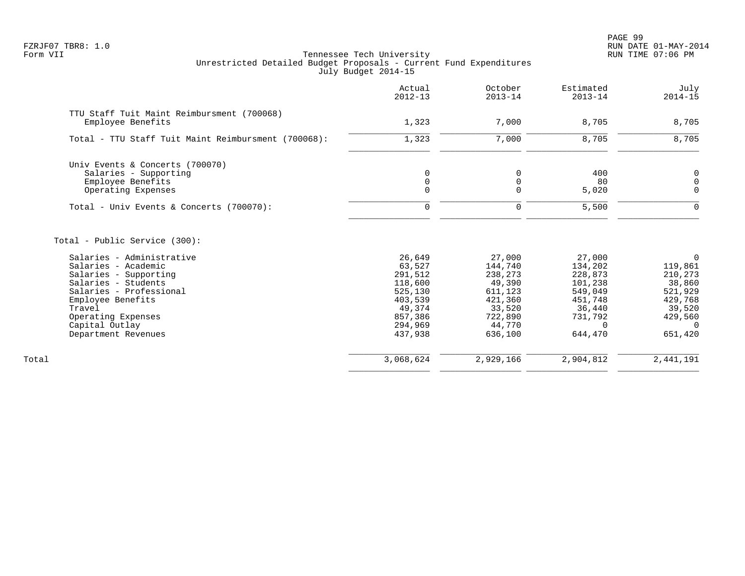Tennessee Tech University
Unrestricted Detailed Budget Proposals - Current Fund Expenditures
July Budget 2014-15

| | Actual 2012-13 | October 2013-14 | Estimated 2013-14 | July 2014-15 |
|---|---|---|---|---|
| TTU Staff Tuit Maint Reimbursment (700068) | | | | |
| Employee Benefits | 1,323 | 7,000 | 8,705 | 8,705 |
| Total - TTU Staff Tuit Maint Reimbursment (700068): | 1,323 | 7,000 | 8,705 | 8,705 |
| Univ Events & Concerts (700070) | | | | |
| Salaries - Supporting | 0 | 0 | 400 | 0 |
| Employee Benefits | 0 | 0 | 80 | 0 |
| Operating Expenses | 0 | 0 | 5,020 | 0 |
| Total - Univ Events & Concerts (700070): | 0 | 0 | 5,500 | 0 |
| Total - Public Service (300): | | | | |
| Salaries - Administrative | 26,649 | 27,000 | 27,000 | 0 |
| Salaries - Academic | 63,527 | 144,740 | 134,202 | 119,861 |
| Salaries - Supporting | 291,512 | 238,273 | 228,873 | 210,273 |
| Salaries - Students | 118,600 | 49,390 | 101,238 | 38,860 |
| Salaries - Professional | 525,130 | 611,123 | 549,049 | 521,929 |
| Employee Benefits | 403,539 | 421,360 | 451,748 | 429,768 |
| Travel | 49,374 | 33,520 | 36,440 | 39,520 |
| Operating Expenses | 857,386 | 722,890 | 731,792 | 429,560 |
| Capital Outlay | 294,969 | 44,770 | 0 | 0 |
| Department Revenues | 437,938 | 636,100 | 644,470 | 651,420 |
| Total | 3,068,624 | 2,929,166 | 2,904,812 | 2,441,191 |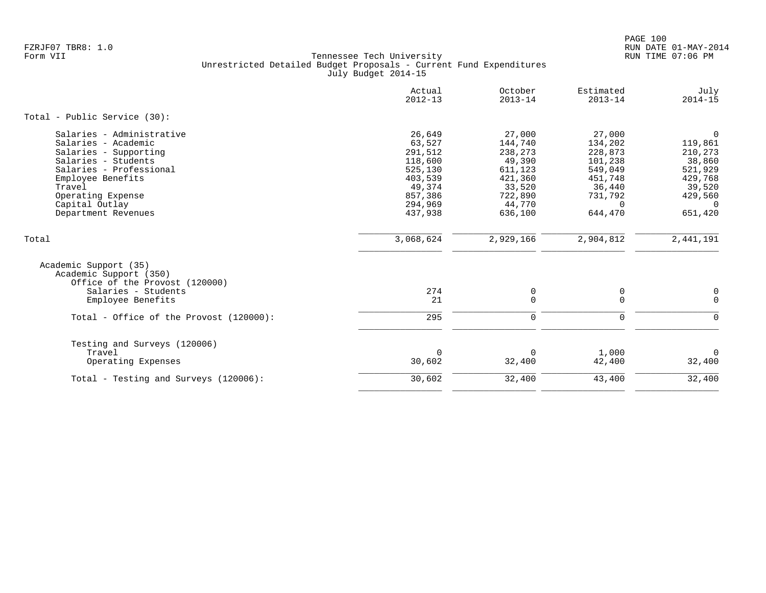FZRJF07 TBR8: 1.0
Form VII

Tennessee Tech University
Unrestricted Detailed Budget Proposals - Current Fund Expenditures
July Budget 2014-15

| | Actual 2012-13 | October 2013-14 | Estimated 2013-14 | July 2014-15 |
|---|---|---|---|---|
| Total - Public Service (30): | | | | |
| Salaries - Administrative | 26,649 | 27,000 | 27,000 | 0 |
| Salaries - Academic | 63,527 | 144,740 | 134,202 | 119,861 |
| Salaries - Supporting | 291,512 | 238,273 | 228,873 | 210,273 |
| Salaries - Students | 118,600 | 49,390 | 101,238 | 38,860 |
| Salaries - Professional | 525,130 | 611,123 | 549,049 | 521,929 |
| Employee Benefits | 403,539 | 421,360 | 451,748 | 429,768 |
| Travel | 49,374 | 33,520 | 36,440 | 39,520 |
| Operating Expense | 857,386 | 722,890 | 731,792 | 429,560 |
| Capital Outlay | 294,969 | 44,770 | 0 | 0 |
| Department Revenues | 437,938 | 636,100 | 644,470 | 651,420 |
| Total | 3,068,624 | 2,929,166 | 2,904,812 | 2,441,191 |
| Academic Support (35) | | | | |
| Academic Support (350) | | | | |
| Office of the Provost (120000) | | | | |
| Salaries - Students | 274 | 0 | 0 | 0 |
| Employee Benefits | 21 | 0 | 0 | 0 |
| Total - Office of the Provost (120000): | 295 | 0 | 0 | 0 |
| Testing and Surveys (120006) | | | | |
| Travel | 0 | 0 | 1,000 | 0 |
| Operating Expenses | 30,602 | 32,400 | 42,400 | 32,400 |
| Total - Testing and Surveys (120006): | 30,602 | 32,400 | 43,400 | 32,400 |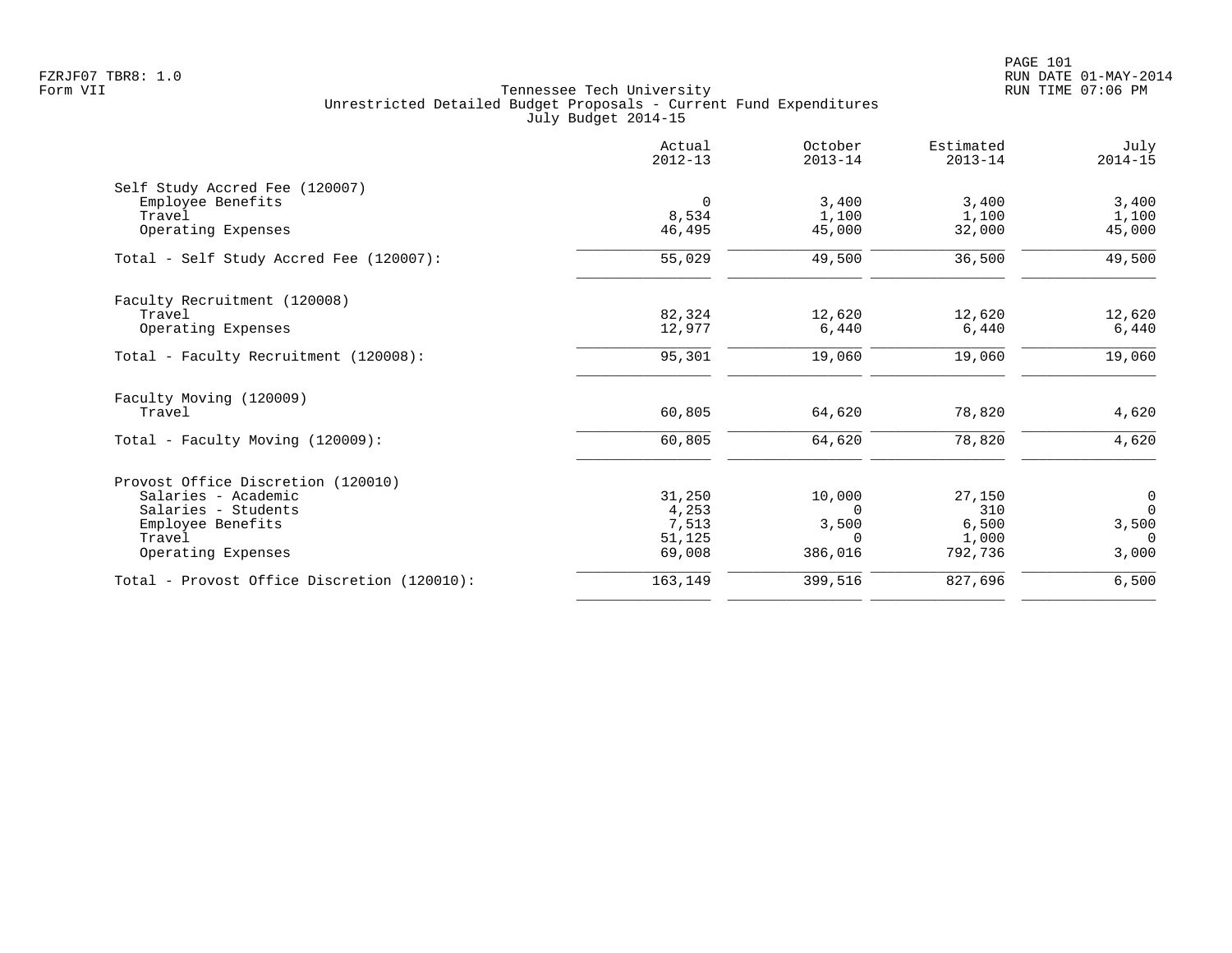Tennessee Tech University
Unrestricted Detailed Budget Proposals - Current Fund Expenditures
July Budget 2014-15

| | Actual 2012-13 | October 2013-14 | Estimated 2013-14 | July 2014-15 |
|---|---|---|---|---|
| **Self Study Accred Fee (120007)** | | | | |
| Employee Benefits | 0 | 3,400 | 3,400 | 3,400 |
| Travel | 8,534 | 1,100 | 1,100 | 1,100 |
| Operating Expenses | 46,495 | 45,000 | 32,000 | 45,000 |
| Total - Self Study Accred Fee (120007): | 55,029 | 49,500 | 36,500 | 49,500 |
| **Faculty Recruitment (120008)** | | | | |
| Travel | 82,324 | 12,620 | 12,620 | 12,620 |
| Operating Expenses | 12,977 | 6,440 | 6,440 | 6,440 |
| Total - Faculty Recruitment (120008): | 95,301 | 19,060 | 19,060 | 19,060 |
| **Faculty Moving (120009)** | | | | |
| Travel | 60,805 | 64,620 | 78,820 | 4,620 |
| Total - Faculty Moving (120009): | 60,805 | 64,620 | 78,820 | 4,620 |
| **Provost Office Discretion (120010)** | | | | |
| Salaries - Academic | 31,250 | 10,000 | 27,150 | 0 |
| Salaries - Students | 4,253 | 0 | 310 | 0 |
| Employee Benefits | 7,513 | 3,500 | 6,500 | 3,500 |
| Travel | 51,125 | 0 | 1,000 | 0 |
| Operating Expenses | 69,008 | 386,016 | 792,736 | 3,000 |
| Total - Provost Office Discretion (120010): | 163,149 | 399,516 | 827,696 | 6,500 |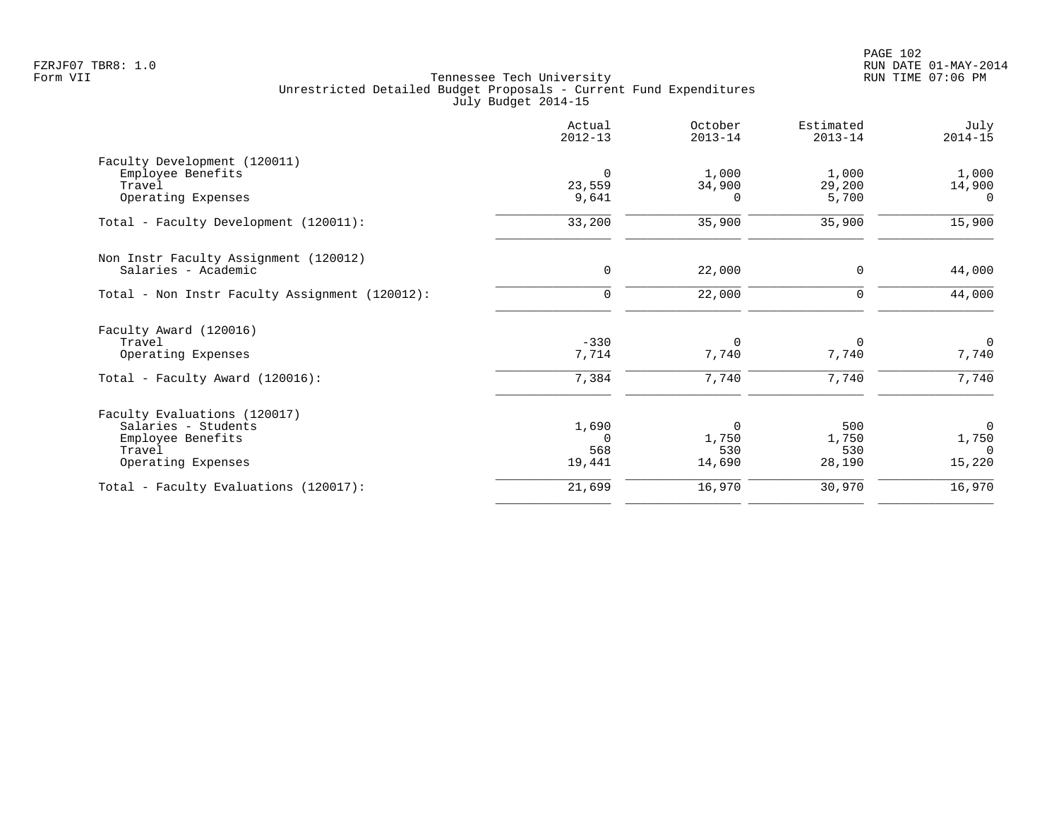Tennessee Tech University
Unrestricted Detailed Budget Proposals - Current Fund Expenditures
July Budget 2014-15

Form VII

| | Actual 2012-13 | October 2013-14 | Estimated 2013-14 | July 2014-15 |
|---|---|---|---|---|
| **Faculty Development (120011)** | | | | |
| Employee Benefits | 0 | 1,000 | 1,000 | 1,000 |
| Travel | 23,559 | 34,900 | 29,200 | 14,900 |
| Operating Expenses | 9,641 | 0 | 5,700 | 0 |
| Total - Faculty Development (120011): | 33,200 | 35,900 | 35,900 | 15,900 |
| **Non Instr Faculty Assignment (120012)** | | | | |
| Salaries - Academic | 0 | 22,000 | 0 | 44,000 |
| Total - Non Instr Faculty Assignment (120012): | 0 | 22,000 | 0 | 44,000 |
| **Faculty Award (120016)** | | | | |
| Travel | -330 | 0 | 0 | 0 |
| Operating Expenses | 7,714 | 7,740 | 7,740 | 7,740 |
| Total - Faculty Award (120016): | 7,384 | 7,740 | 7,740 | 7,740 |
| **Faculty Evaluations (120017)** | | | | |
| Salaries - Students | 1,690 | 0 | 500 | 0 |
| Employee Benefits | 0 | 1,750 | 1,750 | 1,750 |
| Travel | 568 | 530 | 530 | 0 |
| Operating Expenses | 19,441 | 14,690 | 28,190 | 15,220 |
| Total - Faculty Evaluations (120017): | 21,699 | 16,970 | 30,970 | 16,970 |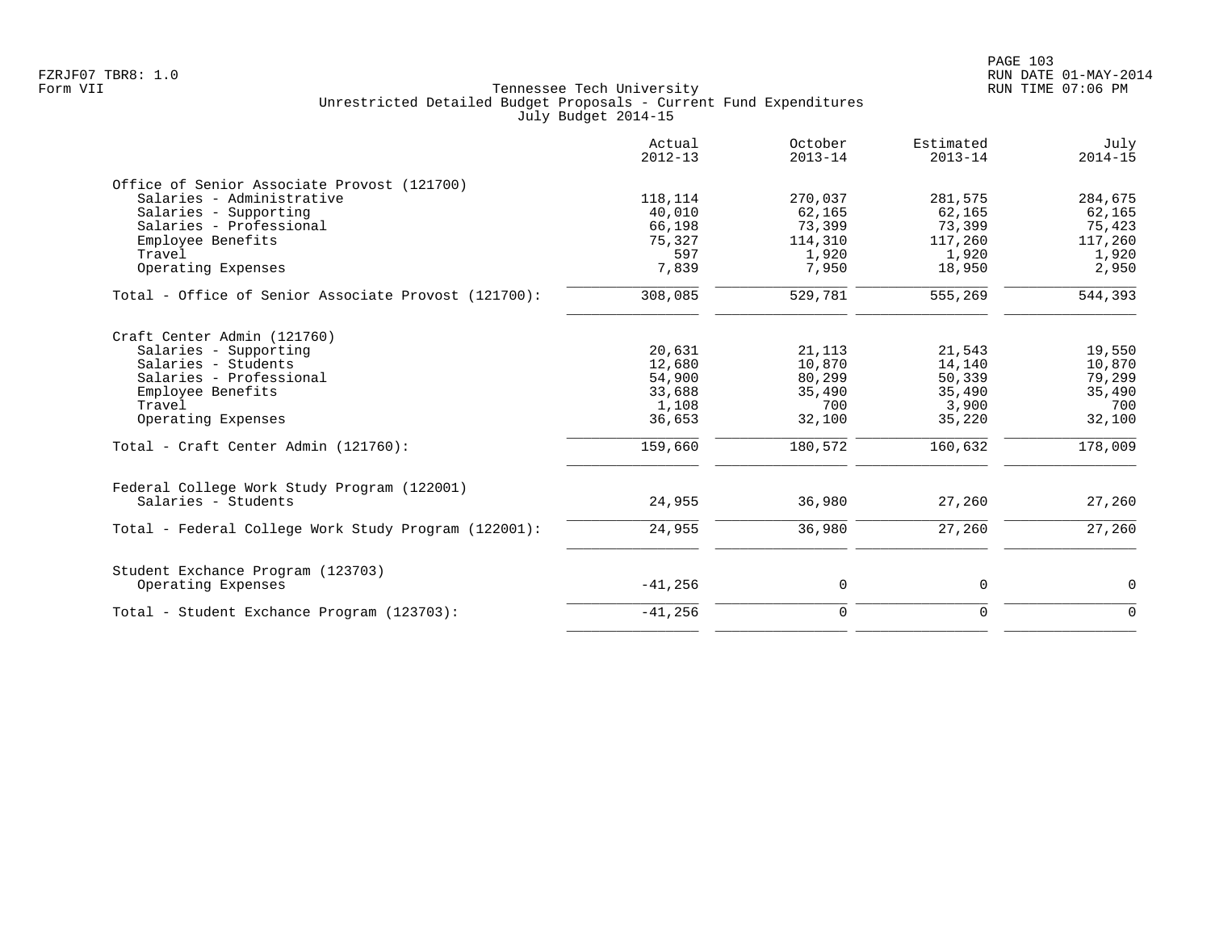Tennessee Tech University
Unrestricted Detailed Budget Proposals - Current Fund Expenditures
July Budget 2014-15

| | Actual 2012-13 | October 2013-14 | Estimated 2013-14 | July 2014-15 |
|---|---|---|---|---|
| **Office of Senior Associate Provost (121700)** | | | | |
| Salaries - Administrative | 118,114 | 270,037 | 281,575 | 284,675 |
| Salaries - Supporting | 40,010 | 62,165 | 62,165 | 62,165 |
| Salaries - Professional | 66,198 | 73,399 | 73,399 | 75,423 |
| Employee Benefits | 75,327 | 114,310 | 117,260 | 117,260 |
| Travel | 597 | 1,920 | 1,920 | 1,920 |
| Operating Expenses | 7,839 | 7,950 | 18,950 | 2,950 |
| Total - Office of Senior Associate Provost (121700): | 308,085 | 529,781 | 555,269 | 544,393 |
| **Craft Center Admin (121760)** | | | | |
| Salaries - Supporting | 20,631 | 21,113 | 21,543 | 19,550 |
| Salaries - Students | 12,680 | 10,870 | 14,140 | 10,870 |
| Salaries - Professional | 54,900 | 80,299 | 50,339 | 79,299 |
| Employee Benefits | 33,688 | 35,490 | 35,490 | 35,490 |
| Travel | 1,108 | 700 | 3,900 | 700 |
| Operating Expenses | 36,653 | 32,100 | 35,220 | 32,100 |
| Total - Craft Center Admin (121760): | 159,660 | 180,572 | 160,632 | 178,009 |
| **Federal College Work Study Program (122001)** | | | | |
| Salaries - Students | 24,955 | 36,980 | 27,260 | 27,260 |
| Total - Federal College Work Study Program (122001): | 24,955 | 36,980 | 27,260 | 27,260 |
| **Student Exchance Program (123703)** | | | | |
| Operating Expenses | -41,256 | 0 | 0 | 0 |
| Total - Student Exchance Program (123703): | -41,256 | 0 | 0 | 0 |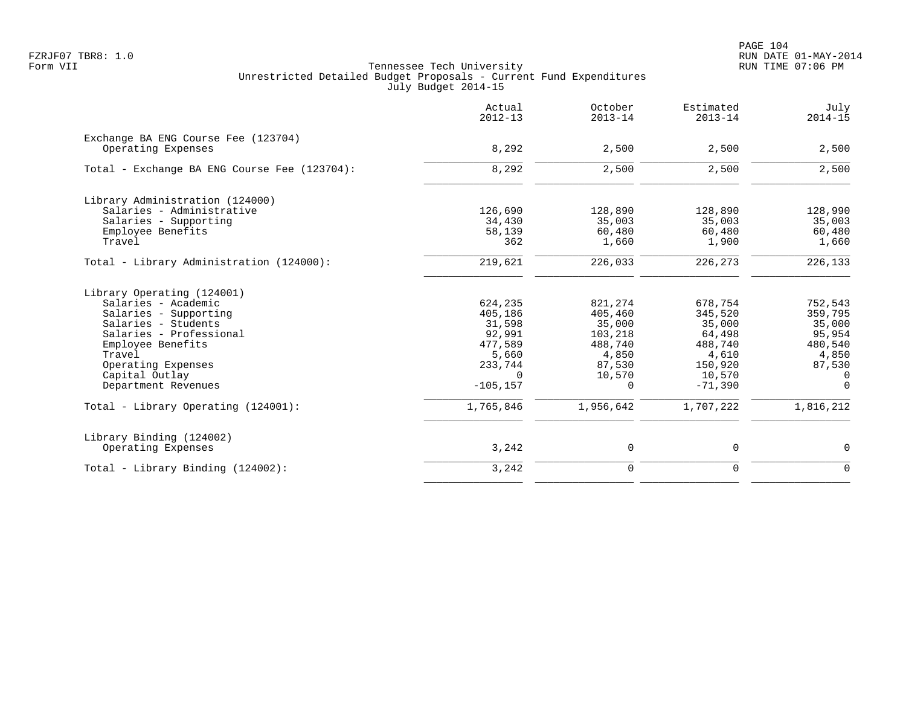Tennessee Tech University
Unrestricted Detailed Budget Proposals - Current Fund Expenditures
July Budget 2014-15

| | Actual 2012-13 | October 2013-14 | Estimated 2013-14 | July 2014-15 |
|---|---|---|---|---|
| Exchange BA ENG Course Fee (123704) | | | | |
| Operating Expenses | 8,292 | 2,500 | 2,500 | 2,500 |
| Total - Exchange BA ENG Course Fee (123704): | 8,292 | 2,500 | 2,500 | 2,500 |
| Library Administration (124000) | | | | |
| Salaries - Administrative | 126,690 | 128,890 | 128,890 | 128,990 |
| Salaries - Supporting | 34,430 | 35,003 | 35,003 | 35,003 |
| Employee Benefits | 58,139 | 60,480 | 60,480 | 60,480 |
| Travel | 362 | 1,660 | 1,900 | 1,660 |
| Total - Library Administration (124000): | 219,621 | 226,033 | 226,273 | 226,133 |
| Library Operating (124001) | | | | |
| Salaries - Academic | 624,235 | 821,274 | 678,754 | 752,543 |
| Salaries - Supporting | 405,186 | 405,460 | 345,520 | 359,795 |
| Salaries - Students | 31,598 | 35,000 | 35,000 | 35,000 |
| Salaries - Professional | 92,991 | 103,218 | 64,498 | 95,954 |
| Employee Benefits | 477,589 | 488,740 | 488,740 | 480,540 |
| Travel | 5,660 | 4,850 | 4,610 | 4,850 |
| Operating Expenses | 233,744 | 87,530 | 150,920 | 87,530 |
| Capital Outlay | 0 | 10,570 | 10,570 | 0 |
| Department Revenues | -105,157 | 0 | -71,390 | 0 |
| Total - Library Operating (124001): | 1,765,846 | 1,956,642 | 1,707,222 | 1,816,212 |
| Library Binding (124002) | | | | |
| Operating Expenses | 3,242 | 0 | 0 | 0 |
| Total - Library Binding (124002): | 3,242 | 0 | 0 | 0 |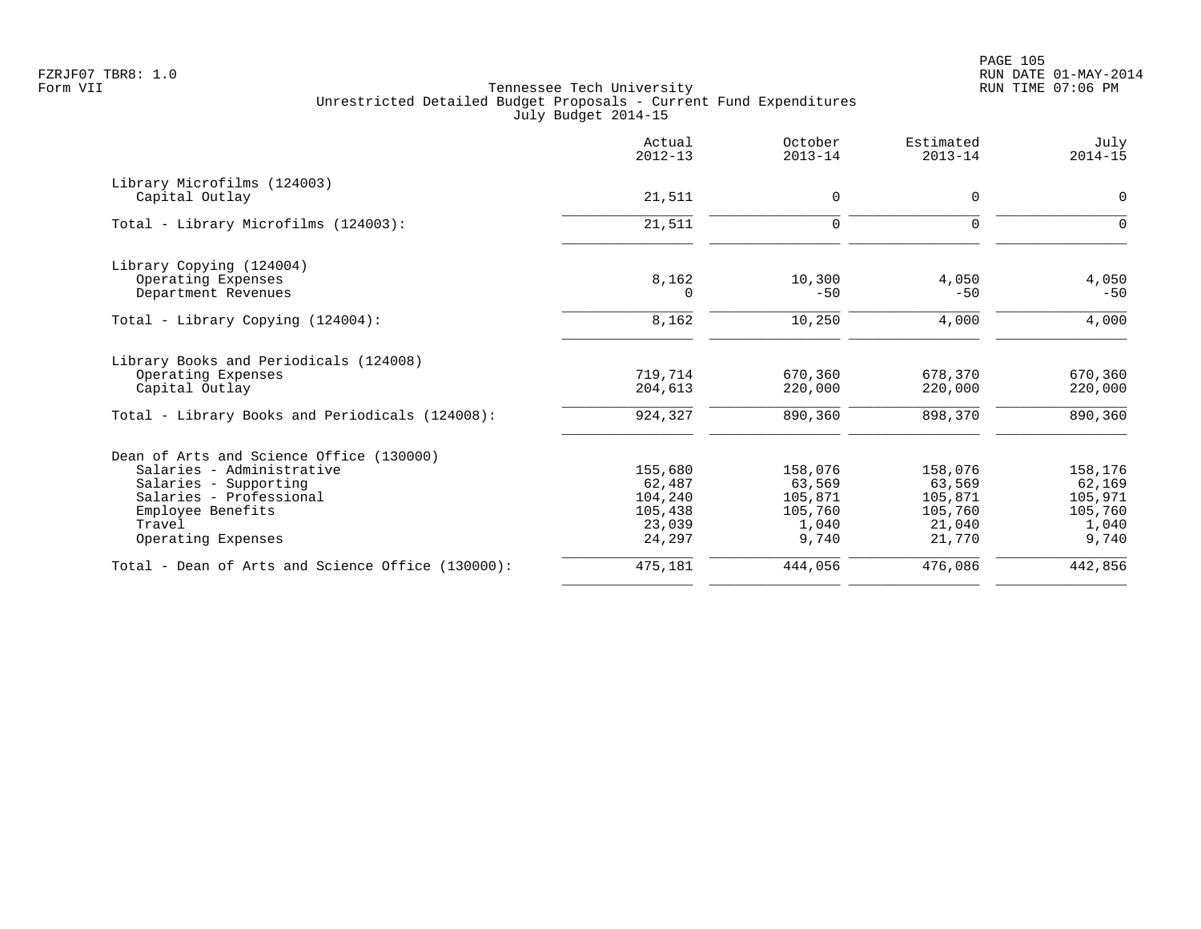Tennessee Tech University
Unrestricted Detailed Budget Proposals - Current Fund Expenditures
July Budget 2014-15

| | Actual 2012-13 | October 2013-14 | Estimated 2013-14 | July 2014-15 |
|---|---|---|---|---|
| **Library Microfilms (124003)** | | | | |
| Capital Outlay | 21,511 | 0 | 0 | 0 |
| Total - Library Microfilms (124003): | 21,511 | 0 | 0 | 0 |
| **Library Copying (124004)** | | | | |
| Operating Expenses | 8,162 | 10,300 | 4,050 | 4,050 |
| Department Revenues | 0 | -50 | -50 | -50 |
| Total - Library Copying (124004): | 8,162 | 10,250 | 4,000 | 4,000 |
| **Library Books and Periodicals (124008)** | | | | |
| Operating Expenses | 719,714 | 670,360 | 678,370 | 670,360 |
| Capital Outlay | 204,613 | 220,000 | 220,000 | 220,000 |
| Total - Library Books and Periodicals (124008): | 924,327 | 890,360 | 898,370 | 890,360 |
| **Dean of Arts and Science Office (130000)** | | | | |
| Salaries - Administrative | 155,680 | 158,076 | 158,076 | 158,176 |
| Salaries - Supporting | 62,487 | 63,569 | 63,569 | 62,169 |
| Salaries - Professional | 104,240 | 105,871 | 105,871 | 105,971 |
| Employee Benefits | 105,438 | 105,760 | 105,760 | 105,760 |
| Travel | 23,039 | 1,040 | 21,040 | 1,040 |
| Operating Expenses | 24,297 | 9,740 | 21,770 | 9,740 |
| Total - Dean of Arts and Science Office (130000): | 475,181 | 444,056 | 476,086 | 442,856 |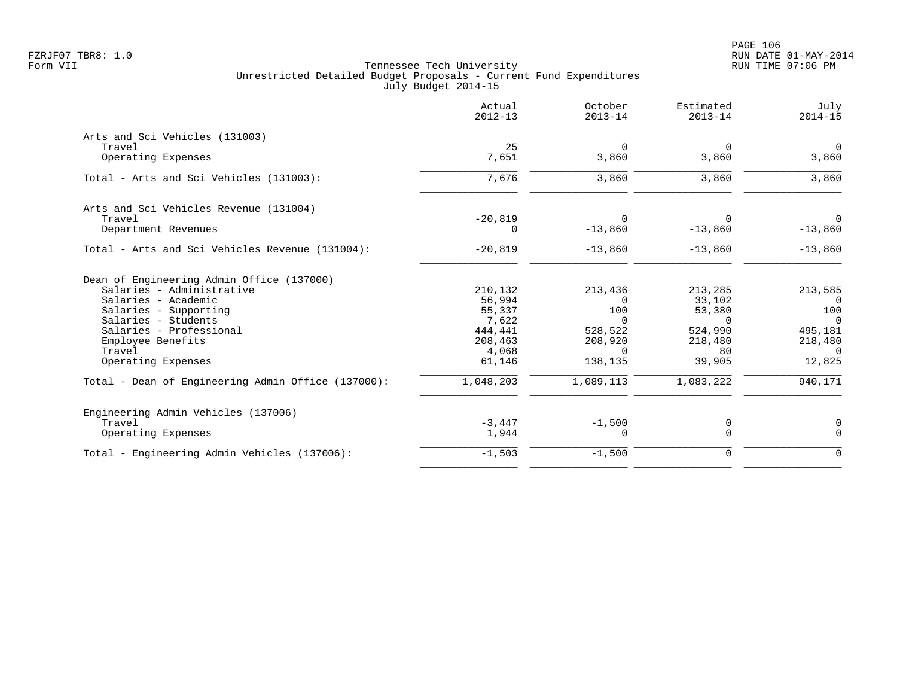Tennessee Tech University
Unrestricted Detailed Budget Proposals - Current Fund Expenditures
July Budget 2014-15

| | Actual 2012-13 | October 2013-14 | Estimated 2013-14 | July 2014-15 |
|---|---|---|---|---|
| **Arts and Sci Vehicles (131003)** | | | | |
| Travel | 25 | 0 | 0 | 0 |
| Operating Expenses | 7,651 | 3,860 | 3,860 | 3,860 |
| Total - Arts and Sci Vehicles (131003): | 7,676 | 3,860 | 3,860 | 3,860 |
| **Arts and Sci Vehicles Revenue (131004)** | | | | |
| Travel | -20,819 | 0 | 0 | 0 |
| Department Revenues | 0 | -13,860 | -13,860 | -13,860 |
| Total - Arts and Sci Vehicles Revenue (131004): | -20,819 | -13,860 | -13,860 | -13,860 |
| **Dean of Engineering Admin Office (137000)** | | | | |
| Salaries - Administrative | 210,132 | 213,436 | 213,285 | 213,585 |
| Salaries - Academic | 56,994 | 0 | 33,102 | 0 |
| Salaries - Supporting | 55,337 | 100 | 53,380 | 100 |
| Salaries - Students | 7,622 | 0 | 0 | 0 |
| Salaries - Professional | 444,441 | 528,522 | 524,990 | 495,181 |
| Employee Benefits | 208,463 | 208,920 | 218,480 | 218,480 |
| Travel | 4,068 | 0 | 80 | 0 |
| Operating Expenses | 61,146 | 138,135 | 39,905 | 12,825 |
| Total - Dean of Engineering Admin Office (137000): | 1,048,203 | 1,089,113 | 1,083,222 | 940,171 |
| **Engineering Admin Vehicles (137006)** | | | | |
| Travel | -3,447 | -1,500 | 0 | 0 |
| Operating Expenses | 1,944 | 0 | 0 | 0 |
| Total - Engineering Admin Vehicles (137006): | -1,503 | -1,500 | 0 | 0 |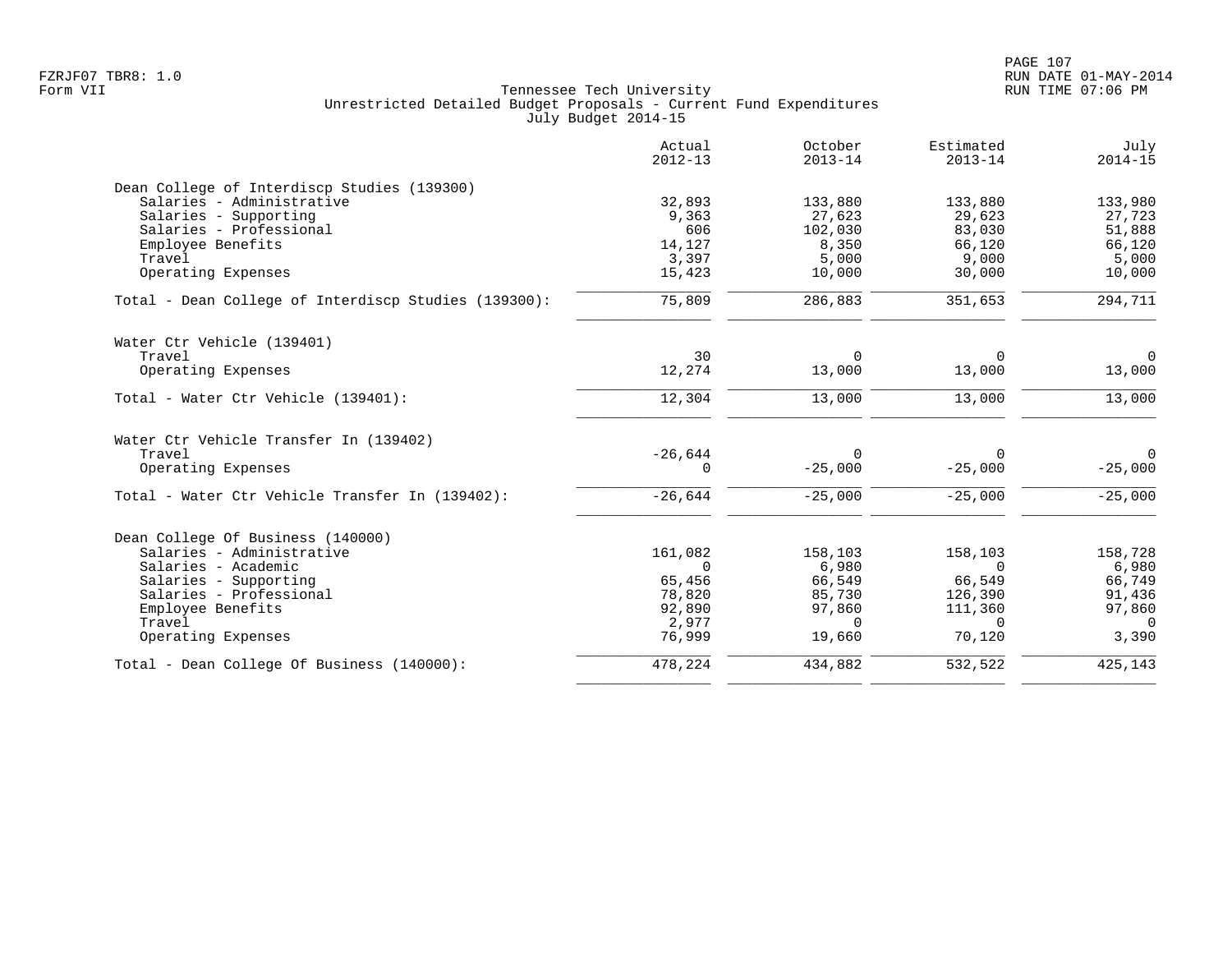Tennessee Tech University
Unrestricted Detailed Budget Proposals - Current Fund Expenditures
July Budget 2014-15

| | Actual 2012-13 | October 2013-14 | Estimated 2013-14 | July 2014-15 |
|---|---|---|---|---|
| **Dean College of Interdiscp Studies (139300)** | | | | |
| Salaries - Administrative | 32,893 | 133,880 | 133,880 | 133,980 |
| Salaries - Supporting | 9,363 | 27,623 | 29,623 | 27,723 |
| Salaries - Professional | 606 | 102,030 | 83,030 | 51,888 |
| Employee Benefits | 14,127 | 8,350 | 66,120 | 66,120 |
| Travel | 3,397 | 5,000 | 9,000 | 5,000 |
| Operating Expenses | 15,423 | 10,000 | 30,000 | 10,000 |
| Total - Dean College of Interdiscp Studies (139300): | 75,809 | 286,883 | 351,653 | 294,711 |
| **Water Ctr Vehicle (139401)** | | | | |
| Travel | 30 | 0 | 0 | 0 |
| Operating Expenses | 12,274 | 13,000 | 13,000 | 13,000 |
| Total - Water Ctr Vehicle (139401): | 12,304 | 13,000 | 13,000 | 13,000 |
| **Water Ctr Vehicle Transfer In (139402)** | | | | |
| Travel | -26,644 | 0 | 0 | 0 |
| Operating Expenses | 0 | -25,000 | -25,000 | -25,000 |
| Total - Water Ctr Vehicle Transfer In (139402): | -26,644 | -25,000 | -25,000 | -25,000 |
| **Dean College Of Business (140000)** | | | | |
| Salaries - Administrative | 161,082 | 158,103 | 158,103 | 158,728 |
| Salaries - Academic | 0 | 6,980 | 0 | 6,980 |
| Salaries - Supporting | 65,456 | 66,549 | 66,549 | 66,749 |
| Salaries - Professional | 78,820 | 85,730 | 126,390 | 91,436 |
| Employee Benefits | 92,890 | 97,860 | 111,360 | 97,860 |
| Travel | 2,977 | 0 | 0 | 0 |
| Operating Expenses | 76,999 | 19,660 | 70,120 | 3,390 |
| Total - Dean College Of Business (140000): | 478,224 | 434,882 | 532,522 | 425,143 |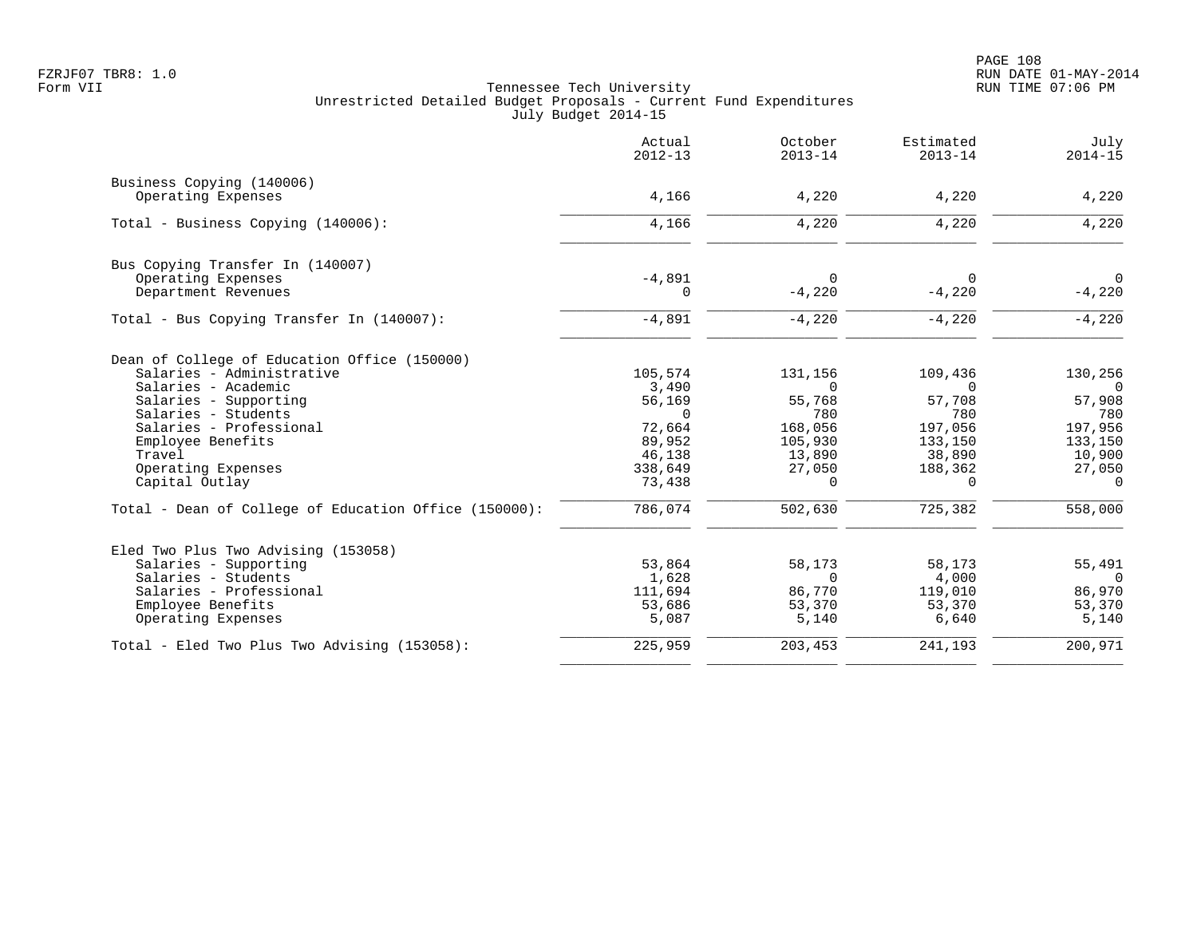FZRJF07 TBR8: 1.0
Form VII

Tennessee Tech University
Unrestricted Detailed Budget Proposals - Current Fund Expenditures
July Budget 2014-15

RUN DATE 01-MAY-2014
RUN TIME 07:06 PM

| | Actual 2012-13 | October 2013-14 | Estimated 2013-14 | July 2014-15 |
|---|---|---|---|---|
| **Business Copying (140006)** | | | | |
| Operating Expenses | 4,166 | 4,220 | 4,220 | 4,220 |
| Total - Business Copying (140006): | 4,166 | 4,220 | 4,220 | 4,220 |
| **Bus Copying Transfer In (140007)** | | | | |
| Operating Expenses | -4,891 | 0 | 0 | 0 |
| Department Revenues | 0 | -4,220 | -4,220 | -4,220 |
| Total - Bus Copying Transfer In (140007): | -4,891 | -4,220 | -4,220 | -4,220 |
| **Dean of College of Education Office (150000)** | | | | |
| Salaries - Administrative | 105,574 | 131,156 | 109,436 | 130,256 |
| Salaries - Academic | 3,490 | 0 | 0 | 0 |
| Salaries - Supporting | 56,169 | 55,768 | 57,708 | 57,908 |
| Salaries - Students | 0 | 780 | 780 | 780 |
| Salaries - Professional | 72,664 | 168,056 | 197,056 | 197,956 |
| Employee Benefits | 89,952 | 105,930 | 133,150 | 133,150 |
| Travel | 46,138 | 13,890 | 38,890 | 10,900 |
| Operating Expenses | 338,649 | 27,050 | 188,362 | 27,050 |
| Capital Outlay | 73,438 | 0 | 0 | 0 |
| Total - Dean of College of Education Office (150000): | 786,074 | 502,630 | 725,382 | 558,000 |
| **Eled Two Plus Two Advising (153058)** | | | | |
| Salaries - Supporting | 53,864 | 58,173 | 58,173 | 55,491 |
| Salaries - Students | 1,628 | 0 | 4,000 | 0 |
| Salaries - Professional | 111,694 | 86,770 | 119,010 | 86,970 |
| Employee Benefits | 53,686 | 53,370 | 53,370 | 53,370 |
| Operating Expenses | 5,087 | 5,140 | 6,640 | 5,140 |
| Total - Eled Two Plus Two Advising (153058): | 225,959 | 203,453 | 241,193 | 200,971 |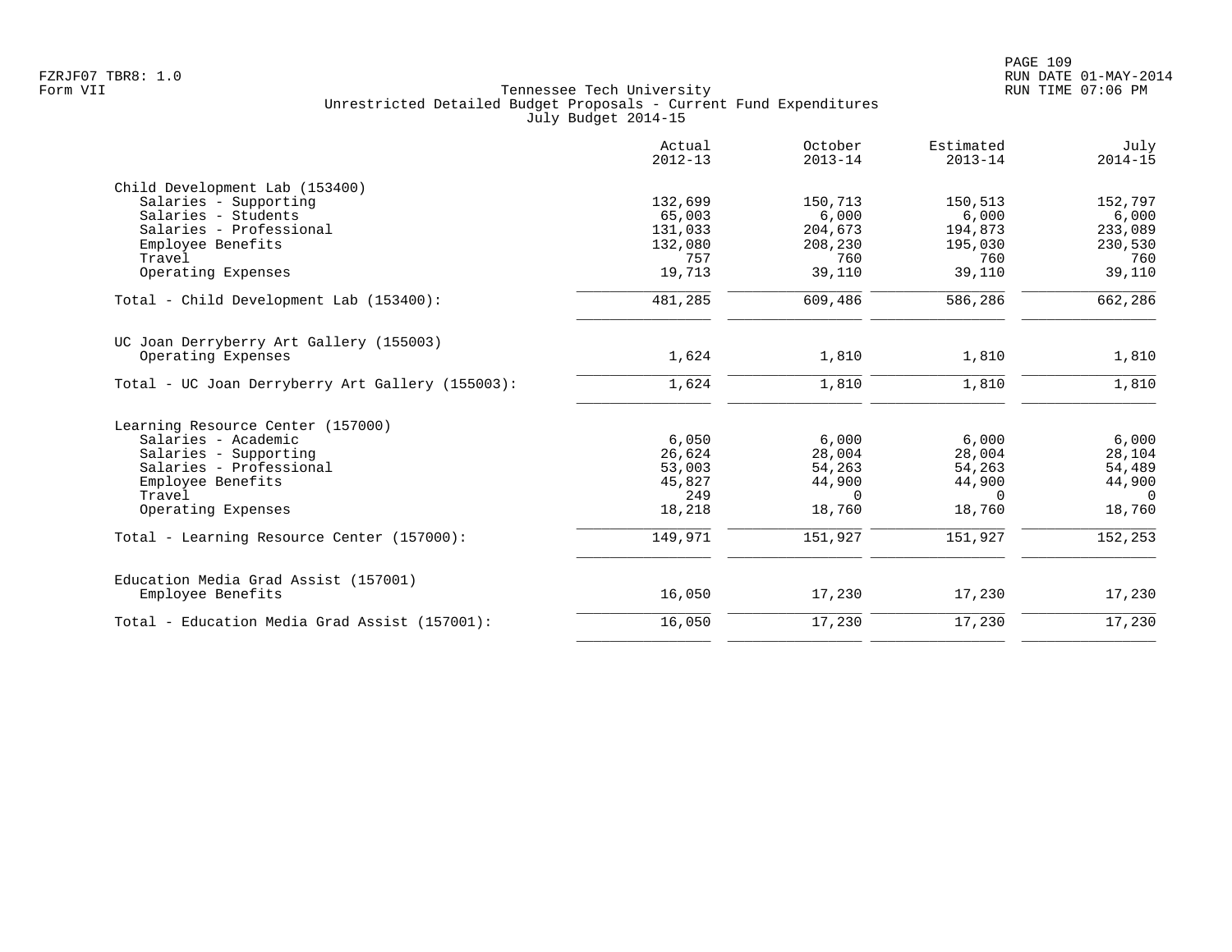Tennessee Tech University
Unrestricted Detailed Budget Proposals - Current Fund Expenditures
July Budget 2014-15

| | Actual 2012-13 | October 2013-14 | Estimated 2013-14 | July 2014-15 |
|---|---|---|---|---|
| **Child Development Lab (153400)** | | | | |
| Salaries - Supporting | 132,699 | 150,713 | 150,513 | 152,797 |
| Salaries - Students | 65,003 | 6,000 | 6,000 | 6,000 |
| Salaries - Professional | 131,033 | 204,673 | 194,873 | 233,089 |
| Employee Benefits | 132,080 | 208,230 | 195,030 | 230,530 |
| Travel | 757 | 760 | 760 | 760 |
| Operating Expenses | 19,713 | 39,110 | 39,110 | 39,110 |
| Total - Child Development Lab (153400): | 481,285 | 609,486 | 586,286 | 662,286 |
| **UC Joan Derryberry Art Gallery (155003)** | | | | |
| Operating Expenses | 1,624 | 1,810 | 1,810 | 1,810 |
| Total - UC Joan Derryberry Art Gallery (155003): | 1,624 | 1,810 | 1,810 | 1,810 |
| **Learning Resource Center (157000)** | | | | |
| Salaries - Academic | 6,050 | 6,000 | 6,000 | 6,000 |
| Salaries - Supporting | 26,624 | 28,004 | 28,004 | 28,104 |
| Salaries - Professional | 53,003 | 54,263 | 54,263 | 54,489 |
| Employee Benefits | 45,827 | 44,900 | 44,900 | 44,900 |
| Travel | 249 | 0 | 0 | 0 |
| Operating Expenses | 18,218 | 18,760 | 18,760 | 18,760 |
| Total - Learning Resource Center (157000): | 149,971 | 151,927 | 151,927 | 152,253 |
| **Education Media Grad Assist (157001)** | | | | |
| Employee Benefits | 16,050 | 17,230 | 17,230 | 17,230 |
| Total - Education Media Grad Assist (157001): | 16,050 | 17,230 | 17,230 | 17,230 |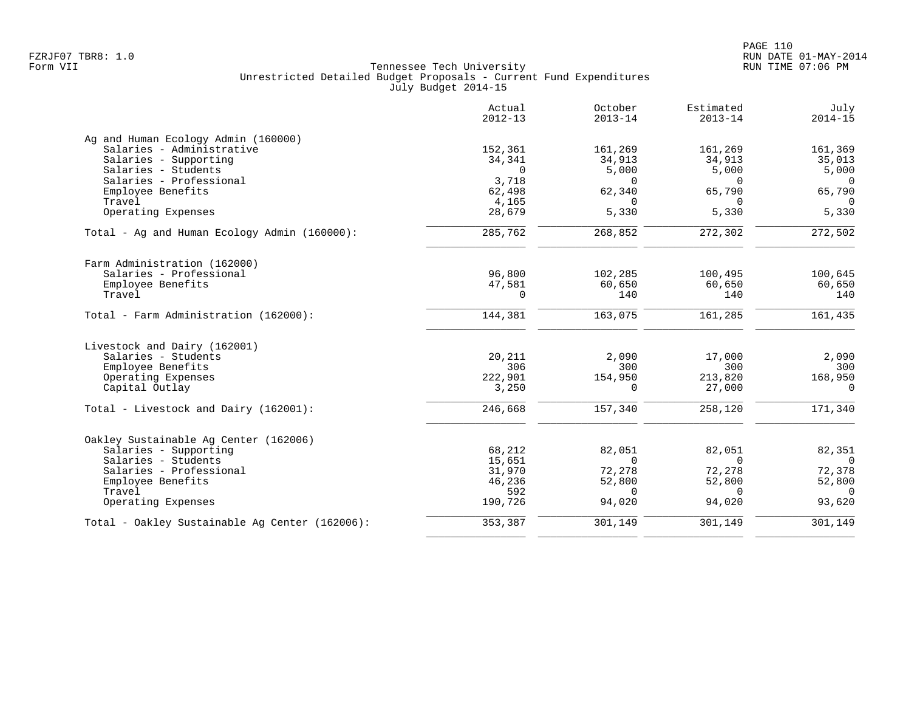Tennessee Tech University
Unrestricted Detailed Budget Proposals - Current Fund Expenditures
July Budget 2014-15

| | Actual 2012-13 | October 2013-14 | Estimated 2013-14 | July 2014-15 |
|---|---|---|---|---|
| **Ag and Human Ecology Admin (160000)** | | | | |
| Salaries - Administrative | 152,361 | 161,269 | 161,269 | 161,369 |
| Salaries - Supporting | 34,341 | 34,913 | 34,913 | 35,013 |
| Salaries - Students | 0 | 5,000 | 5,000 | 5,000 |
| Salaries - Professional | 3,718 | 0 | 0 | 0 |
| Employee Benefits | 62,498 | 62,340 | 65,790 | 65,790 |
| Travel | 4,165 | 0 | 0 | 0 |
| Operating Expenses | 28,679 | 5,330 | 5,330 | 5,330 |
| Total - Ag and Human Ecology Admin (160000): | 285,762 | 268,852 | 272,302 | 272,502 |
| **Farm Administration (162000)** | | | | |
| Salaries - Professional | 96,800 | 102,285 | 100,495 | 100,645 |
| Employee Benefits | 47,581 | 60,650 | 60,650 | 60,650 |
| Travel | 0 | 140 | 140 | 140 |
| Total - Farm Administration (162000): | 144,381 | 163,075 | 161,285 | 161,435 |
| **Livestock and Dairy (162001)** | | | | |
| Salaries - Students | 20,211 | 2,090 | 17,000 | 2,090 |
| Employee Benefits | 306 | 300 | 300 | 300 |
| Operating Expenses | 222,901 | 154,950 | 213,820 | 168,950 |
| Capital Outlay | 3,250 | 0 | 27,000 | 0 |
| Total - Livestock and Dairy (162001): | 246,668 | 157,340 | 258,120 | 171,340 |
| **Oakley Sustainable Ag Center (162006)** | | | | |
| Salaries - Supporting | 68,212 | 82,051 | 82,051 | 82,351 |
| Salaries - Students | 15,651 | 0 | 0 | 0 |
| Salaries - Professional | 31,970 | 72,278 | 72,278 | 72,378 |
| Employee Benefits | 46,236 | 52,800 | 52,800 | 52,800 |
| Travel | 592 | 0 | 0 | 0 |
| Operating Expenses | 190,726 | 94,020 | 94,020 | 93,620 |
| Total - Oakley Sustainable Ag Center (162006): | 353,387 | 301,149 | 301,149 | 301,149 |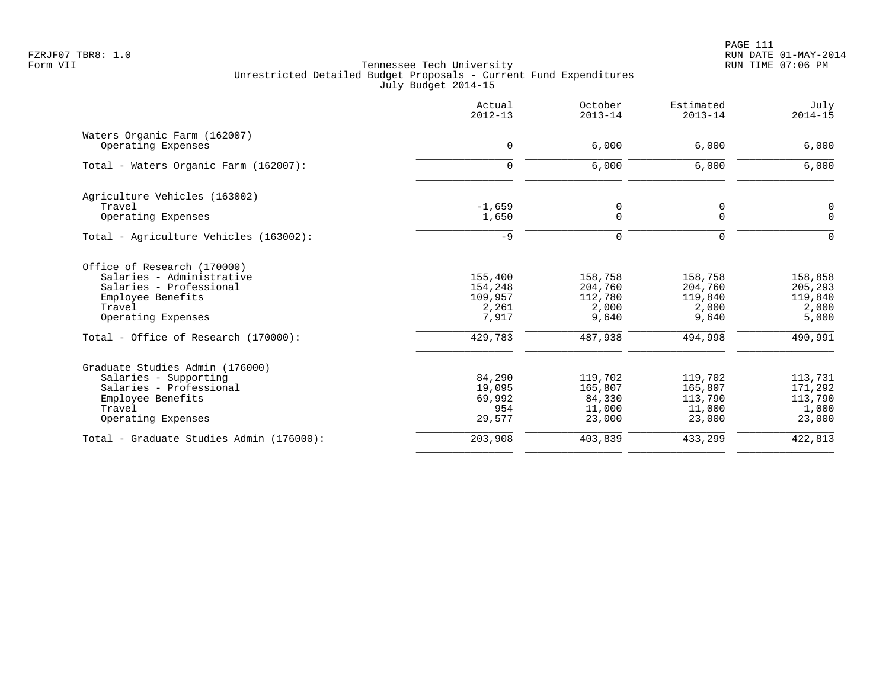FZRJF07 TBR8: 1.0
Form VII

Tennessee Tech University
Unrestricted Detailed Budget Proposals - Current Fund Expenditures
July Budget 2014-15

RUN DATE 01-MAY-2014
RUN TIME 07:06 PM

| | Actual 2012-13 | October 2013-14 | Estimated 2013-14 | July 2014-15 |
|---|---|---|---|---|
| Waters Organic Farm (162007) | | | | |
| Operating Expenses | 0 | 6,000 | 6,000 | 6,000 |
| Total - Waters Organic Farm (162007): | 0 | 6,000 | 6,000 | 6,000 |
| Agriculture Vehicles (163002) | | | | |
| Travel | -1,659 | 0 | 0 | 0 |
| Operating Expenses | 1,650 | 0 | 0 | 0 |
| Total - Agriculture Vehicles (163002): | -9 | 0 | 0 | 0 |
| Office of Research (170000) | | | | |
| Salaries - Administrative | 155,400 | 158,758 | 158,758 | 158,858 |
| Salaries - Professional | 154,248 | 204,760 | 204,760 | 205,293 |
| Employee Benefits | 109,957 | 112,780 | 119,840 | 119,840 |
| Travel | 2,261 | 2,000 | 2,000 | 2,000 |
| Operating Expenses | 7,917 | 9,640 | 9,640 | 5,000 |
| Total - Office of Research (170000): | 429,783 | 487,938 | 494,998 | 490,991 |
| Graduate Studies Admin (176000) | | | | |
| Salaries - Supporting | 84,290 | 119,702 | 119,702 | 113,731 |
| Salaries - Professional | 19,095 | 165,807 | 165,807 | 171,292 |
| Employee Benefits | 69,992 | 84,330 | 113,790 | 113,790 |
| Travel | 954 | 11,000 | 11,000 | 1,000 |
| Operating Expenses | 29,577 | 23,000 | 23,000 | 23,000 |
| Total - Graduate Studies Admin (176000): | 203,908 | 403,839 | 433,299 | 422,813 |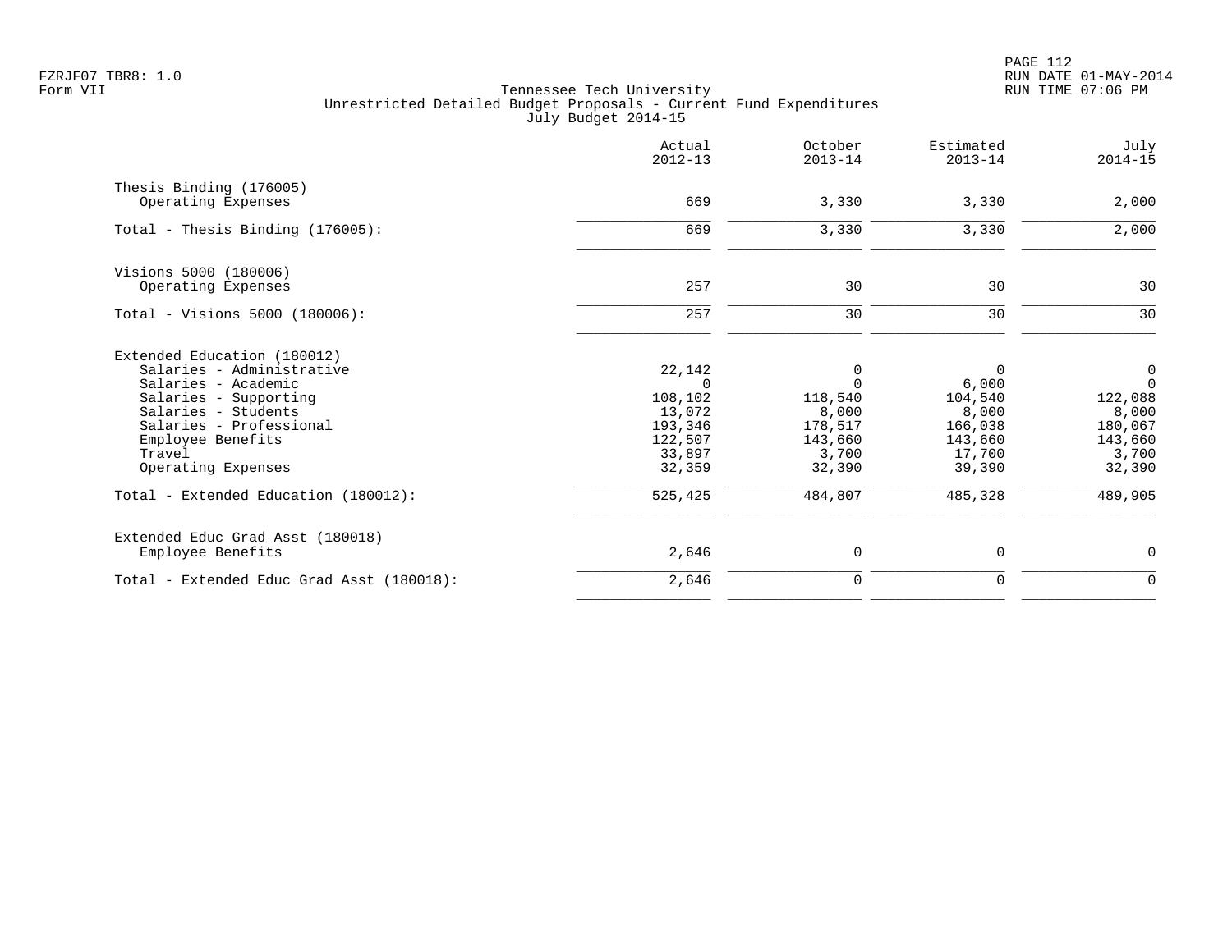Tennessee Tech University
Unrestricted Detailed Budget Proposals - Current Fund Expenditures
July Budget 2014-15

| | Actual 2012-13 | October 2013-14 | Estimated 2013-14 | July 2014-15 |
|---|---|---|---|---|
| **Thesis Binding (176005)** | | | | |
| Operating Expenses | 669 | 3,330 | 3,330 | 2,000 |
| Total - Thesis Binding (176005): | 669 | 3,330 | 3,330 | 2,000 |
| **Visions 5000 (180006)** | | | | |
| Operating Expenses | 257 | 30 | 30 | 30 |
| Total - Visions 5000 (180006): | 257 | 30 | 30 | 30 |
| **Extended Education (180012)** | | | | |
| Salaries - Administrative | 22,142 | 0 | 0 | 0 |
| Salaries - Academic | 0 | 0 | 6,000 | 0 |
| Salaries - Supporting | 108,102 | 118,540 | 104,540 | 122,088 |
| Salaries - Students | 13,072 | 8,000 | 8,000 | 8,000 |
| Salaries - Professional | 193,346 | 178,517 | 166,038 | 180,067 |
| Employee Benefits | 122,507 | 143,660 | 143,660 | 143,660 |
| Travel | 33,897 | 3,700 | 17,700 | 3,700 |
| Operating Expenses | 32,359 | 32,390 | 39,390 | 32,390 |
| Total - Extended Education (180012): | 525,425 | 484,807 | 485,328 | 489,905 |
| **Extended Educ Grad Asst (180018)** | | | | |
| Employee Benefits | 2,646 | 0 | 0 | 0 |
| Total - Extended Educ Grad Asst (180018): | 2,646 | 0 | 0 | 0 |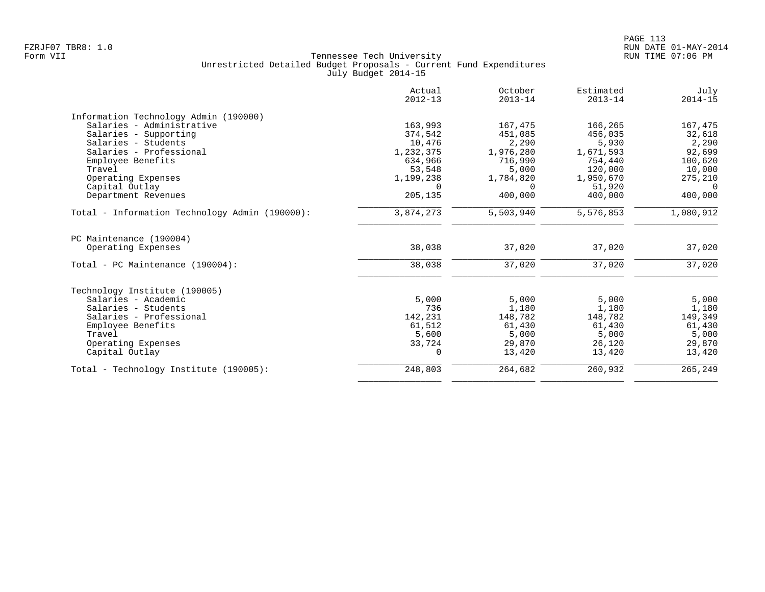Tennessee Tech University
Unrestricted Detailed Budget Proposals - Current Fund Expenditures
July Budget 2014-15

|  | Actual 2012-13 | October 2013-14 | Estimated 2013-14 | July 2014-15 |
|---|---|---|---|---|
| **Information Technology Admin (190000)** |  |  |  |  |
| Salaries - Administrative | 163,993 | 167,475 | 166,265 | 167,475 |
| Salaries - Supporting | 374,542 | 451,085 | 456,035 | 32,618 |
| Salaries - Students | 10,476 | 2,290 | 5,930 | 2,290 |
| Salaries - Professional | 1,232,375 | 1,976,280 | 1,671,593 | 92,699 |
| Employee Benefits | 634,966 | 716,990 | 754,440 | 100,620 |
| Travel | 53,548 | 5,000 | 120,000 | 10,000 |
| Operating Expenses | 1,199,238 | 1,784,820 | 1,950,670 | 275,210 |
| Capital Outlay | 0 | 0 | 51,920 | 0 |
| Department Revenues | 205,135 | 400,000 | 400,000 | 400,000 |
| Total - Information Technology Admin (190000): | 3,874,273 | 5,503,940 | 5,576,853 | 1,080,912 |
| **PC Maintenance (190004)** |  |  |  |  |
| Operating Expenses | 38,038 | 37,020 | 37,020 | 37,020 |
| Total - PC Maintenance (190004): | 38,038 | 37,020 | 37,020 | 37,020 |
| **Technology Institute (190005)** |  |  |  |  |
| Salaries - Academic | 5,000 | 5,000 | 5,000 | 5,000 |
| Salaries - Students | 736 | 1,180 | 1,180 | 1,180 |
| Salaries - Professional | 142,231 | 148,782 | 148,782 | 149,349 |
| Employee Benefits | 61,512 | 61,430 | 61,430 | 61,430 |
| Travel | 5,600 | 5,000 | 5,000 | 5,000 |
| Operating Expenses | 33,724 | 29,870 | 26,120 | 29,870 |
| Capital Outlay | 0 | 13,420 | 13,420 | 13,420 |
| Total - Technology Institute (190005): | 248,803 | 264,682 | 260,932 | 265,249 |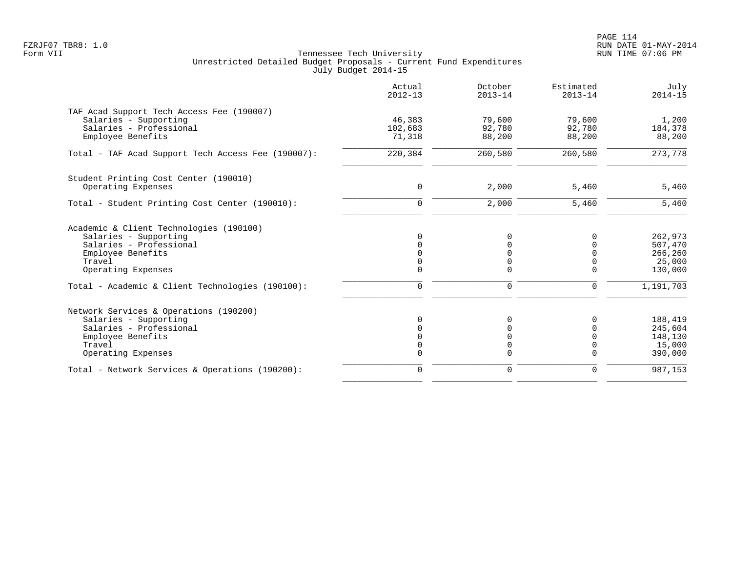FZRJF07 TBR8: 1.0
Form VII

## Tennessee Tech University
### Unrestricted Detailed Budget Proposals - Current Fund Expenditures
### July Budget 2014-15

| | Actual 2012-13 | October 2013-14 | Estimated 2013-14 | July 2014-15 |
|---|---:|---:|---:|---:|
| **TAF Acad Support Tech Access Fee (190007)** | | | | |
| Salaries - Supporting | 46,383 | 79,600 | 79,600 | 1,200 |
| Salaries - Professional | 102,683 | 92,780 | 92,780 | 184,378 |
| Employee Benefits | 71,318 | 88,200 | 88,200 | 88,200 |
| Total - TAF Acad Support Tech Access Fee (190007): | 220,384 | 260,580 | 260,580 | 273,778 |
| **Student Printing Cost Center (190010)** | | | | |
| Operating Expenses | 0 | 2,000 | 5,460 | 5,460 |
| Total - Student Printing Cost Center (190010): | 0 | 2,000 | 5,460 | 5,460 |
| **Academic & Client Technologies (190100)** | | | | |
| Salaries - Supporting | 0 | 0 | 0 | 262,973 |
| Salaries - Professional | 0 | 0 | 0 | 507,470 |
| Employee Benefits | 0 | 0 | 0 | 266,260 |
| Travel | 0 | 0 | 0 | 25,000 |
| Operating Expenses | 0 | 0 | 0 | 130,000 |
| Total - Academic & Client Technologies (190100): | 0 | 0 | 0 | 1,191,703 |
| **Network Services & Operations (190200)** | | | | |
| Salaries - Supporting | 0 | 0 | 0 | 188,419 |
| Salaries - Professional | 0 | 0 | 0 | 245,604 |
| Employee Benefits | 0 | 0 | 0 | 148,130 |
| Travel | 0 | 0 | 0 | 15,000 |
| Operating Expenses | 0 | 0 | 0 | 390,000 |
| Total - Network Services & Operations (190200): | 0 | 0 | 0 | 987,153 |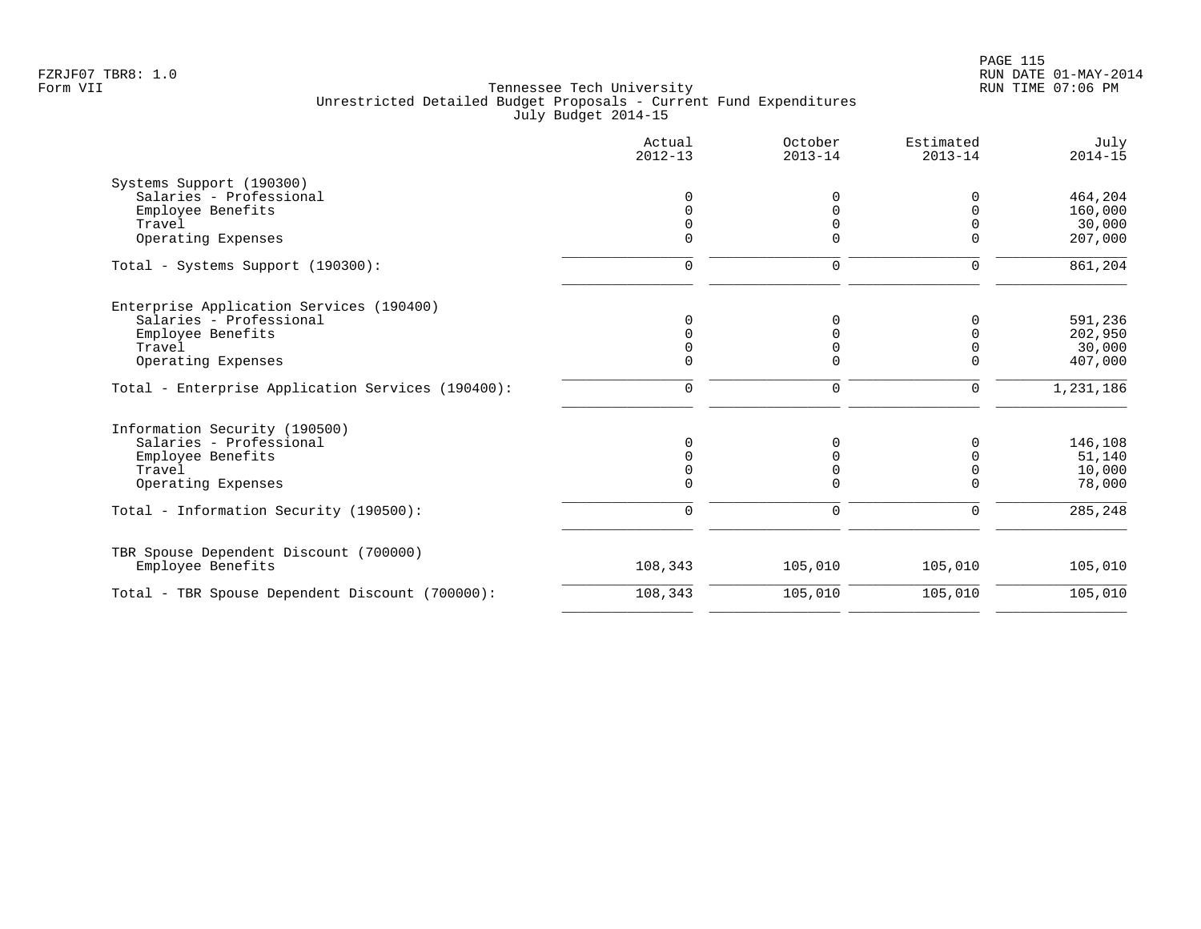Tennessee Tech University
Unrestricted Detailed Budget Proposals - Current Fund Expenditures
July Budget 2014-15

| | Actual 2012-13 | October 2013-14 | Estimated 2013-14 | July 2014-15 |
|---|---|---|---|---|
| **Systems Support (190300)** | | | | |
| Salaries - Professional | 0 | 0 | 0 | 464,204 |
| Employee Benefits | 0 | 0 | 0 | 160,000 |
| Travel | 0 | 0 | 0 | 30,000 |
| Operating Expenses | 0 | 0 | 0 | 207,000 |
| Total - Systems Support (190300): | 0 | 0 | 0 | 861,204 |
| **Enterprise Application Services (190400)** | | | | |
| Salaries - Professional | 0 | 0 | 0 | 591,236 |
| Employee Benefits | 0 | 0 | 0 | 202,950 |
| Travel | 0 | 0 | 0 | 30,000 |
| Operating Expenses | 0 | 0 | 0 | 407,000 |
| Total - Enterprise Application Services (190400): | 0 | 0 | 0 | 1,231,186 |
| **Information Security (190500)** | | | | |
| Salaries - Professional | 0 | 0 | 0 | 146,108 |
| Employee Benefits | 0 | 0 | 0 | 51,140 |
| Travel | 0 | 0 | 0 | 10,000 |
| Operating Expenses | 0 | 0 | 0 | 78,000 |
| Total - Information Security (190500): | 0 | 0 | 0 | 285,248 |
| **TBR Spouse Dependent Discount (700000)** | | | | |
| Employee Benefits | 108,343 | 105,010 | 105,010 | 105,010 |
| Total - TBR Spouse Dependent Discount (700000): | 108,343 | 105,010 | 105,010 | 105,010 |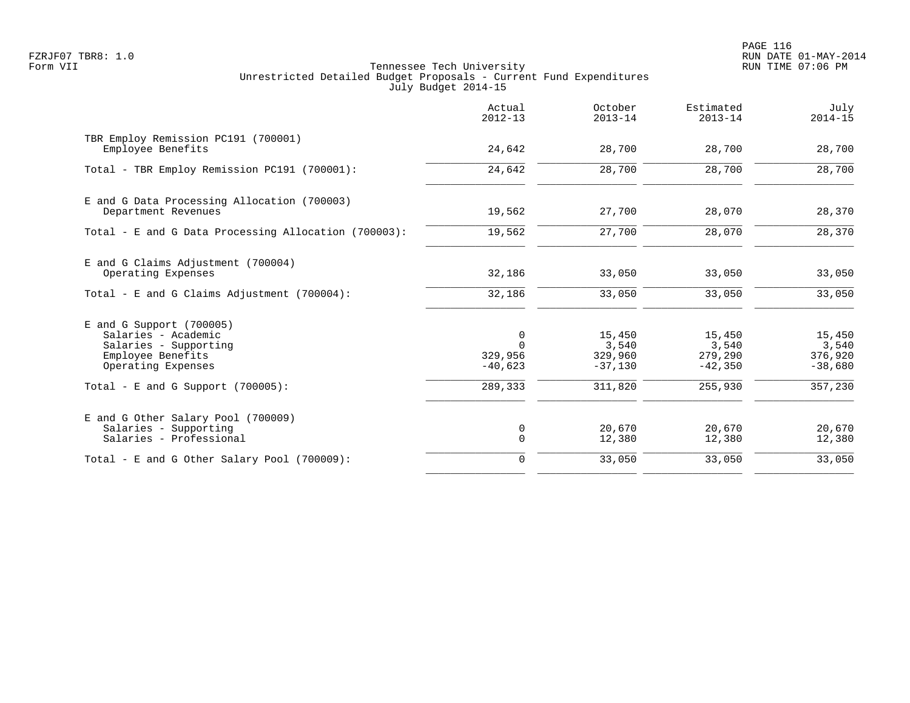Tennessee Tech University
Unrestricted Detailed Budget Proposals - Current Fund Expenditures
July Budget 2014-15

| | Actual 2012-13 | October 2013-14 | Estimated 2013-14 | July 2014-15 |
|---|---|---|---|---|
| TBR Employ Remission PC191 (700001) | | | | |
| Employee Benefits | 24,642 | 28,700 | 28,700 | 28,700 |
| Total - TBR Employ Remission PC191 (700001): | 24,642 | 28,700 | 28,700 | 28,700 |
| E and G Data Processing Allocation (700003) | | | | |
| Department Revenues | 19,562 | 27,700 | 28,070 | 28,370 |
| Total - E and G Data Processing Allocation (700003): | 19,562 | 27,700 | 28,070 | 28,370 |
| E and G Claims Adjustment (700004) | | | | |
| Operating Expenses | 32,186 | 33,050 | 33,050 | 33,050 |
| Total - E and G Claims Adjustment (700004): | 32,186 | 33,050 | 33,050 | 33,050 |
| E and G Support (700005) | | | | |
| Salaries - Academic | 0 | 15,450 | 15,450 | 15,450 |
| Salaries - Supporting | 0 | 3,540 | 3,540 | 3,540 |
| Employee Benefits | 329,956 | 329,960 | 279,290 | 376,920 |
| Operating Expenses | -40,623 | -37,130 | -42,350 | -38,680 |
| Total - E and G Support (700005): | 289,333 | 311,820 | 255,930 | 357,230 |
| E and G Other Salary Pool (700009) | | | | |
| Salaries - Supporting | 0 | 20,670 | 20,670 | 20,670 |
| Salaries - Professional | 0 | 12,380 | 12,380 | 12,380 |
| Total - E and G Other Salary Pool (700009): | 0 | 33,050 | 33,050 | 33,050 |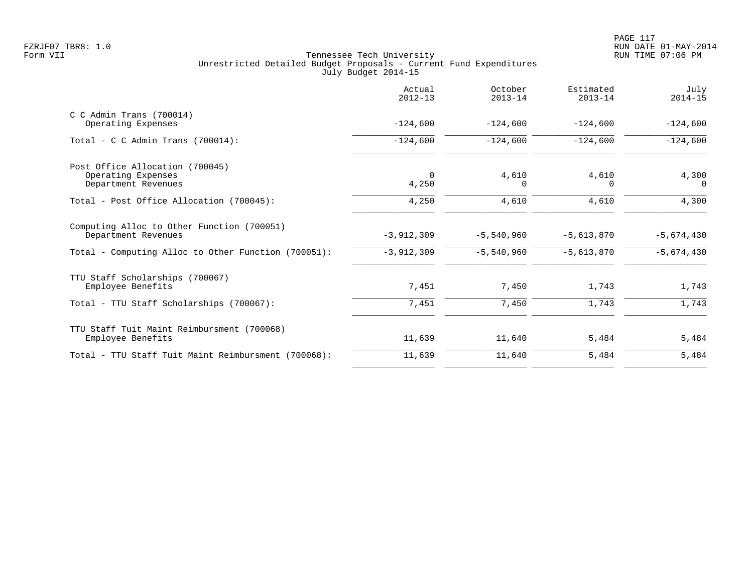Tennessee Tech University
Unrestricted Detailed Budget Proposals - Current Fund Expenditures
July Budget 2014-15

| | Actual 2012-13 | October 2013-14 | Estimated 2013-14 | July 2014-15 |
|---|---|---|---|---|
| C C Admin Trans (700014) | | | | |
| Operating Expenses | -124,600 | -124,600 | -124,600 | -124,600 |
| Total - C C Admin Trans (700014): | -124,600 | -124,600 | -124,600 | -124,600 |
| Post Office Allocation (700045) | | | | |
| Operating Expenses | 0 | 4,610 | 4,610 | 4,300 |
| Department Revenues | 4,250 | 0 | 0 | 0 |
| Total - Post Office Allocation (700045): | 4,250 | 4,610 | 4,610 | 4,300 |
| Computing Alloc to Other Function (700051) | | | | |
| Department Revenues | -3,912,309 | -5,540,960 | -5,613,870 | -5,674,430 |
| Total - Computing Alloc to Other Function (700051): | -3,912,309 | -5,540,960 | -5,613,870 | -5,674,430 |
| TTU Staff Scholarships (700067) | | | | |
| Employee Benefits | 7,451 | 7,450 | 1,743 | 1,743 |
| Total - TTU Staff Scholarships (700067): | 7,451 | 7,450 | 1,743 | 1,743 |
| TTU Staff Tuit Maint Reimbursment (700068) | | | | |
| Employee Benefits | 11,639 | 11,640 | 5,484 | 5,484 |
| Total - TTU Staff Tuit Maint Reimbursment (700068): | 11,639 | 11,640 | 5,484 | 5,484 |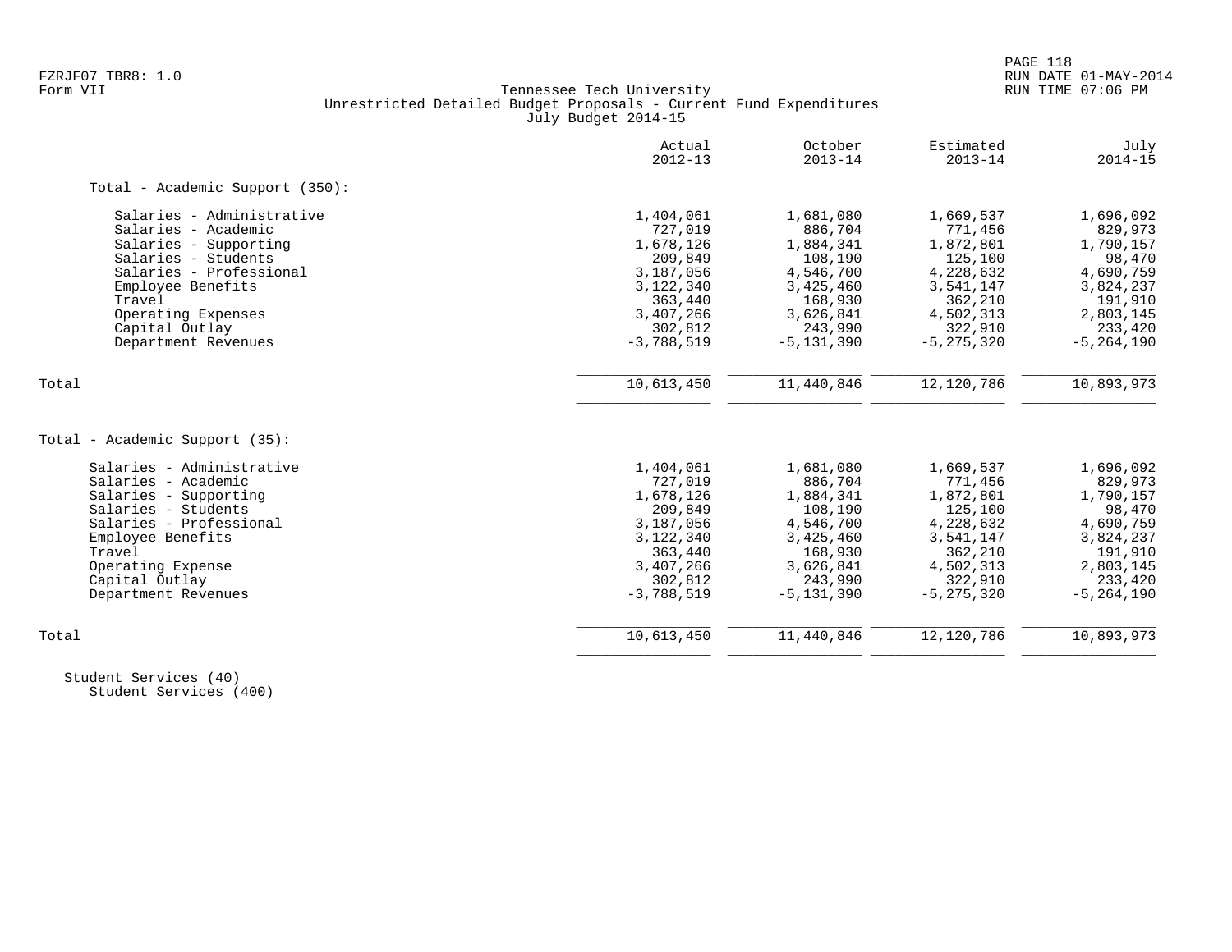Tennessee Tech University
Unrestricted Detailed Budget Proposals - Current Fund Expenditures
July Budget 2014-15

| | Actual 2012-13 | October 2013-14 | Estimated 2013-14 | July 2014-15 |
|---|---|---|---|---|
| **Total - Academic Support (350):** | | | | |
| Salaries - Administrative | 1,404,061 | 1,681,080 | 1,669,537 | 1,696,092 |
| Salaries - Academic | 727,019 | 886,704 | 771,456 | 829,973 |
| Salaries - Supporting | 1,678,126 | 1,884,341 | 1,872,801 | 1,790,157 |
| Salaries - Students | 209,849 | 108,190 | 125,100 | 98,470 |
| Salaries - Professional | 3,187,056 | 4,546,700 | 4,228,632 | 4,690,759 |
| Employee Benefits | 3,122,340 | 3,425,460 | 3,541,147 | 3,824,237 |
| Travel | 363,440 | 168,930 | 362,210 | 191,910 |
| Operating Expenses | 3,407,266 | 3,626,841 | 4,502,313 | 2,803,145 |
| Capital Outlay | 302,812 | 243,990 | 322,910 | 233,420 |
| Department Revenues | -3,788,519 | -5,131,390 | -5,275,320 | -5,264,190 |
| Total | 10,613,450 | 11,440,846 | 12,120,786 | 10,893,973 |
| **Total - Academic Support (35):** | | | | |
| Salaries - Administrative | 1,404,061 | 1,681,080 | 1,669,537 | 1,696,092 |
| Salaries - Academic | 727,019 | 886,704 | 771,456 | 829,973 |
| Salaries - Supporting | 1,678,126 | 1,884,341 | 1,872,801 | 1,790,157 |
| Salaries - Students | 209,849 | 108,190 | 125,100 | 98,470 |
| Salaries - Professional | 3,187,056 | 4,546,700 | 4,228,632 | 4,690,759 |
| Employee Benefits | 3,122,340 | 3,425,460 | 3,541,147 | 3,824,237 |
| Travel | 363,440 | 168,930 | 362,210 | 191,910 |
| Operating Expense | 3,407,266 | 3,626,841 | 4,502,313 | 2,803,145 |
| Capital Outlay | 302,812 | 243,990 | 322,910 | 233,420 |
| Department Revenues | -3,788,519 | -5,131,390 | -5,275,320 | -5,264,190 |
| Total | 10,613,450 | 11,440,846 | 12,120,786 | 10,893,973 |

Student Services (40)
Student Services (400)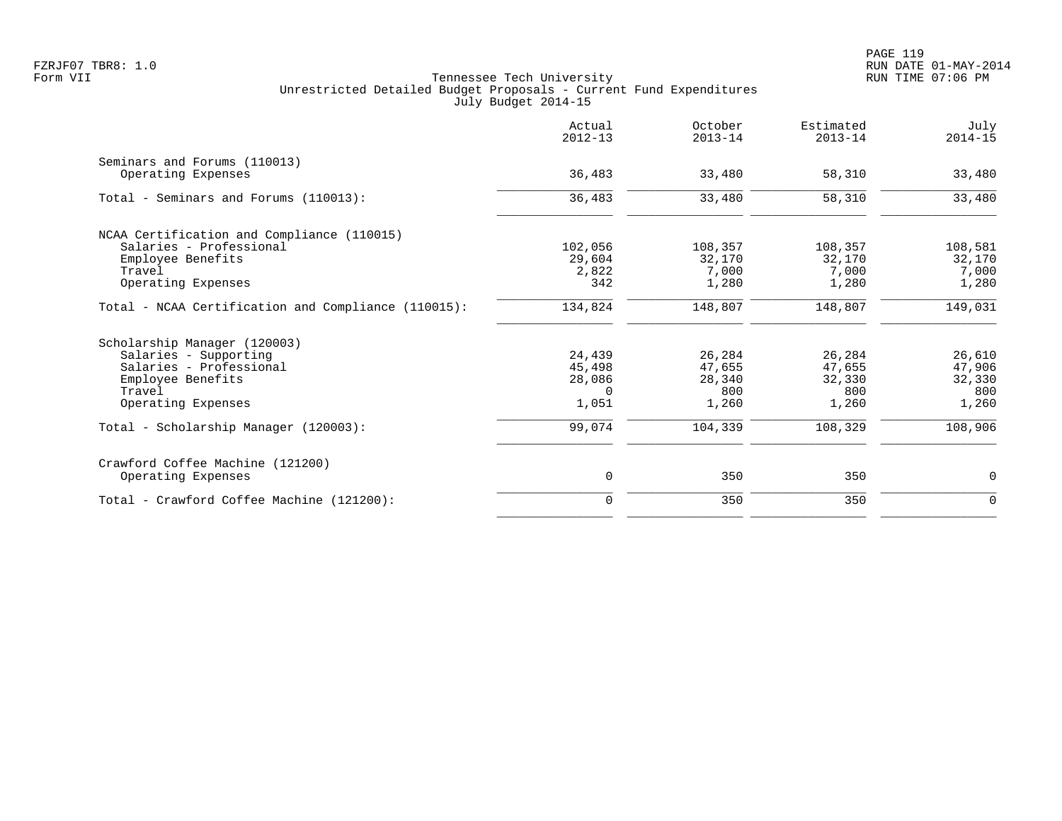Tennessee Tech University
Unrestricted Detailed Budget Proposals - Current Fund Expenditures
July Budget 2014-15

| | Actual 2012-13 | October 2013-14 | Estimated 2013-14 | July 2014-15 |
|---|---|---|---|---|
| **Seminars and Forums (110013)** | | | | |
| Operating Expenses | 36,483 | 33,480 | 58,310 | 33,480 |
| Total - Seminars and Forums (110013): | 36,483 | 33,480 | 58,310 | 33,480 |
| **NCAA Certification and Compliance (110015)** | | | | |
| Salaries - Professional | 102,056 | 108,357 | 108,357 | 108,581 |
| Employee Benefits | 29,604 | 32,170 | 32,170 | 32,170 |
| Travel | 2,822 | 7,000 | 7,000 | 7,000 |
| Operating Expenses | 342 | 1,280 | 1,280 | 1,280 |
| Total - NCAA Certification and Compliance (110015): | 134,824 | 148,807 | 148,807 | 149,031 |
| **Scholarship Manager (120003)** | | | | |
| Salaries - Supporting | 24,439 | 26,284 | 26,284 | 26,610 |
| Salaries - Professional | 45,498 | 47,655 | 47,655 | 47,906 |
| Employee Benefits | 28,086 | 28,340 | 32,330 | 32,330 |
| Travel | 0 | 800 | 800 | 800 |
| Operating Expenses | 1,051 | 1,260 | 1,260 | 1,260 |
| Total - Scholarship Manager (120003): | 99,074 | 104,339 | 108,329 | 108,906 |
| **Crawford Coffee Machine (121200)** | | | | |
| Operating Expenses | 0 | 350 | 350 | 0 |
| Total - Crawford Coffee Machine (121200): | 0 | 350 | 350 | 0 |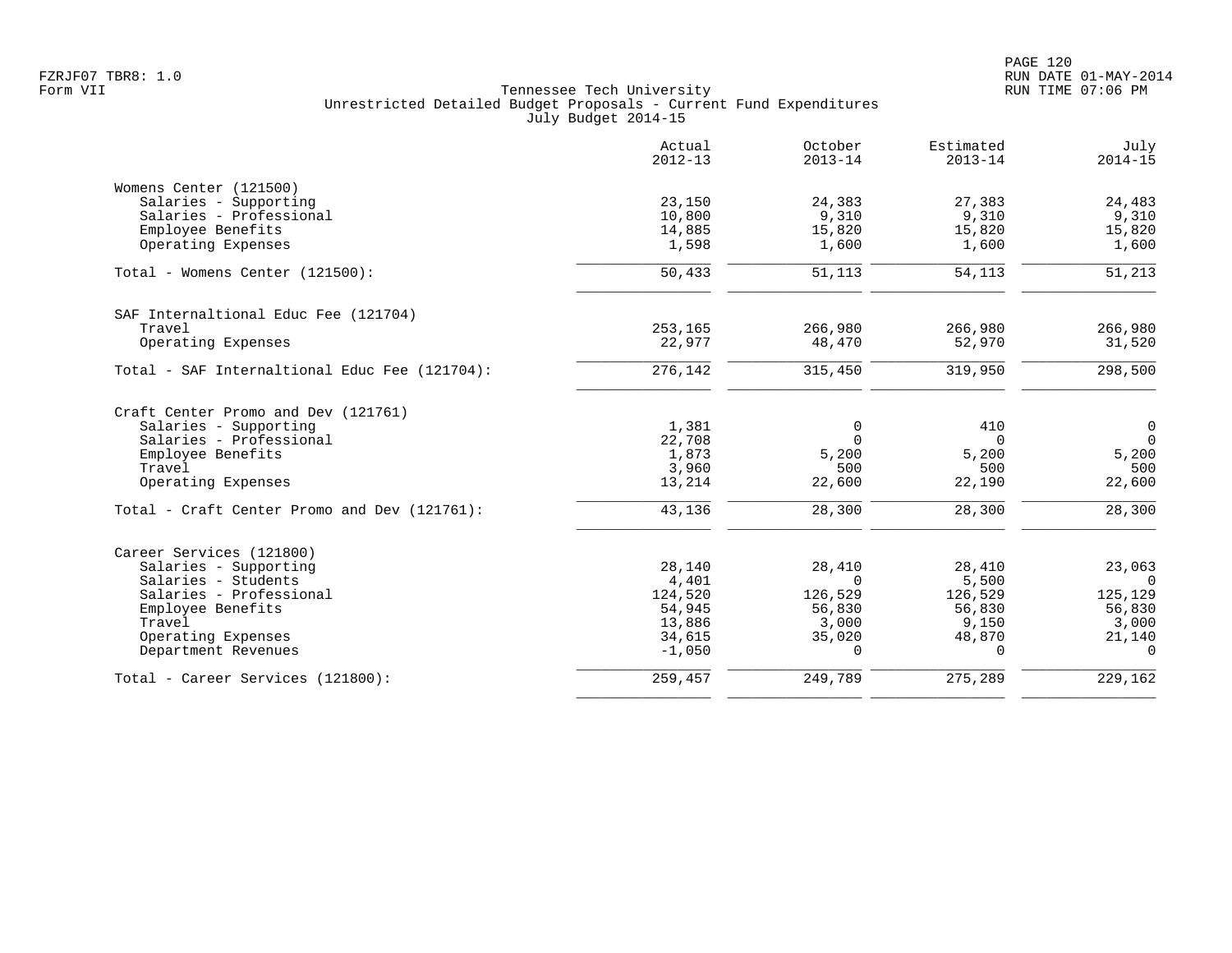Tennessee Tech University
Unrestricted Detailed Budget Proposals - Current Fund Expenditures
July Budget 2014-15

| | Actual 2012-13 | October 2013-14 | Estimated 2013-14 | July 2014-15 |
|---|---|---|---|---|
| **Womens Center (121500)** | | | | |
| Salaries - Supporting | 23,150 | 24,383 | 27,383 | 24,483 |
| Salaries - Professional | 10,800 | 9,310 | 9,310 | 9,310 |
| Employee Benefits | 14,885 | 15,820 | 15,820 | 15,820 |
| Operating Expenses | 1,598 | 1,600 | 1,600 | 1,600 |
| Total - Womens Center (121500): | 50,433 | 51,113 | 54,113 | 51,213 |
| **SAF Internaltional Educ Fee (121704)** | | | | |
| Travel | 253,165 | 266,980 | 266,980 | 266,980 |
| Operating Expenses | 22,977 | 48,470 | 52,970 | 31,520 |
| Total - SAF Internaltional Educ Fee (121704): | 276,142 | 315,450 | 319,950 | 298,500 |
| **Craft Center Promo and Dev (121761)** | | | | |
| Salaries - Supporting | 1,381 | 0 | 410 | 0 |
| Salaries - Professional | 22,708 | 0 | 0 | 0 |
| Employee Benefits | 1,873 | 5,200 | 5,200 | 5,200 |
| Travel | 3,960 | 500 | 500 | 500 |
| Operating Expenses | 13,214 | 22,600 | 22,190 | 22,600 |
| Total - Craft Center Promo and Dev (121761): | 43,136 | 28,300 | 28,300 | 28,300 |
| **Career Services (121800)** | | | | |
| Salaries - Supporting | 28,140 | 28,410 | 28,410 | 23,063 |
| Salaries - Students | 4,401 | 0 | 5,500 | 0 |
| Salaries - Professional | 124,520 | 126,529 | 126,529 | 125,129 |
| Employee Benefits | 54,945 | 56,830 | 56,830 | 56,830 |
| Travel | 13,886 | 3,000 | 9,150 | 3,000 |
| Operating Expenses | 34,615 | 35,020 | 48,870 | 21,140 |
| Department Revenues | -1,050 | 0 | 0 | 0 |
| Total - Career Services (121800): | 259,457 | 249,789 | 275,289 | 229,162 |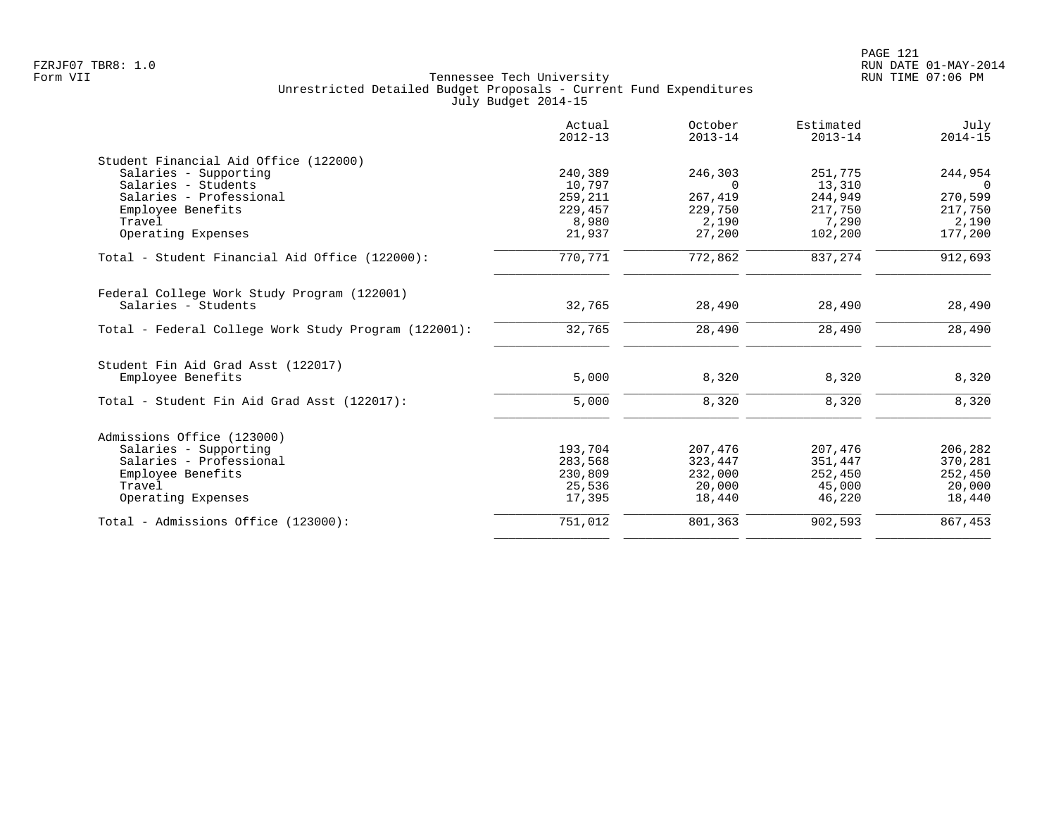Tennessee Tech University
Unrestricted Detailed Budget Proposals - Current Fund Expenditures
July Budget 2014-15

| | Actual 2012-13 | October 2013-14 | Estimated 2013-14 | July 2014-15 |
|---|---|---|---|---|
| **Student Financial Aid Office (122000)** | | | | |
| Salaries - Supporting | 240,389 | 246,303 | 251,775 | 244,954 |
| Salaries - Students | 10,797 | 0 | 13,310 | 0 |
| Salaries - Professional | 259,211 | 267,419 | 244,949 | 270,599 |
| Employee Benefits | 229,457 | 229,750 | 217,750 | 217,750 |
| Travel | 8,980 | 2,190 | 7,290 | 2,190 |
| Operating Expenses | 21,937 | 27,200 | 102,200 | 177,200 |
| Total - Student Financial Aid Office (122000): | 770,771 | 772,862 | 837,274 | 912,693 |
| **Federal College Work Study Program (122001)** | | | | |
| Salaries - Students | 32,765 | 28,490 | 28,490 | 28,490 |
| Total - Federal College Work Study Program (122001): | 32,765 | 28,490 | 28,490 | 28,490 |
| **Student Fin Aid Grad Asst (122017)** | | | | |
| Employee Benefits | 5,000 | 8,320 | 8,320 | 8,320 |
| Total - Student Fin Aid Grad Asst (122017): | 5,000 | 8,320 | 8,320 | 8,320 |
| **Admissions Office (123000)** | | | | |
| Salaries - Supporting | 193,704 | 207,476 | 207,476 | 206,282 |
| Salaries - Professional | 283,568 | 323,447 | 351,447 | 370,281 |
| Employee Benefits | 230,809 | 232,000 | 252,450 | 252,450 |
| Travel | 25,536 | 20,000 | 45,000 | 20,000 |
| Operating Expenses | 17,395 | 18,440 | 46,220 | 18,440 |
| Total - Admissions Office (123000): | 751,012 | 801,363 | 902,593 | 867,453 |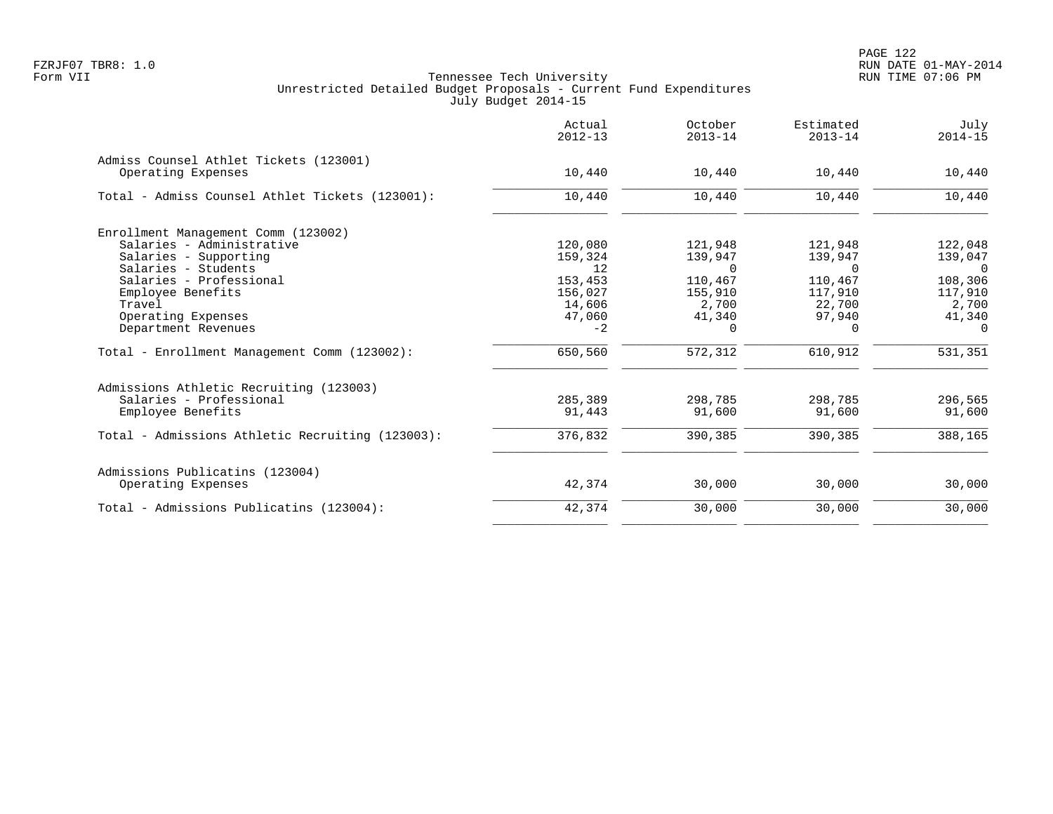Tennessee Tech University
Unrestricted Detailed Budget Proposals - Current Fund Expenditures
July Budget 2014-15

| | Actual 2012-13 | October 2013-14 | Estimated 2013-14 | July 2014-15 |
|---|---|---|---|---|
| **Admiss Counsel Athlet Tickets (123001)** | | | | |
| Operating Expenses | 10,440 | 10,440 | 10,440 | 10,440 |
| Total - Admiss Counsel Athlet Tickets (123001): | 10,440 | 10,440 | 10,440 | 10,440 |
| **Enrollment Management Comm (123002)** | | | | |
| Salaries - Administrative | 120,080 | 121,948 | 121,948 | 122,048 |
| Salaries - Supporting | 159,324 | 139,947 | 139,947 | 139,047 |
| Salaries - Students | 12 | 0 | 0 | 0 |
| Salaries - Professional | 153,453 | 110,467 | 110,467 | 108,306 |
| Employee Benefits | 156,027 | 155,910 | 117,910 | 117,910 |
| Travel | 14,606 | 2,700 | 22,700 | 2,700 |
| Operating Expenses | 47,060 | 41,340 | 97,940 | 41,340 |
| Department Revenues | -2 | 0 | 0 | 0 |
| Total - Enrollment Management Comm (123002): | 650,560 | 572,312 | 610,912 | 531,351 |
| **Admissions Athletic Recruiting (123003)** | | | | |
| Salaries - Professional | 285,389 | 298,785 | 298,785 | 296,565 |
| Employee Benefits | 91,443 | 91,600 | 91,600 | 91,600 |
| Total - Admissions Athletic Recruiting (123003): | 376,832 | 390,385 | 390,385 | 388,165 |
| **Admissions Publicatins (123004)** | | | | |
| Operating Expenses | 42,374 | 30,000 | 30,000 | 30,000 |
| Total - Admissions Publicatins (123004): | 42,374 | 30,000 | 30,000 | 30,000 |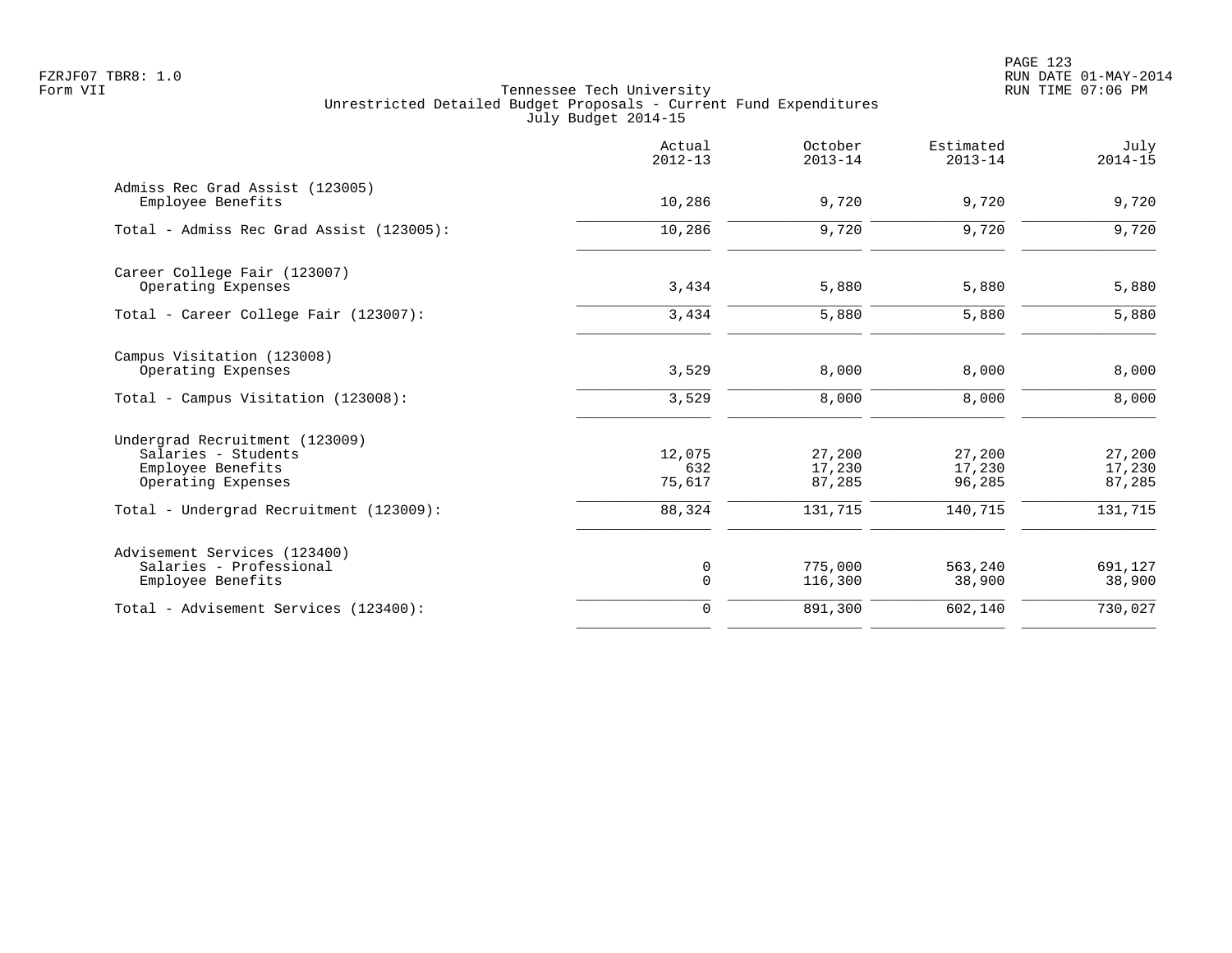Tennessee Tech University
Unrestricted Detailed Budget Proposals - Current Fund Expenditures
July Budget 2014-15

| | Actual 2012-13 | October 2013-14 | Estimated 2013-14 | July 2014-15 |
|---|---|---|---|---|
| **Admiss Rec Grad Assist (123005)** | | | | |
| Employee Benefits | 10,286 | 9,720 | 9,720 | 9,720 |
| Total - Admiss Rec Grad Assist (123005): | 10,286 | 9,720 | 9,720 | 9,720 |
| **Career College Fair (123007)** | | | | |
| Operating Expenses | 3,434 | 5,880 | 5,880 | 5,880 |
| Total - Career College Fair (123007): | 3,434 | 5,880 | 5,880 | 5,880 |
| **Campus Visitation (123008)** | | | | |
| Operating Expenses | 3,529 | 8,000 | 8,000 | 8,000 |
| Total - Campus Visitation (123008): | 3,529 | 8,000 | 8,000 | 8,000 |
| **Undergrad Recruitment (123009)** | | | | |
| Salaries - Students | 12,075 | 27,200 | 27,200 | 27,200 |
| Employee Benefits | 632 | 17,230 | 17,230 | 17,230 |
| Operating Expenses | 75,617 | 87,285 | 96,285 | 87,285 |
| Total - Undergrad Recruitment (123009): | 88,324 | 131,715 | 140,715 | 131,715 |
| **Advisement Services (123400)** | | | | |
| Salaries - Professional | 0 | 775,000 | 563,240 | 691,127 |
| Employee Benefits | 0 | 116,300 | 38,900 | 38,900 |
| Total - Advisement Services (123400): | 0 | 891,300 | 602,140 | 730,027 |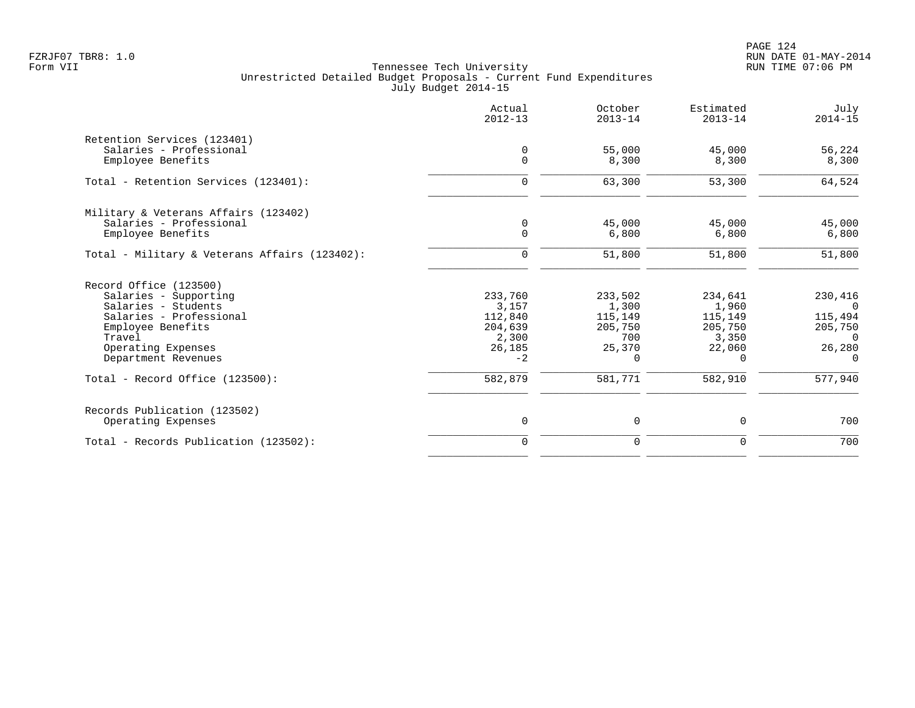Form VII

Tennessee Tech University
Unrestricted Detailed Budget Proposals - Current Fund Expenditures
July Budget 2014-15

| | Actual 2012-13 | October 2013-14 | Estimated 2013-14 | July 2014-15 |
|---|---|---|---|---|
| Retention Services (123401) | | | | |
| Salaries - Professional | 0 | 55,000 | 45,000 | 56,224 |
| Employee Benefits | 0 | 8,300 | 8,300 | 8,300 |
| Total - Retention Services (123401): | 0 | 63,300 | 53,300 | 64,524 |
| Military & Veterans Affairs (123402) | | | | |
| Salaries - Professional | 0 | 45,000 | 45,000 | 45,000 |
| Employee Benefits | 0 | 6,800 | 6,800 | 6,800 |
| Total - Military & Veterans Affairs (123402): | 0 | 51,800 | 51,800 | 51,800 |
| Record Office (123500) | | | | |
| Salaries - Supporting | 233,760 | 233,502 | 234,641 | 230,416 |
| Salaries - Students | 3,157 | 1,300 | 1,960 | 0 |
| Salaries - Professional | 112,840 | 115,149 | 115,149 | 115,494 |
| Employee Benefits | 204,639 | 205,750 | 205,750 | 205,750 |
| Travel | 2,300 | 700 | 3,350 | 0 |
| Operating Expenses | 26,185 | 25,370 | 22,060 | 26,280 |
| Department Revenues | -2 | 0 | 0 | 0 |
| Total - Record Office (123500): | 582,879 | 581,771 | 582,910 | 577,940 |
| Records Publication (123502) | | | | |
| Operating Expenses | 0 | 0 | 0 | 700 |
| Total - Records Publication (123502): | 0 | 0 | 0 | 700 |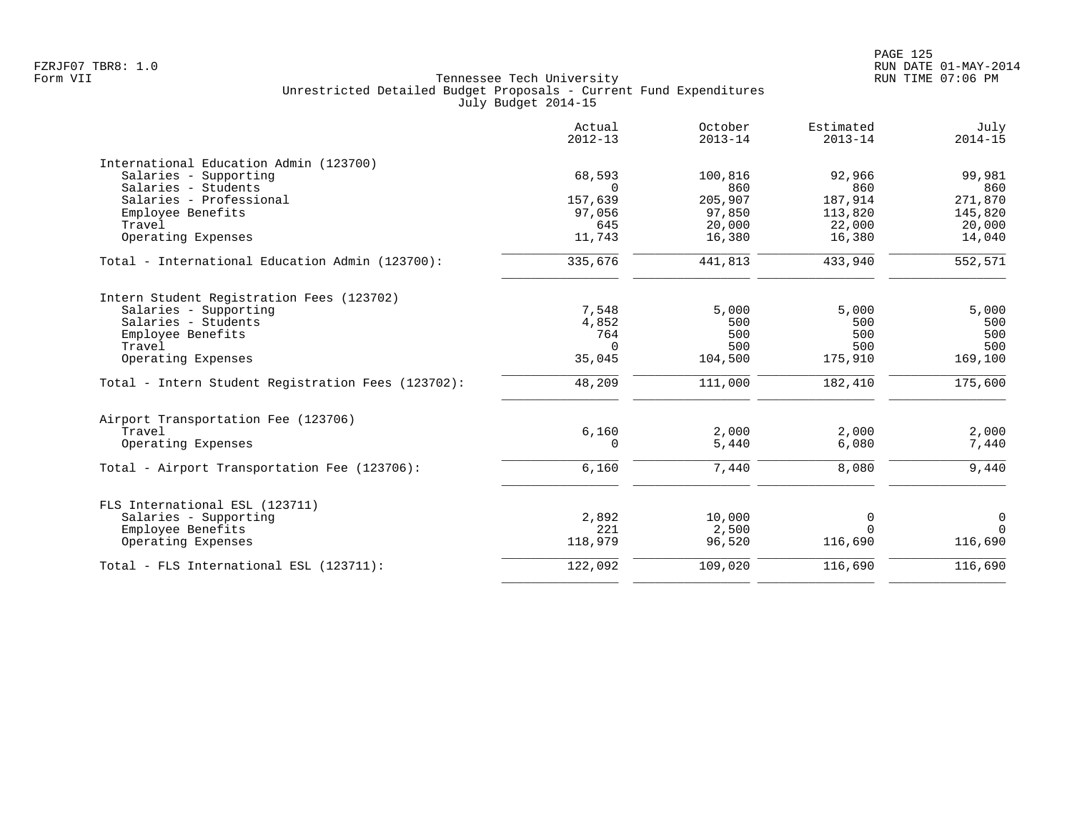Form VII

Tennessee Tech University
Unrestricted Detailed Budget Proposals - Current Fund Expenditures
July Budget 2014-15

| | Actual 2012-13 | October 2013-14 | Estimated 2013-14 | July 2014-15 |
|---|---|---|---|---|
| **International Education Admin (123700)** | | | | |
| Salaries - Supporting | 68,593 | 100,816 | 92,966 | 99,981 |
| Salaries - Students | 0 | 860 | 860 | 860 |
| Salaries - Professional | 157,639 | 205,907 | 187,914 | 271,870 |
| Employee Benefits | 97,056 | 97,850 | 113,820 | 145,820 |
| Travel | 645 | 20,000 | 22,000 | 20,000 |
| Operating Expenses | 11,743 | 16,380 | 16,380 | 14,040 |
| Total - International Education Admin (123700): | 335,676 | 441,813 | 433,940 | 552,571 |
| **Intern Student Registration Fees (123702)** | | | | |
| Salaries - Supporting | 7,548 | 5,000 | 5,000 | 5,000 |
| Salaries - Students | 4,852 | 500 | 500 | 500 |
| Employee Benefits | 764 | 500 | 500 | 500 |
| Travel | 0 | 500 | 500 | 500 |
| Operating Expenses | 35,045 | 104,500 | 175,910 | 169,100 |
| Total - Intern Student Registration Fees (123702): | 48,209 | 111,000 | 182,410 | 175,600 |
| **Airport Transportation Fee (123706)** | | | | |
| Travel | 6,160 | 2,000 | 2,000 | 2,000 |
| Operating Expenses | 0 | 5,440 | 6,080 | 7,440 |
| Total - Airport Transportation Fee (123706): | 6,160 | 7,440 | 8,080 | 9,440 |
| **FLS International ESL (123711)** | | | | |
| Salaries - Supporting | 2,892 | 10,000 | 0 | 0 |
| Employee Benefits | 221 | 2,500 | 0 | 0 |
| Operating Expenses | 118,979 | 96,520 | 116,690 | 116,690 |
| Total - FLS International ESL (123711): | 122,092 | 109,020 | 116,690 | 116,690 |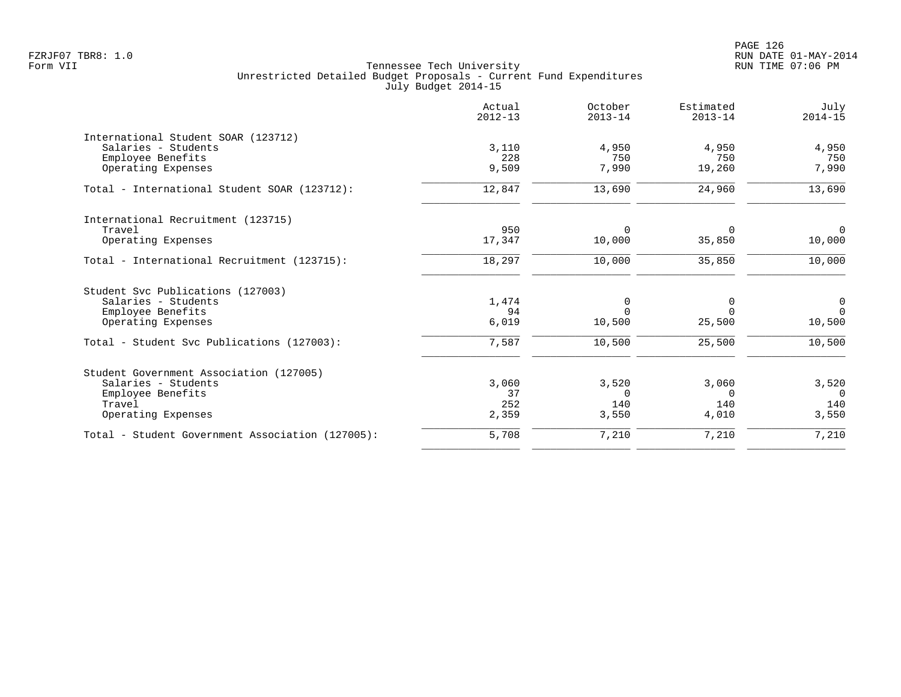Tennessee Tech University
Unrestricted Detailed Budget Proposals - Current Fund Expenditures
July Budget 2014-15

| | Actual 2012-13 | October 2013-14 | Estimated 2013-14 | July 2014-15 |
|---|---|---|---|---|
| **International Student SOAR (123712)** | | | | |
| Salaries - Students | 3,110 | 4,950 | 4,950 | 4,950 |
| Employee Benefits | 228 | 750 | 750 | 750 |
| Operating Expenses | 9,509 | 7,990 | 19,260 | 7,990 |
| Total - International Student SOAR (123712): | 12,847 | 13,690 | 24,960 | 13,690 |
| **International Recruitment (123715)** | | | | |
| Travel | 950 | 0 | 0 | 0 |
| Operating Expenses | 17,347 | 10,000 | 35,850 | 10,000 |
| Total - International Recruitment (123715): | 18,297 | 10,000 | 35,850 | 10,000 |
| **Student Svc Publications (127003)** | | | | |
| Salaries - Students | 1,474 | 0 | 0 | 0 |
| Employee Benefits | 94 | 0 | 0 | 0 |
| Operating Expenses | 6,019 | 10,500 | 25,500 | 10,500 |
| Total - Student Svc Publications (127003): | 7,587 | 10,500 | 25,500 | 10,500 |
| **Student Government Association (127005)** | | | | |
| Salaries - Students | 3,060 | 3,520 | 3,060 | 3,520 |
| Employee Benefits | 37 | 0 | 0 | 0 |
| Travel | 252 | 140 | 140 | 140 |
| Operating Expenses | 2,359 | 3,550 | 4,010 | 3,550 |
| Total - Student Government Association (127005): | 5,708 | 7,210 | 7,210 | 7,210 |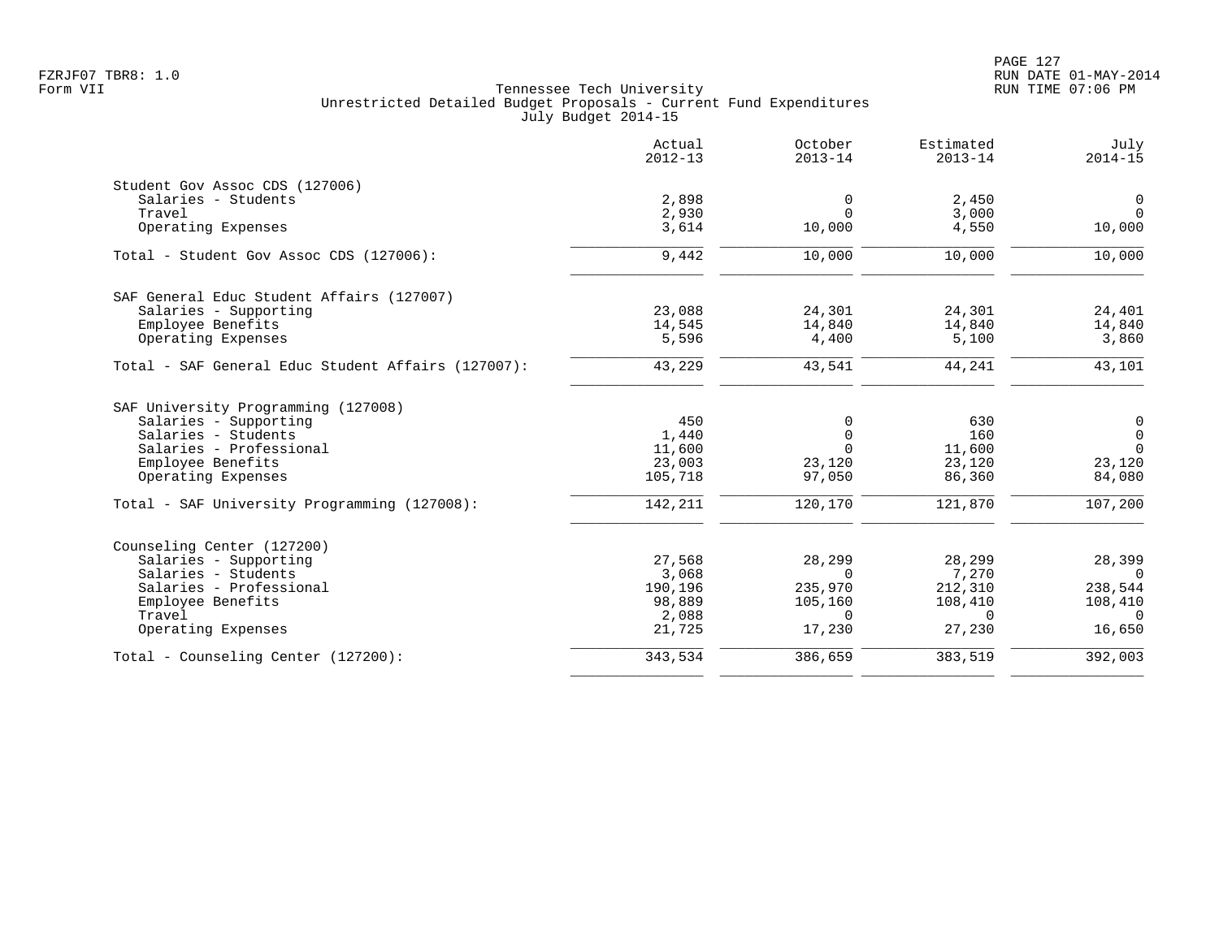Tennessee Tech University
Unrestricted Detailed Budget Proposals - Current Fund Expenditures
July Budget 2014-15

| | Actual 2012-13 | October 2013-14 | Estimated 2013-14 | July 2014-15 |
|---|---|---|---|---|
| **Student Gov Assoc CDS (127006)** | | | | |
| Salaries - Students | 2,898 | 0 | 2,450 | 0 |
| Travel | 2,930 | 0 | 3,000 | 0 |
| Operating Expenses | 3,614 | 10,000 | 4,550 | 10,000 |
| Total - Student Gov Assoc CDS (127006): | 9,442 | 10,000 | 10,000 | 10,000 |
| **SAF General Educ Student Affairs (127007)** | | | | |
| Salaries - Supporting | 23,088 | 24,301 | 24,301 | 24,401 |
| Employee Benefits | 14,545 | 14,840 | 14,840 | 14,840 |
| Operating Expenses | 5,596 | 4,400 | 5,100 | 3,860 |
| Total - SAF General Educ Student Affairs (127007): | 43,229 | 43,541 | 44,241 | 43,101 |
| **SAF University Programming (127008)** | | | | |
| Salaries - Supporting | 450 | 0 | 630 | 0 |
| Salaries - Students | 1,440 | 0 | 160 | 0 |
| Salaries - Professional | 11,600 | 0 | 11,600 | 0 |
| Employee Benefits | 23,003 | 23,120 | 23,120 | 23,120 |
| Operating Expenses | 105,718 | 97,050 | 86,360 | 84,080 |
| Total - SAF University Programming (127008): | 142,211 | 120,170 | 121,870 | 107,200 |
| **Counseling Center (127200)** | | | | |
| Salaries - Supporting | 27,568 | 28,299 | 28,299 | 28,399 |
| Salaries - Students | 3,068 | 0 | 7,270 | 0 |
| Salaries - Professional | 190,196 | 235,970 | 212,310 | 238,544 |
| Employee Benefits | 98,889 | 105,160 | 108,410 | 108,410 |
| Travel | 2,088 | 0 | 0 | 0 |
| Operating Expenses | 21,725 | 17,230 | 27,230 | 16,650 |
| Total - Counseling Center (127200): | 343,534 | 386,659 | 383,519 | 392,003 |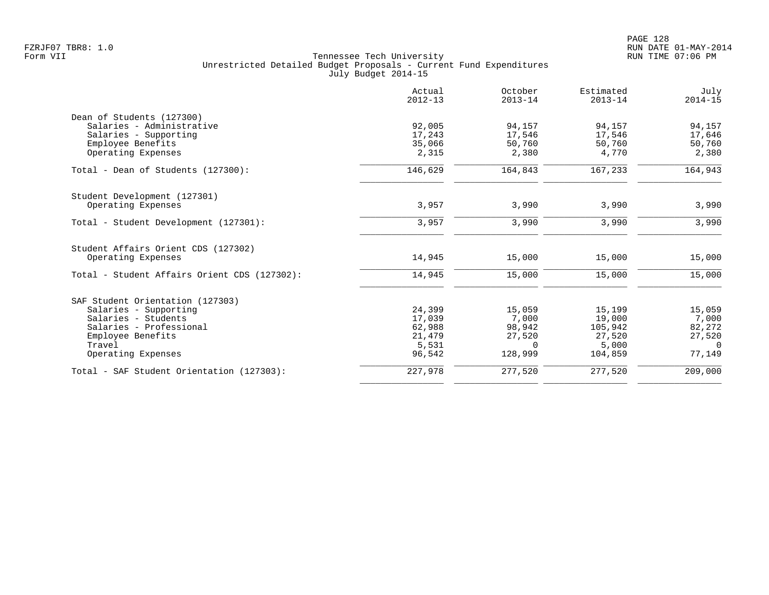Tennessee Tech University
Unrestricted Detailed Budget Proposals - Current Fund Expenditures
July Budget 2014-15

| | Actual 2012-13 | October 2013-14 | Estimated 2013-14 | July 2014-15 |
|---|---|---|---|---|
| **Dean of Students (127300)** | | | | |
| Salaries - Administrative | 92,005 | 94,157 | 94,157 | 94,157 |
| Salaries - Supporting | 17,243 | 17,546 | 17,546 | 17,646 |
| Employee Benefits | 35,066 | 50,760 | 50,760 | 50,760 |
| Operating Expenses | 2,315 | 2,380 | 4,770 | 2,380 |
| Total - Dean of Students (127300): | 146,629 | 164,843 | 167,233 | 164,943 |
| **Student Development (127301)** | | | | |
| Operating Expenses | 3,957 | 3,990 | 3,990 | 3,990 |
| Total - Student Development (127301): | 3,957 | 3,990 | 3,990 | 3,990 |
| **Student Affairs Orient CDS (127302)** | | | | |
| Operating Expenses | 14,945 | 15,000 | 15,000 | 15,000 |
| Total - Student Affairs Orient CDS (127302): | 14,945 | 15,000 | 15,000 | 15,000 |
| **SAF Student Orientation (127303)** | | | | |
| Salaries - Supporting | 24,399 | 15,059 | 15,199 | 15,059 |
| Salaries - Students | 17,039 | 7,000 | 19,000 | 7,000 |
| Salaries - Professional | 62,988 | 98,942 | 105,942 | 82,272 |
| Employee Benefits | 21,479 | 27,520 | 27,520 | 27,520 |
| Travel | 5,531 | 0 | 5,000 | 0 |
| Operating Expenses | 96,542 | 128,999 | 104,859 | 77,149 |
| Total - SAF Student Orientation (127303): | 227,978 | 277,520 | 277,520 | 209,000 |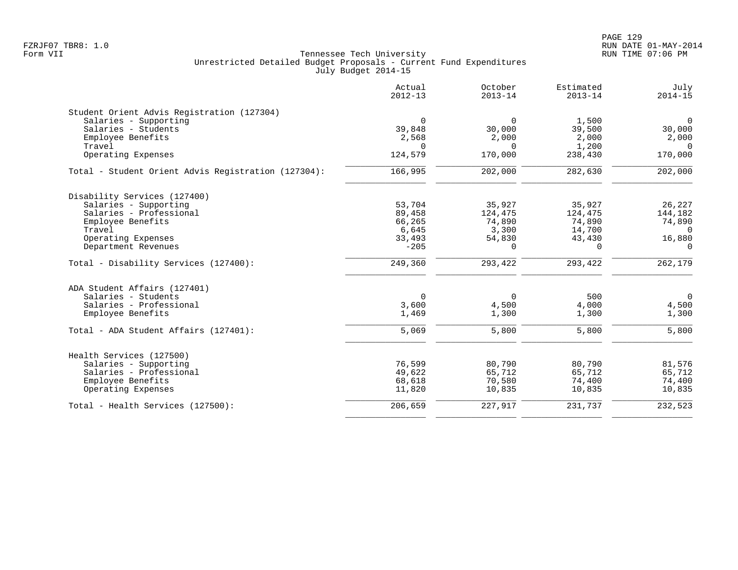Tennessee Tech University
Unrestricted Detailed Budget Proposals - Current Fund Expenditures
July Budget 2014-15

| | Actual 2012-13 | October 2013-14 | Estimated 2013-14 | July 2014-15 |
|---|---:|---:|---:|---:|
| **Student Orient Advis Registration (127304)** | | | | |
| Salaries - Supporting | 0 | 0 | 1,500 | 0 |
| Salaries - Students | 39,848 | 30,000 | 39,500 | 30,000 |
| Employee Benefits | 2,568 | 2,000 | 2,000 | 2,000 |
| Travel | 0 | 0 | 1,200 | 0 |
| Operating Expenses | 124,579 | 170,000 | 238,430 | 170,000 |
| Total - Student Orient Advis Registration (127304): | 166,995 | 202,000 | 282,630 | 202,000 |
| **Disability Services (127400)** | | | | |
| Salaries - Supporting | 53,704 | 35,927 | 35,927 | 26,227 |
| Salaries - Professional | 89,458 | 124,475 | 124,475 | 144,182 |
| Employee Benefits | 66,265 | 74,890 | 74,890 | 74,890 |
| Travel | 6,645 | 3,300 | 14,700 | 0 |
| Operating Expenses | 33,493 | 54,830 | 43,430 | 16,880 |
| Department Revenues | -205 | 0 | 0 | 0 |
| Total - Disability Services (127400): | 249,360 | 293,422 | 293,422 | 262,179 |
| **ADA Student Affairs (127401)** | | | | |
| Salaries - Students | 0 | 0 | 500 | 0 |
| Salaries - Professional | 3,600 | 4,500 | 4,000 | 4,500 |
| Employee Benefits | 1,469 | 1,300 | 1,300 | 1,300 |
| Total - ADA Student Affairs (127401): | 5,069 | 5,800 | 5,800 | 5,800 |
| **Health Services (127500)** | | | | |
| Salaries - Supporting | 76,599 | 80,790 | 80,790 | 81,576 |
| Salaries - Professional | 49,622 | 65,712 | 65,712 | 65,712 |
| Employee Benefits | 68,618 | 70,580 | 74,400 | 74,400 |
| Operating Expenses | 11,820 | 10,835 | 10,835 | 10,835 |
| Total - Health Services (127500): | 206,659 | 227,917 | 231,737 | 232,523 |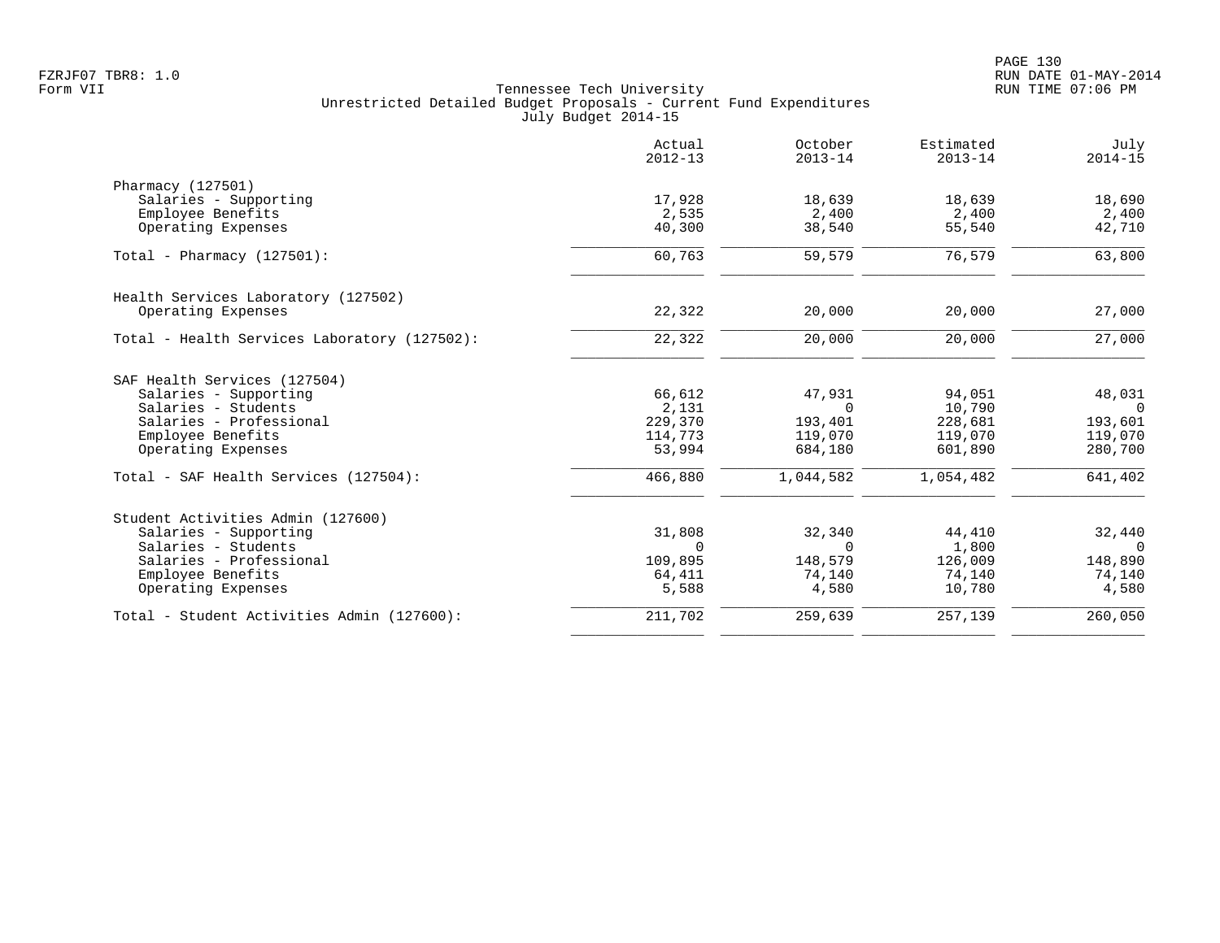Tennessee Tech University
Unrestricted Detailed Budget Proposals - Current Fund Expenditures
July Budget 2014-15

| | Actual 2012-13 | October 2013-14 | Estimated 2013-14 | July 2014-15 |
|---|---|---|---|---|
| **Pharmacy (127501)** | | | | |
| Salaries - Supporting | 17,928 | 18,639 | 18,639 | 18,690 |
| Employee Benefits | 2,535 | 2,400 | 2,400 | 2,400 |
| Operating Expenses | 40,300 | 38,540 | 55,540 | 42,710 |
| Total - Pharmacy (127501): | 60,763 | 59,579 | 76,579 | 63,800 |
| **Health Services Laboratory (127502)** | | | | |
| Operating Expenses | 22,322 | 20,000 | 20,000 | 27,000 |
| Total - Health Services Laboratory (127502): | 22,322 | 20,000 | 20,000 | 27,000 |
| **SAF Health Services (127504)** | | | | |
| Salaries - Supporting | 66,612 | 47,931 | 94,051 | 48,031 |
| Salaries - Students | 2,131 | 0 | 10,790 | 0 |
| Salaries - Professional | 229,370 | 193,401 | 228,681 | 193,601 |
| Employee Benefits | 114,773 | 119,070 | 119,070 | 119,070 |
| Operating Expenses | 53,994 | 684,180 | 601,890 | 280,700 |
| Total - SAF Health Services (127504): | 466,880 | 1,044,582 | 1,054,482 | 641,402 |
| **Student Activities Admin (127600)** | | | | |
| Salaries - Supporting | 31,808 | 32,340 | 44,410 | 32,440 |
| Salaries - Students | 0 | 0 | 1,800 | 0 |
| Salaries - Professional | 109,895 | 148,579 | 126,009 | 148,890 |
| Employee Benefits | 64,411 | 74,140 | 74,140 | 74,140 |
| Operating Expenses | 5,588 | 4,580 | 10,780 | 4,580 |
| Total - Student Activities Admin (127600): | 211,702 | 259,639 | 257,139 | 260,050 |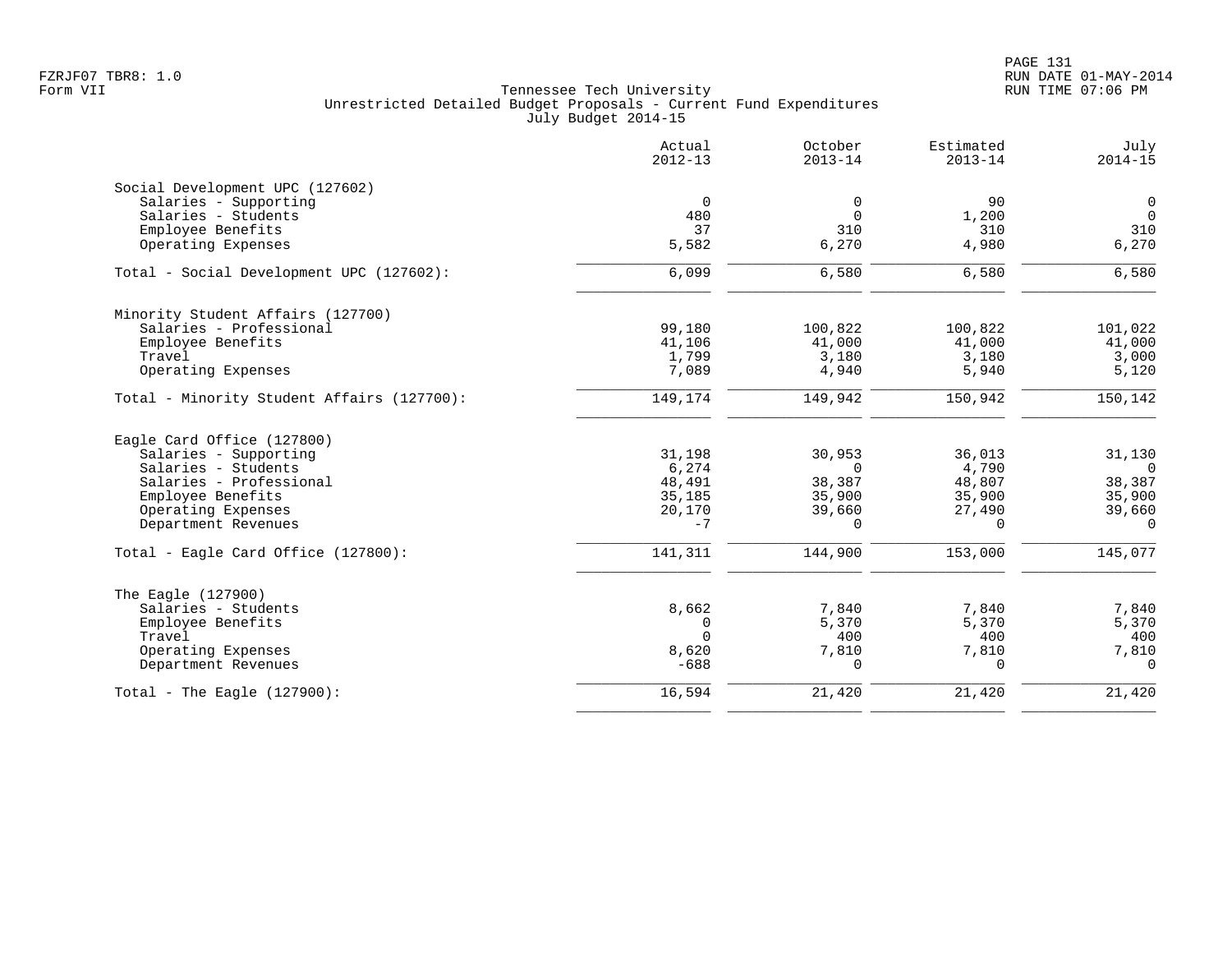FZRJF07 TBR8: 1.0
Form VII

Tennessee Tech University
Unrestricted Detailed Budget Proposals - Current Fund Expenditures
July Budget 2014-15

RUN DATE 01-MAY-2014
RUN TIME 07:06 PM

| | Actual 2012-13 | October 2013-14 | Estimated 2013-14 | July 2014-15 |
|---|---|---|---|---|
| **Social Development UPC (127602)** | | | | |
| Salaries - Supporting | 0 | 0 | 90 | 0 |
| Salaries - Students | 480 | 0 | 1,200 | 0 |
| Employee Benefits | 37 | 310 | 310 | 310 |
| Operating Expenses | 5,582 | 6,270 | 4,980 | 6,270 |
| Total - Social Development UPC (127602): | 6,099 | 6,580 | 6,580 | 6,580 |
| **Minority Student Affairs (127700)** | | | | |
| Salaries - Professional | 99,180 | 100,822 | 100,822 | 101,022 |
| Employee Benefits | 41,106 | 41,000 | 41,000 | 41,000 |
| Travel | 1,799 | 3,180 | 3,180 | 3,000 |
| Operating Expenses | 7,089 | 4,940 | 5,940 | 5,120 |
| Total - Minority Student Affairs (127700): | 149,174 | 149,942 | 150,942 | 150,142 |
| **Eagle Card Office (127800)** | | | | |
| Salaries - Supporting | 31,198 | 30,953 | 36,013 | 31,130 |
| Salaries - Students | 6,274 | 0 | 4,790 | 0 |
| Salaries - Professional | 48,491 | 38,387 | 48,807 | 38,387 |
| Employee Benefits | 35,185 | 35,900 | 35,900 | 35,900 |
| Operating Expenses | 20,170 | 39,660 | 27,490 | 39,660 |
| Department Revenues | -7 | 0 | 0 | 0 |
| Total - Eagle Card Office (127800): | 141,311 | 144,900 | 153,000 | 145,077 |
| **The Eagle (127900)** | | | | |
| Salaries - Students | 8,662 | 7,840 | 7,840 | 7,840 |
| Employee Benefits | 0 | 5,370 | 5,370 | 5,370 |
| Travel | 0 | 400 | 400 | 400 |
| Operating Expenses | 8,620 | 7,810 | 7,810 | 7,810 |
| Department Revenues | -688 | 0 | 0 | 0 |
| Total - The Eagle (127900): | 16,594 | 21,420 | 21,420 | 21,420 |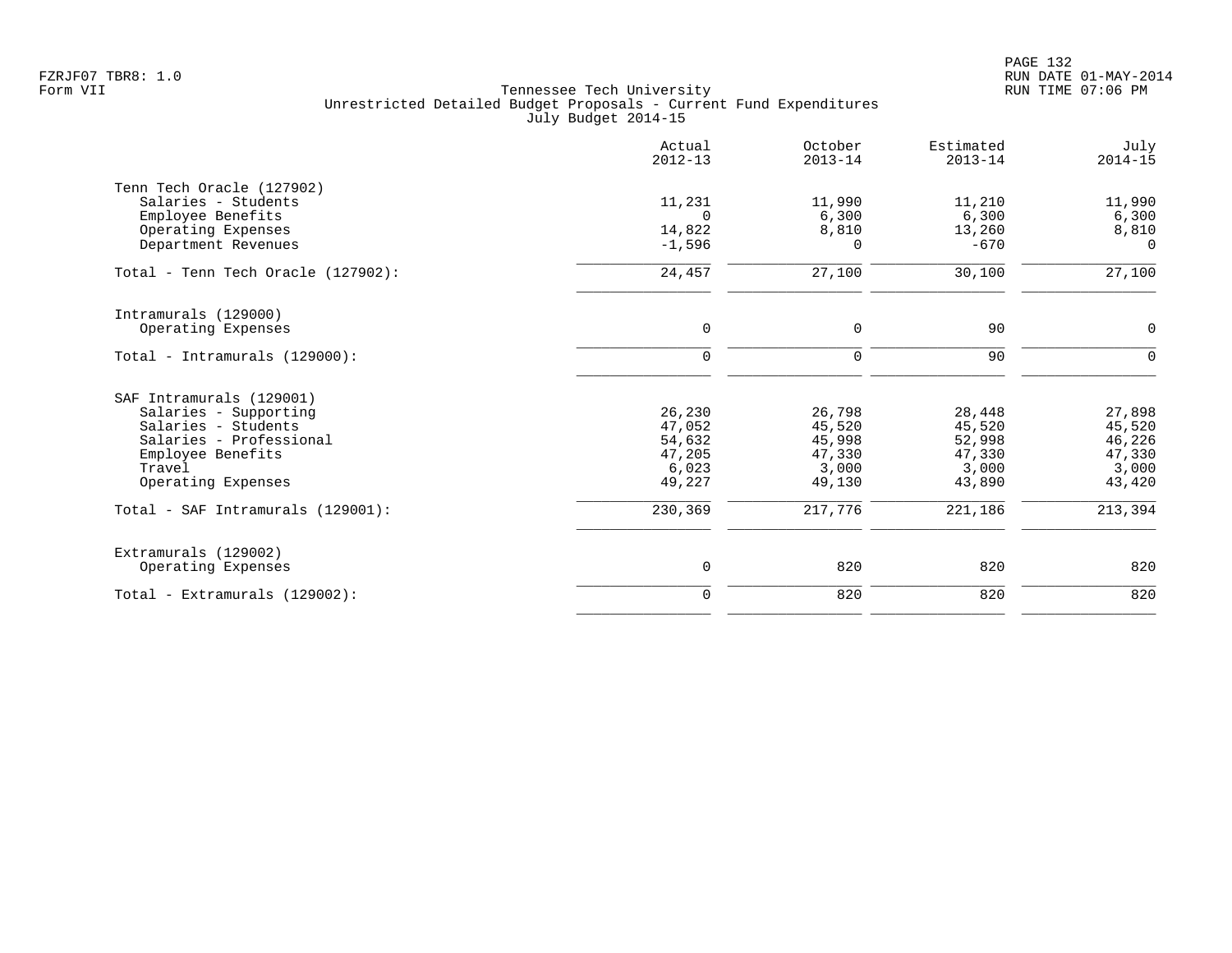Form VII

Tennessee Tech University
Unrestricted Detailed Budget Proposals - Current Fund Expenditures
July Budget 2014-15

| | Actual 2012-13 | October 2013-14 | Estimated 2013-14 | July 2014-15 |
|---|---|---|---|---|
| **Tenn Tech Oracle (127902)** | | | | |
| Salaries - Students | 11,231 | 11,990 | 11,210 | 11,990 |
| Employee Benefits | 0 | 6,300 | 6,300 | 6,300 |
| Operating Expenses | 14,822 | 8,810 | 13,260 | 8,810 |
| Department Revenues | -1,596 | 0 | -670 | 0 |
| Total - Tenn Tech Oracle (127902): | 24,457 | 27,100 | 30,100 | 27,100 |
| **Intramurals (129000)** | | | | |
| Operating Expenses | 0 | 0 | 90 | 0 |
| Total - Intramurals (129000): | 0 | 0 | 90 | 0 |
| **SAF Intramurals (129001)** | | | | |
| Salaries - Supporting | 26,230 | 26,798 | 28,448 | 27,898 |
| Salaries - Students | 47,052 | 45,520 | 45,520 | 45,520 |
| Salaries - Professional | 54,632 | 45,998 | 52,998 | 46,226 |
| Employee Benefits | 47,205 | 47,330 | 47,330 | 47,330 |
| Travel | 6,023 | 3,000 | 3,000 | 3,000 |
| Operating Expenses | 49,227 | 49,130 | 43,890 | 43,420 |
| Total - SAF Intramurals (129001): | 230,369 | 217,776 | 221,186 | 213,394 |
| **Extramurals (129002)** | | | | |
| Operating Expenses | 0 | 820 | 820 | 820 |
| Total - Extramurals (129002): | 0 | 820 | 820 | 820 |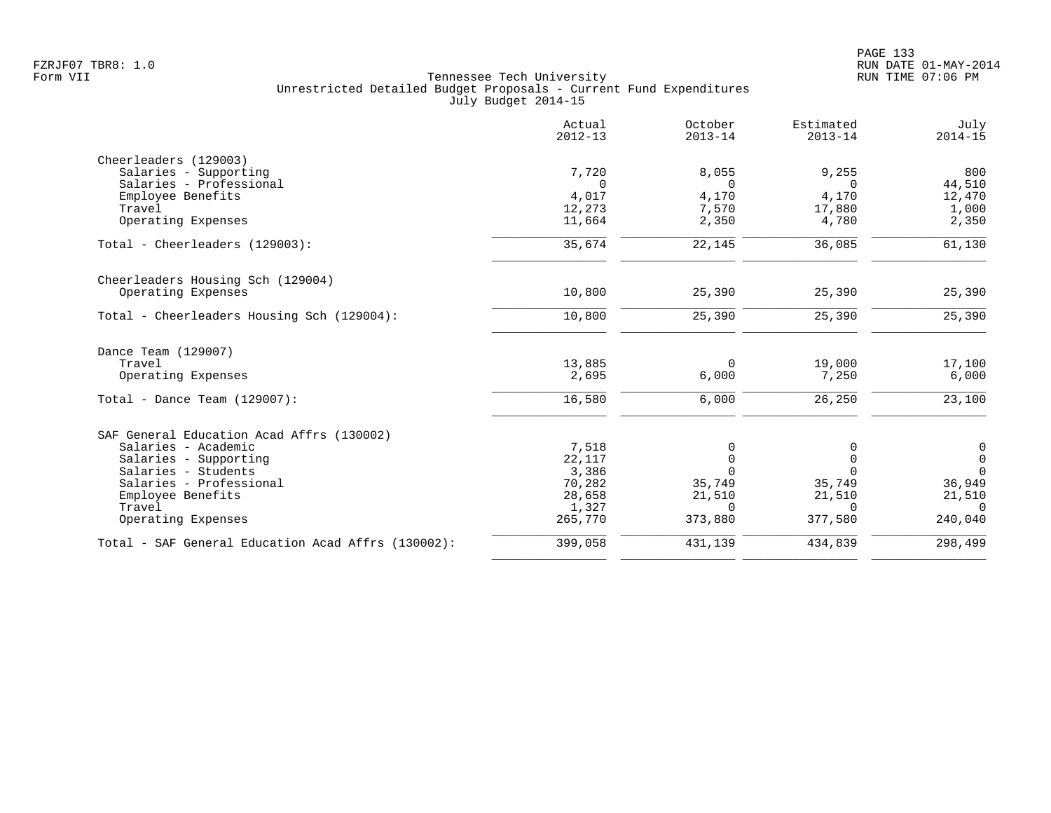Tennessee Tech University
Unrestricted Detailed Budget Proposals - Current Fund Expenditures
July Budget 2014-15

| | Actual 2012-13 | October 2013-14 | Estimated 2013-14 | July 2014-15 |
|---|---|---|---|---|
| **Cheerleaders (129003)** | | | | |
| Salaries - Supporting | 7,720 | 8,055 | 9,255 | 800 |
| Salaries - Professional | 0 | 0 | 0 | 44,510 |
| Employee Benefits | 4,017 | 4,170 | 4,170 | 12,470 |
| Travel | 12,273 | 7,570 | 17,880 | 1,000 |
| Operating Expenses | 11,664 | 2,350 | 4,780 | 2,350 |
| Total - Cheerleaders (129003): | 35,674 | 22,145 | 36,085 | 61,130 |
| **Cheerleaders Housing Sch (129004)** | | | | |
| Operating Expenses | 10,800 | 25,390 | 25,390 | 25,390 |
| Total - Cheerleaders Housing Sch (129004): | 10,800 | 25,390 | 25,390 | 25,390 |
| **Dance Team (129007)** | | | | |
| Travel | 13,885 | 0 | 19,000 | 17,100 |
| Operating Expenses | 2,695 | 6,000 | 7,250 | 6,000 |
| Total - Dance Team (129007): | 16,580 | 6,000 | 26,250 | 23,100 |
| **SAF General Education Acad Affrs (130002)** | | | | |
| Salaries - Academic | 7,518 | 0 | 0 | 0 |
| Salaries - Supporting | 22,117 | 0 | 0 | 0 |
| Salaries - Students | 3,386 | 0 | 0 | 0 |
| Salaries - Professional | 70,282 | 35,749 | 35,749 | 36,949 |
| Employee Benefits | 28,658 | 21,510 | 21,510 | 21,510 |
| Travel | 1,327 | 0 | 0 | 0 |
| Operating Expenses | 265,770 | 373,880 | 377,580 | 240,040 |
| Total - SAF General Education Acad Affrs (130002): | 399,058 | 431,139 | 434,839 | 298,499 |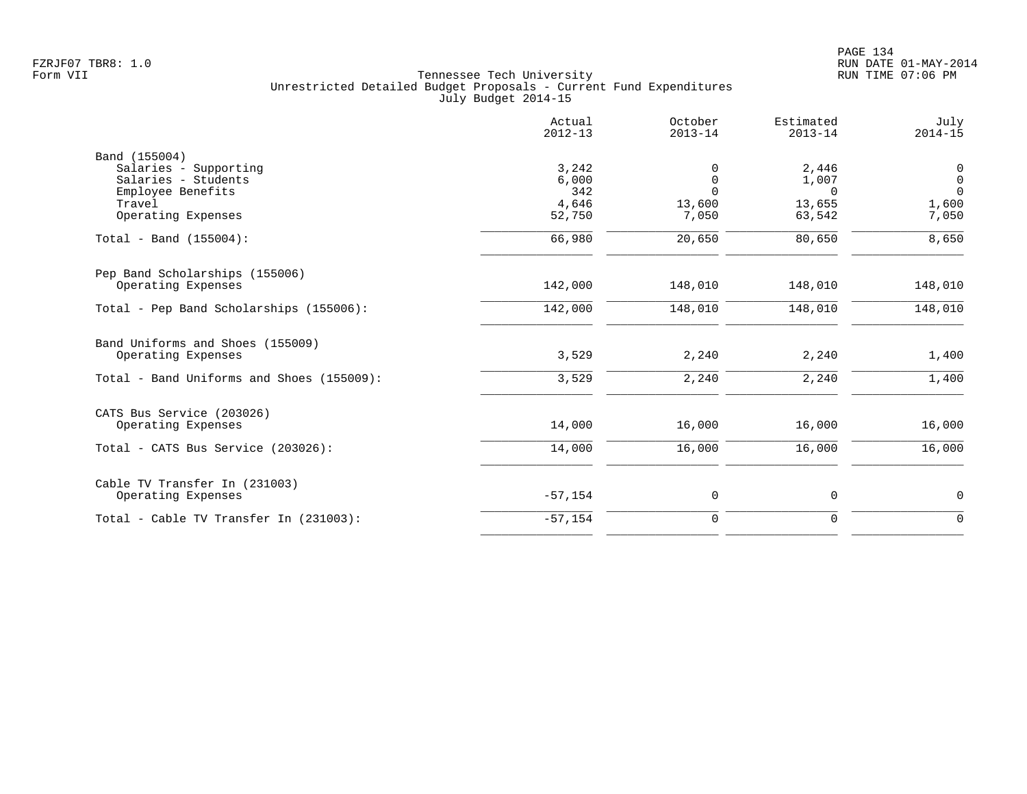Tennessee Tech University
Unrestricted Detailed Budget Proposals - Current Fund Expenditures
July Budget 2014-15

| | Actual 2012-13 | October 2013-14 | Estimated 2013-14 | July 2014-15 |
|---|---|---|---|---|
| **Band (155004)** | | | | |
| Salaries - Supporting | 3,242 | 0 | 2,446 | 0 |
| Salaries - Students | 6,000 | 0 | 1,007 | 0 |
| Employee Benefits | 342 | 0 | 0 | 0 |
| Travel | 4,646 | 13,600 | 13,655 | 1,600 |
| Operating Expenses | 52,750 | 7,050 | 63,542 | 7,050 |
| Total - Band (155004): | 66,980 | 20,650 | 80,650 | 8,650 |
| **Pep Band Scholarships (155006)** | | | | |
| Operating Expenses | 142,000 | 148,010 | 148,010 | 148,010 |
| Total - Pep Band Scholarships (155006): | 142,000 | 148,010 | 148,010 | 148,010 |
| **Band Uniforms and Shoes (155009)** | | | | |
| Operating Expenses | 3,529 | 2,240 | 2,240 | 1,400 |
| Total - Band Uniforms and Shoes (155009): | 3,529 | 2,240 | 2,240 | 1,400 |
| **CATS Bus Service (203026)** | | | | |
| Operating Expenses | 14,000 | 16,000 | 16,000 | 16,000 |
| Total - CATS Bus Service (203026): | 14,000 | 16,000 | 16,000 | 16,000 |
| **Cable TV Transfer In (231003)** | | | | |
| Operating Expenses | -57,154 | 0 | 0 | 0 |
| Total - Cable TV Transfer In (231003): | -57,154 | 0 | 0 | 0 |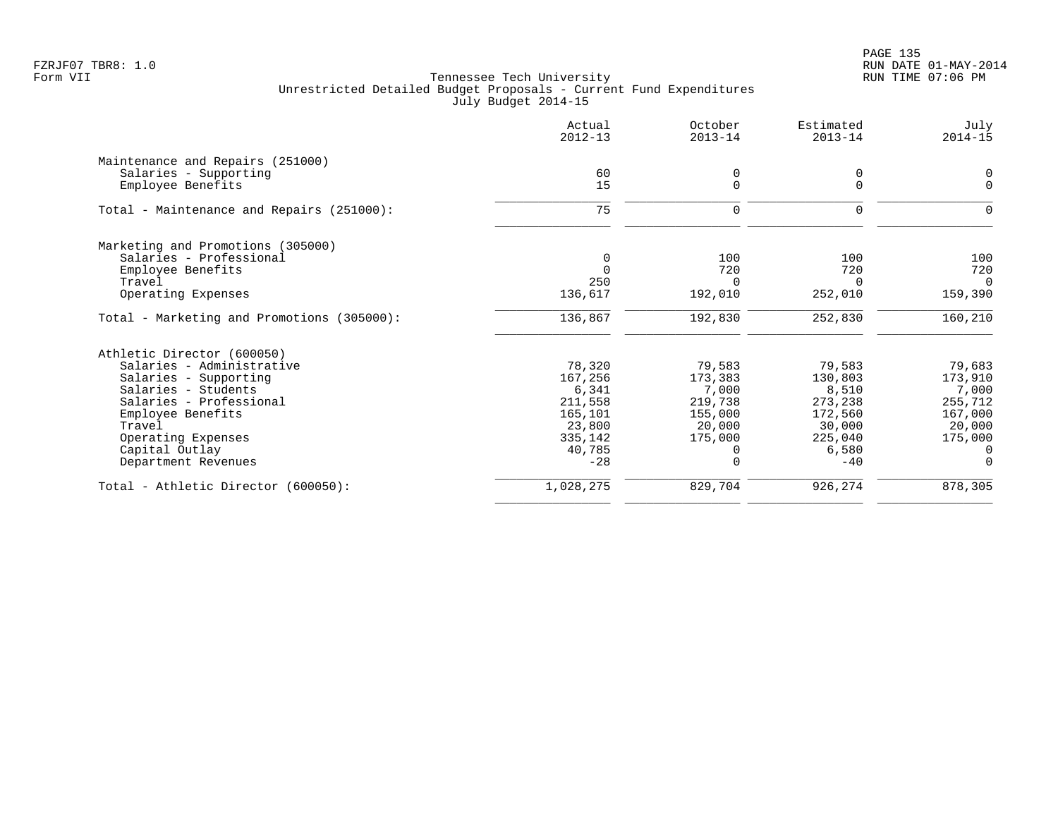Tennessee Tech University
Unrestricted Detailed Budget Proposals - Current Fund Expenditures
July Budget 2014-15

| | Actual 2012-13 | October 2013-14 | Estimated 2013-14 | July 2014-15 |
|---|---|---|---|---|
| **Maintenance and Repairs (251000)** | | | | |
| Salaries - Supporting | 60 | 0 | 0 | 0 |
| Employee Benefits | 15 | 0 | 0 | 0 |
| Total - Maintenance and Repairs (251000): | 75 | 0 | 0 | 0 |
| **Marketing and Promotions (305000)** | | | | |
| Salaries - Professional | 0 | 100 | 100 | 100 |
| Employee Benefits | 0 | 720 | 720 | 720 |
| Travel | 250 | 0 | 0 | 0 |
| Operating Expenses | 136,617 | 192,010 | 252,010 | 159,390 |
| Total - Marketing and Promotions (305000): | 136,867 | 192,830 | 252,830 | 160,210 |
| **Athletic Director (600050)** | | | | |
| Salaries - Administrative | 78,320 | 79,583 | 79,583 | 79,683 |
| Salaries - Supporting | 167,256 | 173,383 | 130,803 | 173,910 |
| Salaries - Students | 6,341 | 7,000 | 8,510 | 7,000 |
| Salaries - Professional | 211,558 | 219,738 | 273,238 | 255,712 |
| Employee Benefits | 165,101 | 155,000 | 172,560 | 167,000 |
| Travel | 23,800 | 20,000 | 30,000 | 20,000 |
| Operating Expenses | 335,142 | 175,000 | 225,040 | 175,000 |
| Capital Outlay | 40,785 | 0 | 6,580 | 0 |
| Department Revenues | -28 | 0 | -40 | 0 |
| Total - Athletic Director (600050): | 1,028,275 | 829,704 | 926,274 | 878,305 |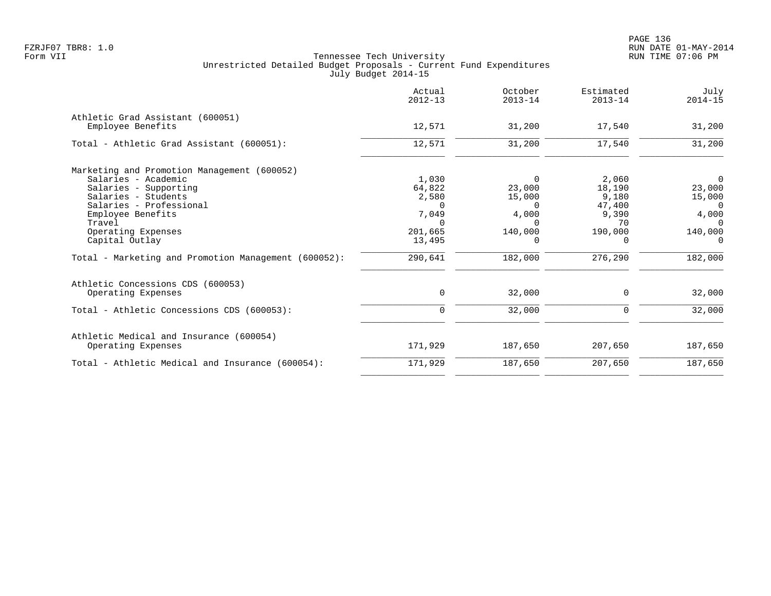Tennessee Tech University
Unrestricted Detailed Budget Proposals - Current Fund Expenditures
July Budget 2014-15

| | Actual 2012-13 | October 2013-14 | Estimated 2013-14 | July 2014-15 |
|---|---|---|---|---|
| **Athletic Grad Assistant (600051)** | | | | |
| Employee Benefits | 12,571 | 31,200 | 17,540 | 31,200 |
| Total - Athletic Grad Assistant (600051): | 12,571 | 31,200 | 17,540 | 31,200 |
| **Marketing and Promotion Management (600052)** | | | | |
| Salaries - Academic | 1,030 | 0 | 2,060 | 0 |
| Salaries - Supporting | 64,822 | 23,000 | 18,190 | 23,000 |
| Salaries - Students | 2,580 | 15,000 | 9,180 | 15,000 |
| Salaries - Professional | 0 | 0 | 47,400 | 0 |
| Employee Benefits | 7,049 | 4,000 | 9,390 | 4,000 |
| Travel | 0 | 0 | 70 | 0 |
| Operating Expenses | 201,665 | 140,000 | 190,000 | 140,000 |
| Capital Outlay | 13,495 | 0 | 0 | 0 |
| Total - Marketing and Promotion Management (600052): | 290,641 | 182,000 | 276,290 | 182,000 |
| **Athletic Concessions CDS (600053)** | | | | |
| Operating Expenses | 0 | 32,000 | 0 | 32,000 |
| Total - Athletic Concessions CDS (600053): | 0 | 32,000 | 0 | 32,000 |
| **Athletic Medical and Insurance (600054)** | | | | |
| Operating Expenses | 171,929 | 187,650 | 207,650 | 187,650 |
| Total - Athletic Medical and Insurance (600054): | 171,929 | 187,650 | 207,650 | 187,650 |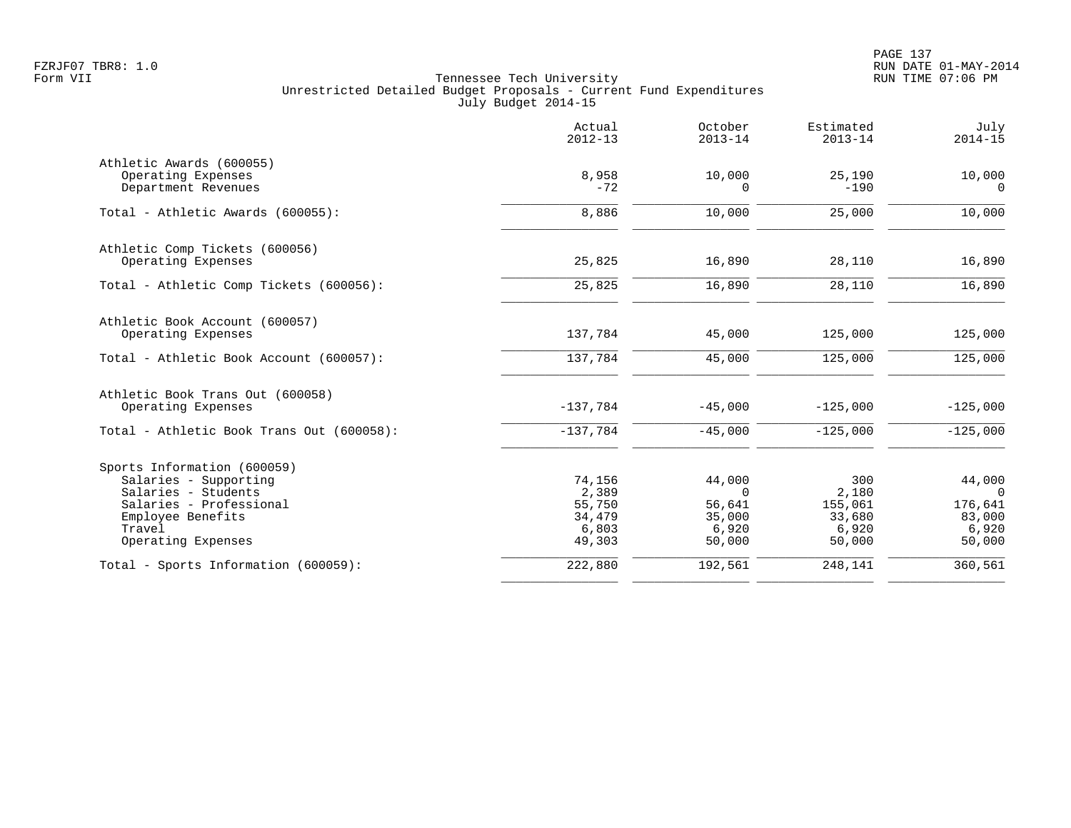Tennessee Tech University
Unrestricted Detailed Budget Proposals - Current Fund Expenditures
July Budget 2014-15

| | Actual 2012-13 | October 2013-14 | Estimated 2013-14 | July 2014-15 |
|---|---|---|---|---|
| Athletic Awards (600055) | | | | |
| Operating Expenses | 8,958 | 10,000 | 25,190 | 10,000 |
| Department Revenues | -72 | 0 | -190 | 0 |
| Total - Athletic Awards (600055): | 8,886 | 10,000 | 25,000 | 10,000 |
| Athletic Comp Tickets (600056) | | | | |
| Operating Expenses | 25,825 | 16,890 | 28,110 | 16,890 |
| Total - Athletic Comp Tickets (600056): | 25,825 | 16,890 | 28,110 | 16,890 |
| Athletic Book Account (600057) | | | | |
| Operating Expenses | 137,784 | 45,000 | 125,000 | 125,000 |
| Total - Athletic Book Account (600057): | 137,784 | 45,000 | 125,000 | 125,000 |
| Athletic Book Trans Out (600058) | | | | |
| Operating Expenses | -137,784 | -45,000 | -125,000 | -125,000 |
| Total - Athletic Book Trans Out (600058): | -137,784 | -45,000 | -125,000 | -125,000 |
| Sports Information (600059) | | | | |
| Salaries - Supporting | 74,156 | 44,000 | 300 | 44,000 |
| Salaries - Students | 2,389 | 0 | 2,180 | 0 |
| Salaries - Professional | 55,750 | 56,641 | 155,061 | 176,641 |
| Employee Benefits | 34,479 | 35,000 | 33,680 | 83,000 |
| Travel | 6,803 | 6,920 | 6,920 | 6,920 |
| Operating Expenses | 49,303 | 50,000 | 50,000 | 50,000 |
| Total - Sports Information (600059): | 222,880 | 192,561 | 248,141 | 360,561 |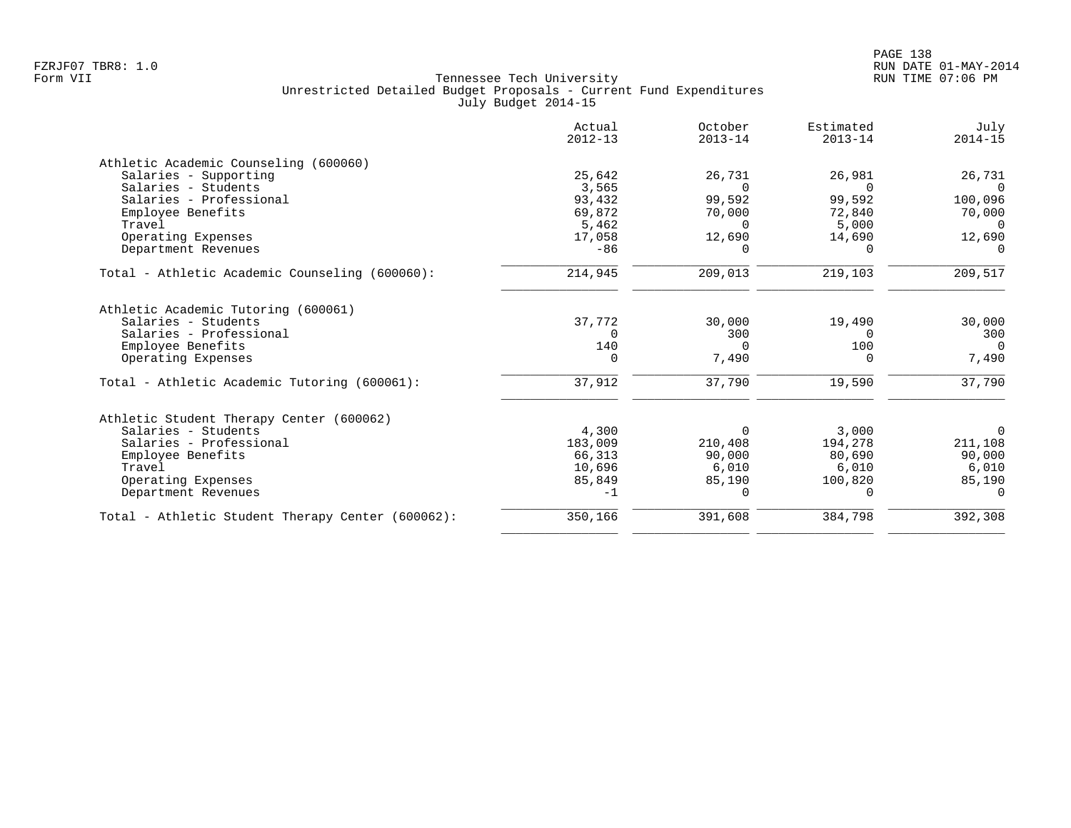Tennessee Tech University
Unrestricted Detailed Budget Proposals - Current Fund Expenditures
July Budget 2014-15

| | Actual 2012-13 | October 2013-14 | Estimated 2013-14 | July 2014-15 |
|---|---|---|---|---|
| **Athletic Academic Counseling (600060)** | | | | |
| Salaries - Supporting | 25,642 | 26,731 | 26,981 | 26,731 |
| Salaries - Students | 3,565 | 0 | 0 | 0 |
| Salaries - Professional | 93,432 | 99,592 | 99,592 | 100,096 |
| Employee Benefits | 69,872 | 70,000 | 72,840 | 70,000 |
| Travel | 5,462 | 0 | 5,000 | 0 |
| Operating Expenses | 17,058 | 12,690 | 14,690 | 12,690 |
| Department Revenues | -86 | 0 | 0 | 0 |
| Total - Athletic Academic Counseling (600060): | 214,945 | 209,013 | 219,103 | 209,517 |
| **Athletic Academic Tutoring (600061)** | | | | |
| Salaries - Students | 37,772 | 30,000 | 19,490 | 30,000 |
| Salaries - Professional | 0 | 300 | 0 | 300 |
| Employee Benefits | 140 | 0 | 100 | 0 |
| Operating Expenses | 0 | 7,490 | 0 | 7,490 |
| Total - Athletic Academic Tutoring (600061): | 37,912 | 37,790 | 19,590 | 37,790 |
| **Athletic Student Therapy Center (600062)** | | | | |
| Salaries - Students | 4,300 | 0 | 3,000 | 0 |
| Salaries - Professional | 183,009 | 210,408 | 194,278 | 211,108 |
| Employee Benefits | 66,313 | 90,000 | 80,690 | 90,000 |
| Travel | 10,696 | 6,010 | 6,010 | 6,010 |
| Operating Expenses | 85,849 | 85,190 | 100,820 | 85,190 |
| Department Revenues | -1 | 0 | 0 | 0 |
| Total - Athletic Student Therapy Center (600062): | 350,166 | 391,608 | 384,798 | 392,308 |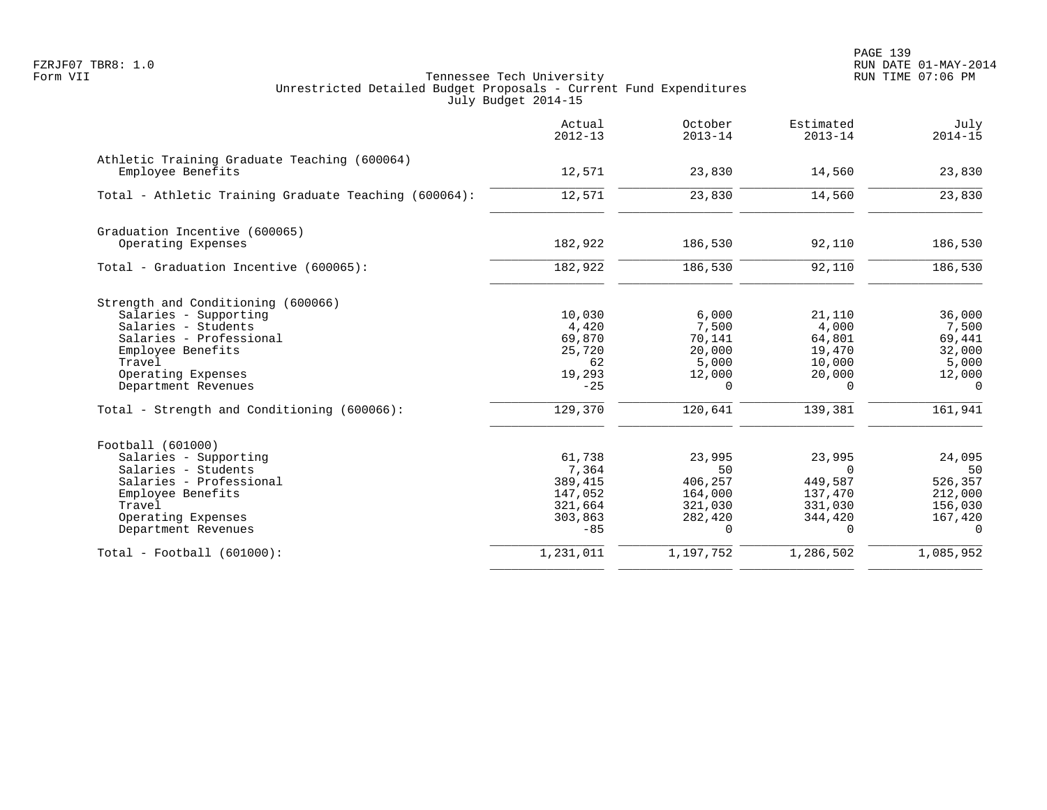Tennessee Tech University
Unrestricted Detailed Budget Proposals - Current Fund Expenditures
July Budget 2014-15

| | Actual 2012-13 | October 2013-14 | Estimated 2013-14 | July 2014-15 |
|---|---|---|---|---|
| **Athletic Training Graduate Teaching (600064)** | | | | |
| Employee Benefits | 12,571 | 23,830 | 14,560 | 23,830 |
| Total - Athletic Training Graduate Teaching (600064): | 12,571 | 23,830 | 14,560 | 23,830 |
| **Graduation Incentive (600065)** | | | | |
| Operating Expenses | 182,922 | 186,530 | 92,110 | 186,530 |
| Total - Graduation Incentive (600065): | 182,922 | 186,530 | 92,110 | 186,530 |
| **Strength and Conditioning (600066)** | | | | |
| Salaries - Supporting | 10,030 | 6,000 | 21,110 | 36,000 |
| Salaries - Students | 4,420 | 7,500 | 4,000 | 7,500 |
| Salaries - Professional | 69,870 | 70,141 | 64,801 | 69,441 |
| Employee Benefits | 25,720 | 20,000 | 19,470 | 32,000 |
| Travel | 62 | 5,000 | 10,000 | 5,000 |
| Operating Expenses | 19,293 | 12,000 | 20,000 | 12,000 |
| Department Revenues | -25 | 0 | 0 | 0 |
| Total - Strength and Conditioning (600066): | 129,370 | 120,641 | 139,381 | 161,941 |
| **Football (601000)** | | | | |
| Salaries - Supporting | 61,738 | 23,995 | 23,995 | 24,095 |
| Salaries - Students | 7,364 | 50 | 0 | 50 |
| Salaries - Professional | 389,415 | 406,257 | 449,587 | 526,357 |
| Employee Benefits | 147,052 | 164,000 | 137,470 | 212,000 |
| Travel | 321,664 | 321,030 | 331,030 | 156,030 |
| Operating Expenses | 303,863 | 282,420 | 344,420 | 167,420 |
| Department Revenues | -85 | 0 | 0 | 0 |
| Total - Football (601000): | 1,231,011 | 1,197,752 | 1,286,502 | 1,085,952 |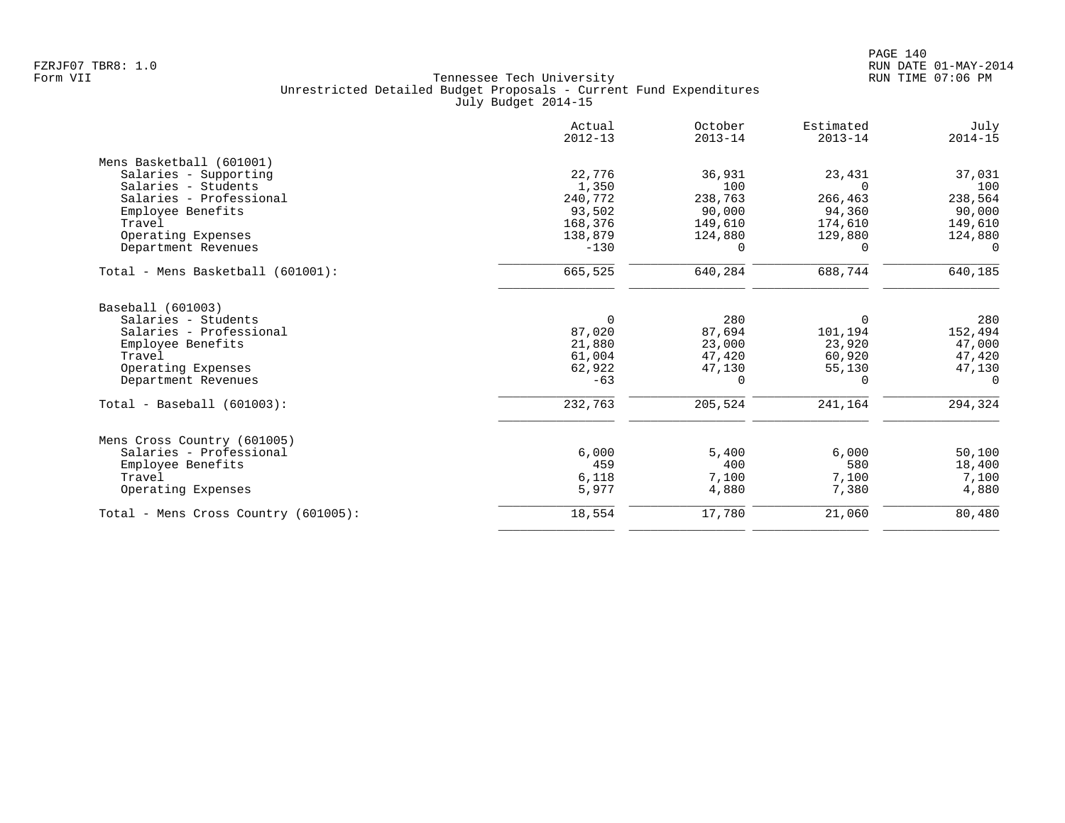Tennessee Tech University
Unrestricted Detailed Budget Proposals - Current Fund Expenditures
July Budget 2014-15

| | Actual 2012-13 | October 2013-14 | Estimated 2013-14 | July 2014-15 |
|---|---|---|---|---|
| **Mens Basketball (601001)** | | | | |
| Salaries - Supporting | 22,776 | 36,931 | 23,431 | 37,031 |
| Salaries - Students | 1,350 | 100 | 0 | 100 |
| Salaries - Professional | 240,772 | 238,763 | 266,463 | 238,564 |
| Employee Benefits | 93,502 | 90,000 | 94,360 | 90,000 |
| Travel | 168,376 | 149,610 | 174,610 | 149,610 |
| Operating Expenses | 138,879 | 124,880 | 129,880 | 124,880 |
| Department Revenues | -130 | 0 | 0 | 0 |
| Total - Mens Basketball (601001): | 665,525 | 640,284 | 688,744 | 640,185 |
| **Baseball (601003)** | | | | |
| Salaries - Students | 0 | 280 | 0 | 280 |
| Salaries - Professional | 87,020 | 87,694 | 101,194 | 152,494 |
| Employee Benefits | 21,880 | 23,000 | 23,920 | 47,000 |
| Travel | 61,004 | 47,420 | 60,920 | 47,420 |
| Operating Expenses | 62,922 | 47,130 | 55,130 | 47,130 |
| Department Revenues | -63 | 0 | 0 | 0 |
| Total - Baseball (601003): | 232,763 | 205,524 | 241,164 | 294,324 |
| **Mens Cross Country (601005)** | | | | |
| Salaries - Professional | 6,000 | 5,400 | 6,000 | 50,100 |
| Employee Benefits | 459 | 400 | 580 | 18,400 |
| Travel | 6,118 | 7,100 | 7,100 | 7,100 |
| Operating Expenses | 5,977 | 4,880 | 7,380 | 4,880 |
| Total - Mens Cross Country (601005): | 18,554 | 17,780 | 21,060 | 80,480 |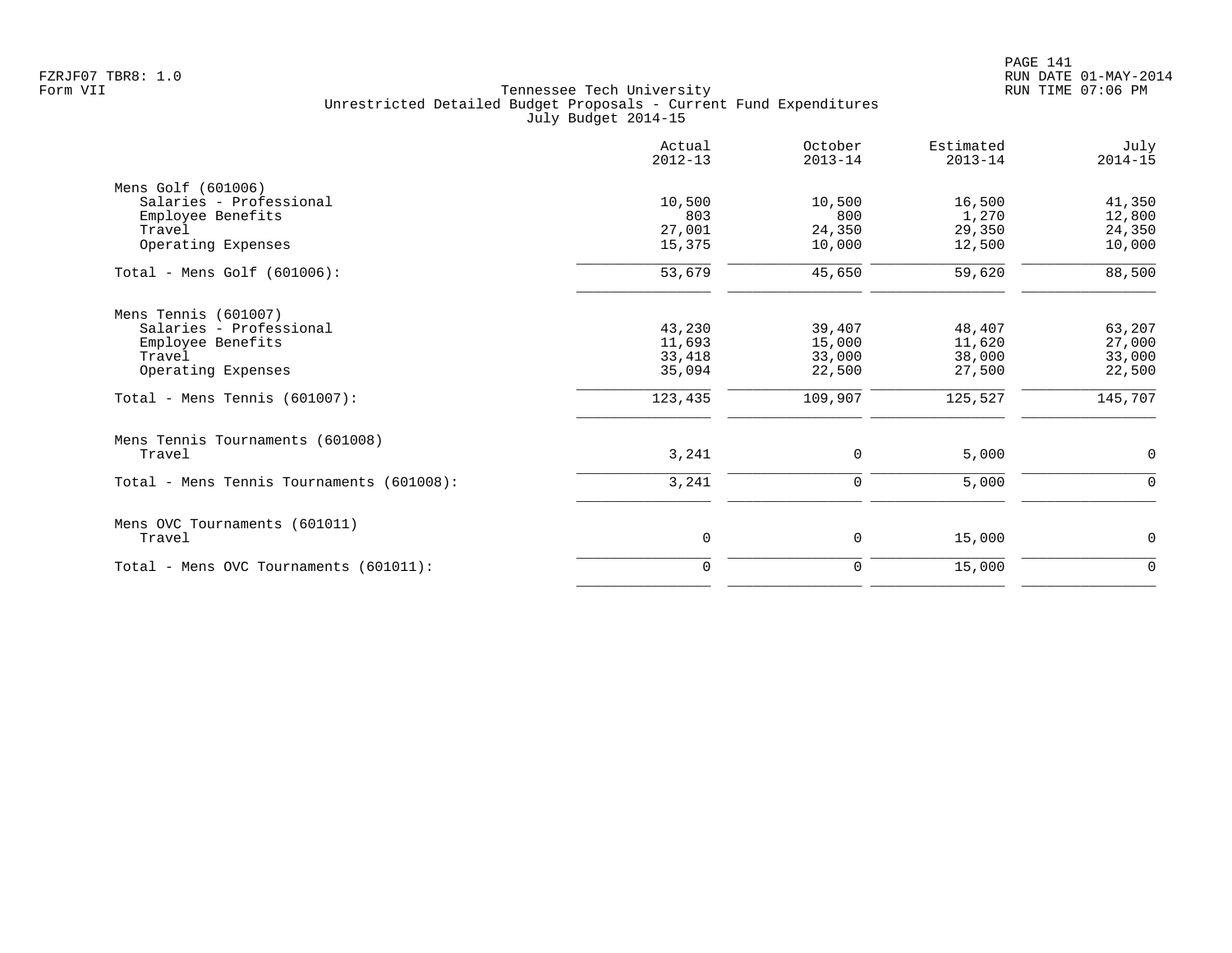FZRJF07 TBR8: 1.0
Form VII

Tennessee Tech University
Unrestricted Detailed Budget Proposals - Current Fund Expenditures
July Budget 2014-15

| | Actual 2012-13 | October 2013-14 | Estimated 2013-14 | July 2014-15 |
|---|---|---|---|---|
| Mens Golf (601006) | | | | |
| Salaries - Professional | 10,500 | 10,500 | 16,500 | 41,350 |
| Employee Benefits | 803 | 800 | 1,270 | 12,800 |
| Travel | 27,001 | 24,350 | 29,350 | 24,350 |
| Operating Expenses | 15,375 | 10,000 | 12,500 | 10,000 |
| Total - Mens Golf (601006): | 53,679 | 45,650 | 59,620 | 88,500 |
| Mens Tennis (601007) | | | | |
| Salaries - Professional | 43,230 | 39,407 | 48,407 | 63,207 |
| Employee Benefits | 11,693 | 15,000 | 11,620 | 27,000 |
| Travel | 33,418 | 33,000 | 38,000 | 33,000 |
| Operating Expenses | 35,094 | 22,500 | 27,500 | 22,500 |
| Total - Mens Tennis (601007): | 123,435 | 109,907 | 125,527 | 145,707 |
| Mens Tennis Tournaments (601008) | | | | |
| Travel | 3,241 | 0 | 5,000 | 0 |
| Total - Mens Tennis Tournaments (601008): | 3,241 | 0 | 5,000 | 0 |
| Mens OVC Tournaments (601011) | | | | |
| Travel | 0 | 0 | 15,000 | 0 |
| Total - Mens OVC Tournaments (601011): | 0 | 0 | 15,000 | 0 |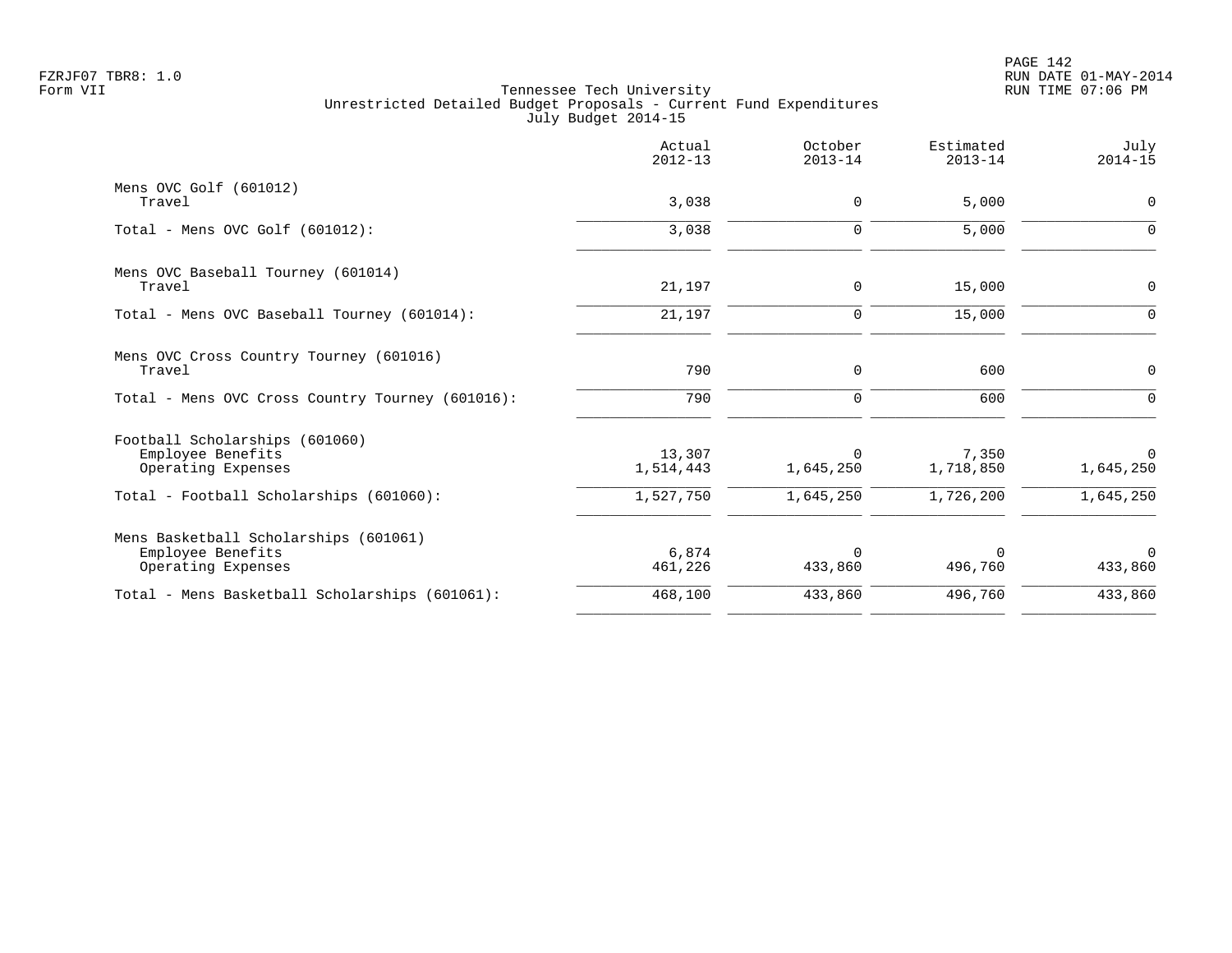Tennessee Tech University
Unrestricted Detailed Budget Proposals - Current Fund Expenditures
July Budget 2014-15

| | Actual 2012-13 | October 2013-14 | Estimated 2013-14 | July 2014-15 |
|---|---|---|---|---|
| **Mens OVC Golf (601012)** | | | | |
| Travel | 3,038 | 0 | 5,000 | 0 |
| Total - Mens OVC Golf (601012): | 3,038 | 0 | 5,000 | 0 |
| **Mens OVC Baseball Tourney (601014)** | | | | |
| Travel | 21,197 | 0 | 15,000 | 0 |
| Total - Mens OVC Baseball Tourney (601014): | 21,197 | 0 | 15,000 | 0 |
| **Mens OVC Cross Country Tourney (601016)** | | | | |
| Travel | 790 | 0 | 600 | 0 |
| Total - Mens OVC Cross Country Tourney (601016): | 790 | 0 | 600 | 0 |
| **Football Scholarships (601060)** | | | | |
| Employee Benefits | 13,307 | 0 | 7,350 | 0 |
| Operating Expenses | 1,514,443 | 1,645,250 | 1,718,850 | 1,645,250 |
| Total - Football Scholarships (601060): | 1,527,750 | 1,645,250 | 1,726,200 | 1,645,250 |
| **Mens Basketball Scholarships (601061)** | | | | |
| Employee Benefits | 6,874 | 0 | 0 | 0 |
| Operating Expenses | 461,226 | 433,860 | 496,760 | 433,860 |
| Total - Mens Basketball Scholarships (601061): | 468,100 | 433,860 | 496,760 | 433,860 |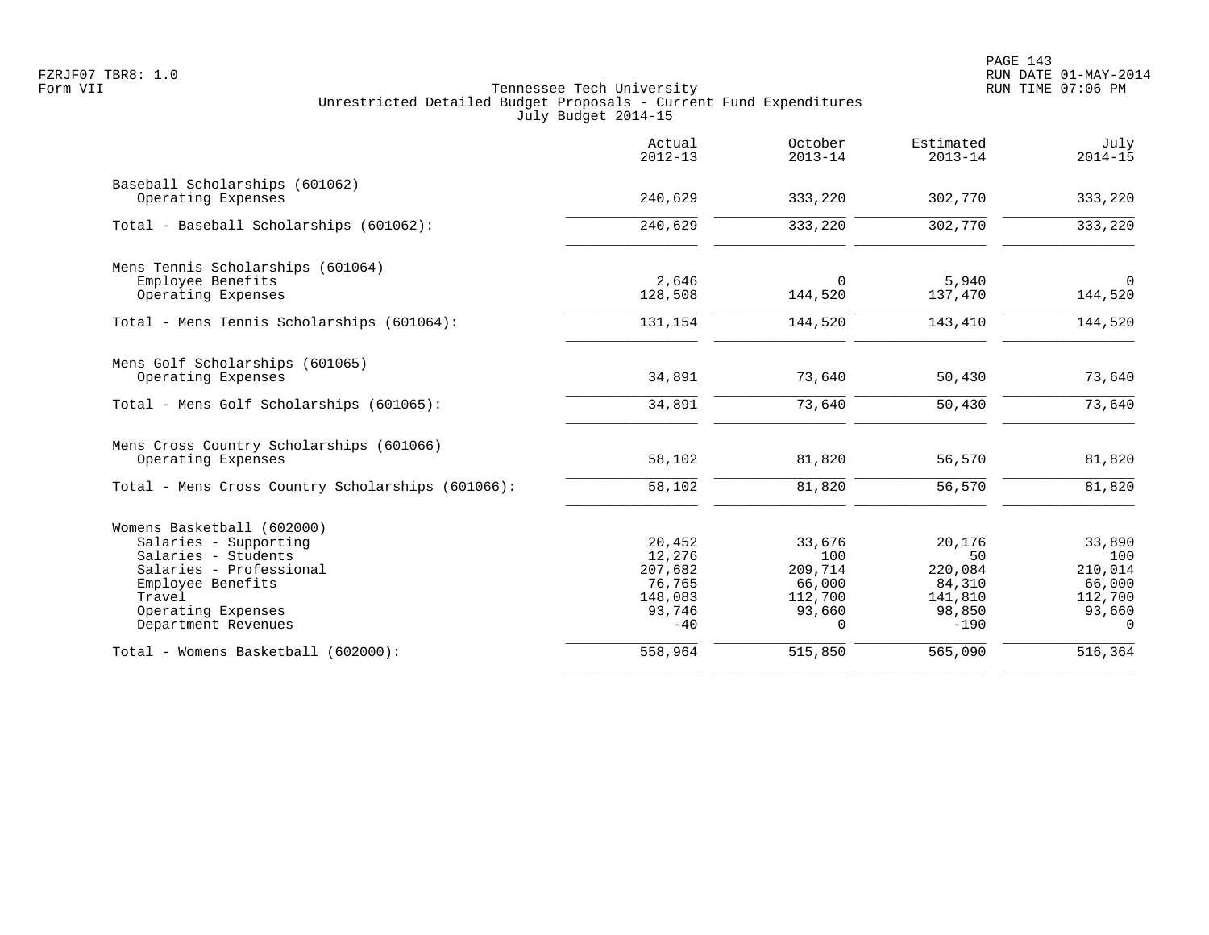Tennessee Tech University
Unrestricted Detailed Budget Proposals - Current Fund Expenditures
July Budget 2014-15

| | Actual 2012-13 | October 2013-14 | Estimated 2013-14 | July 2014-15 |
|---|---|---|---|---|
| **Baseball Scholarships (601062)** | | | | |
| Operating Expenses | 240,629 | 333,220 | 302,770 | 333,220 |
| Total - Baseball Scholarships (601062): | 240,629 | 333,220 | 302,770 | 333,220 |
| **Mens Tennis Scholarships (601064)** | | | | |
| Employee Benefits | 2,646 | 0 | 5,940 | 0 |
| Operating Expenses | 128,508 | 144,520 | 137,470 | 144,520 |
| Total - Mens Tennis Scholarships (601064): | 131,154 | 144,520 | 143,410 | 144,520 |
| **Mens Golf Scholarships (601065)** | | | | |
| Operating Expenses | 34,891 | 73,640 | 50,430 | 73,640 |
| Total - Mens Golf Scholarships (601065): | 34,891 | 73,640 | 50,430 | 73,640 |
| **Mens Cross Country Scholarships (601066)** | | | | |
| Operating Expenses | 58,102 | 81,820 | 56,570 | 81,820 |
| Total - Mens Cross Country Scholarships (601066): | 58,102 | 81,820 | 56,570 | 81,820 |
| **Womens Basketball (602000)** | | | | |
| Salaries - Supporting | 20,452 | 33,676 | 20,176 | 33,890 |
| Salaries - Students | 12,276 | 100 | 50 | 100 |
| Salaries - Professional | 207,682 | 209,714 | 220,084 | 210,014 |
| Employee Benefits | 76,765 | 66,000 | 84,310 | 66,000 |
| Travel | 148,083 | 112,700 | 141,810 | 112,700 |
| Operating Expenses | 93,746 | 93,660 | 98,850 | 93,660 |
| Department Revenues | -40 | 0 | -190 | 0 |
| Total - Womens Basketball (602000): | 558,964 | 515,850 | 565,090 | 516,364 |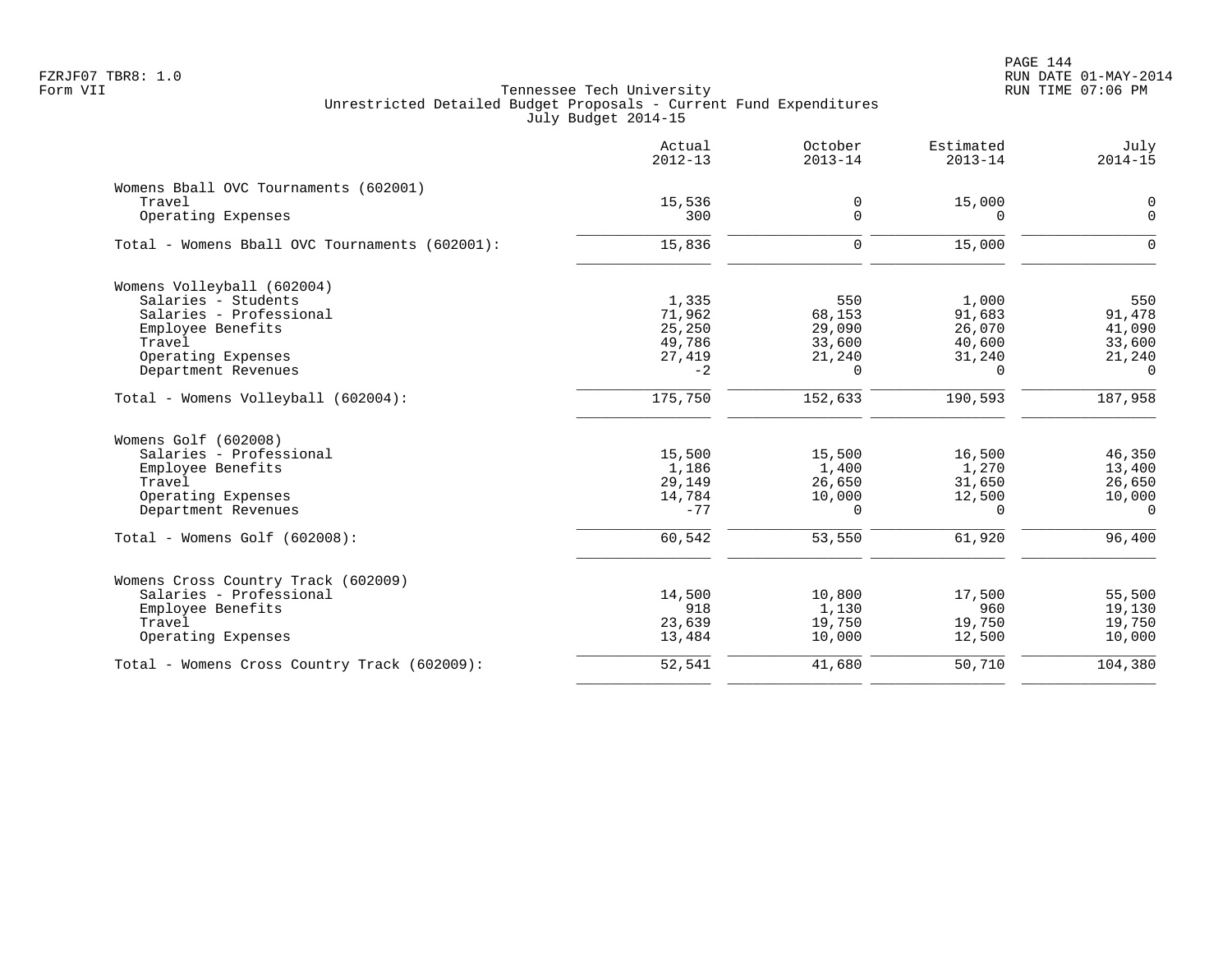Tennessee Tech University
Unrestricted Detailed Budget Proposals - Current Fund Expenditures
July Budget 2014-15

| | Actual 2012-13 | October 2013-14 | Estimated 2013-14 | July 2014-15 |
|---|---|---|---|---|
| **Womens Bball OVC Tournaments (602001)** | | | | |
| Travel | 15,536 | 0 | 15,000 | 0 |
| Operating Expenses | 300 | 0 | 0 | 0 |
| Total - Womens Bball OVC Tournaments (602001): | 15,836 | 0 | 15,000 | 0 |
| **Womens Volleyball (602004)** | | | | |
| Salaries - Students | 1,335 | 550 | 1,000 | 550 |
| Salaries - Professional | 71,962 | 68,153 | 91,683 | 91,478 |
| Employee Benefits | 25,250 | 29,090 | 26,070 | 41,090 |
| Travel | 49,786 | 33,600 | 40,600 | 33,600 |
| Operating Expenses | 27,419 | 21,240 | 31,240 | 21,240 |
| Department Revenues | -2 | 0 | 0 | 0 |
| Total - Womens Volleyball (602004): | 175,750 | 152,633 | 190,593 | 187,958 |
| **Womens Golf (602008)** | | | | |
| Salaries - Professional | 15,500 | 15,500 | 16,500 | 46,350 |
| Employee Benefits | 1,186 | 1,400 | 1,270 | 13,400 |
| Travel | 29,149 | 26,650 | 31,650 | 26,650 |
| Operating Expenses | 14,784 | 10,000 | 12,500 | 10,000 |
| Department Revenues | -77 | 0 | 0 | 0 |
| Total - Womens Golf (602008): | 60,542 | 53,550 | 61,920 | 96,400 |
| **Womens Cross Country Track (602009)** | | | | |
| Salaries - Professional | 14,500 | 10,800 | 17,500 | 55,500 |
| Employee Benefits | 918 | 1,130 | 960 | 19,130 |
| Travel | 23,639 | 19,750 | 19,750 | 19,750 |
| Operating Expenses | 13,484 | 10,000 | 12,500 | 10,000 |
| Total - Womens Cross Country Track (602009): | 52,541 | 41,680 | 50,710 | 104,380 |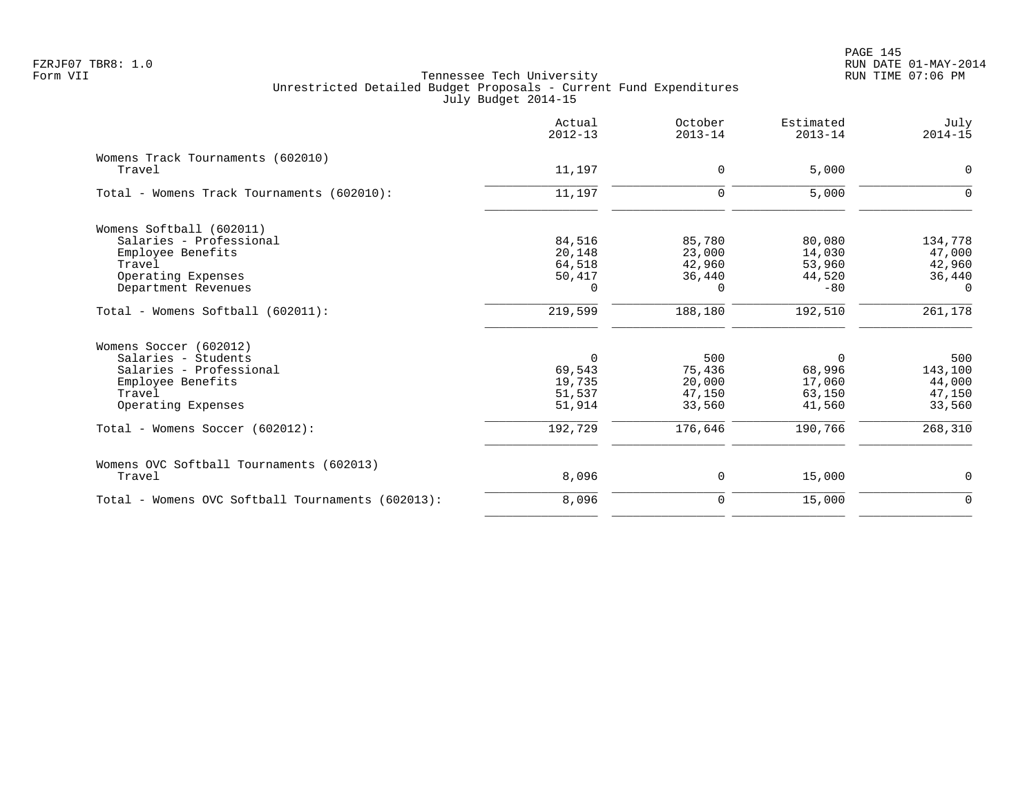Tennessee Tech University
Unrestricted Detailed Budget Proposals - Current Fund Expenditures
July Budget 2014-15

| | Actual 2012-13 | October 2013-14 | Estimated 2013-14 | July 2014-15 |
|---|---|---|---|---|
| **Womens Track Tournaments (602010)** | | | | |
| Travel | 11,197 | 0 | 5,000 | 0 |
| Total - Womens Track Tournaments (602010): | 11,197 | 0 | 5,000 | 0 |
| **Womens Softball (602011)** | | | | |
| Salaries - Professional | 84,516 | 85,780 | 80,080 | 134,778 |
| Employee Benefits | 20,148 | 23,000 | 14,030 | 47,000 |
| Travel | 64,518 | 42,960 | 53,960 | 42,960 |
| Operating Expenses | 50,417 | 36,440 | 44,520 | 36,440 |
| Department Revenues | 0 | 0 | -80 | 0 |
| Total - Womens Softball (602011): | 219,599 | 188,180 | 192,510 | 261,178 |
| **Womens Soccer (602012)** | | | | |
| Salaries - Students | 0 | 500 | 0 | 500 |
| Salaries - Professional | 69,543 | 75,436 | 68,996 | 143,100 |
| Employee Benefits | 19,735 | 20,000 | 17,060 | 44,000 |
| Travel | 51,537 | 47,150 | 63,150 | 47,150 |
| Operating Expenses | 51,914 | 33,560 | 41,560 | 33,560 |
| Total - Womens Soccer (602012): | 192,729 | 176,646 | 190,766 | 268,310 |
| **Womens OVC Softball Tournaments (602013)** | | | | |
| Travel | 8,096 | 0 | 15,000 | 0 |
| Total - Womens OVC Softball Tournaments (602013): | 8,096 | 0 | 15,000 | 0 |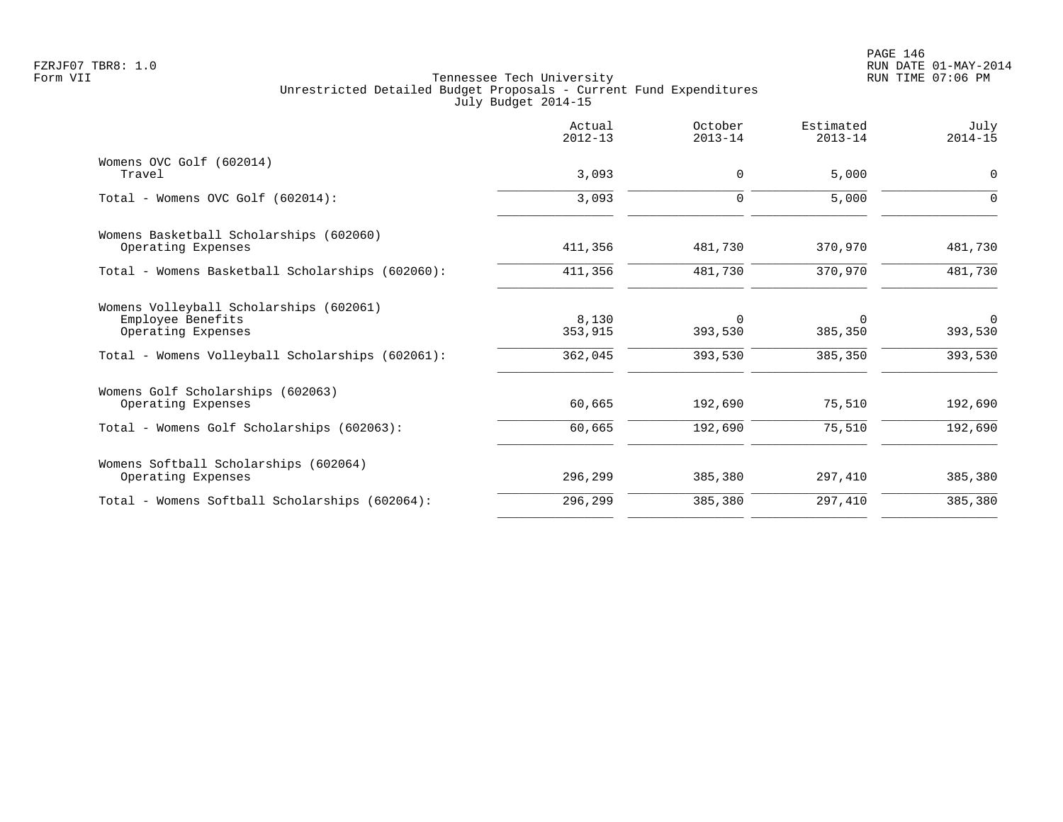Tennessee Tech University
Unrestricted Detailed Budget Proposals - Current Fund Expenditures
July Budget 2014-15

| | Actual 2012-13 | October 2013-14 | Estimated 2013-14 | July 2014-15 |
|---|---|---|---|---|
| Womens OVC Golf (602014) | | | | |
| Travel | 3,093 | 0 | 5,000 | 0 |
| Total - Womens OVC Golf (602014): | 3,093 | 0 | 5,000 | 0 |
| Womens Basketball Scholarships (602060) | | | | |
| Operating Expenses | 411,356 | 481,730 | 370,970 | 481,730 |
| Total - Womens Basketball Scholarships (602060): | 411,356 | 481,730 | 370,970 | 481,730 |
| Womens Volleyball Scholarships (602061) | | | | |
| Employee Benefits | 8,130 | 0 | 0 | 0 |
| Operating Expenses | 353,915 | 393,530 | 385,350 | 393,530 |
| Total - Womens Volleyball Scholarships (602061): | 362,045 | 393,530 | 385,350 | 393,530 |
| Womens Golf Scholarships (602063) | | | | |
| Operating Expenses | 60,665 | 192,690 | 75,510 | 192,690 |
| Total - Womens Golf Scholarships (602063): | 60,665 | 192,690 | 75,510 | 192,690 |
| Womens Softball Scholarships (602064) | | | | |
| Operating Expenses | 296,299 | 385,380 | 297,410 | 385,380 |
| Total - Womens Softball Scholarships (602064): | 296,299 | 385,380 | 297,410 | 385,380 |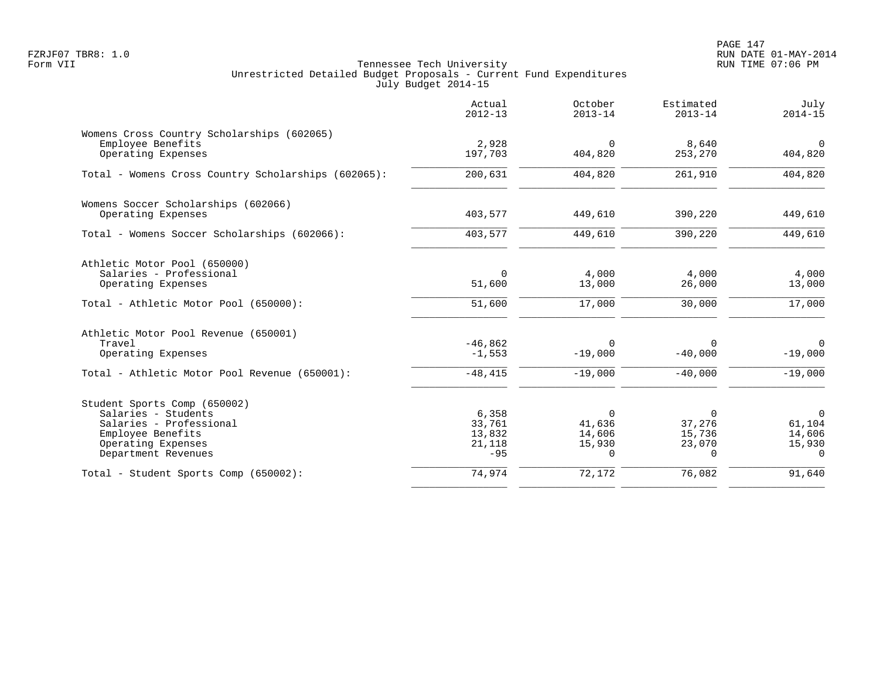Tennessee Tech University
Unrestricted Detailed Budget Proposals - Current Fund Expenditures
July Budget 2014-15

| | Actual 2012-13 | October 2013-14 | Estimated 2013-14 | July 2014-15 |
|---|---|---|---|---|
| **Womens Cross Country Scholarships (602065)** | | | | |
| Employee Benefits | 2,928 | 0 | 8,640 | 0 |
| Operating Expenses | 197,703 | 404,820 | 253,270 | 404,820 |
| Total - Womens Cross Country Scholarships (602065): | 200,631 | 404,820 | 261,910 | 404,820 |
| **Womens Soccer Scholarships (602066)** | | | | |
| Operating Expenses | 403,577 | 449,610 | 390,220 | 449,610 |
| Total - Womens Soccer Scholarships (602066): | 403,577 | 449,610 | 390,220 | 449,610 |
| **Athletic Motor Pool (650000)** | | | | |
| Salaries - Professional | 0 | 4,000 | 4,000 | 4,000 |
| Operating Expenses | 51,600 | 13,000 | 26,000 | 13,000 |
| Total - Athletic Motor Pool (650000): | 51,600 | 17,000 | 30,000 | 17,000 |
| **Athletic Motor Pool Revenue (650001)** | | | | |
| Travel | -46,862 | 0 | 0 | 0 |
| Operating Expenses | -1,553 | -19,000 | -40,000 | -19,000 |
| Total - Athletic Motor Pool Revenue (650001): | -48,415 | -19,000 | -40,000 | -19,000 |
| **Student Sports Comp (650002)** | | | | |
| Salaries - Students | 6,358 | 0 | 0 | 0 |
| Salaries - Professional | 33,761 | 41,636 | 37,276 | 61,104 |
| Employee Benefits | 13,832 | 14,606 | 15,736 | 14,606 |
| Operating Expenses | 21,118 | 15,930 | 23,070 | 15,930 |
| Department Revenues | -95 | 0 | 0 | 0 |
| Total - Student Sports Comp (650002): | 74,974 | 72,172 | 76,082 | 91,640 |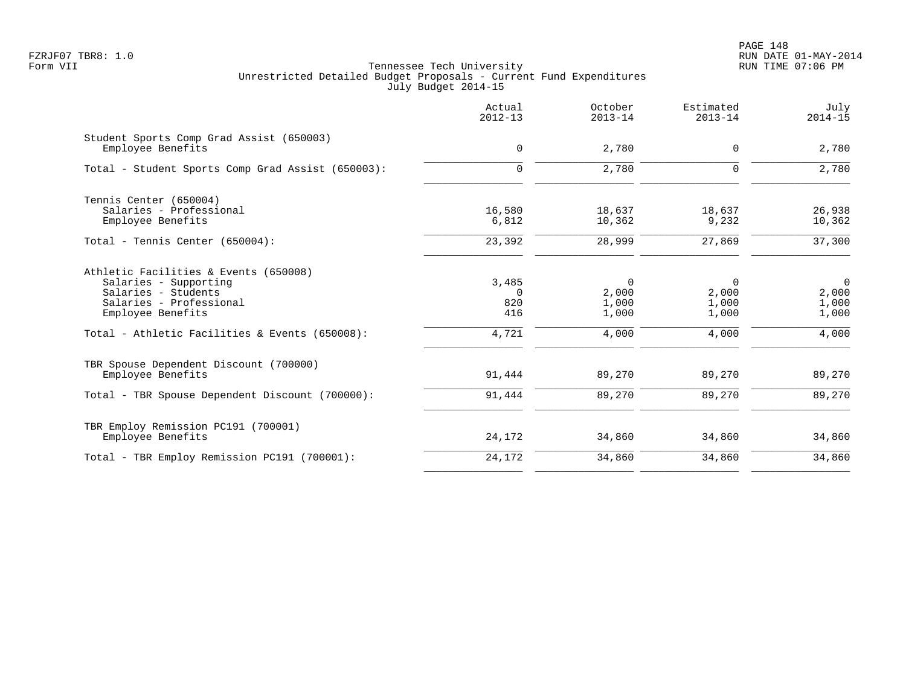FZRJF07 TBR8: 1.0
Form VII

Tennessee Tech University
Unrestricted Detailed Budget Proposals - Current Fund Expenditures
July Budget 2014-15

RUN DATE 01-MAY-2014
RUN TIME 07:06 PM

| | Actual 2012-13 | October 2013-14 | Estimated 2013-14 | July 2014-15 |
|---|---|---|---|---|
| Student Sports Comp Grad Assist (650003) | | | | |
| Employee Benefits | 0 | 2,780 | 0 | 2,780 |
| Total - Student Sports Comp Grad Assist (650003): | 0 | 2,780 | 0 | 2,780 |
| Tennis Center (650004) | | | | |
| Salaries - Professional | 16,580 | 18,637 | 18,637 | 26,938 |
| Employee Benefits | 6,812 | 10,362 | 9,232 | 10,362 |
| Total - Tennis Center (650004): | 23,392 | 28,999 | 27,869 | 37,300 |
| Athletic Facilities & Events (650008) | | | | |
| Salaries - Supporting | 3,485 | 0 | 0 | 0 |
| Salaries - Students | 0 | 2,000 | 2,000 | 2,000 |
| Salaries - Professional | 820 | 1,000 | 1,000 | 1,000 |
| Employee Benefits | 416 | 1,000 | 1,000 | 1,000 |
| Total - Athletic Facilities & Events (650008): | 4,721 | 4,000 | 4,000 | 4,000 |
| TBR Spouse Dependent Discount (700000) | | | | |
| Employee Benefits | 91,444 | 89,270 | 89,270 | 89,270 |
| Total - TBR Spouse Dependent Discount (700000): | 91,444 | 89,270 | 89,270 | 89,270 |
| TBR Employ Remission PC191 (700001) | | | | |
| Employee Benefits | 24,172 | 34,860 | 34,860 | 34,860 |
| Total - TBR Employ Remission PC191 (700001): | 24,172 | 34,860 | 34,860 | 34,860 |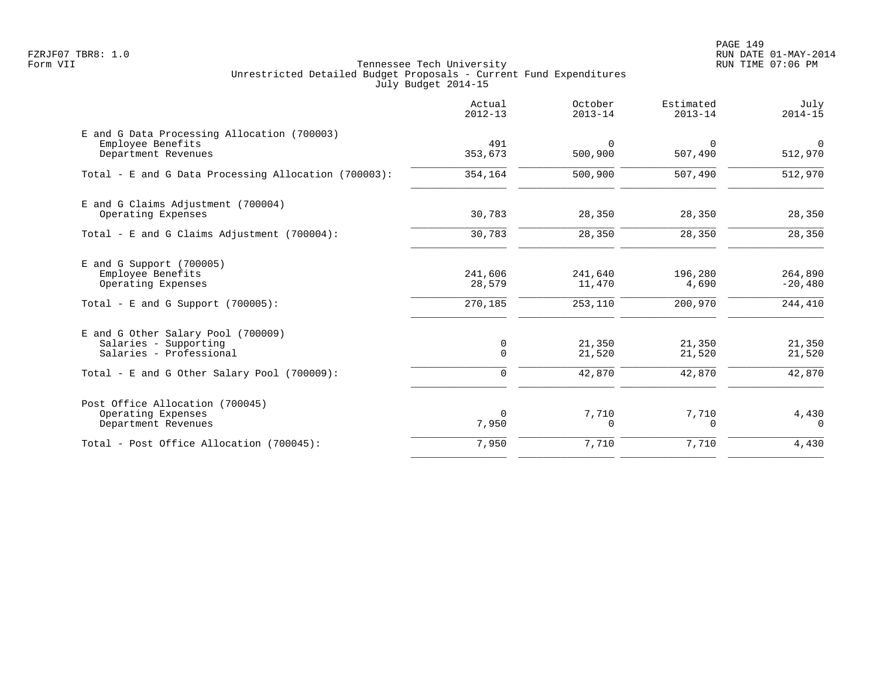Tennessee Tech University
Unrestricted Detailed Budget Proposals - Current Fund Expenditures
July Budget 2014-15

| | Actual 2012-13 | October 2013-14 | Estimated 2013-14 | July 2014-15 |
|---|---|---|---|---|
| E and G Data Processing Allocation (700003) | | | | |
| Employee Benefits | 491 | 0 | 0 | 0 |
| Department Revenues | 353,673 | 500,900 | 507,490 | 512,970 |
| Total - E and G Data Processing Allocation (700003): | 354,164 | 500,900 | 507,490 | 512,970 |
| E and G Claims Adjustment (700004) | | | | |
| Operating Expenses | 30,783 | 28,350 | 28,350 | 28,350 |
| Total - E and G Claims Adjustment (700004): | 30,783 | 28,350 | 28,350 | 28,350 |
| E and G Support (700005) | | | | |
| Employee Benefits | 241,606 | 241,640 | 196,280 | 264,890 |
| Operating Expenses | 28,579 | 11,470 | 4,690 | -20,480 |
| Total - E and G Support (700005): | 270,185 | 253,110 | 200,970 | 244,410 |
| E and G Other Salary Pool (700009) | | | | |
| Salaries - Supporting | 0 | 21,350 | 21,350 | 21,350 |
| Salaries - Professional | 0 | 21,520 | 21,520 | 21,520 |
| Total - E and G Other Salary Pool (700009): | 0 | 42,870 | 42,870 | 42,870 |
| Post Office Allocation (700045) | | | | |
| Operating Expenses | 0 | 7,710 | 7,710 | 4,430 |
| Department Revenues | 7,950 | 0 | 0 | 0 |
| Total - Post Office Allocation (700045): | 7,950 | 7,710 | 7,710 | 4,430 |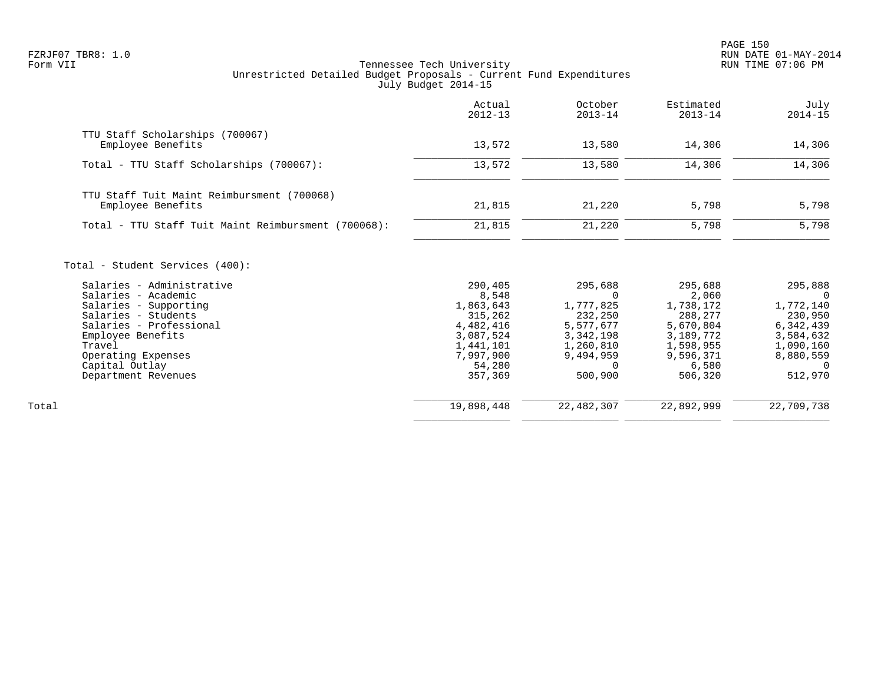Tennessee Tech University
Unrestricted Detailed Budget Proposals - Current Fund Expenditures
July Budget 2014-15

Form VII

| | Actual 2012-13 | October 2013-14 | Estimated 2013-14 | July 2014-15 |
|---|---|---|---|---|
| **TTU Staff Scholarships (700067)** | | | | |
| Employee Benefits | 13,572 | 13,580 | 14,306 | 14,306 |
| Total - TTU Staff Scholarships (700067): | 13,572 | 13,580 | 14,306 | 14,306 |
| **TTU Staff Tuit Maint Reimbursment (700068)** | | | | |
| Employee Benefits | 21,815 | 21,220 | 5,798 | 5,798 |
| Total - TTU Staff Tuit Maint Reimbursment (700068): | 21,815 | 21,220 | 5,798 | 5,798 |
| **Total - Student Services (400):** | | | | |
| Salaries - Administrative | 290,405 | 295,688 | 295,688 | 295,888 |
| Salaries - Academic | 8,548 | 0 | 2,060 | 0 |
| Salaries - Supporting | 1,863,643 | 1,777,825 | 1,738,172 | 1,772,140 |
| Salaries - Students | 315,262 | 232,250 | 288,277 | 230,950 |
| Salaries - Professional | 4,482,416 | 5,577,677 | 5,670,804 | 6,342,439 |
| Employee Benefits | 3,087,524 | 3,342,198 | 3,189,772 | 3,584,632 |
| Travel | 1,441,101 | 1,260,810 | 1,598,955 | 1,090,160 |
| Operating Expenses | 7,997,900 | 9,494,959 | 9,596,371 | 8,880,559 |
| Capital Outlay | 54,280 | 0 | 6,580 | 0 |
| Department Revenues | 357,369 | 500,900 | 506,320 | 512,970 |
| Total | 19,898,448 | 22,482,307 | 22,892,999 | 22,709,738 |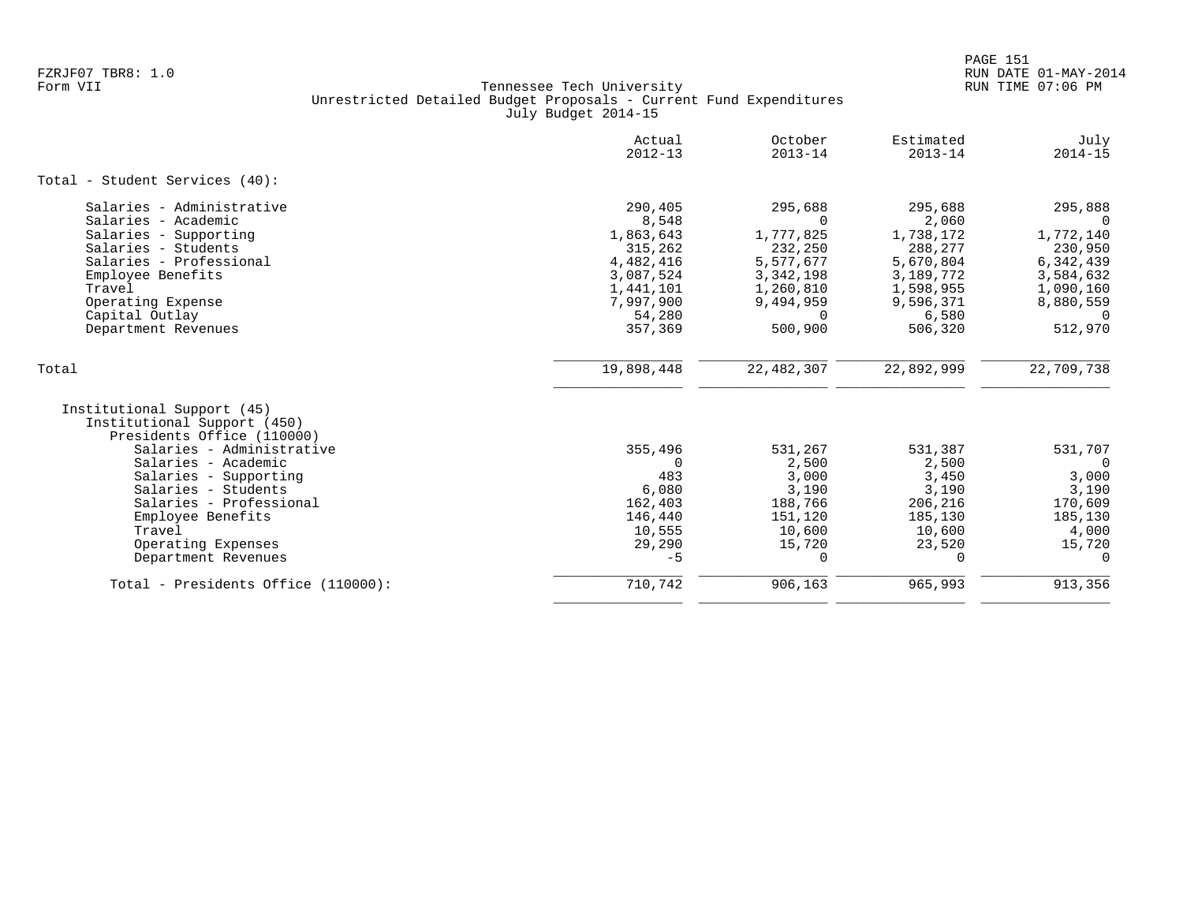Tennessee Tech University
Unrestricted Detailed Budget Proposals - Current Fund Expenditures
July Budget 2014-15

| | Actual 2012-13 | October 2013-14 | Estimated 2013-14 | July 2014-15 |
|---|---|---|---|---|
| **Total - Student Services (40):** | | | | |
| Salaries - Administrative | 290,405 | 295,688 | 295,688 | 295,888 |
| Salaries - Academic | 8,548 | 0 | 2,060 | 0 |
| Salaries - Supporting | 1,863,643 | 1,777,825 | 1,738,172 | 1,772,140 |
| Salaries - Students | 315,262 | 232,250 | 288,277 | 230,950 |
| Salaries - Professional | 4,482,416 | 5,577,677 | 5,670,804 | 6,342,439 |
| Employee Benefits | 3,087,524 | 3,342,198 | 3,189,772 | 3,584,632 |
| Travel | 1,441,101 | 1,260,810 | 1,598,955 | 1,090,160 |
| Operating Expense | 7,997,900 | 9,494,959 | 9,596,371 | 8,880,559 |
| Capital Outlay | 54,280 | 0 | 6,580 | 0 |
| Department Revenues | 357,369 | 500,900 | 506,320 | 512,970 |
| Total | 19,898,448 | 22,482,307 | 22,892,999 | 22,709,738 |
| Institutional Support (45) | | | | |
| Institutional Support (450) | | | | |
| Presidents Office (110000) | | | | |
| Salaries - Administrative | 355,496 | 531,267 | 531,387 | 531,707 |
| Salaries - Academic | 0 | 2,500 | 2,500 | 0 |
| Salaries - Supporting | 483 | 3,000 | 3,450 | 3,000 |
| Salaries - Students | 6,080 | 3,190 | 3,190 | 3,190 |
| Salaries - Professional | 162,403 | 188,766 | 206,216 | 170,609 |
| Employee Benefits | 146,440 | 151,120 | 185,130 | 185,130 |
| Travel | 10,555 | 10,600 | 10,600 | 4,000 |
| Operating Expenses | 29,290 | 15,720 | 23,520 | 15,720 |
| Department Revenues | -5 | 0 | 0 | 0 |
| Total - Presidents Office (110000): | 710,742 | 906,163 | 965,993 | 913,356 |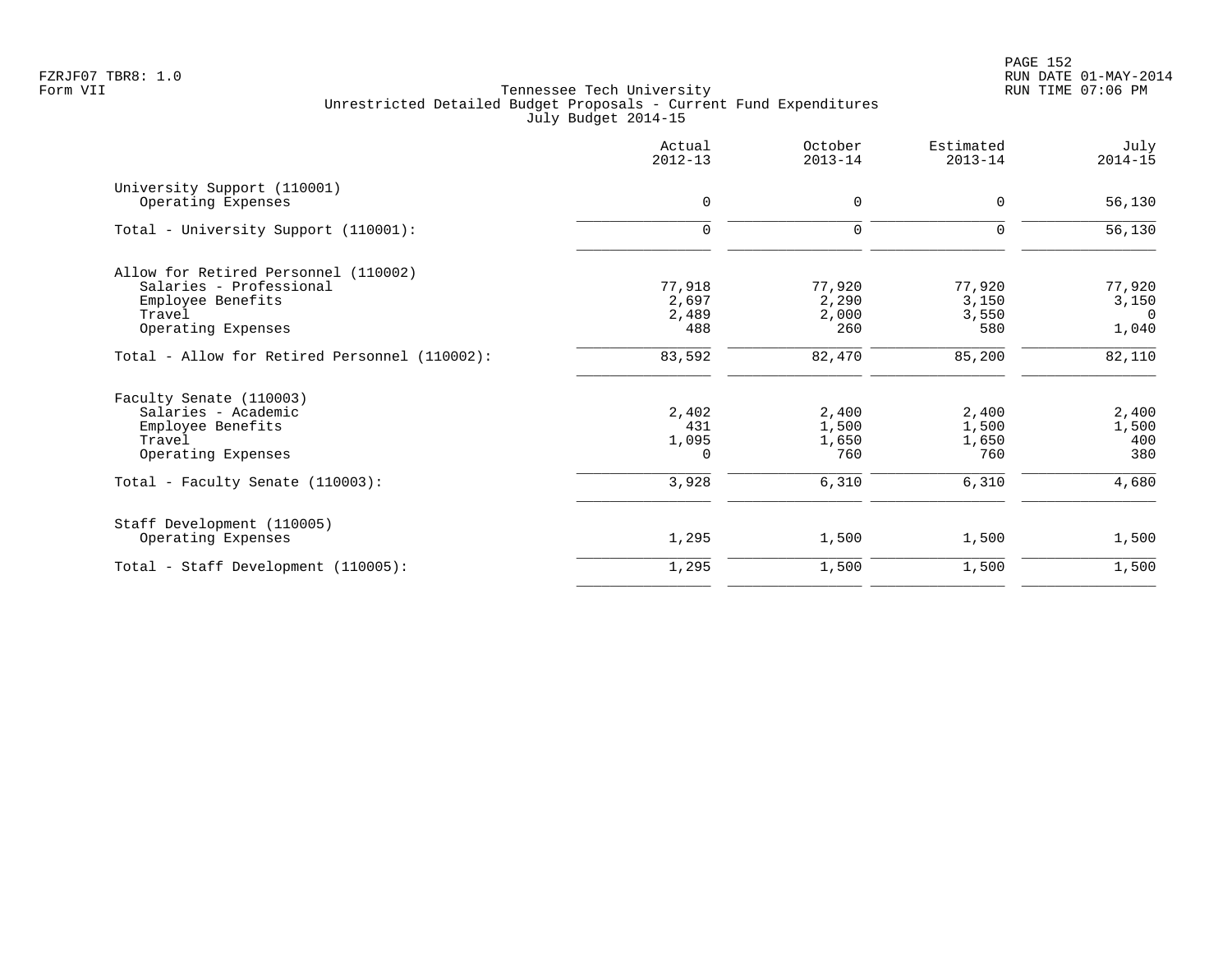Tennessee Tech University
Unrestricted Detailed Budget Proposals - Current Fund Expenditures
July Budget 2014-15

| | Actual 2012-13 | October 2013-14 | Estimated 2013-14 | July 2014-15 |
|---|---|---|---|---|
| **University Support (110001)** | | | | |
| Operating Expenses | 0 | 0 | 0 | 56,130 |
| Total - University Support (110001): | 0 | 0 | 0 | 56,130 |
| **Allow for Retired Personnel (110002)** | | | | |
| Salaries - Professional | 77,918 | 77,920 | 77,920 | 77,920 |
| Employee Benefits | 2,697 | 2,290 | 3,150 | 3,150 |
| Travel | 2,489 | 2,000 | 3,550 | 0 |
| Operating Expenses | 488 | 260 | 580 | 1,040 |
| Total - Allow for Retired Personnel (110002): | 83,592 | 82,470 | 85,200 | 82,110 |
| **Faculty Senate (110003)** | | | | |
| Salaries - Academic | 2,402 | 2,400 | 2,400 | 2,400 |
| Employee Benefits | 431 | 1,500 | 1,500 | 1,500 |
| Travel | 1,095 | 1,650 | 1,650 | 400 |
| Operating Expenses | 0 | 760 | 760 | 380 |
| Total - Faculty Senate (110003): | 3,928 | 6,310 | 6,310 | 4,680 |
| **Staff Development (110005)** | | | | |
| Operating Expenses | 1,295 | 1,500 | 1,500 | 1,500 |
| Total - Staff Development (110005): | 1,295 | 1,500 | 1,500 | 1,500 |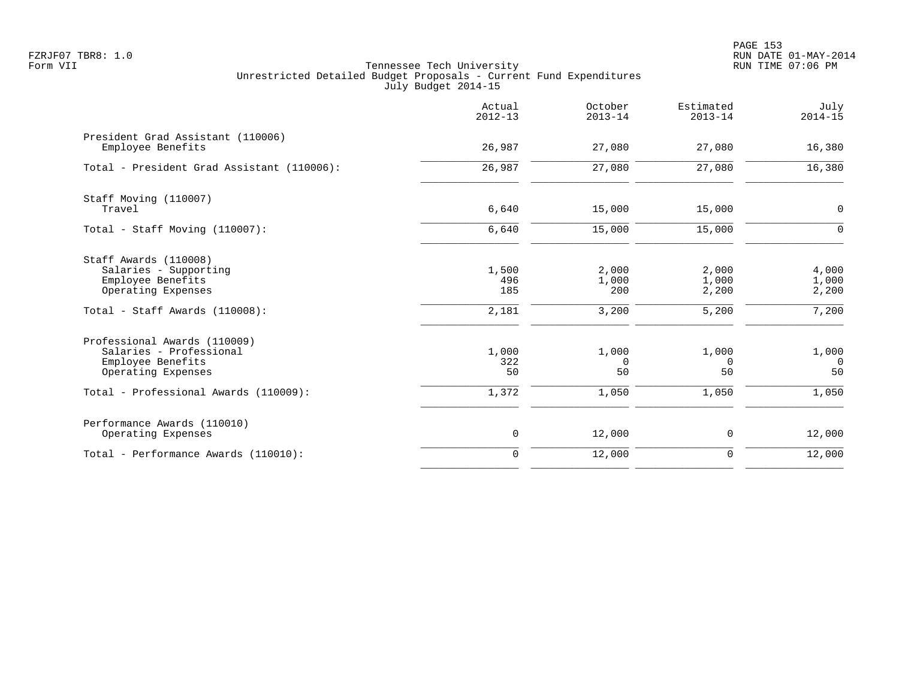Tennessee Tech University
Unrestricted Detailed Budget Proposals - Current Fund Expenditures
July Budget 2014-15

| | Actual 2012-13 | October 2013-14 | Estimated 2013-14 | July 2014-15 |
|---|---|---|---|---|
| **President Grad Assistant (110006)** | | | | |
| Employee Benefits | 26,987 | 27,080 | 27,080 | 16,380 |
| Total - President Grad Assistant (110006): | 26,987 | 27,080 | 27,080 | 16,380 |
| **Staff Moving (110007)** | | | | |
| Travel | 6,640 | 15,000 | 15,000 | 0 |
| Total - Staff Moving (110007): | 6,640 | 15,000 | 15,000 | 0 |
| **Staff Awards (110008)** | | | | |
| Salaries - Supporting | 1,500 | 2,000 | 2,000 | 4,000 |
| Employee Benefits | 496 | 1,000 | 1,000 | 1,000 |
| Operating Expenses | 185 | 200 | 2,200 | 2,200 |
| Total - Staff Awards (110008): | 2,181 | 3,200 | 5,200 | 7,200 |
| **Professional Awards (110009)** | | | | |
| Salaries - Professional | 1,000 | 1,000 | 1,000 | 1,000 |
| Employee Benefits | 322 | 0 | 0 | 0 |
| Operating Expenses | 50 | 50 | 50 | 50 |
| Total - Professional Awards (110009): | 1,372 | 1,050 | 1,050 | 1,050 |
| **Performance Awards (110010)** | | | | |
| Operating Expenses | 0 | 12,000 | 0 | 12,000 |
| Total - Performance Awards (110010): | 0 | 12,000 | 0 | 12,000 |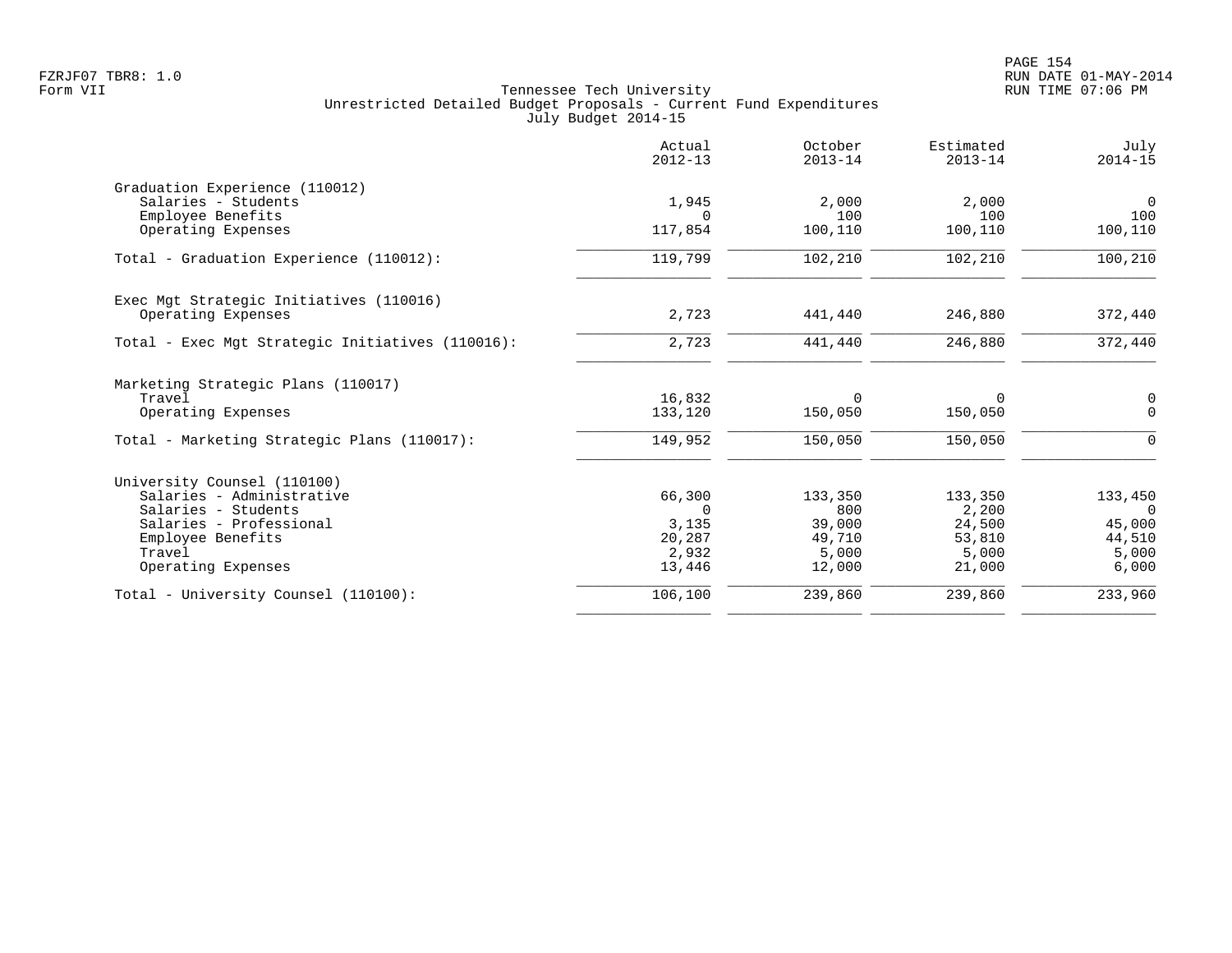Tennessee Tech University
Unrestricted Detailed Budget Proposals - Current Fund Expenditures
July Budget 2014-15

| | Actual 2012-13 | October 2013-14 | Estimated 2013-14 | July 2014-15 |
|---|---|---|---|---|
| **Graduation Experience (110012)** | | | | |
| Salaries - Students | 1,945 | 2,000 | 2,000 | 0 |
| Employee Benefits | 0 | 100 | 100 | 100 |
| Operating Expenses | 117,854 | 100,110 | 100,110 | 100,110 |
| Total - Graduation Experience (110012): | 119,799 | 102,210 | 102,210 | 100,210 |
| **Exec Mgt Strategic Initiatives (110016)** | | | | |
| Operating Expenses | 2,723 | 441,440 | 246,880 | 372,440 |
| Total - Exec Mgt Strategic Initiatives (110016): | 2,723 | 441,440 | 246,880 | 372,440 |
| **Marketing Strategic Plans (110017)** | | | | |
| Travel | 16,832 | 0 | 0 | 0 |
| Operating Expenses | 133,120 | 150,050 | 150,050 | 0 |
| Total - Marketing Strategic Plans (110017): | 149,952 | 150,050 | 150,050 | 0 |
| **University Counsel (110100)** | | | | |
| Salaries - Administrative | 66,300 | 133,350 | 133,350 | 133,450 |
| Salaries - Students | 0 | 800 | 2,200 | 0 |
| Salaries - Professional | 3,135 | 39,000 | 24,500 | 45,000 |
| Employee Benefits | 20,287 | 49,710 | 53,810 | 44,510 |
| Travel | 2,932 | 5,000 | 5,000 | 5,000 |
| Operating Expenses | 13,446 | 12,000 | 21,000 | 6,000 |
| Total - University Counsel (110100): | 106,100 | 239,860 | 239,860 | 233,960 |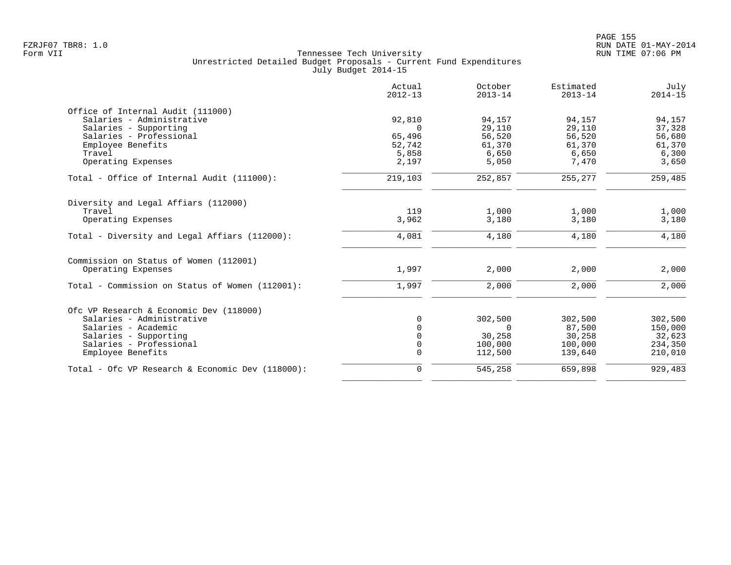FZRJF07 TBR8: 1.0
Form VII

Tennessee Tech University
Unrestricted Detailed Budget Proposals - Current Fund Expenditures
July Budget 2014-15

RUN DATE 01-MAY-2014
RUN TIME 07:06 PM

| | Actual 2012-13 | October 2013-14 | Estimated 2013-14 | July 2014-15 |
|---|---|---|---|---|
| **Office of Internal Audit (111000)** | | | | |
| Salaries - Administrative | 92,810 | 94,157 | 94,157 | 94,157 |
| Salaries - Supporting | 0 | 29,110 | 29,110 | 37,328 |
| Salaries - Professional | 65,496 | 56,520 | 56,520 | 56,680 |
| Employee Benefits | 52,742 | 61,370 | 61,370 | 61,370 |
| Travel | 5,858 | 6,650 | 6,650 | 6,300 |
| Operating Expenses | 2,197 | 5,050 | 7,470 | 3,650 |
| Total - Office of Internal Audit (111000): | 219,103 | 252,857 | 255,277 | 259,485 |
| **Diversity and Legal Affiars (112000)** | | | | |
| Travel | 119 | 1,000 | 1,000 | 1,000 |
| Operating Expenses | 3,962 | 3,180 | 3,180 | 3,180 |
| Total - Diversity and Legal Affiars (112000): | 4,081 | 4,180 | 4,180 | 4,180 |
| **Commission on Status of Women (112001)** | | | | |
| Operating Expenses | 1,997 | 2,000 | 2,000 | 2,000 |
| Total - Commission on Status of Women (112001): | 1,997 | 2,000 | 2,000 | 2,000 |
| **Ofc VP Research & Economic Dev (118000)** | | | | |
| Salaries - Administrative | 0 | 302,500 | 302,500 | 302,500 |
| Salaries - Academic | 0 | 0 | 87,500 | 150,000 |
| Salaries - Supporting | 0 | 30,258 | 30,258 | 32,623 |
| Salaries - Professional | 0 | 100,000 | 100,000 | 234,350 |
| Employee Benefits | 0 | 112,500 | 139,640 | 210,010 |
| Total - Ofc VP Research & Economic Dev (118000): | 0 | 545,258 | 659,898 | 929,483 |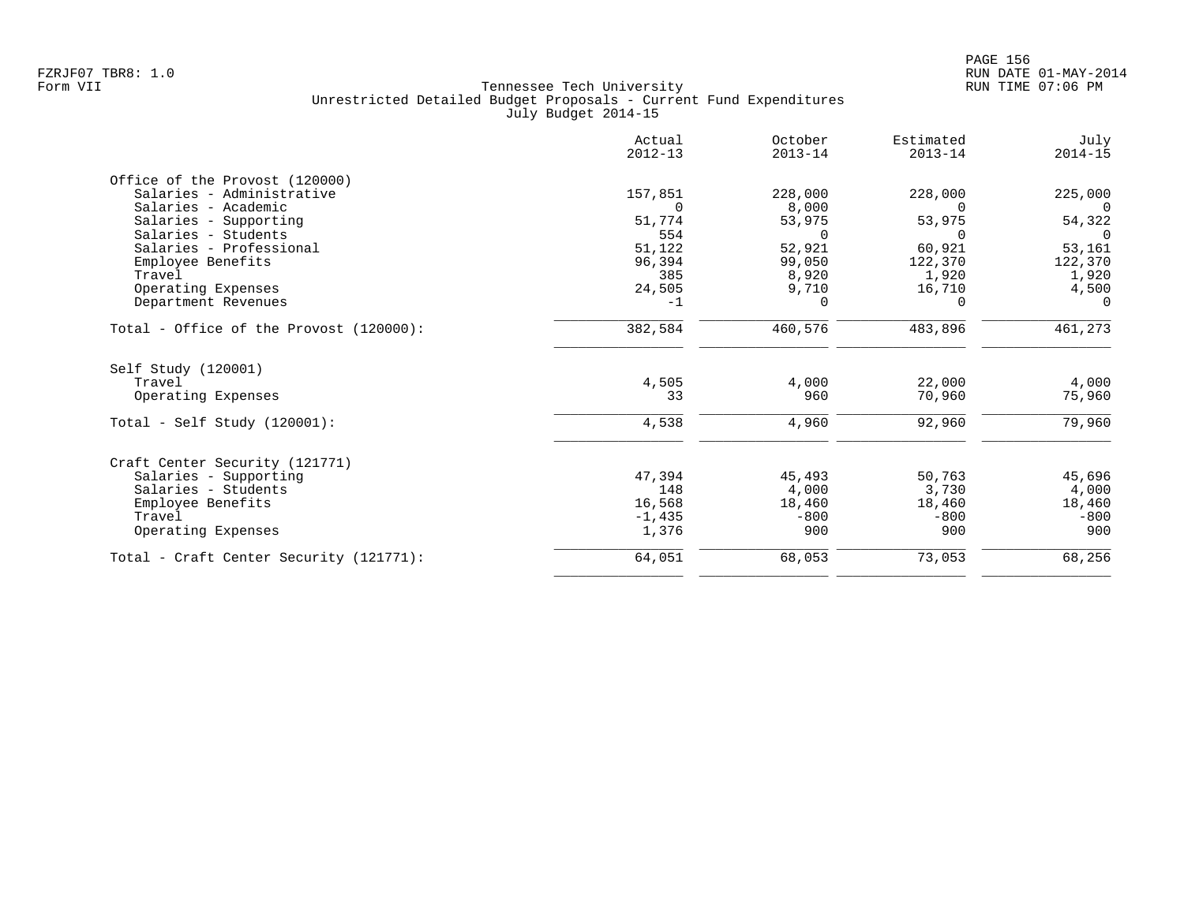Tennessee Tech University
Unrestricted Detailed Budget Proposals - Current Fund Expenditures
July Budget 2014-15

| | Actual 2012-13 | October 2013-14 | Estimated 2013-14 | July 2014-15 |
|---|---|---|---|---|
| **Office of the Provost (120000)** | | | | |
| Salaries - Administrative | 157,851 | 228,000 | 228,000 | 225,000 |
| Salaries - Academic | 0 | 8,000 | 0 | 0 |
| Salaries - Supporting | 51,774 | 53,975 | 53,975 | 54,322 |
| Salaries - Students | 554 | 0 | 0 | 0 |
| Salaries - Professional | 51,122 | 52,921 | 60,921 | 53,161 |
| Employee Benefits | 96,394 | 99,050 | 122,370 | 122,370 |
| Travel | 385 | 8,920 | 1,920 | 1,920 |
| Operating Expenses | 24,505 | 9,710 | 16,710 | 4,500 |
| Department Revenues | -1 | 0 | 0 | 0 |
| Total - Office of the Provost (120000): | 382,584 | 460,576 | 483,896 | 461,273 |
| **Self Study (120001)** | | | | |
| Travel | 4,505 | 4,000 | 22,000 | 4,000 |
| Operating Expenses | 33 | 960 | 70,960 | 75,960 |
| Total - Self Study (120001): | 4,538 | 4,960 | 92,960 | 79,960 |
| **Craft Center Security (121771)** | | | | |
| Salaries - Supporting | 47,394 | 45,493 | 50,763 | 45,696 |
| Salaries - Students | 148 | 4,000 | 3,730 | 4,000 |
| Employee Benefits | 16,568 | 18,460 | 18,460 | 18,460 |
| Travel | -1,435 | -800 | -800 | -800 |
| Operating Expenses | 1,376 | 900 | 900 | 900 |
| Total - Craft Center Security (121771): | 64,051 | 68,053 | 73,053 | 68,256 |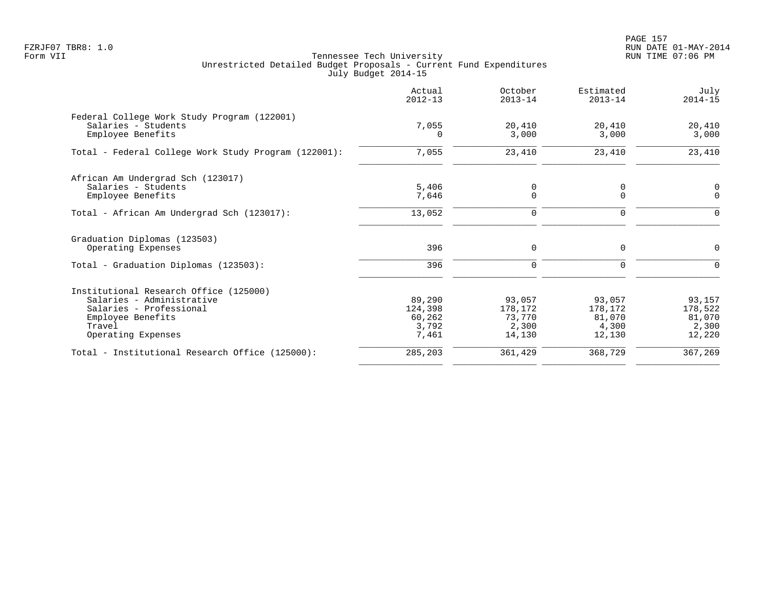Tennessee Tech University
Unrestricted Detailed Budget Proposals - Current Fund Expenditures
July Budget 2014-15

Form VII

| | Actual 2012-13 | October 2013-14 | Estimated 2013-14 | July 2014-15 |
|---|---|---|---|---|
| **Federal College Work Study Program (122001)** | | | | |
| Salaries - Students | 7,055 | 20,410 | 20,410 | 20,410 |
| Employee Benefits | 0 | 3,000 | 3,000 | 3,000 |
| Total - Federal College Work Study Program (122001): | 7,055 | 23,410 | 23,410 | 23,410 |
| **African Am Undergrad Sch (123017)** | | | | |
| Salaries - Students | 5,406 | 0 | 0 | 0 |
| Employee Benefits | 7,646 | 0 | 0 | 0 |
| Total - African Am Undergrad Sch (123017): | 13,052 | 0 | 0 | 0 |
| **Graduation Diplomas (123503)** | | | | |
| Operating Expenses | 396 | 0 | 0 | 0 |
| Total - Graduation Diplomas (123503): | 396 | 0 | 0 | 0 |
| **Institutional Research Office (125000)** | | | | |
| Salaries - Administrative | 89,290 | 93,057 | 93,057 | 93,157 |
| Salaries - Professional | 124,398 | 178,172 | 178,172 | 178,522 |
| Employee Benefits | 60,262 | 73,770 | 81,070 | 81,070 |
| Travel | 3,792 | 2,300 | 4,300 | 2,300 |
| Operating Expenses | 7,461 | 14,130 | 12,130 | 12,220 |
| Total - Institutional Research Office (125000): | 285,203 | 361,429 | 368,729 | 367,269 |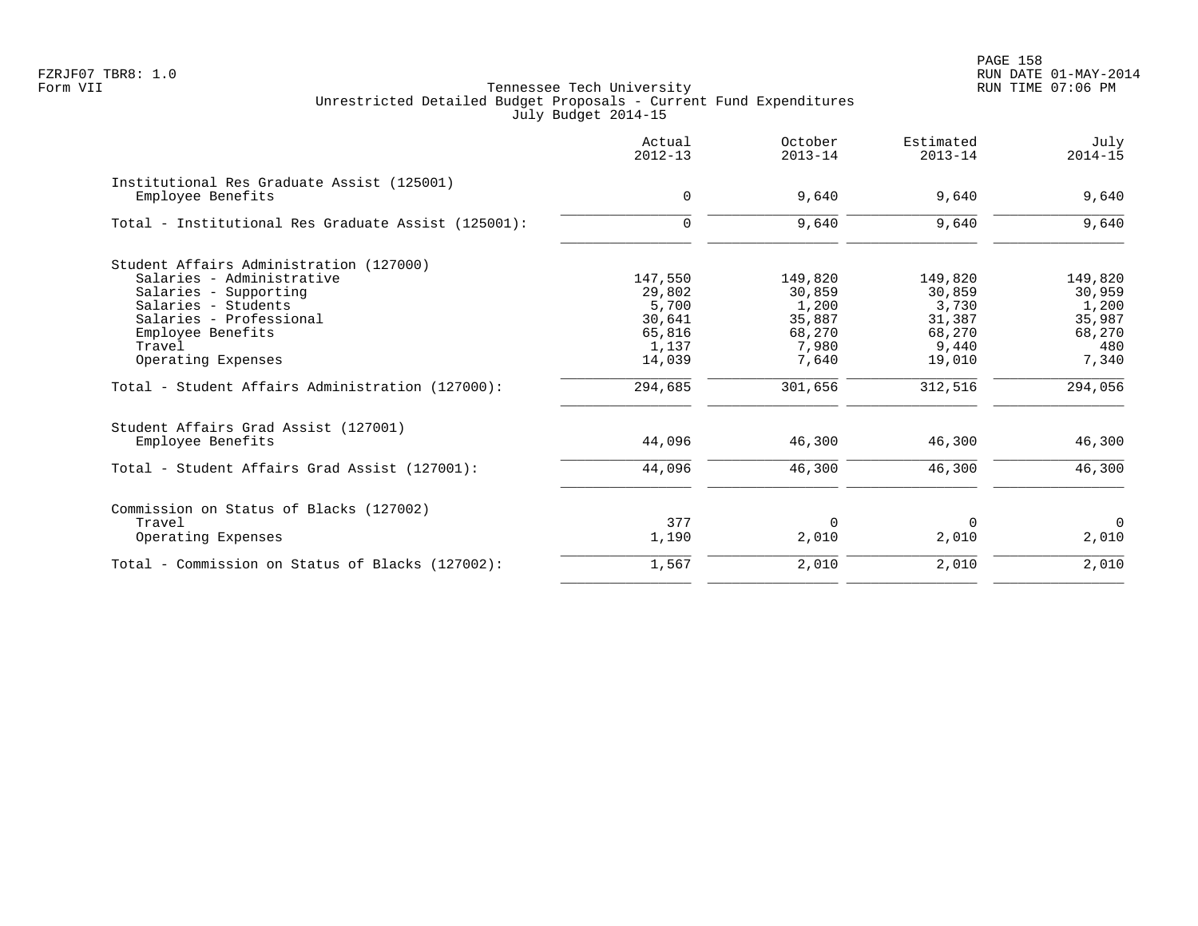Tennessee Tech University
Unrestricted Detailed Budget Proposals - Current Fund Expenditures
July Budget 2014-15

| | Actual 2012-13 | October 2013-14 | Estimated 2013-14 | July 2014-15 |
|---|---|---|---|---|
| **Institutional Res Graduate Assist (125001)** | | | | |
| Employee Benefits | 0 | 9,640 | 9,640 | 9,640 |
| Total - Institutional Res Graduate Assist (125001): | 0 | 9,640 | 9,640 | 9,640 |
| **Student Affairs Administration (127000)** | | | | |
| Salaries - Administrative | 147,550 | 149,820 | 149,820 | 149,820 |
| Salaries - Supporting | 29,802 | 30,859 | 30,859 | 30,959 |
| Salaries - Students | 5,700 | 1,200 | 3,730 | 1,200 |
| Salaries - Professional | 30,641 | 35,887 | 31,387 | 35,987 |
| Employee Benefits | 65,816 | 68,270 | 68,270 | 68,270 |
| Travel | 1,137 | 7,980 | 9,440 | 480 |
| Operating Expenses | 14,039 | 7,640 | 19,010 | 7,340 |
| Total - Student Affairs Administration (127000): | 294,685 | 301,656 | 312,516 | 294,056 |
| **Student Affairs Grad Assist (127001)** | | | | |
| Employee Benefits | 44,096 | 46,300 | 46,300 | 46,300 |
| Total - Student Affairs Grad Assist (127001): | 44,096 | 46,300 | 46,300 | 46,300 |
| **Commission on Status of Blacks (127002)** | | | | |
| Travel | 377 | 0 | 0 | 0 |
| Operating Expenses | 1,190 | 2,010 | 2,010 | 2,010 |
| Total - Commission on Status of Blacks (127002): | 1,567 | 2,010 | 2,010 | 2,010 |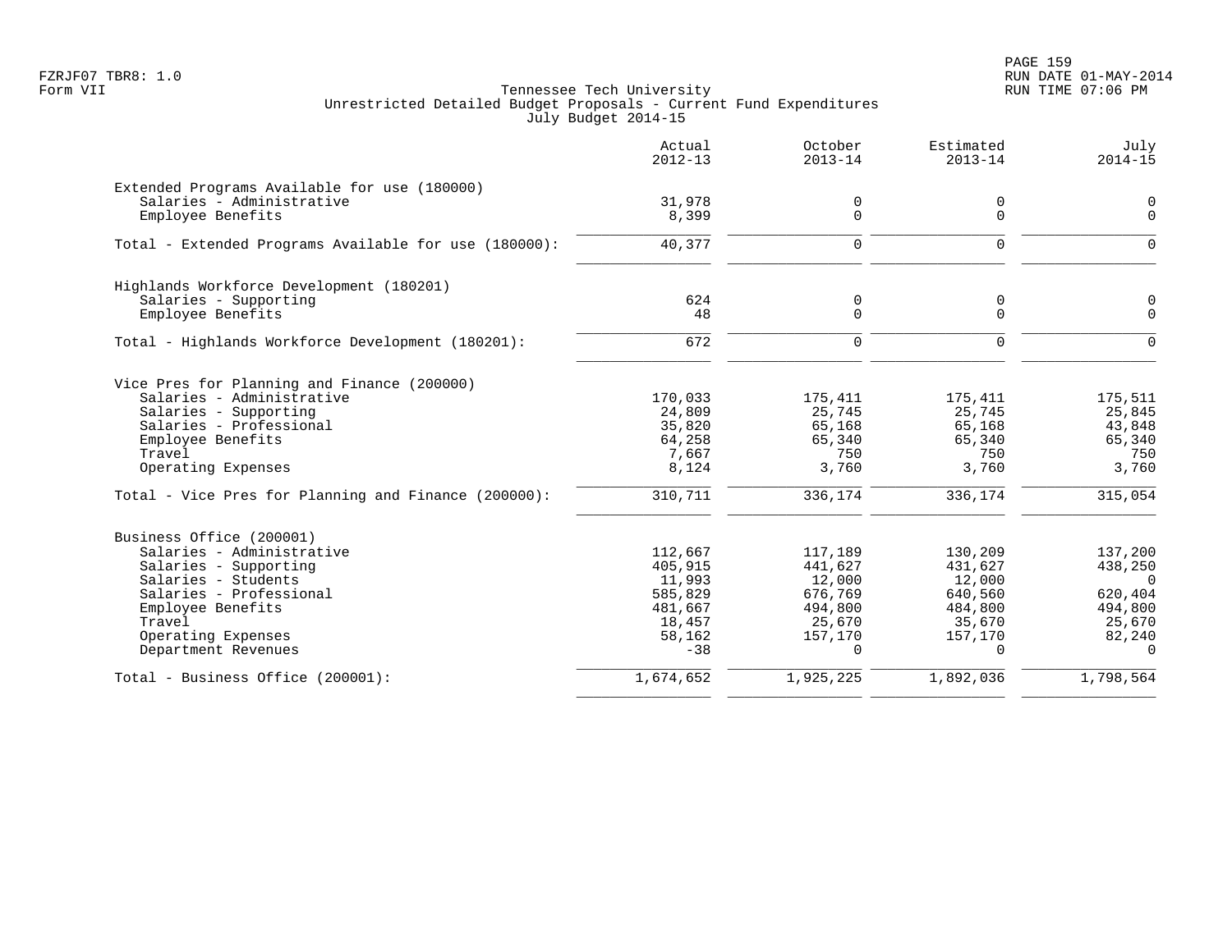Tennessee Tech University
Unrestricted Detailed Budget Proposals - Current Fund Expenditures
July Budget 2014-15

| | Actual 2012-13 | October 2013-14 | Estimated 2013-14 | July 2014-15 |
|---|---|---|---|---|
| **Extended Programs Available for use (180000)** | | | | |
| Salaries - Administrative | 31,978 | 0 | 0 | 0 |
| Employee Benefits | 8,399 | 0 | 0 | 0 |
| Total - Extended Programs Available for use (180000): | 40,377 | 0 | 0 | 0 |
| **Highlands Workforce Development (180201)** | | | | |
| Salaries - Supporting | 624 | 0 | 0 | 0 |
| Employee Benefits | 48 | 0 | 0 | 0 |
| Total - Highlands Workforce Development (180201): | 672 | 0 | 0 | 0 |
| **Vice Pres for Planning and Finance (200000)** | | | | |
| Salaries - Administrative | 170,033 | 175,411 | 175,411 | 175,511 |
| Salaries - Supporting | 24,809 | 25,745 | 25,745 | 25,845 |
| Salaries - Professional | 35,820 | 65,168 | 65,168 | 43,848 |
| Employee Benefits | 64,258 | 65,340 | 65,340 | 65,340 |
| Travel | 7,667 | 750 | 750 | 750 |
| Operating Expenses | 8,124 | 3,760 | 3,760 | 3,760 |
| Total - Vice Pres for Planning and Finance (200000): | 310,711 | 336,174 | 336,174 | 315,054 |
| **Business Office (200001)** | | | | |
| Salaries - Administrative | 112,667 | 117,189 | 130,209 | 137,200 |
| Salaries - Supporting | 405,915 | 441,627 | 431,627 | 438,250 |
| Salaries - Students | 11,993 | 12,000 | 12,000 | 0 |
| Salaries - Professional | 585,829 | 676,769 | 640,560 | 620,404 |
| Employee Benefits | 481,667 | 494,800 | 484,800 | 494,800 |
| Travel | 18,457 | 25,670 | 35,670 | 25,670 |
| Operating Expenses | 58,162 | 157,170 | 157,170 | 82,240 |
| Department Revenues | -38 | 0 | 0 | 0 |
| Total - Business Office (200001): | 1,674,652 | 1,925,225 | 1,892,036 | 1,798,564 |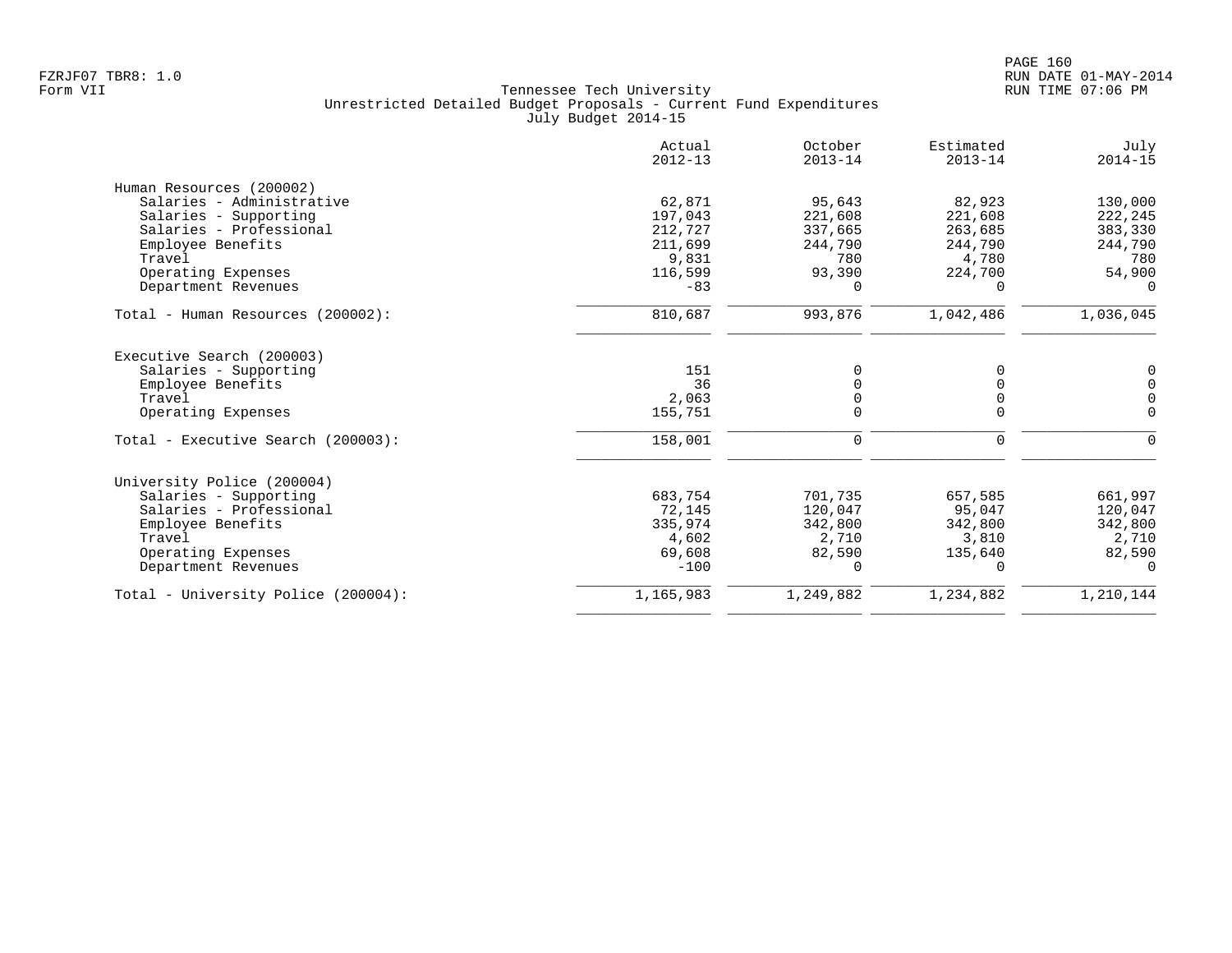FZRJF07 TBR8: 1.0
Form VII

Tennessee Tech University
Unrestricted Detailed Budget Proposals - Current Fund Expenditures
July Budget 2014-15

| | Actual 2012-13 | October 2013-14 | Estimated 2013-14 | July 2014-15 |
|---|---|---|---|---|
| **Human Resources (200002)** | | | | |
| Salaries - Administrative | 62,871 | 95,643 | 82,923 | 130,000 |
| Salaries - Supporting | 197,043 | 221,608 | 221,608 | 222,245 |
| Salaries - Professional | 212,727 | 337,665 | 263,685 | 383,330 |
| Employee Benefits | 211,699 | 244,790 | 244,790 | 244,790 |
| Travel | 9,831 | 780 | 4,780 | 780 |
| Operating Expenses | 116,599 | 93,390 | 224,700 | 54,900 |
| Department Revenues | -83 | 0 | 0 | 0 |
| Total - Human Resources (200002): | 810,687 | 993,876 | 1,042,486 | 1,036,045 |
| **Executive Search (200003)** | | | | |
| Salaries - Supporting | 151 | 0 | 0 | 0 |
| Employee Benefits | 36 | 0 | 0 | 0 |
| Travel | 2,063 | 0 | 0 | 0 |
| Operating Expenses | 155,751 | 0 | 0 | 0 |
| Total - Executive Search (200003): | 158,001 | 0 | 0 | 0 |
| **University Police (200004)** | | | | |
| Salaries - Supporting | 683,754 | 701,735 | 657,585 | 661,997 |
| Salaries - Professional | 72,145 | 120,047 | 95,047 | 120,047 |
| Employee Benefits | 335,974 | 342,800 | 342,800 | 342,800 |
| Travel | 4,602 | 2,710 | 3,810 | 2,710 |
| Operating Expenses | 69,608 | 82,590 | 135,640 | 82,590 |
| Department Revenues | -100 | 0 | 0 | 0 |
| Total - University Police (200004): | 1,165,983 | 1,249,882 | 1,234,882 | 1,210,144 |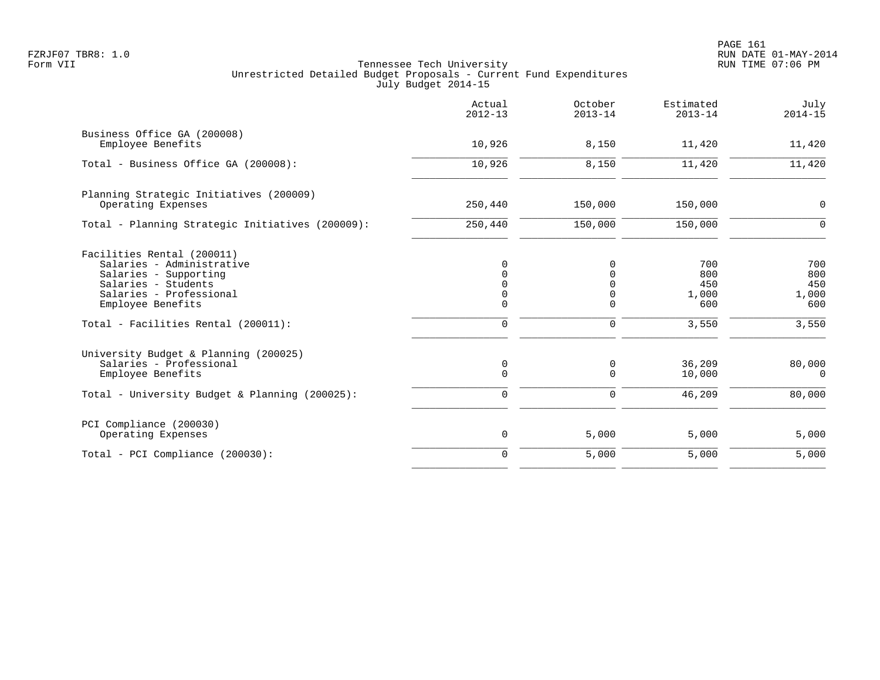FZRJF07 TBR8: 1.0
Form VII

Tennessee Tech University
Unrestricted Detailed Budget Proposals - Current Fund Expenditures
July Budget 2014-15

RUN DATE 01-MAY-2014
RUN TIME 07:06 PM

| | Actual 2012-13 | October 2013-14 | Estimated 2013-14 | July 2014-15 |
|---|---|---|---|---|
| **Business Office GA (200008)** | | | | |
| Employee Benefits | 10,926 | 8,150 | 11,420 | 11,420 |
| Total - Business Office GA (200008): | 10,926 | 8,150 | 11,420 | 11,420 |
| **Planning Strategic Initiatives (200009)** | | | | |
| Operating Expenses | 250,440 | 150,000 | 150,000 | 0 |
| Total - Planning Strategic Initiatives (200009): | 250,440 | 150,000 | 150,000 | 0 |
| **Facilities Rental (200011)** | | | | |
| Salaries - Administrative | 0 | 0 | 700 | 700 |
| Salaries - Supporting | 0 | 0 | 800 | 800 |
| Salaries - Students | 0 | 0 | 450 | 450 |
| Salaries - Professional | 0 | 0 | 1,000 | 1,000 |
| Employee Benefits | 0 | 0 | 600 | 600 |
| Total - Facilities Rental (200011): | 0 | 0 | 3,550 | 3,550 |
| **University Budget & Planning (200025)** | | | | |
| Salaries - Professional | 0 | 0 | 36,209 | 80,000 |
| Employee Benefits | 0 | 0 | 10,000 | 0 |
| Total - University Budget & Planning (200025): | 0 | 0 | 46,209 | 80,000 |
| **PCI Compliance (200030)** | | | | |
| Operating Expenses | 0 | 5,000 | 5,000 | 5,000 |
| Total - PCI Compliance (200030): | 0 | 5,000 | 5,000 | 5,000 |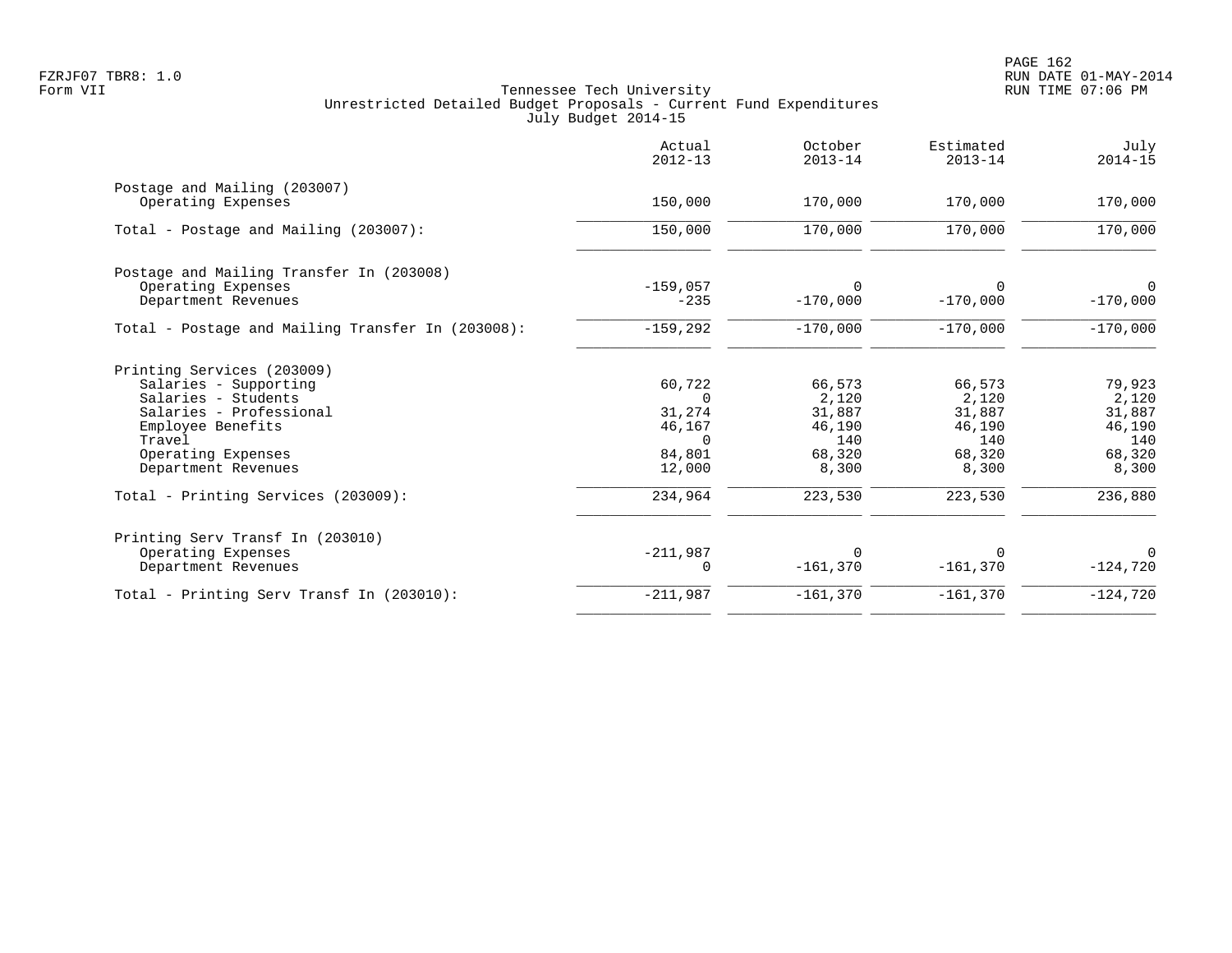FZRJF07 TBR8: 1.0
Form VII

Tennessee Tech University
Unrestricted Detailed Budget Proposals - Current Fund Expenditures
July Budget 2014-15

RUN DATE 01-MAY-2014
RUN TIME 07:06 PM

| | Actual 2012-13 | October 2013-14 | Estimated 2013-14 | July 2014-15 |
|---|---|---|---|---|
| **Postage and Mailing (203007)** | | | | |
| Operating Expenses | 150,000 | 170,000 | 170,000 | 170,000 |
| Total - Postage and Mailing (203007): | 150,000 | 170,000 | 170,000 | 170,000 |
| **Postage and Mailing Transfer In (203008)** | | | | |
| Operating Expenses | -159,057 | 0 | 0 | 0 |
| Department Revenues | -235 | -170,000 | -170,000 | -170,000 |
| Total - Postage and Mailing Transfer In (203008): | -159,292 | -170,000 | -170,000 | -170,000 |
| **Printing Services (203009)** | | | | |
| Salaries - Supporting | 60,722 | 66,573 | 66,573 | 79,923 |
| Salaries - Students | 0 | 2,120 | 2,120 | 2,120 |
| Salaries - Professional | 31,274 | 31,887 | 31,887 | 31,887 |
| Employee Benefits | 46,167 | 46,190 | 46,190 | 46,190 |
| Travel | 0 | 140 | 140 | 140 |
| Operating Expenses | 84,801 | 68,320 | 68,320 | 68,320 |
| Department Revenues | 12,000 | 8,300 | 8,300 | 8,300 |
| Total - Printing Services (203009): | 234,964 | 223,530 | 223,530 | 236,880 |
| **Printing Serv Transf In (203010)** | | | | |
| Operating Expenses | -211,987 | 0 | 0 | 0 |
| Department Revenues | 0 | -161,370 | -161,370 | -124,720 |
| Total - Printing Serv Transf In (203010): | -211,987 | -161,370 | -161,370 | -124,720 |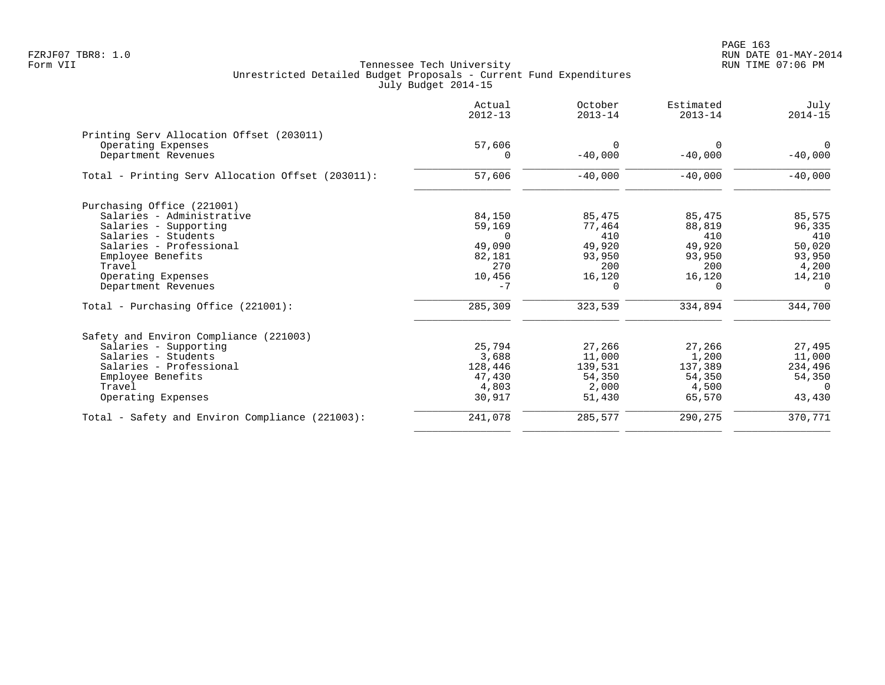Tennessee Tech University
Unrestricted Detailed Budget Proposals - Current Fund Expenditures
July Budget 2014-15

| | Actual 2012-13 | October 2013-14 | Estimated 2013-14 | July 2014-15 |
|---|---:|---:|---:|---:|
| **Printing Serv Allocation Offset (203011)** | | | | |
| Operating Expenses | 57,606 | 0 | 0 | 0 |
| Department Revenues | 0 | -40,000 | -40,000 | -40,000 |
| Total - Printing Serv Allocation Offset (203011): | 57,606 | -40,000 | -40,000 | -40,000 |
| **Purchasing Office (221001)** | | | | |
| Salaries - Administrative | 84,150 | 85,475 | 85,475 | 85,575 |
| Salaries - Supporting | 59,169 | 77,464 | 88,819 | 96,335 |
| Salaries - Students | 0 | 410 | 410 | 410 |
| Salaries - Professional | 49,090 | 49,920 | 49,920 | 50,020 |
| Employee Benefits | 82,181 | 93,950 | 93,950 | 93,950 |
| Travel | 270 | 200 | 200 | 4,200 |
| Operating Expenses | 10,456 | 16,120 | 16,120 | 14,210 |
| Department Revenues | -7 | 0 | 0 | 0 |
| Total - Purchasing Office (221001): | 285,309 | 323,539 | 334,894 | 344,700 |
| **Safety and Environ Compliance (221003)** | | | | |
| Salaries - Supporting | 25,794 | 27,266 | 27,266 | 27,495 |
| Salaries - Students | 3,688 | 11,000 | 1,200 | 11,000 |
| Salaries - Professional | 128,446 | 139,531 | 137,389 | 234,496 |
| Employee Benefits | 47,430 | 54,350 | 54,350 | 54,350 |
| Travel | 4,803 | 2,000 | 4,500 | 0 |
| Operating Expenses | 30,917 | 51,430 | 65,570 | 43,430 |
| Total - Safety and Environ Compliance (221003): | 241,078 | 285,577 | 290,275 | 370,771 |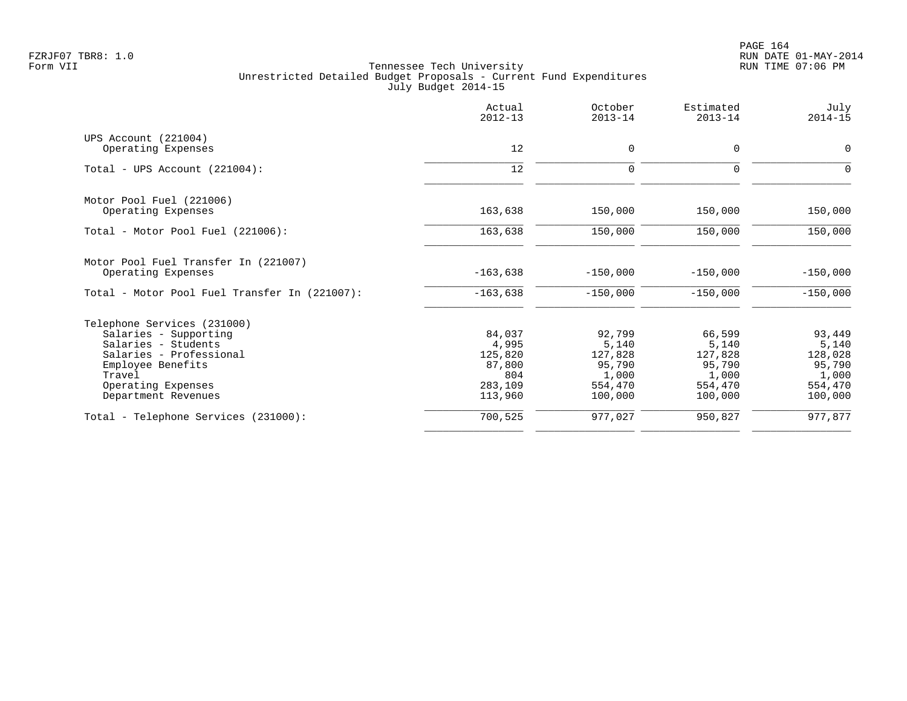Tennessee Tech University
Unrestricted Detailed Budget Proposals - Current Fund Expenditures
July Budget 2014-15

| | Actual 2012-13 | October 2013-14 | Estimated 2013-14 | July 2014-15 |
|---|---|---|---|---|
| UPS Account (221004) | | | | |
| Operating Expenses | 12 | 0 | 0 | 0 |
| Total - UPS Account (221004): | 12 | 0 | 0 | 0 |
| Motor Pool Fuel (221006) | | | | |
| Operating Expenses | 163,638 | 150,000 | 150,000 | 150,000 |
| Total - Motor Pool Fuel (221006): | 163,638 | 150,000 | 150,000 | 150,000 |
| Motor Pool Fuel Transfer In (221007) | | | | |
| Operating Expenses | -163,638 | -150,000 | -150,000 | -150,000 |
| Total - Motor Pool Fuel Transfer In (221007): | -163,638 | -150,000 | -150,000 | -150,000 |
| Telephone Services (231000) | | | | |
| Salaries - Supporting | 84,037 | 92,799 | 66,599 | 93,449 |
| Salaries - Students | 4,995 | 5,140 | 5,140 | 5,140 |
| Salaries - Professional | 125,820 | 127,828 | 127,828 | 128,028 |
| Employee Benefits | 87,800 | 95,790 | 95,790 | 95,790 |
| Travel | 804 | 1,000 | 1,000 | 1,000 |
| Operating Expenses | 283,109 | 554,470 | 554,470 | 554,470 |
| Department Revenues | 113,960 | 100,000 | 100,000 | 100,000 |
| Total - Telephone Services (231000): | 700,525 | 977,027 | 950,827 | 977,877 |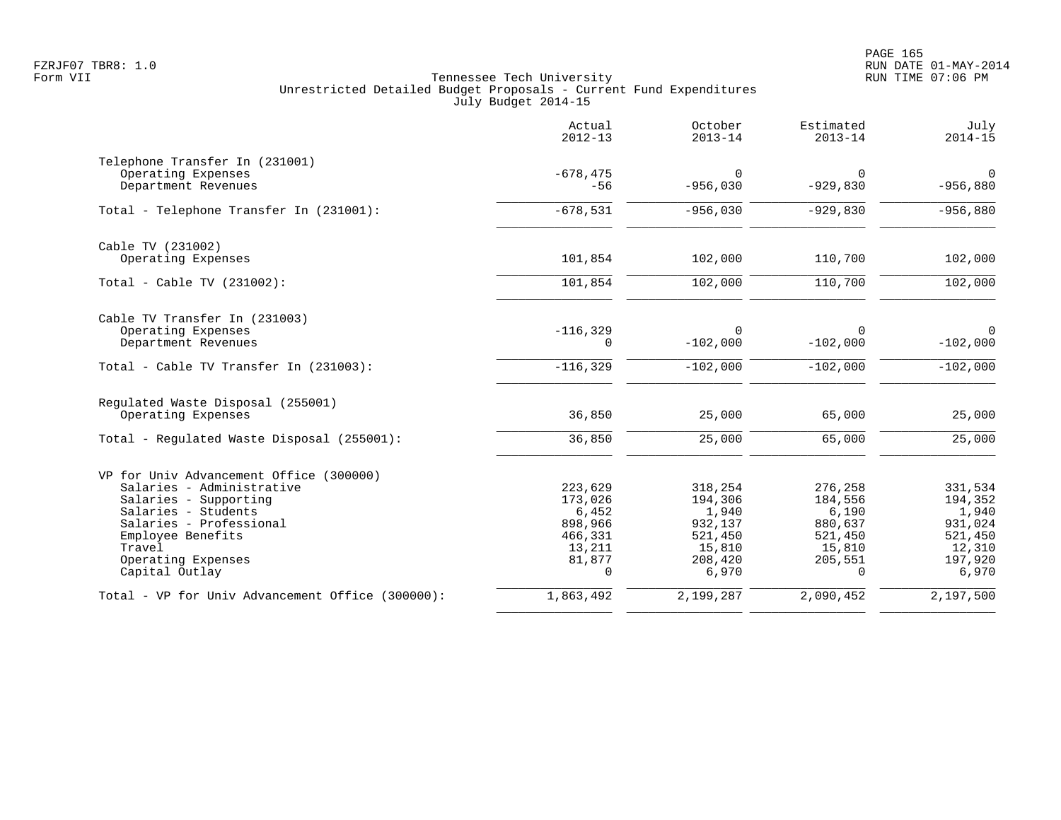Tennessee Tech University
Unrestricted Detailed Budget Proposals - Current Fund Expenditures
July Budget 2014-15

| | Actual 2012-13 | October 2013-14 | Estimated 2013-14 | July 2014-15 |
|---|---|---|---|---|
| **Telephone Transfer In (231001)** | | | | |
| Operating Expenses | -678,475 | 0 | 0 | 0 |
| Department Revenues | -56 | -956,030 | -929,830 | -956,880 |
| Total - Telephone Transfer In (231001): | -678,531 | -956,030 | -929,830 | -956,880 |
| **Cable TV (231002)** | | | | |
| Operating Expenses | 101,854 | 102,000 | 110,700 | 102,000 |
| Total - Cable TV (231002): | 101,854 | 102,000 | 110,700 | 102,000 |
| **Cable TV Transfer In (231003)** | | | | |
| Operating Expenses | -116,329 | 0 | 0 | 0 |
| Department Revenues | 0 | -102,000 | -102,000 | -102,000 |
| Total - Cable TV Transfer In (231003): | -116,329 | -102,000 | -102,000 | -102,000 |
| **Regulated Waste Disposal (255001)** | | | | |
| Operating Expenses | 36,850 | 25,000 | 65,000 | 25,000 |
| Total - Regulated Waste Disposal (255001): | 36,850 | 25,000 | 65,000 | 25,000 |
| **VP for Univ Advancement Office (300000)** | | | | |
| Salaries - Administrative | 223,629 | 318,254 | 276,258 | 331,534 |
| Salaries - Supporting | 173,026 | 194,306 | 184,556 | 194,352 |
| Salaries - Students | 6,452 | 1,940 | 6,190 | 1,940 |
| Salaries - Professional | 898,966 | 932,137 | 880,637 | 931,024 |
| Employee Benefits | 466,331 | 521,450 | 521,450 | 521,450 |
| Travel | 13,211 | 15,810 | 15,810 | 12,310 |
| Operating Expenses | 81,877 | 208,420 | 205,551 | 197,920 |
| Capital Outlay | 0 | 6,970 | 0 | 6,970 |
| Total - VP for Univ Advancement Office (300000): | 1,863,492 | 2,199,287 | 2,090,452 | 2,197,500 |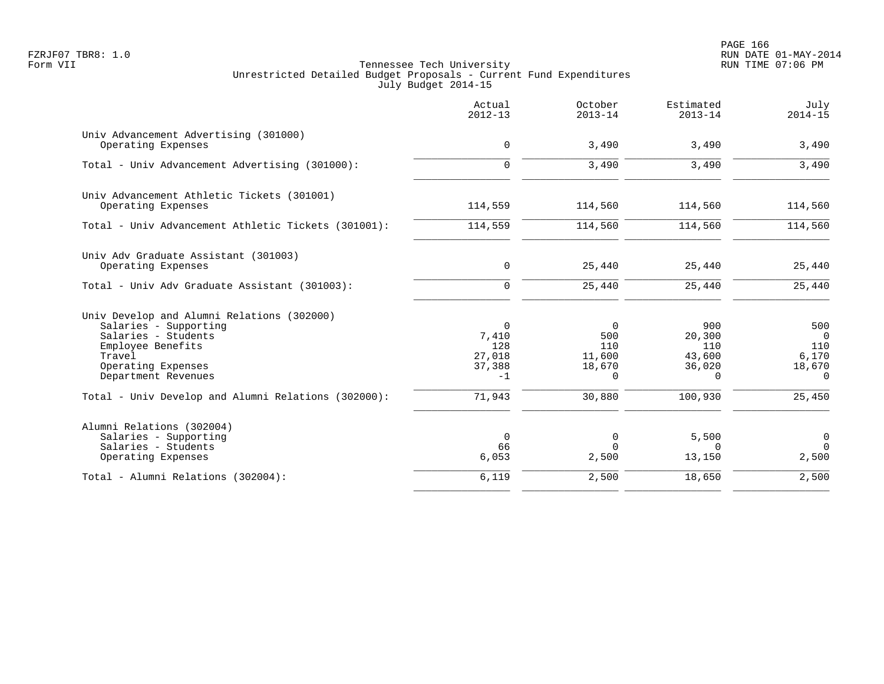Tennessee Tech University
Unrestricted Detailed Budget Proposals - Current Fund Expenditures
July Budget 2014-15

| | Actual 2012-13 | October 2013-14 | Estimated 2013-14 | July 2014-15 |
|---|---|---|---|---|
| **Univ Advancement Advertising (301000)** | | | | |
| Operating Expenses | 0 | 3,490 | 3,490 | 3,490 |
| Total - Univ Advancement Advertising (301000): | 0 | 3,490 | 3,490 | 3,490 |
| **Univ Advancement Athletic Tickets (301001)** | | | | |
| Operating Expenses | 114,559 | 114,560 | 114,560 | 114,560 |
| Total - Univ Advancement Athletic Tickets (301001): | 114,559 | 114,560 | 114,560 | 114,560 |
| **Univ Adv Graduate Assistant (301003)** | | | | |
| Operating Expenses | 0 | 25,440 | 25,440 | 25,440 |
| Total - Univ Adv Graduate Assistant (301003): | 0 | 25,440 | 25,440 | 25,440 |
| **Univ Develop and Alumni Relations (302000)** | | | | |
| Salaries - Supporting | 0 | 0 | 900 | 500 |
| Salaries - Students | 7,410 | 500 | 20,300 | 0 |
| Employee Benefits | 128 | 110 | 110 | 110 |
| Travel | 27,018 | 11,600 | 43,600 | 6,170 |
| Operating Expenses | 37,388 | 18,670 | 36,020 | 18,670 |
| Department Revenues | -1 | 0 | 0 | 0 |
| Total - Univ Develop and Alumni Relations (302000): | 71,943 | 30,880 | 100,930 | 25,450 |
| **Alumni Relations (302004)** | | | | |
| Salaries - Supporting | 0 | 0 | 5,500 | 0 |
| Salaries - Students | 66 | 0 | 0 | 0 |
| Operating Expenses | 6,053 | 2,500 | 13,150 | 2,500 |
| Total - Alumni Relations (302004): | 6,119 | 2,500 | 18,650 | 2,500 |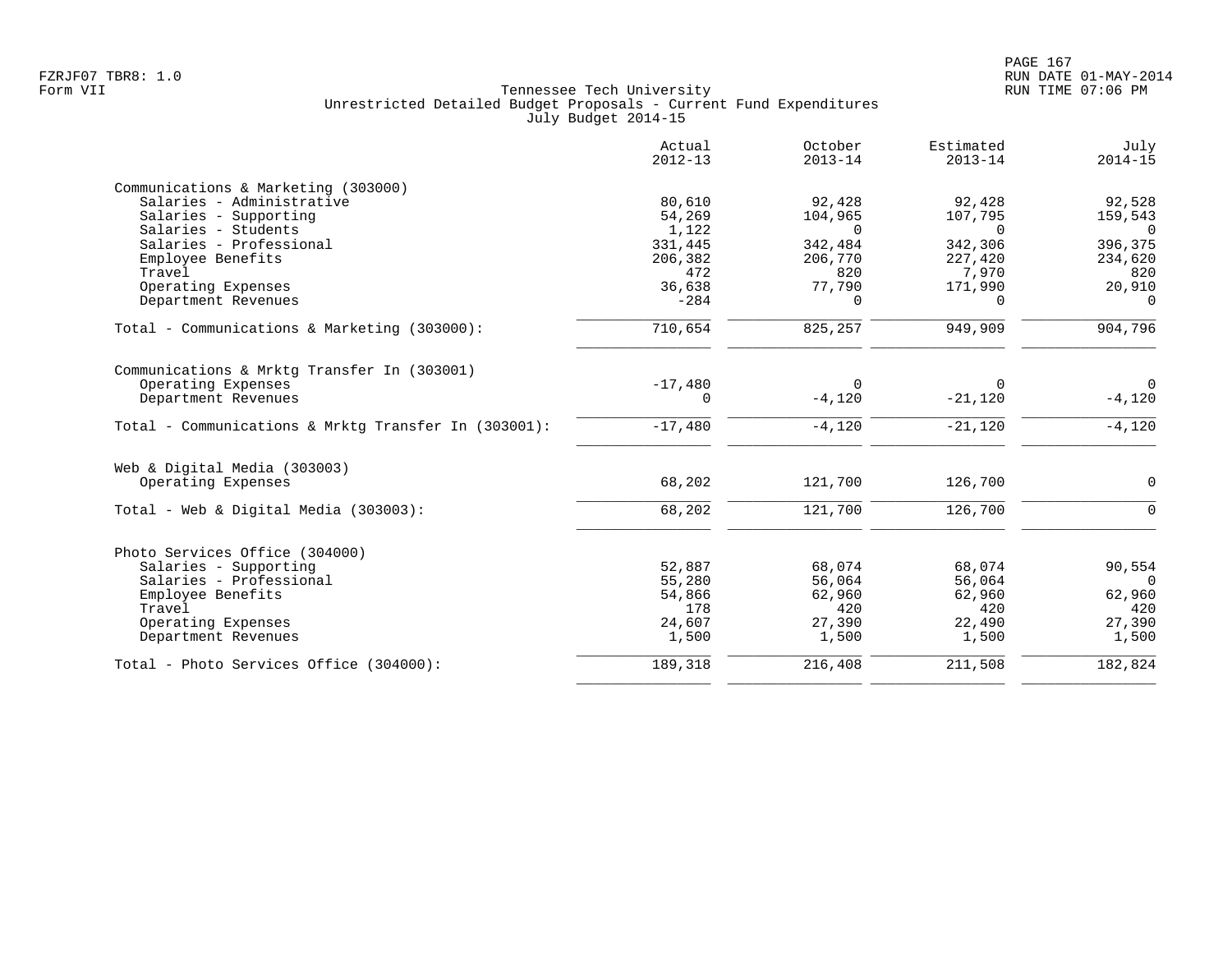FZRJF07 TBR8: 1.0
Form VII

Tennessee Tech University
Unrestricted Detailed Budget Proposals - Current Fund Expenditures
July Budget 2014-15

RUN DATE 01-MAY-2014
RUN TIME 07:06 PM

| | Actual 2012-13 | October 2013-14 | Estimated 2013-14 | July 2014-15 |
|---|---|---|---|---|
| **Communications & Marketing (303000)** | | | | |
| Salaries - Administrative | 80,610 | 92,428 | 92,428 | 92,528 |
| Salaries - Supporting | 54,269 | 104,965 | 107,795 | 159,543 |
| Salaries - Students | 1,122 | 0 | 0 | 0 |
| Salaries - Professional | 331,445 | 342,484 | 342,306 | 396,375 |
| Employee Benefits | 206,382 | 206,770 | 227,420 | 234,620 |
| Travel | 472 | 820 | 7,970 | 820 |
| Operating Expenses | 36,638 | 77,790 | 171,990 | 20,910 |
| Department Revenues | -284 | 0 | 0 | 0 |
| Total - Communications & Marketing (303000): | 710,654 | 825,257 | 949,909 | 904,796 |
| **Communications & Mrktg Transfer In (303001)** | | | | |
| Operating Expenses | -17,480 | 0 | 0 | 0 |
| Department Revenues | 0 | -4,120 | -21,120 | -4,120 |
| Total - Communications & Mrktg Transfer In (303001): | -17,480 | -4,120 | -21,120 | -4,120 |
| **Web & Digital Media (303003)** | | | | |
| Operating Expenses | 68,202 | 121,700 | 126,700 | 0 |
| Total - Web & Digital Media (303003): | 68,202 | 121,700 | 126,700 | 0 |
| **Photo Services Office (304000)** | | | | |
| Salaries - Supporting | 52,887 | 68,074 | 68,074 | 90,554 |
| Salaries - Professional | 55,280 | 56,064 | 56,064 | 0 |
| Employee Benefits | 54,866 | 62,960 | 62,960 | 62,960 |
| Travel | 178 | 420 | 420 | 420 |
| Operating Expenses | 24,607 | 27,390 | 22,490 | 27,390 |
| Department Revenues | 1,500 | 1,500 | 1,500 | 1,500 |
| Total - Photo Services Office (304000): | 189,318 | 216,408 | 211,508 | 182,824 |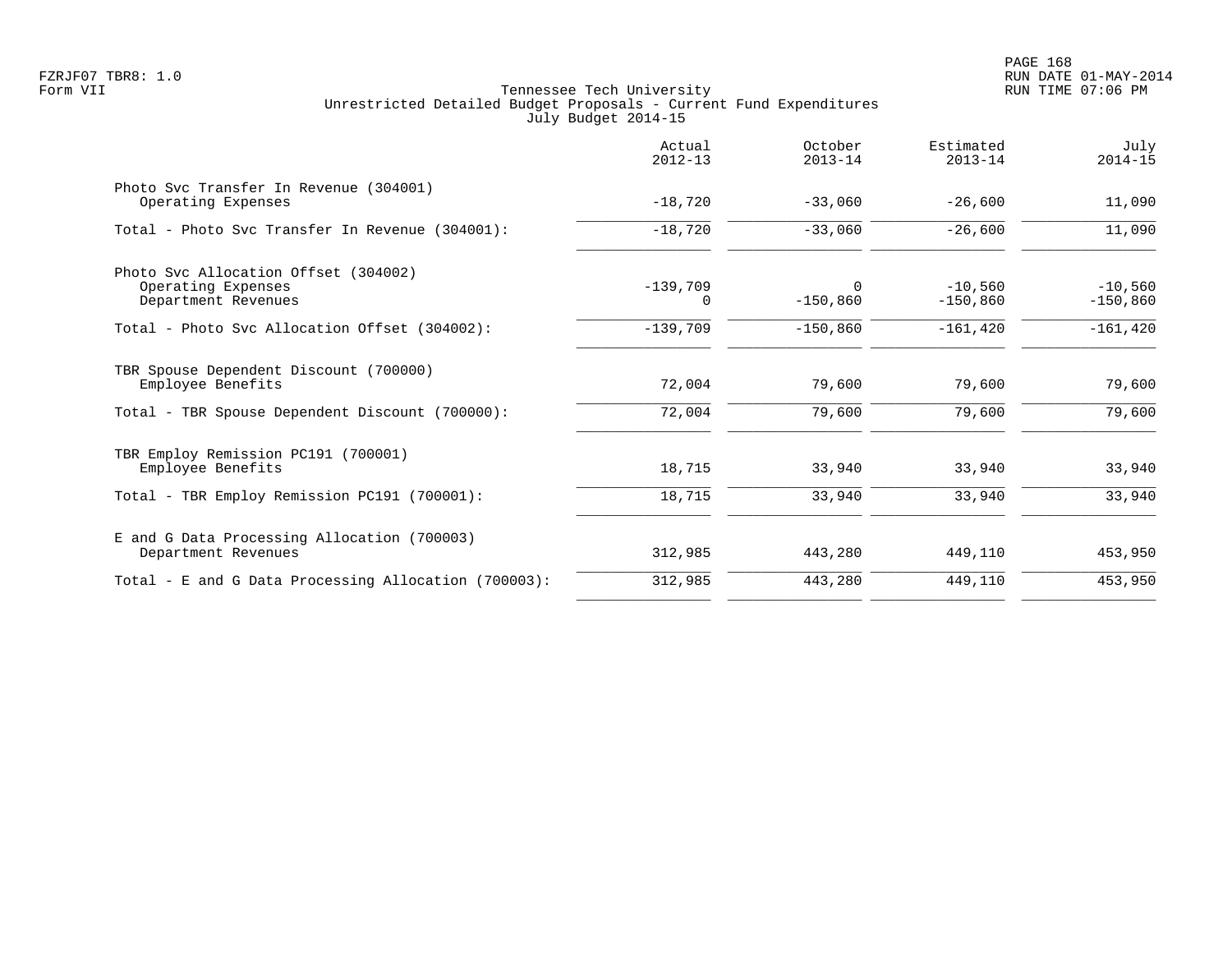Tennessee Tech University
Unrestricted Detailed Budget Proposals - Current Fund Expenditures
July Budget 2014-15

Form VII

| | Actual 2012-13 | October 2013-14 | Estimated 2013-14 | July 2014-15 |
|---|---|---|---|---|
| **Photo Svc Transfer In Revenue (304001)** | | | | |
| Operating Expenses | -18,720 | -33,060 | -26,600 | 11,090 |
| Total - Photo Svc Transfer In Revenue (304001): | -18,720 | -33,060 | -26,600 | 11,090 |
| **Photo Svc Allocation Offset (304002)** | | | | |
| Operating Expenses | -139,709 | 0 | -10,560 | -10,560 |
| Department Revenues | 0 | -150,860 | -150,860 | -150,860 |
| Total - Photo Svc Allocation Offset (304002): | -139,709 | -150,860 | -161,420 | -161,420 |
| **TBR Spouse Dependent Discount (700000)** | | | | |
| Employee Benefits | 72,004 | 79,600 | 79,600 | 79,600 |
| Total - TBR Spouse Dependent Discount (700000): | 72,004 | 79,600 | 79,600 | 79,600 |
| **TBR Employ Remission PC191 (700001)** | | | | |
| Employee Benefits | 18,715 | 33,940 | 33,940 | 33,940 |
| Total - TBR Employ Remission PC191 (700001): | 18,715 | 33,940 | 33,940 | 33,940 |
| **E and G Data Processing Allocation (700003)** | | | | |
| Department Revenues | 312,985 | 443,280 | 449,110 | 453,950 |
| Total - E and G Data Processing Allocation (700003): | 312,985 | 443,280 | 449,110 | 453,950 |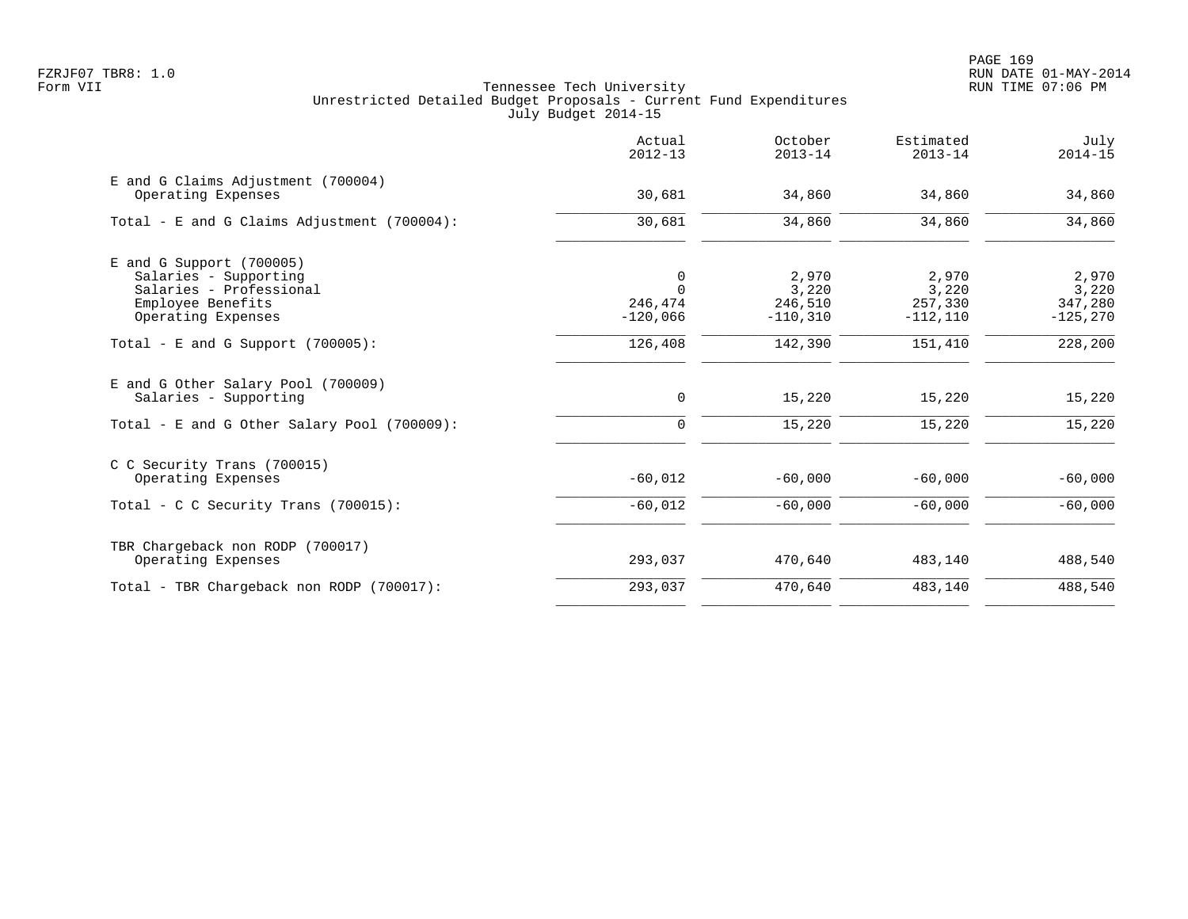Tennessee Tech University
Unrestricted Detailed Budget Proposals - Current Fund Expenditures
July Budget 2014-15

| | Actual 2012-13 | October 2013-14 | Estimated 2013-14 | July 2014-15 |
|---|---|---|---|---|
| E and G Claims Adjustment (700004) | | | | |
| Operating Expenses | 30,681 | 34,860 | 34,860 | 34,860 |
| Total - E and G Claims Adjustment (700004): | 30,681 | 34,860 | 34,860 | 34,860 |
| E and G Support (700005) | | | | |
| Salaries - Supporting | 0 | 2,970 | 2,970 | 2,970 |
| Salaries - Professional | 0 | 3,220 | 3,220 | 3,220 |
| Employee Benefits | 246,474 | 246,510 | 257,330 | 347,280 |
| Operating Expenses | -120,066 | -110,310 | -112,110 | -125,270 |
| Total - E and G Support (700005): | 126,408 | 142,390 | 151,410 | 228,200 |
| E and G Other Salary Pool (700009) | | | | |
| Salaries - Supporting | 0 | 15,220 | 15,220 | 15,220 |
| Total - E and G Other Salary Pool (700009): | 0 | 15,220 | 15,220 | 15,220 |
| C C Security Trans (700015) | | | | |
| Operating Expenses | -60,012 | -60,000 | -60,000 | -60,000 |
| Total - C C Security Trans (700015): | -60,012 | -60,000 | -60,000 | -60,000 |
| TBR Chargeback non RODP (700017) | | | | |
| Operating Expenses | 293,037 | 470,640 | 483,140 | 488,540 |
| Total - TBR Chargeback non RODP (700017): | 293,037 | 470,640 | 483,140 | 488,540 |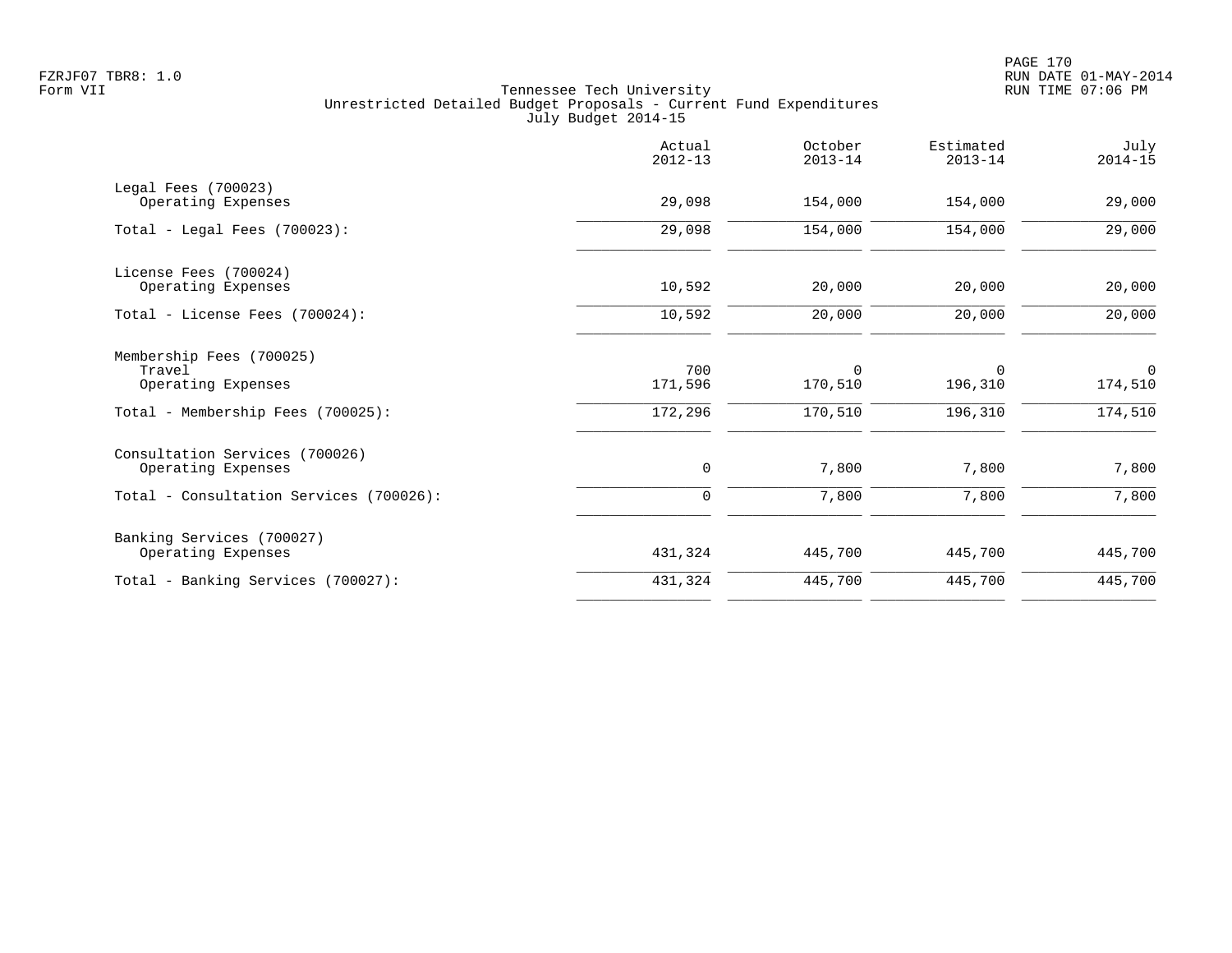FZRJF07 TBR8: 1.0
Form VII

Tennessee Tech University
Unrestricted Detailed Budget Proposals - Current Fund Expenditures
July Budget 2014-15

| | Actual 2012-13 | October 2013-14 | Estimated 2013-14 | July 2014-15 |
|---|---|---|---|---|
| Legal Fees (700023) | | | | |
| Operating Expenses | 29,098 | 154,000 | 154,000 | 29,000 |
| Total - Legal Fees (700023): | 29,098 | 154,000 | 154,000 | 29,000 |
| License Fees (700024) | | | | |
| Operating Expenses | 10,592 | 20,000 | 20,000 | 20,000 |
| Total - License Fees (700024): | 10,592 | 20,000 | 20,000 | 20,000 |
| Membership Fees (700025) | | | | |
| Travel | 700 | 0 | 0 | 0 |
| Operating Expenses | 171,596 | 170,510 | 196,310 | 174,510 |
| Total - Membership Fees (700025): | 172,296 | 170,510 | 196,310 | 174,510 |
| Consultation Services (700026) | | | | |
| Operating Expenses | 0 | 7,800 | 7,800 | 7,800 |
| Total - Consultation Services (700026): | 0 | 7,800 | 7,800 | 7,800 |
| Banking Services (700027) | | | | |
| Operating Expenses | 431,324 | 445,700 | 445,700 | 445,700 |
| Total - Banking Services (700027): | 431,324 | 445,700 | 445,700 | 445,700 |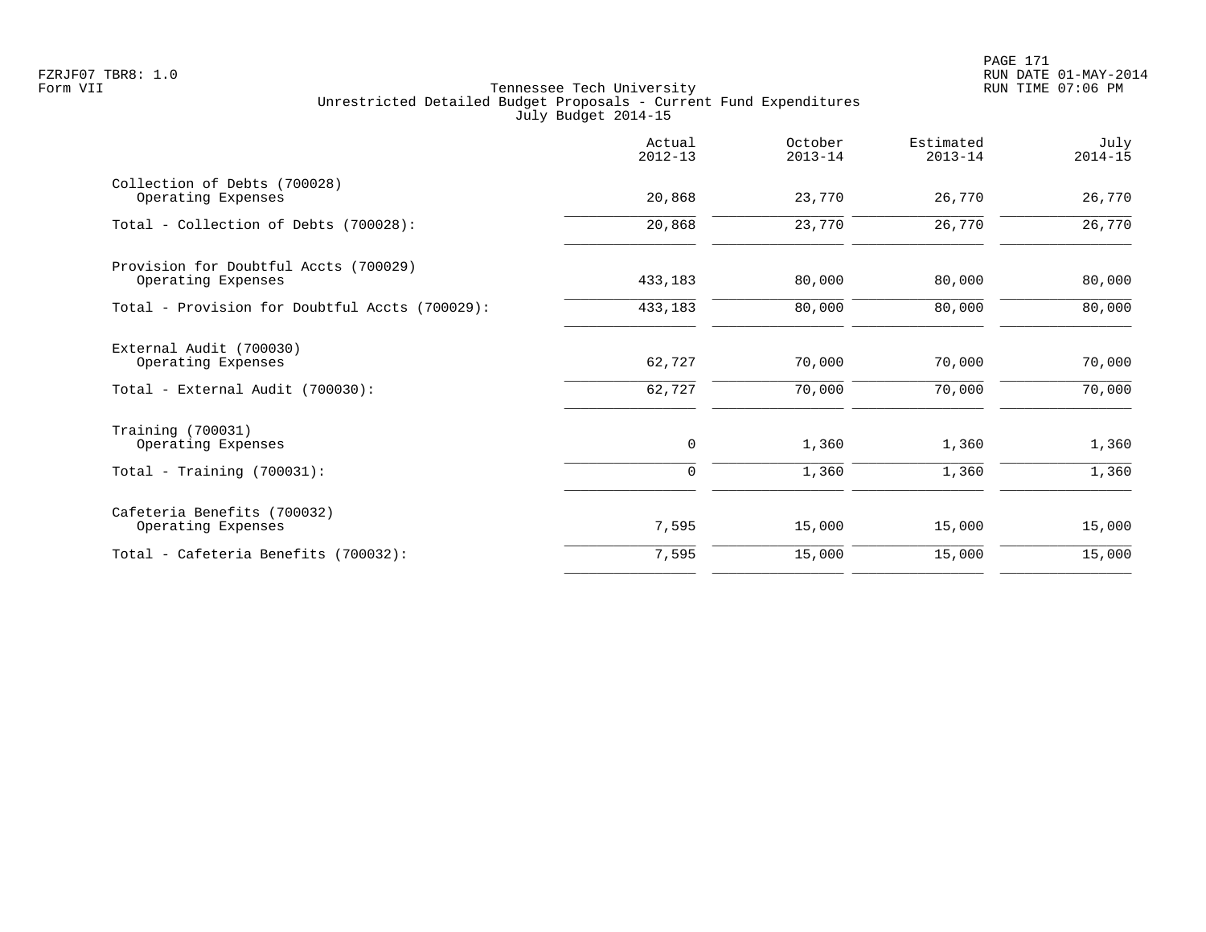FZRJF07 TBR8: 1.0
Form VII

Tennessee Tech University
Unrestricted Detailed Budget Proposals - Current Fund Expenditures
July Budget 2014-15

| | Actual 2012-13 | October 2013-14 | Estimated 2013-14 | July 2014-15 |
|---|---|---|---|---|
| Collection of Debts (700028) | | | | |
| Operating Expenses | 20,868 | 23,770 | 26,770 | 26,770 |
| Total - Collection of Debts (700028): | 20,868 | 23,770 | 26,770 | 26,770 |
| Provision for Doubtful Accts (700029) | | | | |
| Operating Expenses | 433,183 | 80,000 | 80,000 | 80,000 |
| Total - Provision for Doubtful Accts (700029): | 433,183 | 80,000 | 80,000 | 80,000 |
| External Audit (700030) | | | | |
| Operating Expenses | 62,727 | 70,000 | 70,000 | 70,000 |
| Total - External Audit (700030): | 62,727 | 70,000 | 70,000 | 70,000 |
| Training (700031) | | | | |
| Operating Expenses | 0 | 1,360 | 1,360 | 1,360 |
| Total - Training (700031): | 0 | 1,360 | 1,360 | 1,360 |
| Cafeteria Benefits (700032) | | | | |
| Operating Expenses | 7,595 | 15,000 | 15,000 | 15,000 |
| Total - Cafeteria Benefits (700032): | 7,595 | 15,000 | 15,000 | 15,000 |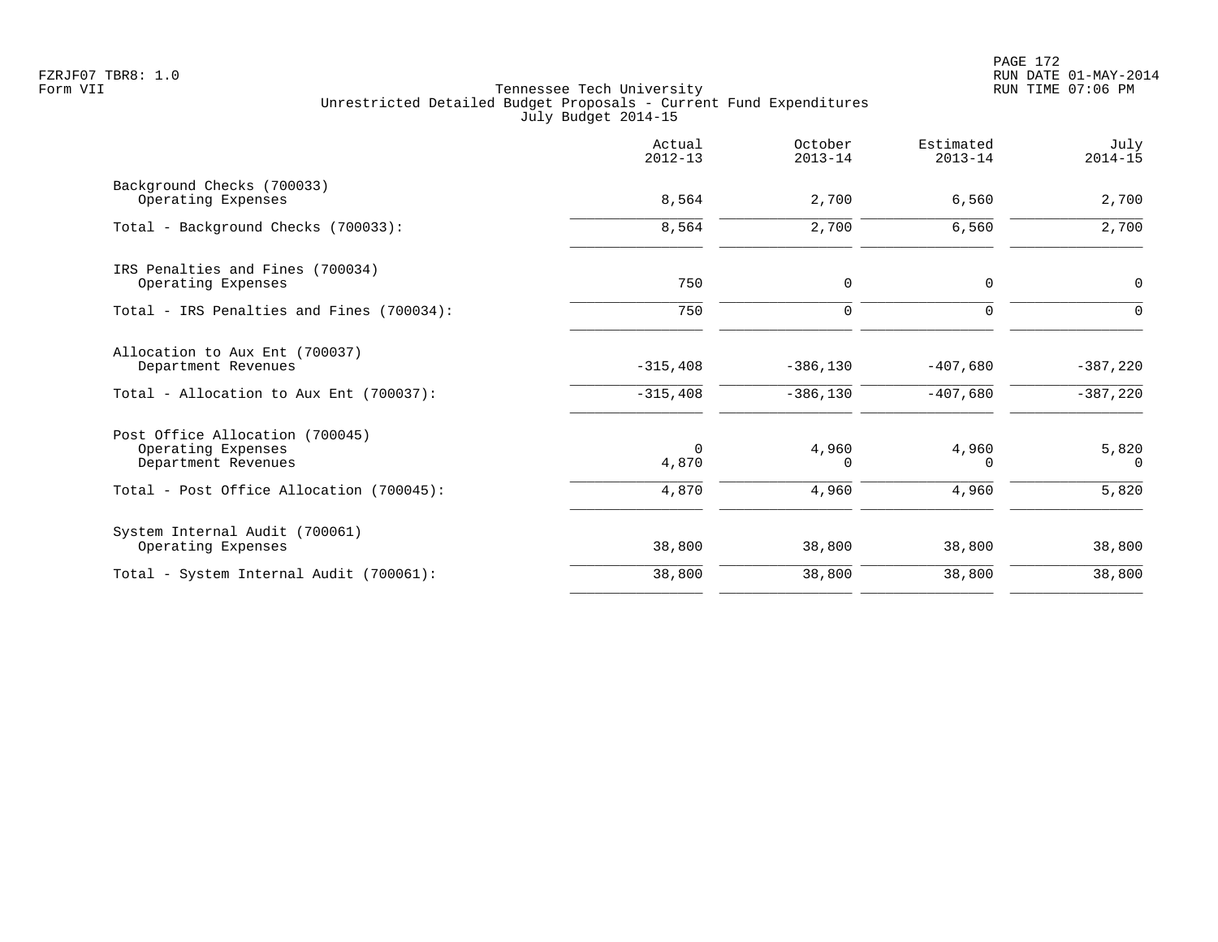FZRJF07 TBR8: 1.0
Form VII

Tennessee Tech University
Unrestricted Detailed Budget Proposals - Current Fund Expenditures
July Budget 2014-15

RUN DATE 01-MAY-2014
RUN TIME 07:06 PM

| | Actual 2012-13 | October 2013-14 | Estimated 2013-14 | July 2014-15 |
|---|---|---|---|---|
| Background Checks (700033) | | | | |
| Operating Expenses | 8,564 | 2,700 | 6,560 | 2,700 |
| Total - Background Checks (700033): | 8,564 | 2,700 | 6,560 | 2,700 |
| IRS Penalties and Fines (700034) | | | | |
| Operating Expenses | 750 | 0 | 0 | 0 |
| Total - IRS Penalties and Fines (700034): | 750 | 0 | 0 | 0 |
| Allocation to Aux Ent (700037) | | | | |
| Department Revenues | -315,408 | -386,130 | -407,680 | -387,220 |
| Total - Allocation to Aux Ent (700037): | -315,408 | -386,130 | -407,680 | -387,220 |
| Post Office Allocation (700045) | | | | |
| Operating Expenses | 0 | 4,960 | 4,960 | 5,820 |
| Department Revenues | 4,870 | 0 | 0 | 0 |
| Total - Post Office Allocation (700045): | 4,870 | 4,960 | 4,960 | 5,820 |
| System Internal Audit (700061) | | | | |
| Operating Expenses | 38,800 | 38,800 | 38,800 | 38,800 |
| Total - System Internal Audit (700061): | 38,800 | 38,800 | 38,800 | 38,800 |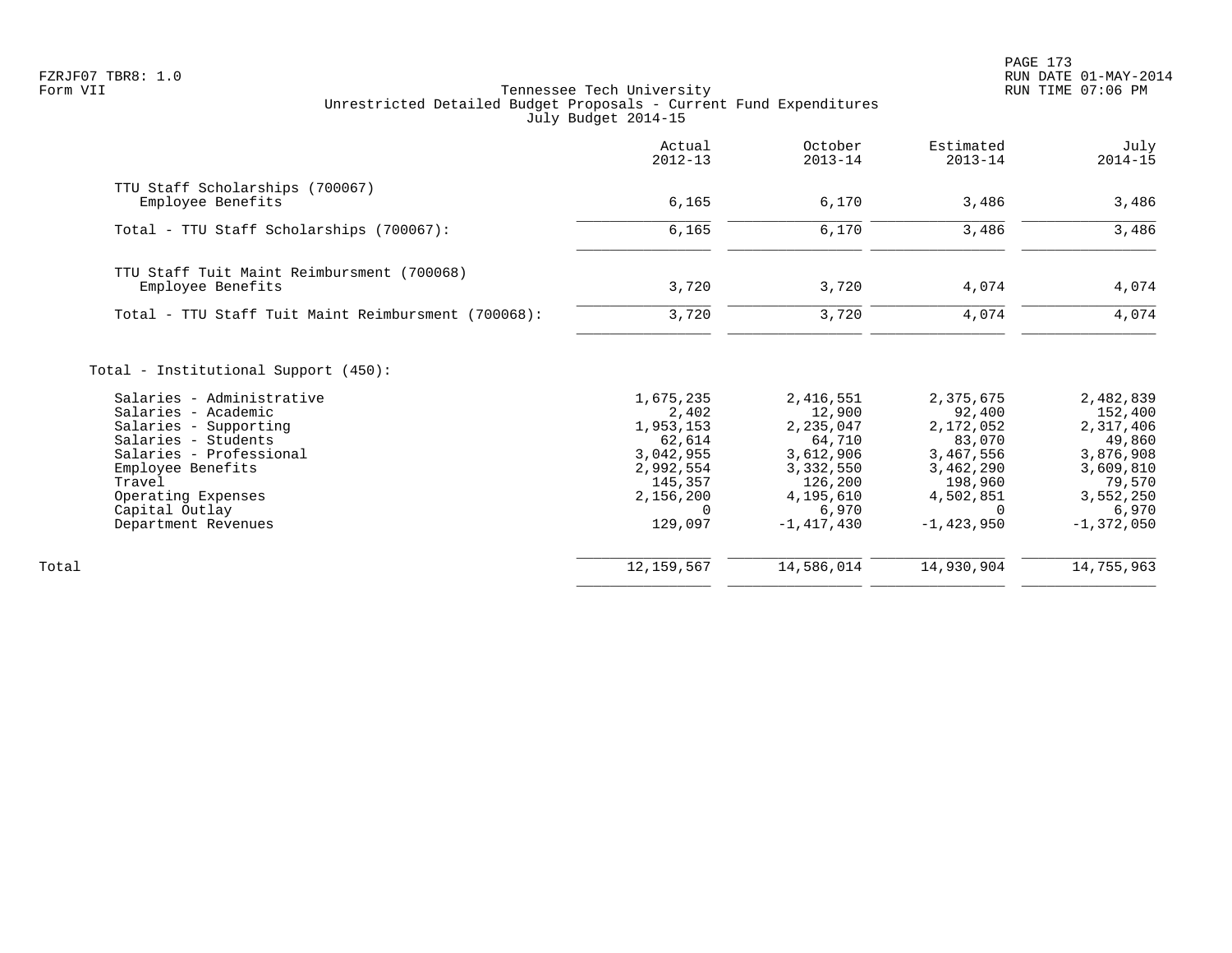Tennessee Tech University
Unrestricted Detailed Budget Proposals - Current Fund Expenditures
July Budget 2014-15

| | Actual 2012-13 | October 2013-14 | Estimated 2013-14 | July 2014-15 |
|---|---|---|---|---|
| **TTU Staff Scholarships (700067)** | | | | |
| Employee Benefits | 6,165 | 6,170 | 3,486 | 3,486 |
| Total - TTU Staff Scholarships (700067): | 6,165 | 6,170 | 3,486 | 3,486 |
| **TTU Staff Tuit Maint Reimbursment (700068)** | | | | |
| Employee Benefits | 3,720 | 3,720 | 4,074 | 4,074 |
| Total - TTU Staff Tuit Maint Reimbursment (700068): | 3,720 | 3,720 | 4,074 | 4,074 |
| **Total - Institutional Support (450):** | | | | |
| Salaries - Administrative | 1,675,235 | 2,416,551 | 2,375,675 | 2,482,839 |
| Salaries - Academic | 2,402 | 12,900 | 92,400 | 152,400 |
| Salaries - Supporting | 1,953,153 | 2,235,047 | 2,172,052 | 2,317,406 |
| Salaries - Students | 62,614 | 64,710 | 83,070 | 49,860 |
| Salaries - Professional | 3,042,955 | 3,612,906 | 3,467,556 | 3,876,908 |
| Employee Benefits | 2,992,554 | 3,332,550 | 3,462,290 | 3,609,810 |
| Travel | 145,357 | 126,200 | 198,960 | 79,570 |
| Operating Expenses | 2,156,200 | 4,195,610 | 4,502,851 | 3,552,250 |
| Capital Outlay | 0 | 6,970 | 0 | 6,970 |
| Department Revenues | 129,097 | -1,417,430 | -1,423,950 | -1,372,050 |
| Total | 12,159,567 | 14,586,014 | 14,930,904 | 14,755,963 |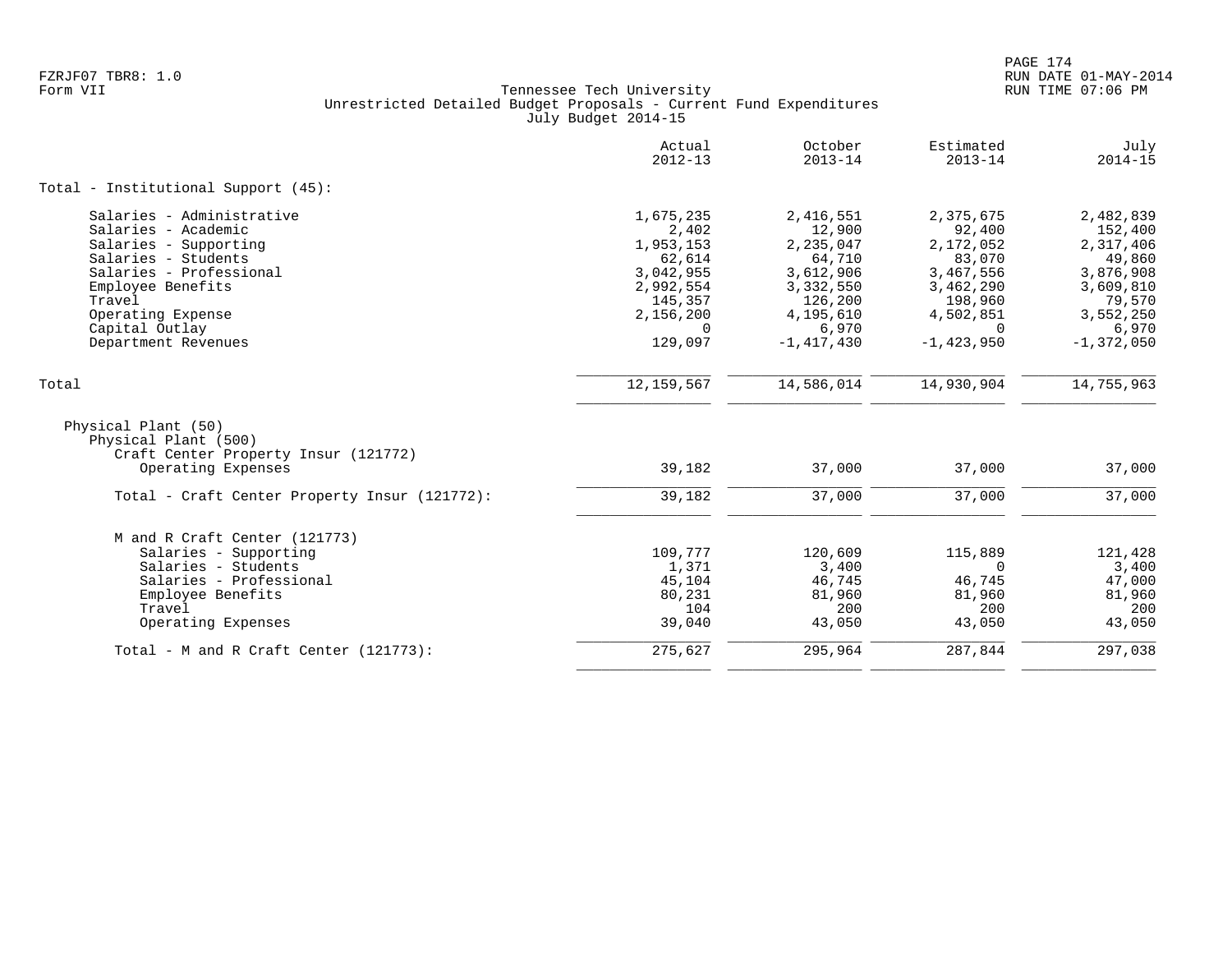FZRJF07 TBR8: 1.0
Form VII

Tennessee Tech University
Unrestricted Detailed Budget Proposals - Current Fund Expenditures
July Budget 2014-15

| | Actual 2012-13 | October 2013-14 | Estimated 2013-14 | July 2014-15 |
|---|---|---|---|---|
| **Total - Institutional Support (45):** | | | | |
| Salaries - Administrative | 1,675,235 | 2,416,551 | 2,375,675 | 2,482,839 |
| Salaries - Academic | 2,402 | 12,900 | 92,400 | 152,400 |
| Salaries - Supporting | 1,953,153 | 2,235,047 | 2,172,052 | 2,317,406 |
| Salaries - Students | 62,614 | 64,710 | 83,070 | 49,860 |
| Salaries - Professional | 3,042,955 | 3,612,906 | 3,467,556 | 3,876,908 |
| Employee Benefits | 2,992,554 | 3,332,550 | 3,462,290 | 3,609,810 |
| Travel | 145,357 | 126,200 | 198,960 | 79,570 |
| Operating Expense | 2,156,200 | 4,195,610 | 4,502,851 | 3,552,250 |
| Capital Outlay | 0 | 6,970 | 0 | 6,970 |
| Department Revenues | 129,097 | -1,417,430 | -1,423,950 | -1,372,050 |
| **Total** | 12,159,567 | 14,586,014 | 14,930,904 | 14,755,963 |
| Physical Plant (50) | | | | |
| Physical Plant (500) | | | | |
| Craft Center Property Insur (121772) | | | | |
| Operating Expenses | 39,182 | 37,000 | 37,000 | 37,000 |
| Total - Craft Center Property Insur (121772): | 39,182 | 37,000 | 37,000 | 37,000 |
| M and R Craft Center (121773) | | | | |
| Salaries - Supporting | 109,777 | 120,609 | 115,889 | 121,428 |
| Salaries - Students | 1,371 | 3,400 | 0 | 3,400 |
| Salaries - Professional | 45,104 | 46,745 | 46,745 | 47,000 |
| Employee Benefits | 80,231 | 81,960 | 81,960 | 81,960 |
| Travel | 104 | 200 | 200 | 200 |
| Operating Expenses | 39,040 | 43,050 | 43,050 | 43,050 |
| Total - M and R Craft Center (121773): | 275,627 | 295,964 | 287,844 | 297,038 |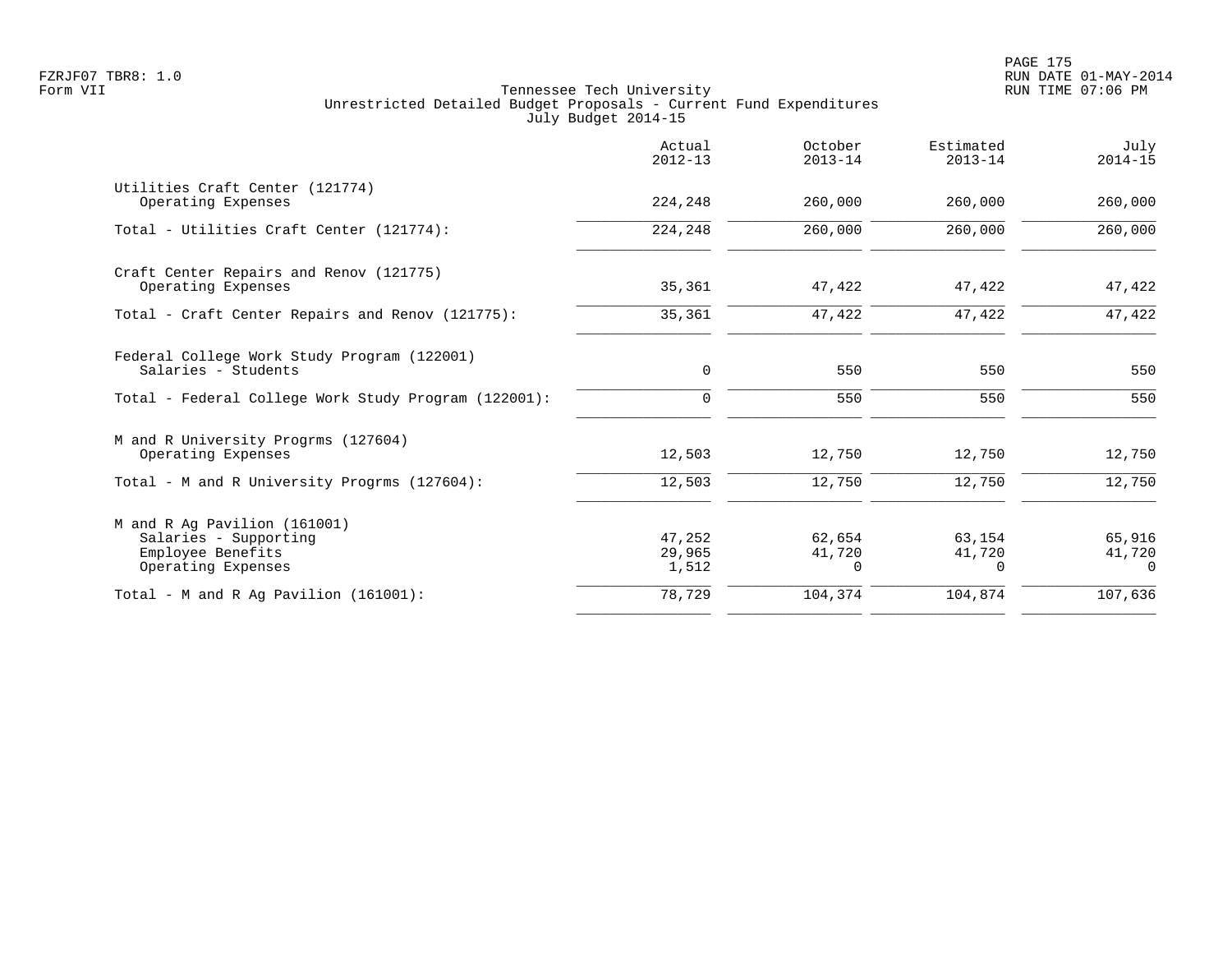Tennessee Tech University
Unrestricted Detailed Budget Proposals - Current Fund Expenditures
July Budget 2014-15

| | Actual 2012-13 | October 2013-14 | Estimated 2013-14 | July 2014-15 |
|---|---|---|---|---|
| **Utilities Craft Center (121774)** | | | | |
| Operating Expenses | 224,248 | 260,000 | 260,000 | 260,000 |
| Total - Utilities Craft Center (121774): | 224,248 | 260,000 | 260,000 | 260,000 |
| **Craft Center Repairs and Renov (121775)** | | | | |
| Operating Expenses | 35,361 | 47,422 | 47,422 | 47,422 |
| Total - Craft Center Repairs and Renov (121775): | 35,361 | 47,422 | 47,422 | 47,422 |
| **Federal College Work Study Program (122001)** | | | | |
| Salaries - Students | 0 | 550 | 550 | 550 |
| Total - Federal College Work Study Program (122001): | 0 | 550 | 550 | 550 |
| **M and R University Progrms (127604)** | | | | |
| Operating Expenses | 12,503 | 12,750 | 12,750 | 12,750 |
| Total - M and R University Progrms (127604): | 12,503 | 12,750 | 12,750 | 12,750 |
| **M and R Ag Pavilion (161001)** | | | | |
| Salaries - Supporting | 47,252 | 62,654 | 63,154 | 65,916 |
| Employee Benefits | 29,965 | 41,720 | 41,720 | 41,720 |
| Operating Expenses | 1,512 | 0 | 0 | 0 |
| Total - M and R Ag Pavilion (161001): | 78,729 | 104,374 | 104,874 | 107,636 |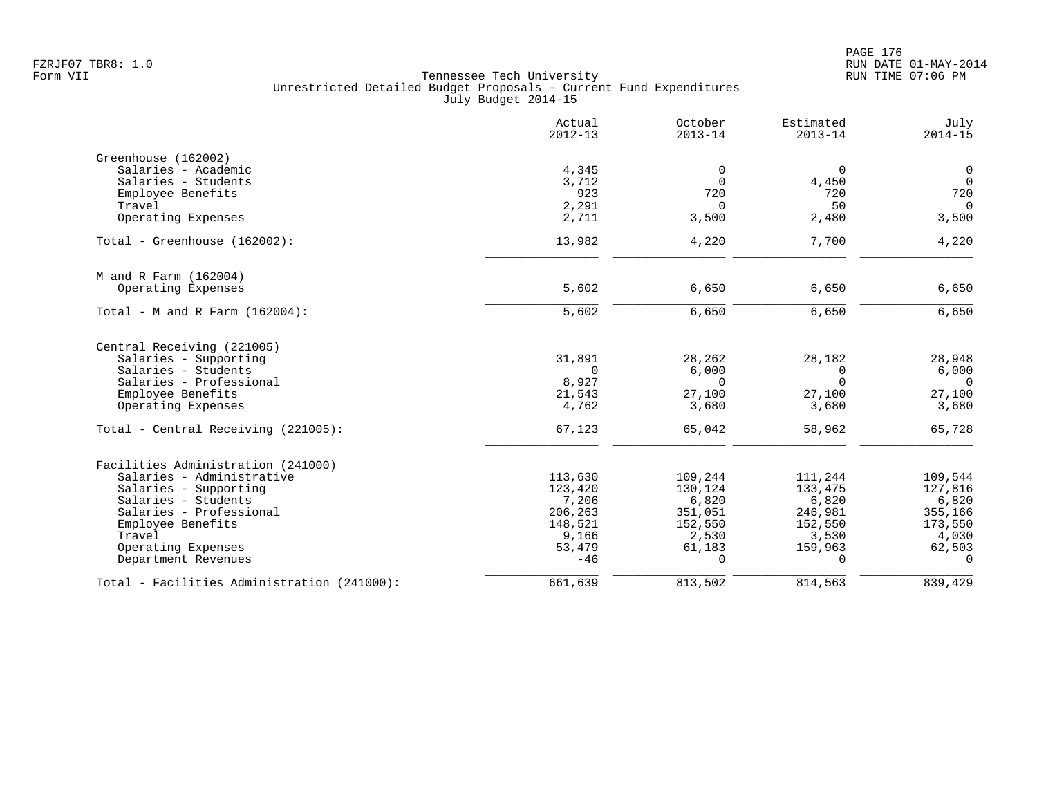Tennessee Tech University
Unrestricted Detailed Budget Proposals - Current Fund Expenditures
July Budget 2014-15

| | Actual 2012-13 | October 2013-14 | Estimated 2013-14 | July 2014-15 |
|---|---|---|---|---|
| **Greenhouse (162002)** | | | | |
| Salaries - Academic | 4,345 | 0 | 0 | 0 |
| Salaries - Students | 3,712 | 0 | 4,450 | 0 |
| Employee Benefits | 923 | 720 | 720 | 720 |
| Travel | 2,291 | 0 | 50 | 0 |
| Operating Expenses | 2,711 | 3,500 | 2,480 | 3,500 |
| Total - Greenhouse (162002): | 13,982 | 4,220 | 7,700 | 4,220 |
| **M and R Farm (162004)** | | | | |
| Operating Expenses | 5,602 | 6,650 | 6,650 | 6,650 |
| Total - M and R Farm (162004): | 5,602 | 6,650 | 6,650 | 6,650 |
| **Central Receiving (221005)** | | | | |
| Salaries - Supporting | 31,891 | 28,262 | 28,182 | 28,948 |
| Salaries - Students | 0 | 6,000 | 0 | 6,000 |
| Salaries - Professional | 8,927 | 0 | 0 | 0 |
| Employee Benefits | 21,543 | 27,100 | 27,100 | 27,100 |
| Operating Expenses | 4,762 | 3,680 | 3,680 | 3,680 |
| Total - Central Receiving (221005): | 67,123 | 65,042 | 58,962 | 65,728 |
| **Facilities Administration (241000)** | | | | |
| Salaries - Administrative | 113,630 | 109,244 | 111,244 | 109,544 |
| Salaries - Supporting | 123,420 | 130,124 | 133,475 | 127,816 |
| Salaries - Students | 7,206 | 6,820 | 6,820 | 6,820 |
| Salaries - Professional | 206,263 | 351,051 | 246,981 | 355,166 |
| Employee Benefits | 148,521 | 152,550 | 152,550 | 173,550 |
| Travel | 9,166 | 2,530 | 3,530 | 4,030 |
| Operating Expenses | 53,479 | 61,183 | 159,963 | 62,503 |
| Department Revenues | -46 | 0 | 0 | 0 |
| Total - Facilities Administration (241000): | 661,639 | 813,502 | 814,563 | 839,429 |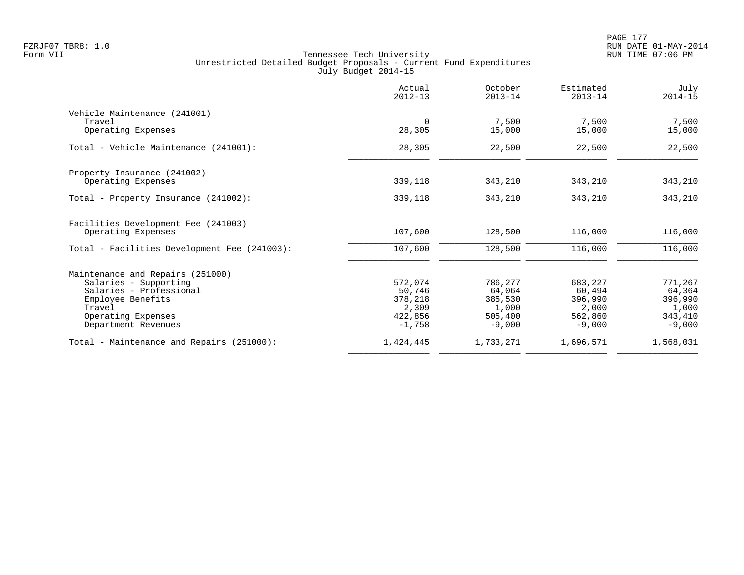FZRJF07 TBR8: 1.0
Form VII

Tennessee Tech University
Unrestricted Detailed Budget Proposals - Current Fund Expenditures
July Budget 2014-15

| | Actual 2012-13 | October 2013-14 | Estimated 2013-14 | July 2014-15 |
|---|---|---|---|---|
| Vehicle Maintenance (241001) | | | | |
| Travel | 0 | 7,500 | 7,500 | 7,500 |
| Operating Expenses | 28,305 | 15,000 | 15,000 | 15,000 |
| Total - Vehicle Maintenance (241001): | 28,305 | 22,500 | 22,500 | 22,500 |
| Property Insurance (241002) | | | | |
| Operating Expenses | 339,118 | 343,210 | 343,210 | 343,210 |
| Total - Property Insurance (241002): | 339,118 | 343,210 | 343,210 | 343,210 |
| Facilities Development Fee (241003) | | | | |
| Operating Expenses | 107,600 | 128,500 | 116,000 | 116,000 |
| Total - Facilities Development Fee (241003): | 107,600 | 128,500 | 116,000 | 116,000 |
| Maintenance and Repairs (251000) | | | | |
| Salaries - Supporting | 572,074 | 786,277 | 683,227 | 771,267 |
| Salaries - Professional | 50,746 | 64,064 | 60,494 | 64,364 |
| Employee Benefits | 378,218 | 385,530 | 396,990 | 396,990 |
| Travel | 2,309 | 1,000 | 2,000 | 1,000 |
| Operating Expenses | 422,856 | 505,400 | 562,860 | 343,410 |
| Department Revenues | -1,758 | -9,000 | -9,000 | -9,000 |
| Total - Maintenance and Repairs (251000): | 1,424,445 | 1,733,271 | 1,696,571 | 1,568,031 |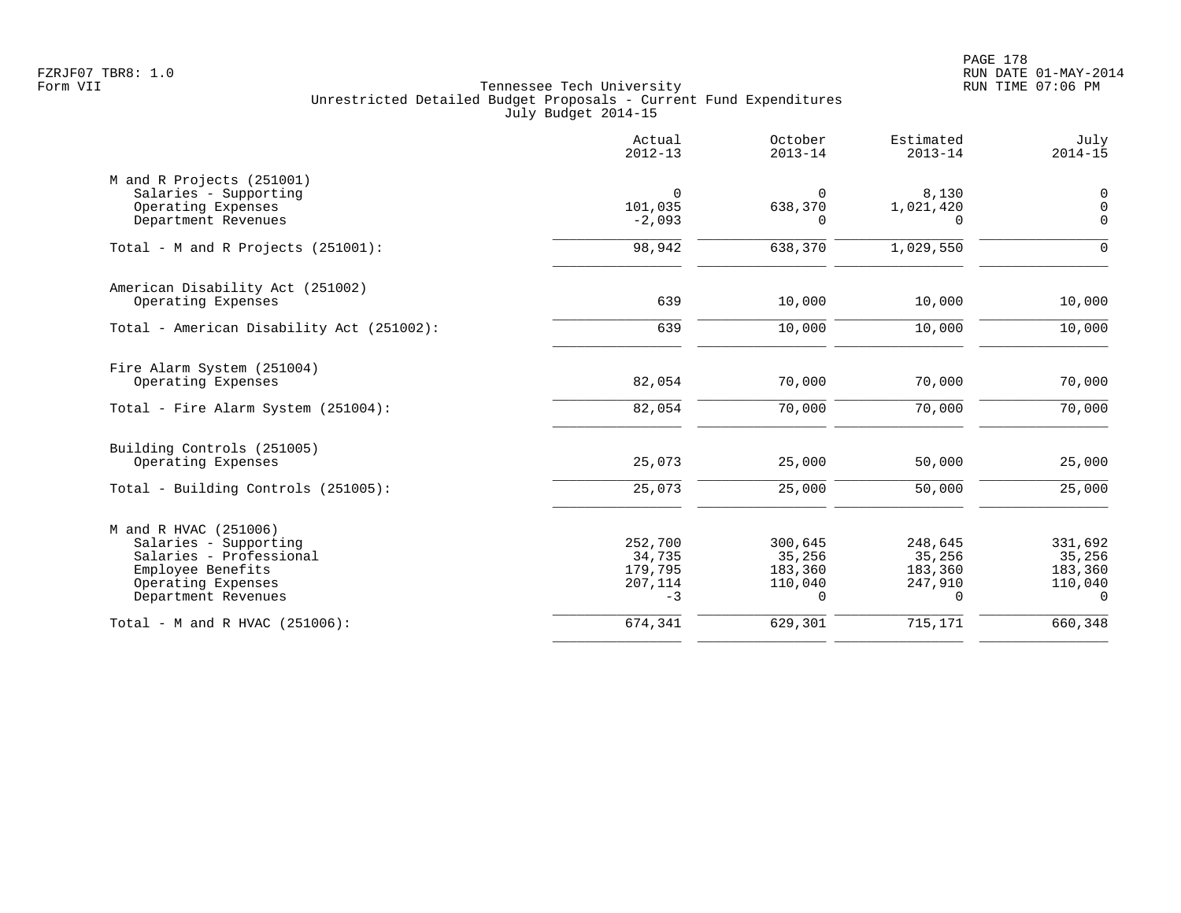Tennessee Tech University
Unrestricted Detailed Budget Proposals - Current Fund Expenditures
July Budget 2014-15

| | Actual 2012-13 | October 2013-14 | Estimated 2013-14 | July 2014-15 |
|---|---|---|---|---|
| **M and R Projects (251001)** | | | | |
| Salaries - Supporting | 0 | 0 | 8,130 | 0 |
| Operating Expenses | 101,035 | 638,370 | 1,021,420 | 0 |
| Department Revenues | -2,093 | 0 | 0 | 0 |
| Total - M and R Projects (251001): | 98,942 | 638,370 | 1,029,550 | 0 |
| **American Disability Act (251002)** | | | | |
| Operating Expenses | 639 | 10,000 | 10,000 | 10,000 |
| Total - American Disability Act (251002): | 639 | 10,000 | 10,000 | 10,000 |
| **Fire Alarm System (251004)** | | | | |
| Operating Expenses | 82,054 | 70,000 | 70,000 | 70,000 |
| Total - Fire Alarm System (251004): | 82,054 | 70,000 | 70,000 | 70,000 |
| **Building Controls (251005)** | | | | |
| Operating Expenses | 25,073 | 25,000 | 50,000 | 25,000 |
| Total - Building Controls (251005): | 25,073 | 25,000 | 50,000 | 25,000 |
| **M and R HVAC (251006)** | | | | |
| Salaries - Supporting | 252,700 | 300,645 | 248,645 | 331,692 |
| Salaries - Professional | 34,735 | 35,256 | 35,256 | 35,256 |
| Employee Benefits | 179,795 | 183,360 | 183,360 | 183,360 |
| Operating Expenses | 207,114 | 110,040 | 247,910 | 110,040 |
| Department Revenues | -3 | 0 | 0 | 0 |
| Total - M and R HVAC (251006): | 674,341 | 629,301 | 715,171 | 660,348 |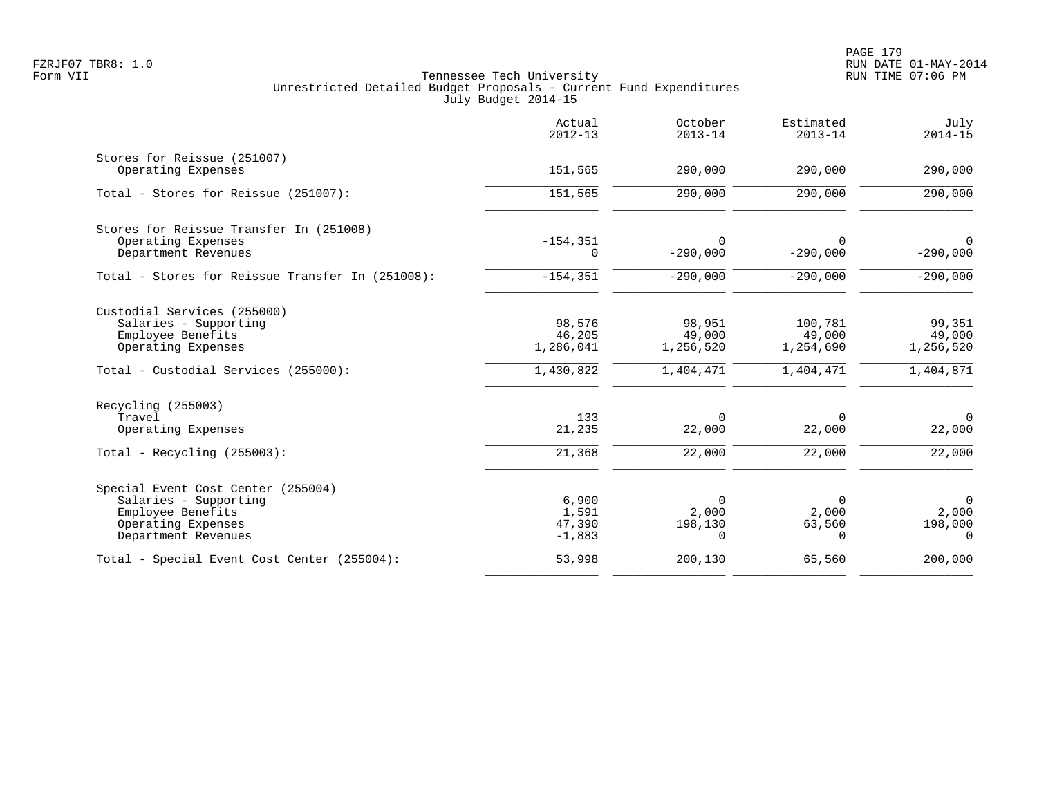Tennessee Tech University
Unrestricted Detailed Budget Proposals - Current Fund Expenditures
July Budget 2014-15

| | Actual 2012-13 | October 2013-14 | Estimated 2013-14 | July 2014-15 |
|---|---|---|---|---|
| **Stores for Reissue (251007)** | | | | |
| Operating Expenses | 151,565 | 290,000 | 290,000 | 290,000 |
| Total - Stores for Reissue (251007): | 151,565 | 290,000 | 290,000 | 290,000 |
| **Stores for Reissue Transfer In (251008)** | | | | |
| Operating Expenses | -154,351 | 0 | 0 | 0 |
| Department Revenues | 0 | -290,000 | -290,000 | -290,000 |
| Total - Stores for Reissue Transfer In (251008): | -154,351 | -290,000 | -290,000 | -290,000 |
| **Custodial Services (255000)** | | | | |
| Salaries - Supporting | 98,576 | 98,951 | 100,781 | 99,351 |
| Employee Benefits | 46,205 | 49,000 | 49,000 | 49,000 |
| Operating Expenses | 1,286,041 | 1,256,520 | 1,254,690 | 1,256,520 |
| Total - Custodial Services (255000): | 1,430,822 | 1,404,471 | 1,404,471 | 1,404,871 |
| **Recycling (255003)** | | | | |
| Travel | 133 | 0 | 0 | 0 |
| Operating Expenses | 21,235 | 22,000 | 22,000 | 22,000 |
| Total - Recycling (255003): | 21,368 | 22,000 | 22,000 | 22,000 |
| **Special Event Cost Center (255004)** | | | | |
| Salaries - Supporting | 6,900 | 0 | 0 | 0 |
| Employee Benefits | 1,591 | 2,000 | 2,000 | 2,000 |
| Operating Expenses | 47,390 | 198,130 | 63,560 | 198,000 |
| Department Revenues | -1,883 | 0 | 0 | 0 |
| Total - Special Event Cost Center (255004): | 53,998 | 200,130 | 65,560 | 200,000 |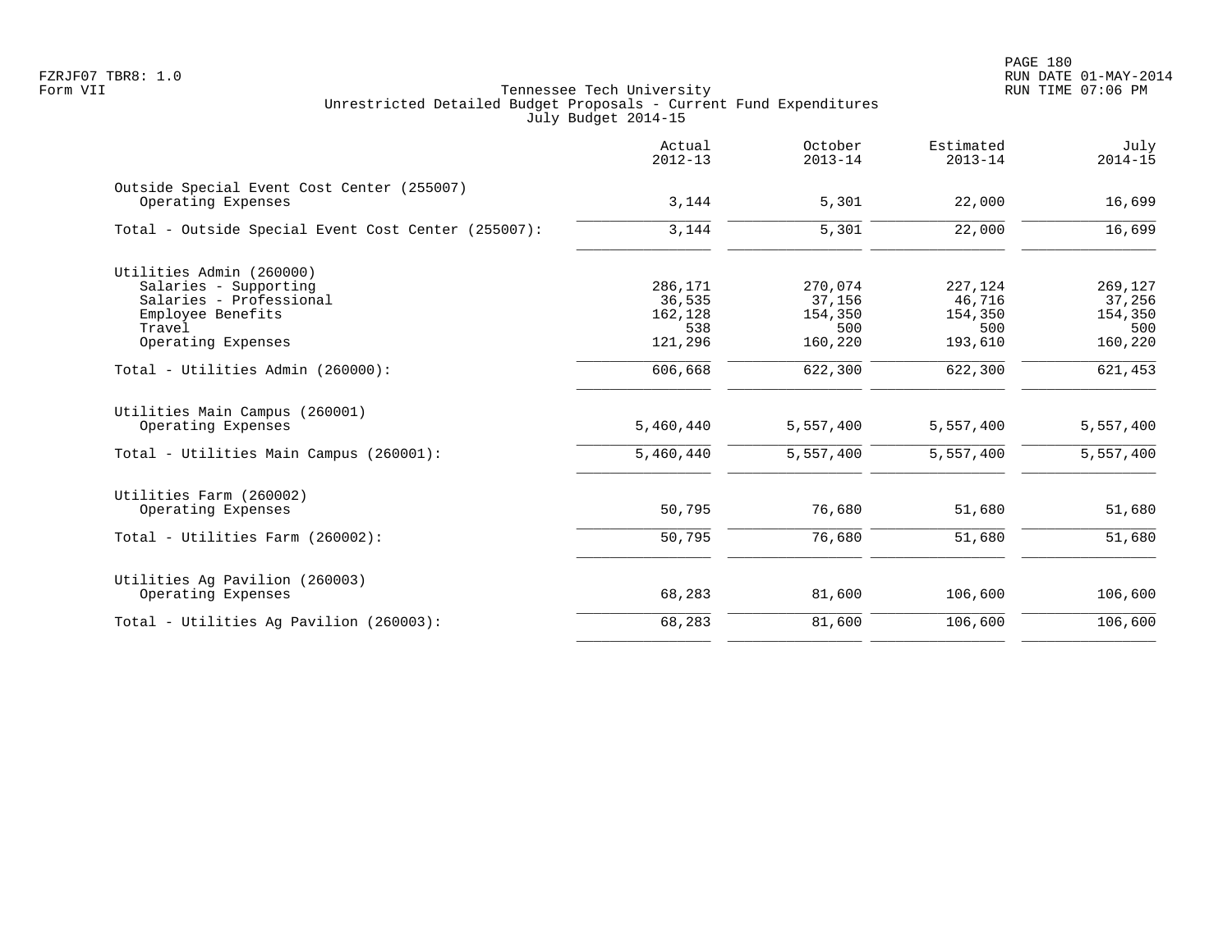Tennessee Tech University
Unrestricted Detailed Budget Proposals - Current Fund Expenditures
July Budget 2014-15

| | Actual 2012-13 | October 2013-14 | Estimated 2013-14 | July 2014-15 |
|---|---|---|---|---|
| **Outside Special Event Cost Center (255007)** | | | | |
| Operating Expenses | 3,144 | 5,301 | 22,000 | 16,699 |
| Total - Outside Special Event Cost Center (255007): | 3,144 | 5,301 | 22,000 | 16,699 |
| **Utilities Admin (260000)** | | | | |
| Salaries - Supporting | 286,171 | 270,074 | 227,124 | 269,127 |
| Salaries - Professional | 36,535 | 37,156 | 46,716 | 37,256 |
| Employee Benefits | 162,128 | 154,350 | 154,350 | 154,350 |
| Travel | 538 | 500 | 500 | 500 |
| Operating Expenses | 121,296 | 160,220 | 193,610 | 160,220 |
| Total - Utilities Admin (260000): | 606,668 | 622,300 | 622,300 | 621,453 |
| **Utilities Main Campus (260001)** | | | | |
| Operating Expenses | 5,460,440 | 5,557,400 | 5,557,400 | 5,557,400 |
| Total - Utilities Main Campus (260001): | 5,460,440 | 5,557,400 | 5,557,400 | 5,557,400 |
| **Utilities Farm (260002)** | | | | |
| Operating Expenses | 50,795 | 76,680 | 51,680 | 51,680 |
| Total - Utilities Farm (260002): | 50,795 | 76,680 | 51,680 | 51,680 |
| **Utilities Ag Pavilion (260003)** | | | | |
| Operating Expenses | 68,283 | 81,600 | 106,600 | 106,600 |
| Total - Utilities Ag Pavilion (260003): | 68,283 | 81,600 | 106,600 | 106,600 |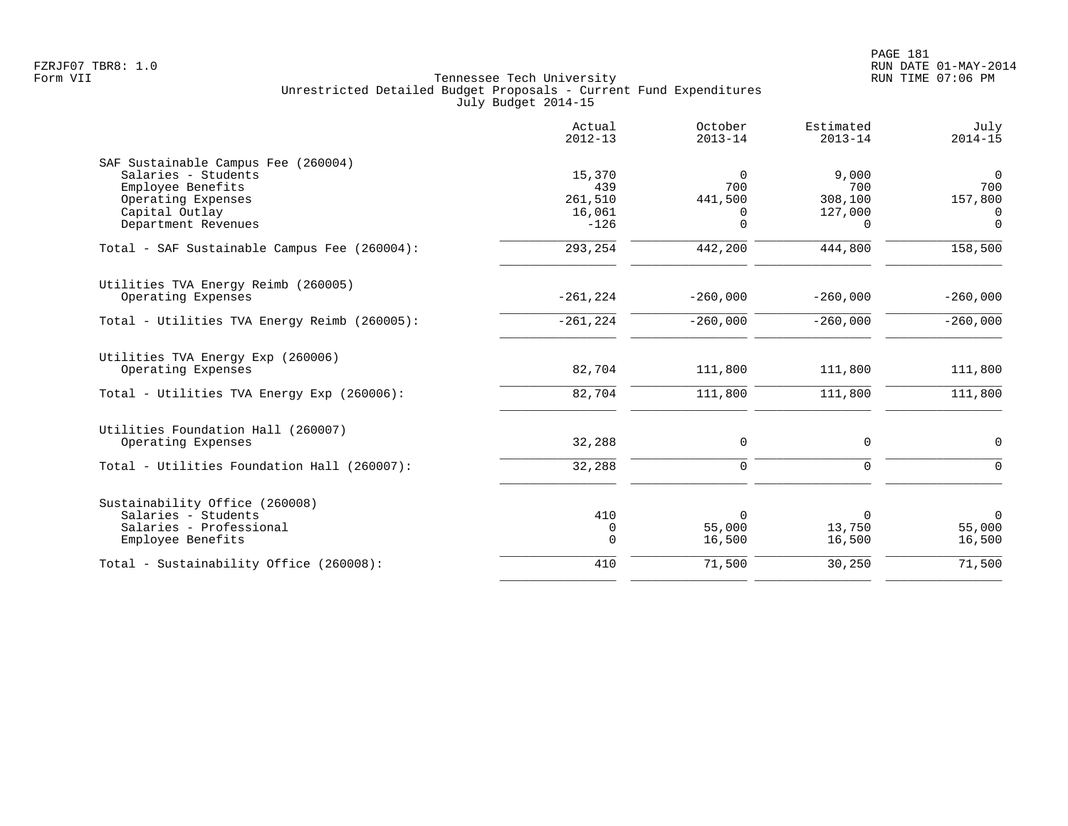Tennessee Tech University
Unrestricted Detailed Budget Proposals - Current Fund Expenditures
July Budget 2014-15

| | Actual 2012-13 | October 2013-14 | Estimated 2013-14 | July 2014-15 |
|---|---:|---:|---:|---:|
| **SAF Sustainable Campus Fee (260004)** | | | | |
| Salaries - Students | 15,370 | 0 | 9,000 | 0 |
| Employee Benefits | 439 | 700 | 700 | 700 |
| Operating Expenses | 261,510 | 441,500 | 308,100 | 157,800 |
| Capital Outlay | 16,061 | 0 | 127,000 | 0 |
| Department Revenues | -126 | 0 | 0 | 0 |
| Total - SAF Sustainable Campus Fee (260004): | 293,254 | 442,200 | 444,800 | 158,500 |
| **Utilities TVA Energy Reimb (260005)** | | | | |
| Operating Expenses | -261,224 | -260,000 | -260,000 | -260,000 |
| Total - Utilities TVA Energy Reimb (260005): | -261,224 | -260,000 | -260,000 | -260,000 |
| **Utilities TVA Energy Exp (260006)** | | | | |
| Operating Expenses | 82,704 | 111,800 | 111,800 | 111,800 |
| Total - Utilities TVA Energy Exp (260006): | 82,704 | 111,800 | 111,800 | 111,800 |
| **Utilities Foundation Hall (260007)** | | | | |
| Operating Expenses | 32,288 | 0 | 0 | 0 |
| Total - Utilities Foundation Hall (260007): | 32,288 | 0 | 0 | 0 |
| **Sustainability Office (260008)** | | | | |
| Salaries - Students | 410 | 0 | 0 | 0 |
| Salaries - Professional | 0 | 55,000 | 13,750 | 55,000 |
| Employee Benefits | 0 | 16,500 | 16,500 | 16,500 |
| Total - Sustainability Office (260008): | 410 | 71,500 | 30,250 | 71,500 |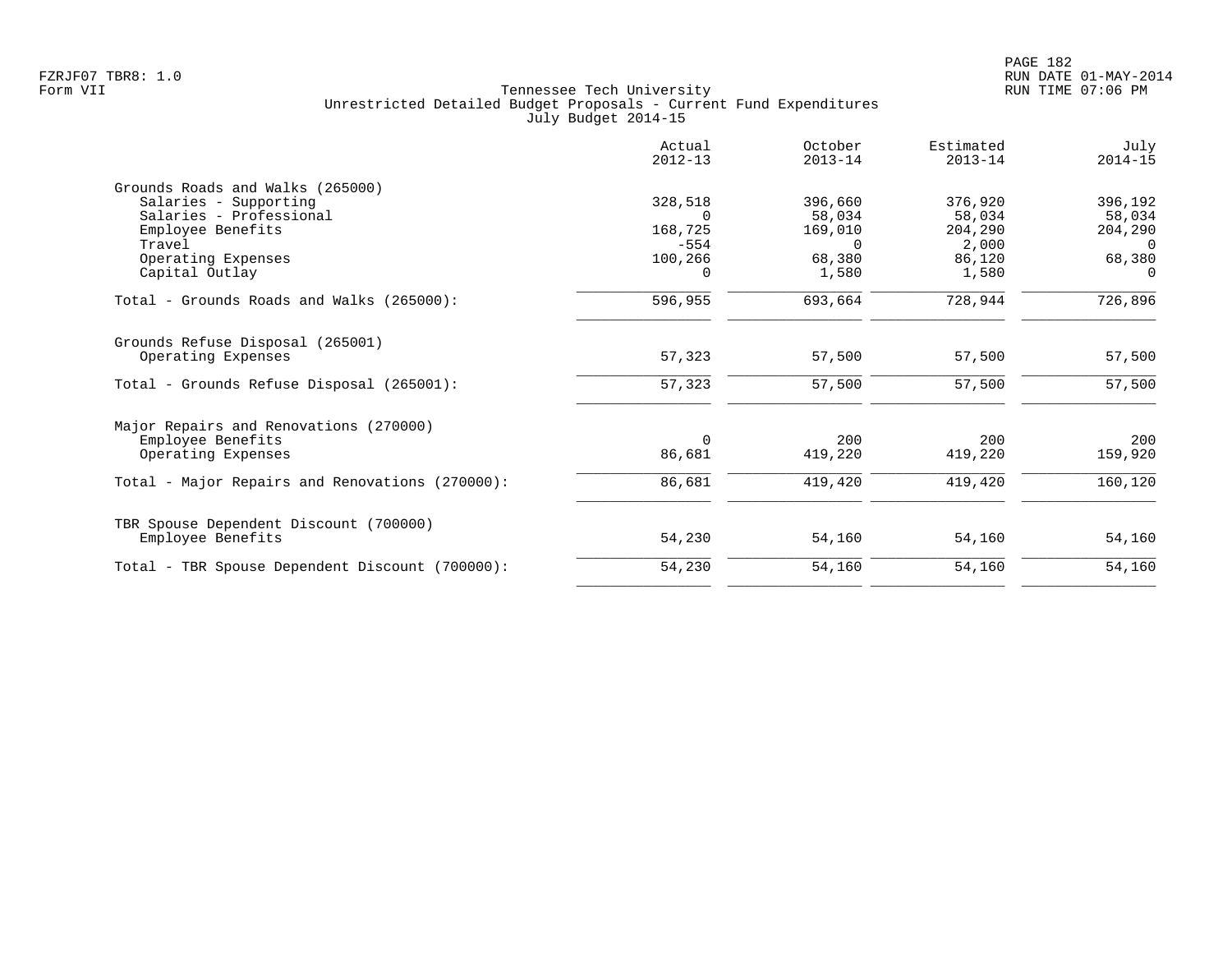Tennessee Tech University
Unrestricted Detailed Budget Proposals - Current Fund Expenditures
July Budget 2014-15

| | Actual 2012-13 | October 2013-14 | Estimated 2013-14 | July 2014-15 |
|---|---|---|---|---|
| **Grounds Roads and Walks (265000)** | | | | |
| Salaries - Supporting | 328,518 | 396,660 | 376,920 | 396,192 |
| Salaries - Professional | 0 | 58,034 | 58,034 | 58,034 |
| Employee Benefits | 168,725 | 169,010 | 204,290 | 204,290 |
| Travel | -554 | 0 | 2,000 | 0 |
| Operating Expenses | 100,266 | 68,380 | 86,120 | 68,380 |
| Capital Outlay | 0 | 1,580 | 1,580 | 0 |
| Total - Grounds Roads and Walks (265000): | 596,955 | 693,664 | 728,944 | 726,896 |
| **Grounds Refuse Disposal (265001)** | | | | |
| Operating Expenses | 57,323 | 57,500 | 57,500 | 57,500 |
| Total - Grounds Refuse Disposal (265001): | 57,323 | 57,500 | 57,500 | 57,500 |
| **Major Repairs and Renovations (270000)** | | | | |
| Employee Benefits | 0 | 200 | 200 | 200 |
| Operating Expenses | 86,681 | 419,220 | 419,220 | 159,920 |
| Total - Major Repairs and Renovations (270000): | 86,681 | 419,420 | 419,420 | 160,120 |
| **TBR Spouse Dependent Discount (700000)** | | | | |
| Employee Benefits | 54,230 | 54,160 | 54,160 | 54,160 |
| Total - TBR Spouse Dependent Discount (700000): | 54,230 | 54,160 | 54,160 | 54,160 |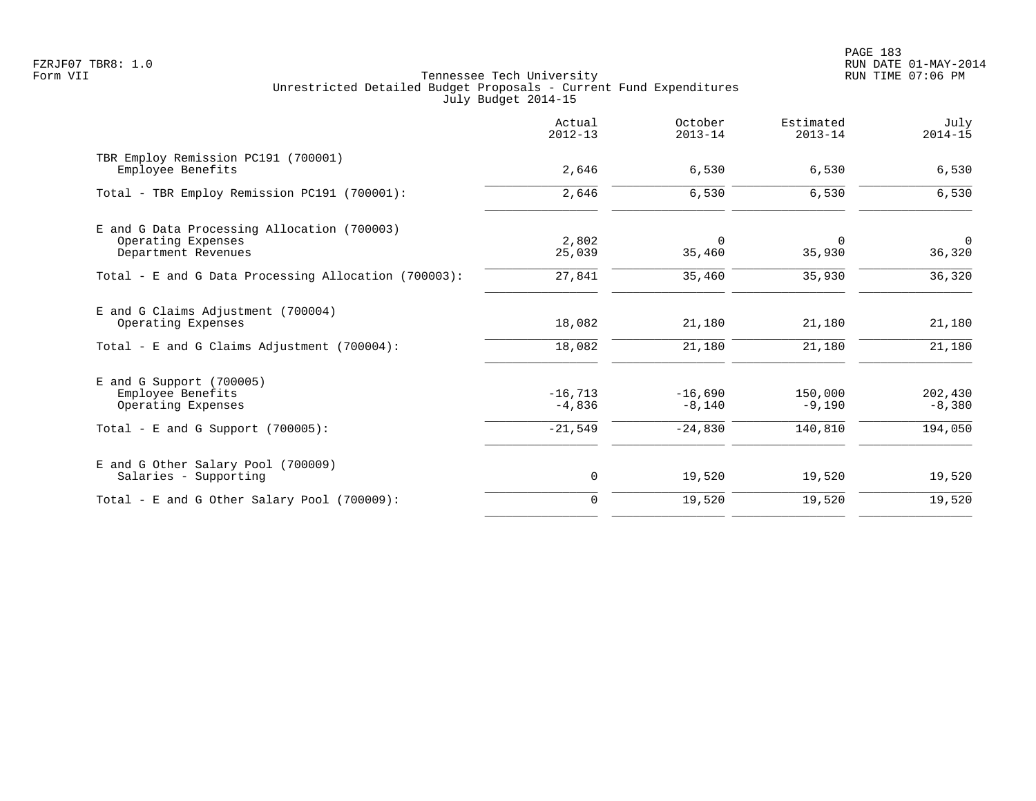Tennessee Tech University
Unrestricted Detailed Budget Proposals - Current Fund Expenditures
July Budget 2014-15

| | Actual 2012-13 | October 2013-14 | Estimated 2013-14 | July 2014-15 |
|---|---|---|---|---|
| TBR Employ Remission PC191 (700001) | | | | |
| Employee Benefits | 2,646 | 6,530 | 6,530 | 6,530 |
| Total - TBR Employ Remission PC191 (700001): | 2,646 | 6,530 | 6,530 | 6,530 |
| E and G Data Processing Allocation (700003) | | | | |
| Operating Expenses | 2,802 | 0 | 0 | 0 |
| Department Revenues | 25,039 | 35,460 | 35,930 | 36,320 |
| Total - E and G Data Processing Allocation (700003): | 27,841 | 35,460 | 35,930 | 36,320 |
| E and G Claims Adjustment (700004) | | | | |
| Operating Expenses | 18,082 | 21,180 | 21,180 | 21,180 |
| Total - E and G Claims Adjustment (700004): | 18,082 | 21,180 | 21,180 | 21,180 |
| E and G Support (700005) | | | | |
| Employee Benefits | -16,713 | -16,690 | 150,000 | 202,430 |
| Operating Expenses | -4,836 | -8,140 | -9,190 | -8,380 |
| Total - E and G Support (700005): | -21,549 | -24,830 | 140,810 | 194,050 |
| E and G Other Salary Pool (700009) | | | | |
| Salaries - Supporting | 0 | 19,520 | 19,520 | 19,520 |
| Total - E and G Other Salary Pool (700009): | 0 | 19,520 | 19,520 | 19,520 |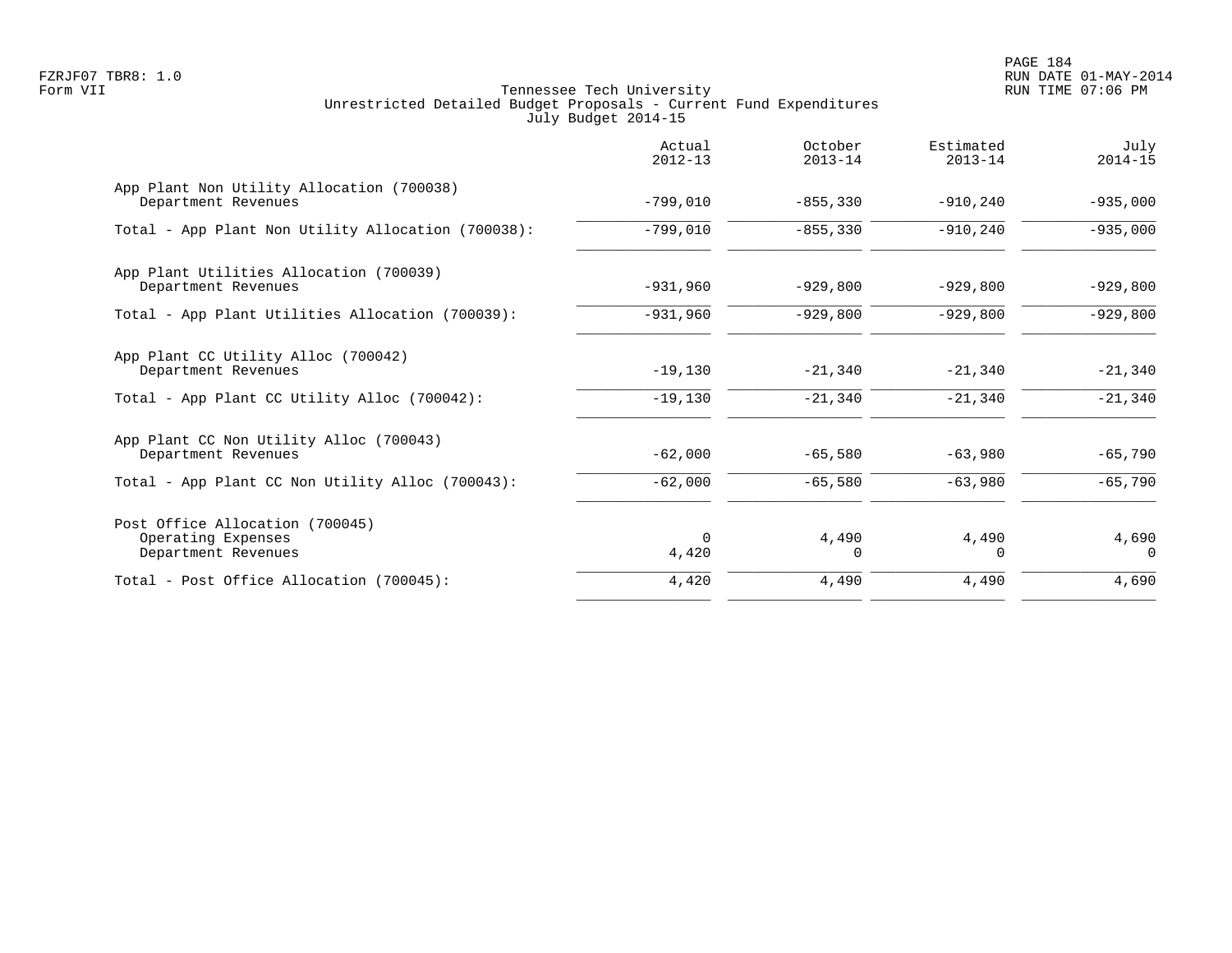Tennessee Tech University
Unrestricted Detailed Budget Proposals - Current Fund Expenditures
July Budget 2014-15

| | Actual 2012-13 | October 2013-14 | Estimated 2013-14 | July 2014-15 |
|---|---|---|---|---|
| App Plant Non Utility Allocation (700038) | | | | |
| Department Revenues | -799,010 | -855,330 | -910,240 | -935,000 |
| Total - App Plant Non Utility Allocation (700038): | -799,010 | -855,330 | -910,240 | -935,000 |
| App Plant Utilities Allocation (700039) | | | | |
| Department Revenues | -931,960 | -929,800 | -929,800 | -929,800 |
| Total - App Plant Utilities Allocation (700039): | -931,960 | -929,800 | -929,800 | -929,800 |
| App Plant CC Utility Alloc (700042) | | | | |
| Department Revenues | -19,130 | -21,340 | -21,340 | -21,340 |
| Total - App Plant CC Utility Alloc (700042): | -19,130 | -21,340 | -21,340 | -21,340 |
| App Plant CC Non Utility Alloc (700043) | | | | |
| Department Revenues | -62,000 | -65,580 | -63,980 | -65,790 |
| Total - App Plant CC Non Utility Alloc (700043): | -62,000 | -65,580 | -63,980 | -65,790 |
| Post Office Allocation (700045) | | | | |
| Operating Expenses | 0 | 4,490 | 4,490 | 4,690 |
| Department Revenues | 4,420 | 0 | 0 | 0 |
| Total - Post Office Allocation (700045): | 4,420 | 4,490 | 4,490 | 4,690 |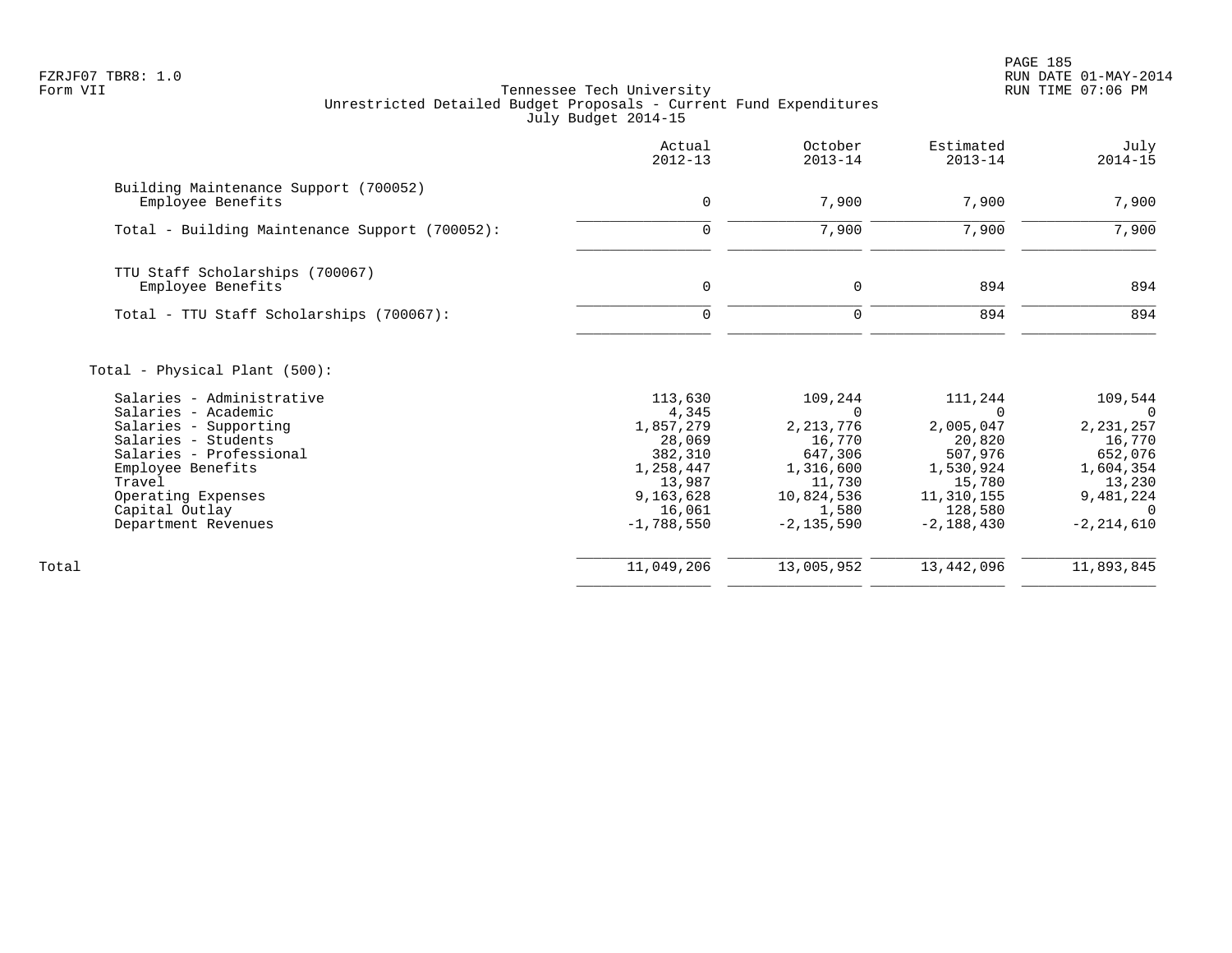FZRJF07 TBR8: 1.0
Form VII

Tennessee Tech University
Unrestricted Detailed Budget Proposals - Current Fund Expenditures
July Budget 2014-15

RUN DATE 01-MAY-2014
RUN TIME 07:06 PM

| | Actual 2012-13 | October 2013-14 | Estimated 2013-14 | July 2014-15 |
|---|---|---|---|---|
| **Building Maintenance Support (700052)** | | | | |
| Employee Benefits | 0 | 7,900 | 7,900 | 7,900 |
| Total - Building Maintenance Support (700052): | 0 | 7,900 | 7,900 | 7,900 |
| **TTU Staff Scholarships (700067)** | | | | |
| Employee Benefits | 0 | 0 | 894 | 894 |
| Total - TTU Staff Scholarships (700067): | 0 | 0 | 894 | 894 |
| **Total - Physical Plant (500):** | | | | |
| Salaries - Administrative | 113,630 | 109,244 | 111,244 | 109,544 |
| Salaries - Academic | 4,345 | 0 | 0 | 0 |
| Salaries - Supporting | 1,857,279 | 2,213,776 | 2,005,047 | 2,231,257 |
| Salaries - Students | 28,069 | 16,770 | 20,820 | 16,770 |
| Salaries - Professional | 382,310 | 647,306 | 507,976 | 652,076 |
| Employee Benefits | 1,258,447 | 1,316,600 | 1,530,924 | 1,604,354 |
| Travel | 13,987 | 11,730 | 15,780 | 13,230 |
| Operating Expenses | 9,163,628 | 10,824,536 | 11,310,155 | 9,481,224 |
| Capital Outlay | 16,061 | 1,580 | 128,580 | 0 |
| Department Revenues | -1,788,550 | -2,135,590 | -2,188,430 | -2,214,610 |
| Total | 11,049,206 | 13,005,952 | 13,442,096 | 11,893,845 |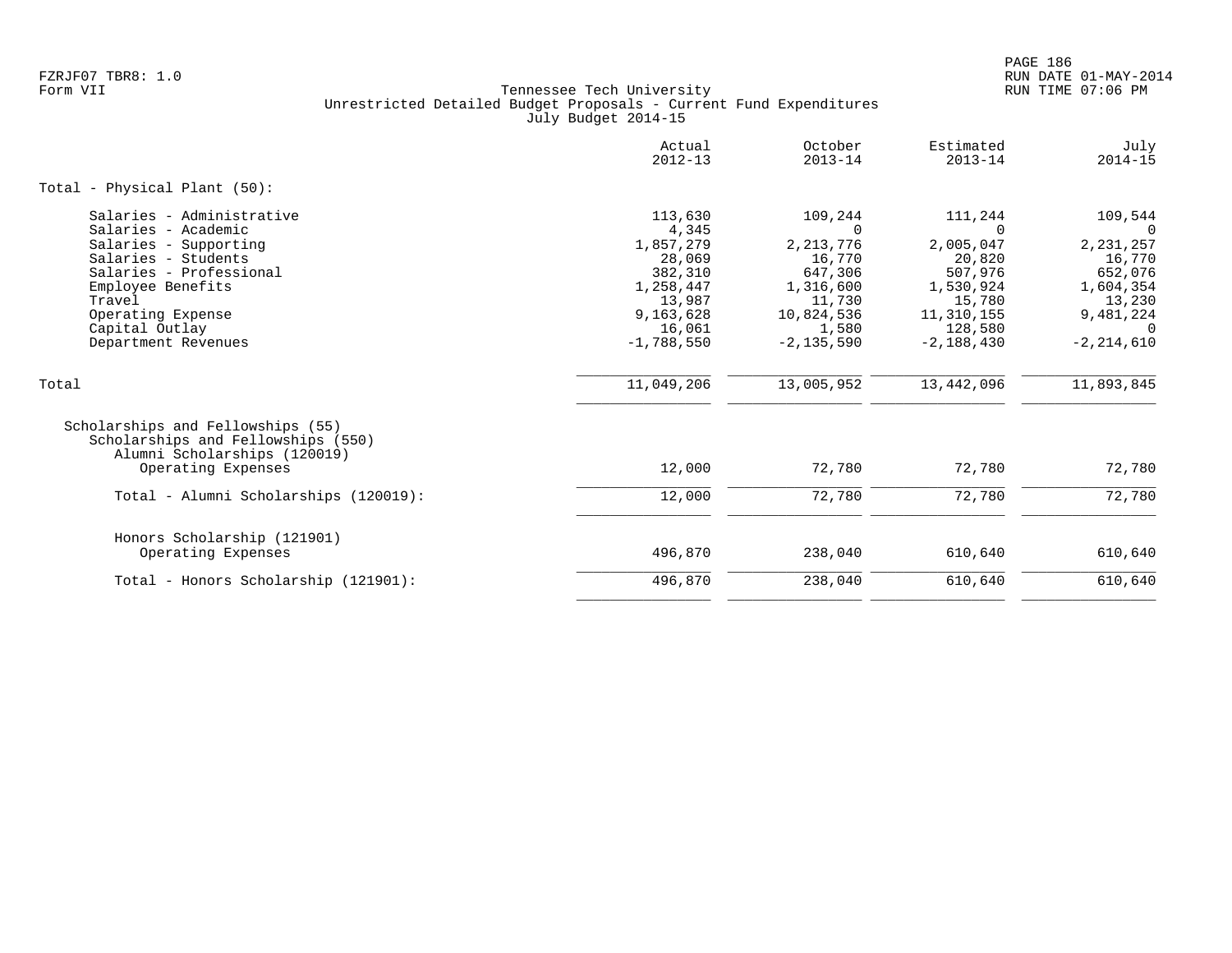Tennessee Tech University
Unrestricted Detailed Budget Proposals - Current Fund Expenditures
July Budget 2014-15

| | Actual 2012-13 | October 2013-14 | Estimated 2013-14 | July 2014-15 |
|---|---|---|---|---|
| **Total - Physical Plant (50):** | | | | |
| Salaries - Administrative | 113,630 | 109,244 | 111,244 | 109,544 |
| Salaries - Academic | 4,345 | 0 | 0 | 0 |
| Salaries - Supporting | 1,857,279 | 2,213,776 | 2,005,047 | 2,231,257 |
| Salaries - Students | 28,069 | 16,770 | 20,820 | 16,770 |
| Salaries - Professional | 382,310 | 647,306 | 507,976 | 652,076 |
| Employee Benefits | 1,258,447 | 1,316,600 | 1,530,924 | 1,604,354 |
| Travel | 13,987 | 11,730 | 15,780 | 13,230 |
| Operating Expense | 9,163,628 | 10,824,536 | 11,310,155 | 9,481,224 |
| Capital Outlay | 16,061 | 1,580 | 128,580 | 0 |
| Department Revenues | -1,788,550 | -2,135,590 | -2,188,430 | -2,214,610 |
| Total | 11,049,206 | 13,005,952 | 13,442,096 | 11,893,845 |
| Scholarships and Fellowships (55) | | | | |
| Scholarships and Fellowships (550) | | | | |
| Alumni Scholarships (120019) | | | | |
| Operating Expenses | 12,000 | 72,780 | 72,780 | 72,780 |
| Total - Alumni Scholarships (120019): | 12,000 | 72,780 | 72,780 | 72,780 |
| Honors Scholarship (121901) | | | | |
| Operating Expenses | 496,870 | 238,040 | 610,640 | 610,640 |
| Total - Honors Scholarship (121901): | 496,870 | 238,040 | 610,640 | 610,640 |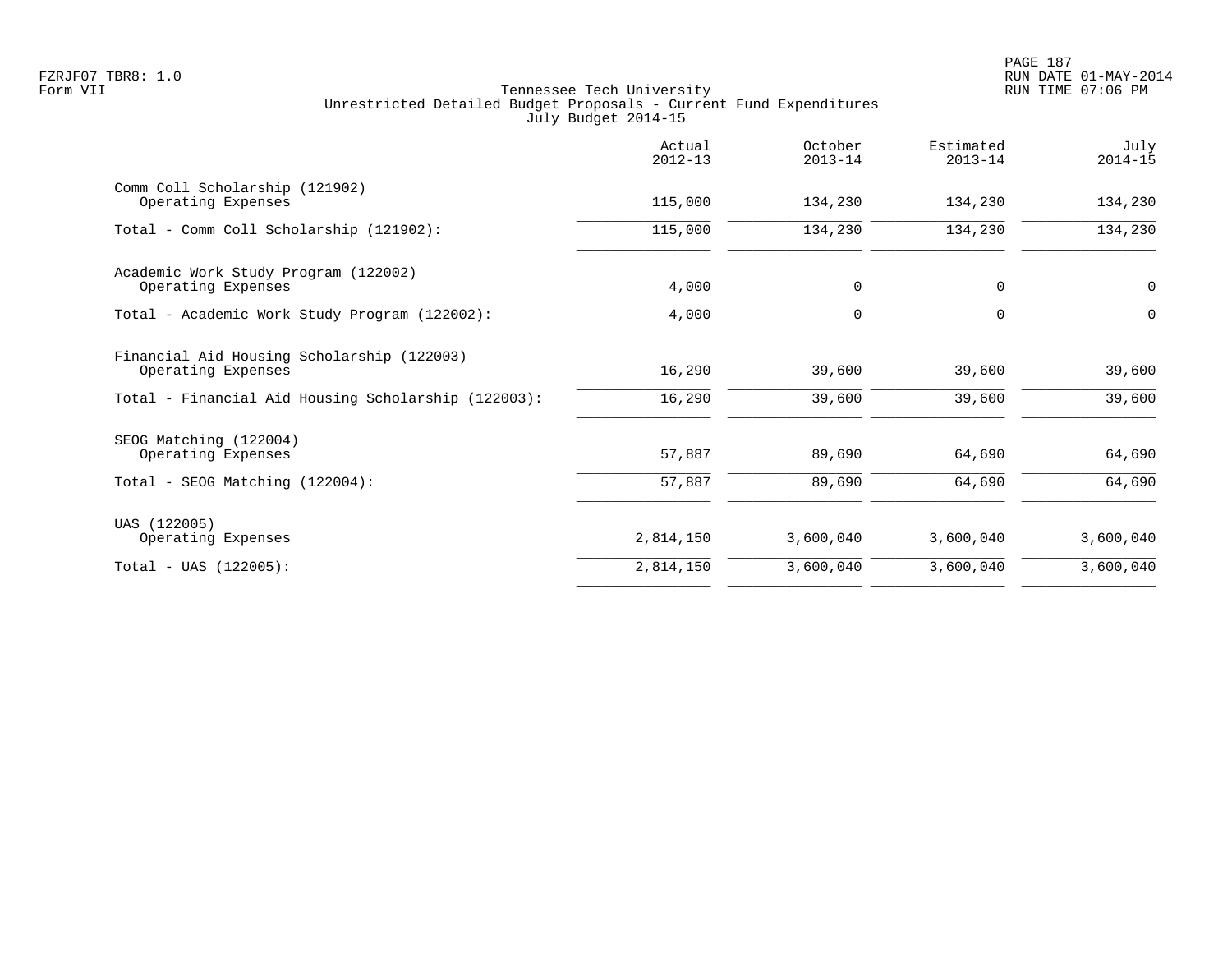Tennessee Tech University
Unrestricted Detailed Budget Proposals - Current Fund Expenditures
July Budget 2014-15

| | Actual 2012-13 | October 2013-14 | Estimated 2013-14 | July 2014-15 |
|---|---|---|---|---|
| Comm Coll Scholarship (121902) | | | | |
| Operating Expenses | 115,000 | 134,230 | 134,230 | 134,230 |
| Total - Comm Coll Scholarship (121902): | 115,000 | 134,230 | 134,230 | 134,230 |
| Academic Work Study Program (122002) | | | | |
| Operating Expenses | 4,000 | 0 | 0 | 0 |
| Total - Academic Work Study Program (122002): | 4,000 | 0 | 0 | 0 |
| Financial Aid Housing Scholarship (122003) | | | | |
| Operating Expenses | 16,290 | 39,600 | 39,600 | 39,600 |
| Total - Financial Aid Housing Scholarship (122003): | 16,290 | 39,600 | 39,600 | 39,600 |
| SEOG Matching (122004) | | | | |
| Operating Expenses | 57,887 | 89,690 | 64,690 | 64,690 |
| Total - SEOG Matching (122004): | 57,887 | 89,690 | 64,690 | 64,690 |
| UAS (122005) | | | | |
| Operating Expenses | 2,814,150 | 3,600,040 | 3,600,040 | 3,600,040 |
| Total - UAS (122005): | 2,814,150 | 3,600,040 | 3,600,040 | 3,600,040 |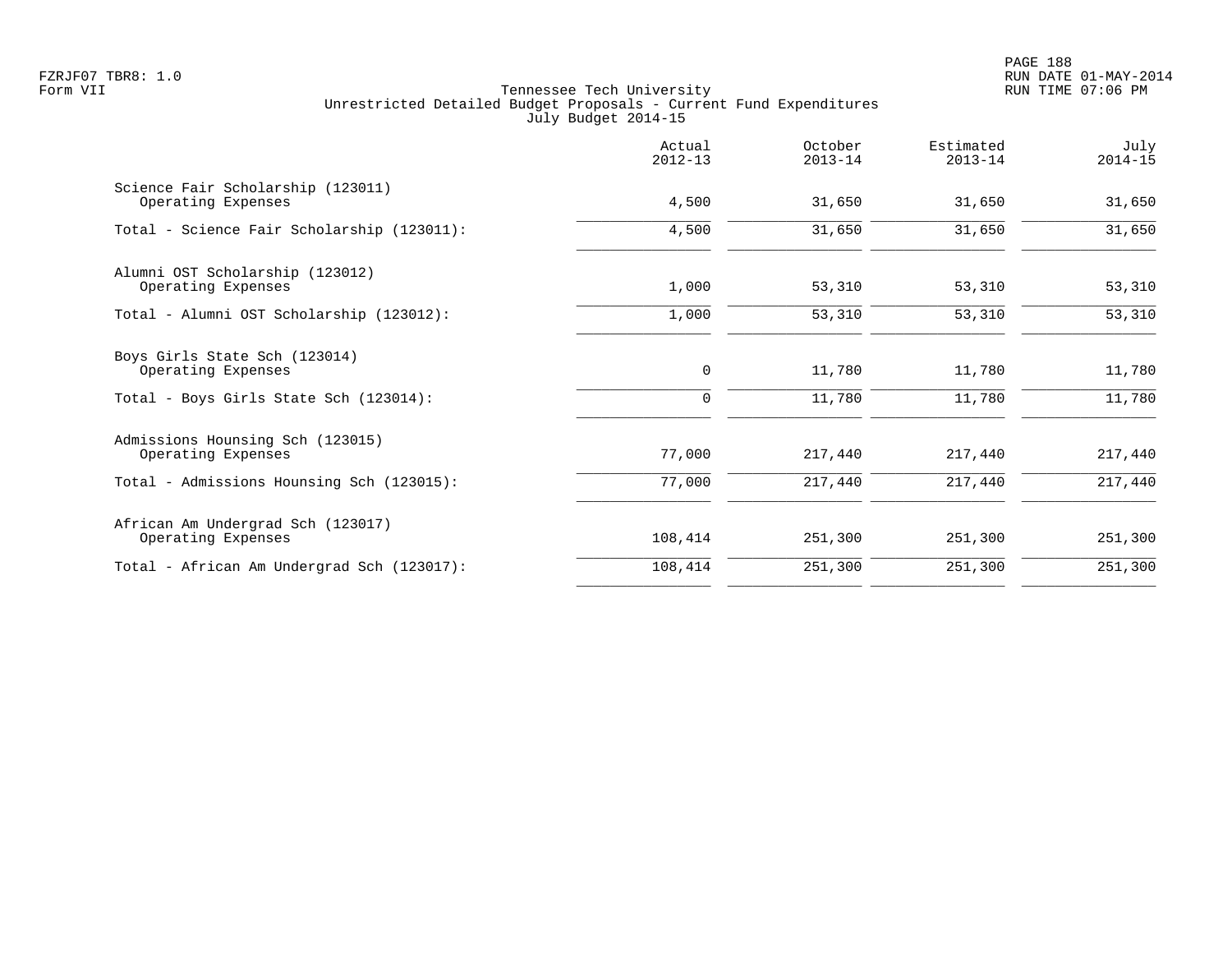Tennessee Tech University
Unrestricted Detailed Budget Proposals - Current Fund Expenditures
July Budget 2014-15

| | Actual 2012-13 | October 2013-14 | Estimated 2013-14 | July 2014-15 |
|---|---|---|---|---|
| Science Fair Scholarship (123011) | | | | |
| Operating Expenses | 4,500 | 31,650 | 31,650 | 31,650 |
| Total - Science Fair Scholarship (123011): | 4,500 | 31,650 | 31,650 | 31,650 |
| Alumni OST Scholarship (123012) | | | | |
| Operating Expenses | 1,000 | 53,310 | 53,310 | 53,310 |
| Total - Alumni OST Scholarship (123012): | 1,000 | 53,310 | 53,310 | 53,310 |
| Boys Girls State Sch (123014) | | | | |
| Operating Expenses | 0 | 11,780 | 11,780 | 11,780 |
| Total - Boys Girls State Sch (123014): | 0 | 11,780 | 11,780 | 11,780 |
| Admissions Hounsing Sch (123015) | | | | |
| Operating Expenses | 77,000 | 217,440 | 217,440 | 217,440 |
| Total - Admissions Hounsing Sch (123015): | 77,000 | 217,440 | 217,440 | 217,440 |
| African Am Undergrad Sch (123017) | | | | |
| Operating Expenses | 108,414 | 251,300 | 251,300 | 251,300 |
| Total - African Am Undergrad Sch (123017): | 108,414 | 251,300 | 251,300 | 251,300 |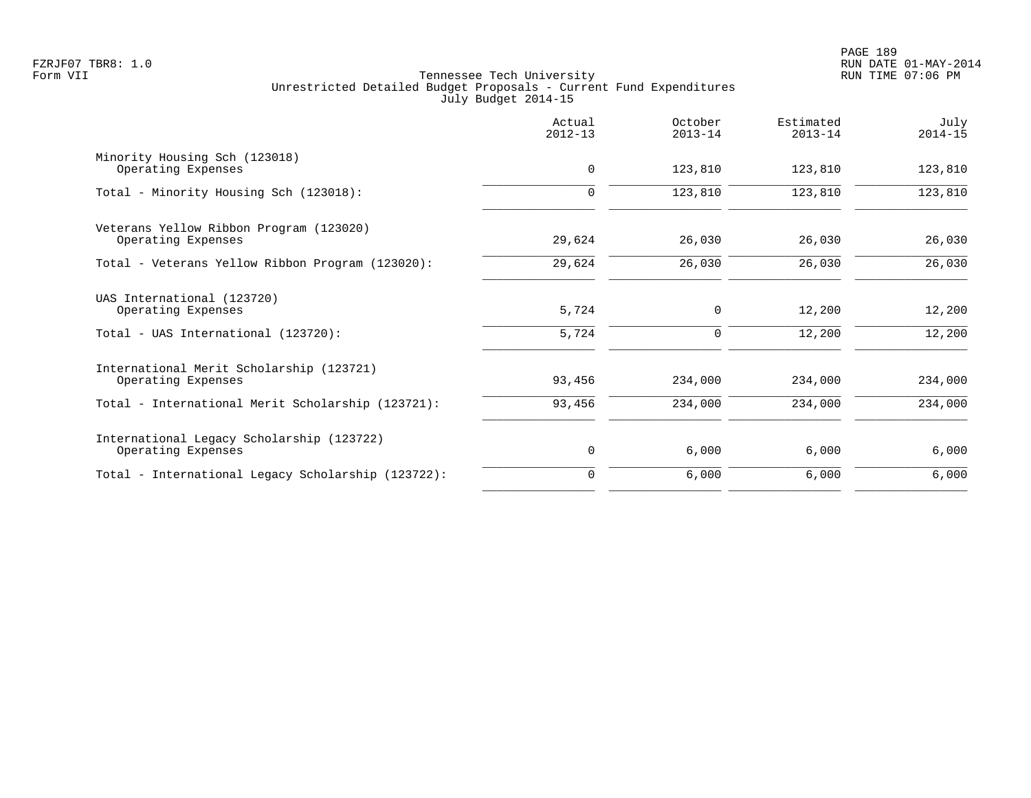Tennessee Tech University
Unrestricted Detailed Budget Proposals - Current Fund Expenditures
July Budget 2014-15

| | Actual 2012-13 | October 2013-14 | Estimated 2013-14 | July 2014-15 |
|---|---|---|---|---|
| Minority Housing Sch (123018) | | | | |
| Operating Expenses | 0 | 123,810 | 123,810 | 123,810 |
| Total - Minority Housing Sch (123018): | 0 | 123,810 | 123,810 | 123,810 |
| Veterans Yellow Ribbon Program (123020) | | | | |
| Operating Expenses | 29,624 | 26,030 | 26,030 | 26,030 |
| Total - Veterans Yellow Ribbon Program (123020): | 29,624 | 26,030 | 26,030 | 26,030 |
| UAS International (123720) | | | | |
| Operating Expenses | 5,724 | 0 | 12,200 | 12,200 |
| Total - UAS International (123720): | 5,724 | 0 | 12,200 | 12,200 |
| International Merit Scholarship (123721) | | | | |
| Operating Expenses | 93,456 | 234,000 | 234,000 | 234,000 |
| Total - International Merit Scholarship (123721): | 93,456 | 234,000 | 234,000 | 234,000 |
| International Legacy Scholarship (123722) | | | | |
| Operating Expenses | 0 | 6,000 | 6,000 | 6,000 |
| Total - International Legacy Scholarship (123722): | 0 | 6,000 | 6,000 | 6,000 |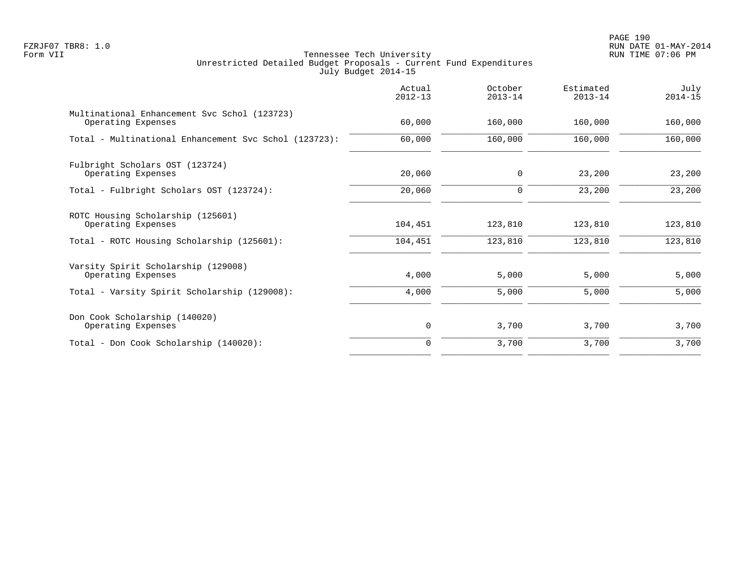Tennessee Tech University
Unrestricted Detailed Budget Proposals - Current Fund Expenditures
July Budget 2014-15

| | Actual 2012-13 | October 2013-14 | Estimated 2013-14 | July 2014-15 |
|---|---|---|---|---|
| Multinational Enhancement Svc Schol (123723) | | | | |
| Operating Expenses | 60,000 | 160,000 | 160,000 | 160,000 |
| Total - Multinational Enhancement Svc Schol (123723): | 60,000 | 160,000 | 160,000 | 160,000 |
| Fulbright Scholars OST (123724) | | | | |
| Operating Expenses | 20,060 | 0 | 23,200 | 23,200 |
| Total - Fulbright Scholars OST (123724): | 20,060 | 0 | 23,200 | 23,200 |
| ROTC Housing Scholarship (125601) | | | | |
| Operating Expenses | 104,451 | 123,810 | 123,810 | 123,810 |
| Total - ROTC Housing Scholarship (125601): | 104,451 | 123,810 | 123,810 | 123,810 |
| Varsity Spirit Scholarship (129008) | | | | |
| Operating Expenses | 4,000 | 5,000 | 5,000 | 5,000 |
| Total - Varsity Spirit Scholarship (129008): | 4,000 | 5,000 | 5,000 | 5,000 |
| Don Cook Scholarship (140020) | | | | |
| Operating Expenses | 0 | 3,700 | 3,700 | 3,700 |
| Total - Don Cook Scholarship (140020): | 0 | 3,700 | 3,700 | 3,700 |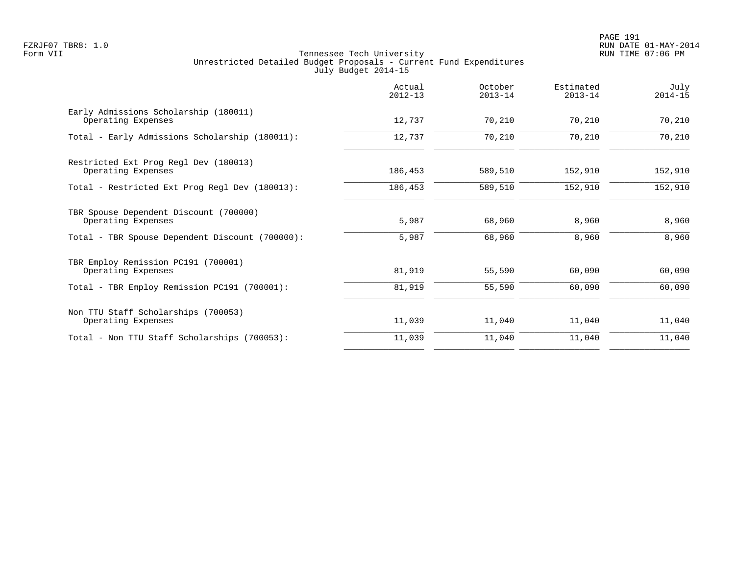Tennessee Tech University
Unrestricted Detailed Budget Proposals - Current Fund Expenditures
July Budget 2014-15

| | Actual 2012-13 | October 2013-14 | Estimated 2013-14 | July 2014-15 |
|---|---|---|---|---|
| Early Admissions Scholarship (180011) | | | | |
| Operating Expenses | 12,737 | 70,210 | 70,210 | 70,210 |
| Total - Early Admissions Scholarship (180011): | 12,737 | 70,210 | 70,210 | 70,210 |
| Restricted Ext Prog Regl Dev (180013) | | | | |
| Operating Expenses | 186,453 | 589,510 | 152,910 | 152,910 |
| Total - Restricted Ext Prog Regl Dev (180013): | 186,453 | 589,510 | 152,910 | 152,910 |
| TBR Spouse Dependent Discount (700000) | | | | |
| Operating Expenses | 5,987 | 68,960 | 8,960 | 8,960 |
| Total - TBR Spouse Dependent Discount (700000): | 5,987 | 68,960 | 8,960 | 8,960 |
| TBR Employ Remission PC191 (700001) | | | | |
| Operating Expenses | 81,919 | 55,590 | 60,090 | 60,090 |
| Total - TBR Employ Remission PC191 (700001): | 81,919 | 55,590 | 60,090 | 60,090 |
| Non TTU Staff Scholarships (700053) | | | | |
| Operating Expenses | 11,039 | 11,040 | 11,040 | 11,040 |
| Total - Non TTU Staff Scholarships (700053): | 11,039 | 11,040 | 11,040 | 11,040 |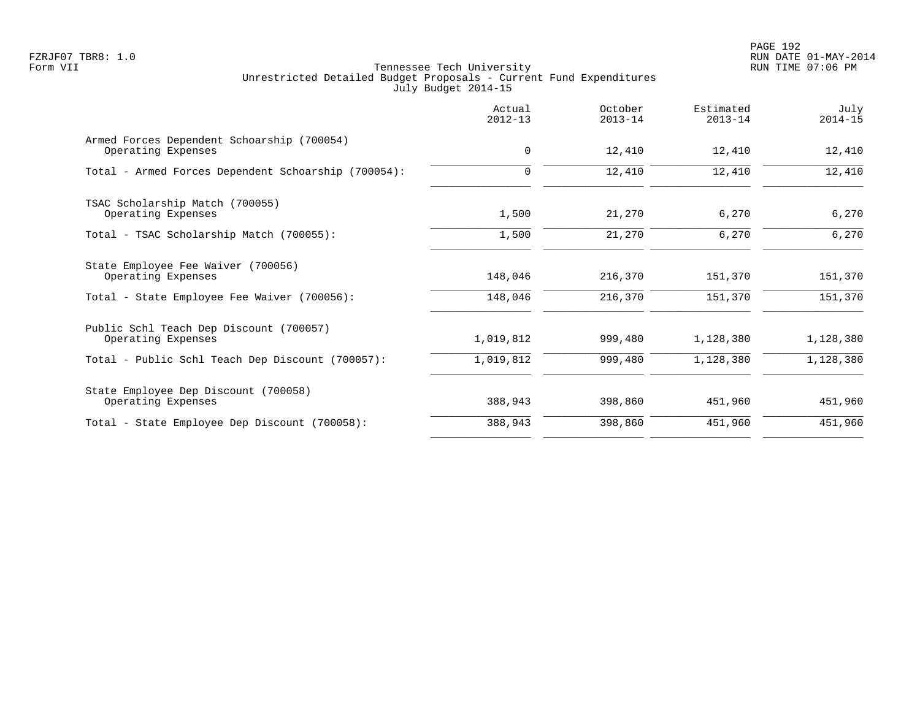Tennessee Tech University
Unrestricted Detailed Budget Proposals - Current Fund Expenditures
July Budget 2014-15

| | Actual 2012-13 | October 2013-14 | Estimated 2013-14 | July 2014-15 |
|---|---|---|---|---|
| Armed Forces Dependent Schoarship (700054) | | | | |
| Operating Expenses | 0 | 12,410 | 12,410 | 12,410 |
| Total - Armed Forces Dependent Schoarship (700054): | 0 | 12,410 | 12,410 | 12,410 |
| TSAC Scholarship Match (700055) | | | | |
| Operating Expenses | 1,500 | 21,270 | 6,270 | 6,270 |
| Total - TSAC Scholarship Match (700055): | 1,500 | 21,270 | 6,270 | 6,270 |
| State Employee Fee Waiver (700056) | | | | |
| Operating Expenses | 148,046 | 216,370 | 151,370 | 151,370 |
| Total - State Employee Fee Waiver (700056): | 148,046 | 216,370 | 151,370 | 151,370 |
| Public Schl Teach Dep Discount (700057) | | | | |
| Operating Expenses | 1,019,812 | 999,480 | 1,128,380 | 1,128,380 |
| Total - Public Schl Teach Dep Discount (700057): | 1,019,812 | 999,480 | 1,128,380 | 1,128,380 |
| State Employee Dep Discount (700058) | | | | |
| Operating Expenses | 388,943 | 398,860 | 451,960 | 451,960 |
| Total - State Employee Dep Discount (700058): | 388,943 | 398,860 | 451,960 | 451,960 |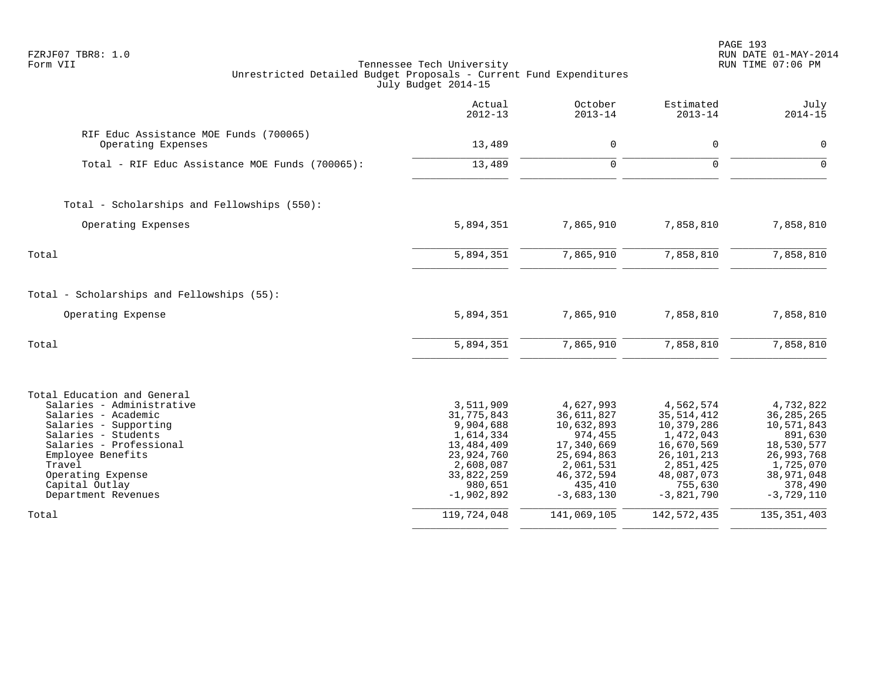Tennessee Tech University
Unrestricted Detailed Budget Proposals - Current Fund Expenditures
July Budget 2014-15

| | Actual 2012-13 | October 2013-14 | Estimated 2013-14 | July 2014-15 |
|---|---|---|---|---|
| RIF Educ Assistance MOE Funds (700065) | | | | |
| Operating Expenses | 13,489 | 0 | 0 | 0 |
| Total - RIF Educ Assistance MOE Funds (700065): | 13,489 | 0 | 0 | 0 |
| Total - Scholarships and Fellowships (550): | | | | |
| Operating Expenses | 5,894,351 | 7,865,910 | 7,858,810 | 7,858,810 |
| Total | 5,894,351 | 7,865,910 | 7,858,810 | 7,858,810 |
| Total - Scholarships and Fellowships (55): | | | | |
| Operating Expense | 5,894,351 | 7,865,910 | 7,858,810 | 7,858,810 |
| Total | 5,894,351 | 7,865,910 | 7,858,810 | 7,858,810 |
| Total Education and General | | | | |
| Salaries - Administrative | 3,511,909 | 4,627,993 | 4,562,574 | 4,732,822 |
| Salaries - Academic | 31,775,843 | 36,611,827 | 35,514,412 | 36,285,265 |
| Salaries - Supporting | 9,904,688 | 10,632,893 | 10,379,286 | 10,571,843 |
| Salaries - Students | 1,614,334 | 974,455 | 1,472,043 | 891,630 |
| Salaries - Professional | 13,484,409 | 17,340,669 | 16,670,569 | 18,530,577 |
| Employee Benefits | 23,924,760 | 25,694,863 | 26,101,213 | 26,993,768 |
| Travel | 2,608,087 | 2,061,531 | 2,851,425 | 1,725,070 |
| Operating Expense | 33,822,259 | 46,372,594 | 48,087,073 | 38,971,048 |
| Capital Outlay | 980,651 | 435,410 | 755,630 | 378,490 |
| Department Revenues | -1,902,892 | -3,683,130 | -3,821,790 | -3,729,110 |
| Total | 119,724,048 | 141,069,105 | 142,572,435 | 135,351,403 |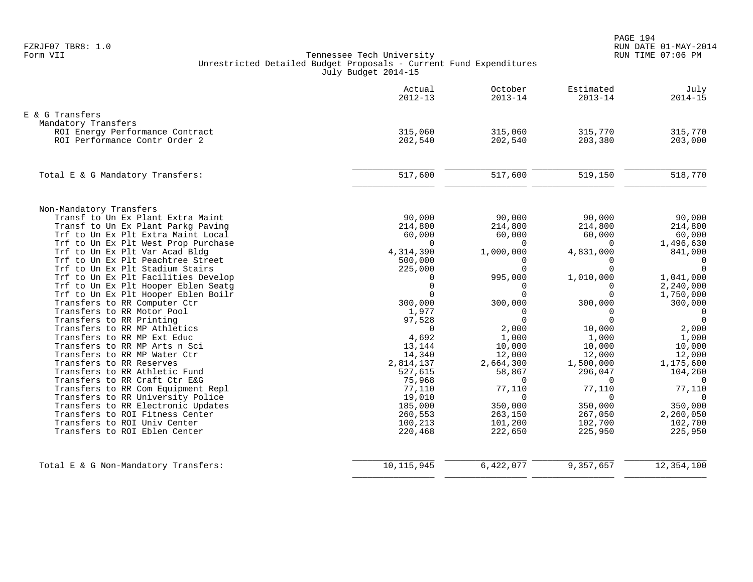FZRJF07 TBR8: 1.0
Form VII

Tennessee Tech University
Unrestricted Detailed Budget Proposals - Current Fund Expenditures
July Budget 2014-15

RUN DATE 01-MAY-2014
RUN TIME 07:06 PM

| | Actual 2012-13 | October 2013-14 | Estimated 2013-14 | July 2014-15 |
|---|---|---|---|---|
| **E & G Transfers** | | | | |
| Mandatory Transfers | | | | |
| ROI Energy Performance Contract | 315,060 | 315,060 | 315,770 | 315,770 |
| ROI Performance Contr Order 2 | 202,540 | 202,540 | 203,380 | 203,000 |
| Total E & G Mandatory Transfers: | 517,600 | 517,600 | 519,150 | 518,770 |
| Non-Mandatory Transfers | | | | |
| Transf to Un Ex Plant Extra Maint | 90,000 | 90,000 | 90,000 | 90,000 |
| Transf to Un Ex Plant Parkg Paving | 214,800 | 214,800 | 214,800 | 214,800 |
| Trf to Un Ex Plt Extra Maint Local | 60,000 | 60,000 | 60,000 | 60,000 |
| Trf to Un Ex Plt West Prop Purchase | 0 | 0 | 0 | 1,496,630 |
| Trf to Un Ex Plt Var Acad Bldg | 4,314,390 | 1,000,000 | 4,831,000 | 841,000 |
| Trf to Un Ex Plt Peachtree Street | 500,000 | 0 | 0 | 0 |
| Trf to Un Ex Plt Stadium Stairs | 225,000 | 0 | 0 | 0 |
| Trf to Un Ex Plt Facilities Develop | 0 | 995,000 | 1,010,000 | 1,041,000 |
| Trf to Un Ex Plt Hooper Eblen Seatg | 0 | 0 | 0 | 2,240,000 |
| Trf to Un Ex Plt Hooper Eblen Boilr | 0 | 0 | 0 | 1,750,000 |
| Transfers to RR Computer Ctr | 300,000 | 300,000 | 300,000 | 300,000 |
| Transfers to RR Motor Pool | 1,977 | 0 | 0 | 0 |
| Transfers to RR Printing | 97,528 | 0 | 0 | 0 |
| Transfers to RR MP Athletics | 0 | 2,000 | 10,000 | 2,000 |
| Transfers to RR MP Ext Educ | 4,692 | 1,000 | 1,000 | 1,000 |
| Transfers to RR MP Arts n Sci | 13,144 | 10,000 | 10,000 | 10,000 |
| Transfers to RR MP Water Ctr | 14,340 | 12,000 | 12,000 | 12,000 |
| Transfers to RR Reserves | 2,814,137 | 2,664,300 | 1,500,000 | 1,175,600 |
| Transfers to RR Athletic Fund | 527,615 | 58,867 | 296,047 | 104,260 |
| Transfers to RR Craft Ctr E&G | 75,968 | 0 | 0 | 0 |
| Transfers to RR Com Equipment Repl | 77,110 | 77,110 | 77,110 | 77,110 |
| Transfers to RR University Police | 19,010 | 0 | 0 | 0 |
| Transfers to RR Electronic Updates | 185,000 | 350,000 | 350,000 | 350,000 |
| Transfers to ROI Fitness Center | 260,553 | 263,150 | 267,050 | 2,260,050 |
| Transfers to ROI Univ Center | 100,213 | 101,200 | 102,700 | 102,700 |
| Transfers to ROI Eblen Center | 220,468 | 222,650 | 225,950 | 225,950 |
| Total E & G Non-Mandatory Transfers: | 10,115,945 | 6,422,077 | 9,357,657 | 12,354,100 |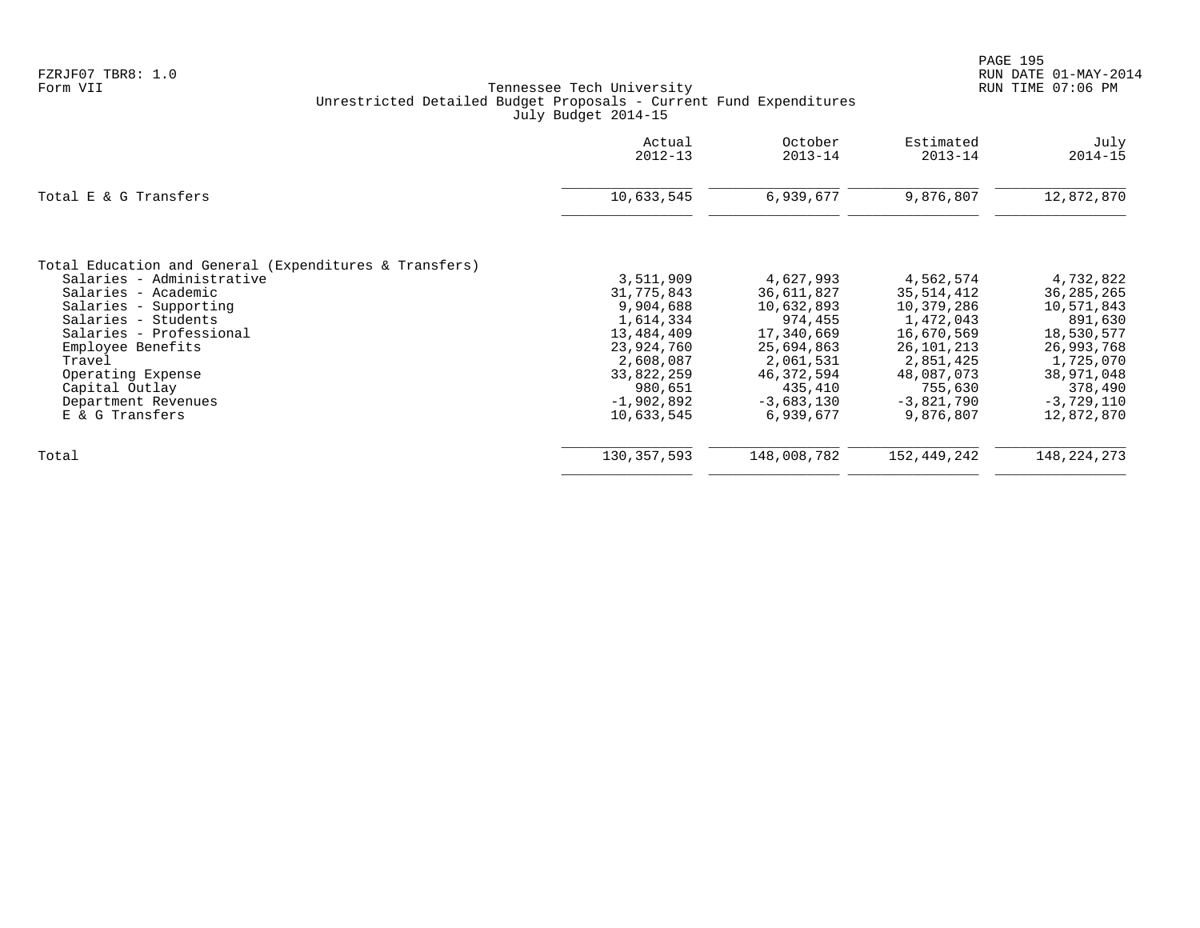FZRJF07 TBR8: 1.0
Form VII

Tennessee Tech University
Unrestricted Detailed Budget Proposals - Current Fund Expenditures
July Budget 2014-15

|  | Actual 2012-13 | October 2013-14 | Estimated 2013-14 | July 2014-15 |
|---|---|---|---|---|
| Total E & G Transfers | 10,633,545 | 6,939,677 | 9,876,807 | 12,872,870 |
|  |  |  |  |  |
| Total Education and General (Expenditures & Transfers) |  |  |  |  |
| Salaries - Administrative | 3,511,909 | 4,627,993 | 4,562,574 | 4,732,822 |
| Salaries - Academic | 31,775,843 | 36,611,827 | 35,514,412 | 36,285,265 |
| Salaries - Supporting | 9,904,688 | 10,632,893 | 10,379,286 | 10,571,843 |
| Salaries - Students | 1,614,334 | 974,455 | 1,472,043 | 891,630 |
| Salaries - Professional | 13,484,409 | 17,340,669 | 16,670,569 | 18,530,577 |
| Employee Benefits | 23,924,760 | 25,694,863 | 26,101,213 | 26,993,768 |
| Travel | 2,608,087 | 2,061,531 | 2,851,425 | 1,725,070 |
| Operating Expense | 33,822,259 | 46,372,594 | 48,087,073 | 38,971,048 |
| Capital Outlay | 980,651 | 435,410 | 755,630 | 378,490 |
| Department Revenues | -1,902,892 | -3,683,130 | -3,821,790 | -3,729,110 |
| E & G Transfers | 10,633,545 | 6,939,677 | 9,876,807 | 12,872,870 |
| Total | 130,357,593 | 148,008,782 | 152,449,242 | 148,224,273 |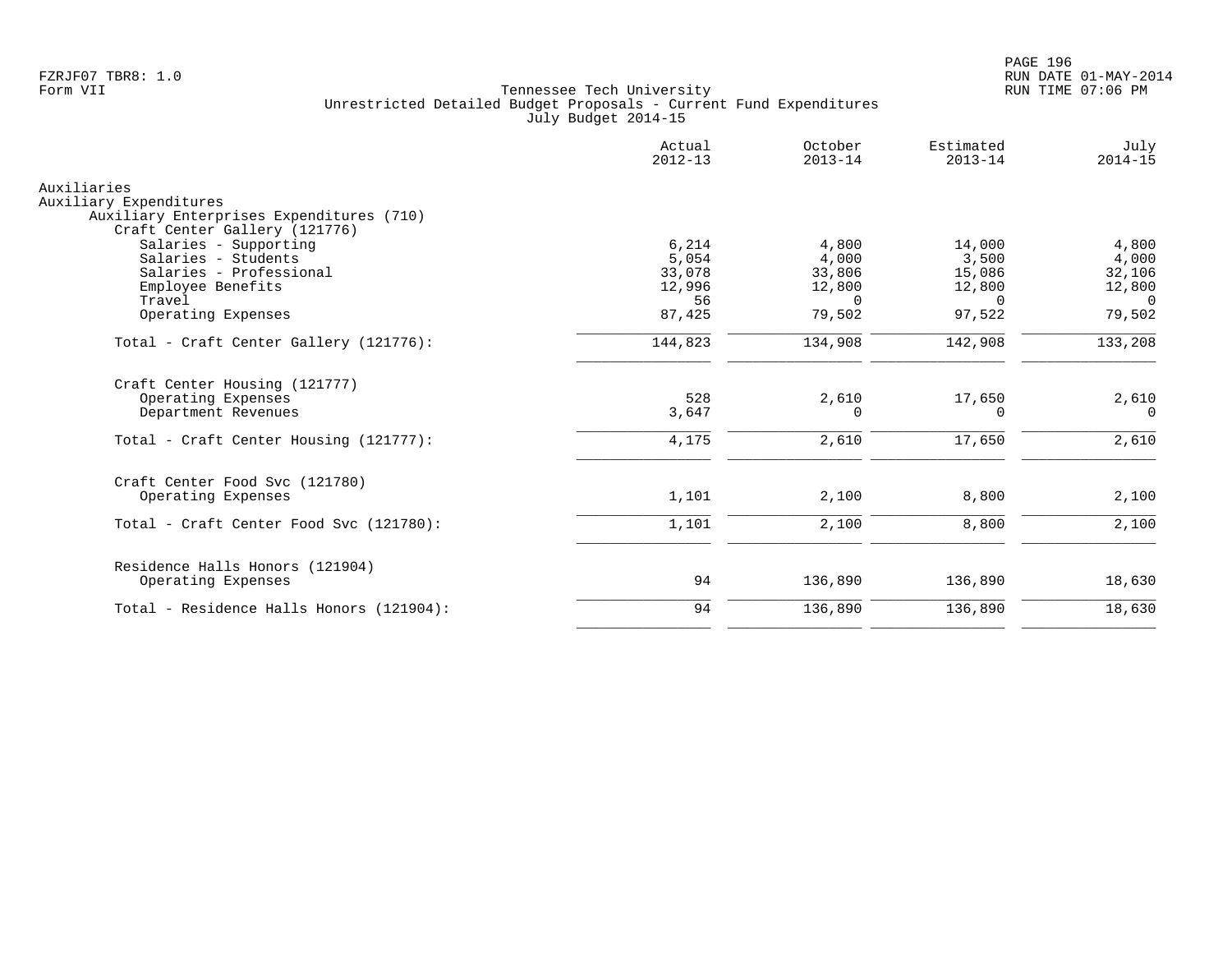FZRJF07 TBR8: 1.0
Form VII

Tennessee Tech University
Unrestricted Detailed Budget Proposals - Current Fund Expenditures
July Budget 2014-15

RUN DATE 01-MAY-2014
RUN TIME 07:06 PM

| | Actual 2012-13 | October 2013-14 | Estimated 2013-14 | July 2014-15 |
|---|---|---|---|---|
| Auxiliaries | | | | |
| Auxiliary Expenditures | | | | |
| Auxiliary Enterprises Expenditures (710) | | | | |
| Craft Center Gallery (121776) | | | | |
| Salaries - Supporting | 6,214 | 4,800 | 14,000 | 4,800 |
| Salaries - Students | 5,054 | 4,000 | 3,500 | 4,000 |
| Salaries - Professional | 33,078 | 33,806 | 15,086 | 32,106 |
| Employee Benefits | 12,996 | 12,800 | 12,800 | 12,800 |
| Travel | 56 | 0 | 0 | 0 |
| Operating Expenses | 87,425 | 79,502 | 97,522 | 79,502 |
| Total - Craft Center Gallery (121776): | 144,823 | 134,908 | 142,908 | 133,208 |
| Craft Center Housing (121777) | | | | |
| Operating Expenses | 528 | 2,610 | 17,650 | 2,610 |
| Department Revenues | 3,647 | 0 | 0 | 0 |
| Total - Craft Center Housing (121777): | 4,175 | 2,610 | 17,650 | 2,610 |
| Craft Center Food Svc (121780) | | | | |
| Operating Expenses | 1,101 | 2,100 | 8,800 | 2,100 |
| Total - Craft Center Food Svc (121780): | 1,101 | 2,100 | 8,800 | 2,100 |
| Residence Halls Honors (121904) | | | | |
| Operating Expenses | 94 | 136,890 | 136,890 | 18,630 |
| Total - Residence Halls Honors (121904): | 94 | 136,890 | 136,890 | 18,630 |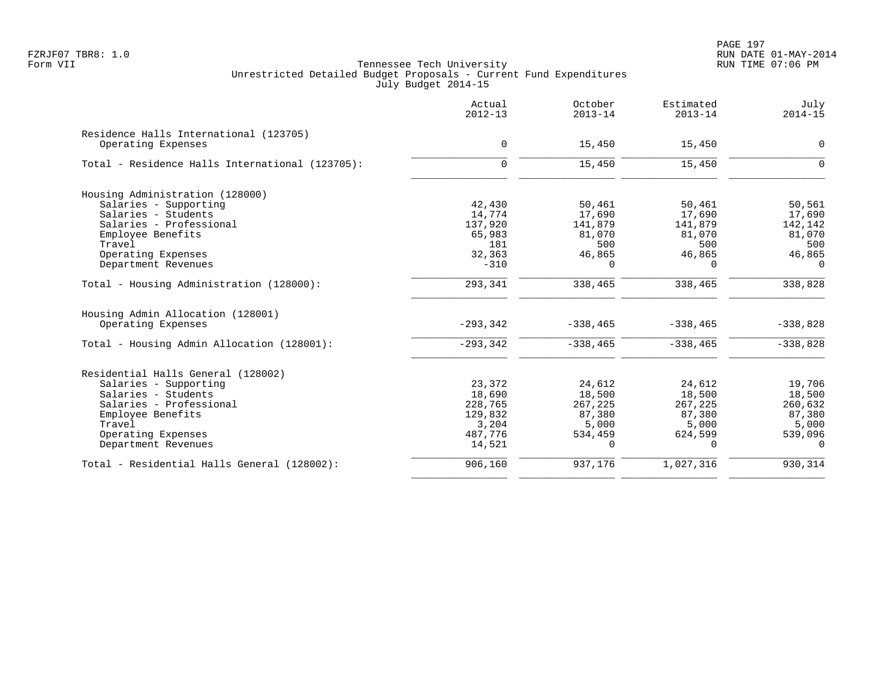FZRJF07 TBR8: 1.0
Form VII

# Tennessee Tech University
## Unrestricted Detailed Budget Proposals - Current Fund Expenditures
### July Budget 2014-15

| | Actual 2012-13 | October 2013-14 | Estimated 2013-14 | July 2014-15 |
|---|---:|---:|---:|---:|
| **Residence Halls International (123705)** | | | | |
| Operating Expenses | 0 | 15,450 | 15,450 | 0 |
| Total - Residence Halls International (123705): | 0 | 15,450 | 15,450 | 0 |
| **Housing Administration (128000)** | | | | |
| Salaries - Supporting | 42,430 | 50,461 | 50,461 | 50,561 |
| Salaries - Students | 14,774 | 17,690 | 17,690 | 17,690 |
| Salaries - Professional | 137,920 | 141,879 | 141,879 | 142,142 |
| Employee Benefits | 65,983 | 81,070 | 81,070 | 81,070 |
| Travel | 181 | 500 | 500 | 500 |
| Operating Expenses | 32,363 | 46,865 | 46,865 | 46,865 |
| Department Revenues | -310 | 0 | 0 | 0 |
| Total - Housing Administration (128000): | 293,341 | 338,465 | 338,465 | 338,828 |
| **Housing Admin Allocation (128001)** | | | | |
| Operating Expenses | -293,342 | -338,465 | -338,465 | -338,828 |
| Total - Housing Admin Allocation (128001): | -293,342 | -338,465 | -338,465 | -338,828 |
| **Residential Halls General (128002)** | | | | |
| Salaries - Supporting | 23,372 | 24,612 | 24,612 | 19,706 |
| Salaries - Students | 18,690 | 18,500 | 18,500 | 18,500 |
| Salaries - Professional | 228,765 | 267,225 | 267,225 | 260,632 |
| Employee Benefits | 129,832 | 87,380 | 87,380 | 87,380 |
| Travel | 3,204 | 5,000 | 5,000 | 5,000 |
| Operating Expenses | 487,776 | 534,459 | 624,599 | 539,096 |
| Department Revenues | 14,521 | 0 | 0 | 0 |
| Total - Residential Halls General (128002): | 906,160 | 937,176 | 1,027,316 | 930,314 |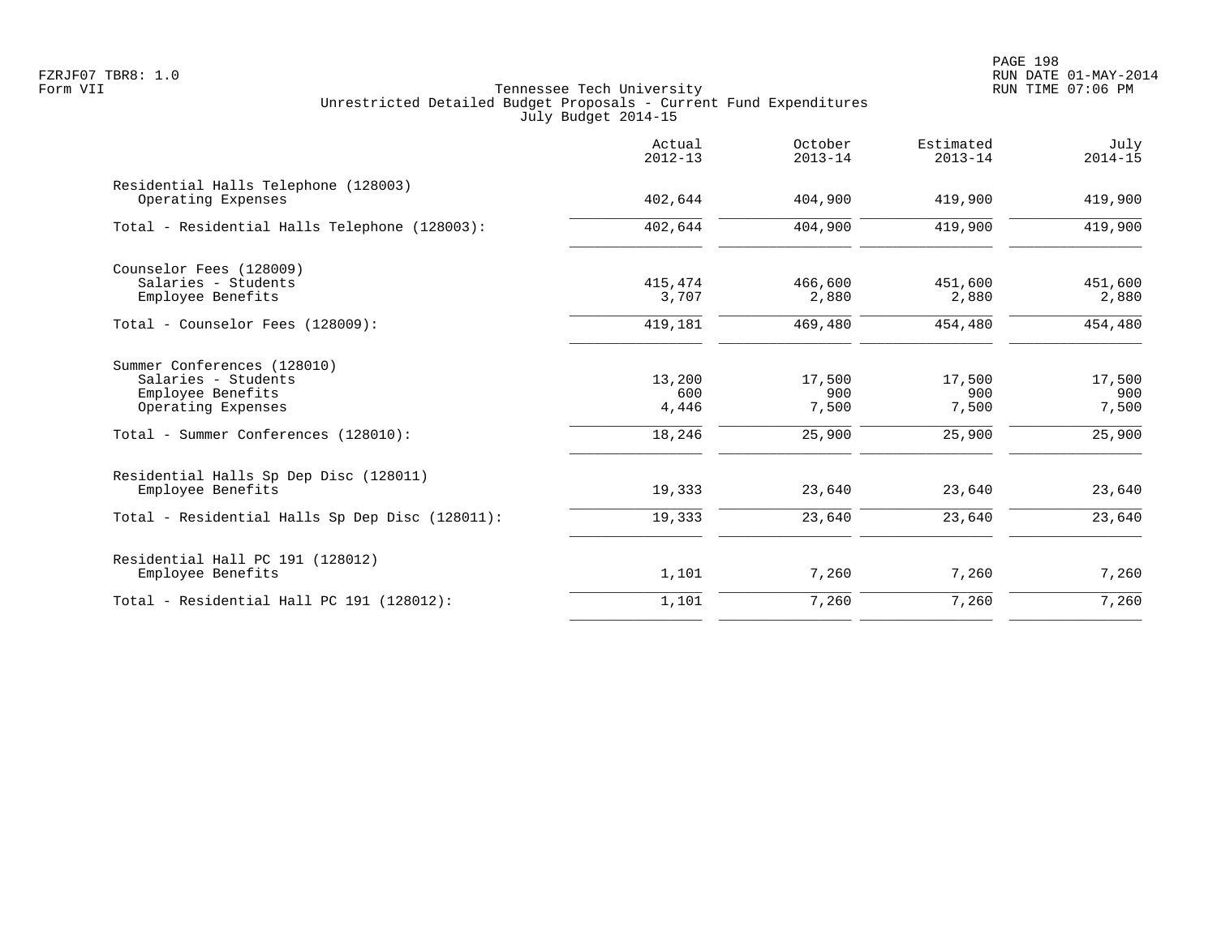Tennessee Tech University
Unrestricted Detailed Budget Proposals - Current Fund Expenditures
July Budget 2014-15

| | Actual 2012-13 | October 2013-14 | Estimated 2013-14 | July 2014-15 |
|---|---|---|---|---|
| Residential Halls Telephone (128003) | | | | |
| Operating Expenses | 402,644 | 404,900 | 419,900 | 419,900 |
| Total - Residential Halls Telephone (128003): | 402,644 | 404,900 | 419,900 | 419,900 |
| Counselor Fees (128009) | | | | |
| Salaries - Students | 415,474 | 466,600 | 451,600 | 451,600 |
| Employee Benefits | 3,707 | 2,880 | 2,880 | 2,880 |
| Total - Counselor Fees (128009): | 419,181 | 469,480 | 454,480 | 454,480 |
| Summer Conferences (128010) | | | | |
| Salaries - Students | 13,200 | 17,500 | 17,500 | 17,500 |
| Employee Benefits | 600 | 900 | 900 | 900 |
| Operating Expenses | 4,446 | 7,500 | 7,500 | 7,500 |
| Total - Summer Conferences (128010): | 18,246 | 25,900 | 25,900 | 25,900 |
| Residential Halls Sp Dep Disc (128011) | | | | |
| Employee Benefits | 19,333 | 23,640 | 23,640 | 23,640 |
| Total - Residential Halls Sp Dep Disc (128011): | 19,333 | 23,640 | 23,640 | 23,640 |
| Residential Hall PC 191 (128012) | | | | |
| Employee Benefits | 1,101 | 7,260 | 7,260 | 7,260 |
| Total - Residential Hall PC 191 (128012): | 1,101 | 7,260 | 7,260 | 7,260 |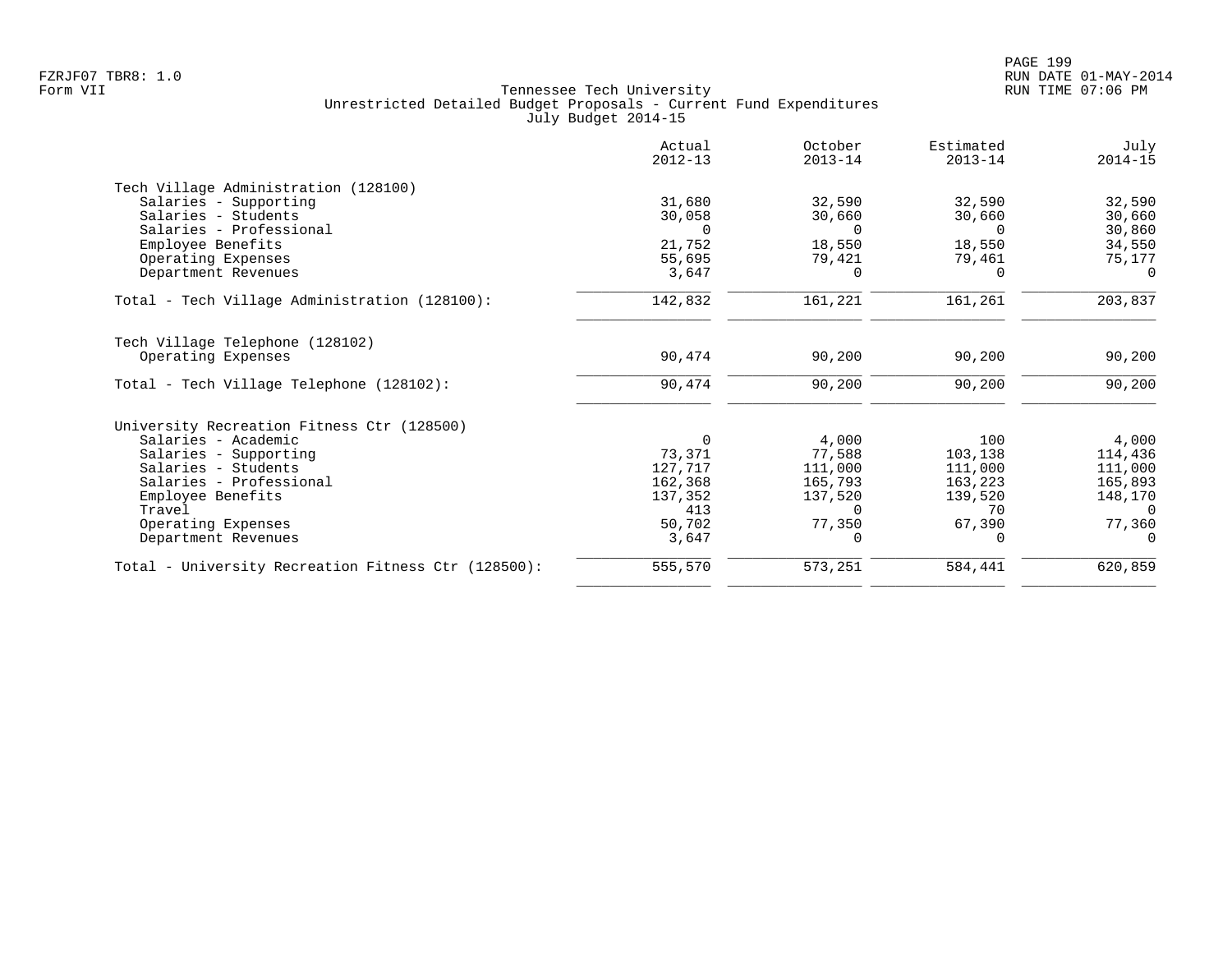Tennessee Tech University
Unrestricted Detailed Budget Proposals - Current Fund Expenditures
July Budget 2014-15

| | Actual 2012-13 | October 2013-14 | Estimated 2013-14 | July 2014-15 |
|---|---|---|---|---|
| **Tech Village Administration (128100)** | | | | |
| Salaries - Supporting | 31,680 | 32,590 | 32,590 | 32,590 |
| Salaries - Students | 30,058 | 30,660 | 30,660 | 30,660 |
| Salaries - Professional | 0 | 0 | 0 | 30,860 |
| Employee Benefits | 21,752 | 18,550 | 18,550 | 34,550 |
| Operating Expenses | 55,695 | 79,421 | 79,461 | 75,177 |
| Department Revenues | 3,647 | 0 | 0 | 0 |
| Total - Tech Village Administration (128100): | 142,832 | 161,221 | 161,261 | 203,837 |
| **Tech Village Telephone (128102)** | | | | |
| Operating Expenses | 90,474 | 90,200 | 90,200 | 90,200 |
| Total - Tech Village Telephone (128102): | 90,474 | 90,200 | 90,200 | 90,200 |
| **University Recreation Fitness Ctr (128500)** | | | | |
| Salaries - Academic | 0 | 4,000 | 100 | 4,000 |
| Salaries - Supporting | 73,371 | 77,588 | 103,138 | 114,436 |
| Salaries - Students | 127,717 | 111,000 | 111,000 | 111,000 |
| Salaries - Professional | 162,368 | 165,793 | 163,223 | 165,893 |
| Employee Benefits | 137,352 | 137,520 | 139,520 | 148,170 |
| Travel | 413 | 0 | 70 | 0 |
| Operating Expenses | 50,702 | 77,350 | 67,390 | 77,360 |
| Department Revenues | 3,647 | 0 | 0 | 0 |
| Total - University Recreation Fitness Ctr (128500): | 555,570 | 573,251 | 584,441 | 620,859 |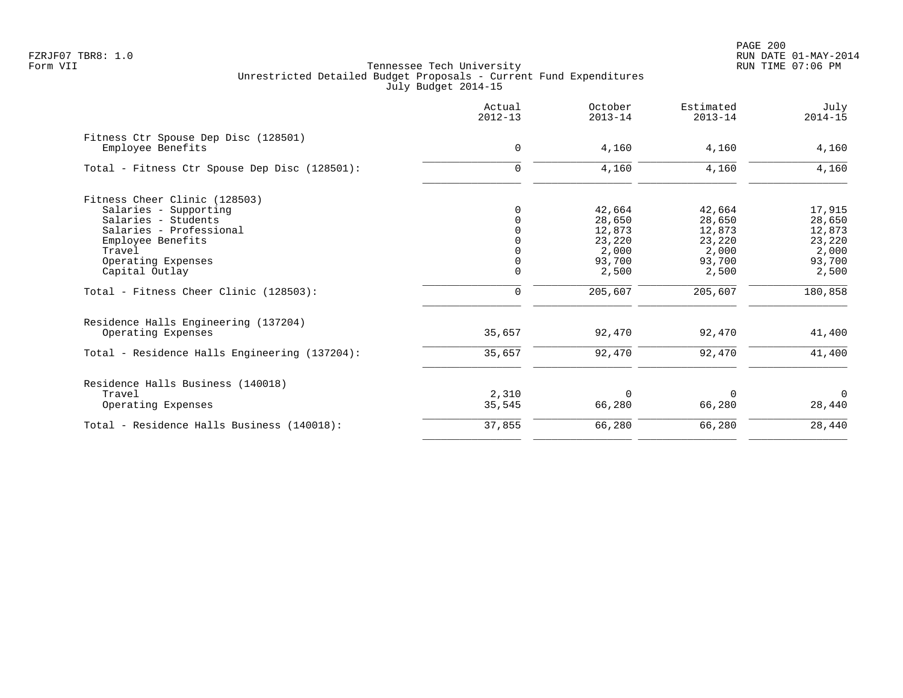Tennessee Tech University
Unrestricted Detailed Budget Proposals - Current Fund Expenditures
July Budget 2014-15

| | Actual 2012-13 | October 2013-14 | Estimated 2013-14 | July 2014-15 |
|---|---|---|---|---|
| **Fitness Ctr Spouse Dep Disc (128501)** | | | | |
| Employee Benefits | 0 | 4,160 | 4,160 | 4,160 |
| Total - Fitness Ctr Spouse Dep Disc (128501): | 0 | 4,160 | 4,160 | 4,160 |
| **Fitness Cheer Clinic (128503)** | | | | |
| Salaries - Supporting | 0 | 42,664 | 42,664 | 17,915 |
| Salaries - Students | 0 | 28,650 | 28,650 | 28,650 |
| Salaries - Professional | 0 | 12,873 | 12,873 | 12,873 |
| Employee Benefits | 0 | 23,220 | 23,220 | 23,220 |
| Travel | 0 | 2,000 | 2,000 | 2,000 |
| Operating Expenses | 0 | 93,700 | 93,700 | 93,700 |
| Capital Outlay | 0 | 2,500 | 2,500 | 2,500 |
| Total - Fitness Cheer Clinic (128503): | 0 | 205,607 | 205,607 | 180,858 |
| **Residence Halls Engineering (137204)** | | | | |
| Operating Expenses | 35,657 | 92,470 | 92,470 | 41,400 |
| Total - Residence Halls Engineering (137204): | 35,657 | 92,470 | 92,470 | 41,400 |
| **Residence Halls Business (140018)** | | | | |
| Travel | 2,310 | 0 | 0 | 0 |
| Operating Expenses | 35,545 | 66,280 | 66,280 | 28,440 |
| Total - Residence Halls Business (140018): | 37,855 | 66,280 | 66,280 | 28,440 |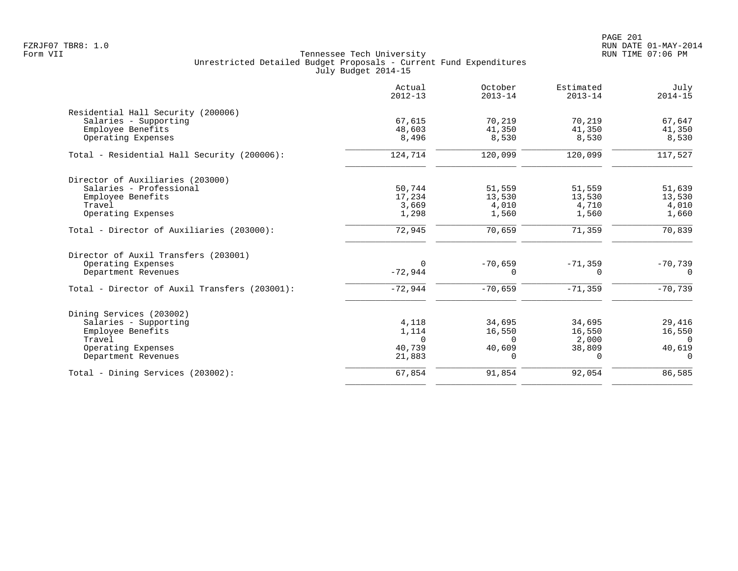Tennessee Tech University
Unrestricted Detailed Budget Proposals - Current Fund Expenditures
July Budget 2014-15

| | Actual 2012-13 | October 2013-14 | Estimated 2013-14 | July 2014-15 |
|---|---|---|---|---|
| **Residential Hall Security (200006)** | | | | |
| Salaries - Supporting | 67,615 | 70,219 | 70,219 | 67,647 |
| Employee Benefits | 48,603 | 41,350 | 41,350 | 41,350 |
| Operating Expenses | 8,496 | 8,530 | 8,530 | 8,530 |
| Total - Residential Hall Security (200006): | 124,714 | 120,099 | 120,099 | 117,527 |
| **Director of Auxiliaries (203000)** | | | | |
| Salaries - Professional | 50,744 | 51,559 | 51,559 | 51,639 |
| Employee Benefits | 17,234 | 13,530 | 13,530 | 13,530 |
| Travel | 3,669 | 4,010 | 4,710 | 4,010 |
| Operating Expenses | 1,298 | 1,560 | 1,560 | 1,660 |
| Total - Director of Auxiliaries (203000): | 72,945 | 70,659 | 71,359 | 70,839 |
| **Director of Auxil Transfers (203001)** | | | | |
| Operating Expenses | 0 | -70,659 | -71,359 | -70,739 |
| Department Revenues | -72,944 | 0 | 0 | 0 |
| Total - Director of Auxil Transfers (203001): | -72,944 | -70,659 | -71,359 | -70,739 |
| **Dining Services (203002)** | | | | |
| Salaries - Supporting | 4,118 | 34,695 | 34,695 | 29,416 |
| Employee Benefits | 1,114 | 16,550 | 16,550 | 16,550 |
| Travel | 0 | 0 | 2,000 | 0 |
| Operating Expenses | 40,739 | 40,609 | 38,809 | 40,619 |
| Department Revenues | 21,883 | 0 | 0 | 0 |
| Total - Dining Services (203002): | 67,854 | 91,854 | 92,054 | 86,585 |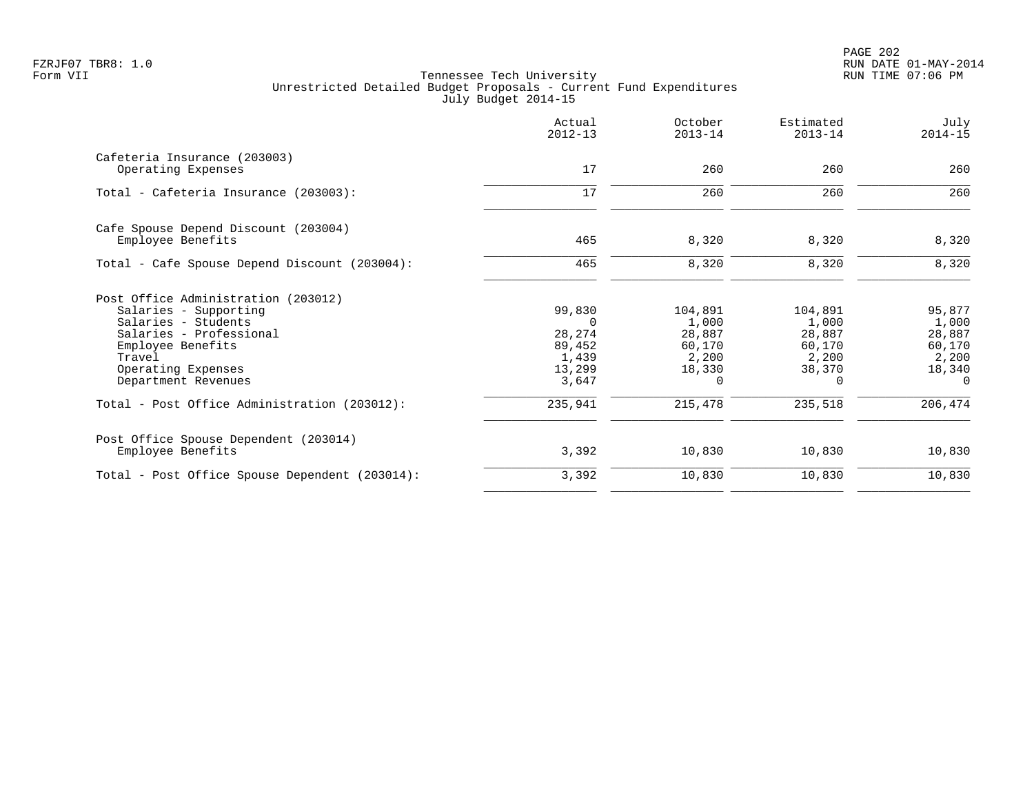FZRJF07 TBR8: 1.0
Form VII

Tennessee Tech University
Unrestricted Detailed Budget Proposals - Current Fund Expenditures
July Budget 2014-15

RUN DATE 01-MAY-2014
RUN TIME 07:06 PM

| | Actual 2012-13 | October 2013-14 | Estimated 2013-14 | July 2014-15 |
|---|---|---|---|---|
| **Cafeteria Insurance (203003)** | | | | |
| Operating Expenses | 17 | 260 | 260 | 260 |
| Total - Cafeteria Insurance (203003): | 17 | 260 | 260 | 260 |
| **Cafe Spouse Depend Discount (203004)** | | | | |
| Employee Benefits | 465 | 8,320 | 8,320 | 8,320 |
| Total - Cafe Spouse Depend Discount (203004): | 465 | 8,320 | 8,320 | 8,320 |
| **Post Office Administration (203012)** | | | | |
| Salaries - Supporting | 99,830 | 104,891 | 104,891 | 95,877 |
| Salaries - Students | 0 | 1,000 | 1,000 | 1,000 |
| Salaries - Professional | 28,274 | 28,887 | 28,887 | 28,887 |
| Employee Benefits | 89,452 | 60,170 | 60,170 | 60,170 |
| Travel | 1,439 | 2,200 | 2,200 | 2,200 |
| Operating Expenses | 13,299 | 18,330 | 38,370 | 18,340 |
| Department Revenues | 3,647 | 0 | 0 | 0 |
| Total - Post Office Administration (203012): | 235,941 | 215,478 | 235,518 | 206,474 |
| **Post Office Spouse Dependent (203014)** | | | | |
| Employee Benefits | 3,392 | 10,830 | 10,830 | 10,830 |
| Total - Post Office Spouse Dependent (203014): | 3,392 | 10,830 | 10,830 | 10,830 |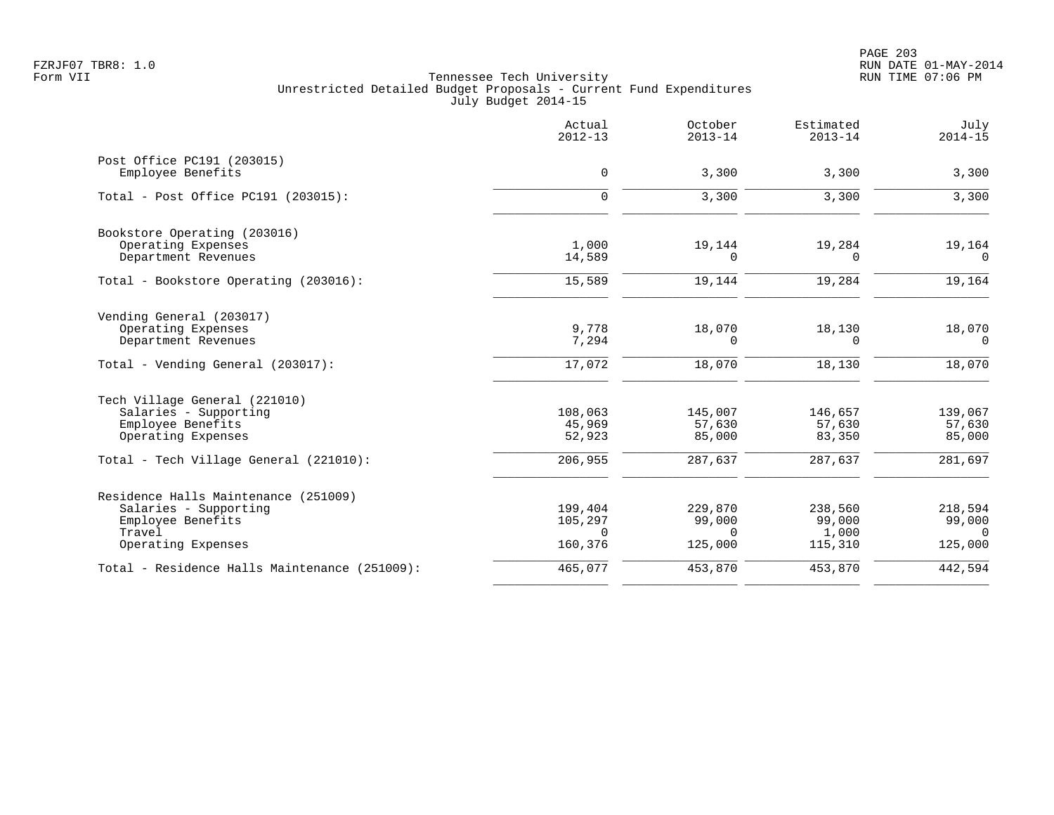Tennessee Tech University
Unrestricted Detailed Budget Proposals - Current Fund Expenditures
July Budget 2014-15

| | Actual 2012-13 | October 2013-14 | Estimated 2013-14 | July 2014-15 |
|---|---|---|---|---|
| **Post Office PC191 (203015)** | | | | |
| Employee Benefits | 0 | 3,300 | 3,300 | 3,300 |
| Total - Post Office PC191 (203015): | 0 | 3,300 | 3,300 | 3,300 |
| **Bookstore Operating (203016)** | | | | |
| Operating Expenses | 1,000 | 19,144 | 19,284 | 19,164 |
| Department Revenues | 14,589 | 0 | 0 | 0 |
| Total - Bookstore Operating (203016): | 15,589 | 19,144 | 19,284 | 19,164 |
| **Vending General (203017)** | | | | |
| Operating Expenses | 9,778 | 18,070 | 18,130 | 18,070 |
| Department Revenues | 7,294 | 0 | 0 | 0 |
| Total - Vending General (203017): | 17,072 | 18,070 | 18,130 | 18,070 |
| **Tech Village General (221010)** | | | | |
| Salaries - Supporting | 108,063 | 145,007 | 146,657 | 139,067 |
| Employee Benefits | 45,969 | 57,630 | 57,630 | 57,630 |
| Operating Expenses | 52,923 | 85,000 | 83,350 | 85,000 |
| Total - Tech Village General (221010): | 206,955 | 287,637 | 287,637 | 281,697 |
| **Residence Halls Maintenance (251009)** | | | | |
| Salaries - Supporting | 199,404 | 229,870 | 238,560 | 218,594 |
| Employee Benefits | 105,297 | 99,000 | 99,000 | 99,000 |
| Travel | 0 | 0 | 1,000 | 0 |
| Operating Expenses | 160,376 | 125,000 | 115,310 | 125,000 |
| Total - Residence Halls Maintenance (251009): | 465,077 | 453,870 | 453,870 | 442,594 |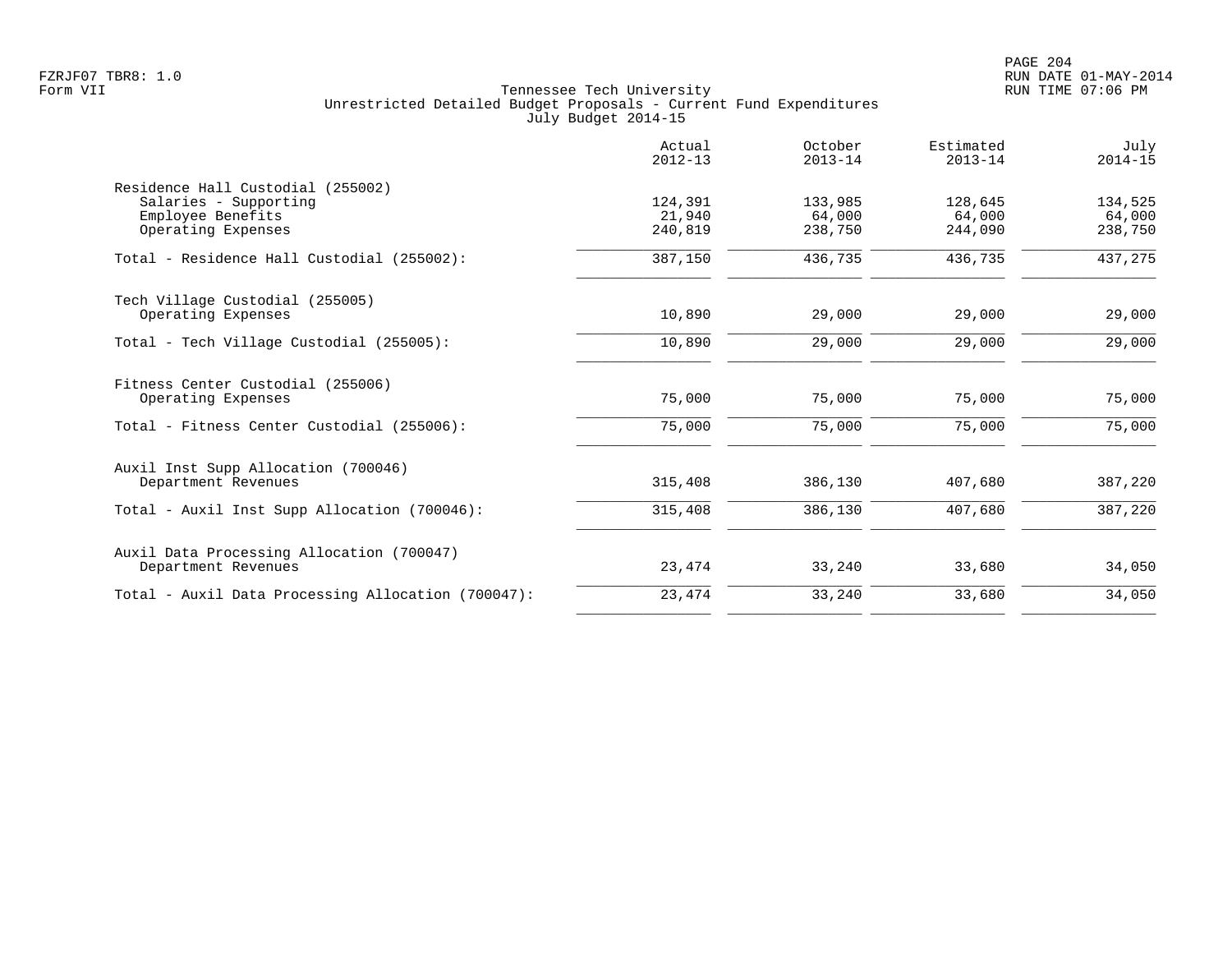Tennessee Tech University
Unrestricted Detailed Budget Proposals - Current Fund Expenditures
July Budget 2014-15

| | Actual 2012-13 | October 2013-14 | Estimated 2013-14 | July 2014-15 |
|---|---|---|---|---|
| **Residence Hall Custodial (255002)** | | | | |
| Salaries - Supporting | 124,391 | 133,985 | 128,645 | 134,525 |
| Employee Benefits | 21,940 | 64,000 | 64,000 | 64,000 |
| Operating Expenses | 240,819 | 238,750 | 244,090 | 238,750 |
| Total - Residence Hall Custodial (255002): | 387,150 | 436,735 | 436,735 | 437,275 |
| **Tech Village Custodial (255005)** | | | | |
| Operating Expenses | 10,890 | 29,000 | 29,000 | 29,000 |
| Total - Tech Village Custodial (255005): | 10,890 | 29,000 | 29,000 | 29,000 |
| **Fitness Center Custodial (255006)** | | | | |
| Operating Expenses | 75,000 | 75,000 | 75,000 | 75,000 |
| Total - Fitness Center Custodial (255006): | 75,000 | 75,000 | 75,000 | 75,000 |
| **Auxil Inst Supp Allocation (700046)** | | | | |
| Department Revenues | 315,408 | 386,130 | 407,680 | 387,220 |
| Total - Auxil Inst Supp Allocation (700046): | 315,408 | 386,130 | 407,680 | 387,220 |
| **Auxil Data Processing Allocation (700047)** | | | | |
| Department Revenues | 23,474 | 33,240 | 33,680 | 34,050 |
| Total - Auxil Data Processing Allocation (700047): | 23,474 | 33,240 | 33,680 | 34,050 |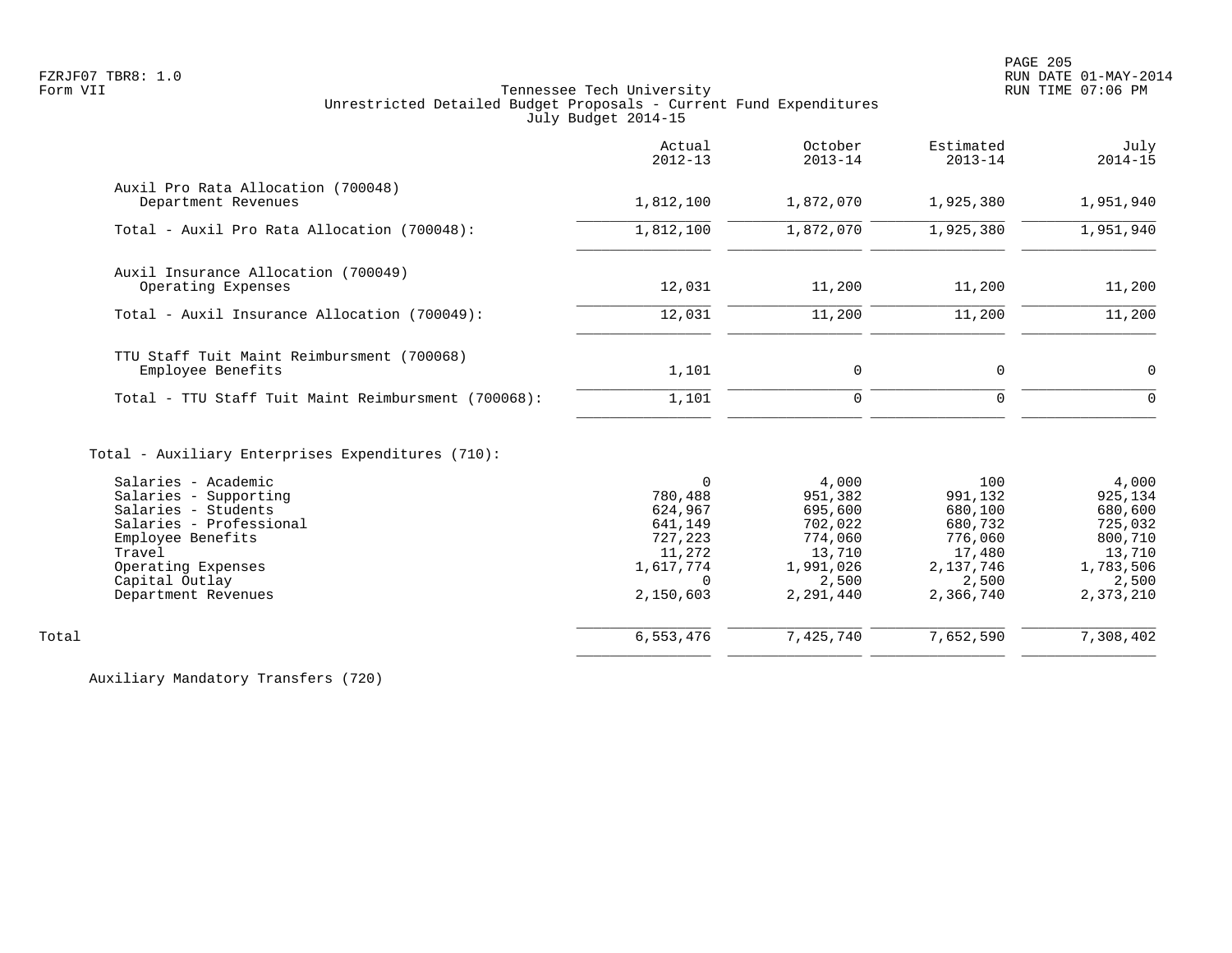FZRJF07 TBR8: 1.0
Form VII

Tennessee Tech University
Unrestricted Detailed Budget Proposals - Current Fund Expenditures
July Budget 2014-15

| | Actual 2012-13 | October 2013-14 | Estimated 2013-14 | July 2014-15 |
|---|---|---|---|---|
| Auxil Pro Rata Allocation (700048) | | | | |
| Department Revenues | 1,812,100 | 1,872,070 | 1,925,380 | 1,951,940 |
| Total - Auxil Pro Rata Allocation (700048): | 1,812,100 | 1,872,070 | 1,925,380 | 1,951,940 |
| Auxil Insurance Allocation (700049) | | | | |
| Operating Expenses | 12,031 | 11,200 | 11,200 | 11,200 |
| Total - Auxil Insurance Allocation (700049): | 12,031 | 11,200 | 11,200 | 11,200 |
| TTU Staff Tuit Maint Reimbursment (700068) | | | | |
| Employee Benefits | 1,101 | 0 | 0 | 0 |
| Total - TTU Staff Tuit Maint Reimbursment (700068): | 1,101 | 0 | 0 | 0 |
| Total - Auxiliary Enterprises Expenditures (710): | | | | |
| Salaries - Academic | 0 | 4,000 | 100 | 4,000 |
| Salaries - Supporting | 780,488 | 951,382 | 991,132 | 925,134 |
| Salaries - Students | 624,967 | 695,600 | 680,100 | 680,600 |
| Salaries - Professional | 641,149 | 702,022 | 680,732 | 725,032 |
| Employee Benefits | 727,223 | 774,060 | 776,060 | 800,710 |
| Travel | 11,272 | 13,710 | 17,480 | 13,710 |
| Operating Expenses | 1,617,774 | 1,991,026 | 2,137,746 | 1,783,506 |
| Capital Outlay | 0 | 2,500 | 2,500 | 2,500 |
| Department Revenues | 2,150,603 | 2,291,440 | 2,366,740 | 2,373,210 |
| Total | 6,553,476 | 7,425,740 | 7,652,590 | 7,308,402 |

Auxiliary Mandatory Transfers (720)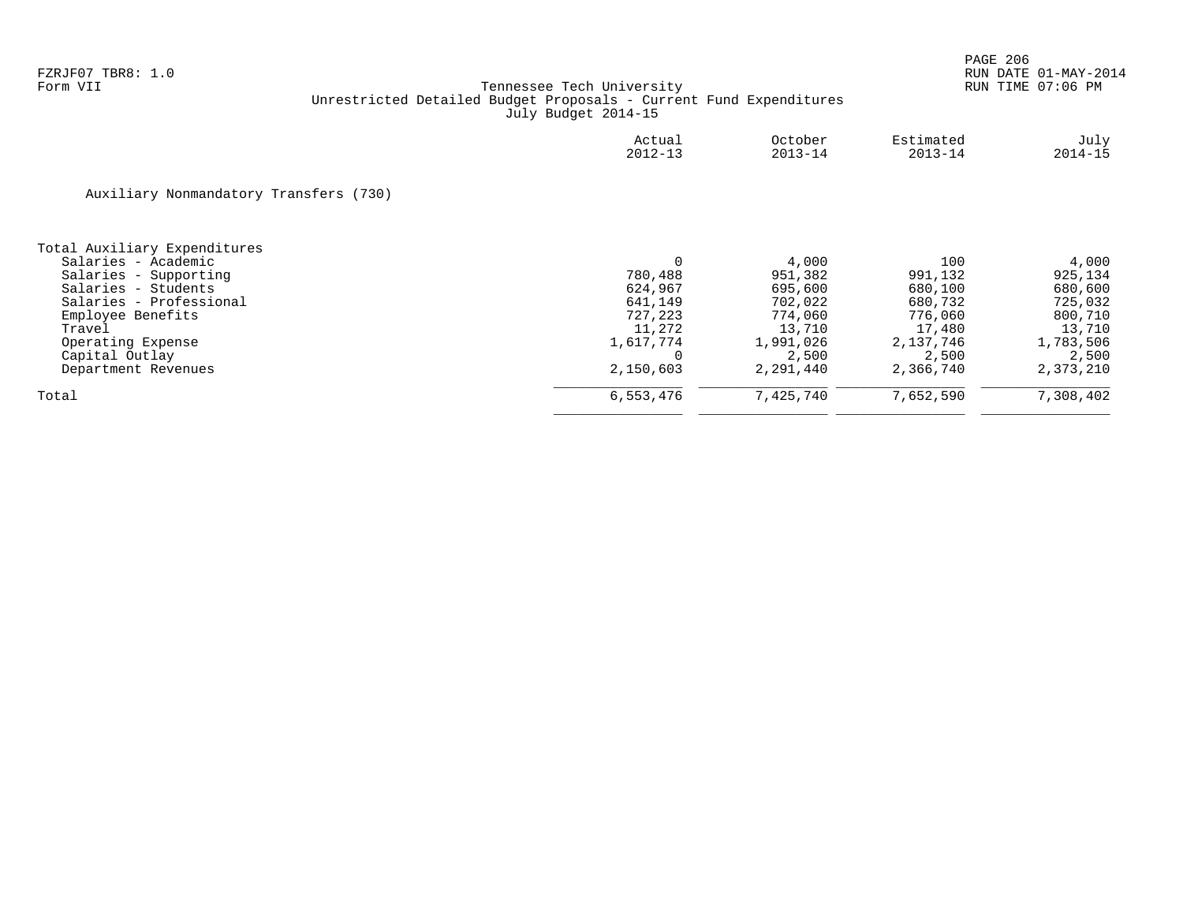Tennessee Tech University
Unrestricted Detailed Budget Proposals - Current Fund Expenditures
July Budget 2014-15

Auxiliary Nonmandatory Transfers (730)

| | Actual 2012-13 | October 2013-14 | Estimated 2013-14 | July 2014-15 |
|---|---|---|---|---|
| **Total Auxiliary Expenditures** | | | | |
| Salaries - Academic | 0 | 4,000 | 100 | 4,000 |
| Salaries - Supporting | 780,488 | 951,382 | 991,132 | 925,134 |
| Salaries - Students | 624,967 | 695,600 | 680,100 | 680,600 |
| Salaries - Professional | 641,149 | 702,022 | 680,732 | 725,032 |
| Employee Benefits | 727,223 | 774,060 | 776,060 | 800,710 |
| Travel | 11,272 | 13,710 | 17,480 | 13,710 |
| Operating Expense | 1,617,774 | 1,991,026 | 2,137,746 | 1,783,506 |
| Capital Outlay | 0 | 2,500 | 2,500 | 2,500 |
| Department Revenues | 2,150,603 | 2,291,440 | 2,366,740 | 2,373,210 |
| Total | 6,553,476 | 7,425,740 | 7,652,590 | 7,308,402 |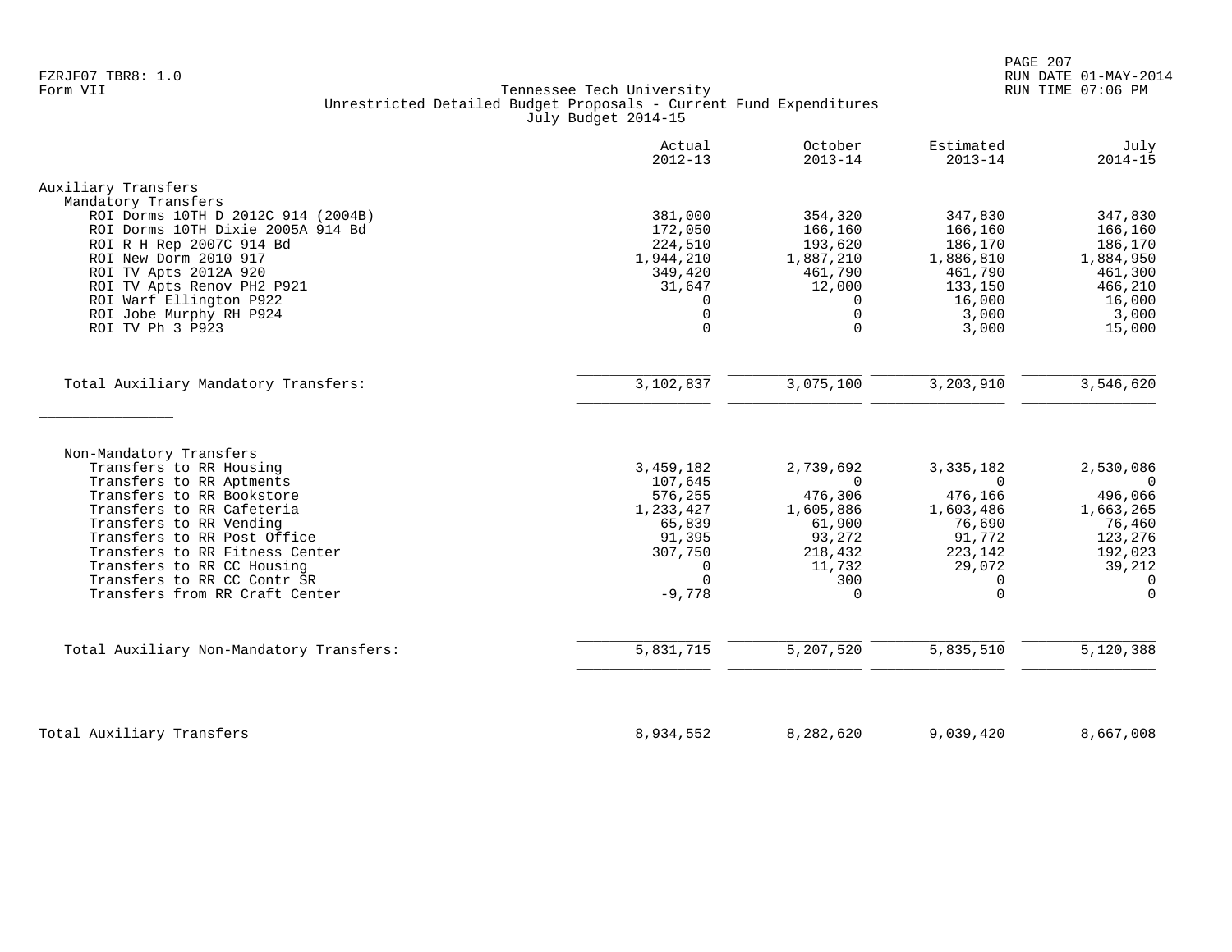FZRJF07 TBR8: 1.0
Form VII

# Tennessee Tech University
## Unrestricted Detailed Budget Proposals - Current Fund Expenditures
### July Budget 2014-15

| | Actual 2012-13 | October 2013-14 | Estimated 2013-14 | July 2014-15 |
|---|---|---|---|---|
| **Auxiliary Transfers** | | | | |
| Mandatory Transfers | | | | |
| ROI Dorms 10TH D 2012C 914 (2004B) | 381,000 | 354,320 | 347,830 | 347,830 |
| ROI Dorms 10TH Dixie 2005A 914 Bd | 172,050 | 166,160 | 166,160 | 166,160 |
| ROI R H Rep 2007C 914 Bd | 224,510 | 193,620 | 186,170 | 186,170 |
| ROI New Dorm 2010 917 | 1,944,210 | 1,887,210 | 1,886,810 | 1,884,950 |
| ROI TV Apts 2012A 920 | 349,420 | 461,790 | 461,790 | 461,300 |
| ROI TV Apts Renov PH2 P921 | 31,647 | 12,000 | 133,150 | 466,210 |
| ROI Warf Ellington P922 | 0 | 0 | 16,000 | 16,000 |
| ROI Jobe Murphy RH P924 | 0 | 0 | 3,000 | 3,000 |
| ROI TV Ph 3 P923 | 0 | 0 | 3,000 | 15,000 |
| Total Auxiliary Mandatory Transfers: | 3,102,837 | 3,075,100 | 3,203,910 | 3,546,620 |
| Non-Mandatory Transfers | | | | |
| Transfers to RR Housing | 3,459,182 | 2,739,692 | 3,335,182 | 2,530,086 |
| Transfers to RR Aptments | 107,645 | 0 | 0 | 0 |
| Transfers to RR Bookstore | 576,255 | 476,306 | 476,166 | 496,066 |
| Transfers to RR Cafeteria | 1,233,427 | 1,605,886 | 1,603,486 | 1,663,265 |
| Transfers to RR Vending | 65,839 | 61,900 | 76,690 | 76,460 |
| Transfers to RR Post Office | 91,395 | 93,272 | 91,772 | 123,276 |
| Transfers to RR Fitness Center | 307,750 | 218,432 | 223,142 | 192,023 |
| Transfers to RR CC Housing | 0 | 11,732 | 29,072 | 39,212 |
| Transfers to RR CC Contr SR | 0 | 300 | 0 | 0 |
| Transfers from RR Craft Center | -9,778 | 0 | 0 | 0 |
| Total Auxiliary Non-Mandatory Transfers: | 5,831,715 | 5,207,520 | 5,835,510 | 5,120,388 |
| **Total Auxiliary Transfers** | 8,934,552 | 8,282,620 | 9,039,420 | 8,667,008 |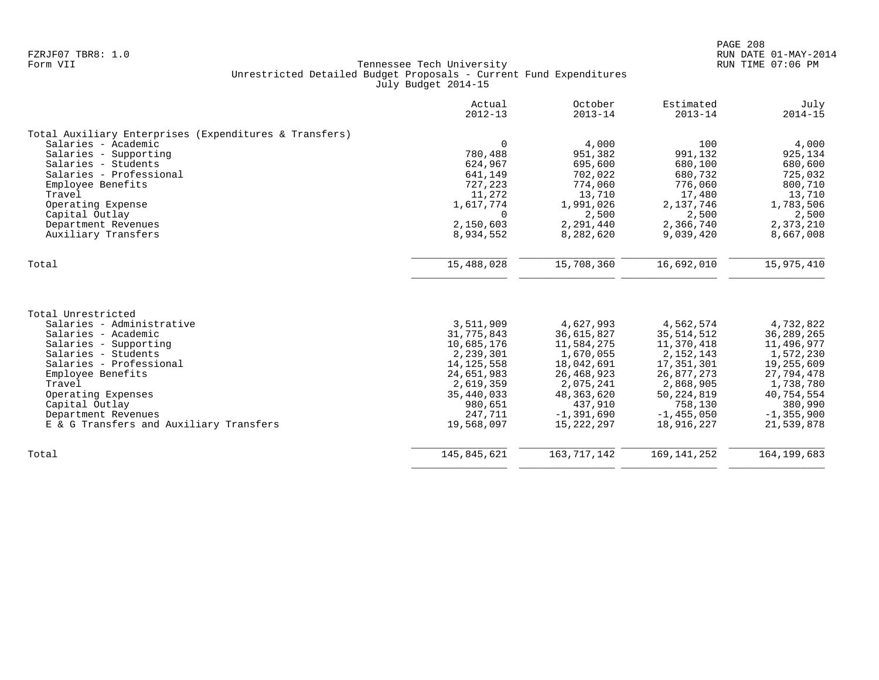FZRJF07 TBR8: 1.0
Form VII

# Tennessee Tech University
## Unrestricted Detailed Budget Proposals - Current Fund Expenditures
### July Budget 2014-15

RUN DATE 01-MAY-2014
RUN TIME 07:06 PM

| | Actual 2012-13 | October 2013-14 | Estimated 2013-14 | July 2014-15 |
|---|---|---|---|---|
| **Total Auxiliary Enterprises (Expenditures & Transfers)** | | | | |
| Salaries - Academic | 0 | 4,000 | 100 | 4,000 |
| Salaries - Supporting | 780,488 | 951,382 | 991,132 | 925,134 |
| Salaries - Students | 624,967 | 695,600 | 680,100 | 680,600 |
| Salaries - Professional | 641,149 | 702,022 | 680,732 | 725,032 |
| Employee Benefits | 727,223 | 774,060 | 776,060 | 800,710 |
| Travel | 11,272 | 13,710 | 17,480 | 13,710 |
| Operating Expense | 1,617,774 | 1,991,026 | 2,137,746 | 1,783,506 |
| Capital Outlay | 0 | 2,500 | 2,500 | 2,500 |
| Department Revenues | 2,150,603 | 2,291,440 | 2,366,740 | 2,373,210 |
| Auxiliary Transfers | 8,934,552 | 8,282,620 | 9,039,420 | 8,667,008 |
| Total | 15,488,028 | 15,708,360 | 16,692,010 | 15,975,410 |

| | Actual 2012-13 | October 2013-14 | Estimated 2013-14 | July 2014-15 |
|---|---|---|---|---|
| **Total Unrestricted** | | | | |
| Salaries - Administrative | 3,511,909 | 4,627,993 | 4,562,574 | 4,732,822 |
| Salaries - Academic | 31,775,843 | 36,615,827 | 35,514,512 | 36,289,265 |
| Salaries - Supporting | 10,685,176 | 11,584,275 | 11,370,418 | 11,496,977 |
| Salaries - Students | 2,239,301 | 1,670,055 | 2,152,143 | 1,572,230 |
| Salaries - Professional | 14,125,558 | 18,042,691 | 17,351,301 | 19,255,609 |
| Employee Benefits | 24,651,983 | 26,468,923 | 26,877,273 | 27,794,478 |
| Travel | 2,619,359 | 2,075,241 | 2,868,905 | 1,738,780 |
| Operating Expenses | 35,440,033 | 48,363,620 | 50,224,819 | 40,754,554 |
| Capital Outlay | 980,651 | 437,910 | 758,130 | 380,990 |
| Department Revenues | 247,711 | -1,391,690 | -1,455,050 | -1,355,900 |
| E & G Transfers and Auxiliary Transfers | 19,568,097 | 15,222,297 | 18,916,227 | 21,539,878 |
| Total | 145,845,621 | 163,717,142 | 169,141,252 | 164,199,683 |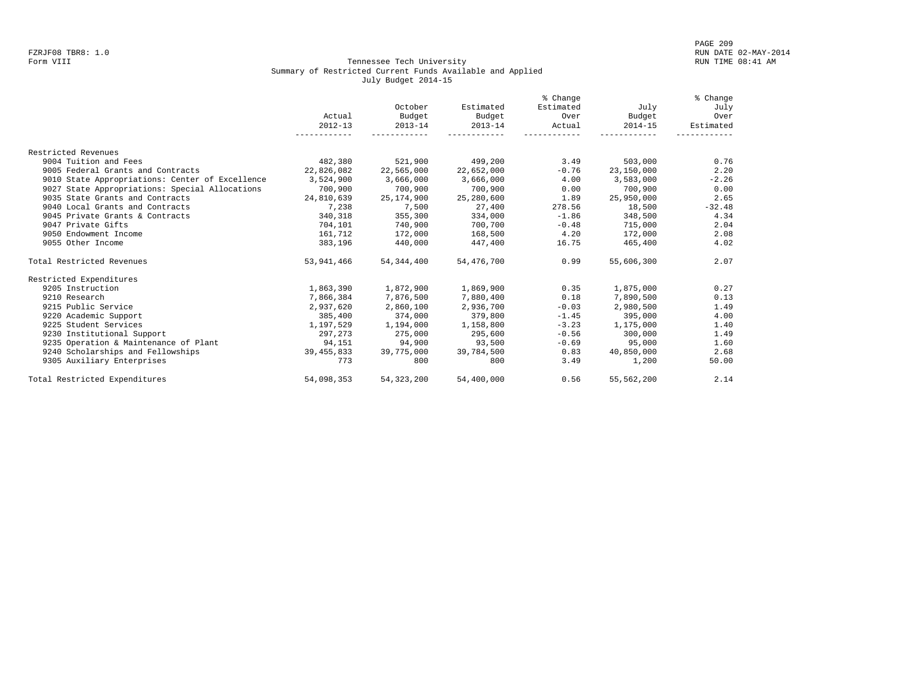FZRJF08 TBR8: 1.0
Form VIII

# Tennessee Tech University
## Summary of Restricted Current Funds Available and Applied
### July Budget 2014-15

| | Actual 2012-13 | October Budget 2013-14 | Estimated Budget 2013-14 | % Change Estimated Over Actual | July Budget 2014-15 | % Change July Over Estimated |
|---|---|---|---|---|---|---|
| Restricted Revenues | | | | | | |
| 9004 Tuition and Fees | 482,380 | 521,900 | 499,200 | 3.49 | 503,000 | 0.76 |
| 9005 Federal Grants and Contracts | 22,826,082 | 22,565,000 | 22,652,000 | -0.76 | 23,150,000 | 2.20 |
| 9010 State Appropriations: Center of Excellence | 3,524,900 | 3,666,000 | 3,666,000 | 4.00 | 3,583,000 | -2.26 |
| 9027 State Appropriations: Special Allocations | 700,900 | 700,900 | 700,900 | 0.00 | 700,900 | 0.00 |
| 9035 State Grants and Contracts | 24,810,639 | 25,174,900 | 25,280,600 | 1.89 | 25,950,000 | 2.65 |
| 9040 Local Grants and Contracts | 7,238 | 7,500 | 27,400 | 278.56 | 18,500 | -32.48 |
| 9045 Private Grants & Contracts | 340,318 | 355,300 | 334,000 | -1.86 | 348,500 | 4.34 |
| 9047 Private Gifts | 704,101 | 740,900 | 700,700 | -0.48 | 715,000 | 2.04 |
| 9050 Endowment Income | 161,712 | 172,000 | 168,500 | 4.20 | 172,000 | 2.08 |
| 9055 Other Income | 383,196 | 440,000 | 447,400 | 16.75 | 465,400 | 4.02 |
| Total Restricted Revenues | 53,941,466 | 54,344,400 | 54,476,700 | 0.99 | 55,606,300 | 2.07 |
| Restricted Expenditures | | | | | | |
| 9205 Instruction | 1,863,390 | 1,872,900 | 1,869,900 | 0.35 | 1,875,000 | 0.27 |
| 9210 Research | 7,866,384 | 7,876,500 | 7,880,400 | 0.18 | 7,890,500 | 0.13 |
| 9215 Public Service | 2,937,620 | 2,860,100 | 2,936,700 | -0.03 | 2,980,500 | 1.49 |
| 9220 Academic Support | 385,400 | 374,000 | 379,800 | -1.45 | 395,000 | 4.00 |
| 9225 Student Services | 1,197,529 | 1,194,000 | 1,158,800 | -3.23 | 1,175,000 | 1.40 |
| 9230 Institutional Support | 297,273 | 275,000 | 295,600 | -0.56 | 300,000 | 1.49 |
| 9235 Operation & Maintenance of Plant | 94,151 | 94,900 | 93,500 | -0.69 | 95,000 | 1.60 |
| 9240 Scholarships and Fellowships | 39,455,833 | 39,775,000 | 39,784,500 | 0.83 | 40,850,000 | 2.68 |
| 9305 Auxiliary Enterprises | 773 | 800 | 800 | 3.49 | 1,200 | 50.00 |
| Total Restricted Expenditures | 54,098,353 | 54,323,200 | 54,400,000 | 0.56 | 55,562,200 | 2.14 |